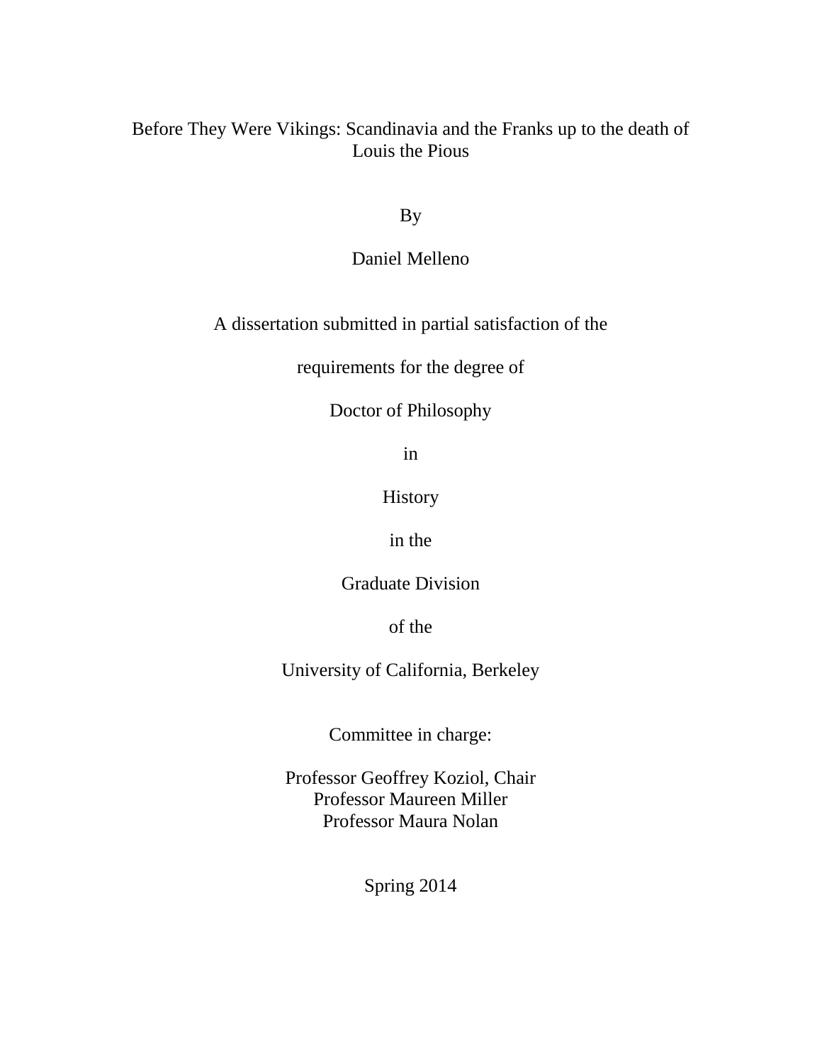# Before They Were Vikings: Scandinavia and the Franks up to the death of Louis the Pious

By

Daniel Melleno

A dissertation submitted in partial satisfaction of the

requirements for the degree of

Doctor of Philosophy

in

History

in the

Graduate Division

of the

University of California, Berkeley

Committee in charge:

Professor Geoffrey Koziol, Chair
Professor Maureen Miller
Professor Maura Nolan

Spring 2014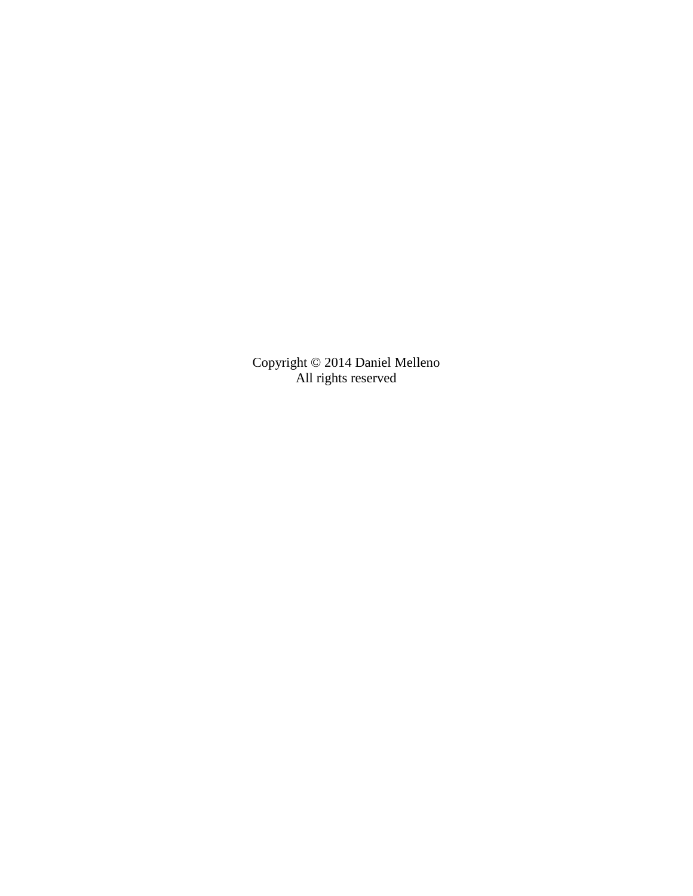Copyright © 2014 Daniel Melleno
All rights reserved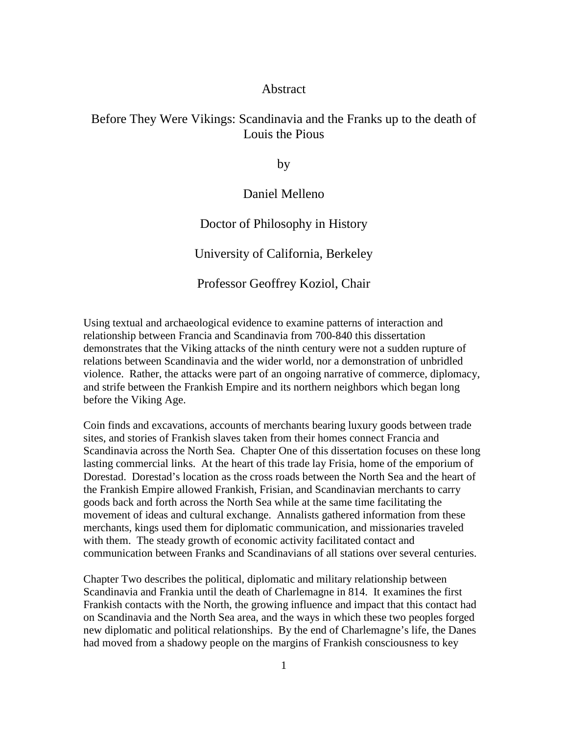# Abstract

## Before They Were Vikings: Scandinavia and the Franks up to the death of Louis the Pious

by

Daniel Melleno

Doctor of Philosophy in History

University of California, Berkeley

Professor Geoffrey Koziol, Chair

Using textual and archaeological evidence to examine patterns of interaction and relationship between Francia and Scandinavia from 700-840 this dissertation demonstrates that the Viking attacks of the ninth century were not a sudden rupture of relations between Scandinavia and the wider world, nor a demonstration of unbridled violence. Rather, the attacks were part of an ongoing narrative of commerce, diplomacy, and strife between the Frankish Empire and its northern neighbors which began long before the Viking Age.

Coin finds and excavations, accounts of merchants bearing luxury goods between trade sites, and stories of Frankish slaves taken from their homes connect Francia and Scandinavia across the North Sea. Chapter One of this dissertation focuses on these long lasting commercial links. At the heart of this trade lay Frisia, home of the emporium of Dorestad. Dorestad's location as the cross roads between the North Sea and the heart of the Frankish Empire allowed Frankish, Frisian, and Scandinavian merchants to carry goods back and forth across the North Sea while at the same time facilitating the movement of ideas and cultural exchange. Annalists gathered information from these merchants, kings used them for diplomatic communication, and missionaries traveled with them. The steady growth of economic activity facilitated contact and communication between Franks and Scandinavians of all stations over several centuries.

Chapter Two describes the political, diplomatic and military relationship between Scandinavia and Frankia until the death of Charlemagne in 814. It examines the first Frankish contacts with the North, the growing influence and impact that this contact had on Scandinavia and the North Sea area, and the ways in which these two peoples forged new diplomatic and political relationships. By the end of Charlemagne's life, the Danes had moved from a shadowy people on the margins of Frankish consciousness to key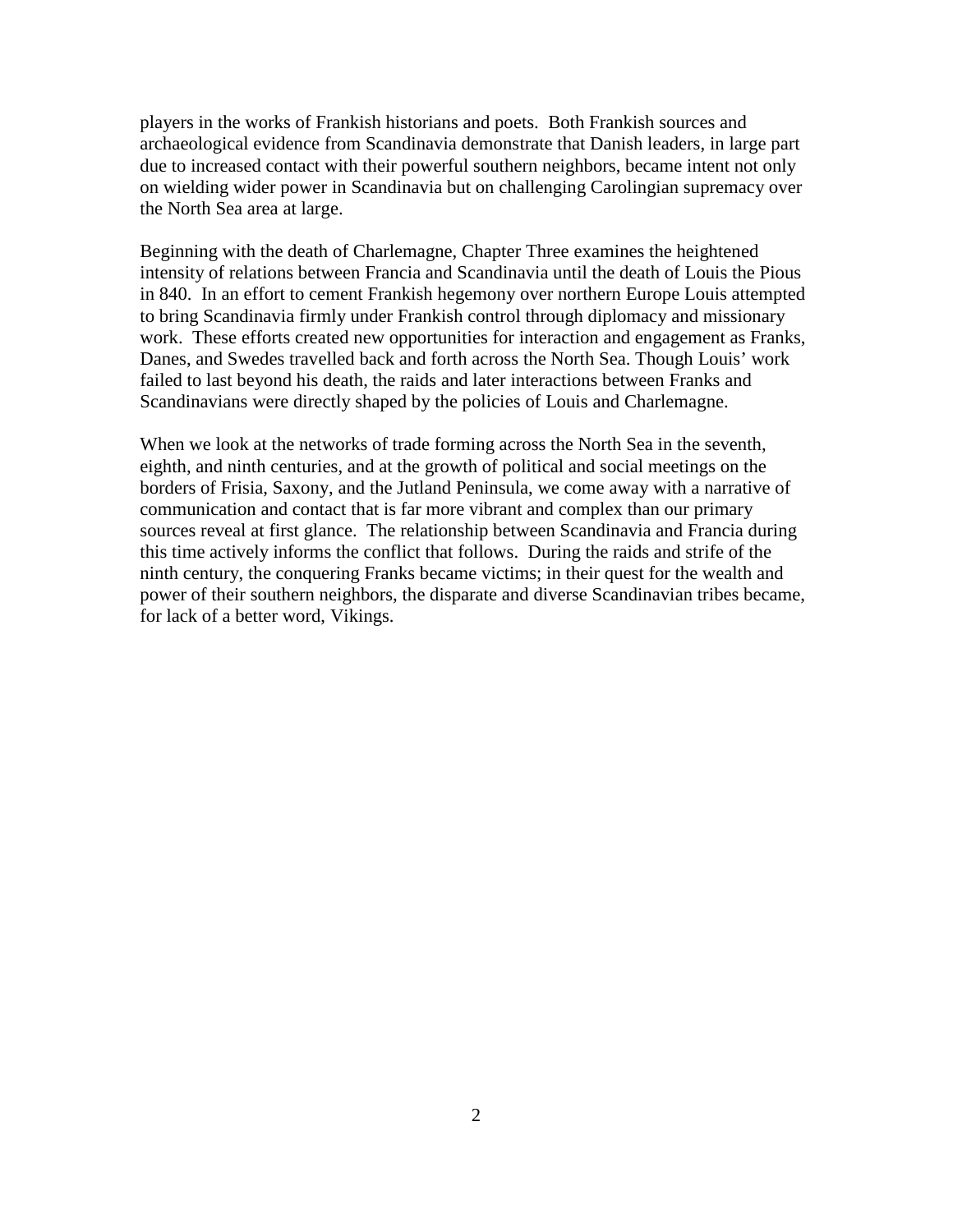players in the works of Frankish historians and poets. Both Frankish sources and archaeological evidence from Scandinavia demonstrate that Danish leaders, in large part due to increased contact with their powerful southern neighbors, became intent not only on wielding wider power in Scandinavia but on challenging Carolingian supremacy over the North Sea area at large.

Beginning with the death of Charlemagne, Chapter Three examines the heightened intensity of relations between Francia and Scandinavia until the death of Louis the Pious in 840. In an effort to cement Frankish hegemony over northern Europe Louis attempted to bring Scandinavia firmly under Frankish control through diplomacy and missionary work. These efforts created new opportunities for interaction and engagement as Franks, Danes, and Swedes travelled back and forth across the North Sea. Though Louis' work failed to last beyond his death, the raids and later interactions between Franks and Scandinavians were directly shaped by the policies of Louis and Charlemagne.

When we look at the networks of trade forming across the North Sea in the seventh, eighth, and ninth centuries, and at the growth of political and social meetings on the borders of Frisia, Saxony, and the Jutland Peninsula, we come away with a narrative of communication and contact that is far more vibrant and complex than our primary sources reveal at first glance. The relationship between Scandinavia and Francia during this time actively informs the conflict that follows. During the raids and strife of the ninth century, the conquering Franks became victims; in their quest for the wealth and power of their southern neighbors, the disparate and diverse Scandinavian tribes became, for lack of a better word, Vikings.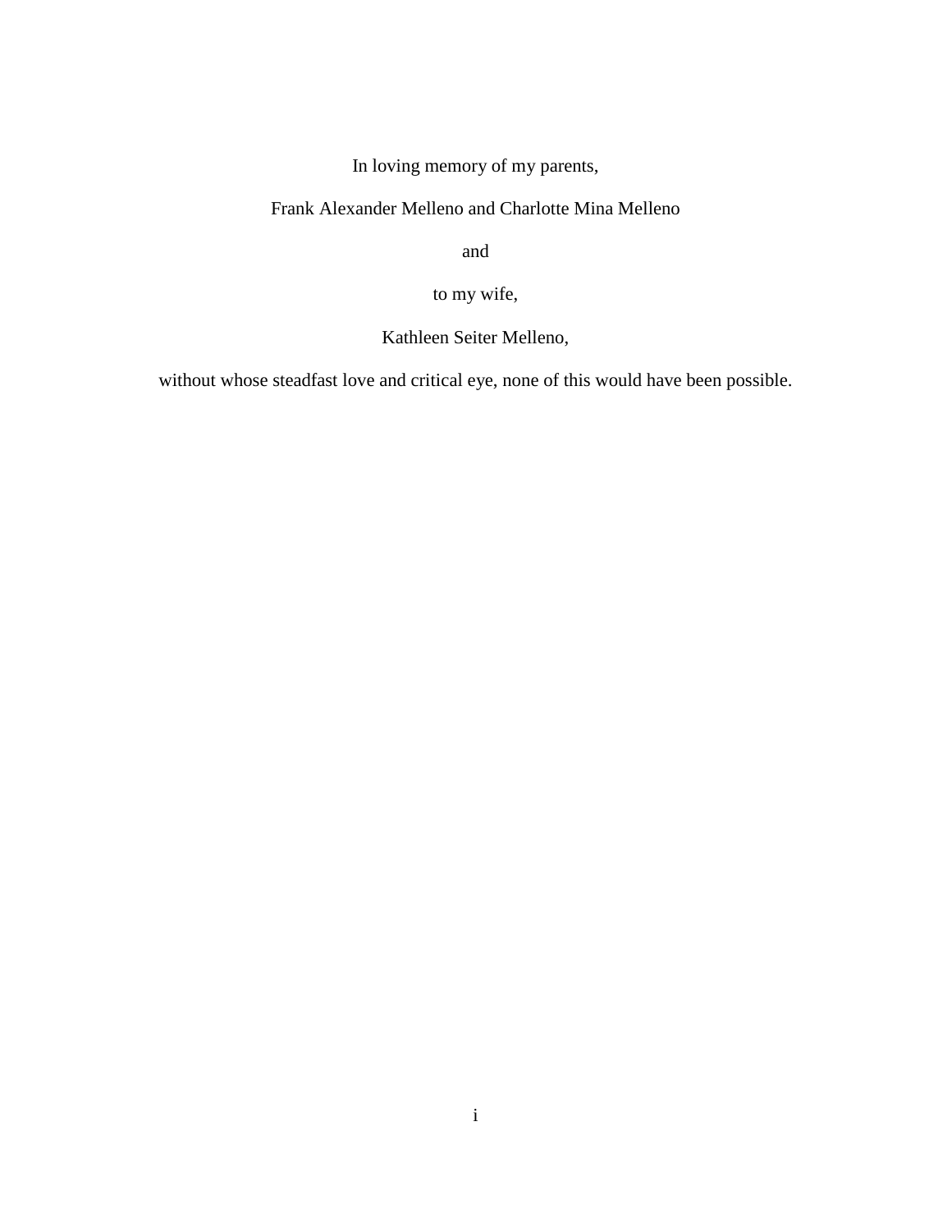In loving memory of my parents,

Frank Alexander Melleno and Charlotte Mina Melleno

and

to my wife,

Kathleen Seiter Melleno,

without whose steadfast love and critical eye, none of this would have been possible.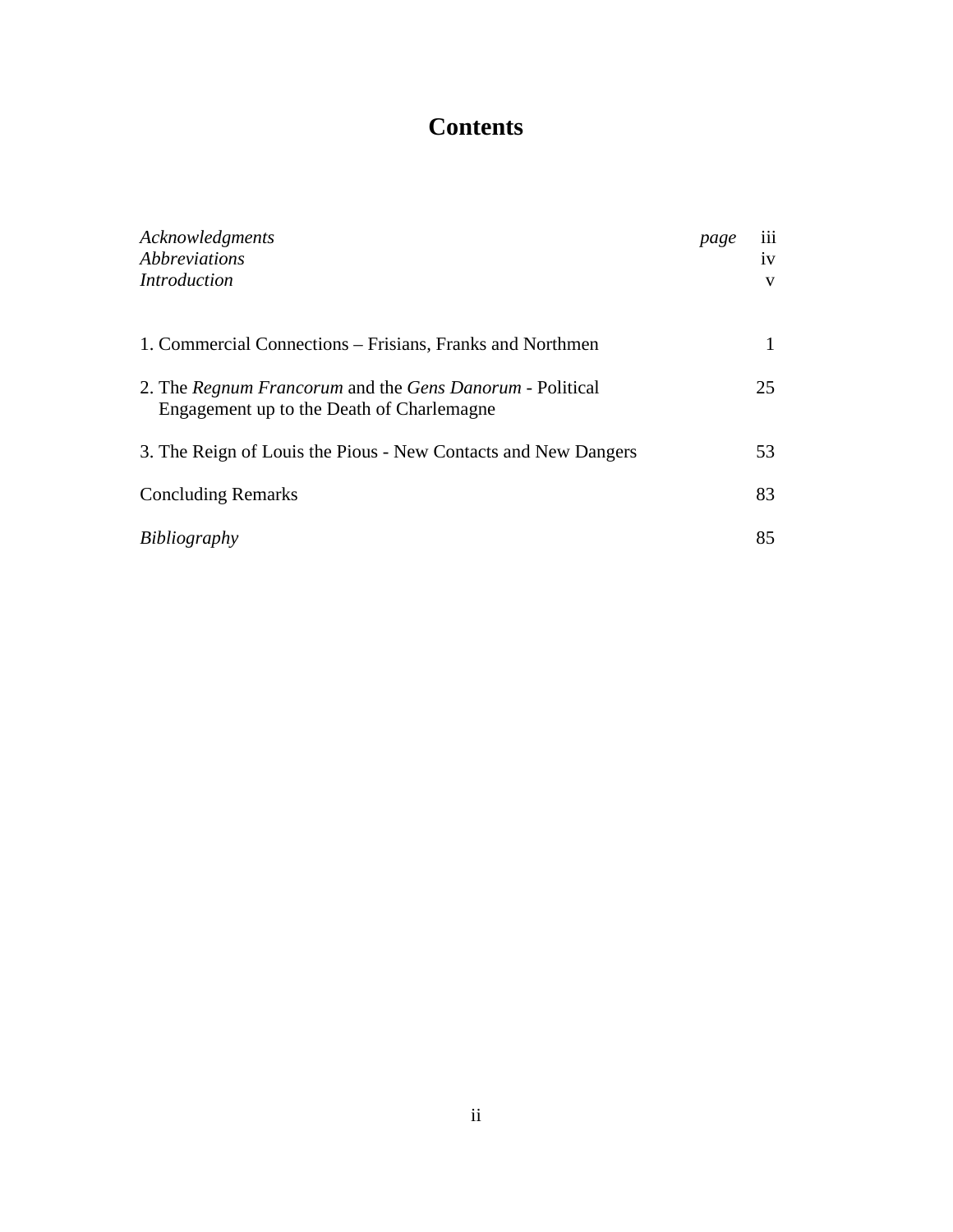# Contents

| | page |
|---|---|
| *Acknowledgments* | iii |
| *Abbreviations* | iv |
| *Introduction* | v |
| 1. Commercial Connections – Frisians, Franks and Northmen | 1 |
| 2. The *Regnum Francorum* and the *Gens Danorum* - Political Engagement up to the Death of Charlemagne | 25 |
| 3. The Reign of Louis the Pious - New Contacts and New Dangers | 53 |
| Concluding Remarks | 83 |
| *Bibliography* | 85 |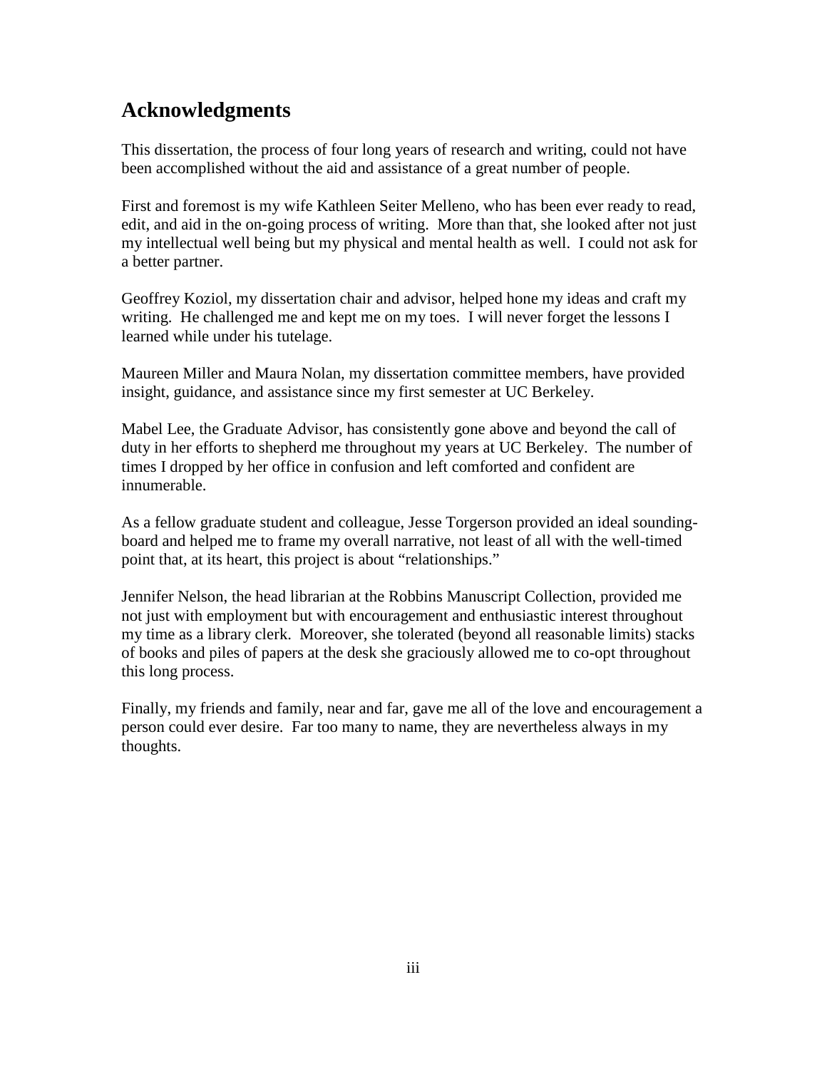## Acknowledgments

This dissertation, the process of four long years of research and writing, could not have been accomplished without the aid and assistance of a great number of people.

First and foremost is my wife Kathleen Seiter Melleno, who has been ever ready to read, edit, and aid in the on-going process of writing. More than that, she looked after not just my intellectual well being but my physical and mental health as well. I could not ask for a better partner.

Geoffrey Koziol, my dissertation chair and advisor, helped hone my ideas and craft my writing. He challenged me and kept me on my toes. I will never forget the lessons I learned while under his tutelage.

Maureen Miller and Maura Nolan, my dissertation committee members, have provided insight, guidance, and assistance since my first semester at UC Berkeley.

Mabel Lee, the Graduate Advisor, has consistently gone above and beyond the call of duty in her efforts to shepherd me throughout my years at UC Berkeley. The number of times I dropped by her office in confusion and left comforted and confident are innumerable.

As a fellow graduate student and colleague, Jesse Torgerson provided an ideal sounding-board and helped me to frame my overall narrative, not least of all with the well-timed point that, at its heart, this project is about "relationships."

Jennifer Nelson, the head librarian at the Robbins Manuscript Collection, provided me not just with employment but with encouragement and enthusiastic interest throughout my time as a library clerk. Moreover, she tolerated (beyond all reasonable limits) stacks of books and piles of papers at the desk she graciously allowed me to co-opt throughout this long process.

Finally, my friends and family, near and far, gave me all of the love and encouragement a person could ever desire. Far too many to name, they are nevertheless always in my thoughts.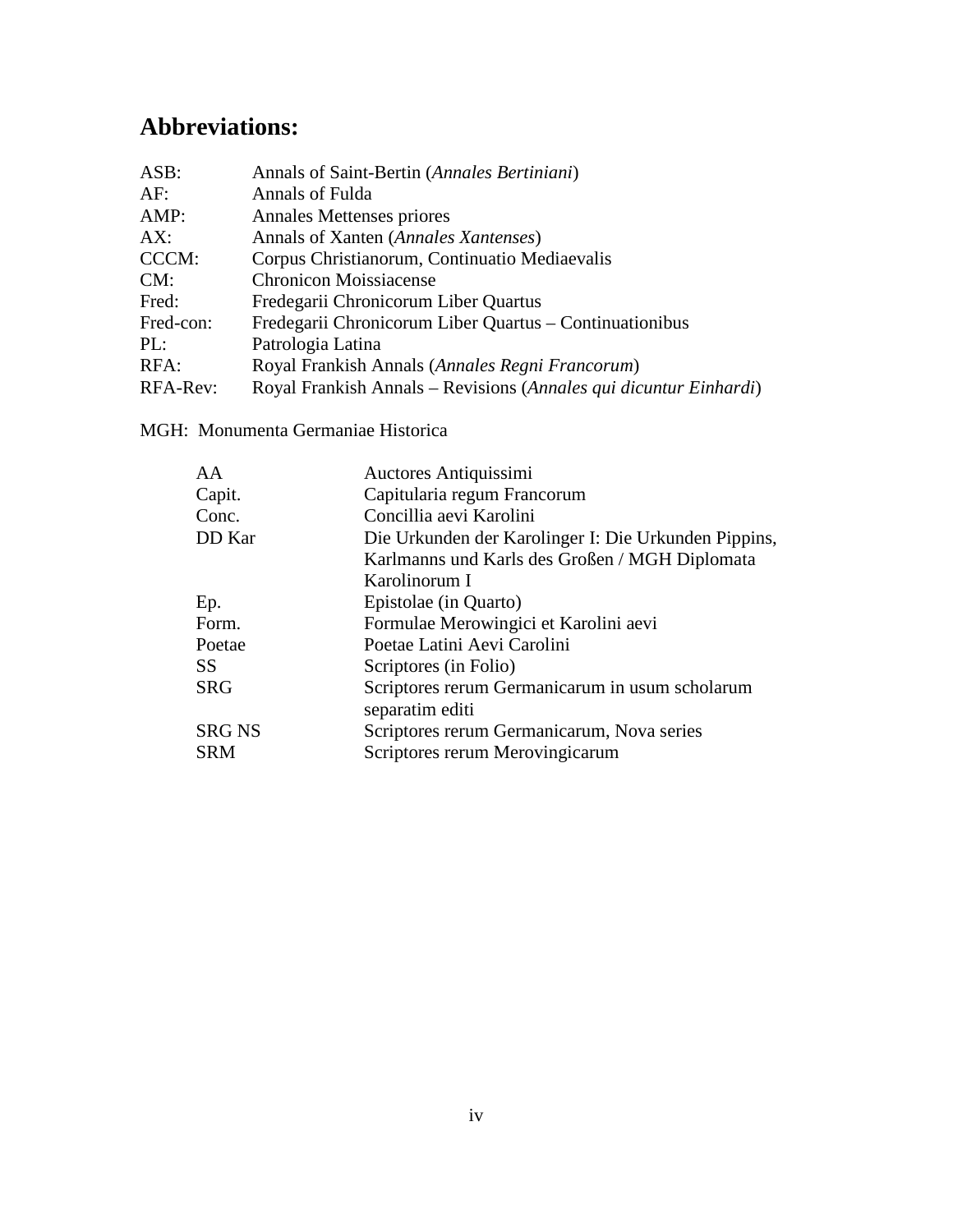## Abbreviations:

| | |
|---|---|
| ASB: | Annals of Saint-Bertin (*Annales Bertiniani*) |
| AF: | Annals of Fulda |
| AMP: | Annales Mettenses priores |
| AX: | Annals of Xanten (*Annales Xantenses*) |
| CCCM: | Corpus Christianorum, Continuatio Mediaevalis |
| CM: | Chronicon Moissiacense |
| Fred: | Fredegarii Chronicorum Liber Quartus |
| Fred-con: | Fredegarii Chronicorum Liber Quartus – Continuationibus |
| PL: | Patrologia Latina |
| RFA: | Royal Frankish Annals (*Annales Regni Francorum*) |
| RFA-Rev: | Royal Frankish Annals – Revisions (*Annales qui dicuntur Einhardi*) |

MGH: Monumenta Germaniae Historica

| | |
|---|---|
| AA | Auctores Antiquissimi |
| Capit. | Capitularia regum Francorum |
| Conc. | Concillia aevi Karolini |
| DD Kar | Die Urkunden der Karolinger I: Die Urkunden Pippins, Karlmanns und Karls des Großen / MGH Diplomata Karolinorum I |
| Ep. | Epistolae (in Quarto) |
| Form. | Formulae Merowingici et Karolini aevi |
| Poetae | Poetae Latini Aevi Carolini |
| SS | Scriptores (in Folio) |
| SRG | Scriptores rerum Germanicarum in usum scholarum separatim editi |
| SRG NS | Scriptores rerum Germanicarum, Nova series |
| SRM | Scriptores rerum Merovingicarum |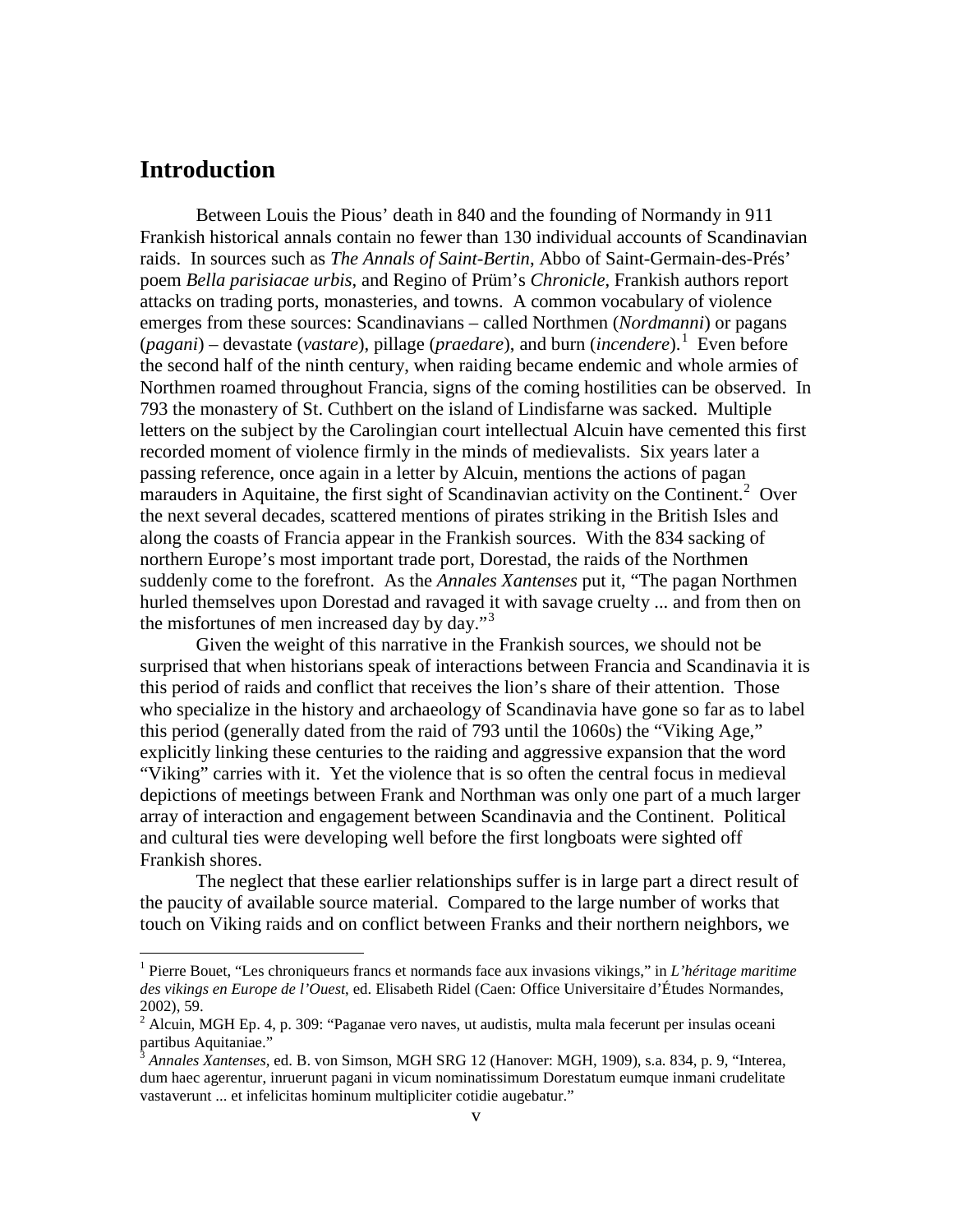## Introduction

Between Louis the Pious' death in 840 and the founding of Normandy in 911 Frankish historical annals contain no fewer than 130 individual accounts of Scandinavian raids. In sources such as *The Annals of Saint-Bertin*, Abbo of Saint-Germain-des-Prés' poem *Bella parisiacae urbis*, and Regino of Prüm's *Chronicle*, Frankish authors report attacks on trading ports, monasteries, and towns. A common vocabulary of violence emerges from these sources: Scandinavians – called Northmen (*Nordmanni*) or pagans (*pagani*) – devastate (*vastare*), pillage (*praedare*), and burn (*incendere*).[1] Even before the second half of the ninth century, when raiding became endemic and whole armies of Northmen roamed throughout Francia, signs of the coming hostilities can be observed. In 793 the monastery of St. Cuthbert on the island of Lindisfarne was sacked. Multiple letters on the subject by the Carolingian court intellectual Alcuin have cemented this first recorded moment of violence firmly in the minds of medievalists. Six years later a passing reference, once again in a letter by Alcuin, mentions the actions of pagan marauders in Aquitaine, the first sight of Scandinavian activity on the Continent.[2] Over the next several decades, scattered mentions of pirates striking in the British Isles and along the coasts of Francia appear in the Frankish sources. With the 834 sacking of northern Europe's most important trade port, Dorestad, the raids of the Northmen suddenly come to the forefront. As the *Annales Xantenses* put it, "The pagan Northmen hurled themselves upon Dorestad and ravaged it with savage cruelty ... and from then on the misfortunes of men increased day by day."[3]

Given the weight of this narrative in the Frankish sources, we should not be surprised that when historians speak of interactions between Francia and Scandinavia it is this period of raids and conflict that receives the lion's share of their attention. Those who specialize in the history and archaeology of Scandinavia have gone so far as to label this period (generally dated from the raid of 793 until the 1060s) the "Viking Age," explicitly linking these centuries to the raiding and aggressive expansion that the word "Viking" carries with it. Yet the violence that is so often the central focus in medieval depictions of meetings between Frank and Northman was only one part of a much larger array of interaction and engagement between Scandinavia and the Continent. Political and cultural ties were developing well before the first longboats were sighted off Frankish shores.

The neglect that these earlier relationships suffer is in large part a direct result of the paucity of available source material. Compared to the large number of works that touch on Viking raids and on conflict between Franks and their northern neighbors, we

---

[1] Pierre Bouet, "Les chroniqueurs francs et normands face aux invasions vikings," in *L'héritage maritime des vikings en Europe de l'Ouest*, ed. Elisabeth Ridel (Caen: Office Universitaire d'Études Normandes, 2002), 59.

[2] Alcuin, MGH Ep. 4, p. 309: "Paganae vero naves, ut audistis, multa mala fecerunt per insulas oceani partibus Aquitaniae."

[3] *Annales Xantenses*, ed. B. von Simson, MGH SRG 12 (Hanover: MGH, 1909), s.a. 834, p. 9, "Interea, dum haec agerentur, inruerunt pagani in vicum nominatissimum Dorestatum eumque inmani crudelitate vastaverunt ... et infelicitas hominum multipliciter cotidie augebatur."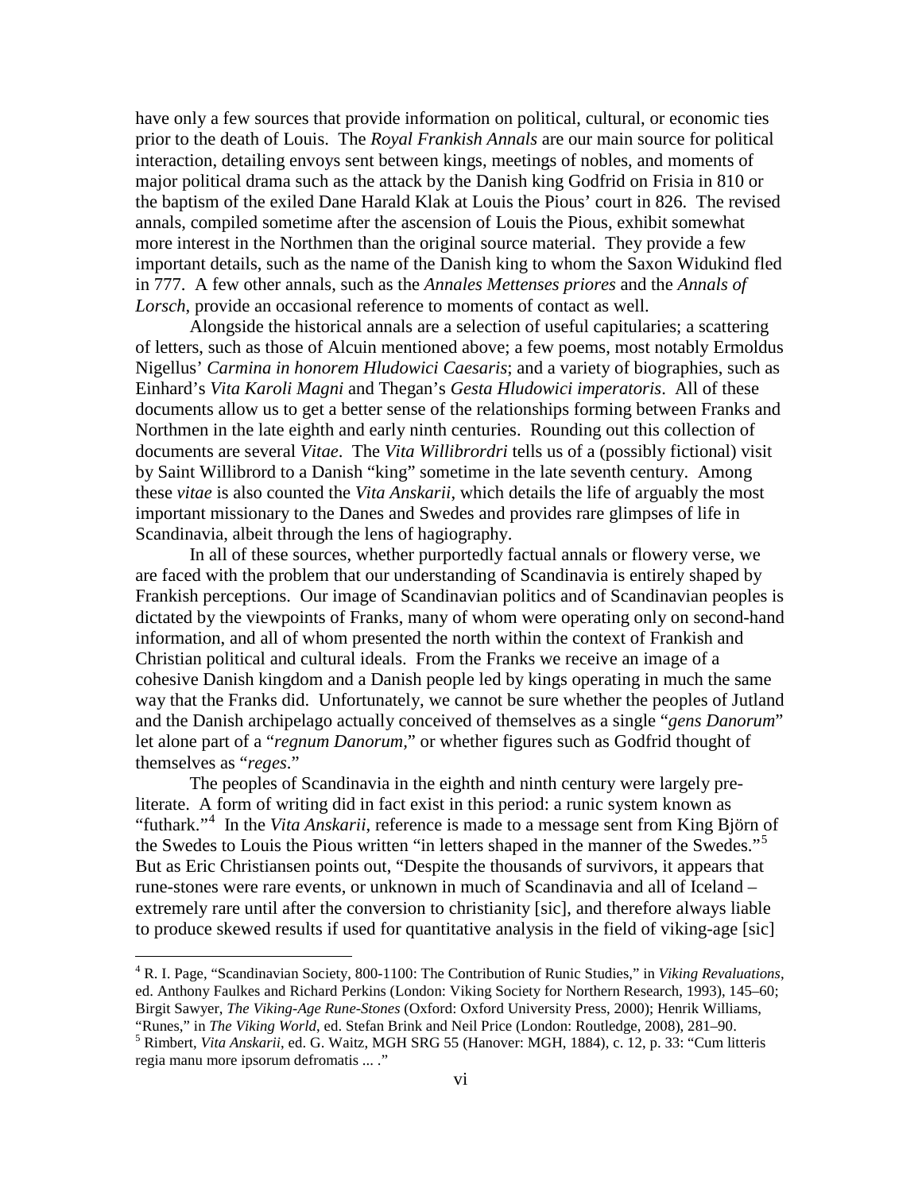have only a few sources that provide information on political, cultural, or economic ties prior to the death of Louis. The *Royal Frankish Annals* are our main source for political interaction, detailing envoys sent between kings, meetings of nobles, and moments of major political drama such as the attack by the Danish king Godfrid on Frisia in 810 or the baptism of the exiled Dane Harald Klak at Louis the Pious' court in 826. The revised annals, compiled sometime after the ascension of Louis the Pious, exhibit somewhat more interest in the Northmen than the original source material. They provide a few important details, such as the name of the Danish king to whom the Saxon Widukind fled in 777. A few other annals, such as the *Annales Mettenses priores* and the *Annals of Lorsch*, provide an occasional reference to moments of contact as well.

Alongside the historical annals are a selection of useful capitularies; a scattering of letters, such as those of Alcuin mentioned above; a few poems, most notably Ermoldus Nigellus' *Carmina in honorem Hludowici Caesaris*; and a variety of biographies, such as Einhard's *Vita Karoli Magni* and Thegan's *Gesta Hludowici imperatoris*. All of these documents allow us to get a better sense of the relationships forming between Franks and Northmen in the late eighth and early ninth centuries. Rounding out this collection of documents are several *Vitae*. The *Vita Willibrordri* tells us of a (possibly fictional) visit by Saint Willibrord to a Danish "king" sometime in the late seventh century. Among these *vitae* is also counted the *Vita Anskarii*, which details the life of arguably the most important missionary to the Danes and Swedes and provides rare glimpses of life in Scandinavia, albeit through the lens of hagiography.

In all of these sources, whether purportedly factual annals or flowery verse, we are faced with the problem that our understanding of Scandinavia is entirely shaped by Frankish perceptions. Our image of Scandinavian politics and of Scandinavian peoples is dictated by the viewpoints of Franks, many of whom were operating only on second-hand information, and all of whom presented the north within the context of Frankish and Christian political and cultural ideals. From the Franks we receive an image of a cohesive Danish kingdom and a Danish people led by kings operating in much the same way that the Franks did. Unfortunately, we cannot be sure whether the peoples of Jutland and the Danish archipelago actually conceived of themselves as a single "*gens Danorum*" let alone part of a "*regnum Danorum*," or whether figures such as Godfrid thought of themselves as "*reges*."

The peoples of Scandinavia in the eighth and ninth century were largely pre-literate. A form of writing did in fact exist in this period: a runic system known as "futhark."[4] In the *Vita Anskarii*, reference is made to a message sent from King Björn of the Swedes to Louis the Pious written "in letters shaped in the manner of the Swedes."[5] But as Eric Christiansen points out, "Despite the thousands of survivors, it appears that rune-stones were rare events, or unknown in much of Scandinavia and all of Iceland – extremely rare until after the conversion to christianity [sic], and therefore always liable to produce skewed results if used for quantitative analysis in the field of viking-age [sic]

---

[4] R. I. Page, "Scandinavian Society, 800-1100: The Contribution of Runic Studies," in *Viking Revaluations*, ed. Anthony Faulkes and Richard Perkins (London: Viking Society for Northern Research, 1993), 145–60; Birgit Sawyer, *The Viking-Age Rune-Stones* (Oxford: Oxford University Press, 2000); Henrik Williams, "Runes," in *The Viking World*, ed. Stefan Brink and Neil Price (London: Routledge, 2008), 281–90.

[5] Rimbert, *Vita Anskarii*, ed. G. Waitz, MGH SRG 55 (Hanover: MGH, 1884), c. 12, p. 33: "Cum litteris regia manu more ipsorum defromatis ... ."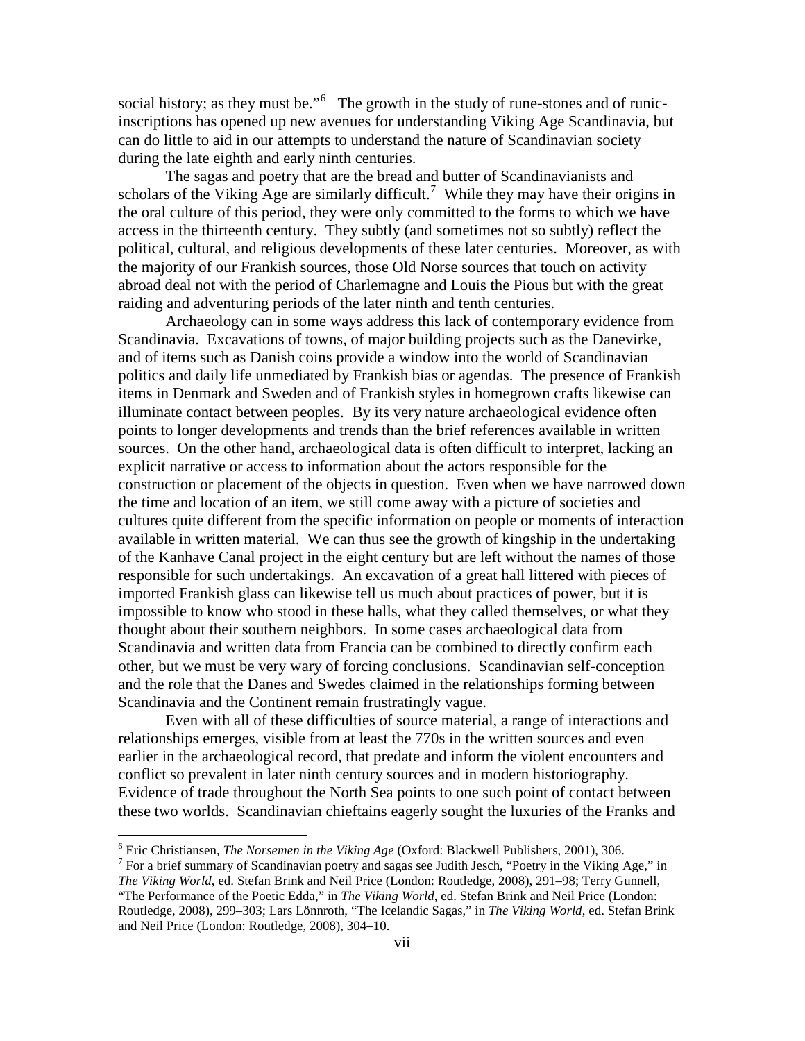social history; as they must be."[6] The growth in the study of rune-stones and of runic-inscriptions has opened up new avenues for understanding Viking Age Scandinavia, but can do little to aid in our attempts to understand the nature of Scandinavian society during the late eighth and early ninth centuries.

The sagas and poetry that are the bread and butter of Scandinavianists and scholars of the Viking Age are similarly difficult.[7] While they may have their origins in the oral culture of this period, they were only committed to the forms to which we have access in the thirteenth century. They subtly (and sometimes not so subtly) reflect the political, cultural, and religious developments of these later centuries. Moreover, as with the majority of our Frankish sources, those Old Norse sources that touch on activity abroad deal not with the period of Charlemagne and Louis the Pious but with the great raiding and adventuring periods of the later ninth and tenth centuries.

Archaeology can in some ways address this lack of contemporary evidence from Scandinavia. Excavations of towns, of major building projects such as the Danevirke, and of items such as Danish coins provide a window into the world of Scandinavian politics and daily life unmediated by Frankish bias or agendas. The presence of Frankish items in Denmark and Sweden and of Frankish styles in homegrown crafts likewise can illuminate contact between peoples. By its very nature archaeological evidence often points to longer developments and trends than the brief references available in written sources. On the other hand, archaeological data is often difficult to interpret, lacking an explicit narrative or access to information about the actors responsible for the construction or placement of the objects in question. Even when we have narrowed down the time and location of an item, we still come away with a picture of societies and cultures quite different from the specific information on people or moments of interaction available in written material. We can thus see the growth of kingship in the undertaking of the Kanhave Canal project in the eight century but are left without the names of those responsible for such undertakings. An excavation of a great hall littered with pieces of imported Frankish glass can likewise tell us much about practices of power, but it is impossible to know who stood in these halls, what they called themselves, or what they thought about their southern neighbors. In some cases archaeological data from Scandinavia and written data from Francia can be combined to directly confirm each other, but we must be very wary of forcing conclusions. Scandinavian self-conception and the role that the Danes and Swedes claimed in the relationships forming between Scandinavia and the Continent remain frustratingly vague.

Even with all of these difficulties of source material, a range of interactions and relationships emerges, visible from at least the 770s in the written sources and even earlier in the archaeological record, that predate and inform the violent encounters and conflict so prevalent in later ninth century sources and in modern historiography. Evidence of trade throughout the North Sea points to one such point of contact between these two worlds. Scandinavian chieftains eagerly sought the luxuries of the Franks and

---

[6] Eric Christiansen, *The Norsemen in the Viking Age* (Oxford: Blackwell Publishers, 2001), 306.

[7] For a brief summary of Scandinavian poetry and sagas see Judith Jesch, "Poetry in the Viking Age," in *The Viking World*, ed. Stefan Brink and Neil Price (London: Routledge, 2008), 291–98; Terry Gunnell, "The Performance of the Poetic Edda," in *The Viking World*, ed. Stefan Brink and Neil Price (London: Routledge, 2008), 299–303; Lars Lönnroth, "The Icelandic Sagas," in *The Viking World*, ed. Stefan Brink and Neil Price (London: Routledge, 2008), 304–10.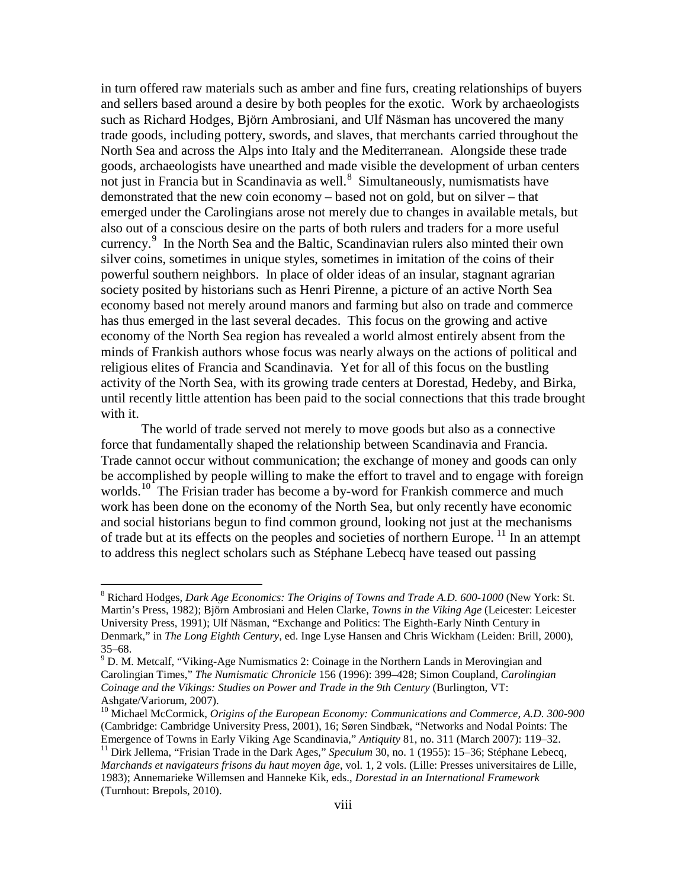in turn offered raw materials such as amber and fine furs, creating relationships of buyers and sellers based around a desire by both peoples for the exotic. Work by archaeologists such as Richard Hodges, Björn Ambrosiani, and Ulf Näsman has uncovered the many trade goods, including pottery, swords, and slaves, that merchants carried throughout the North Sea and across the Alps into Italy and the Mediterranean. Alongside these trade goods, archaeologists have unearthed and made visible the development of urban centers not just in Francia but in Scandinavia as well.[8] Simultaneously, numismatists have demonstrated that the new coin economy – based not on gold, but on silver – that emerged under the Carolingians arose not merely due to changes in available metals, but also out of a conscious desire on the parts of both rulers and traders for a more useful currency.[9] In the North Sea and the Baltic, Scandinavian rulers also minted their own silver coins, sometimes in unique styles, sometimes in imitation of the coins of their powerful southern neighbors. In place of older ideas of an insular, stagnant agrarian society posited by historians such as Henri Pirenne, a picture of an active North Sea economy based not merely around manors and farming but also on trade and commerce has thus emerged in the last several decades. This focus on the growing and active economy of the North Sea region has revealed a world almost entirely absent from the minds of Frankish authors whose focus was nearly always on the actions of political and religious elites of Francia and Scandinavia. Yet for all of this focus on the bustling activity of the North Sea, with its growing trade centers at Dorestad, Hedeby, and Birka, until recently little attention has been paid to the social connections that this trade brought with it.

The world of trade served not merely to move goods but also as a connective force that fundamentally shaped the relationship between Scandinavia and Francia. Trade cannot occur without communication; the exchange of money and goods can only be accomplished by people willing to make the effort to travel and to engage with foreign worlds.[10] The Frisian trader has become a by-word for Frankish commerce and much work has been done on the economy of the North Sea, but only recently have economic and social historians begun to find common ground, looking not just at the mechanisms of trade but at its effects on the peoples and societies of northern Europe.[11] In an attempt to address this neglect scholars such as Stéphane Lebecq have teased out passing

---

[8] Richard Hodges, *Dark Age Economics: The Origins of Towns and Trade A.D. 600-1000* (New York: St. Martin's Press, 1982); Björn Ambrosiani and Helen Clarke, *Towns in the Viking Age* (Leicester: Leicester University Press, 1991); Ulf Näsman, "Exchange and Politics: The Eighth-Early Ninth Century in Denmark," in *The Long Eighth Century*, ed. Inge Lyse Hansen and Chris Wickham (Leiden: Brill, 2000), 35–68.

[9] D. M. Metcalf, "Viking-Age Numismatics 2: Coinage in the Northern Lands in Merovingian and Carolingian Times," *The Numismatic Chronicle* 156 (1996): 399–428; Simon Coupland, *Carolingian Coinage and the Vikings: Studies on Power and Trade in the 9th Century* (Burlington, VT: Ashgate/Variorum, 2007).

[10] Michael McCormick, *Origins of the European Economy: Communications and Commerce, A.D. 300-900* (Cambridge: Cambridge University Press, 2001), 16; Søren Sindbæk, "Networks and Nodal Points: The Emergence of Towns in Early Viking Age Scandinavia," *Antiquity* 81, no. 311 (March 2007): 119–32.

[11] Dirk Jellema, "Frisian Trade in the Dark Ages," *Speculum* 30, no. 1 (1955): 15–36; Stéphane Lebecq, *Marchands et navigateurs frisons du haut moyen âge*, vol. 1, 2 vols. (Lille: Presses universitaires de Lille, 1983); Annemarieke Willemsen and Hanneke Kik, eds., *Dorestad in an International Framework* (Turnhout: Brepols, 2010).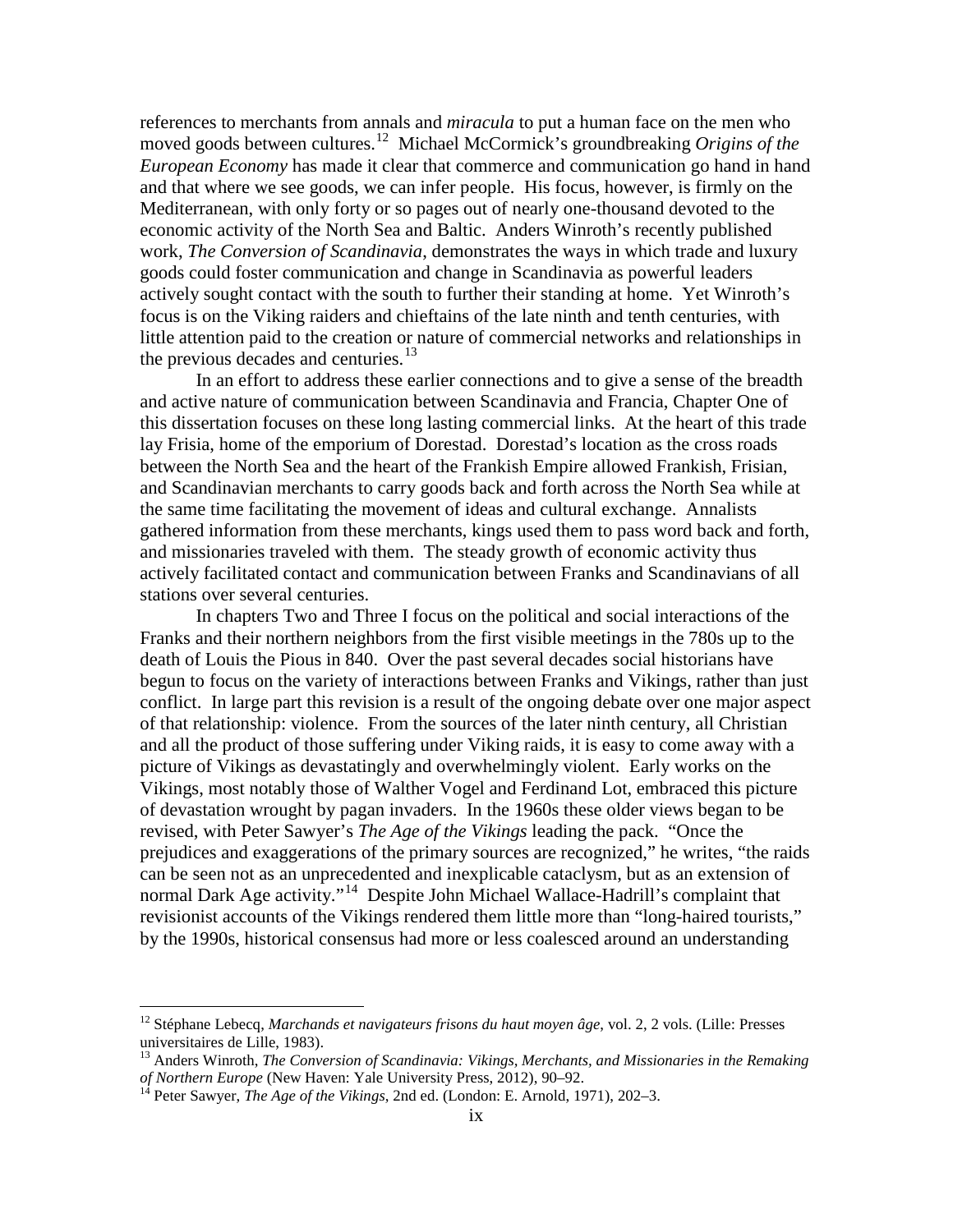references to merchants from annals and *miracula* to put a human face on the men who moved goods between cultures.[12] Michael McCormick's groundbreaking *Origins of the European Economy* has made it clear that commerce and communication go hand in hand and that where we see goods, we can infer people. His focus, however, is firmly on the Mediterranean, with only forty or so pages out of nearly one-thousand devoted to the economic activity of the North Sea and Baltic. Anders Winroth's recently published work, *The Conversion of Scandinavia*, demonstrates the ways in which trade and luxury goods could foster communication and change in Scandinavia as powerful leaders actively sought contact with the south to further their standing at home. Yet Winroth's focus is on the Viking raiders and chieftains of the late ninth and tenth centuries, with little attention paid to the creation or nature of commercial networks and relationships in the previous decades and centuries.[13]

In an effort to address these earlier connections and to give a sense of the breadth and active nature of communication between Scandinavia and Francia, Chapter One of this dissertation focuses on these long lasting commercial links. At the heart of this trade lay Frisia, home of the emporium of Dorestad. Dorestad's location as the cross roads between the North Sea and the heart of the Frankish Empire allowed Frankish, Frisian, and Scandinavian merchants to carry goods back and forth across the North Sea while at the same time facilitating the movement of ideas and cultural exchange. Annalists gathered information from these merchants, kings used them to pass word back and forth, and missionaries traveled with them. The steady growth of economic activity thus actively facilitated contact and communication between Franks and Scandinavians of all stations over several centuries.

In chapters Two and Three I focus on the political and social interactions of the Franks and their northern neighbors from the first visible meetings in the 780s up to the death of Louis the Pious in 840. Over the past several decades social historians have begun to focus on the variety of interactions between Franks and Vikings, rather than just conflict. In large part this revision is a result of the ongoing debate over one major aspect of that relationship: violence. From the sources of the later ninth century, all Christian and all the product of those suffering under Viking raids, it is easy to come away with a picture of Vikings as devastatingly and overwhelmingly violent. Early works on the Vikings, most notably those of Walther Vogel and Ferdinand Lot, embraced this picture of devastation wrought by pagan invaders. In the 1960s these older views began to be revised, with Peter Sawyer's *The Age of the Vikings* leading the pack. "Once the prejudices and exaggerations of the primary sources are recognized," he writes, "the raids can be seen not as an unprecedented and inexplicable cataclysm, but as an extension of normal Dark Age activity."[14] Despite John Michael Wallace-Hadrill's complaint that revisionist accounts of the Vikings rendered them little more than "long-haired tourists," by the 1990s, historical consensus had more or less coalesced around an understanding

---

[12] Stéphane Lebecq, *Marchands et navigateurs frisons du haut moyen âge*, vol. 2, 2 vols. (Lille: Presses universitaires de Lille, 1983).

[13] Anders Winroth, *The Conversion of Scandinavia: Vikings, Merchants, and Missionaries in the Remaking of Northern Europe* (New Haven: Yale University Press, 2012), 90–92.

[14] Peter Sawyer, *The Age of the Vikings*, 2nd ed. (London: E. Arnold, 1971), 202–3.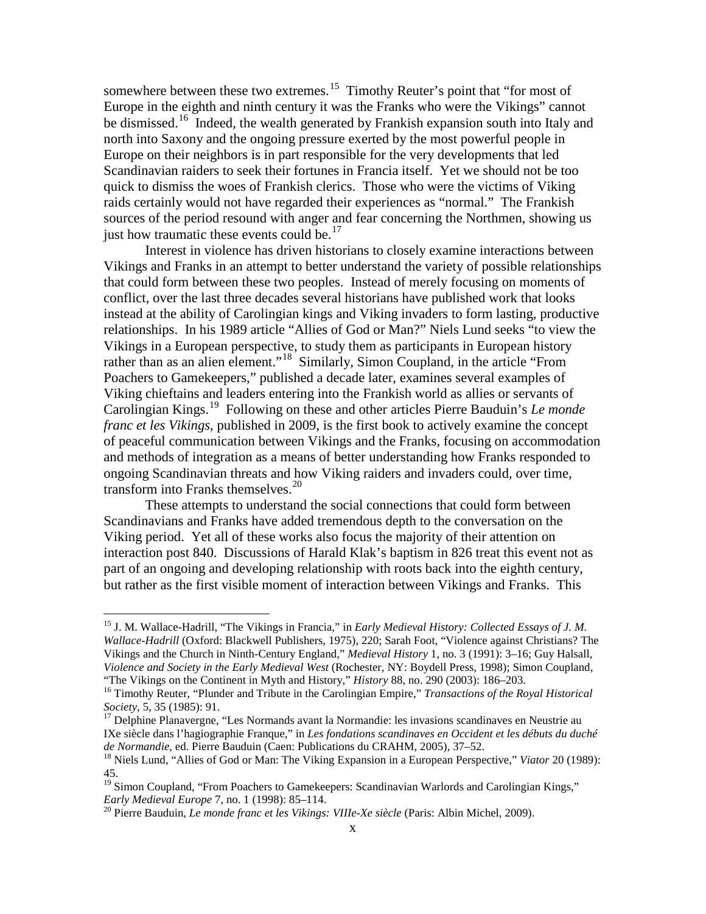somewhere between these two extremes.[15] Timothy Reuter's point that "for most of Europe in the eighth and ninth century it was the Franks who were the Vikings" cannot be dismissed.[16] Indeed, the wealth generated by Frankish expansion south into Italy and north into Saxony and the ongoing pressure exerted by the most powerful people in Europe on their neighbors is in part responsible for the very developments that led Scandinavian raiders to seek their fortunes in Francia itself. Yet we should not be too quick to dismiss the woes of Frankish clerics. Those who were the victims of Viking raids certainly would not have regarded their experiences as "normal." The Frankish sources of the period resound with anger and fear concerning the Northmen, showing us just how traumatic these events could be.[17]

Interest in violence has driven historians to closely examine interactions between Vikings and Franks in an attempt to better understand the variety of possible relationships that could form between these two peoples. Instead of merely focusing on moments of conflict, over the last three decades several historians have published work that looks instead at the ability of Carolingian kings and Viking invaders to form lasting, productive relationships. In his 1989 article "Allies of God or Man?" Niels Lund seeks "to view the Vikings in a European perspective, to study them as participants in European history rather than as an alien element."[18] Similarly, Simon Coupland, in the article "From Poachers to Gamekeepers," published a decade later, examines several examples of Viking chieftains and leaders entering into the Frankish world as allies or servants of Carolingian Kings.[19] Following on these and other articles Pierre Bauduin's *Le monde franc et les Vikings*, published in 2009, is the first book to actively examine the concept of peaceful communication between Vikings and the Franks, focusing on accommodation and methods of integration as a means of better understanding how Franks responded to ongoing Scandinavian threats and how Viking raiders and invaders could, over time, transform into Franks themselves.[20]

These attempts to understand the social connections that could form between Scandinavians and Franks have added tremendous depth to the conversation on the Viking period. Yet all of these works also focus the majority of their attention on interaction post 840. Discussions of Harald Klak's baptism in 826 treat this event not as part of an ongoing and developing relationship with roots back into the eighth century, but rather as the first visible moment of interaction between Vikings and Franks. This

---

[15] J. M. Wallace-Hadrill, "The Vikings in Francia," in *Early Medieval History: Collected Essays of J. M. Wallace-Hadrill* (Oxford: Blackwell Publishers, 1975), 220; Sarah Foot, "Violence against Christians? The Vikings and the Church in Ninth-Century England," *Medieval History* 1, no. 3 (1991): 3–16; Guy Halsall, *Violence and Society in the Early Medieval West* (Rochester, NY: Boydell Press, 1998); Simon Coupland, "The Vikings on the Continent in Myth and History," *History* 88, no. 290 (2003): 186–203.

[16] Timothy Reuter, "Plunder and Tribute in the Carolingian Empire," *Transactions of the Royal Historical Society*, 5, 35 (1985): 91.

[17] Delphine Planavergne, "Les Normands avant la Normandie: les invasions scandinaves en Neustrie au IXe siècle dans l'hagiographie Franque," in *Les fondations scandinaves en Occident et les débuts du duché de Normandie*, ed. Pierre Bauduin (Caen: Publications du CRAHM, 2005), 37–52.

[18] Niels Lund, "Allies of God or Man: The Viking Expansion in a European Perspective," *Viator* 20 (1989): 45.

[19] Simon Coupland, "From Poachers to Gamekeepers: Scandinavian Warlords and Carolingian Kings," *Early Medieval Europe* 7, no. 1 (1998): 85–114.

[20] Pierre Bauduin, *Le monde franc et les Vikings: VIIIe-Xe siècle* (Paris: Albin Michel, 2009).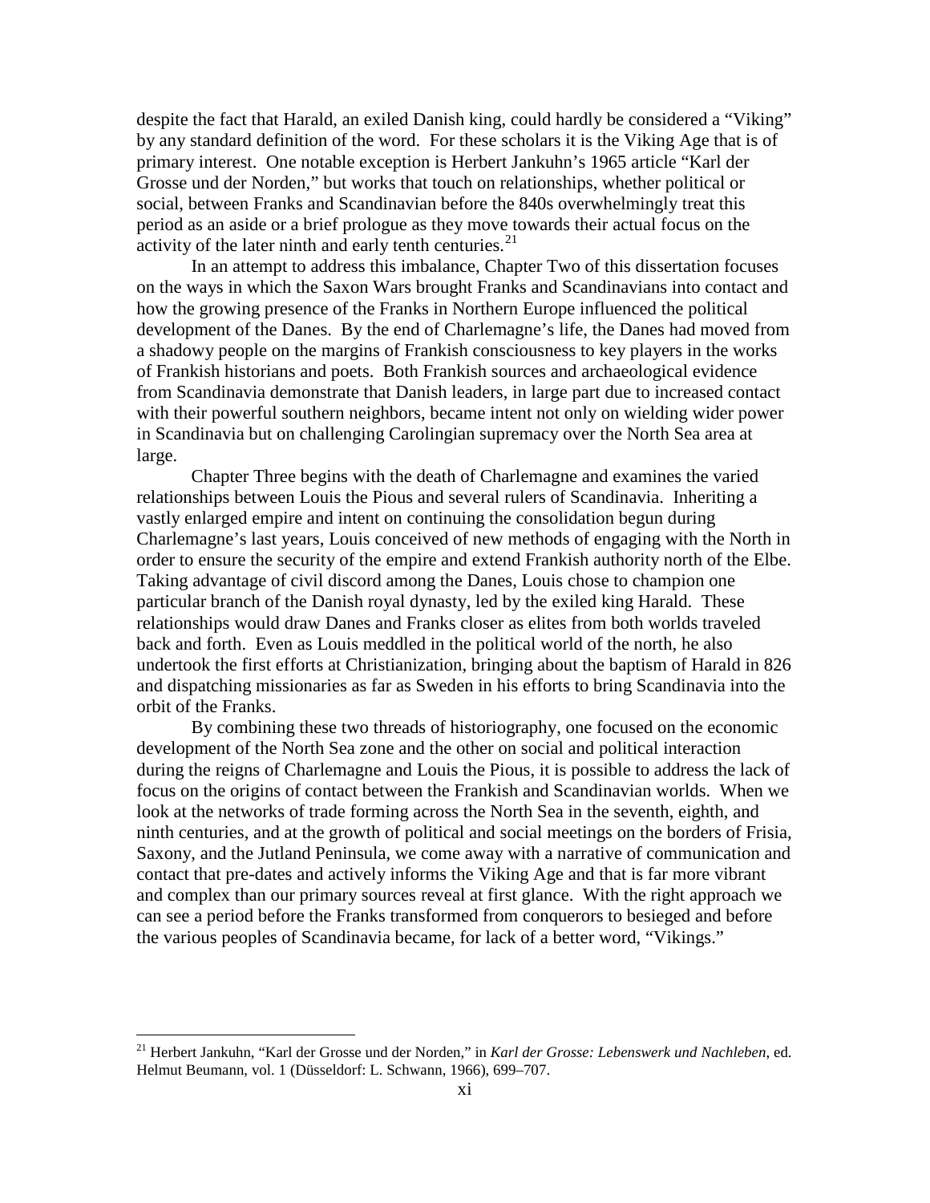despite the fact that Harald, an exiled Danish king, could hardly be considered a "Viking" by any standard definition of the word. For these scholars it is the Viking Age that is of primary interest. One notable exception is Herbert Jankuhn's 1965 article "Karl der Grosse und der Norden," but works that touch on relationships, whether political or social, between Franks and Scandinavian before the 840s overwhelmingly treat this period as an aside or a brief prologue as they move towards their actual focus on the activity of the later ninth and early tenth centuries.[21]

In an attempt to address this imbalance, Chapter Two of this dissertation focuses on the ways in which the Saxon Wars brought Franks and Scandinavians into contact and how the growing presence of the Franks in Northern Europe influenced the political development of the Danes. By the end of Charlemagne's life, the Danes had moved from a shadowy people on the margins of Frankish consciousness to key players in the works of Frankish historians and poets. Both Frankish sources and archaeological evidence from Scandinavia demonstrate that Danish leaders, in large part due to increased contact with their powerful southern neighbors, became intent not only on wielding wider power in Scandinavia but on challenging Carolingian supremacy over the North Sea area at large.

Chapter Three begins with the death of Charlemagne and examines the varied relationships between Louis the Pious and several rulers of Scandinavia. Inheriting a vastly enlarged empire and intent on continuing the consolidation begun during Charlemagne's last years, Louis conceived of new methods of engaging with the North in order to ensure the security of the empire and extend Frankish authority north of the Elbe. Taking advantage of civil discord among the Danes, Louis chose to champion one particular branch of the Danish royal dynasty, led by the exiled king Harald. These relationships would draw Danes and Franks closer as elites from both worlds traveled back and forth. Even as Louis meddled in the political world of the north, he also undertook the first efforts at Christianization, bringing about the baptism of Harald in 826 and dispatching missionaries as far as Sweden in his efforts to bring Scandinavia into the orbit of the Franks.

By combining these two threads of historiography, one focused on the economic development of the North Sea zone and the other on social and political interaction during the reigns of Charlemagne and Louis the Pious, it is possible to address the lack of focus on the origins of contact between the Frankish and Scandinavian worlds. When we look at the networks of trade forming across the North Sea in the seventh, eighth, and ninth centuries, and at the growth of political and social meetings on the borders of Frisia, Saxony, and the Jutland Peninsula, we come away with a narrative of communication and contact that pre-dates and actively informs the Viking Age and that is far more vibrant and complex than our primary sources reveal at first glance. With the right approach we can see a period before the Franks transformed from conquerors to besieged and before the various peoples of Scandinavia became, for lack of a better word, "Vikings."

---

[21] Herbert Jankuhn, "Karl der Grosse und der Norden," in *Karl der Grosse: Lebenswerk und Nachleben*, ed. Helmut Beumann, vol. 1 (Düsseldorf: L. Schwann, 1966), 699–707.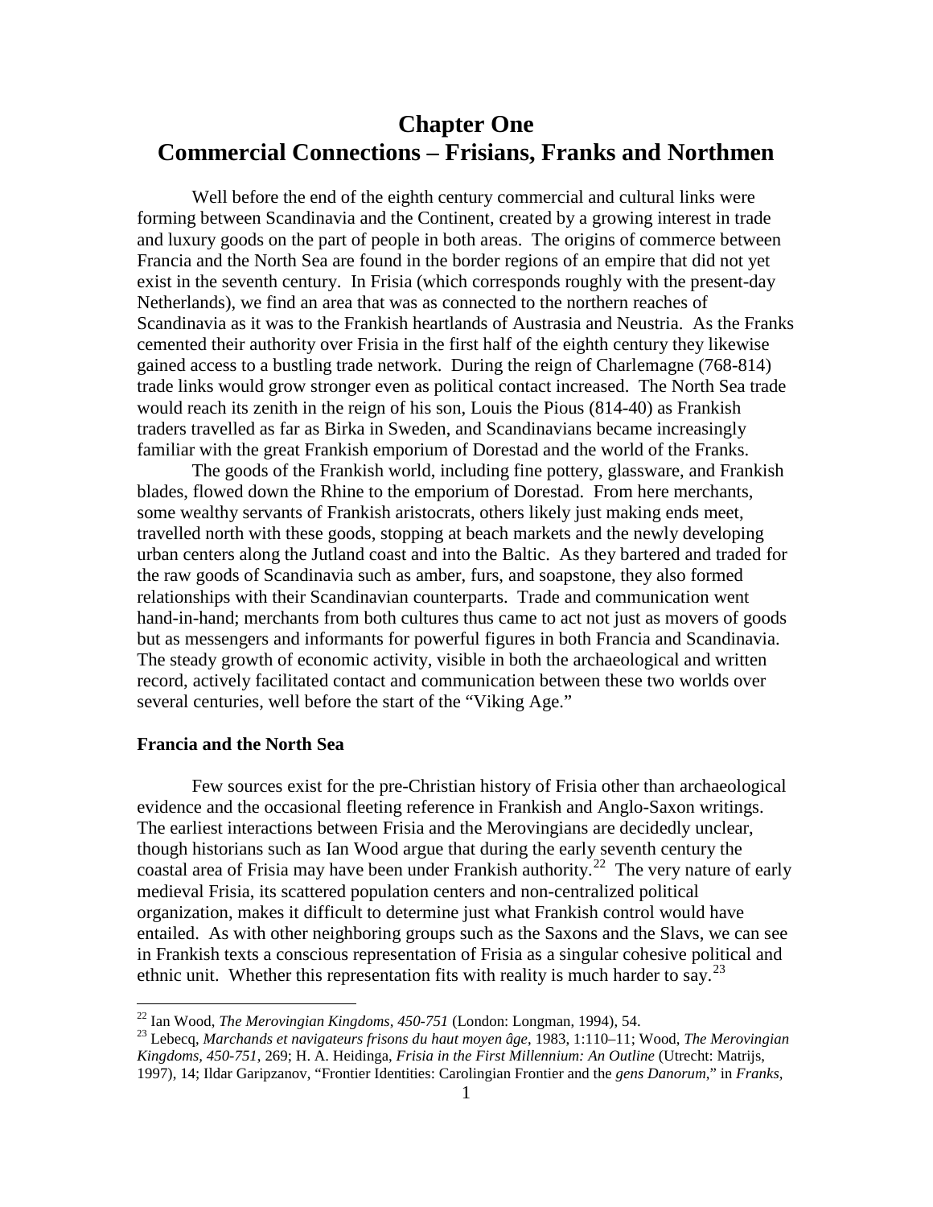# Chapter One
# Commercial Connections – Frisians, Franks and Northmen

Well before the end of the eighth century commercial and cultural links were forming between Scandinavia and the Continent, created by a growing interest in trade and luxury goods on the part of people in both areas. The origins of commerce between Francia and the North Sea are found in the border regions of an empire that did not yet exist in the seventh century. In Frisia (which corresponds roughly with the present-day Netherlands), we find an area that was as connected to the northern reaches of Scandinavia as it was to the Frankish heartlands of Austrasia and Neustria. As the Franks cemented their authority over Frisia in the first half of the eighth century they likewise gained access to a bustling trade network. During the reign of Charlemagne (768-814) trade links would grow stronger even as political contact increased. The North Sea trade would reach its zenith in the reign of his son, Louis the Pious (814-40) as Frankish traders travelled as far as Birka in Sweden, and Scandinavians became increasingly familiar with the great Frankish emporium of Dorestad and the world of the Franks.

The goods of the Frankish world, including fine pottery, glassware, and Frankish blades, flowed down the Rhine to the emporium of Dorestad. From here merchants, some wealthy servants of Frankish aristocrats, others likely just making ends meet, travelled north with these goods, stopping at beach markets and the newly developing urban centers along the Jutland coast and into the Baltic. As they bartered and traded for the raw goods of Scandinavia such as amber, furs, and soapstone, they also formed relationships with their Scandinavian counterparts. Trade and communication went hand-in-hand; merchants from both cultures thus came to act not just as movers of goods but as messengers and informants for powerful figures in both Francia and Scandinavia. The steady growth of economic activity, visible in both the archaeological and written record, actively facilitated contact and communication between these two worlds over several centuries, well before the start of the "Viking Age."

### Francia and the North Sea

Few sources exist for the pre-Christian history of Frisia other than archaeological evidence and the occasional fleeting reference in Frankish and Anglo-Saxon writings. The earliest interactions between Frisia and the Merovingians are decidedly unclear, though historians such as Ian Wood argue that during the early seventh century the coastal area of Frisia may have been under Frankish authority.[22] The very nature of early medieval Frisia, its scattered population centers and non-centralized political organization, makes it difficult to determine just what Frankish control would have entailed. As with other neighboring groups such as the Saxons and the Slavs, we can see in Frankish texts a conscious representation of Frisia as a singular cohesive political and ethnic unit. Whether this representation fits with reality is much harder to say.[23]

---

[22] Ian Wood, *The Merovingian Kingdoms, 450-751* (London: Longman, 1994), 54.

[23] Lebecq, *Marchands et navigateurs frisons du haut moyen âge*, 1983, 1:110–11; Wood, *The Merovingian Kingdoms, 450-751*, 269; H. A. Heidinga, *Frisia in the First Millennium: An Outline* (Utrecht: Matrijs, 1997), 14; Ildar Garipzanov, "Frontier Identities: Carolingian Frontier and the *gens Danorum*," in *Franks,*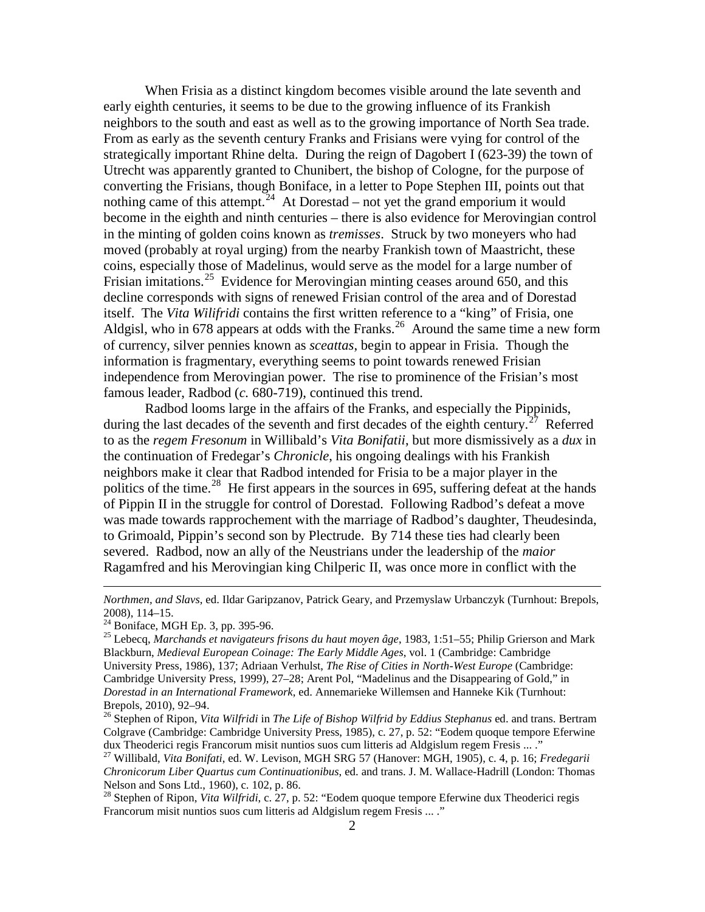When Frisia as a distinct kingdom becomes visible around the late seventh and early eighth centuries, it seems to be due to the growing influence of its Frankish neighbors to the south and east as well as to the growing importance of North Sea trade. From as early as the seventh century Franks and Frisians were vying for control of the strategically important Rhine delta. During the reign of Dagobert I (623-39) the town of Utrecht was apparently granted to Chunibert, the bishop of Cologne, for the purpose of converting the Frisians, though Boniface, in a letter to Pope Stephen III, points out that nothing came of this attempt.[24] At Dorestad – not yet the grand emporium it would become in the eighth and ninth centuries – there is also evidence for Merovingian control in the minting of golden coins known as *tremisses*. Struck by two moneyers who had moved (probably at royal urging) from the nearby Frankish town of Maastricht, these coins, especially those of Madelinus, would serve as the model for a large number of Frisian imitations.[25] Evidence for Merovingian minting ceases around 650, and this decline corresponds with signs of renewed Frisian control of the area and of Dorestad itself. The *Vita Wilifridi* contains the first written reference to a "king" of Frisia, one Aldgisl, who in 678 appears at odds with the Franks.[26] Around the same time a new form of currency, silver pennies known as *sceattas*, begin to appear in Frisia. Though the information is fragmentary, everything seems to point towards renewed Frisian independence from Merovingian power. The rise to prominence of the Frisian's most famous leader, Radbod (*c.* 680-719), continued this trend.

Radbod looms large in the affairs of the Franks, and especially the Pippinids, during the last decades of the seventh and first decades of the eighth century.[27] Referred to as the *regem Fresonum* in Willibald's *Vita Bonifatii*, but more dismissively as a *dux* in the continuation of Fredegar's *Chronicle*, his ongoing dealings with his Frankish neighbors make it clear that Radbod intended for Frisia to be a major player in the politics of the time.[28] He first appears in the sources in 695, suffering defeat at the hands of Pippin II in the struggle for control of Dorestad. Following Radbod's defeat a move was made towards rapprochement with the marriage of Radbod's daughter, Theudesinda, to Grimoald, Pippin's second son by Plectrude. By 714 these ties had clearly been severed. Radbod, now an ally of the Neustrians under the leadership of the *maior* Ragamfred and his Merovingian king Chilperic II, was once more in conflict with the

---

*Northmen, and Slavs*, ed. Ildar Garipzanov, Patrick Geary, and Przemyslaw Urbanczyk (Turnhout: Brepols, 2008), 114–15.

[24] Boniface, MGH Ep. 3, pp. 395-96.

[25] Lebecq, *Marchands et navigateurs frisons du haut moyen âge*, 1983, 1:51–55; Philip Grierson and Mark Blackburn, *Medieval European Coinage: The Early Middle Ages*, vol. 1 (Cambridge: Cambridge University Press, 1986), 137; Adriaan Verhulst, *The Rise of Cities in North-West Europe* (Cambridge: Cambridge University Press, 1999), 27–28; Arent Pol, "Madelinus and the Disappearing of Gold," in *Dorestad in an International Framework*, ed. Annemarieke Willemsen and Hanneke Kik (Turnhout: Brepols, 2010), 92–94.

[26] Stephen of Ripon, *Vita Wilfridi* in *The Life of Bishop Wilfrid by Eddius Stephanus* ed. and trans. Bertram Colgrave (Cambridge: Cambridge University Press, 1985), c. 27, p. 52: "Eodem quoque tempore Eferwine dux Theoderici regis Francorum misit nuntios suos cum litteris ad Aldgislum regem Fresis ... ."

[27] Willibald, *Vita Bonifati*, ed. W. Levison, MGH SRG 57 (Hanover: MGH, 1905), c. 4, p. 16; *Fredegarii Chronicorum Liber Quartus cum Continuationibus*, ed. and trans. J. M. Wallace-Hadrill (London: Thomas Nelson and Sons Ltd., 1960), c. 102, p. 86.

[28] Stephen of Ripon, *Vita Wilfridi*, c. 27, p. 52: "Eodem quoque tempore Eferwine dux Theoderici regis Francorum misit nuntios suos cum litteris ad Aldgislum regem Fresis ... ."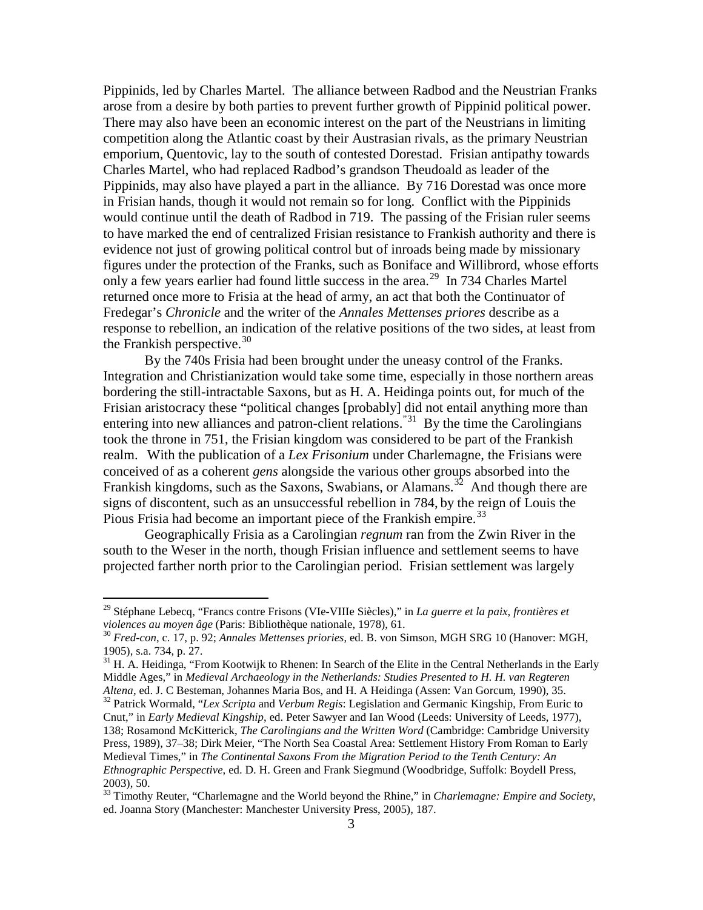Pippinids, led by Charles Martel. The alliance between Radbod and the Neustrian Franks arose from a desire by both parties to prevent further growth of Pippinid political power. There may also have been an economic interest on the part of the Neustrians in limiting competition along the Atlantic coast by their Austrasian rivals, as the primary Neustrian emporium, Quentovic, lay to the south of contested Dorestad. Frisian antipathy towards Charles Martel, who had replaced Radbod's grandson Theudoald as leader of the Pippinids, may also have played a part in the alliance. By 716 Dorestad was once more in Frisian hands, though it would not remain so for long. Conflict with the Pippinids would continue until the death of Radbod in 719. The passing of the Frisian ruler seems to have marked the end of centralized Frisian resistance to Frankish authority and there is evidence not just of growing political control but of inroads being made by missionary figures under the protection of the Franks, such as Boniface and Willibrord, whose efforts only a few years earlier had found little success in the area.[29] In 734 Charles Martel returned once more to Frisia at the head of army, an act that both the Continuator of Fredegar's *Chronicle* and the writer of the *Annales Mettenses priores* describe as a response to rebellion, an indication of the relative positions of the two sides, at least from the Frankish perspective.[30]

By the 740s Frisia had been brought under the uneasy control of the Franks. Integration and Christianization would take some time, especially in those northern areas bordering the still-intractable Saxons, but as H. A. Heidinga points out, for much of the Frisian aristocracy these "political changes [probably] did not entail anything more than entering into new alliances and patron-client relations."[31] By the time the Carolingians took the throne in 751, the Frisian kingdom was considered to be part of the Frankish realm. With the publication of a *Lex Frisonium* under Charlemagne, the Frisians were conceived of as a coherent *gens* alongside the various other groups absorbed into the Frankish kingdoms, such as the Saxons, Swabians, or Alamans.[32] And though there are signs of discontent, such as an unsuccessful rebellion in 784, by the reign of Louis the Pious Frisia had become an important piece of the Frankish empire.[33]

Geographically Frisia as a Carolingian *regnum* ran from the Zwin River in the south to the Weser in the north, though Frisian influence and settlement seems to have projected farther north prior to the Carolingian period. Frisian settlement was largely

---

[29] Stéphane Lebecq, "Francs contre Frisons (VIe-VIIIe Siècles)," in *La guerre et la paix, frontières et violences au moyen âge* (Paris: Bibliothèque nationale, 1978), 61.

[30] *Fred-con*, c. 17, p. 92; *Annales Mettenses priories*, ed. B. von Simson, MGH SRG 10 (Hanover: MGH, 1905), s.a. 734, p. 27.

[31] H. A. Heidinga, "From Kootwijk to Rhenen: In Search of the Elite in the Central Netherlands in the Early Middle Ages," in *Medieval Archaeology in the Netherlands: Studies Presented to H. H. van Regteren Altena*, ed. J. C Besteman, Johannes Maria Bos, and H. A Heidinga (Assen: Van Gorcum, 1990), 35.

[32] Patrick Wormald, "*Lex Scripta* and *Verbum Regis*: Legislation and Germanic Kingship, From Euric to Cnut," in *Early Medieval Kingship*, ed. Peter Sawyer and Ian Wood (Leeds: University of Leeds, 1977), 138; Rosamond McKitterick, *The Carolingians and the Written Word* (Cambridge: Cambridge University Press, 1989), 37–38; Dirk Meier, "The North Sea Coastal Area: Settlement History From Roman to Early Medieval Times," in *The Continental Saxons From the Migration Period to the Tenth Century: An Ethnographic Perspective*, ed. D. H. Green and Frank Siegmund (Woodbridge, Suffolk: Boydell Press, 2003), 50.

[33] Timothy Reuter, "Charlemagne and the World beyond the Rhine," in *Charlemagne: Empire and Society*, ed. Joanna Story (Manchester: Manchester University Press, 2005), 187.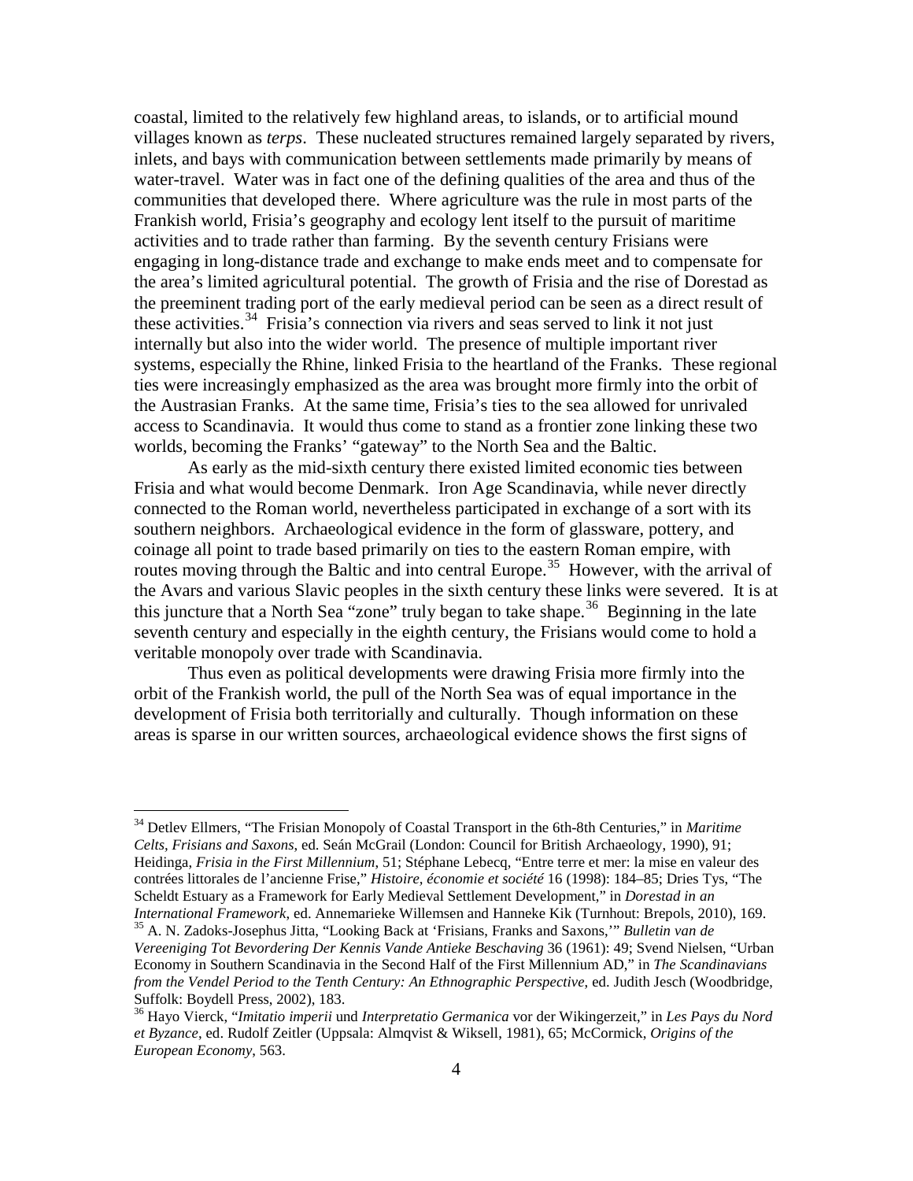coastal, limited to the relatively few highland areas, to islands, or to artificial mound villages known as *terps*. These nucleated structures remained largely separated by rivers, inlets, and bays with communication between settlements made primarily by means of water-travel. Water was in fact one of the defining qualities of the area and thus of the communities that developed there. Where agriculture was the rule in most parts of the Frankish world, Frisia's geography and ecology lent itself to the pursuit of maritime activities and to trade rather than farming. By the seventh century Frisians were engaging in long-distance trade and exchange to make ends meet and to compensate for the area's limited agricultural potential. The growth of Frisia and the rise of Dorestad as the preeminent trading port of the early medieval period can be seen as a direct result of these activities.[34] Frisia's connection via rivers and seas served to link it not just internally but also into the wider world. The presence of multiple important river systems, especially the Rhine, linked Frisia to the heartland of the Franks. These regional ties were increasingly emphasized as the area was brought more firmly into the orbit of the Austrasian Franks. At the same time, Frisia's ties to the sea allowed for unrivaled access to Scandinavia. It would thus come to stand as a frontier zone linking these two worlds, becoming the Franks' "gateway" to the North Sea and the Baltic.

As early as the mid-sixth century there existed limited economic ties between Frisia and what would become Denmark. Iron Age Scandinavia, while never directly connected to the Roman world, nevertheless participated in exchange of a sort with its southern neighbors. Archaeological evidence in the form of glassware, pottery, and coinage all point to trade based primarily on ties to the eastern Roman empire, with routes moving through the Baltic and into central Europe.[35] However, with the arrival of the Avars and various Slavic peoples in the sixth century these links were severed. It is at this juncture that a North Sea "zone" truly began to take shape.[36] Beginning in the late seventh century and especially in the eighth century, the Frisians would come to hold a veritable monopoly over trade with Scandinavia.

Thus even as political developments were drawing Frisia more firmly into the orbit of the Frankish world, the pull of the North Sea was of equal importance in the development of Frisia both territorially and culturally. Though information on these areas is sparse in our written sources, archaeological evidence shows the first signs of

---

[34] Detlev Ellmers, "The Frisian Monopoly of Coastal Transport in the 6th-8th Centuries," in *Maritime Celts, Frisians and Saxons*, ed. Seán McGrail (London: Council for British Archaeology, 1990), 91; Heidinga, *Frisia in the First Millennium*, 51; Stéphane Lebecq, "Entre terre et mer: la mise en valeur des contrées littorales de l'ancienne Frise," *Histoire, économie et société* 16 (1998): 184–85; Dries Tys, "The Scheldt Estuary as a Framework for Early Medieval Settlement Development," in *Dorestad in an International Framework*, ed. Annemarieke Willemsen and Hanneke Kik (Turnhout: Brepols, 2010), 169.

[35] A. N. Zadoks-Josephus Jitta, "Looking Back at 'Frisians, Franks and Saxons,'" *Bulletin van de Vereeniging Tot Bevordering Der Kennis Vande Antieke Beschaving* 36 (1961): 49; Svend Nielsen, "Urban Economy in Southern Scandinavia in the Second Half of the First Millennium AD," in *The Scandinavians from the Vendel Period to the Tenth Century: An Ethnographic Perspective*, ed. Judith Jesch (Woodbridge, Suffolk: Boydell Press, 2002), 183.

[36] Hayo Vierck, "*Imitatio imperii* und *Interpretatio Germanica* vor der Wikingerzeit," in *Les Pays du Nord et Byzance*, ed. Rudolf Zeitler (Uppsala: Almqvist & Wiksell, 1981), 65; McCormick, *Origins of the European Economy*, 563.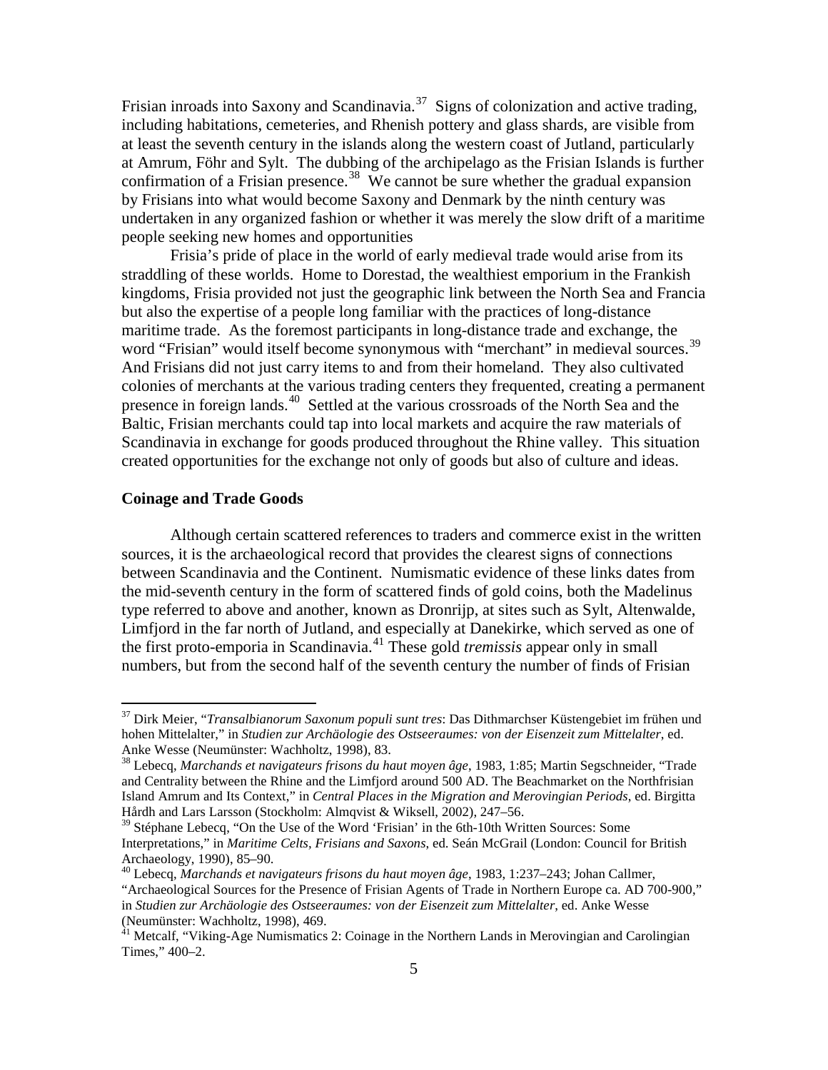Frisian inroads into Saxony and Scandinavia.[37] Signs of colonization and active trading, including habitations, cemeteries, and Rhenish pottery and glass shards, are visible from at least the seventh century in the islands along the western coast of Jutland, particularly at Amrum, Föhr and Sylt. The dubbing of the archipelago as the Frisian Islands is further confirmation of a Frisian presence.[38] We cannot be sure whether the gradual expansion by Frisians into what would become Saxony and Denmark by the ninth century was undertaken in any organized fashion or whether it was merely the slow drift of a maritime people seeking new homes and opportunities

Frisia's pride of place in the world of early medieval trade would arise from its straddling of these worlds. Home to Dorestad, the wealthiest emporium in the Frankish kingdoms, Frisia provided not just the geographic link between the North Sea and Francia but also the expertise of a people long familiar with the practices of long-distance maritime trade. As the foremost participants in long-distance trade and exchange, the word "Frisian" would itself become synonymous with "merchant" in medieval sources.[39] And Frisians did not just carry items to and from their homeland. They also cultivated colonies of merchants at the various trading centers they frequented, creating a permanent presence in foreign lands.[40] Settled at the various crossroads of the North Sea and the Baltic, Frisian merchants could tap into local markets and acquire the raw materials of Scandinavia in exchange for goods produced throughout the Rhine valley. This situation created opportunities for the exchange not only of goods but also of culture and ideas.

### Coinage and Trade Goods

Although certain scattered references to traders and commerce exist in the written sources, it is the archaeological record that provides the clearest signs of connections between Scandinavia and the Continent. Numismatic evidence of these links dates from the mid-seventh century in the form of scattered finds of gold coins, both the Madelinus type referred to above and another, known as Dronrijp, at sites such as Sylt, Altenwalde, Limfjord in the far north of Jutland, and especially at Danekirke, which served as one of the first proto-emporia in Scandinavia.[41] These gold *tremissis* appear only in small numbers, but from the second half of the seventh century the number of finds of Frisian

---

[37] Dirk Meier, "*Transalbianorum Saxonum populi sunt tres*: Das Dithmarchser Küstengebiet im frühen und hohen Mittelalter," in *Studien zur Archäologie des Ostseeraumes: von der Eisenzeit zum Mittelalter*, ed. Anke Wesse (Neumünster: Wachholtz, 1998), 83.

[38] Lebecq, *Marchands et navigateurs frisons du haut moyen âge*, 1983, 1:85; Martin Segschneider, "Trade and Centrality between the Rhine and the Limfjord around 500 AD. The Beachmarket on the Northfrisian Island Amrum and Its Context," in *Central Places in the Migration and Merovingian Periods*, ed. Birgitta Hårdh and Lars Larsson (Stockholm: Almqvist & Wiksell, 2002), 247–56.

[39] Stéphane Lebecq, "On the Use of the Word 'Frisian' in the 6th-10th Written Sources: Some Interpretations," in *Maritime Celts, Frisians and Saxons*, ed. Seán McGrail (London: Council for British Archaeology, 1990), 85–90.

[40] Lebecq, *Marchands et navigateurs frisons du haut moyen âge*, 1983, 1:237–243; Johan Callmer, "Archaeological Sources for the Presence of Frisian Agents of Trade in Northern Europe ca. AD 700-900," in *Studien zur Archäologie des Ostseeraumes: von der Eisenzeit zum Mittelalter*, ed. Anke Wesse (Neumünster: Wachholtz, 1998), 469.

[41] Metcalf, "Viking-Age Numismatics 2: Coinage in the Northern Lands in Merovingian and Carolingian Times," 400–2.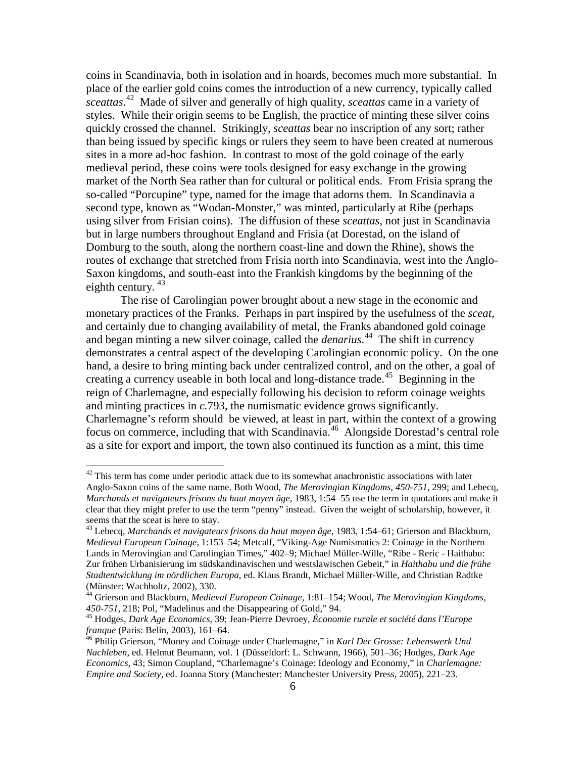coins in Scandinavia, both in isolation and in hoards, becomes much more substantial. In place of the earlier gold coins comes the introduction of a new currency, typically called *sceattas*.[42] Made of silver and generally of high quality, *sceattas* came in a variety of styles. While their origin seems to be English, the practice of minting these silver coins quickly crossed the channel. Strikingly, *sceattas* bear no inscription of any sort; rather than being issued by specific kings or rulers they seem to have been created at numerous sites in a more ad-hoc fashion. In contrast to most of the gold coinage of the early medieval period, these coins were tools designed for easy exchange in the growing market of the North Sea rather than for cultural or political ends. From Frisia sprang the so-called "Porcupine" type, named for the image that adorns them. In Scandinavia a second type, known as "Wodan-Monster," was minted, particularly at Ribe (perhaps using silver from Frisian coins). The diffusion of these *sceattas*, not just in Scandinavia but in large numbers throughout England and Frisia (at Dorestad, on the island of Domburg to the south, along the northern coast-line and down the Rhine), shows the routes of exchange that stretched from Frisia north into Scandinavia, west into the Anglo-Saxon kingdoms, and south-east into the Frankish kingdoms by the beginning of the eighth century.[43]

The rise of Carolingian power brought about a new stage in the economic and monetary practices of the Franks. Perhaps in part inspired by the usefulness of the *sceat*, and certainly due to changing availability of metal, the Franks abandoned gold coinage and began minting a new silver coinage, called the *denarius*.[44] The shift in currency demonstrates a central aspect of the developing Carolingian economic policy. On the one hand, a desire to bring minting back under centralized control, and on the other, a goal of creating a currency useable in both local and long-distance trade.[45] Beginning in the reign of Charlemagne, and especially following his decision to reform coinage weights and minting practices in *c.*793, the numismatic evidence grows significantly. Charlemagne's reform should be viewed, at least in part, within the context of a growing focus on commerce, including that with Scandinavia.[46] Alongside Dorestad's central role as a site for export and import, the town also continued its function as a mint, this time

---

[42] This term has come under periodic attack due to its somewhat anachronistic associations with later Anglo-Saxon coins of the same name. Both Wood, *The Merovingian Kingdoms, 450-751*, 299; and Lebecq, *Marchands et navigateurs frisons du haut moyen âge*, 1983, 1:54–55 use the term in quotations and make it clear that they might prefer to use the term "penny" instead. Given the weight of scholarship, however, it seems that the sceat is here to stay.

[43] Lebecq, *Marchands et navigateurs frisons du haut moyen âge*, 1983, 1:54–61; Grierson and Blackburn, *Medieval European Coinage*, 1:153–54; Metcalf, "Viking-Age Numismatics 2: Coinage in the Northern Lands in Merovingian and Carolingian Times," 402–9; Michael Müller-Wille, "Ribe - Reric - Haithabu: Zur frühen Urbanisierung im südskandinavischen und westslawischen Gebeit," in *Haithabu und die frühe Stadtentwicklung im nördlichen Europa*, ed. Klaus Brandt, Michael Müller-Wille, and Christian Radtke (Münster: Wachholtz, 2002), 330.

[44] Grierson and Blackburn, *Medieval European Coinage*, 1:81–154; Wood, *The Merovingian Kingdoms, 450-751*, 218; Pol, "Madelinus and the Disappearing of Gold," 94.

[45] Hodges, *Dark Age Economics*, 39; Jean-Pierre Devroey, *Économie rurale et société dans l'Europe franque* (Paris: Belin, 2003), 161–64.

[46] Philip Grierson, "Money and Coinage under Charlemagne," in *Karl Der Grosse: Lebenswerk Und Nachleben*, ed. Helmut Beumann, vol. 1 (Düsseldorf: L. Schwann, 1966), 501–36; Hodges, *Dark Age Economics*, 43; Simon Coupland, "Charlemagne's Coinage: Ideology and Economy," in *Charlemagne: Empire and Society*, ed. Joanna Story (Manchester: Manchester University Press, 2005), 221–23.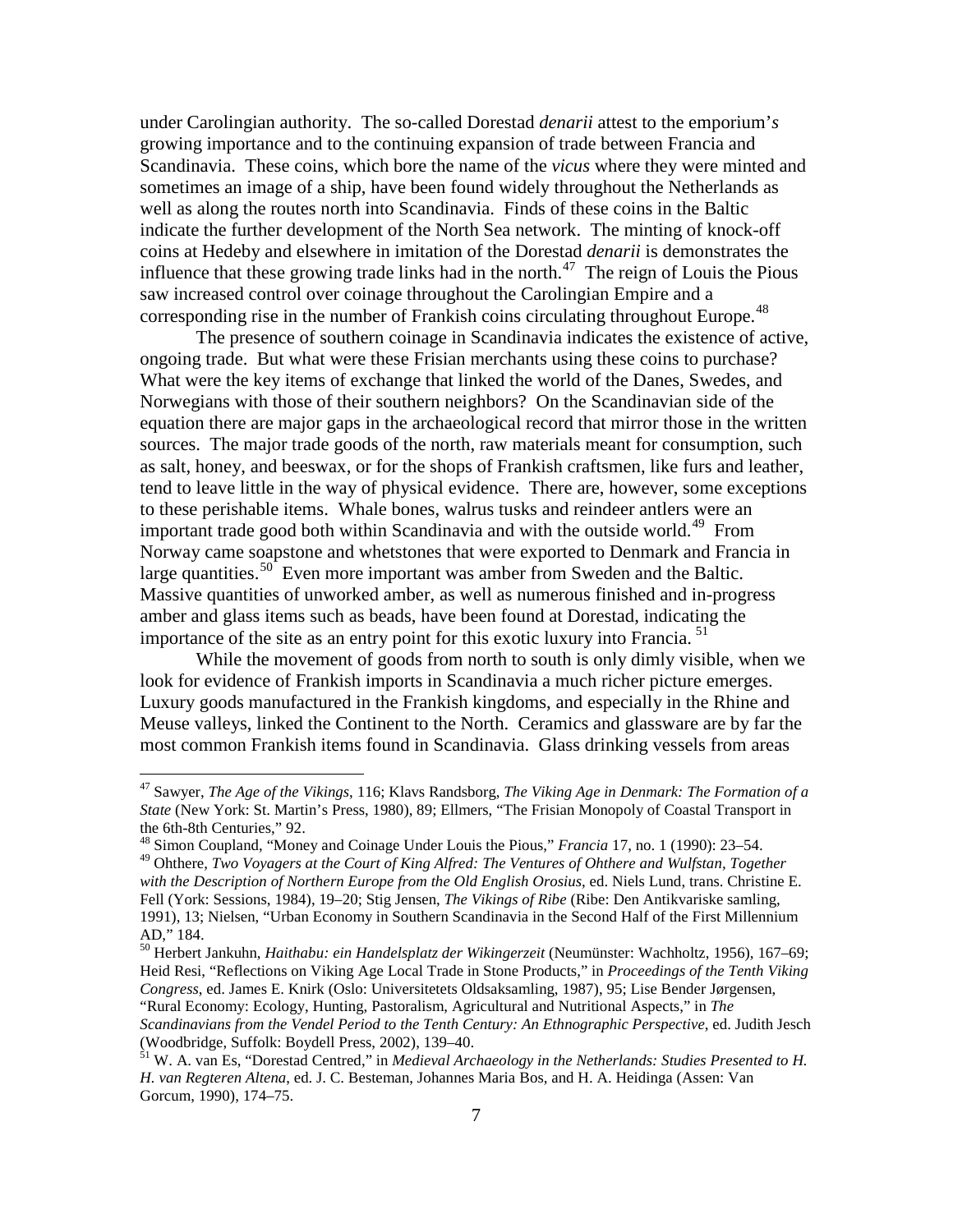under Carolingian authority. The so-called Dorestad *denarii* attest to the emporium'*s* growing importance and to the continuing expansion of trade between Francia and Scandinavia. These coins, which bore the name of the *vicus* where they were minted and sometimes an image of a ship, have been found widely throughout the Netherlands as well as along the routes north into Scandinavia. Finds of these coins in the Baltic indicate the further development of the North Sea network. The minting of knock-off coins at Hedeby and elsewhere in imitation of the Dorestad *denarii* is demonstrates the influence that these growing trade links had in the north.[47] The reign of Louis the Pious saw increased control over coinage throughout the Carolingian Empire and a corresponding rise in the number of Frankish coins circulating throughout Europe.[48]

The presence of southern coinage in Scandinavia indicates the existence of active, ongoing trade. But what were these Frisian merchants using these coins to purchase? What were the key items of exchange that linked the world of the Danes, Swedes, and Norwegians with those of their southern neighbors? On the Scandinavian side of the equation there are major gaps in the archaeological record that mirror those in the written sources. The major trade goods of the north, raw materials meant for consumption, such as salt, honey, and beeswax, or for the shops of Frankish craftsmen, like furs and leather, tend to leave little in the way of physical evidence. There are, however, some exceptions to these perishable items. Whale bones, walrus tusks and reindeer antlers were an important trade good both within Scandinavia and with the outside world.[49] From Norway came soapstone and whetstones that were exported to Denmark and Francia in large quantities.[50] Even more important was amber from Sweden and the Baltic. Massive quantities of unworked amber, as well as numerous finished and in-progress amber and glass items such as beads, have been found at Dorestad, indicating the importance of the site as an entry point for this exotic luxury into Francia.[51]

While the movement of goods from north to south is only dimly visible, when we look for evidence of Frankish imports in Scandinavia a much richer picture emerges. Luxury goods manufactured in the Frankish kingdoms, and especially in the Rhine and Meuse valleys, linked the Continent to the North. Ceramics and glassware are by far the most common Frankish items found in Scandinavia. Glass drinking vessels from areas

---

[47] Sawyer, *The Age of the Vikings*, 116; Klavs Randsborg, *The Viking Age in Denmark: The Formation of a State* (New York: St. Martin's Press, 1980), 89; Ellmers, "The Frisian Monopoly of Coastal Transport in the 6th-8th Centuries," 92.

[48] Simon Coupland, "Money and Coinage Under Louis the Pious," *Francia* 17, no. 1 (1990): 23–54.

[49] Ohthere, *Two Voyagers at the Court of King Alfred: The Ventures of Ohthere and Wulfstan, Together with the Description of Northern Europe from the Old English Orosius*, ed. Niels Lund, trans. Christine E. Fell (York: Sessions, 1984), 19–20; Stig Jensen, *The Vikings of Ribe* (Ribe: Den Antikvariske samling, 1991), 13; Nielsen, "Urban Economy in Southern Scandinavia in the Second Half of the First Millennium AD," 184.

[50] Herbert Jankuhn, *Haithabu: ein Handelsplatz der Wikingerzeit* (Neumünster: Wachholtz, 1956), 167–69; Heid Resi, "Reflections on Viking Age Local Trade in Stone Products," in *Proceedings of the Tenth Viking Congress*, ed. James E. Knirk (Oslo: Universitetets Oldsaksamling, 1987), 95; Lise Bender Jørgensen, "Rural Economy: Ecology, Hunting, Pastoralism, Agricultural and Nutritional Aspects," in *The Scandinavians from the Vendel Period to the Tenth Century: An Ethnographic Perspective*, ed. Judith Jesch (Woodbridge, Suffolk: Boydell Press, 2002), 139–40.

[51] W. A. van Es, "Dorestad Centred," in *Medieval Archaeology in the Netherlands: Studies Presented to H. H. van Regteren Altena*, ed. J. C. Besteman, Johannes Maria Bos, and H. A. Heidinga (Assen: Van Gorcum, 1990), 174–75.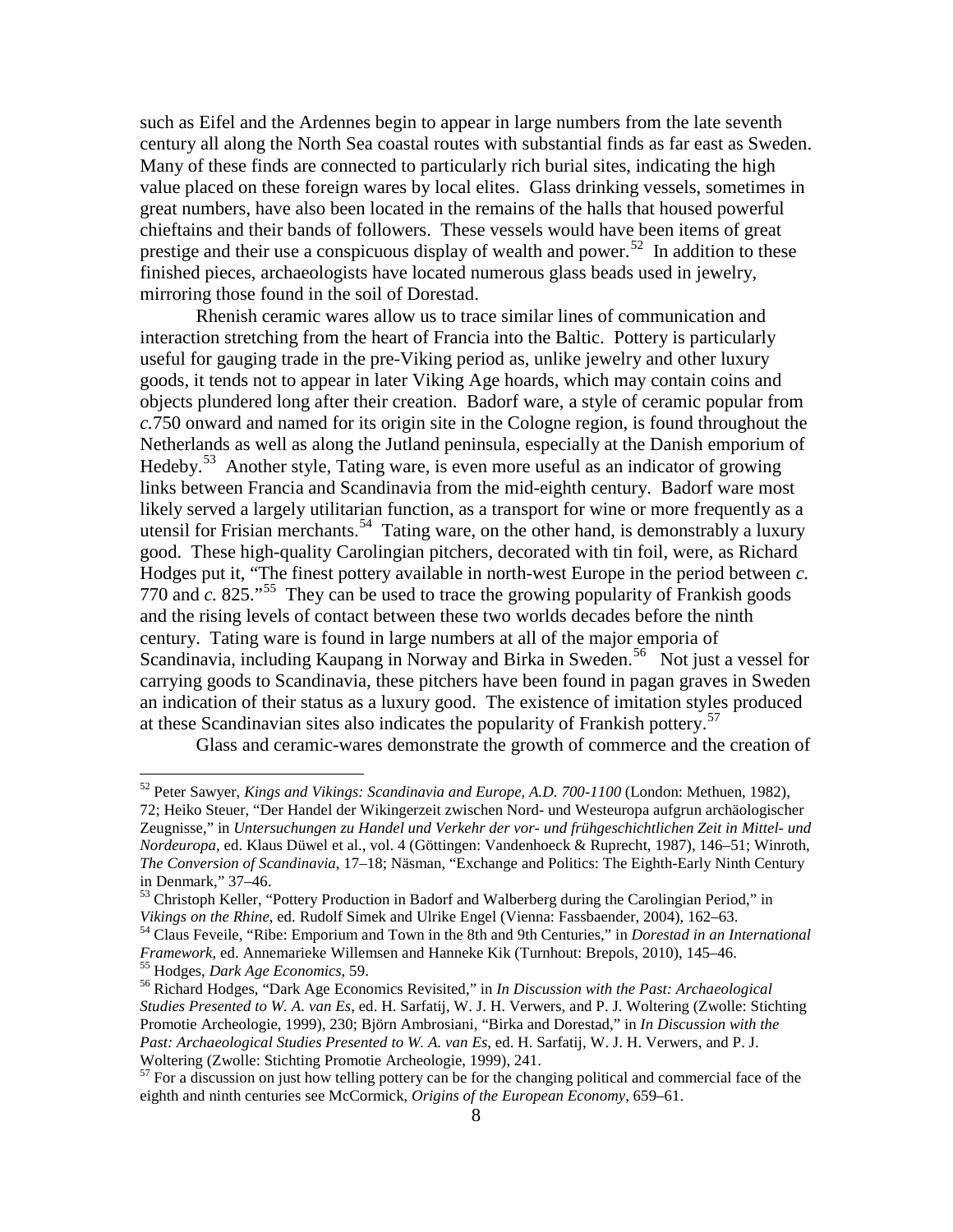such as Eifel and the Ardennes begin to appear in large numbers from the late seventh century all along the North Sea coastal routes with substantial finds as far east as Sweden. Many of these finds are connected to particularly rich burial sites, indicating the high value placed on these foreign wares by local elites. Glass drinking vessels, sometimes in great numbers, have also been located in the remains of the halls that housed powerful chieftains and their bands of followers. These vessels would have been items of great prestige and their use a conspicuous display of wealth and power.[52] In addition to these finished pieces, archaeologists have located numerous glass beads used in jewelry, mirroring those found in the soil of Dorestad.

Rhenish ceramic wares allow us to trace similar lines of communication and interaction stretching from the heart of Francia into the Baltic. Pottery is particularly useful for gauging trade in the pre-Viking period as, unlike jewelry and other luxury goods, it tends not to appear in later Viking Age hoards, which may contain coins and objects plundered long after their creation. Badorf ware, a style of ceramic popular from *c.*750 onward and named for its origin site in the Cologne region, is found throughout the Netherlands as well as along the Jutland peninsula, especially at the Danish emporium of Hedeby.[53] Another style, Tating ware, is even more useful as an indicator of growing links between Francia and Scandinavia from the mid-eighth century. Badorf ware most likely served a largely utilitarian function, as a transport for wine or more frequently as a utensil for Frisian merchants.[54] Tating ware, on the other hand, is demonstrably a luxury good. These high-quality Carolingian pitchers, decorated with tin foil, were, as Richard Hodges put it, "The finest pottery available in north-west Europe in the period between *c.* 770 and *c.* 825."[55] They can be used to trace the growing popularity of Frankish goods and the rising levels of contact between these two worlds decades before the ninth century. Tating ware is found in large numbers at all of the major emporia of Scandinavia, including Kaupang in Norway and Birka in Sweden.[56] Not just a vessel for carrying goods to Scandinavia, these pitchers have been found in pagan graves in Sweden an indication of their status as a luxury good. The existence of imitation styles produced at these Scandinavian sites also indicates the popularity of Frankish pottery.[57]

Glass and ceramic-wares demonstrate the growth of commerce and the creation of

---

[52] Peter Sawyer, *Kings and Vikings: Scandinavia and Europe, A.D. 700-1100* (London: Methuen, 1982), 72; Heiko Steuer, "Der Handel der Wikingerzeit zwischen Nord- und Westeuropa aufgrun archäologischer Zeugnisse," in *Untersuchungen zu Handel und Verkehr der vor- und frühgeschichtlichen Zeit in Mittel- und Nordeuropa*, ed. Klaus Düwel et al., vol. 4 (Göttingen: Vandenhoeck & Ruprecht, 1987), 146–51; Winroth, *The Conversion of Scandinavia*, 17–18; Näsman, "Exchange and Politics: The Eighth-Early Ninth Century in Denmark," 37–46.

[53] Christoph Keller, "Pottery Production in Badorf and Walberberg during the Carolingian Period," in *Vikings on the Rhine*, ed. Rudolf Simek and Ulrike Engel (Vienna: Fassbaender, 2004), 162–63.

[54] Claus Feveile, "Ribe: Emporium and Town in the 8th and 9th Centuries," in *Dorestad in an International Framework*, ed. Annemarieke Willemsen and Hanneke Kik (Turnhout: Brepols, 2010), 145–46.

[55] Hodges, *Dark Age Economics*, 59.

[56] Richard Hodges, "Dark Age Economics Revisited," in *In Discussion with the Past: Archaeological Studies Presented to W. A. van Es*, ed. H. Sarfatij, W. J. H. Verwers, and P. J. Woltering (Zwolle: Stichting Promotie Archeologie, 1999), 230; Björn Ambrosiani, "Birka and Dorestad," in *In Discussion with the Past: Archaeological Studies Presented to W. A. van Es*, ed. H. Sarfatij, W. J. H. Verwers, and P. J. Woltering (Zwolle: Stichting Promotie Archeologie, 1999), 241.

[57] For a discussion on just how telling pottery can be for the changing political and commercial face of the eighth and ninth centuries see McCormick, *Origins of the European Economy*, 659–61.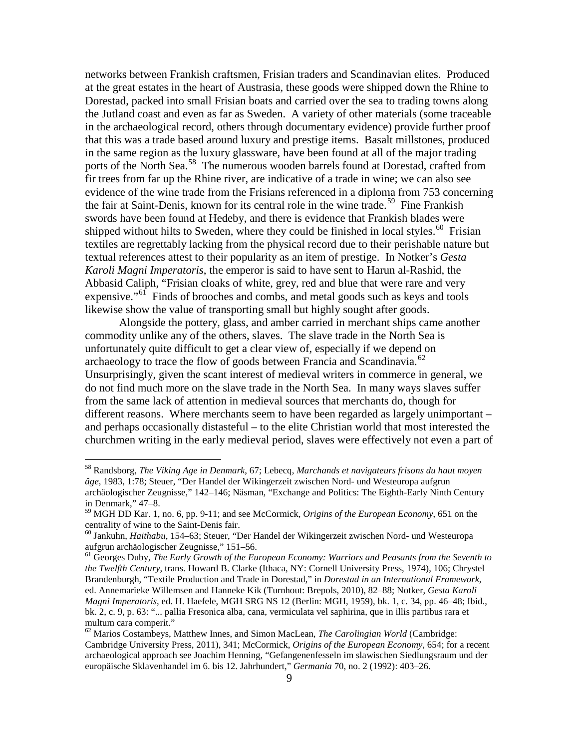networks between Frankish craftsmen, Frisian traders and Scandinavian elites. Produced at the great estates in the heart of Austrasia, these goods were shipped down the Rhine to Dorestad, packed into small Frisian boats and carried over the sea to trading towns along the Jutland coast and even as far as Sweden. A variety of other materials (some traceable in the archaeological record, others through documentary evidence) provide further proof that this was a trade based around luxury and prestige items. Basalt millstones, produced in the same region as the luxury glassware, have been found at all of the major trading ports of the North Sea.[58] The numerous wooden barrels found at Dorestad, crafted from fir trees from far up the Rhine river, are indicative of a trade in wine; we can also see evidence of the wine trade from the Frisians referenced in a diploma from 753 concerning the fair at Saint-Denis, known for its central role in the wine trade.[59] Fine Frankish swords have been found at Hedeby, and there is evidence that Frankish blades were shipped without hilts to Sweden, where they could be finished in local styles.[60] Frisian textiles are regrettably lacking from the physical record due to their perishable nature but textual references attest to their popularity as an item of prestige. In Notker's *Gesta Karoli Magni Imperatoris*, the emperor is said to have sent to Harun al-Rashid, the Abbasid Caliph, "Frisian cloaks of white, grey, red and blue that were rare and very expensive."[61] Finds of brooches and combs, and metal goods such as keys and tools likewise show the value of transporting small but highly sought after goods.

Alongside the pottery, glass, and amber carried in merchant ships came another commodity unlike any of the others, slaves. The slave trade in the North Sea is unfortunately quite difficult to get a clear view of, especially if we depend on archaeology to trace the flow of goods between Francia and Scandinavia.[62] Unsurprisingly, given the scant interest of medieval writers in commerce in general, we do not find much more on the slave trade in the North Sea. In many ways slaves suffer from the same lack of attention in medieval sources that merchants do, though for different reasons. Where merchants seem to have been regarded as largely unimportant – and perhaps occasionally distasteful – to the elite Christian world that most interested the churchmen writing in the early medieval period, slaves were effectively not even a part of

---

[58] Randsborg, *The Viking Age in Denmark*, 67; Lebecq, *Marchands et navigateurs frisons du haut moyen âge*, 1983, 1:78; Steuer, "Der Handel der Wikingerzeit zwischen Nord- und Westeuropa aufgrun archäologischer Zeugnisse," 142–146; Näsman, "Exchange and Politics: The Eighth-Early Ninth Century in Denmark," 47–8.

[59] MGH DD Kar. 1, no. 6, pp. 9-11; and see McCormick, *Origins of the European Economy*, 651 on the centrality of wine to the Saint-Denis fair.

[60] Jankuhn, *Haithabu*, 154–63; Steuer, "Der Handel der Wikingerzeit zwischen Nord- und Westeuropa aufgrun archäologischer Zeugnisse," 151–56.

[61] Georges Duby, *The Early Growth of the European Economy: Warriors and Peasants from the Seventh to the Twelfth Century*, trans. Howard B. Clarke (Ithaca, NY: Cornell University Press, 1974), 106; Chrystel Brandenburgh, "Textile Production and Trade in Dorestad," in *Dorestad in an International Framework*, ed. Annemarieke Willemsen and Hanneke Kik (Turnhout: Brepols, 2010), 82–88; Notker, *Gesta Karoli Magni Imperatoris*, ed. H. Haefele, MGH SRG NS 12 (Berlin: MGH, 1959), bk. 1, c. 34, pp. 46–48; Ibid., bk. 2, c. 9, p. 63: "... pallia Fresonica alba, cana, vermiculata vel saphirina, que in illis partibus rara et multum cara comperit."

[62] Marios Costambeys, Matthew Innes, and Simon MacLean, *The Carolingian World* (Cambridge: Cambridge University Press, 2011), 341; McCormick, *Origins of the European Economy*, 654; for a recent archaeological approach see Joachim Henning, "Gefangenenfesseln im slawischen Siedlungsraum und der europäische Sklavenhandel im 6. bis 12. Jahrhundert," *Germania* 70, no. 2 (1992): 403–26.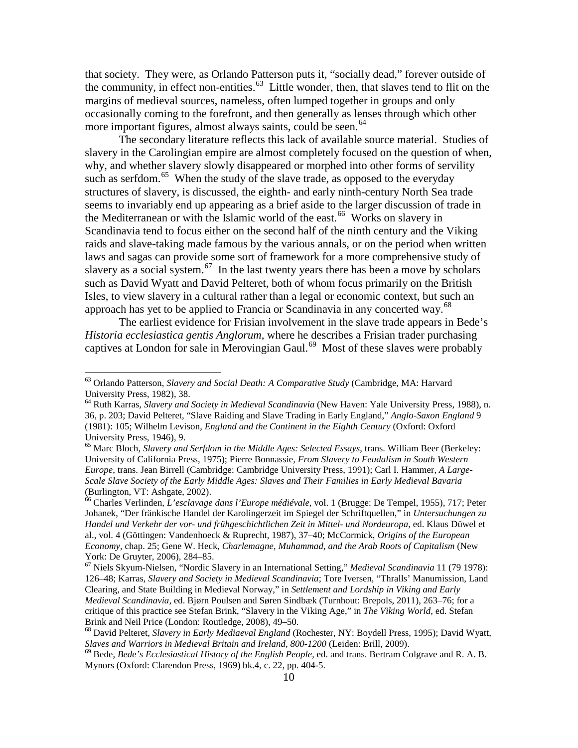that society. They were, as Orlando Patterson puts it, "socially dead," forever outside of the community, in effect non-entities.[63] Little wonder, then, that slaves tend to flit on the margins of medieval sources, nameless, often lumped together in groups and only occasionally coming to the forefront, and then generally as lenses through which other more important figures, almost always saints, could be seen.[64]

The secondary literature reflects this lack of available source material. Studies of slavery in the Carolingian empire are almost completely focused on the question of when, why, and whether slavery slowly disappeared or morphed into other forms of servility such as serfdom.[65] When the study of the slave trade, as opposed to the everyday structures of slavery, is discussed, the eighth- and early ninth-century North Sea trade seems to invariably end up appearing as a brief aside to the larger discussion of trade in the Mediterranean or with the Islamic world of the east.[66] Works on slavery in Scandinavia tend to focus either on the second half of the ninth century and the Viking raids and slave-taking made famous by the various annals, or on the period when written laws and sagas can provide some sort of framework for a more comprehensive study of slavery as a social system.[67] In the last twenty years there has been a move by scholars such as David Wyatt and David Pelteret, both of whom focus primarily on the British Isles, to view slavery in a cultural rather than a legal or economic context, but such an approach has yet to be applied to Francia or Scandinavia in any concerted way.[68]

The earliest evidence for Frisian involvement in the slave trade appears in Bede's *Historia ecclesiastica gentis Anglorum*, where he describes a Frisian trader purchasing captives at London for sale in Merovingian Gaul.[69] Most of these slaves were probably

---

[63] Orlando Patterson, *Slavery and Social Death: A Comparative Study* (Cambridge, MA: Harvard University Press, 1982), 38.

[64] Ruth Karras, *Slavery and Society in Medieval Scandinavia* (New Haven: Yale University Press, 1988), n. 36, p. 203; David Pelteret, "Slave Raiding and Slave Trading in Early England," *Anglo-Saxon England* 9 (1981): 105; Wilhelm Levison, *England and the Continent in the Eighth Century* (Oxford: Oxford University Press, 1946), 9.

[65] Marc Bloch, *Slavery and Serfdom in the Middle Ages: Selected Essays*, trans. William Beer (Berkeley: University of California Press, 1975); Pierre Bonnassie, *From Slavery to Feudalism in South Western Europe*, trans. Jean Birrell (Cambridge: Cambridge University Press, 1991); Carl I. Hammer, *A Large-Scale Slave Society of the Early Middle Ages: Slaves and Their Families in Early Medieval Bavaria* (Burlington, VT: Ashgate, 2002).

[66] Charles Verlinden, *L'esclavage dans l'Europe médiévale*, vol. 1 (Brugge: De Tempel, 1955), 717; Peter Johanek, "Der fränkische Handel der Karolingerzeit im Spiegel der Schriftquellen," in *Untersuchungen zu Handel und Verkehr der vor- und frühgeschichtlichen Zeit in Mittel- und Nordeuropa*, ed. Klaus Düwel et al., vol. 4 (Göttingen: Vandenhoeck & Ruprecht, 1987), 37–40; McCormick, *Origins of the European Economy*, chap. 25; Gene W. Heck, *Charlemagne, Muhammad, and the Arab Roots of Capitalism* (New York: De Gruyter, 2006), 284–85.

[67] Niels Skyum-Nielsen, "Nordic Slavery in an International Setting," *Medieval Scandinavia* 11 (79 1978): 126–48; Karras, *Slavery and Society in Medieval Scandinavia*; Tore Iversen, "Thralls' Manumission, Land Clearing, and State Building in Medieval Norway," in *Settlement and Lordship in Viking and Early Medieval Scandinavia*, ed. Bjørn Poulsen and Søren Sindbæk (Turnhout: Brepols, 2011), 263–76; for a critique of this practice see Stefan Brink, "Slavery in the Viking Age," in *The Viking World*, ed. Stefan Brink and Neil Price (London: Routledge, 2008), 49–50.

[68] David Pelteret, *Slavery in Early Mediaeval England* (Rochester, NY: Boydell Press, 1995); David Wyatt, *Slaves and Warriors in Medieval Britain and Ireland, 800-1200* (Leiden: Brill, 2009).

[69] Bede, *Bede's Ecclesiastical History of the English People*, ed. and trans. Bertram Colgrave and R. A. B. Mynors (Oxford: Clarendon Press, 1969) bk.4, c. 22, pp. 404-5.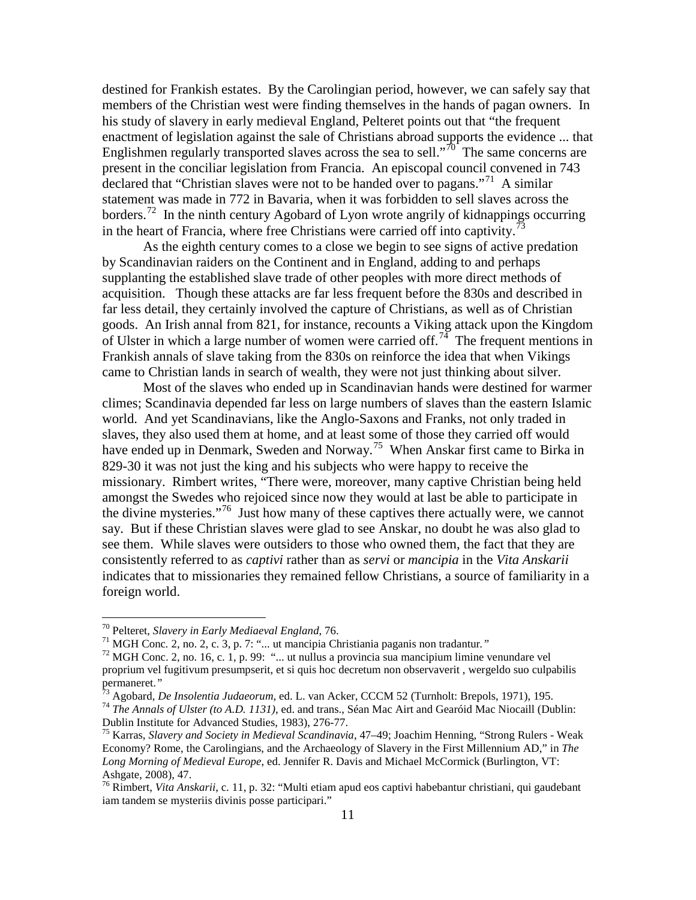destined for Frankish estates. By the Carolingian period, however, we can safely say that members of the Christian west were finding themselves in the hands of pagan owners. In his study of slavery in early medieval England, Pelteret points out that "the frequent enactment of legislation against the sale of Christians abroad supports the evidence ... that Englishmen regularly transported slaves across the sea to sell."[70] The same concerns are present in the conciliar legislation from Francia. An episcopal council convened in 743 declared that "Christian slaves were not to be handed over to pagans."[71] A similar statement was made in 772 in Bavaria, when it was forbidden to sell slaves across the borders.[72] In the ninth century Agobard of Lyon wrote angrily of kidnappings occurring in the heart of Francia, where free Christians were carried off into captivity.[73]

As the eighth century comes to a close we begin to see signs of active predation by Scandinavian raiders on the Continent and in England, adding to and perhaps supplanting the established slave trade of other peoples with more direct methods of acquisition. Though these attacks are far less frequent before the 830s and described in far less detail, they certainly involved the capture of Christians, as well as of Christian goods. An Irish annal from 821, for instance, recounts a Viking attack upon the Kingdom of Ulster in which a large number of women were carried off.[74] The frequent mentions in Frankish annals of slave taking from the 830s on reinforce the idea that when Vikings came to Christian lands in search of wealth, they were not just thinking about silver.

Most of the slaves who ended up in Scandinavian hands were destined for warmer climes; Scandinavia depended far less on large numbers of slaves than the eastern Islamic world. And yet Scandinavians, like the Anglo-Saxons and Franks, not only traded in slaves, they also used them at home, and at least some of those they carried off would have ended up in Denmark, Sweden and Norway.[75] When Anskar first came to Birka in 829-30 it was not just the king and his subjects who were happy to receive the missionary. Rimbert writes, "There were, moreover, many captive Christian being held amongst the Swedes who rejoiced since now they would at last be able to participate in the divine mysteries."[76] Just how many of these captives there actually were, we cannot say. But if these Christian slaves were glad to see Anskar, no doubt he was also glad to see them. While slaves were outsiders to those who owned them, the fact that they are consistently referred to as *captivi* rather than as *servi* or *mancipia* in the *Vita Anskarii* indicates that to missionaries they remained fellow Christians, a source of familiarity in a foreign world.

---

[70] Pelteret, *Slavery in Early Mediaeval England*, 76.

[71] MGH Conc. 2, no. 2, c. 3, p. 7: "... ut mancipia Christiania paganis non tradantur."

[72] MGH Conc. 2, no. 16, c. 1, p. 99: "... ut nullus a provincia sua mancipium limine venundare vel proprium vel fugitivum presumpserit, et si quis hoc decretum non observaverit , wergeldo suo culpabilis permaneret."

[73] Agobard, *De Insolentia Judaeorum*, ed. L. van Acker, CCCM 52 (Turnholt: Brepols, 1971), 195.

[74] *The Annals of Ulster (to A.D. 1131)*, ed. and trans., Séan Mac Airt and Gearóid Mac Niocaill (Dublin: Dublin Institute for Advanced Studies, 1983), 276-77.

[75] Karras, *Slavery and Society in Medieval Scandinavia*, 47–49; Joachim Henning, "Strong Rulers - Weak Economy? Rome, the Carolingians, and the Archaeology of Slavery in the First Millennium AD," in *The Long Morning of Medieval Europe*, ed. Jennifer R. Davis and Michael McCormick (Burlington, VT: Ashgate, 2008), 47.

[76] Rimbert, *Vita Anskarii*, c. 11, p. 32: "Multi etiam apud eos captivi habebantur christiani, qui gaudebant iam tandem se mysteriis divinis posse participari."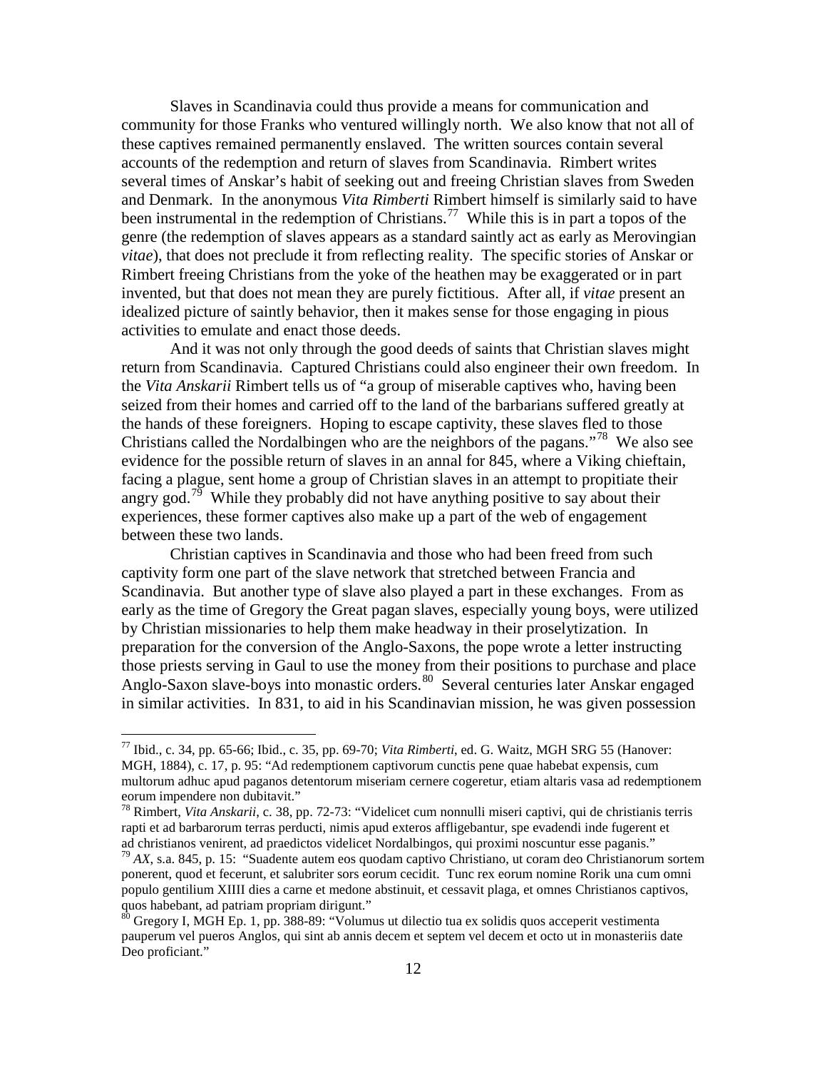Slaves in Scandinavia could thus provide a means for communication and community for those Franks who ventured willingly north. We also know that not all of these captives remained permanently enslaved. The written sources contain several accounts of the redemption and return of slaves from Scandinavia. Rimbert writes several times of Anskar's habit of seeking out and freeing Christian slaves from Sweden and Denmark. In the anonymous *Vita Rimberti* Rimbert himself is similarly said to have been instrumental in the redemption of Christians.[77] While this is in part a topos of the genre (the redemption of slaves appears as a standard saintly act as early as Merovingian *vitae*), that does not preclude it from reflecting reality. The specific stories of Anskar or Rimbert freeing Christians from the yoke of the heathen may be exaggerated or in part invented, but that does not mean they are purely fictitious. After all, if *vitae* present an idealized picture of saintly behavior, then it makes sense for those engaging in pious activities to emulate and enact those deeds.

And it was not only through the good deeds of saints that Christian slaves might return from Scandinavia. Captured Christians could also engineer their own freedom. In the *Vita Anskarii* Rimbert tells us of "a group of miserable captives who, having been seized from their homes and carried off to the land of the barbarians suffered greatly at the hands of these foreigners. Hoping to escape captivity, these slaves fled to those Christians called the Nordalbingen who are the neighbors of the pagans."[78] We also see evidence for the possible return of slaves in an annal for 845, where a Viking chieftain, facing a plague, sent home a group of Christian slaves in an attempt to propitiate their angry god.[79] While they probably did not have anything positive to say about their experiences, these former captives also make up a part of the web of engagement between these two lands.

Christian captives in Scandinavia and those who had been freed from such captivity form one part of the slave network that stretched between Francia and Scandinavia. But another type of slave also played a part in these exchanges. From as early as the time of Gregory the Great pagan slaves, especially young boys, were utilized by Christian missionaries to help them make headway in their proselytization. In preparation for the conversion of the Anglo-Saxons, the pope wrote a letter instructing those priests serving in Gaul to use the money from their positions to purchase and place Anglo-Saxon slave-boys into monastic orders.[80] Several centuries later Anskar engaged in similar activities. In 831, to aid in his Scandinavian mission, he was given possession

---

[77] Ibid., c. 34, pp. 65-66; Ibid., c. 35, pp. 69-70; *Vita Rimberti*, ed. G. Waitz, MGH SRG 55 (Hanover: MGH, 1884), c. 17, p. 95: "Ad redemptionem captivorum cunctis pene quae habebat expensis, cum multorum adhuc apud paganos detentorum miseriam cernere cogeretur, etiam altaris vasa ad redemptionem eorum impendere non dubitavit."

[78] Rimbert, *Vita Anskarii*, c. 38, pp. 72-73: "Videlicet cum nonnulli miseri captivi, qui de christianis terris rapti et ad barbarorum terras perducti, nimis apud exteros affligebantur, spe evadendi inde fugerent et ad christianos venirent, ad praedictos videlicet Nordalbingos, qui proximi noscuntur esse paganis."

[79] *AX*, s.a. 845, p. 15: "Suadente autem eos quodam captivo Christiano, ut coram deo Christianorum sortem ponerent, quod et fecerunt, et salubriter sors eorum cecidit. Tunc rex eorum nomine Rorik una cum omni populo gentilium XIIII dies a carne et medone abstinuit, et cessavit plaga, et omnes Christianos captivos, quos habebant, ad patriam propriam dirigunt."

[80] Gregory I, MGH Ep. 1, pp. 388-89: "Volumus ut dilectio tua ex solidis quos acceperit vestimenta pauperum vel pueros Anglos, qui sint ab annis decem et septem vel decem et octo ut in monasteriis date Deo proficiant."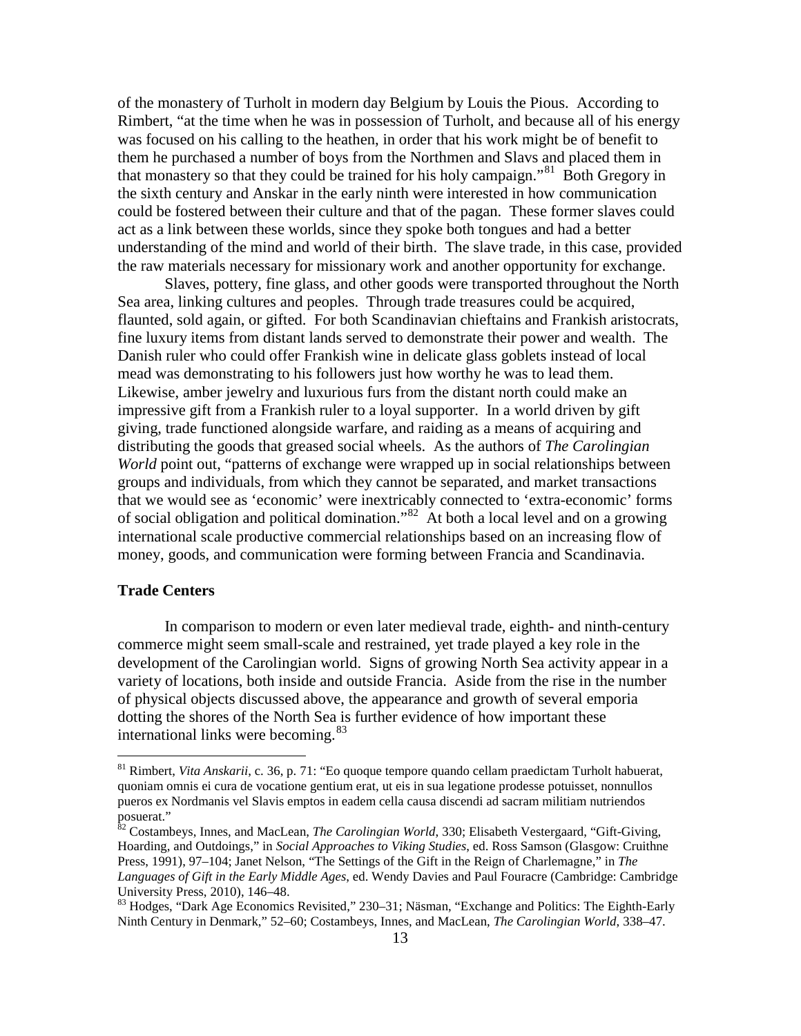of the monastery of Turholt in modern day Belgium by Louis the Pious. According to Rimbert, "at the time when he was in possession of Turholt, and because all of his energy was focused on his calling to the heathen, in order that his work might be of benefit to them he purchased a number of boys from the Northmen and Slavs and placed them in that monastery so that they could be trained for his holy campaign."[81] Both Gregory in the sixth century and Anskar in the early ninth were interested in how communication could be fostered between their culture and that of the pagan. These former slaves could act as a link between these worlds, since they spoke both tongues and had a better understanding of the mind and world of their birth. The slave trade, in this case, provided the raw materials necessary for missionary work and another opportunity for exchange.

Slaves, pottery, fine glass, and other goods were transported throughout the North Sea area, linking cultures and peoples. Through trade treasures could be acquired, flaunted, sold again, or gifted. For both Scandinavian chieftains and Frankish aristocrats, fine luxury items from distant lands served to demonstrate their power and wealth. The Danish ruler who could offer Frankish wine in delicate glass goblets instead of local mead was demonstrating to his followers just how worthy he was to lead them. Likewise, amber jewelry and luxurious furs from the distant north could make an impressive gift from a Frankish ruler to a loyal supporter. In a world driven by gift giving, trade functioned alongside warfare, and raiding as a means of acquiring and distributing the goods that greased social wheels. As the authors of *The Carolingian World* point out, "patterns of exchange were wrapped up in social relationships between groups and individuals, from which they cannot be separated, and market transactions that we would see as 'economic' were inextricably connected to 'extra-economic' forms of social obligation and political domination."[82] At both a local level and on a growing international scale productive commercial relationships based on an increasing flow of money, goods, and communication were forming between Francia and Scandinavia.

### Trade Centers

In comparison to modern or even later medieval trade, eighth- and ninth-century commerce might seem small-scale and restrained, yet trade played a key role in the development of the Carolingian world. Signs of growing North Sea activity appear in a variety of locations, both inside and outside Francia. Aside from the rise in the number of physical objects discussed above, the appearance and growth of several emporia dotting the shores of the North Sea is further evidence of how important these international links were becoming.[83]

---

[81] Rimbert, *Vita Anskarii*, c. 36, p. 71: "Eo quoque tempore quando cellam praedictam Turholt habuerat, quoniam omnis ei cura de vocatione gentium erat, ut eis in sua legatione prodesse potuisset, nonnullos pueros ex Nordmanis vel Slavis emptos in eadem cella causa discendi ad sacram militiam nutriendos posuerat."

[82] Costambeys, Innes, and MacLean, *The Carolingian World*, 330; Elisabeth Vestergaard, "Gift-Giving, Hoarding, and Outdoings," in *Social Approaches to Viking Studies*, ed. Ross Samson (Glasgow: Cruithne Press, 1991), 97–104; Janet Nelson, "The Settings of the Gift in the Reign of Charlemagne," in *The Languages of Gift in the Early Middle Ages*, ed. Wendy Davies and Paul Fouracre (Cambridge: Cambridge University Press, 2010), 146–48.

[83] Hodges, "Dark Age Economics Revisited," 230–31; Näsman, "Exchange and Politics: The Eighth-Early Ninth Century in Denmark," 52–60; Costambeys, Innes, and MacLean, *The Carolingian World*, 338–47.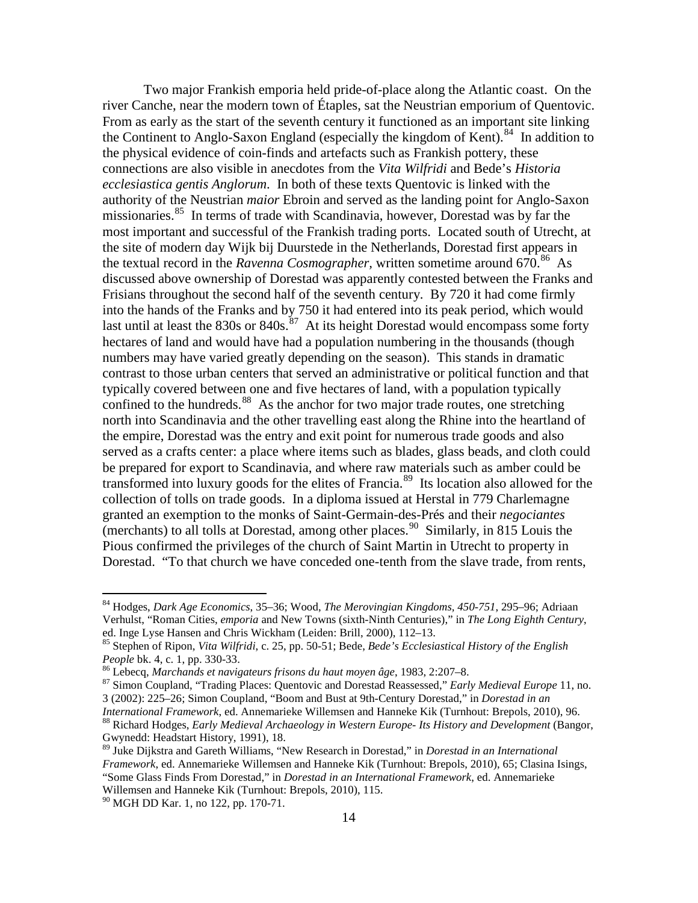Two major Frankish emporia held pride-of-place along the Atlantic coast. On the river Canche, near the modern town of Étaples, sat the Neustrian emporium of Quentovic. From as early as the start of the seventh century it functioned as an important site linking the Continent to Anglo-Saxon England (especially the kingdom of Kent).[84] In addition to the physical evidence of coin-finds and artefacts such as Frankish pottery, these connections are also visible in anecdotes from the *Vita Wilfridi* and Bede's *Historia ecclesiastica gentis Anglorum*. In both of these texts Quentovic is linked with the authority of the Neustrian *maior* Ebroin and served as the landing point for Anglo-Saxon missionaries.[85] In terms of trade with Scandinavia, however, Dorestad was by far the most important and successful of the Frankish trading ports. Located south of Utrecht, at the site of modern day Wijk bij Duurstede in the Netherlands, Dorestad first appears in the textual record in the *Ravenna Cosmographer*, written sometime around 670.[86] As discussed above ownership of Dorestad was apparently contested between the Franks and Frisians throughout the second half of the seventh century. By 720 it had come firmly into the hands of the Franks and by 750 it had entered into its peak period, which would last until at least the 830s or 840s.[87] At its height Dorestad would encompass some forty hectares of land and would have had a population numbering in the thousands (though numbers may have varied greatly depending on the season). This stands in dramatic contrast to those urban centers that served an administrative or political function and that typically covered between one and five hectares of land, with a population typically confined to the hundreds.[88] As the anchor for two major trade routes, one stretching north into Scandinavia and the other travelling east along the Rhine into the heartland of the empire, Dorestad was the entry and exit point for numerous trade goods and also served as a crafts center: a place where items such as blades, glass beads, and cloth could be prepared for export to Scandinavia, and where raw materials such as amber could be transformed into luxury goods for the elites of Francia.[89] Its location also allowed for the collection of tolls on trade goods. In a diploma issued at Herstal in 779 Charlemagne granted an exemption to the monks of Saint-Germain-des-Prés and their *negociantes* (merchants) to all tolls at Dorestad, among other places.[90] Similarly, in 815 Louis the Pious confirmed the privileges of the church of Saint Martin in Utrecht to property in Dorestad. "To that church we have conceded one-tenth from the slave trade, from rents,

---

[84] Hodges, *Dark Age Economics*, 35–36; Wood, *The Merovingian Kingdoms, 450-751*, 295–96; Adriaan Verhulst, "Roman Cities, *emporia* and New Towns (sixth-Ninth Centuries)," in *The Long Eighth Century*, ed. Inge Lyse Hansen and Chris Wickham (Leiden: Brill, 2000), 112–13.

[85] Stephen of Ripon, *Vita Wilfridi*, c. 25, pp. 50-51; Bede, *Bede's Ecclesiastical History of the English People* bk. 4, c. 1, pp. 330-33.

[86] Lebecq, *Marchands et navigateurs frisons du haut moyen âge*, 1983, 2:207–8.

[87] Simon Coupland, "Trading Places: Quentovic and Dorestad Reassessed," *Early Medieval Europe* 11, no. 3 (2002): 225–26; Simon Coupland, "Boom and Bust at 9th-Century Dorestad," in *Dorestad in an International Framework*, ed. Annemarieke Willemsen and Hanneke Kik (Turnhout: Brepols, 2010), 96.

[88] Richard Hodges, *Early Medieval Archaeology in Western Europe- Its History and Development* (Bangor, Gwynedd: Headstart History, 1991), 18.

[89] Juke Dijkstra and Gareth Williams, "New Research in Dorestad," in *Dorestad in an International Framework*, ed. Annemarieke Willemsen and Hanneke Kik (Turnhout: Brepols, 2010), 65; Clasina Isings, "Some Glass Finds From Dorestad," in *Dorestad in an International Framework*, ed. Annemarieke Willemsen and Hanneke Kik (Turnhout: Brepols, 2010), 115.

[90] MGH DD Kar. 1, no 122, pp. 170-71.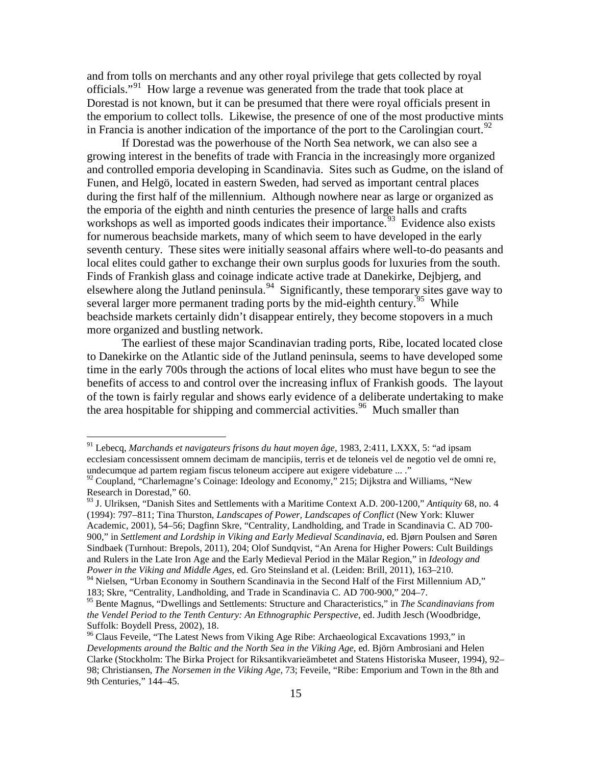and from tolls on merchants and any other royal privilege that gets collected by royal officials."[91] How large a revenue was generated from the trade that took place at Dorestad is not known, but it can be presumed that there were royal officials present in the emporium to collect tolls. Likewise, the presence of one of the most productive mints in Francia is another indication of the importance of the port to the Carolingian court.[92]

If Dorestad was the powerhouse of the North Sea network, we can also see a growing interest in the benefits of trade with Francia in the increasingly more organized and controlled emporia developing in Scandinavia. Sites such as Gudme, on the island of Funen, and Helgö, located in eastern Sweden, had served as important central places during the first half of the millennium. Although nowhere near as large or organized as the emporia of the eighth and ninth centuries the presence of large halls and crafts workshops as well as imported goods indicates their importance.[93] Evidence also exists for numerous beachside markets, many of which seem to have developed in the early seventh century. These sites were initially seasonal affairs where well-to-do peasants and local elites could gather to exchange their own surplus goods for luxuries from the south. Finds of Frankish glass and coinage indicate active trade at Danekirke, Dejbjerg, and elsewhere along the Jutland peninsula.[94] Significantly, these temporary sites gave way to several larger more permanent trading ports by the mid-eighth century.[95] While beachside markets certainly didn't disappear entirely, they become stopovers in a much more organized and bustling network.

The earliest of these major Scandinavian trading ports, Ribe, located located close to Danekirke on the Atlantic side of the Jutland peninsula, seems to have developed some time in the early 700s through the actions of local elites who must have begun to see the benefits of access to and control over the increasing influx of Frankish goods. The layout of the town is fairly regular and shows early evidence of a deliberate undertaking to make the area hospitable for shipping and commercial activities.[96] Much smaller than

---

[91] Lebecq, *Marchands et navigateurs frisons du haut moyen âge*, 1983, 2:411, LXXX, 5: "ad ipsam ecclesiam concessissent omnem decimam de mancipiis, terris et de teloneis vel de negotio vel de omni re, undecumque ad partem regiam fiscus teloneum accipere aut exigere videbature ... ."

[92] Coupland, "Charlemagne's Coinage: Ideology and Economy," 215; Dijkstra and Williams, "New Research in Dorestad," 60.

[93] J. Ulriksen, "Danish Sites and Settlements with a Maritime Context A.D. 200-1200," *Antiquity* 68, no. 4 (1994): 797–811; Tina Thurston, *Landscapes of Power, Landscapes of Conflict* (New York: Kluwer Academic, 2001), 54–56; Dagfinn Skre, "Centrality, Landholding, and Trade in Scandinavia C. AD 700-900," in *Settlement and Lordship in Viking and Early Medieval Scandinavia*, ed. Bjørn Poulsen and Søren Sindbaek (Turnhout: Brepols, 2011), 204; Olof Sundqvist, "An Arena for Higher Powers: Cult Buildings and Rulers in the Late Iron Age and the Early Medieval Period in the Mälar Region," in *Ideology and Power in the Viking and Middle Ages*, ed. Gro Steinsland et al. (Leiden: Brill, 2011), 163–210.

[94] Nielsen, "Urban Economy in Southern Scandinavia in the Second Half of the First Millennium AD," 183; Skre, "Centrality, Landholding, and Trade in Scandinavia C. AD 700-900," 204–7.

[95] Bente Magnus, "Dwellings and Settlements: Structure and Characteristics," in *The Scandinavians from the Vendel Period to the Tenth Century: An Ethnographic Perspective*, ed. Judith Jesch (Woodbridge, Suffolk: Boydell Press, 2002), 18.

[96] Claus Feveile, "The Latest News from Viking Age Ribe: Archaeological Excavations 1993," in *Developments around the Baltic and the North Sea in the Viking Age*, ed. Björn Ambrosiani and Helen Clarke (Stockholm: The Birka Project for Riksantikvarieämbetet and Statens Historiska Museer, 1994), 92–98; Christiansen, *The Norsemen in the Viking Age*, 73; Feveile, "Ribe: Emporium and Town in the 8th and 9th Centuries," 144–45.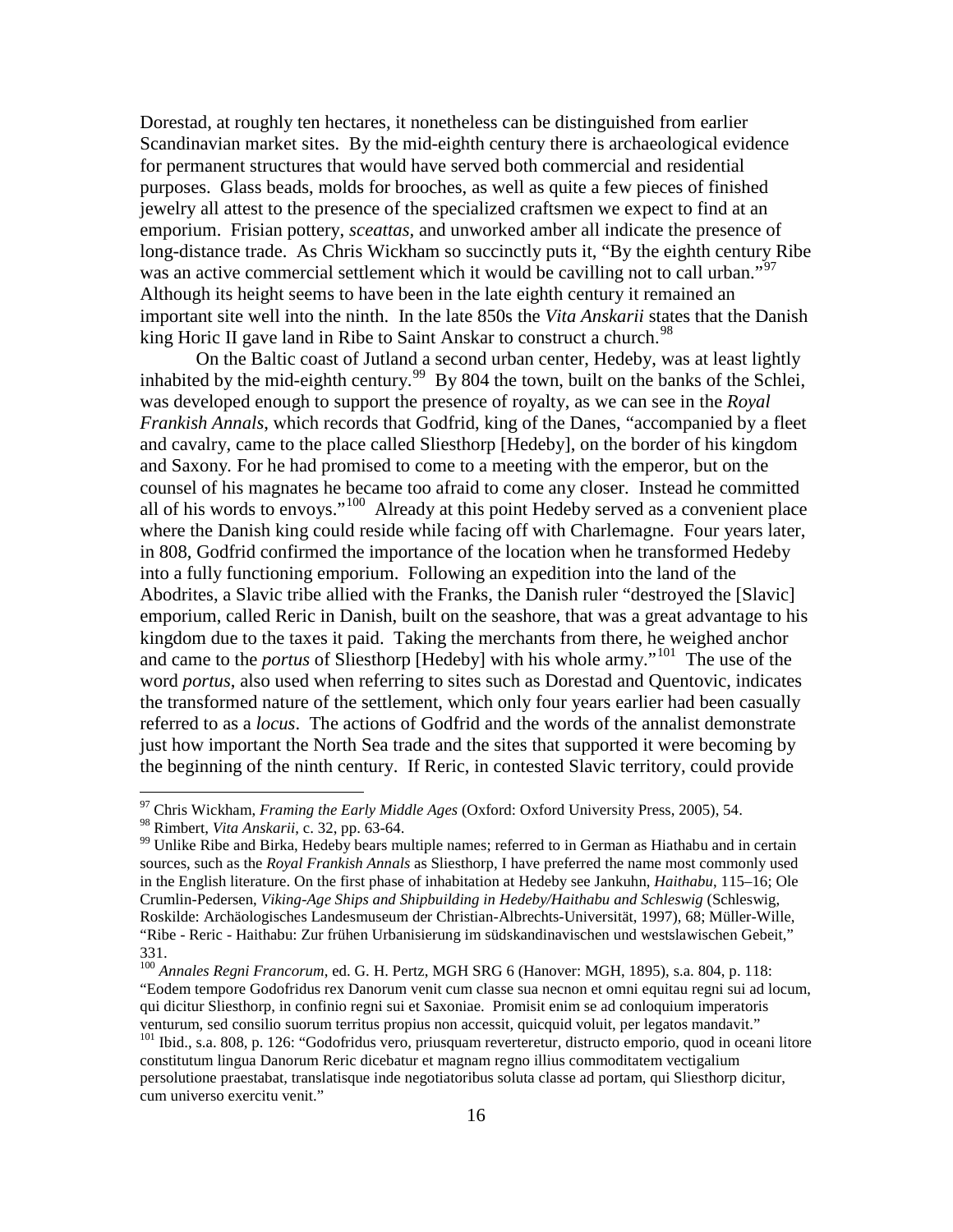Dorestad, at roughly ten hectares, it nonetheless can be distinguished from earlier Scandinavian market sites. By the mid-eighth century there is archaeological evidence for permanent structures that would have served both commercial and residential purposes. Glass beads, molds for brooches, as well as quite a few pieces of finished jewelry all attest to the presence of the specialized craftsmen we expect to find at an emporium. Frisian pottery, *sceattas*, and unworked amber all indicate the presence of long-distance trade. As Chris Wickham so succinctly puts it, "By the eighth century Ribe was an active commercial settlement which it would be cavilling not to call urban."[97] Although its height seems to have been in the late eighth century it remained an important site well into the ninth. In the late 850s the *Vita Anskarii* states that the Danish king Horic II gave land in Ribe to Saint Anskar to construct a church.[98]

On the Baltic coast of Jutland a second urban center, Hedeby, was at least lightly inhabited by the mid-eighth century.[99] By 804 the town, built on the banks of the Schlei, was developed enough to support the presence of royalty, as we can see in the *Royal Frankish Annals*, which records that Godfrid, king of the Danes, "accompanied by a fleet and cavalry, came to the place called Sliesthorp [Hedeby], on the border of his kingdom and Saxony. For he had promised to come to a meeting with the emperor, but on the counsel of his magnates he became too afraid to come any closer. Instead he committed all of his words to envoys."[100] Already at this point Hedeby served as a convenient place where the Danish king could reside while facing off with Charlemagne. Four years later, in 808, Godfrid confirmed the importance of the location when he transformed Hedeby into a fully functioning emporium. Following an expedition into the land of the Abodrites, a Slavic tribe allied with the Franks, the Danish ruler "destroyed the [Slavic] emporium, called Reric in Danish, built on the seashore, that was a great advantage to his kingdom due to the taxes it paid. Taking the merchants from there, he weighed anchor and came to the *portus* of Sliesthorp [Hedeby] with his whole army."[101] The use of the word *portus*, also used when referring to sites such as Dorestad and Quentovic, indicates the transformed nature of the settlement, which only four years earlier had been casually referred to as a *locus*. The actions of Godfrid and the words of the annalist demonstrate just how important the North Sea trade and the sites that supported it were becoming by the beginning of the ninth century. If Reric, in contested Slavic territory, could provide

---

[97] Chris Wickham, *Framing the Early Middle Ages* (Oxford: Oxford University Press, 2005), 54.

[98] Rimbert, *Vita Anskarii*, c. 32, pp. 63-64.

[99] Unlike Ribe and Birka, Hedeby bears multiple names; referred to in German as Hiathabu and in certain sources, such as the *Royal Frankish Annals* as Sliesthorp, I have preferred the name most commonly used in the English literature. On the first phase of inhabitation at Hedeby see Jankuhn, *Haithabu*, 115–16; Ole Crumlin-Pedersen, *Viking-Age Ships and Shipbuilding in Hedeby/Haithabu and Schleswig* (Schleswig, Roskilde: Archäologisches Landesmuseum der Christian-Albrechts-Universität, 1997), 68; Müller-Wille, "Ribe - Reric - Haithabu: Zur frühen Urbanisierung im südskandinavischen und westslawischen Gebeit," 331.

[100] *Annales Regni Francorum*, ed. G. H. Pertz, MGH SRG 6 (Hanover: MGH, 1895), s.a. 804, p. 118: "Eodem tempore Godofridus rex Danorum venit cum classe sua necnon et omni equitau regni sui ad locum, qui dicitur Sliesthorp, in confinio regni sui et Saxoniae. Promisit enim se ad conloquium imperatoris venturum, sed consilio suorum territus propius non accessit, quicquid voluit, per legatos mandavit."

[101] Ibid., s.a. 808, p. 126: "Godofridus vero, priusquam reverteretur, distructo emporio, quod in oceani litore constitutum lingua Danorum Reric dicebatur et magnam regno illius commoditatem vectigalium persolutione praestabat, translatisque inde negotiatoribus soluta classe ad portam, qui Sliesthorp dicitur, cum universo exercitu venit."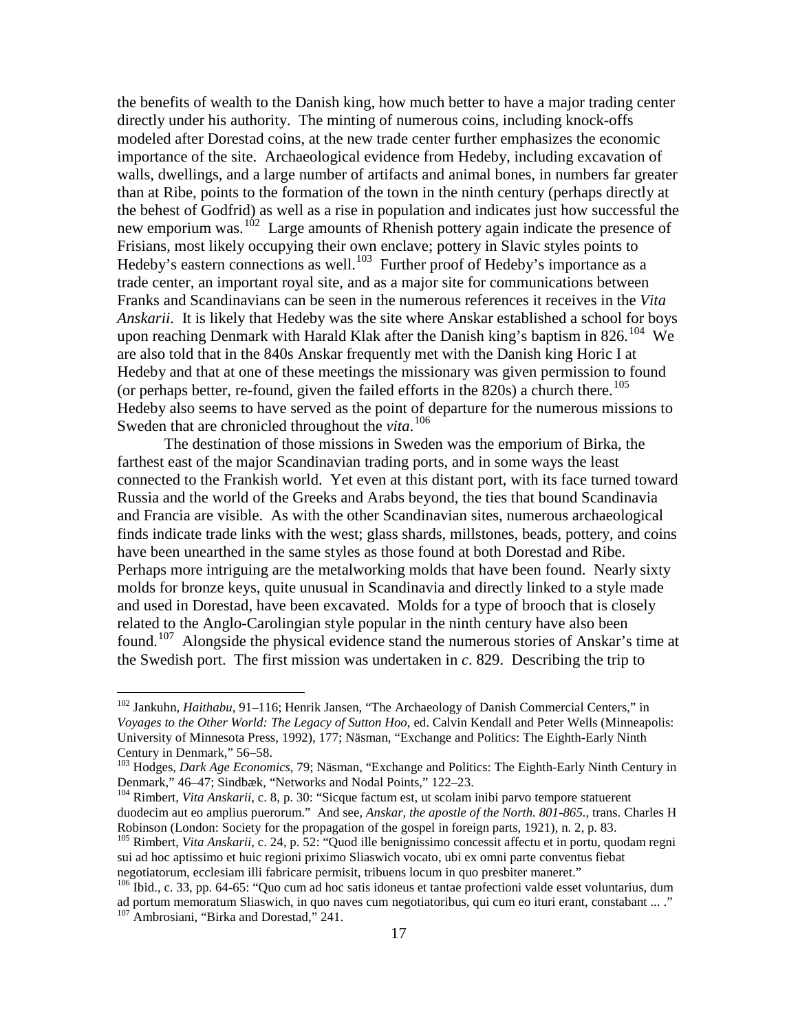the benefits of wealth to the Danish king, how much better to have a major trading center directly under his authority. The minting of numerous coins, including knock-offs modeled after Dorestad coins, at the new trade center further emphasizes the economic importance of the site. Archaeological evidence from Hedeby, including excavation of walls, dwellings, and a large number of artifacts and animal bones, in numbers far greater than at Ribe, points to the formation of the town in the ninth century (perhaps directly at the behest of Godfrid) as well as a rise in population and indicates just how successful the new emporium was.[102] Large amounts of Rhenish pottery again indicate the presence of Frisians, most likely occupying their own enclave; pottery in Slavic styles points to Hedeby's eastern connections as well.[103] Further proof of Hedeby's importance as a trade center, an important royal site, and as a major site for communications between Franks and Scandinavians can be seen in the numerous references it receives in the *Vita Anskarii*. It is likely that Hedeby was the site where Anskar established a school for boys upon reaching Denmark with Harald Klak after the Danish king's baptism in 826.[104] We are also told that in the 840s Anskar frequently met with the Danish king Horic I at Hedeby and that at one of these meetings the missionary was given permission to found (or perhaps better, re-found, given the failed efforts in the 820s) a church there.[105] Hedeby also seems to have served as the point of departure for the numerous missions to Sweden that are chronicled throughout the *vita*.[106]

The destination of those missions in Sweden was the emporium of Birka, the farthest east of the major Scandinavian trading ports, and in some ways the least connected to the Frankish world. Yet even at this distant port, with its face turned toward Russia and the world of the Greeks and Arabs beyond, the ties that bound Scandinavia and Francia are visible. As with the other Scandinavian sites, numerous archaeological finds indicate trade links with the west; glass shards, millstones, beads, pottery, and coins have been unearthed in the same styles as those found at both Dorestad and Ribe. Perhaps more intriguing are the metalworking molds that have been found. Nearly sixty molds for bronze keys, quite unusual in Scandinavia and directly linked to a style made and used in Dorestad, have been excavated. Molds for a type of brooch that is closely related to the Anglo-Carolingian style popular in the ninth century have also been found.[107] Alongside the physical evidence stand the numerous stories of Anskar's time at the Swedish port. The first mission was undertaken in *c*. 829. Describing the trip to

---

[102] Jankuhn, *Haithabu*, 91–116; Henrik Jansen, "The Archaeology of Danish Commercial Centers," in *Voyages to the Other World: The Legacy of Sutton Hoo*, ed. Calvin Kendall and Peter Wells (Minneapolis: University of Minnesota Press, 1992), 177; Näsman, "Exchange and Politics: The Eighth-Early Ninth Century in Denmark," 56–58.

[103] Hodges, *Dark Age Economics*, 79; Näsman, "Exchange and Politics: The Eighth-Early Ninth Century in Denmark," 46–47; Sindbæk, "Networks and Nodal Points," 122–23.

[104] Rimbert, *Vita Anskarii*, c. 8, p. 30: "Sicque factum est, ut scolam inibi parvo tempore statuerent duodecim aut eo amplius puerorum." And see, *Anskar, the apostle of the North. 801-865.*, trans. Charles H Robinson (London: Society for the propagation of the gospel in foreign parts, 1921), n. 2, p. 83.

[105] Rimbert, *Vita Anskarii*, c. 24, p. 52: "Quod ille benignissimo concessit affectu et in portu, quodam regni sui ad hoc aptissimo et huic regioni priximo Sliaswich vocato, ubi ex omni parte conventus fiebat negotiatorum, ecclesiam illi fabricare permisit, tribuens locum in quo presbiter maneret."

[106] Ibid., c. 33, pp. 64-65: "Quo cum ad hoc satis idoneus et tantae profectioni valde esset voluntarius, dum ad portum memoratum Sliaswich, in quo naves cum negotiatoribus, qui cum eo ituri erant, constabant ... ."

[107] Ambrosiani, "Birka and Dorestad," 241.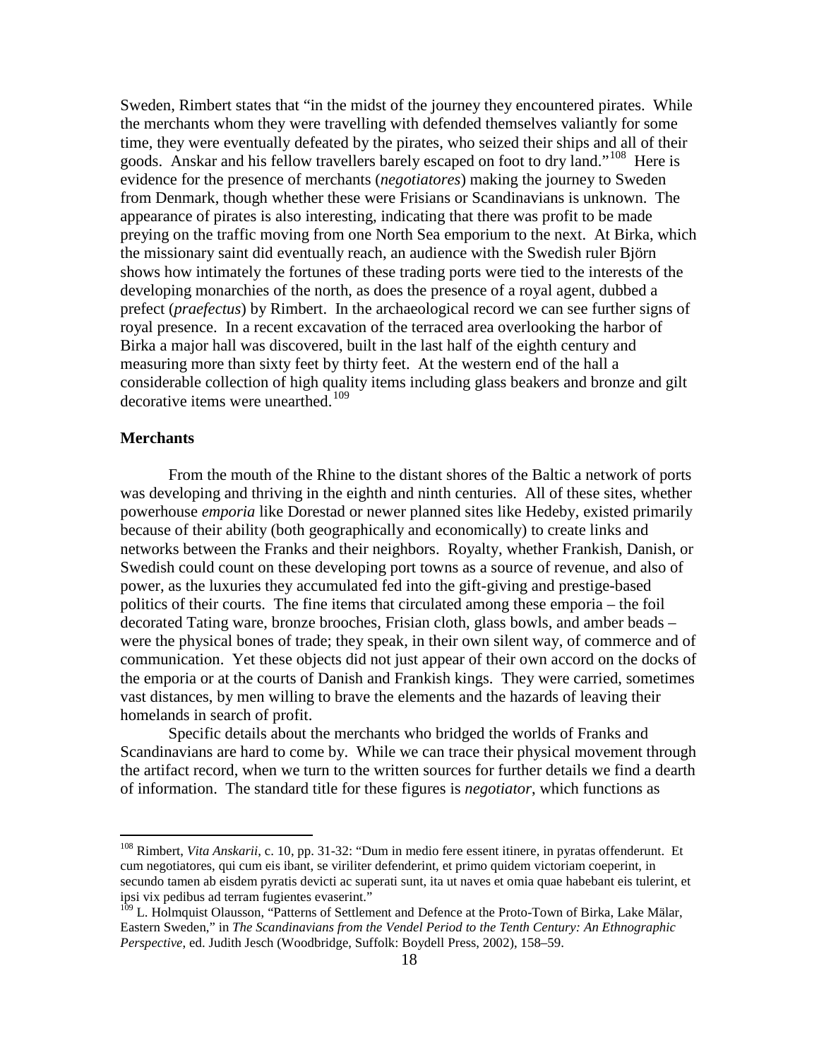Sweden, Rimbert states that "in the midst of the journey they encountered pirates. While the merchants whom they were travelling with defended themselves valiantly for some time, they were eventually defeated by the pirates, who seized their ships and all of their goods. Anskar and his fellow travellers barely escaped on foot to dry land."[108] Here is evidence for the presence of merchants (*negotiatores*) making the journey to Sweden from Denmark, though whether these were Frisians or Scandinavians is unknown. The appearance of pirates is also interesting, indicating that there was profit to be made preying on the traffic moving from one North Sea emporium to the next. At Birka, which the missionary saint did eventually reach, an audience with the Swedish ruler Björn shows how intimately the fortunes of these trading ports were tied to the interests of the developing monarchies of the north, as does the presence of a royal agent, dubbed a prefect (*praefectus*) by Rimbert. In the archaeological record we can see further signs of royal presence. In a recent excavation of the terraced area overlooking the harbor of Birka a major hall was discovered, built in the last half of the eighth century and measuring more than sixty feet by thirty feet. At the western end of the hall a considerable collection of high quality items including glass beakers and bronze and gilt decorative items were unearthed.[109]

### Merchants

From the mouth of the Rhine to the distant shores of the Baltic a network of ports was developing and thriving in the eighth and ninth centuries. All of these sites, whether powerhouse *emporia* like Dorestad or newer planned sites like Hedeby, existed primarily because of their ability (both geographically and economically) to create links and networks between the Franks and their neighbors. Royalty, whether Frankish, Danish, or Swedish could count on these developing port towns as a source of revenue, and also of power, as the luxuries they accumulated fed into the gift-giving and prestige-based politics of their courts. The fine items that circulated among these emporia – the foil decorated Tating ware, bronze brooches, Frisian cloth, glass bowls, and amber beads – were the physical bones of trade; they speak, in their own silent way, of commerce and of communication. Yet these objects did not just appear of their own accord on the docks of the emporia or at the courts of Danish and Frankish kings. They were carried, sometimes vast distances, by men willing to brave the elements and the hazards of leaving their homelands in search of profit.

Specific details about the merchants who bridged the worlds of Franks and Scandinavians are hard to come by. While we can trace their physical movement through the artifact record, when we turn to the written sources for further details we find a dearth of information. The standard title for these figures is *negotiator*, which functions as

---

[108] Rimbert, *Vita Anskarii*, c. 10, pp. 31-32: "Dum in medio fere essent itinere, in pyratas offenderunt. Et cum negotiatores, qui cum eis ibant, se viriliter defenderint, et primo quidem victoriam coeperint, in secundo tamen ab eisdem pyratis devicti ac superati sunt, ita ut naves et omia quae habebant eis tulerint, et ipsi vix pedibus ad terram fugientes evaserint."

[109] L. Holmquist Olausson, "Patterns of Settlement and Defence at the Proto-Town of Birka, Lake Mälar, Eastern Sweden," in *The Scandinavians from the Vendel Period to the Tenth Century: An Ethnographic Perspective*, ed. Judith Jesch (Woodbridge, Suffolk: Boydell Press, 2002), 158–59.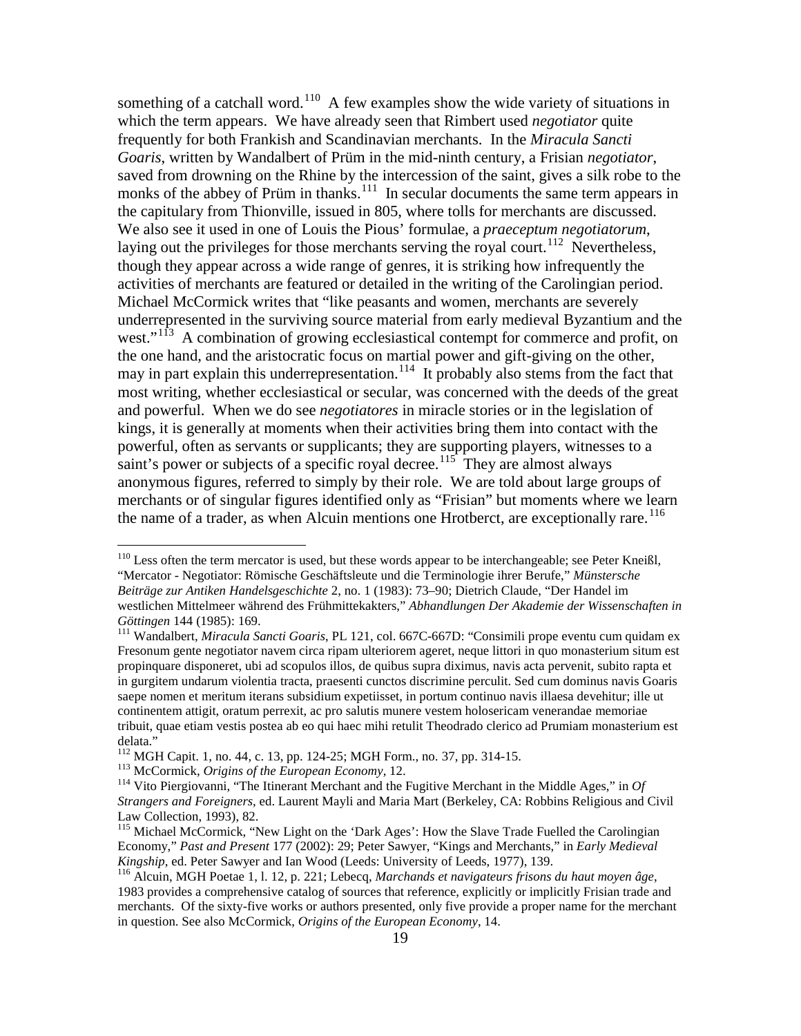something of a catchall word.[110] A few examples show the wide variety of situations in which the term appears. We have already seen that Rimbert used *negotiator* quite frequently for both Frankish and Scandinavian merchants. In the *Miracula Sancti Goaris*, written by Wandalbert of Prüm in the mid-ninth century, a Frisian *negotiator*, saved from drowning on the Rhine by the intercession of the saint, gives a silk robe to the monks of the abbey of Prüm in thanks.[111] In secular documents the same term appears in the capitulary from Thionville, issued in 805, where tolls for merchants are discussed. We also see it used in one of Louis the Pious' formulae, a *praeceptum negotiatorum*, laying out the privileges for those merchants serving the royal court.[112] Nevertheless, though they appear across a wide range of genres, it is striking how infrequently the activities of merchants are featured or detailed in the writing of the Carolingian period. Michael McCormick writes that "like peasants and women, merchants are severely underrepresented in the surviving source material from early medieval Byzantium and the west."[113] A combination of growing ecclesiastical contempt for commerce and profit, on the one hand, and the aristocratic focus on martial power and gift-giving on the other, may in part explain this underrepresentation.[114] It probably also stems from the fact that most writing, whether ecclesiastical or secular, was concerned with the deeds of the great and powerful. When we do see *negotiatores* in miracle stories or in the legislation of kings, it is generally at moments when their activities bring them into contact with the powerful, often as servants or supplicants; they are supporting players, witnesses to a saint's power or subjects of a specific royal decree.[115] They are almost always anonymous figures, referred to simply by their role. We are told about large groups of merchants or of singular figures identified only as "Frisian" but moments where we learn the name of a trader, as when Alcuin mentions one Hrotberct, are exceptionally rare.[116]

---

[110] Less often the term mercator is used, but these words appear to be interchangeable; see Peter Kneißl, "Mercator - Negotiator: Römische Geschäftsleute und die Terminologie ihrer Berufe," *Münstersche Beiträge zur Antiken Handelsgeschichte* 2, no. 1 (1983): 73–90; Dietrich Claude, "Der Handel im westlichen Mittelmeer während des Frühmittekakters," *Abhandlungen Der Akademie der Wissenschaften in Göttingen* 144 (1985): 169.

[111] Wandalbert, *Miracula Sancti Goaris*, PL 121, col. 667C-667D: "Consimili prope eventu cum quidam ex Fresonum gente negotiator navem circa ripam ulteriorem ageret, neque littori in quo monasterium situm est propinquare disponeret, ubi ad scopulos illos, de quibus supra diximus, navis acta pervenit, subito rapta et in gurgitem undarum violentia tracta, praesenti cunctos discrimine perculit. Sed cum dominus navis Goaris saepe nomen et meritum iterans subsidium expetiisset, in portum continuo navis illaesa devehitur; ille ut continentem attigit, oratum perrexit, ac pro salutis munere vestem holosericam venerandae memoriae tribuit, quae etiam vestis postea ab eo qui haec mihi retulit Theodrado clerico ad Prumiam monasterium est delata."

[112] MGH Capit. 1, no. 44, c. 13, pp. 124-25; MGH Form., no. 37, pp. 314-15.

[113] McCormick, *Origins of the European Economy*, 12.

[114] Vito Piergiovanni, "The Itinerant Merchant and the Fugitive Merchant in the Middle Ages," in *Of Strangers and Foreigners*, ed. Laurent Mayli and Maria Mart (Berkeley, CA: Robbins Religious and Civil Law Collection, 1993), 82.

[115] Michael McCormick, "New Light on the 'Dark Ages': How the Slave Trade Fuelled the Carolingian Economy," *Past and Present* 177 (2002): 29; Peter Sawyer, "Kings and Merchants," in *Early Medieval Kingship*, ed. Peter Sawyer and Ian Wood (Leeds: University of Leeds, 1977), 139.

[116] Alcuin, MGH Poetae 1, l. 12, p. 221; Lebecq, *Marchands et navigateurs frisons du haut moyen âge*, 1983 provides a comprehensive catalog of sources that reference, explicitly or implicitly Frisian trade and merchants. Of the sixty-five works or authors presented, only five provide a proper name for the merchant in question. See also McCormick, *Origins of the European Economy*, 14.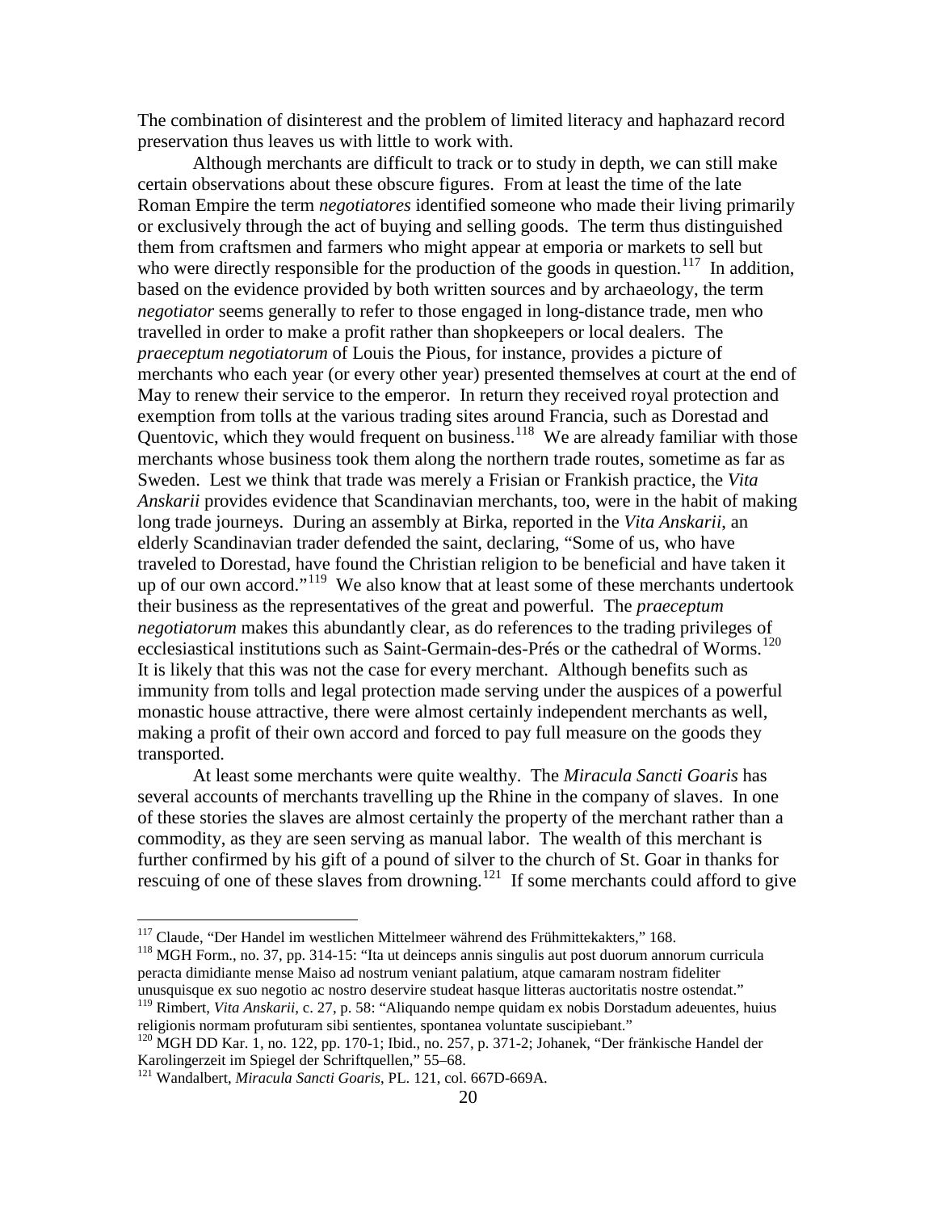The combination of disinterest and the problem of limited literacy and haphazard record preservation thus leaves us with little to work with.

Although merchants are difficult to track or to study in depth, we can still make certain observations about these obscure figures. From at least the time of the late Roman Empire the term *negotiatores* identified someone who made their living primarily or exclusively through the act of buying and selling goods. The term thus distinguished them from craftsmen and farmers who might appear at emporia or markets to sell but who were directly responsible for the production of the goods in question.[117] In addition, based on the evidence provided by both written sources and by archaeology, the term *negotiator* seems generally to refer to those engaged in long-distance trade, men who travelled in order to make a profit rather than shopkeepers or local dealers. The *praeceptum negotiatorum* of Louis the Pious, for instance, provides a picture of merchants who each year (or every other year) presented themselves at court at the end of May to renew their service to the emperor. In return they received royal protection and exemption from tolls at the various trading sites around Francia, such as Dorestad and Quentovic, which they would frequent on business.[118] We are already familiar with those merchants whose business took them along the northern trade routes, sometime as far as Sweden. Lest we think that trade was merely a Frisian or Frankish practice, the *Vita Anskarii* provides evidence that Scandinavian merchants, too, were in the habit of making long trade journeys. During an assembly at Birka, reported in the *Vita Anskarii*, an elderly Scandinavian trader defended the saint, declaring, "Some of us, who have traveled to Dorestad, have found the Christian religion to be beneficial and have taken it up of our own accord."[119] We also know that at least some of these merchants undertook their business as the representatives of the great and powerful. The *praeceptum negotiatorum* makes this abundantly clear, as do references to the trading privileges of ecclesiastical institutions such as Saint-Germain-des-Prés or the cathedral of Worms.[120] It is likely that this was not the case for every merchant. Although benefits such as immunity from tolls and legal protection made serving under the auspices of a powerful monastic house attractive, there were almost certainly independent merchants as well, making a profit of their own accord and forced to pay full measure on the goods they transported.

At least some merchants were quite wealthy. The *Miracula Sancti Goaris* has several accounts of merchants travelling up the Rhine in the company of slaves. In one of these stories the slaves are almost certainly the property of the merchant rather than a commodity, as they are seen serving as manual labor. The wealth of this merchant is further confirmed by his gift of a pound of silver to the church of St. Goar in thanks for rescuing of one of these slaves from drowning.[121] If some merchants could afford to give

---

[117] Claude, "Der Handel im westlichen Mittelmeer während des Frühmittekakters," 168.

[118] MGH Form., no. 37, pp. 314-15: "Ita ut deinceps annis singulis aut post duorum annorum curricula peracta dimidiante mense Maiso ad nostrum veniant palatium, atque camaram nostram fideliter unusquisque ex suo negotio ac nostro deservire studeat hasque litteras auctoritatis nostre ostendat."

[119] Rimbert, *Vita Anskarii*, c. 27, p. 58: "Aliquando nempe quidam ex nobis Dorstadum adeuentes, huius religionis normam profuturam sibi sentientes, spontanea voluntate suscipiebant."

[120] MGH DD Kar. 1, no. 122, pp. 170-1; Ibid., no. 257, p. 371-2; Johanek, "Der fränkische Handel der Karolingerzeit im Spiegel der Schriftquellen," 55–68.

[121] Wandalbert, *Miracula Sancti Goaris*, PL. 121, col. 667D-669A.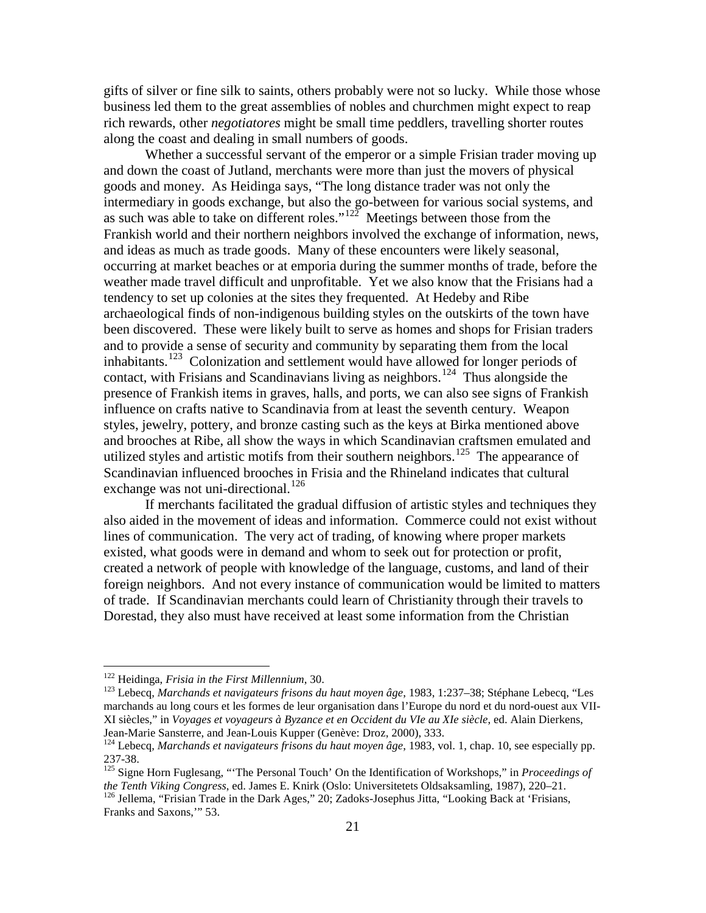gifts of silver or fine silk to saints, others probably were not so lucky. While those whose business led them to the great assemblies of nobles and churchmen might expect to reap rich rewards, other *negotiatores* might be small time peddlers, travelling shorter routes along the coast and dealing in small numbers of goods.

Whether a successful servant of the emperor or a simple Frisian trader moving up and down the coast of Jutland, merchants were more than just the movers of physical goods and money. As Heidinga says, "The long distance trader was not only the intermediary in goods exchange, but also the go-between for various social systems, and as such was able to take on different roles."[122] Meetings between those from the Frankish world and their northern neighbors involved the exchange of information, news, and ideas as much as trade goods. Many of these encounters were likely seasonal, occurring at market beaches or at emporia during the summer months of trade, before the weather made travel difficult and unprofitable. Yet we also know that the Frisians had a tendency to set up colonies at the sites they frequented. At Hedeby and Ribe archaeological finds of non-indigenous building styles on the outskirts of the town have been discovered. These were likely built to serve as homes and shops for Frisian traders and to provide a sense of security and community by separating them from the local inhabitants.[123] Colonization and settlement would have allowed for longer periods of contact, with Frisians and Scandinavians living as neighbors.[124] Thus alongside the presence of Frankish items in graves, halls, and ports, we can also see signs of Frankish influence on crafts native to Scandinavia from at least the seventh century. Weapon styles, jewelry, pottery, and bronze casting such as the keys at Birka mentioned above and brooches at Ribe, all show the ways in which Scandinavian craftsmen emulated and utilized styles and artistic motifs from their southern neighbors.[125] The appearance of Scandinavian influenced brooches in Frisia and the Rhineland indicates that cultural exchange was not uni-directional.[126]

If merchants facilitated the gradual diffusion of artistic styles and techniques they also aided in the movement of ideas and information. Commerce could not exist without lines of communication. The very act of trading, of knowing where proper markets existed, what goods were in demand and whom to seek out for protection or profit, created a network of people with knowledge of the language, customs, and land of their foreign neighbors. And not every instance of communication would be limited to matters of trade. If Scandinavian merchants could learn of Christianity through their travels to Dorestad, they also must have received at least some information from the Christian

---

[122] Heidinga, *Frisia in the First Millennium*, 30.

[123] Lebecq, *Marchands et navigateurs frisons du haut moyen âge*, 1983, 1:237–38; Stéphane Lebecq, "Les marchands au long cours et les formes de leur organisation dans l'Europe du nord et du nord-ouest aux VII-XI siècles," in *Voyages et voyageurs à Byzance et en Occident du VIe au XIe siècle*, ed. Alain Dierkens, Jean-Marie Sansterre, and Jean-Louis Kupper (Genève: Droz, 2000), 333.

[124] Lebecq, *Marchands et navigateurs frisons du haut moyen âge*, 1983, vol. 1, chap. 10, see especially pp. 237-38.

[125] Signe Horn Fuglesang, "'The Personal Touch' On the Identification of Workshops," in *Proceedings of the Tenth Viking Congress*, ed. James E. Knirk (Oslo: Universitetets Oldsaksamling, 1987), 220–21.

[126] Jellema, "Frisian Trade in the Dark Ages," 20; Zadoks-Josephus Jitta, "Looking Back at 'Frisians, Franks and Saxons,'" 53.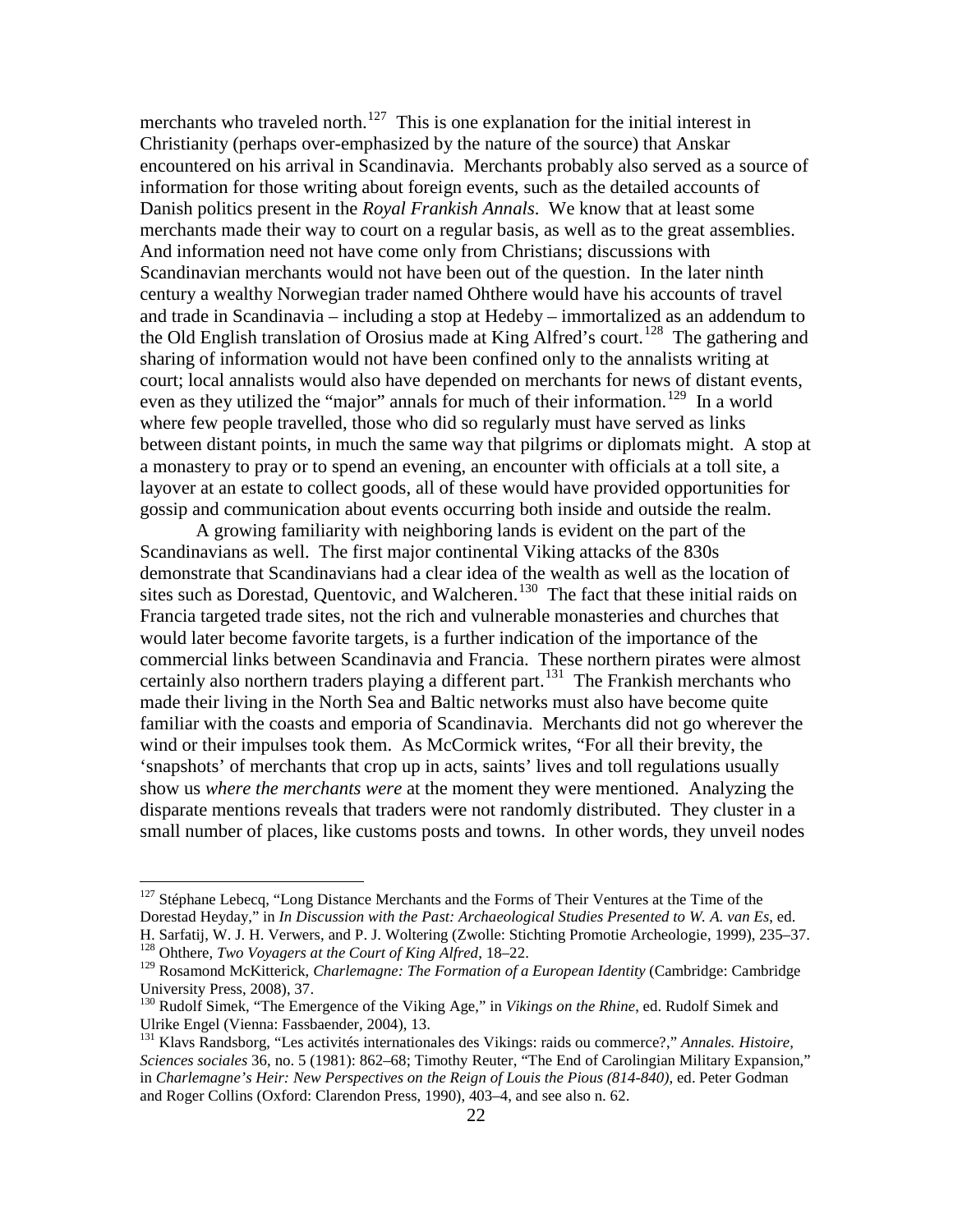merchants who traveled north.[127] This is one explanation for the initial interest in Christianity (perhaps over-emphasized by the nature of the source) that Anskar encountered on his arrival in Scandinavia. Merchants probably also served as a source of information for those writing about foreign events, such as the detailed accounts of Danish politics present in the *Royal Frankish Annals*. We know that at least some merchants made their way to court on a regular basis, as well as to the great assemblies. And information need not have come only from Christians; discussions with Scandinavian merchants would not have been out of the question. In the later ninth century a wealthy Norwegian trader named Ohthere would have his accounts of travel and trade in Scandinavia – including a stop at Hedeby – immortalized as an addendum to the Old English translation of Orosius made at King Alfred's court.[128] The gathering and sharing of information would not have been confined only to the annalists writing at court; local annalists would also have depended on merchants for news of distant events, even as they utilized the "major" annals for much of their information.[129] In a world where few people travelled, those who did so regularly must have served as links between distant points, in much the same way that pilgrims or diplomats might. A stop at a monastery to pray or to spend an evening, an encounter with officials at a toll site, a layover at an estate to collect goods, all of these would have provided opportunities for gossip and communication about events occurring both inside and outside the realm.

A growing familiarity with neighboring lands is evident on the part of the Scandinavians as well. The first major continental Viking attacks of the 830s demonstrate that Scandinavians had a clear idea of the wealth as well as the location of sites such as Dorestad, Quentovic, and Walcheren.[130] The fact that these initial raids on Francia targeted trade sites, not the rich and vulnerable monasteries and churches that would later become favorite targets, is a further indication of the importance of the commercial links between Scandinavia and Francia. These northern pirates were almost certainly also northern traders playing a different part.[131] The Frankish merchants who made their living in the North Sea and Baltic networks must also have become quite familiar with the coasts and emporia of Scandinavia. Merchants did not go wherever the wind or their impulses took them. As McCormick writes, "For all their brevity, the 'snapshots' of merchants that crop up in acts, saints' lives and toll regulations usually show us *where the merchants were* at the moment they were mentioned. Analyzing the disparate mentions reveals that traders were not randomly distributed. They cluster in a small number of places, like customs posts and towns. In other words, they unveil nodes

---

[127] Stéphane Lebecq, "Long Distance Merchants and the Forms of Their Ventures at the Time of the Dorestad Heyday," in *In Discussion with the Past: Archaeological Studies Presented to W. A. van Es*, ed. H. Sarfatij, W. J. H. Verwers, and P. J. Woltering (Zwolle: Stichting Promotie Archeologie, 1999), 235–37.

[128] Ohthere, *Two Voyagers at the Court of King Alfred*, 18–22.

[129] Rosamond McKitterick, *Charlemagne: The Formation of a European Identity* (Cambridge: Cambridge University Press, 2008), 37.

[130] Rudolf Simek, "The Emergence of the Viking Age," in *Vikings on the Rhine*, ed. Rudolf Simek and Ulrike Engel (Vienna: Fassbaender, 2004), 13.

[131] Klavs Randsborg, "Les activités internationales des Vikings: raids ou commerce?," *Annales. Histoire, Sciences sociales* 36, no. 5 (1981): 862–68; Timothy Reuter, "The End of Carolingian Military Expansion," in *Charlemagne's Heir: New Perspectives on the Reign of Louis the Pious (814-840)*, ed. Peter Godman and Roger Collins (Oxford: Clarendon Press, 1990), 403–4, and see also n. 62.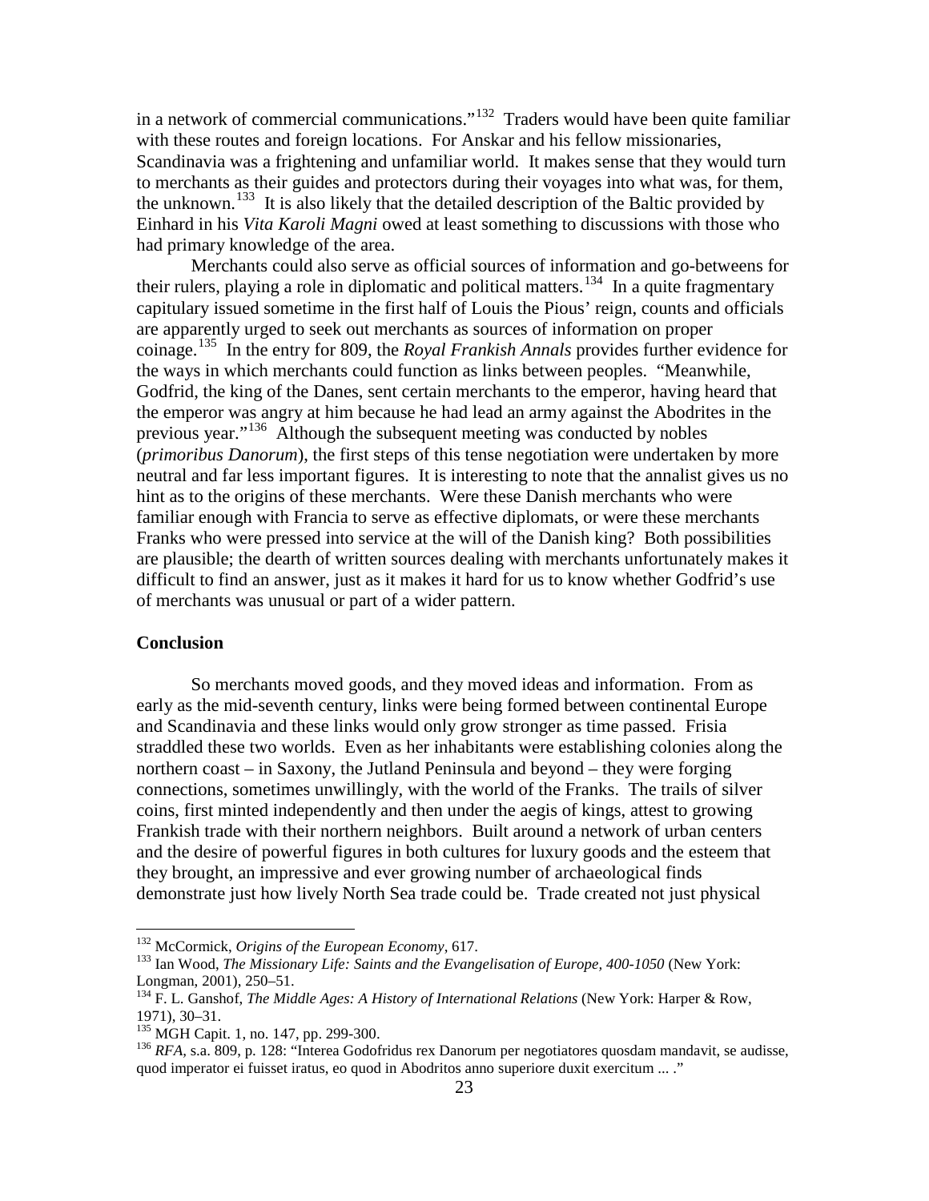in a network of commercial communications."[132] Traders would have been quite familiar with these routes and foreign locations. For Anskar and his fellow missionaries, Scandinavia was a frightening and unfamiliar world. It makes sense that they would turn to merchants as their guides and protectors during their voyages into what was, for them, the unknown.[133] It is also likely that the detailed description of the Baltic provided by Einhard in his *Vita Karoli Magni* owed at least something to discussions with those who had primary knowledge of the area.

Merchants could also serve as official sources of information and go-betweens for their rulers, playing a role in diplomatic and political matters.[134] In a quite fragmentary capitulary issued sometime in the first half of Louis the Pious' reign, counts and officials are apparently urged to seek out merchants as sources of information on proper coinage.[135] In the entry for 809, the *Royal Frankish Annals* provides further evidence for the ways in which merchants could function as links between peoples. "Meanwhile, Godfrid, the king of the Danes, sent certain merchants to the emperor, having heard that the emperor was angry at him because he had lead an army against the Abodrites in the previous year."[136] Although the subsequent meeting was conducted by nobles (*primoribus Danorum*), the first steps of this tense negotiation were undertaken by more neutral and far less important figures. It is interesting to note that the annalist gives us no hint as to the origins of these merchants. Were these Danish merchants who were familiar enough with Francia to serve as effective diplomats, or were these merchants Franks who were pressed into service at the will of the Danish king? Both possibilities are plausible; the dearth of written sources dealing with merchants unfortunately makes it difficult to find an answer, just as it makes it hard for us to know whether Godfrid's use of merchants was unusual or part of a wider pattern.

**Conclusion**

So merchants moved goods, and they moved ideas and information. From as early as the mid-seventh century, links were being formed between continental Europe and Scandinavia and these links would only grow stronger as time passed. Frisia straddled these two worlds. Even as her inhabitants were establishing colonies along the northern coast – in Saxony, the Jutland Peninsula and beyond – they were forging connections, sometimes unwillingly, with the world of the Franks. The trails of silver coins, first minted independently and then under the aegis of kings, attest to growing Frankish trade with their northern neighbors. Built around a network of urban centers and the desire of powerful figures in both cultures for luxury goods and the esteem that they brought, an impressive and ever growing number of archaeological finds demonstrate just how lively North Sea trade could be. Trade created not just physical

---

[132] McCormick, *Origins of the European Economy*, 617.

[133] Ian Wood, *The Missionary Life: Saints and the Evangelisation of Europe, 400-1050* (New York: Longman, 2001), 250–51.

[134] F. L. Ganshof, *The Middle Ages: A History of International Relations* (New York: Harper & Row, 1971), 30–31.

[135] MGH Capit. 1, no. 147, pp. 299-300.

[136] *RFA*, s.a. 809, p. 128: "Interea Godofridus rex Danorum per negotiatores quosdam mandavit, se audisse, quod imperator ei fuisset iratus, eo quod in Abodritos anno superiore duxit exercitum ... ."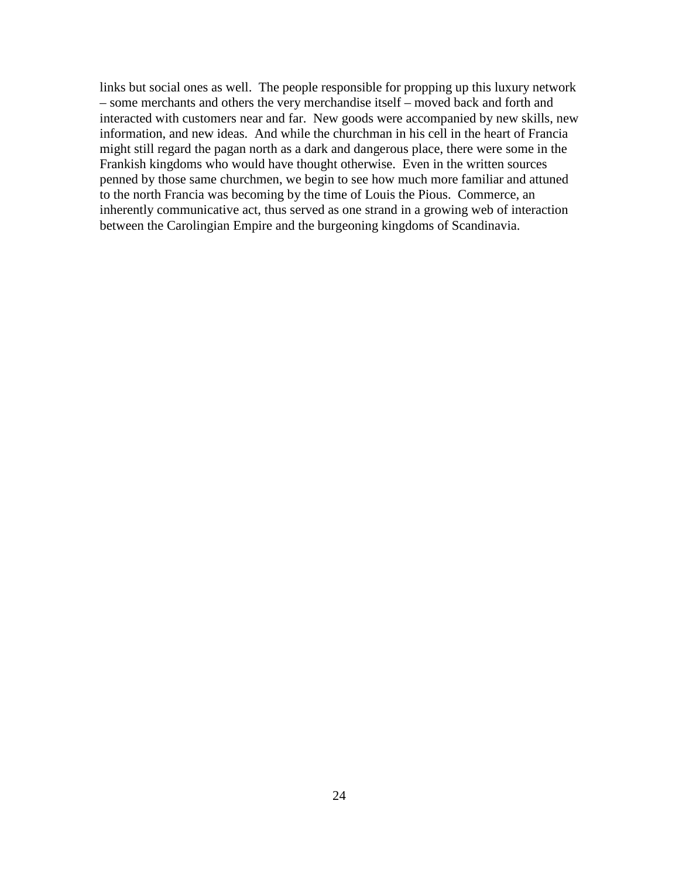links but social ones as well. The people responsible for propping up this luxury network – some merchants and others the very merchandise itself – moved back and forth and interacted with customers near and far. New goods were accompanied by new skills, new information, and new ideas. And while the churchman in his cell in the heart of Francia might still regard the pagan north as a dark and dangerous place, there were some in the Frankish kingdoms who would have thought otherwise. Even in the written sources penned by those same churchmen, we begin to see how much more familiar and attuned to the north Francia was becoming by the time of Louis the Pious. Commerce, an inherently communicative act, thus served as one strand in a growing web of interaction between the Carolingian Empire and the burgeoning kingdoms of Scandinavia.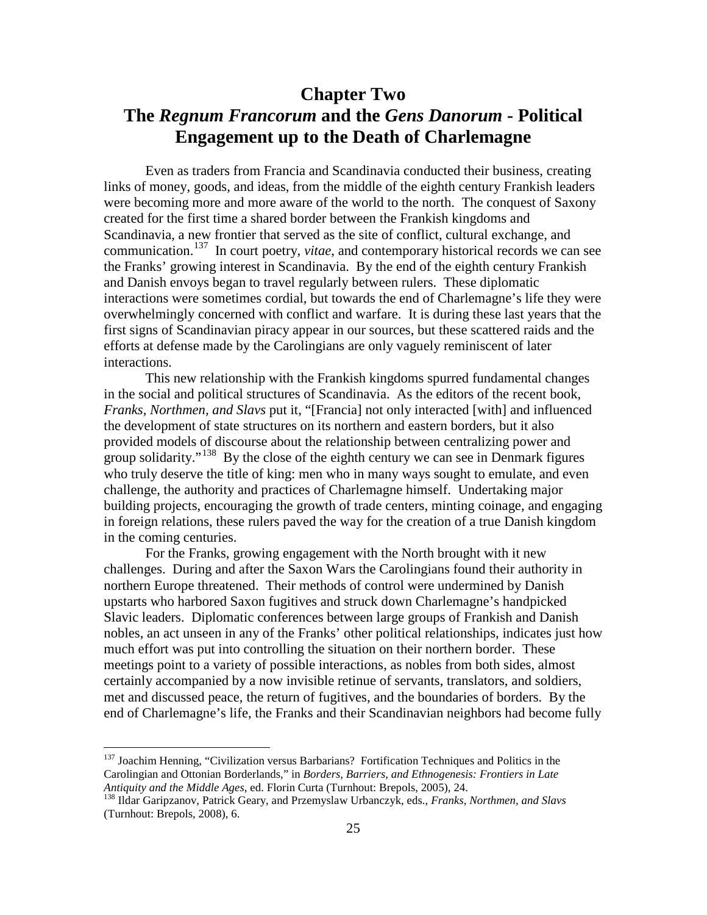# Chapter Two
# The *Regnum Francorum* and the *Gens Danorum* - Political Engagement up to the Death of Charlemagne

Even as traders from Francia and Scandinavia conducted their business, creating links of money, goods, and ideas, from the middle of the eighth century Frankish leaders were becoming more and more aware of the world to the north. The conquest of Saxony created for the first time a shared border between the Frankish kingdoms and Scandinavia, a new frontier that served as the site of conflict, cultural exchange, and communication.[137] In court poetry, *vitae*, and contemporary historical records we can see the Franks' growing interest in Scandinavia. By the end of the eighth century Frankish and Danish envoys began to travel regularly between rulers. These diplomatic interactions were sometimes cordial, but towards the end of Charlemagne's life they were overwhelmingly concerned with conflict and warfare. It is during these last years that the first signs of Scandinavian piracy appear in our sources, but these scattered raids and the efforts at defense made by the Carolingians are only vaguely reminiscent of later interactions.

This new relationship with the Frankish kingdoms spurred fundamental changes in the social and political structures of Scandinavia. As the editors of the recent book, *Franks, Northmen, and Slavs* put it, "[Francia] not only interacted [with] and influenced the development of state structures on its northern and eastern borders, but it also provided models of discourse about the relationship between centralizing power and group solidarity."[138] By the close of the eighth century we can see in Denmark figures who truly deserve the title of king: men who in many ways sought to emulate, and even challenge, the authority and practices of Charlemagne himself. Undertaking major building projects, encouraging the growth of trade centers, minting coinage, and engaging in foreign relations, these rulers paved the way for the creation of a true Danish kingdom in the coming centuries.

For the Franks, growing engagement with the North brought with it new challenges. During and after the Saxon Wars the Carolingians found their authority in northern Europe threatened. Their methods of control were undermined by Danish upstarts who harbored Saxon fugitives and struck down Charlemagne's handpicked Slavic leaders. Diplomatic conferences between large groups of Frankish and Danish nobles, an act unseen in any of the Franks' other political relationships, indicates just how much effort was put into controlling the situation on their northern border. These meetings point to a variety of possible interactions, as nobles from both sides, almost certainly accompanied by a now invisible retinue of servants, translators, and soldiers, met and discussed peace, the return of fugitives, and the boundaries of borders. By the end of Charlemagne's life, the Franks and their Scandinavian neighbors had become fully

---

[137] Joachim Henning, "Civilization versus Barbarians? Fortification Techniques and Politics in the Carolingian and Ottonian Borderlands," in *Borders, Barriers, and Ethnogenesis: Frontiers in Late Antiquity and the Middle Ages*, ed. Florin Curta (Turnhout: Brepols, 2005), 24.

[138] Ildar Garipzanov, Patrick Geary, and Przemyslaw Urbanczyk, eds., *Franks, Northmen, and Slavs* (Turnhout: Brepols, 2008), 6.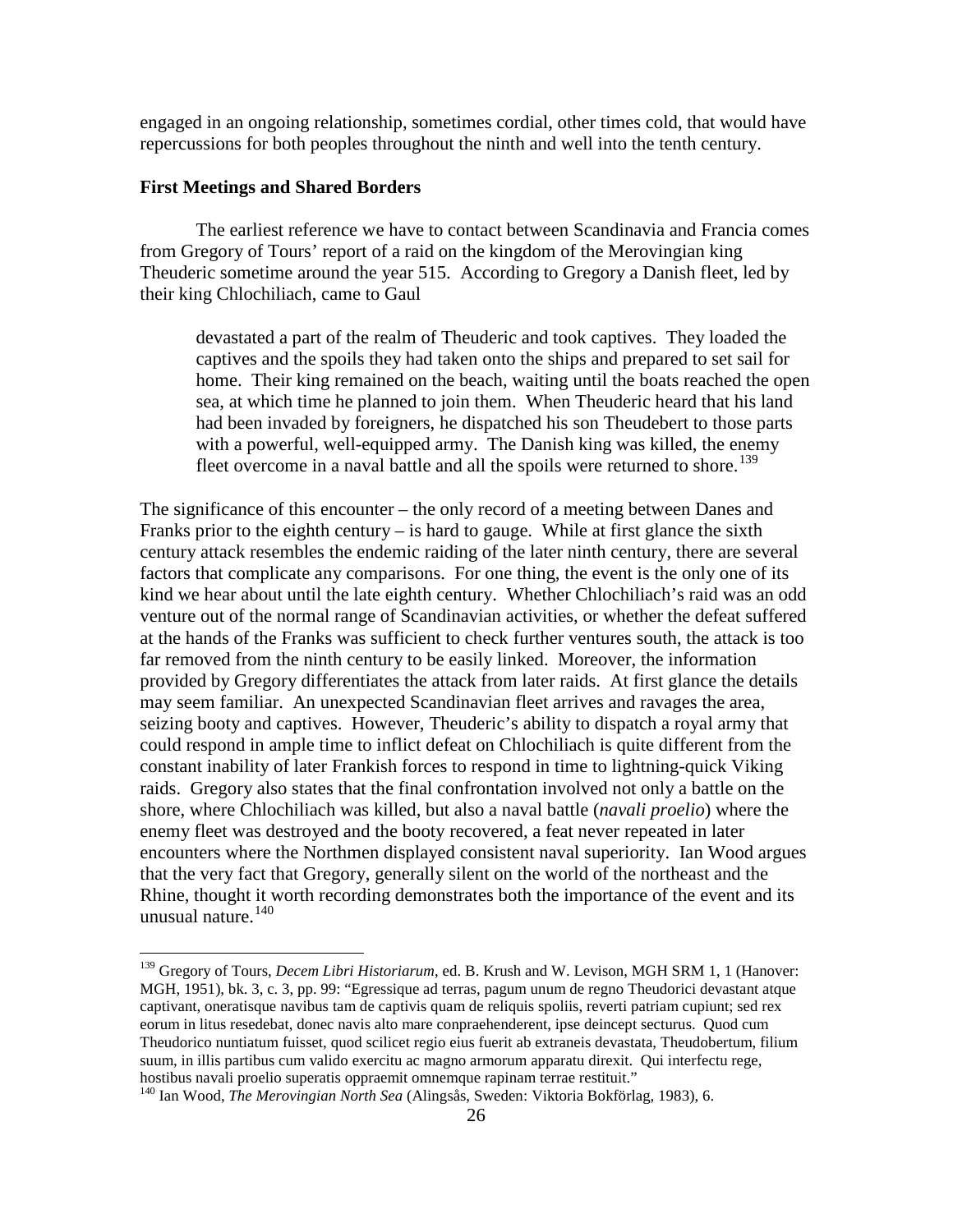engaged in an ongoing relationship, sometimes cordial, other times cold, that would have repercussions for both peoples throughout the ninth and well into the tenth century.

### First Meetings and Shared Borders

The earliest reference we have to contact between Scandinavia and Francia comes from Gregory of Tours' report of a raid on the kingdom of the Merovingian king Theuderic sometime around the year 515. According to Gregory a Danish fleet, led by their king Chlochiliach, came to Gaul

> devastated a part of the realm of Theuderic and took captives. They loaded the captives and the spoils they had taken onto the ships and prepared to set sail for home. Their king remained on the beach, waiting until the boats reached the open sea, at which time he planned to join them. When Theuderic heard that his land had been invaded by foreigners, he dispatched his son Theudebert to those parts with a powerful, well-equipped army. The Danish king was killed, the enemy fleet overcome in a naval battle and all the spoils were returned to shore.[139]

The significance of this encounter – the only record of a meeting between Danes and Franks prior to the eighth century – is hard to gauge. While at first glance the sixth century attack resembles the endemic raiding of the later ninth century, there are several factors that complicate any comparisons. For one thing, the event is the only one of its kind we hear about until the late eighth century. Whether Chlochiliach's raid was an odd venture out of the normal range of Scandinavian activities, or whether the defeat suffered at the hands of the Franks was sufficient to check further ventures south, the attack is too far removed from the ninth century to be easily linked. Moreover, the information provided by Gregory differentiates the attack from later raids. At first glance the details may seem familiar. An unexpected Scandinavian fleet arrives and ravages the area, seizing booty and captives. However, Theuderic's ability to dispatch a royal army that could respond in ample time to inflict defeat on Chlochiliach is quite different from the constant inability of later Frankish forces to respond in time to lightning-quick Viking raids. Gregory also states that the final confrontation involved not only a battle on the shore, where Chlochiliach was killed, but also a naval battle (*navali proelio*) where the enemy fleet was destroyed and the booty recovered, a feat never repeated in later encounters where the Northmen displayed consistent naval superiority. Ian Wood argues that the very fact that Gregory, generally silent on the world of the northeast and the Rhine, thought it worth recording demonstrates both the importance of the event and its unusual nature.[140]

---

[139] Gregory of Tours, *Decem Libri Historiarum*, ed. B. Krush and W. Levison, MGH SRM 1, 1 (Hanover: MGH, 1951), bk. 3, c. 3, pp. 99: "Egressique ad terras, pagum unum de regno Theudorici devastant atque captivant, oneratisque navibus tam de captivis quam de reliquis spoliis, reverti patriam cupiunt; sed rex eorum in litus resedebat, donec navis alto mare conpraehenderent, ipse deincept secturus. Quod cum Theudorico nuntiatum fuisset, quod scilicet regio eius fuerit ab extraneis devastata, Theudobertum, filium suum, in illis partibus cum valido exercitu ac magno armorum apparatu direxit. Qui interfectu rege, hostibus navali proelio superatis oppraemit omnemque rapinam terrae restituit."

[140] Ian Wood, *The Merovingian North Sea* (Alingsås, Sweden: Viktoria Bokförlag, 1983), 6.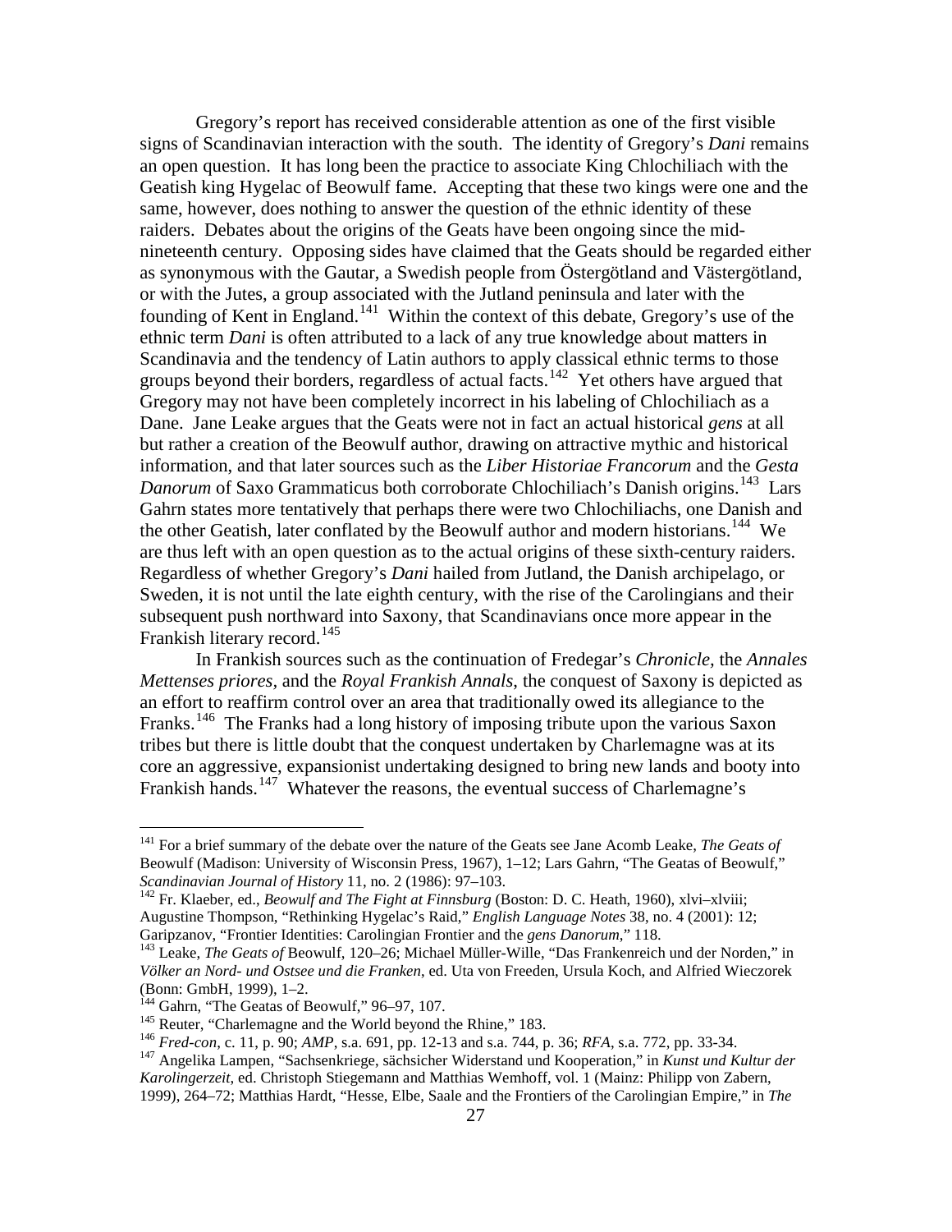Gregory's report has received considerable attention as one of the first visible signs of Scandinavian interaction with the south. The identity of Gregory's *Dani* remains an open question. It has long been the practice to associate King Chlochiliach with the Geatish king Hygelac of Beowulf fame. Accepting that these two kings were one and the same, however, does nothing to answer the question of the ethnic identity of these raiders. Debates about the origins of the Geats have been ongoing since the mid-nineteenth century. Opposing sides have claimed that the Geats should be regarded either as synonymous with the Gautar, a Swedish people from Östergötland and Västergötland, or with the Jutes, a group associated with the Jutland peninsula and later with the founding of Kent in England.[141] Within the context of this debate, Gregory's use of the ethnic term *Dani* is often attributed to a lack of any true knowledge about matters in Scandinavia and the tendency of Latin authors to apply classical ethnic terms to those groups beyond their borders, regardless of actual facts.[142] Yet others have argued that Gregory may not have been completely incorrect in his labeling of Chlochiliach as a Dane. Jane Leake argues that the Geats were not in fact an actual historical *gens* at all but rather a creation of the Beowulf author, drawing on attractive mythic and historical information, and that later sources such as the *Liber Historiae Francorum* and the *Gesta Danorum* of Saxo Grammaticus both corroborate Chlochiliach's Danish origins.[143] Lars Gahrn states more tentatively that perhaps there were two Chlochiliachs, one Danish and the other Geatish, later conflated by the Beowulf author and modern historians.[144] We are thus left with an open question as to the actual origins of these sixth-century raiders. Regardless of whether Gregory's *Dani* hailed from Jutland, the Danish archipelago, or Sweden, it is not until the late eighth century, with the rise of the Carolingians and their subsequent push northward into Saxony, that Scandinavians once more appear in the Frankish literary record.[145]

In Frankish sources such as the continuation of Fredegar's *Chronicle*, the *Annales Mettenses priores*, and the *Royal Frankish Annals*, the conquest of Saxony is depicted as an effort to reaffirm control over an area that traditionally owed its allegiance to the Franks.[146] The Franks had a long history of imposing tribute upon the various Saxon tribes but there is little doubt that the conquest undertaken by Charlemagne was at its core an aggressive, expansionist undertaking designed to bring new lands and booty into Frankish hands.[147] Whatever the reasons, the eventual success of Charlemagne's

---

[141] For a brief summary of the debate over the nature of the Geats see Jane Acomb Leake, *The Geats of* Beowulf (Madison: University of Wisconsin Press, 1967), 1–12; Lars Gahrn, "The Geatas of Beowulf," *Scandinavian Journal of History* 11, no. 2 (1986): 97–103.

[142] Fr. Klaeber, ed., *Beowulf and The Fight at Finnsburg* (Boston: D. C. Heath, 1960), xlvi–xlviii; Augustine Thompson, "Rethinking Hygelac's Raid," *English Language Notes* 38, no. 4 (2001): 12; Garipzanov, "Frontier Identities: Carolingian Frontier and the *gens Danorum*," 118.

[143] Leake, *The Geats of* Beowulf, 120–26; Michael Müller-Wille, "Das Frankenreich und der Norden," in *Völker an Nord- und Ostsee und die Franken*, ed. Uta von Freeden, Ursula Koch, and Alfried Wieczorek (Bonn: GmbH, 1999), 1–2.

[144] Gahrn, "The Geatas of Beowulf," 96–97, 107.

[145] Reuter, "Charlemagne and the World beyond the Rhine," 183.

[146] *Fred-con*, c. 11, p. 90; *AMP*, s.a. 691, pp. 12-13 and s.a. 744, p. 36; *RFA*, s.a. 772, pp. 33-34.

[147] Angelika Lampen, "Sachsenkriege, sächsicher Widerstand und Kooperation," in *Kunst und Kultur der Karolingerzeit*, ed. Christoph Stiegemann and Matthias Wemhoff, vol. 1 (Mainz: Philipp von Zabern, 1999), 264–72; Matthias Hardt, "Hesse, Elbe, Saale and the Frontiers of the Carolingian Empire," in *The*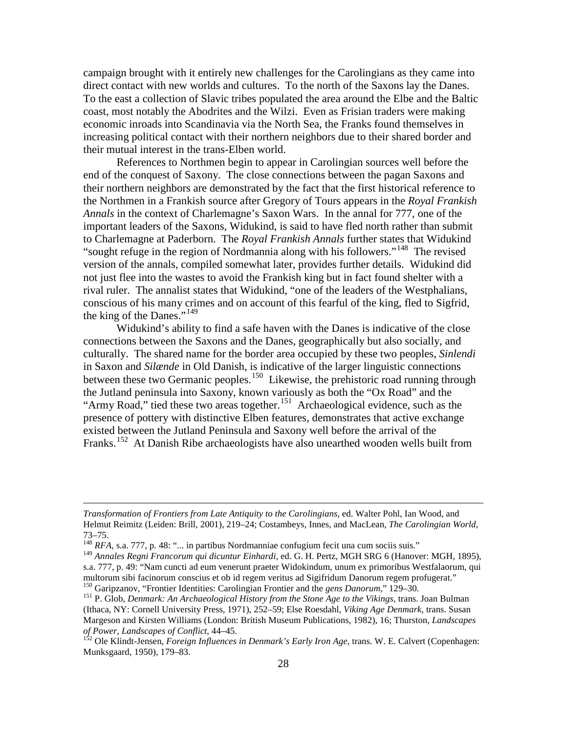campaign brought with it entirely new challenges for the Carolingians as they came into direct contact with new worlds and cultures. To the north of the Saxons lay the Danes. To the east a collection of Slavic tribes populated the area around the Elbe and the Baltic coast, most notably the Abodrites and the Wilzi. Even as Frisian traders were making economic inroads into Scandinavia via the North Sea, the Franks found themselves in increasing political contact with their northern neighbors due to their shared border and their mutual interest in the trans-Elben world.

References to Northmen begin to appear in Carolingian sources well before the end of the conquest of Saxony. The close connections between the pagan Saxons and their northern neighbors are demonstrated by the fact that the first historical reference to the Northmen in a Frankish source after Gregory of Tours appears in the *Royal Frankish Annals* in the context of Charlemagne's Saxon Wars. In the annal for 777, one of the important leaders of the Saxons, Widukind, is said to have fled north rather than submit to Charlemagne at Paderborn. The *Royal Frankish Annals* further states that Widukind "sought refuge in the region of Nordmannia along with his followers."[148] The revised version of the annals, compiled somewhat later, provides further details. Widukind did not just flee into the wastes to avoid the Frankish king but in fact found shelter with a rival ruler. The annalist states that Widukind, "one of the leaders of the Westphalians, conscious of his many crimes and on account of this fearful of the king, fled to Sigfrid, the king of the Danes."[149]

Widukind's ability to find a safe haven with the Danes is indicative of the close connections between the Saxons and the Danes, geographically but also socially, and culturally. The shared name for the border area occupied by these two peoples, *Sinlendi* in Saxon and *Silænde* in Old Danish, is indicative of the larger linguistic connections between these two Germanic peoples.[150] Likewise, the prehistoric road running through the Jutland peninsula into Saxony, known variously as both the "Ox Road" and the "Army Road," tied these two areas together.[151] Archaeological evidence, such as the presence of pottery with distinctive Elben features, demonstrates that active exchange existed between the Jutland Peninsula and Saxony well before the arrival of the Franks.[152] At Danish Ribe archaeologists have also unearthed wooden wells built from

---

*Transformation of Frontiers from Late Antiquity to the Carolingians*, ed. Walter Pohl, Ian Wood, and Helmut Reimitz (Leiden: Brill, 2001), 219–24; Costambeys, Innes, and MacLean, *The Carolingian World*, 73–75.

[148] *RFA*, s.a. 777, p. 48: "... in partibus Nordmanniae confugium fecit una cum sociis suis."

[149] *Annales Regni Francorum qui dicuntur Einhardi*, ed. G. H. Pertz, MGH SRG 6 (Hanover: MGH, 1895), s.a. 777, p. 49: "Nam cuncti ad eum venerunt praeter Widokindum, unum ex primoribus Westfalaorum, qui multorum sibi facinorum conscius et ob id regem veritus ad Sigifridum Danorum regem profugerat."

[150] Garipzanov, "Frontier Identities: Carolingian Frontier and the *gens Danorum*," 129–30.

[151] P. Glob, *Denmark: An Archaeological History from the Stone Age to the Vikings*, trans. Joan Bulman (Ithaca, NY: Cornell University Press, 1971), 252–59; Else Roesdahl, *Viking Age Denmark*, trans. Susan Margeson and Kirsten Williams (London: British Museum Publications, 1982), 16; Thurston, *Landscapes of Power, Landscapes of Conflict*, 44–45.

[152] Ole Klindt-Jensen, *Foreign Influences in Denmark's Early Iron Age*, trans. W. E. Calvert (Copenhagen: Munksgaard, 1950), 179–83.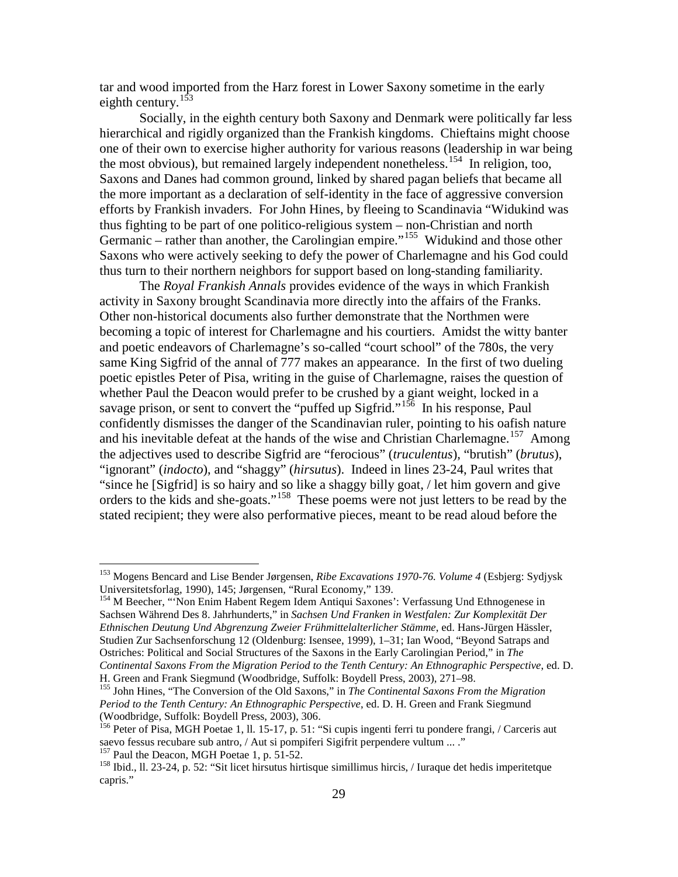tar and wood imported from the Harz forest in Lower Saxony sometime in the early eighth century.[153]

Socially, in the eighth century both Saxony and Denmark were politically far less hierarchical and rigidly organized than the Frankish kingdoms. Chieftains might choose one of their own to exercise higher authority for various reasons (leadership in war being the most obvious), but remained largely independent nonetheless.[154] In religion, too, Saxons and Danes had common ground, linked by shared pagan beliefs that became all the more important as a declaration of self-identity in the face of aggressive conversion efforts by Frankish invaders. For John Hines, by fleeing to Scandinavia "Widukind was thus fighting to be part of one politico-religious system – non-Christian and north Germanic – rather than another, the Carolingian empire."[155] Widukind and those other Saxons who were actively seeking to defy the power of Charlemagne and his God could thus turn to their northern neighbors for support based on long-standing familiarity.

The *Royal Frankish Annals* provides evidence of the ways in which Frankish activity in Saxony brought Scandinavia more directly into the affairs of the Franks. Other non-historical documents also further demonstrate that the Northmen were becoming a topic of interest for Charlemagne and his courtiers. Amidst the witty banter and poetic endeavors of Charlemagne's so-called "court school" of the 780s, the very same King Sigfrid of the annal of 777 makes an appearance. In the first of two dueling poetic epistles Peter of Pisa, writing in the guise of Charlemagne, raises the question of whether Paul the Deacon would prefer to be crushed by a giant weight, locked in a savage prison, or sent to convert the "puffed up Sigfrid."[156] In his response, Paul confidently dismisses the danger of the Scandinavian ruler, pointing to his oafish nature and his inevitable defeat at the hands of the wise and Christian Charlemagne.[157] Among the adjectives used to describe Sigfrid are "ferocious" (*truculentus*), "brutish" (*brutus*), "ignorant" (*indocto*), and "shaggy" (*hirsutus*). Indeed in lines 23-24, Paul writes that "since he [Sigfrid] is so hairy and so like a shaggy billy goat, / let him govern and give orders to the kids and she-goats."[158] These poems were not just letters to be read by the stated recipient; they were also performative pieces, meant to be read aloud before the

---

[153] Mogens Bencard and Lise Bender Jørgensen, *Ribe Excavations 1970-76. Volume 4* (Esbjerg: Sydjysk Universitetsforlag, 1990), 145; Jørgensen, "Rural Economy," 139.

[154] M Beecher, "'Non Enim Habent Regem Idem Antiqui Saxones': Verfassung Und Ethnogenese in Sachsen Während Des 8. Jahrhunderts," in *Sachsen Und Franken in Westfalen: Zur Komplexität Der Ethnischen Deutung Und Abgrenzung Zweier Frühmittelalterlicher Stämme*, ed. Hans-Jürgen Hässler, Studien Zur Sachsenforschung 12 (Oldenburg: Isensee, 1999), 1–31; Ian Wood, "Beyond Satraps and Ostriches: Political and Social Structures of the Saxons in the Early Carolingian Period," in *The Continental Saxons From the Migration Period to the Tenth Century: An Ethnographic Perspective*, ed. D. H. Green and Frank Siegmund (Woodbridge, Suffolk: Boydell Press, 2003), 271–98.

[155] John Hines, "The Conversion of the Old Saxons," in *The Continental Saxons From the Migration Period to the Tenth Century: An Ethnographic Perspective*, ed. D. H. Green and Frank Siegmund (Woodbridge, Suffolk: Boydell Press, 2003), 306.

[156] Peter of Pisa, MGH Poetae 1, ll. 15-17, p. 51: "Si cupis ingenti ferri tu pondere frangi, / Carceris aut saevo fessus recubare sub antro, / Aut si pompiferi Sigifrit perpendere vultum ... ."

[157] Paul the Deacon, MGH Poetae 1, p. 51-52.

[158] Ibid., ll. 23-24, p. 52: "Sit licet hirsutus hirtisque simillimus hircis, / Iuraque det hedis imperitetque capris."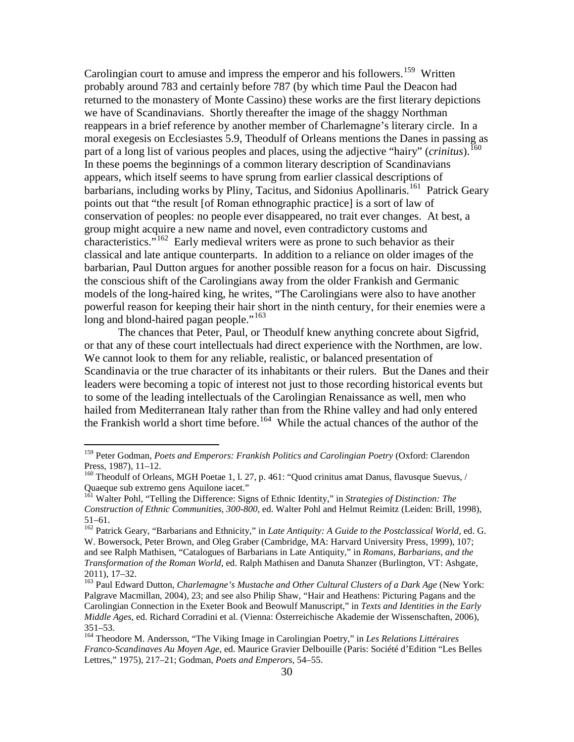Carolingian court to amuse and impress the emperor and his followers.[159] Written probably around 783 and certainly before 787 (by which time Paul the Deacon had returned to the monastery of Monte Cassino) these works are the first literary depictions we have of Scandinavians. Shortly thereafter the image of the shaggy Northman reappears in a brief reference by another member of Charlemagne's literary circle. In a moral exegesis on Ecclesiastes 5.9, Theodulf of Orleans mentions the Danes in passing as part of a long list of various peoples and places, using the adjective "hairy" (*crinitus*).[160] In these poems the beginnings of a common literary description of Scandinavians appears, which itself seems to have sprung from earlier classical descriptions of barbarians, including works by Pliny, Tacitus, and Sidonius Apollinaris.[161] Patrick Geary points out that "the result [of Roman ethnographic practice] is a sort of law of conservation of peoples: no people ever disappeared, no trait ever changes. At best, a group might acquire a new name and novel, even contradictory customs and characteristics."[162] Early medieval writers were as prone to such behavior as their classical and late antique counterparts. In addition to a reliance on older images of the barbarian, Paul Dutton argues for another possible reason for a focus on hair. Discussing the conscious shift of the Carolingians away from the older Frankish and Germanic models of the long-haired king, he writes, "The Carolingians were also to have another powerful reason for keeping their hair short in the ninth century, for their enemies were a long and blond-haired pagan people."[163]

The chances that Peter, Paul, or Theodulf knew anything concrete about Sigfrid, or that any of these court intellectuals had direct experience with the Northmen, are low. We cannot look to them for any reliable, realistic, or balanced presentation of Scandinavia or the true character of its inhabitants or their rulers. But the Danes and their leaders were becoming a topic of interest not just to those recording historical events but to some of the leading intellectuals of the Carolingian Renaissance as well, men who hailed from Mediterranean Italy rather than from the Rhine valley and had only entered the Frankish world a short time before.[164] While the actual chances of the author of the

---

[159] Peter Godman, *Poets and Emperors: Frankish Politics and Carolingian Poetry* (Oxford: Clarendon Press, 1987), 11–12.

[160] Theodulf of Orleans, MGH Poetae 1, l. 27, p. 461: "Quod crinitus amat Danus, flavusque Suevus, / Quaeque sub extremo gens Aquilone iacet."

[161] Walter Pohl, "Telling the Difference: Signs of Ethnic Identity," in *Strategies of Distinction: The Construction of Ethnic Communities, 300-800*, ed. Walter Pohl and Helmut Reimitz (Leiden: Brill, 1998), 51–61.

[162] Patrick Geary, "Barbarians and Ethnicity," in *Late Antiquity: A Guide to the Postclassical World*, ed. G. W. Bowersock, Peter Brown, and Oleg Graber (Cambridge, MA: Harvard University Press, 1999), 107; and see Ralph Mathisen, "Catalogues of Barbarians in Late Antiquity," in *Romans, Barbarians, and the Transformation of the Roman World*, ed. Ralph Mathisen and Danuta Shanzer (Burlington, VT: Ashgate, 2011), 17–32.

[163] Paul Edward Dutton, *Charlemagne's Mustache and Other Cultural Clusters of a Dark Age* (New York: Palgrave Macmillan, 2004), 23; and see also Philip Shaw, "Hair and Heathens: Picturing Pagans and the Carolingian Connection in the Exeter Book and Beowulf Manuscript," in *Texts and Identities in the Early Middle Ages*, ed. Richard Corradini et al. (Vienna: Österreichische Akademie der Wissenschaften, 2006), 351–53.

[164] Theodore M. Andersson, "The Viking Image in Carolingian Poetry," in *Les Relations Littéraires Franco-Scandinaves Au Moyen Age*, ed. Maurice Gravier Delbouille (Paris: Société d'Edition "Les Belles Lettres," 1975), 217–21; Godman, *Poets and Emperors*, 54–55.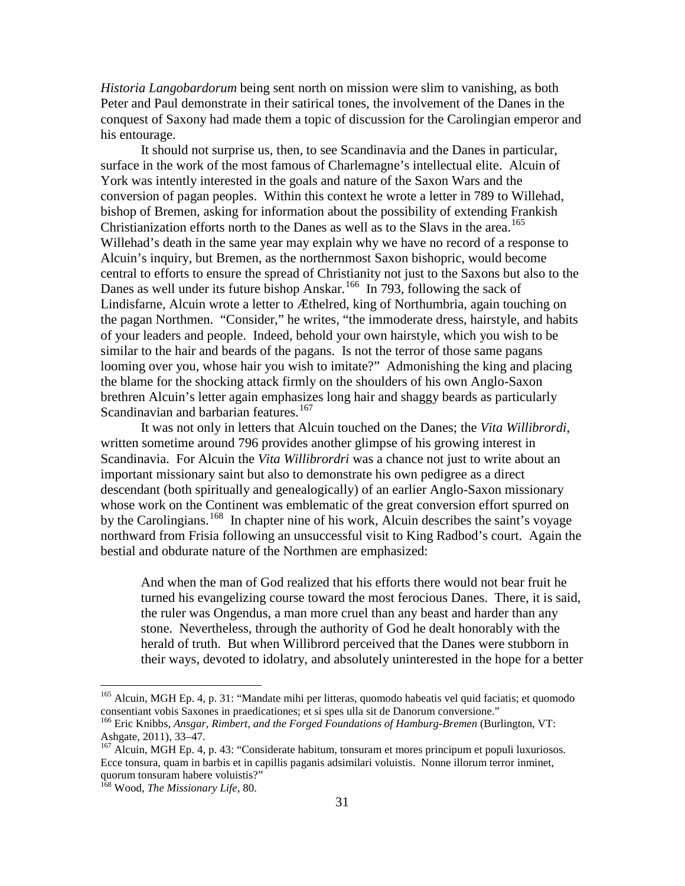*Historia Langobardorum* being sent north on mission were slim to vanishing, as both Peter and Paul demonstrate in their satirical tones, the involvement of the Danes in the conquest of Saxony had made them a topic of discussion for the Carolingian emperor and his entourage.

It should not surprise us, then, to see Scandinavia and the Danes in particular, surface in the work of the most famous of Charlemagne's intellectual elite. Alcuin of York was intently interested in the goals and nature of the Saxon Wars and the conversion of pagan peoples. Within this context he wrote a letter in 789 to Willehad, bishop of Bremen, asking for information about the possibility of extending Frankish Christianization efforts north to the Danes as well as to the Slavs in the area.[165] Willehad's death in the same year may explain why we have no record of a response to Alcuin's inquiry, but Bremen, as the northernmost Saxon bishopric, would become central to efforts to ensure the spread of Christianity not just to the Saxons but also to the Danes as well under its future bishop Anskar.[166] In 793, following the sack of Lindisfarne, Alcuin wrote a letter to Æthelred, king of Northumbria, again touching on the pagan Northmen. "Consider," he writes, "the immoderate dress, hairstyle, and habits of your leaders and people. Indeed, behold your own hairstyle, which you wish to be similar to the hair and beards of the pagans. Is not the terror of those same pagans looming over you, whose hair you wish to imitate?" Admonishing the king and placing the blame for the shocking attack firmly on the shoulders of his own Anglo-Saxon brethren Alcuin's letter again emphasizes long hair and shaggy beards as particularly Scandinavian and barbarian features.[167]

It was not only in letters that Alcuin touched on the Danes; the *Vita Willibrordi*, written sometime around 796 provides another glimpse of his growing interest in Scandinavia. For Alcuin the *Vita Willibrordri* was a chance not just to write about an important missionary saint but also to demonstrate his own pedigree as a direct descendant (both spiritually and genealogically) of an earlier Anglo-Saxon missionary whose work on the Continent was emblematic of the great conversion effort spurred on by the Carolingians.[168] In chapter nine of his work, Alcuin describes the saint's voyage northward from Frisia following an unsuccessful visit to King Radbod's court. Again the bestial and obdurate nature of the Northmen are emphasized:

> And when the man of God realized that his efforts there would not bear fruit he turned his evangelizing course toward the most ferocious Danes. There, it is said, the ruler was Ongendus, a man more cruel than any beast and harder than any stone. Nevertheless, through the authority of God he dealt honorably with the herald of truth. But when Willibrord perceived that the Danes were stubborn in their ways, devoted to idolatry, and absolutely uninterested in the hope for a better

---

[165] Alcuin, MGH Ep. 4, p. 31: "Mandate mihi per litteras, quomodo habeatis vel quid faciatis; et quomodo consentiant vobis Saxones in praedicationes; et si spes ulla sit de Danorum conversione."

[166] Eric Knibbs, *Ansgar, Rimbert, and the Forged Foundations of Hamburg-Bremen* (Burlington, VT: Ashgate, 2011), 33–47.

[167] Alcuin, MGH Ep. 4, p. 43: "Considerate habitum, tonsuram et mores principum et populi luxuriosos. Ecce tonsura, quam in barbis et in capillis paganis adsimilari voluistis. Nonne illorum terror inminet, quorum tonsuram habere voluistis?"

[168] Wood, *The Missionary Life*, 80.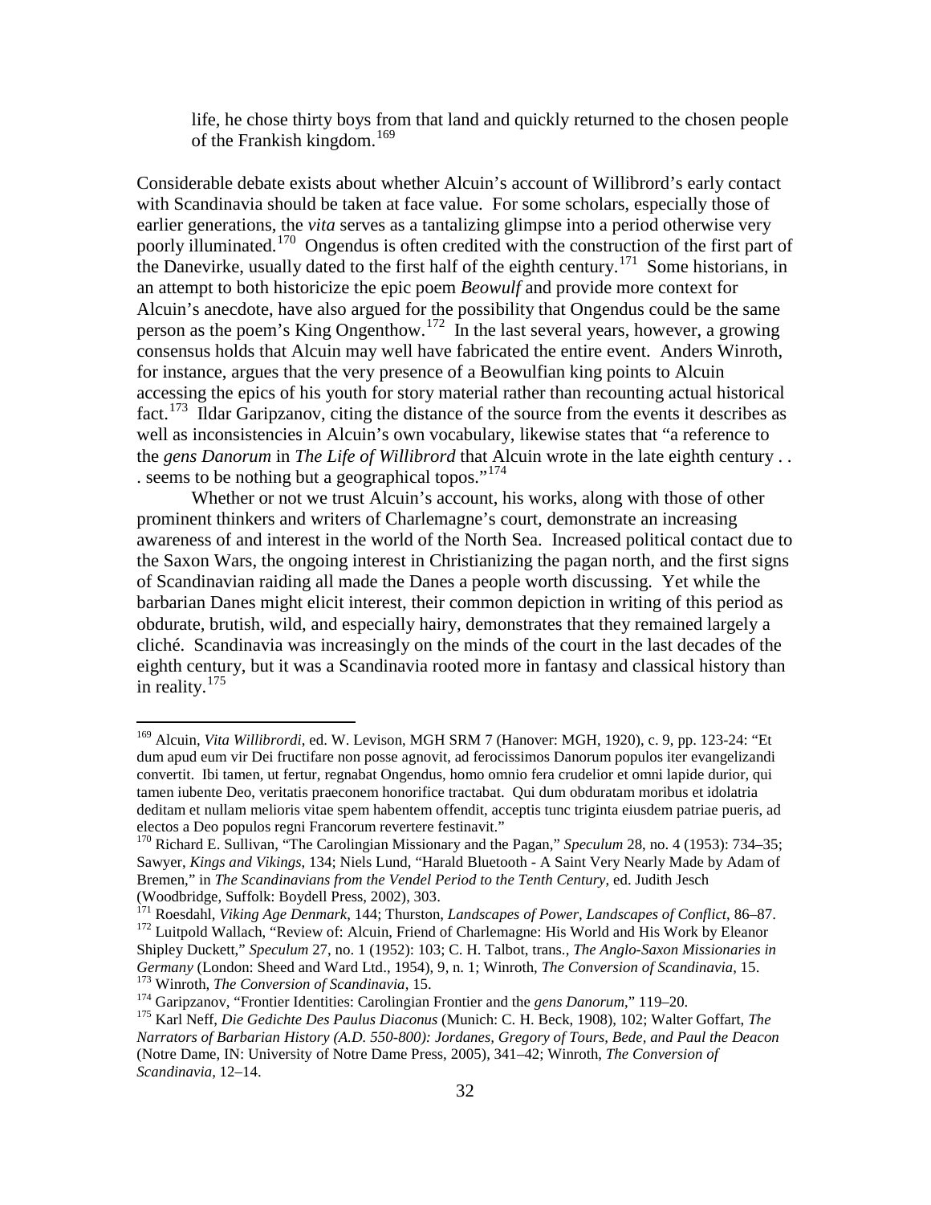> life, he chose thirty boys from that land and quickly returned to the chosen people of the Frankish kingdom.[169]

Considerable debate exists about whether Alcuin's account of Willibrord's early contact with Scandinavia should be taken at face value. For some scholars, especially those of earlier generations, the *vita* serves as a tantalizing glimpse into a period otherwise very poorly illuminated.[170] Ongendus is often credited with the construction of the first part of the Danevirke, usually dated to the first half of the eighth century.[171] Some historians, in an attempt to both historicize the epic poem *Beowulf* and provide more context for Alcuin's anecdote, have also argued for the possibility that Ongendus could be the same person as the poem's King Ongenthow.[172] In the last several years, however, a growing consensus holds that Alcuin may well have fabricated the entire event. Anders Winroth, for instance, argues that the very presence of a Beowulfian king points to Alcuin accessing the epics of his youth for story material rather than recounting actual historical fact.[173] Ildar Garipzanov, citing the distance of the source from the events it describes as well as inconsistencies in Alcuin's own vocabulary, likewise states that "a reference to the *gens Danorum* in *The Life of Willibrord* that Alcuin wrote in the late eighth century . . . seems to be nothing but a geographical topos."[174]

Whether or not we trust Alcuin's account, his works, along with those of other prominent thinkers and writers of Charlemagne's court, demonstrate an increasing awareness of and interest in the world of the North Sea. Increased political contact due to the Saxon Wars, the ongoing interest in Christianizing the pagan north, and the first signs of Scandinavian raiding all made the Danes a people worth discussing. Yet while the barbarian Danes might elicit interest, their common depiction in writing of this period as obdurate, brutish, wild, and especially hairy, demonstrates that they remained largely a cliché. Scandinavia was increasingly on the minds of the court in the last decades of the eighth century, but it was a Scandinavia rooted more in fantasy and classical history than in reality.[175]

---

[169] Alcuin, *Vita Willibrordi*, ed. W. Levison, MGH SRM 7 (Hanover: MGH, 1920), c. 9, pp. 123-24: "Et dum apud eum vir Dei fructifare non posse agnovit, ad ferocissimos Danorum populos iter evangelizandi convertit. Ibi tamen, ut fertur, regnabat Ongendus, homo omnio fera crudelior et omni lapide durior, qui tamen iubente Deo, veritatis praeconem honorifice tractabat. Qui dum obduratam moribus et idolatria deditam et nullam melioris vitae spem habentem offendit, acceptis tunc triginta eiusdem patriae pueris, ad electos a Deo populos regni Francorum revertere festinavit."

[170] Richard E. Sullivan, "The Carolingian Missionary and the Pagan," *Speculum* 28, no. 4 (1953): 734–35; Sawyer, *Kings and Vikings*, 134; Niels Lund, "Harald Bluetooth - A Saint Very Nearly Made by Adam of Bremen," in *The Scandinavians from the Vendel Period to the Tenth Century*, ed. Judith Jesch (Woodbridge, Suffolk: Boydell Press, 2002), 303.

[171] Roesdahl, *Viking Age Denmark*, 144; Thurston, *Landscapes of Power, Landscapes of Conflict*, 86–87.

[172] Luitpold Wallach, "Review of: Alcuin, Friend of Charlemagne: His World and His Work by Eleanor Shipley Duckett," *Speculum* 27, no. 1 (1952): 103; C. H. Talbot, trans., *The Anglo-Saxon Missionaries in Germany* (London: Sheed and Ward Ltd., 1954), 9, n. 1; Winroth, *The Conversion of Scandinavia*, 15.

[173] Winroth, *The Conversion of Scandinavia*, 15.

[174] Garipzanov, "Frontier Identities: Carolingian Frontier and the *gens Danorum*," 119–20.

[175] Karl Neff, *Die Gedichte Des Paulus Diaconus* (Munich: C. H. Beck, 1908), 102; Walter Goffart, *The Narrators of Barbarian History (A.D. 550-800): Jordanes, Gregory of Tours, Bede, and Paul the Deacon* (Notre Dame, IN: University of Notre Dame Press, 2005), 341–42; Winroth, *The Conversion of Scandinavia*, 12–14.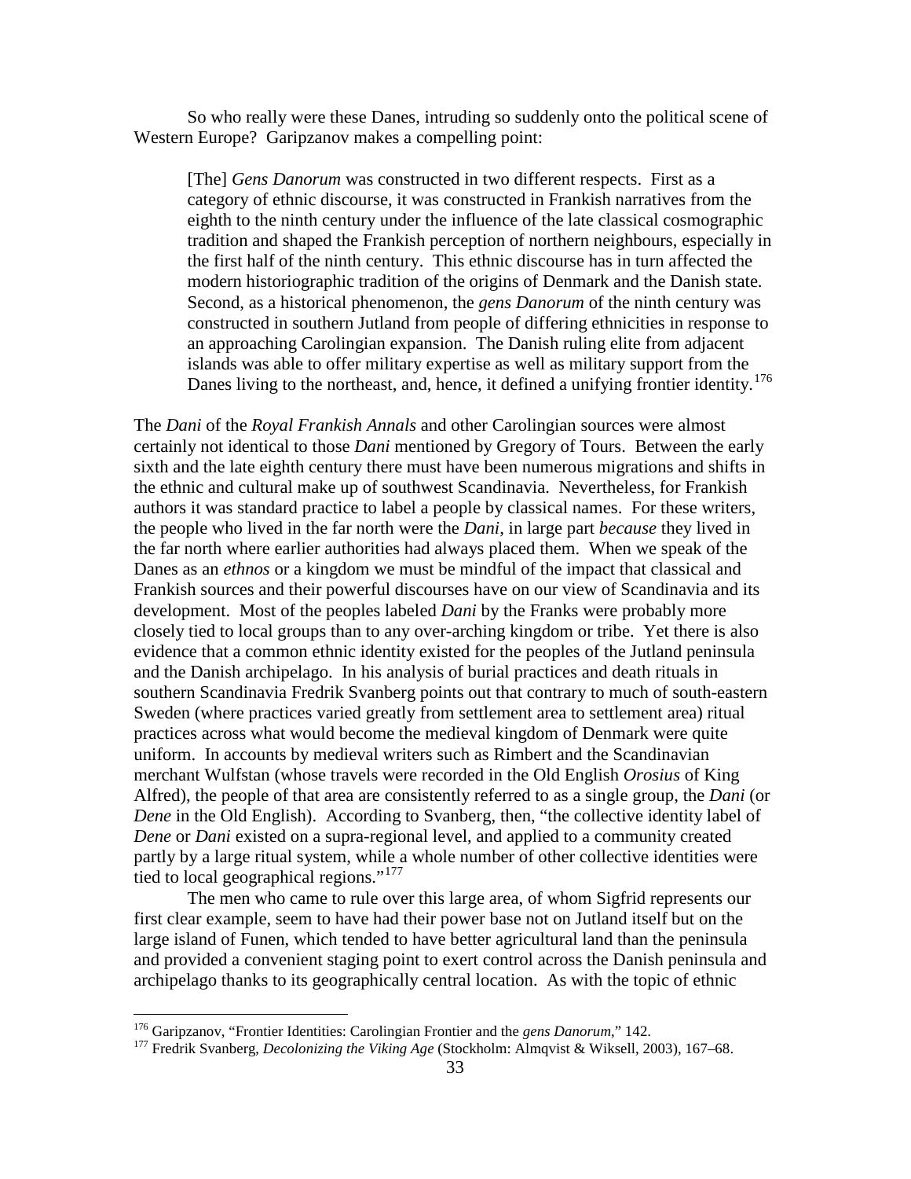So who really were these Danes, intruding so suddenly onto the political scene of Western Europe? Garipzanov makes a compelling point:

> [The] *Gens Danorum* was constructed in two different respects. First as a category of ethnic discourse, it was constructed in Frankish narratives from the eighth to the ninth century under the influence of the late classical cosmographic tradition and shaped the Frankish perception of northern neighbours, especially in the first half of the ninth century. This ethnic discourse has in turn affected the modern historiographic tradition of the origins of Denmark and the Danish state. Second, as a historical phenomenon, the *gens Danorum* of the ninth century was constructed in southern Jutland from people of differing ethnicities in response to an approaching Carolingian expansion. The Danish ruling elite from adjacent islands was able to offer military expertise as well as military support from the Danes living to the northeast, and, hence, it defined a unifying frontier identity.[176]

The *Dani* of the *Royal Frankish Annals* and other Carolingian sources were almost certainly not identical to those *Dani* mentioned by Gregory of Tours. Between the early sixth and the late eighth century there must have been numerous migrations and shifts in the ethnic and cultural make up of southwest Scandinavia. Nevertheless, for Frankish authors it was standard practice to label a people by classical names. For these writers, the people who lived in the far north were the *Dani*, in large part *because* they lived in the far north where earlier authorities had always placed them. When we speak of the Danes as an *ethnos* or a kingdom we must be mindful of the impact that classical and Frankish sources and their powerful discourses have on our view of Scandinavia and its development. Most of the peoples labeled *Dani* by the Franks were probably more closely tied to local groups than to any over-arching kingdom or tribe. Yet there is also evidence that a common ethnic identity existed for the peoples of the Jutland peninsula and the Danish archipelago. In his analysis of burial practices and death rituals in southern Scandinavia Fredrik Svanberg points out that contrary to much of south-eastern Sweden (where practices varied greatly from settlement area to settlement area) ritual practices across what would become the medieval kingdom of Denmark were quite uniform. In accounts by medieval writers such as Rimbert and the Scandinavian merchant Wulfstan (whose travels were recorded in the Old English *Orosius* of King Alfred), the people of that area are consistently referred to as a single group, the *Dani* (or *Dene* in the Old English). According to Svanberg, then, "the collective identity label of *Dene* or *Dani* existed on a supra-regional level, and applied to a community created partly by a large ritual system, while a whole number of other collective identities were tied to local geographical regions."[177]

The men who came to rule over this large area, of whom Sigfrid represents our first clear example, seem to have had their power base not on Jutland itself but on the large island of Funen, which tended to have better agricultural land than the peninsula and provided a convenient staging point to exert control across the Danish peninsula and archipelago thanks to its geographically central location. As with the topic of ethnic

---

[176] Garipzanov, "Frontier Identities: Carolingian Frontier and the *gens Danorum*," 142.

[177] Fredrik Svanberg, *Decolonizing the Viking Age* (Stockholm: Almqvist & Wiksell, 2003), 167–68.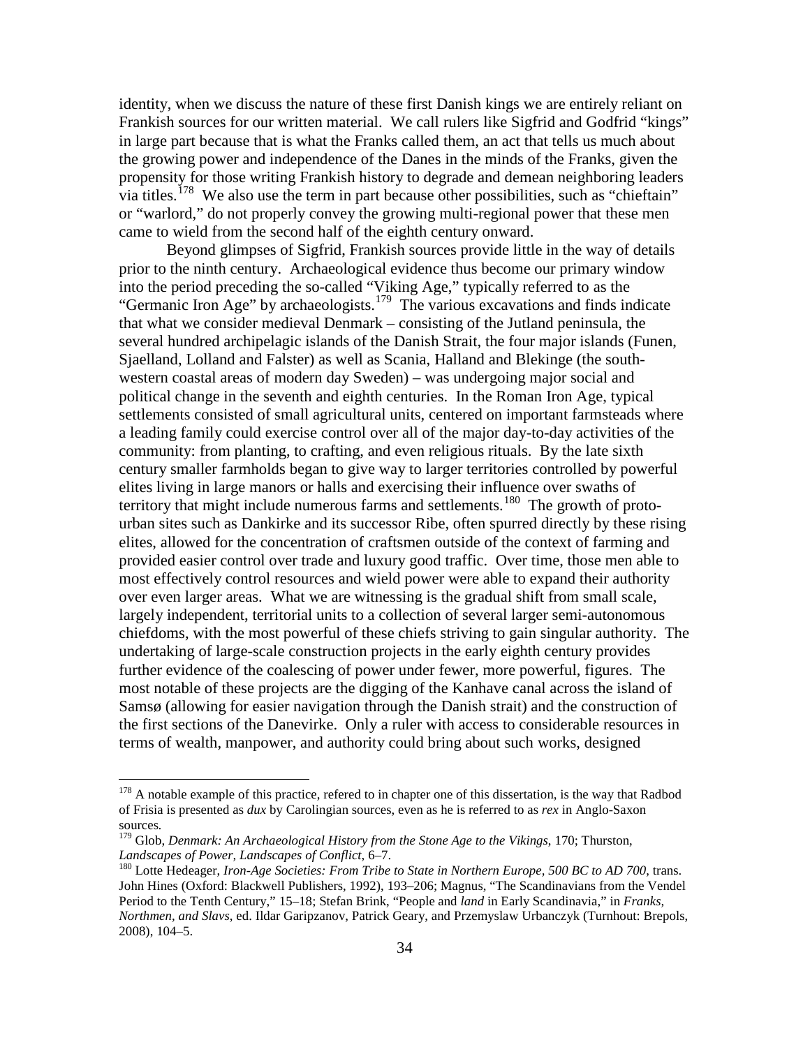identity, when we discuss the nature of these first Danish kings we are entirely reliant on Frankish sources for our written material. We call rulers like Sigfrid and Godfrid "kings" in large part because that is what the Franks called them, an act that tells us much about the growing power and independence of the Danes in the minds of the Franks, given the propensity for those writing Frankish history to degrade and demean neighboring leaders via titles.[178] We also use the term in part because other possibilities, such as "chieftain" or "warlord," do not properly convey the growing multi-regional power that these men came to wield from the second half of the eighth century onward.

Beyond glimpses of Sigfrid, Frankish sources provide little in the way of details prior to the ninth century. Archaeological evidence thus become our primary window into the period preceding the so-called "Viking Age," typically referred to as the "Germanic Iron Age" by archaeologists.[179] The various excavations and finds indicate that what we consider medieval Denmark – consisting of the Jutland peninsula, the several hundred archipelagic islands of the Danish Strait, the four major islands (Funen, Sjaelland, Lolland and Falster) as well as Scania, Halland and Blekinge (the south-western coastal areas of modern day Sweden) – was undergoing major social and political change in the seventh and eighth centuries. In the Roman Iron Age, typical settlements consisted of small agricultural units, centered on important farmsteads where a leading family could exercise control over all of the major day-to-day activities of the community: from planting, to crafting, and even religious rituals. By the late sixth century smaller farmholds began to give way to larger territories controlled by powerful elites living in large manors or halls and exercising their influence over swaths of territory that might include numerous farms and settlements.[180] The growth of proto-urban sites such as Dankirke and its successor Ribe, often spurred directly by these rising elites, allowed for the concentration of craftsmen outside of the context of farming and provided easier control over trade and luxury good traffic. Over time, those men able to most effectively control resources and wield power were able to expand their authority over even larger areas. What we are witnessing is the gradual shift from small scale, largely independent, territorial units to a collection of several larger semi-autonomous chiefdoms, with the most powerful of these chiefs striving to gain singular authority. The undertaking of large-scale construction projects in the early eighth century provides further evidence of the coalescing of power under fewer, more powerful, figures. The most notable of these projects are the digging of the Kanhave canal across the island of Samsø (allowing for easier navigation through the Danish strait) and the construction of the first sections of the Danevirke. Only a ruler with access to considerable resources in terms of wealth, manpower, and authority could bring about such works, designed

---

[178] A notable example of this practice, refered to in chapter one of this dissertation, is the way that Radbod of Frisia is presented as *dux* by Carolingian sources, even as he is referred to as *rex* in Anglo-Saxon sources.

[179] Glob, *Denmark: An Archaeological History from the Stone Age to the Vikings*, 170; Thurston, *Landscapes of Power, Landscapes of Conflict*, 6–7.

[180] Lotte Hedeager, *Iron-Age Societies: From Tribe to State in Northern Europe, 500 BC to AD 700*, trans. John Hines (Oxford: Blackwell Publishers, 1992), 193–206; Magnus, "The Scandinavians from the Vendel Period to the Tenth Century," 15–18; Stefan Brink, "People and *land* in Early Scandinavia," in *Franks, Northmen, and Slavs*, ed. Ildar Garipzanov, Patrick Geary, and Przemyslaw Urbanczyk (Turnhout: Brepols, 2008), 104–5.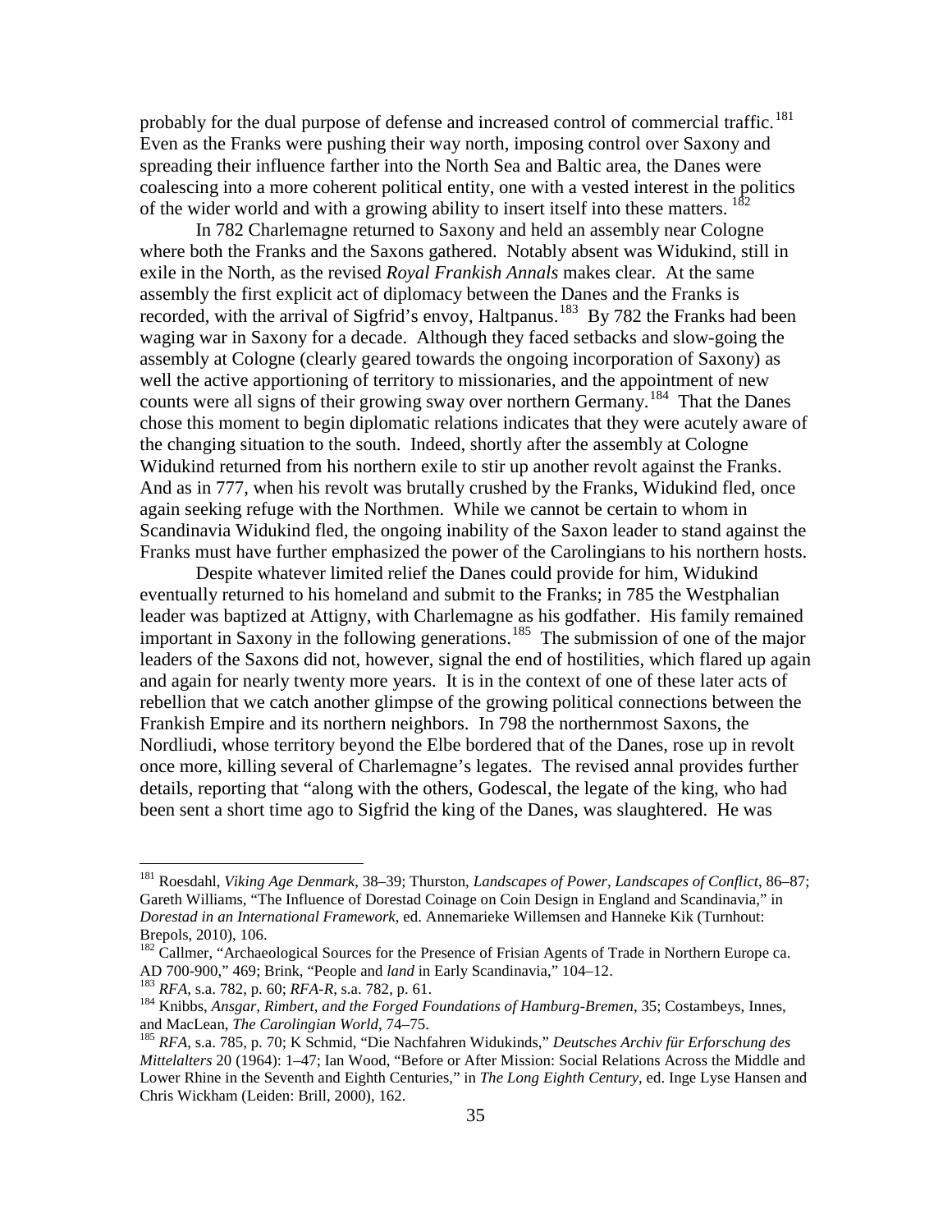probably for the dual purpose of defense and increased control of commercial traffic.[181] Even as the Franks were pushing their way north, imposing control over Saxony and spreading their influence farther into the North Sea and Baltic area, the Danes were coalescing into a more coherent political entity, one with a vested interest in the politics of the wider world and with a growing ability to insert itself into these matters.[182]

In 782 Charlemagne returned to Saxony and held an assembly near Cologne where both the Franks and the Saxons gathered. Notably absent was Widukind, still in exile in the North, as the revised *Royal Frankish Annals* makes clear. At the same assembly the first explicit act of diplomacy between the Danes and the Franks is recorded, with the arrival of Sigfrid's envoy, Haltpanus.[183] By 782 the Franks had been waging war in Saxony for a decade. Although they faced setbacks and slow-going the assembly at Cologne (clearly geared towards the ongoing incorporation of Saxony) as well the active apportioning of territory to missionaries, and the appointment of new counts were all signs of their growing sway over northern Germany.[184] That the Danes chose this moment to begin diplomatic relations indicates that they were acutely aware of the changing situation to the south. Indeed, shortly after the assembly at Cologne Widukind returned from his northern exile to stir up another revolt against the Franks. And as in 777, when his revolt was brutally crushed by the Franks, Widukind fled, once again seeking refuge with the Northmen. While we cannot be certain to whom in Scandinavia Widukind fled, the ongoing inability of the Saxon leader to stand against the Franks must have further emphasized the power of the Carolingians to his northern hosts.

Despite whatever limited relief the Danes could provide for him, Widukind eventually returned to his homeland and submit to the Franks; in 785 the Westphalian leader was baptized at Attigny, with Charlemagne as his godfather. His family remained important in Saxony in the following generations.[185] The submission of one of the major leaders of the Saxons did not, however, signal the end of hostilities, which flared up again and again for nearly twenty more years. It is in the context of one of these later acts of rebellion that we catch another glimpse of the growing political connections between the Frankish Empire and its northern neighbors. In 798 the northernmost Saxons, the Nordliudi, whose territory beyond the Elbe bordered that of the Danes, rose up in revolt once more, killing several of Charlemagne's legates. The revised annal provides further details, reporting that "along with the others, Godescal, the legate of the king, who had been sent a short time ago to Sigfrid the king of the Danes, was slaughtered. He was

---

[181] Roesdahl, *Viking Age Denmark*, 38–39; Thurston, *Landscapes of Power, Landscapes of Conflict*, 86–87; Gareth Williams, "The Influence of Dorestad Coinage on Coin Design in England and Scandinavia," in *Dorestad in an International Framework*, ed. Annemarieke Willemsen and Hanneke Kik (Turnhout: Brepols, 2010), 106.

[182] Callmer, "Archaeological Sources for the Presence of Frisian Agents of Trade in Northern Europe ca. AD 700-900," 469; Brink, "People and *land* in Early Scandinavia," 104–12.

[183] *RFA*, s.a. 782, p. 60; *RFA-R*, s.a. 782, p. 61.

[184] Knibbs, *Ansgar, Rimbert, and the Forged Foundations of Hamburg-Bremen*, 35; Costambeys, Innes, and MacLean, *The Carolingian World*, 74–75.

[185] *RFA*, s.a. 785, p. 70; K Schmid, "Die Nachfahren Widukinds," *Deutsches Archiv für Erforschung des Mittelalters* 20 (1964): 1–47; Ian Wood, "Before or After Mission: Social Relations Across the Middle and Lower Rhine in the Seventh and Eighth Centuries," in *The Long Eighth Century*, ed. Inge Lyse Hansen and Chris Wickham (Leiden: Brill, 2000), 162.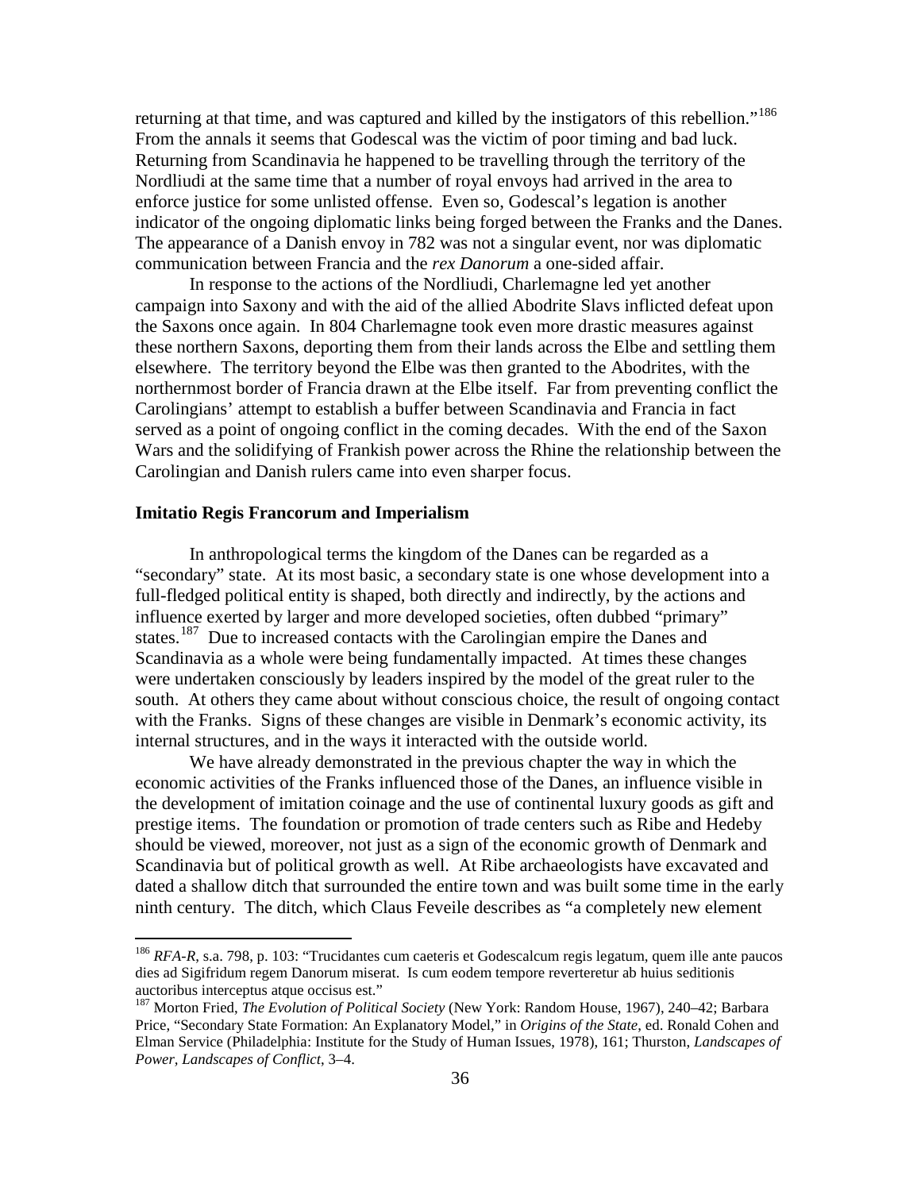returning at that time, and was captured and killed by the instigators of this rebellion."[186] From the annals it seems that Godescal was the victim of poor timing and bad luck. Returning from Scandinavia he happened to be travelling through the territory of the Nordliudi at the same time that a number of royal envoys had arrived in the area to enforce justice for some unlisted offense. Even so, Godescal's legation is another indicator of the ongoing diplomatic links being forged between the Franks and the Danes. The appearance of a Danish envoy in 782 was not a singular event, nor was diplomatic communication between Francia and the *rex Danorum* a one-sided affair.

In response to the actions of the Nordliudi, Charlemagne led yet another campaign into Saxony and with the aid of the allied Abodrite Slavs inflicted defeat upon the Saxons once again. In 804 Charlemagne took even more drastic measures against these northern Saxons, deporting them from their lands across the Elbe and settling them elsewhere. The territory beyond the Elbe was then granted to the Abodrites, with the northernmost border of Francia drawn at the Elbe itself. Far from preventing conflict the Carolingians' attempt to establish a buffer between Scandinavia and Francia in fact served as a point of ongoing conflict in the coming decades. With the end of the Saxon Wars and the solidifying of Frankish power across the Rhine the relationship between the Carolingian and Danish rulers came into even sharper focus.

### Imitatio Regis Francorum and Imperialism

In anthropological terms the kingdom of the Danes can be regarded as a "secondary" state. At its most basic, a secondary state is one whose development into a full-fledged political entity is shaped, both directly and indirectly, by the actions and influence exerted by larger and more developed societies, often dubbed "primary" states.[187] Due to increased contacts with the Carolingian empire the Danes and Scandinavia as a whole were being fundamentally impacted. At times these changes were undertaken consciously by leaders inspired by the model of the great ruler to the south. At others they came about without conscious choice, the result of ongoing contact with the Franks. Signs of these changes are visible in Denmark's economic activity, its internal structures, and in the ways it interacted with the outside world.

We have already demonstrated in the previous chapter the way in which the economic activities of the Franks influenced those of the Danes, an influence visible in the development of imitation coinage and the use of continental luxury goods as gift and prestige items. The foundation or promotion of trade centers such as Ribe and Hedeby should be viewed, moreover, not just as a sign of the economic growth of Denmark and Scandinavia but of political growth as well. At Ribe archaeologists have excavated and dated a shallow ditch that surrounded the entire town and was built some time in the early ninth century. The ditch, which Claus Feveile describes as "a completely new element

---

[186] *RFA-R*, s.a. 798, p. 103: "Trucidantes cum caeteris et Godescalcum regis legatum, quem ille ante paucos dies ad Sigifridum regem Danorum miserat. Is cum eodem tempore reverteretur ab huius seditionis auctoribus interceptus atque occisus est."

[187] Morton Fried, *The Evolution of Political Society* (New York: Random House, 1967), 240–42; Barbara Price, "Secondary State Formation: An Explanatory Model," in *Origins of the State*, ed. Ronald Cohen and Elman Service (Philadelphia: Institute for the Study of Human Issues, 1978), 161; Thurston, *Landscapes of Power, Landscapes of Conflict*, 3–4.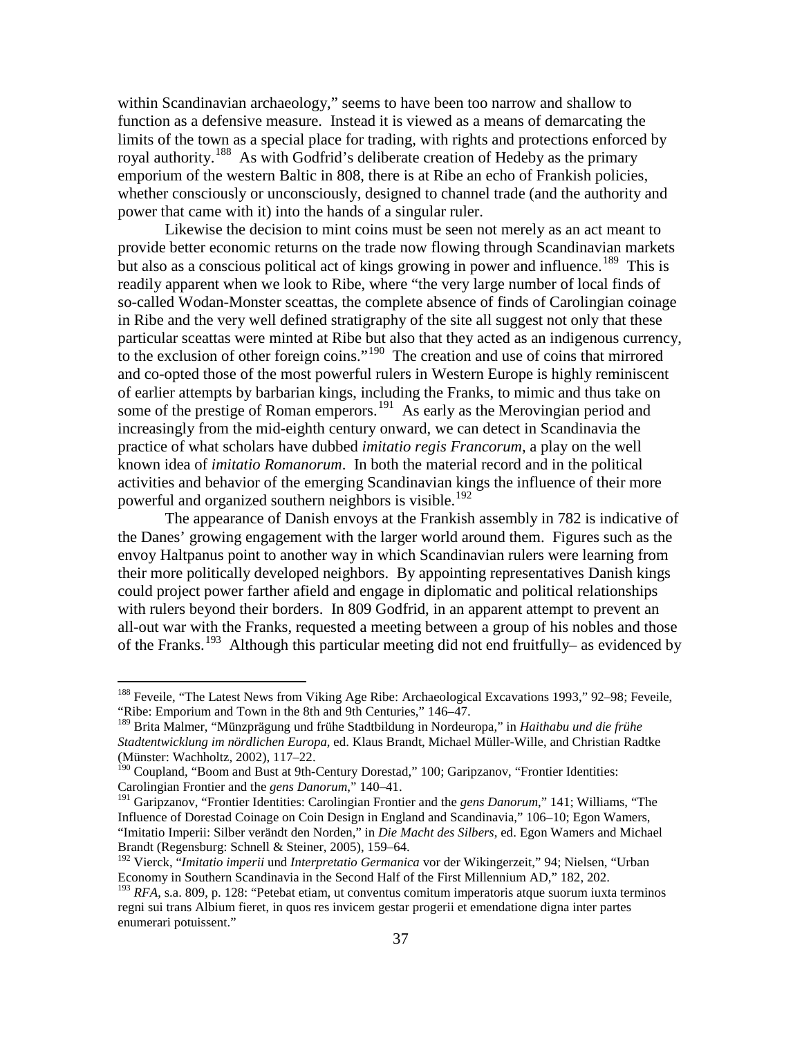within Scandinavian archaeology," seems to have been too narrow and shallow to function as a defensive measure. Instead it is viewed as a means of demarcating the limits of the town as a special place for trading, with rights and protections enforced by royal authority.[188] As with Godfrid's deliberate creation of Hedeby as the primary emporium of the western Baltic in 808, there is at Ribe an echo of Frankish policies, whether consciously or unconsciously, designed to channel trade (and the authority and power that came with it) into the hands of a singular ruler.

Likewise the decision to mint coins must be seen not merely as an act meant to provide better economic returns on the trade now flowing through Scandinavian markets but also as a conscious political act of kings growing in power and influence.[189] This is readily apparent when we look to Ribe, where "the very large number of local finds of so-called Wodan-Monster sceattas, the complete absence of finds of Carolingian coinage in Ribe and the very well defined stratigraphy of the site all suggest not only that these particular sceattas were minted at Ribe but also that they acted as an indigenous currency, to the exclusion of other foreign coins."[190] The creation and use of coins that mirrored and co-opted those of the most powerful rulers in Western Europe is highly reminiscent of earlier attempts by barbarian kings, including the Franks, to mimic and thus take on some of the prestige of Roman emperors.[191] As early as the Merovingian period and increasingly from the mid-eighth century onward, we can detect in Scandinavia the practice of what scholars have dubbed *imitatio regis Francorum*, a play on the well known idea of *imitatio Romanorum*. In both the material record and in the political activities and behavior of the emerging Scandinavian kings the influence of their more powerful and organized southern neighbors is visible.[192]

The appearance of Danish envoys at the Frankish assembly in 782 is indicative of the Danes' growing engagement with the larger world around them. Figures such as the envoy Haltpanus point to another way in which Scandinavian rulers were learning from their more politically developed neighbors. By appointing representatives Danish kings could project power farther afield and engage in diplomatic and political relationships with rulers beyond their borders. In 809 Godfrid, in an apparent attempt to prevent an all-out war with the Franks, requested a meeting between a group of his nobles and those of the Franks.[193] Although this particular meeting did not end fruitfully– as evidenced by

---

[188] Feveile, "The Latest News from Viking Age Ribe: Archaeological Excavations 1993," 92–98; Feveile, "Ribe: Emporium and Town in the 8th and 9th Centuries," 146–47.

[189] Brita Malmer, "Münzprägung und frühe Stadtbildung in Nordeuropa," in *Haithabu und die frühe Stadtentwicklung im nördlichen Europa*, ed. Klaus Brandt, Michael Müller-Wille, and Christian Radtke (Münster: Wachholtz, 2002), 117–22.

[190] Coupland, "Boom and Bust at 9th-Century Dorestad," 100; Garipzanov, "Frontier Identities: Carolingian Frontier and the *gens Danorum*," 140–41.

[191] Garipzanov, "Frontier Identities: Carolingian Frontier and the *gens Danorum*," 141; Williams, "The Influence of Dorestad Coinage on Coin Design in England and Scandinavia," 106–10; Egon Wamers, "Imitatio Imperii: Silber verändt den Norden," in *Die Macht des Silbers*, ed. Egon Wamers and Michael Brandt (Regensburg: Schnell & Steiner, 2005), 159–64.

[192] Vierck, "*Imitatio imperii* und *Interpretatio Germanica* vor der Wikingerzeit," 94; Nielsen, "Urban Economy in Southern Scandinavia in the Second Half of the First Millennium AD," 182, 202.

[193] *RFA*, s.a. 809, p. 128: "Petebat etiam, ut conventus comitum imperatoris atque suorum iuxta terminos regni sui trans Albium fieret, in quos res invicem gestar progerii et emendatione digna inter partes enumerari potuissent."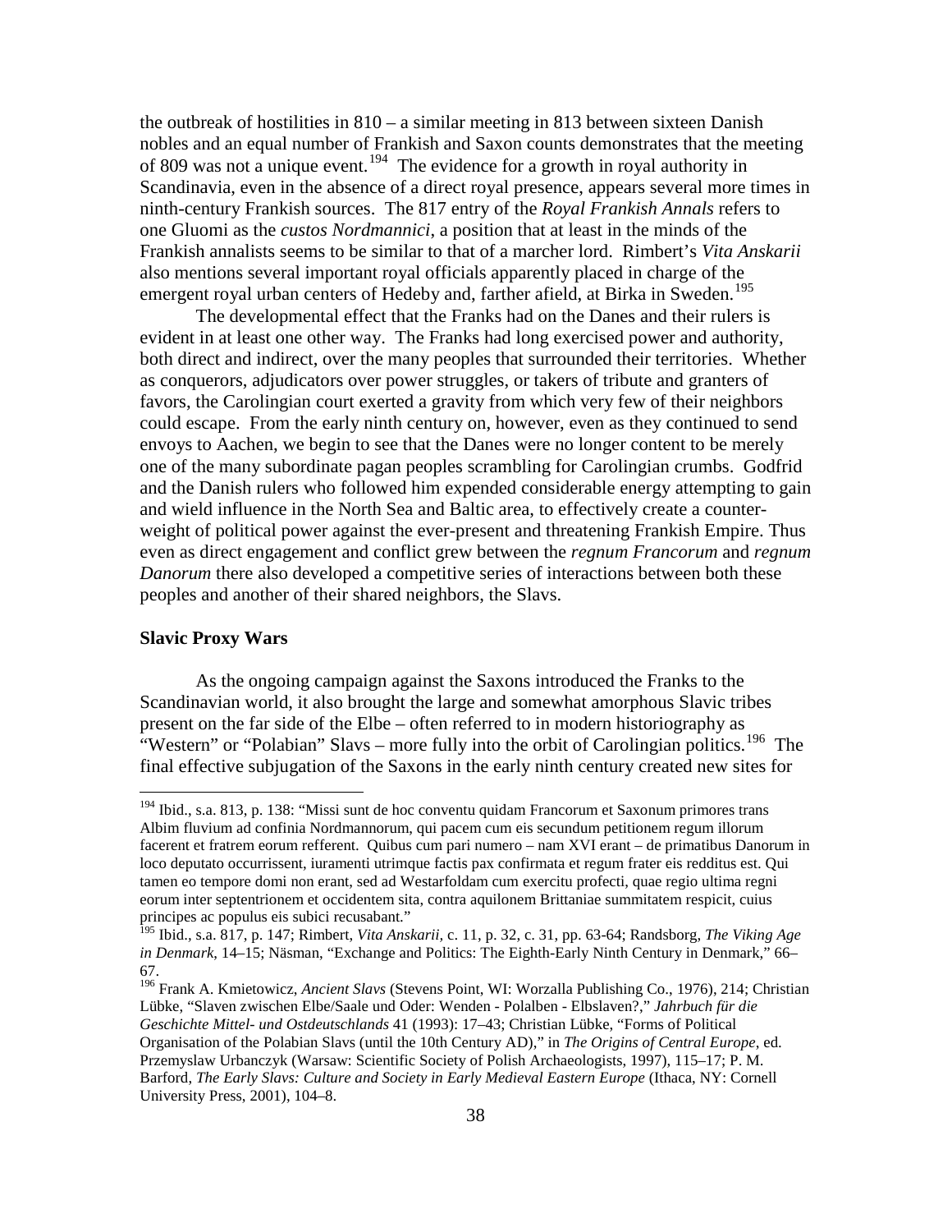the outbreak of hostilities in 810 – a similar meeting in 813 between sixteen Danish nobles and an equal number of Frankish and Saxon counts demonstrates that the meeting of 809 was not a unique event.[194] The evidence for a growth in royal authority in Scandinavia, even in the absence of a direct royal presence, appears several more times in ninth-century Frankish sources. The 817 entry of the *Royal Frankish Annals* refers to one Gluomi as the *custos Nordmannici*, a position that at least in the minds of the Frankish annalists seems to be similar to that of a marcher lord. Rimbert's *Vita Anskarii* also mentions several important royal officials apparently placed in charge of the emergent royal urban centers of Hedeby and, farther afield, at Birka in Sweden.[195]

The developmental effect that the Franks had on the Danes and their rulers is evident in at least one other way. The Franks had long exercised power and authority, both direct and indirect, over the many peoples that surrounded their territories. Whether as conquerors, adjudicators over power struggles, or takers of tribute and granters of favors, the Carolingian court exerted a gravity from which very few of their neighbors could escape. From the early ninth century on, however, even as they continued to send envoys to Aachen, we begin to see that the Danes were no longer content to be merely one of the many subordinate pagan peoples scrambling for Carolingian crumbs. Godfrid and the Danish rulers who followed him expended considerable energy attempting to gain and wield influence in the North Sea and Baltic area, to effectively create a counter-weight of political power against the ever-present and threatening Frankish Empire. Thus even as direct engagement and conflict grew between the *regnum Francorum* and *regnum Danorum* there also developed a competitive series of interactions between both these peoples and another of their shared neighbors, the Slavs.

### Slavic Proxy Wars

As the ongoing campaign against the Saxons introduced the Franks to the Scandinavian world, it also brought the large and somewhat amorphous Slavic tribes present on the far side of the Elbe – often referred to in modern historiography as "Western" or "Polabian" Slavs – more fully into the orbit of Carolingian politics.[196] The final effective subjugation of the Saxons in the early ninth century created new sites for

---

[194] Ibid., s.a. 813, p. 138: "Missi sunt de hoc conventu quidam Francorum et Saxonum primores trans Albim fluvium ad confinia Nordmannorum, qui pacem cum eis secundum petitionem regum illorum facerent et fratrem eorum refferent. Quibus cum pari numero – nam XVI erant – de primatibus Danorum in loco deputato occurrissent, iuramenti utrimque factis pax confirmata et regum frater eis redditus est. Qui tamen eo tempore domi non erant, sed ad Westarfoldam cum exercitu profecti, quae regio ultima regni eorum inter septentrionem et occidentem sita, contra aquilonem Brittaniae summitatem respicit, cuius principes ac populus eis subici recusabant."

[195] Ibid., s.a. 817, p. 147; Rimbert, *Vita Anskarii,* c. 11, p. 32, c. 31, pp. 63-64; Randsborg, *The Viking Age in Denmark*, 14–15; Näsman, "Exchange and Politics: The Eighth-Early Ninth Century in Denmark," 66–67.

[196] Frank A. Kmietowicz, *Ancient Slavs* (Stevens Point, WI: Worzalla Publishing Co., 1976), 214; Christian Lübke, "Slaven zwischen Elbe/Saale und Oder: Wenden - Polalben - Elbslaven?," *Jahrbuch für die Geschichte Mittel- und Ostdeutschlands* 41 (1993): 17–43; Christian Lübke, "Forms of Political Organisation of the Polabian Slavs (until the 10th Century AD)," in *The Origins of Central Europe*, ed. Przemyslaw Urbanczyk (Warsaw: Scientific Society of Polish Archaeologists, 1997), 115–17; P. M. Barford, *The Early Slavs: Culture and Society in Early Medieval Eastern Europe* (Ithaca, NY: Cornell University Press, 2001), 104–8.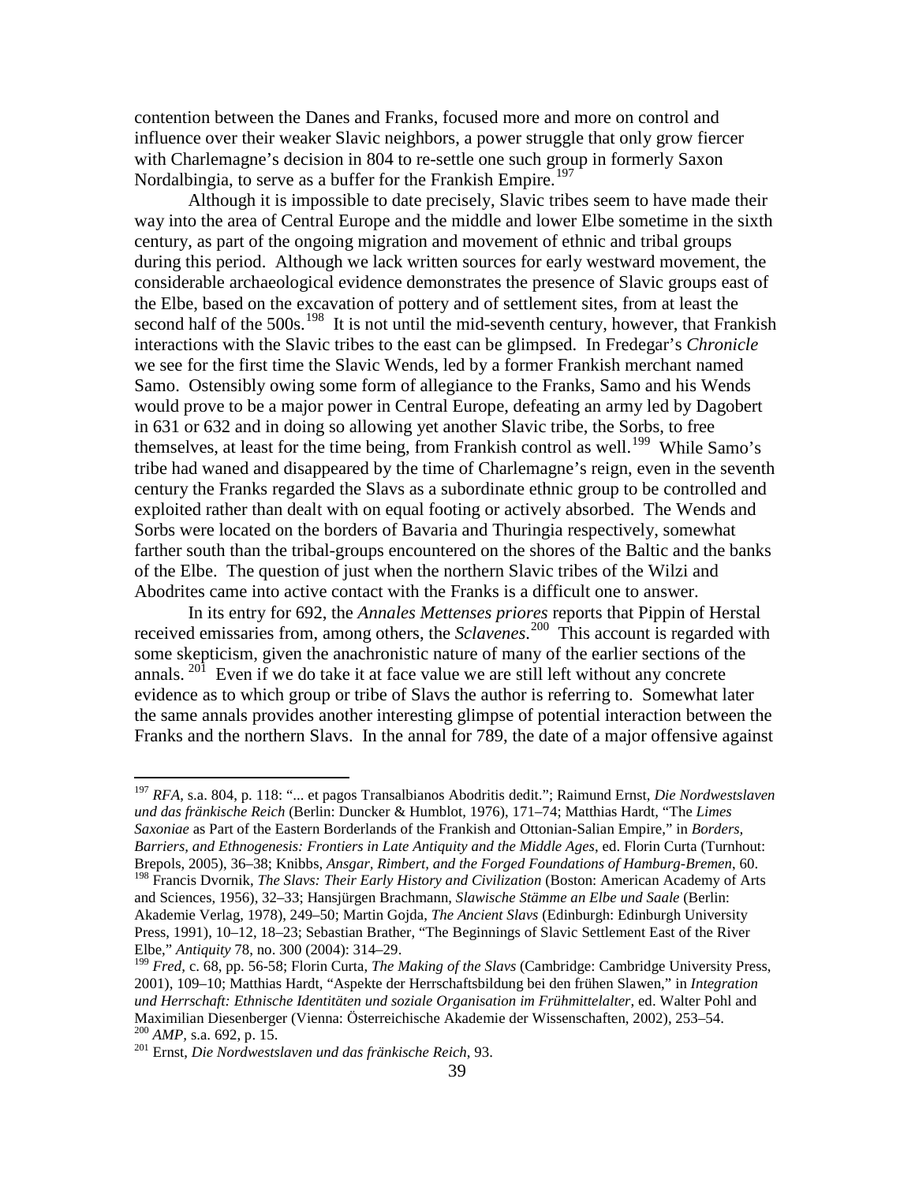contention between the Danes and Franks, focused more and more on control and influence over their weaker Slavic neighbors, a power struggle that only grow fiercer with Charlemagne's decision in 804 to re-settle one such group in formerly Saxon Nordalbingia, to serve as a buffer for the Frankish Empire.[197]

Although it is impossible to date precisely, Slavic tribes seem to have made their way into the area of Central Europe and the middle and lower Elbe sometime in the sixth century, as part of the ongoing migration and movement of ethnic and tribal groups during this period. Although we lack written sources for early westward movement, the considerable archaeological evidence demonstrates the presence of Slavic groups east of the Elbe, based on the excavation of pottery and of settlement sites, from at least the second half of the 500s.[198] It is not until the mid-seventh century, however, that Frankish interactions with the Slavic tribes to the east can be glimpsed. In Fredegar's *Chronicle* we see for the first time the Slavic Wends, led by a former Frankish merchant named Samo. Ostensibly owing some form of allegiance to the Franks, Samo and his Wends would prove to be a major power in Central Europe, defeating an army led by Dagobert in 631 or 632 and in doing so allowing yet another Slavic tribe, the Sorbs, to free themselves, at least for the time being, from Frankish control as well.[199] While Samo's tribe had waned and disappeared by the time of Charlemagne's reign, even in the seventh century the Franks regarded the Slavs as a subordinate ethnic group to be controlled and exploited rather than dealt with on equal footing or actively absorbed. The Wends and Sorbs were located on the borders of Bavaria and Thuringia respectively, somewhat farther south than the tribal-groups encountered on the shores of the Baltic and the banks of the Elbe. The question of just when the northern Slavic tribes of the Wilzi and Abodrites came into active contact with the Franks is a difficult one to answer.

In its entry for 692, the *Annales Mettenses priores* reports that Pippin of Herstal received emissaries from, among others, the *Sclavenes*.[200] This account is regarded with some skepticism, given the anachronistic nature of many of the earlier sections of the annals.[201] Even if we do take it at face value we are still left without any concrete evidence as to which group or tribe of Slavs the author is referring to. Somewhat later the same annals provides another interesting glimpse of potential interaction between the Franks and the northern Slavs. In the annal for 789, the date of a major offensive against

---

[197] *RFA*, s.a. 804, p. 118: "... et pagos Transalbianos Abodritis dedit."; Raimund Ernst, *Die Nordwestslaven und das fränkische Reich* (Berlin: Duncker & Humblot, 1976), 171–74; Matthias Hardt, "The *Limes Saxoniae* as Part of the Eastern Borderlands of the Frankish and Ottonian-Salian Empire," in *Borders, Barriers, and Ethnogenesis: Frontiers in Late Antiquity and the Middle Ages*, ed. Florin Curta (Turnhout: Brepols, 2005), 36–38; Knibbs, *Ansgar, Rimbert, and the Forged Foundations of Hamburg-Bremen*, 60.

[198] Francis Dvornik, *The Slavs: Their Early History and Civilization* (Boston: American Academy of Arts and Sciences, 1956), 32–33; Hansjürgen Brachmann, *Slawische Stämme an Elbe und Saale* (Berlin: Akademie Verlag, 1978), 249–50; Martin Gojda, *The Ancient Slavs* (Edinburgh: Edinburgh University Press, 1991), 10–12, 18–23; Sebastian Brather, "The Beginnings of Slavic Settlement East of the River Elbe," *Antiquity* 78, no. 300 (2004): 314–29.

[199] *Fred*, c. 68, pp. 56-58; Florin Curta, *The Making of the Slavs* (Cambridge: Cambridge University Press, 2001), 109–10; Matthias Hardt, "Aspekte der Herrschaftsbildung bei den frühen Slawen," in *Integration und Herrschaft: Ethnische Identitäten und soziale Organisation im Frühmittelalter*, ed. Walter Pohl and Maximilian Diesenberger (Vienna: Österreichische Akademie der Wissenschaften, 2002), 253–54.

[200] *AMP*, s.a. 692, p. 15.

[201] Ernst, *Die Nordwestslaven und das fränkische Reich*, 93.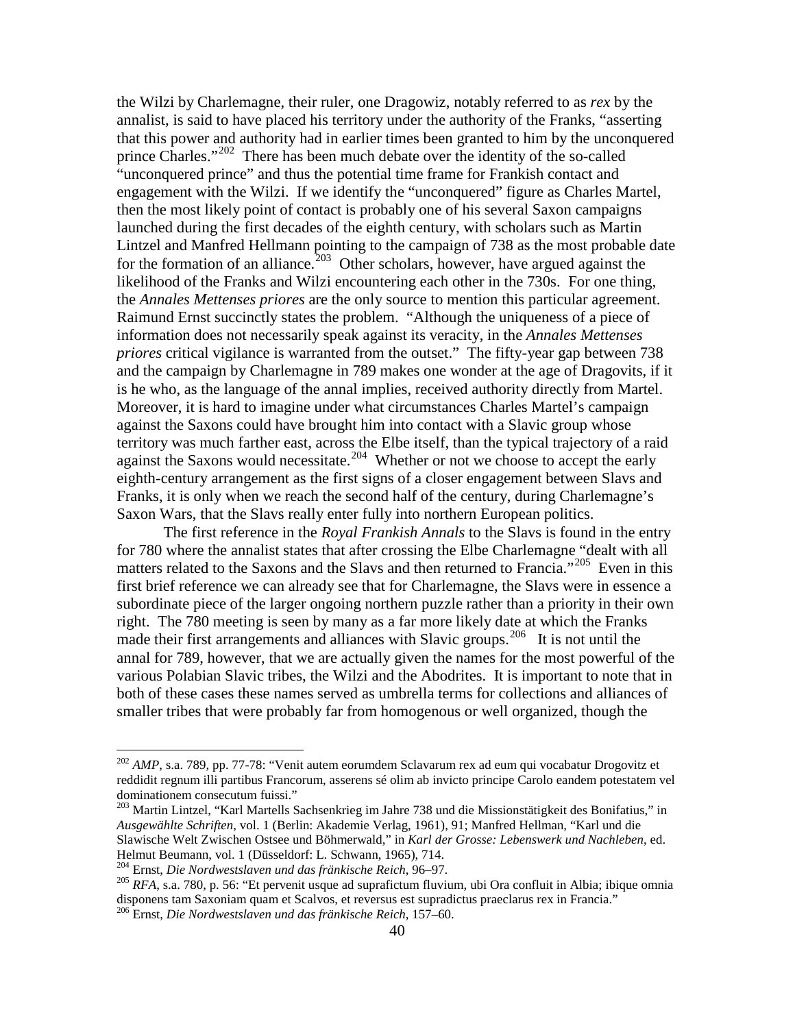the Wilzi by Charlemagne, their ruler, one Dragowiz, notably referred to as *rex* by the annalist, is said to have placed his territory under the authority of the Franks, "asserting that this power and authority had in earlier times been granted to him by the unconquered prince Charles."[202] There has been much debate over the identity of the so-called "unconquered prince" and thus the potential time frame for Frankish contact and engagement with the Wilzi. If we identify the "unconquered" figure as Charles Martel, then the most likely point of contact is probably one of his several Saxon campaigns launched during the first decades of the eighth century, with scholars such as Martin Lintzel and Manfred Hellmann pointing to the campaign of 738 as the most probable date for the formation of an alliance.[203] Other scholars, however, have argued against the likelihood of the Franks and Wilzi encountering each other in the 730s. For one thing, the *Annales Mettenses priores* are the only source to mention this particular agreement. Raimund Ernst succinctly states the problem. "Although the uniqueness of a piece of information does not necessarily speak against its veracity, in the *Annales Mettenses priores* critical vigilance is warranted from the outset." The fifty-year gap between 738 and the campaign by Charlemagne in 789 makes one wonder at the age of Dragovits, if it is he who, as the language of the annal implies, received authority directly from Martel. Moreover, it is hard to imagine under what circumstances Charles Martel's campaign against the Saxons could have brought him into contact with a Slavic group whose territory was much farther east, across the Elbe itself, than the typical trajectory of a raid against the Saxons would necessitate.[204] Whether or not we choose to accept the early eighth-century arrangement as the first signs of a closer engagement between Slavs and Franks, it is only when we reach the second half of the century, during Charlemagne's Saxon Wars, that the Slavs really enter fully into northern European politics.

The first reference in the *Royal Frankish Annals* to the Slavs is found in the entry for 780 where the annalist states that after crossing the Elbe Charlemagne "dealt with all matters related to the Saxons and the Slavs and then returned to Francia."[205] Even in this first brief reference we can already see that for Charlemagne, the Slavs were in essence a subordinate piece of the larger ongoing northern puzzle rather than a priority in their own right. The 780 meeting is seen by many as a far more likely date at which the Franks made their first arrangements and alliances with Slavic groups.[206] It is not until the annal for 789, however, that we are actually given the names for the most powerful of the various Polabian Slavic tribes, the Wilzi and the Abodrites. It is important to note that in both of these cases these names served as umbrella terms for collections and alliances of smaller tribes that were probably far from homogenous or well organized, though the

---

[202] *AMP*, s.a. 789, pp. 77-78: "Venit autem eorumdem Sclavarum rex ad eum qui vocabatur Drogovitz et reddidit regnum illi partibus Francorum, asserens sé olim ab invicto principe Carolo eandem potestatem vel dominationem consecutum fuissi."

[203] Martin Lintzel, "Karl Martells Sachsenkrieg im Jahre 738 und die Missionstätigkeit des Bonifatius," in *Ausgewählte Schriften*, vol. 1 (Berlin: Akademie Verlag, 1961), 91; Manfred Hellman, "Karl und die Slawische Welt Zwischen Ostsee und Böhmerwald," in *Karl der Grosse: Lebenswerk und Nachleben*, ed. Helmut Beumann, vol. 1 (Düsseldorf: L. Schwann, 1965), 714.

[204] Ernst, *Die Nordwestslaven und das fränkische Reich*, 96–97.

[205] *RFA*, s.a. 780, p. 56: "Et pervenit usque ad suprafictum fluvium, ubi Ora confluit in Albia; ibique omnia disponens tam Saxoniam quam et Scalvos, et reversus est supradictus praeclarus rex in Francia."

[206] Ernst, *Die Nordwestslaven und das fränkische Reich*, 157–60.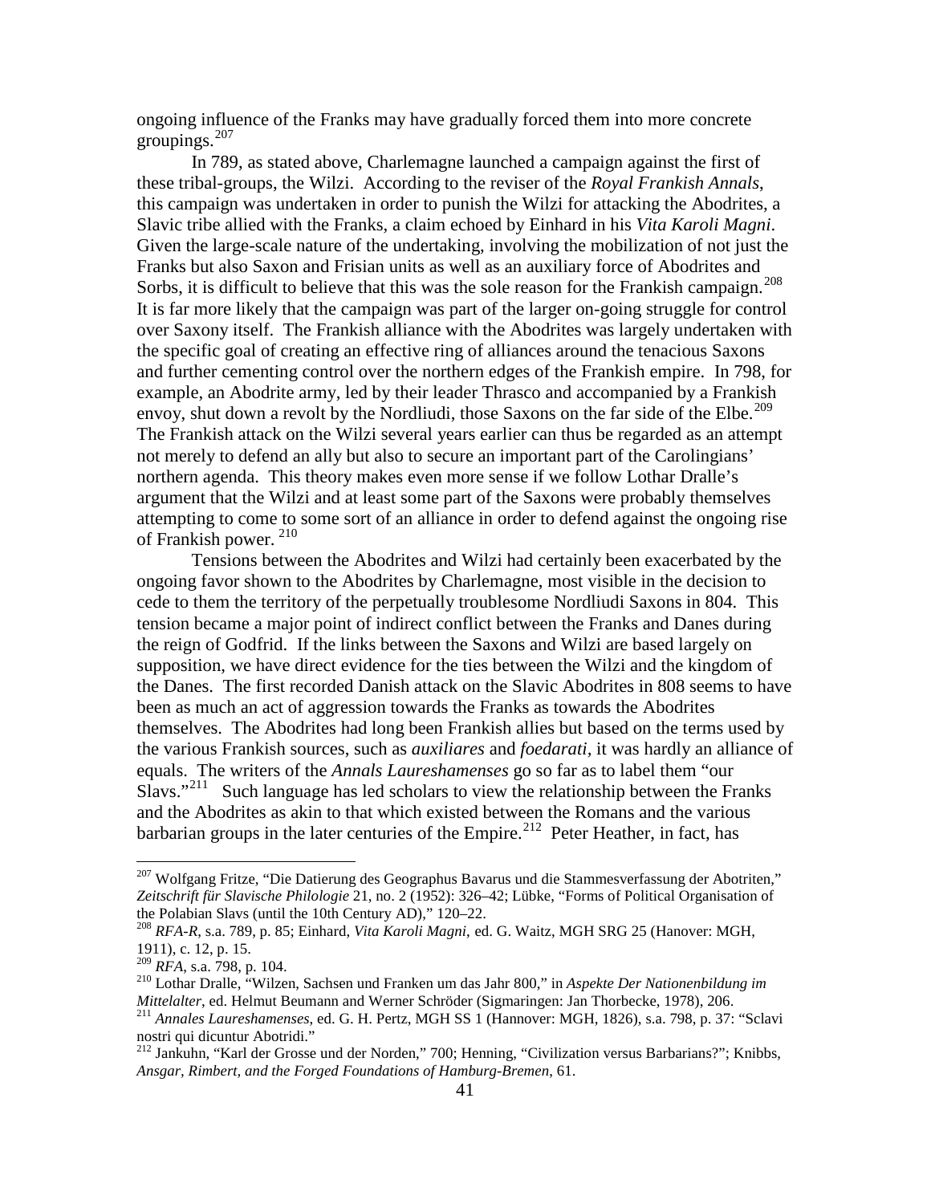ongoing influence of the Franks may have gradually forced them into more concrete groupings.[207]

In 789, as stated above, Charlemagne launched a campaign against the first of these tribal-groups, the Wilzi. According to the reviser of the *Royal Frankish Annals*, this campaign was undertaken in order to punish the Wilzi for attacking the Abodrites, a Slavic tribe allied with the Franks, a claim echoed by Einhard in his *Vita Karoli Magni*. Given the large-scale nature of the undertaking, involving the mobilization of not just the Franks but also Saxon and Frisian units as well as an auxiliary force of Abodrites and Sorbs, it is difficult to believe that this was the sole reason for the Frankish campaign.[208] It is far more likely that the campaign was part of the larger on-going struggle for control over Saxony itself. The Frankish alliance with the Abodrites was largely undertaken with the specific goal of creating an effective ring of alliances around the tenacious Saxons and further cementing control over the northern edges of the Frankish empire. In 798, for example, an Abodrite army, led by their leader Thrasco and accompanied by a Frankish envoy, shut down a revolt by the Nordliudi, those Saxons on the far side of the Elbe.[209] The Frankish attack on the Wilzi several years earlier can thus be regarded as an attempt not merely to defend an ally but also to secure an important part of the Carolingians' northern agenda. This theory makes even more sense if we follow Lothar Dralle's argument that the Wilzi and at least some part of the Saxons were probably themselves attempting to come to some sort of an alliance in order to defend against the ongoing rise of Frankish power.[210]

Tensions between the Abodrites and Wilzi had certainly been exacerbated by the ongoing favor shown to the Abodrites by Charlemagne, most visible in the decision to cede to them the territory of the perpetually troublesome Nordliudi Saxons in 804. This tension became a major point of indirect conflict between the Franks and Danes during the reign of Godfrid. If the links between the Saxons and Wilzi are based largely on supposition, we have direct evidence for the ties between the Wilzi and the kingdom of the Danes. The first recorded Danish attack on the Slavic Abodrites in 808 seems to have been as much an act of aggression towards the Franks as towards the Abodrites themselves. The Abodrites had long been Frankish allies but based on the terms used by the various Frankish sources, such as *auxiliares* and *foedarati*, it was hardly an alliance of equals. The writers of the *Annals Laureshamenses* go so far as to label them "our Slavs."[211] Such language has led scholars to view the relationship between the Franks and the Abodrites as akin to that which existed between the Romans and the various barbarian groups in the later centuries of the Empire.[212] Peter Heather, in fact, has

---

[207] Wolfgang Fritze, "Die Datierung des Geographus Bavarus und die Stammesverfassung der Abotriten," *Zeitschrift für Slavische Philologie* 21, no. 2 (1952): 326–42; Lübke, "Forms of Political Organisation of the Polabian Slavs (until the 10th Century AD)," 120–22.

[208] *RFA-R*, s.a. 789, p. 85; Einhard, *Vita Karoli Magni*, ed. G. Waitz, MGH SRG 25 (Hanover: MGH, 1911), c. 12, p. 15.

[209] *RFA*, s.a. 798, p. 104.

[210] Lothar Dralle, "Wilzen, Sachsen und Franken um das Jahr 800," in *Aspekte Der Nationenbildung im Mittelalter*, ed. Helmut Beumann and Werner Schröder (Sigmaringen: Jan Thorbecke, 1978), 206.

[211] *Annales Laureshamenses*, ed. G. H. Pertz, MGH SS 1 (Hannover: MGH, 1826), s.a. 798, p. 37: "Sclavi nostri qui dicuntur Abotridi."

[212] Jankuhn, "Karl der Grosse und der Norden," 700; Henning, "Civilization versus Barbarians?"; Knibbs, *Ansgar, Rimbert, and the Forged Foundations of Hamburg-Bremen*, 61.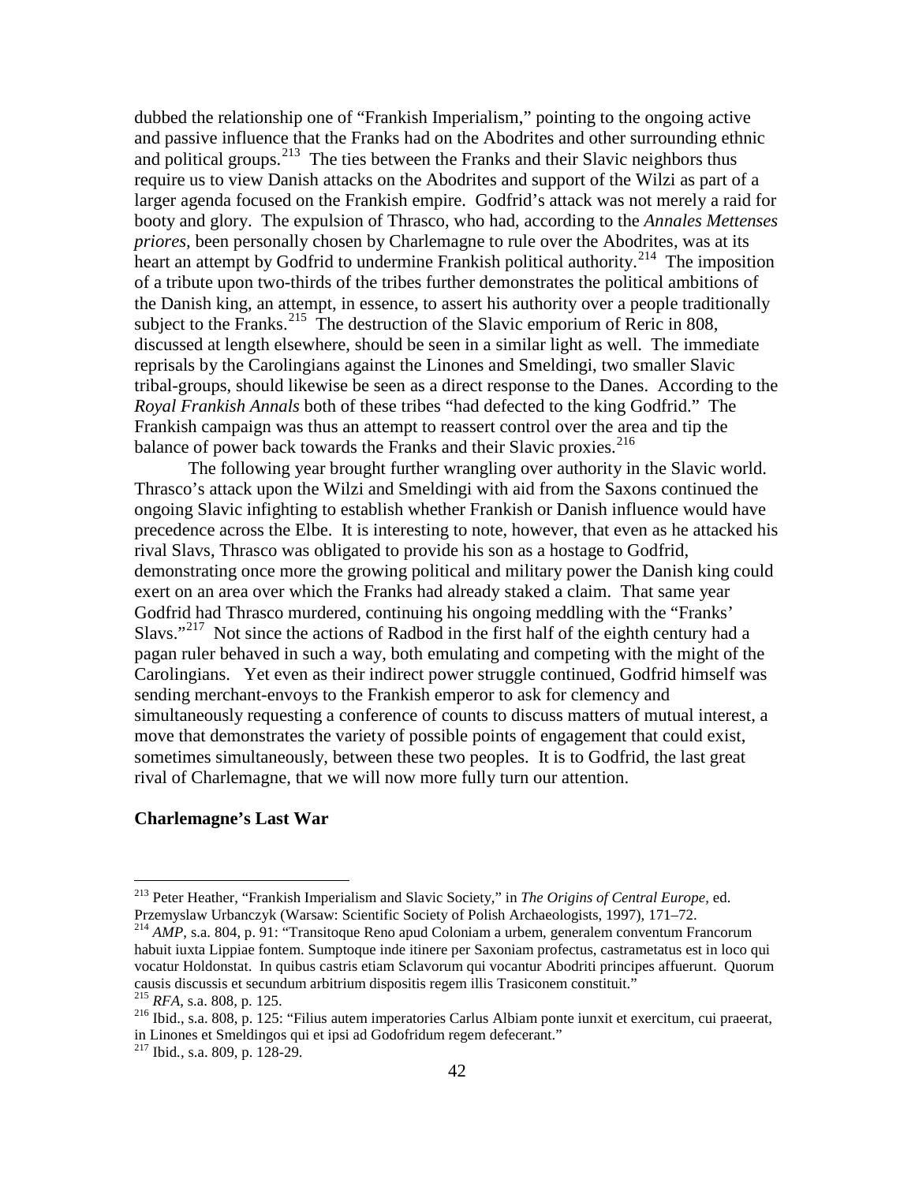dubbed the relationship one of "Frankish Imperialism," pointing to the ongoing active and passive influence that the Franks had on the Abodrites and other surrounding ethnic and political groups.[213] The ties between the Franks and their Slavic neighbors thus require us to view Danish attacks on the Abodrites and support of the Wilzi as part of a larger agenda focused on the Frankish empire. Godfrid's attack was not merely a raid for booty and glory. The expulsion of Thrasco, who had, according to the *Annales Mettenses priores,* been personally chosen by Charlemagne to rule over the Abodrites, was at its heart an attempt by Godfrid to undermine Frankish political authority.[214] The imposition of a tribute upon two-thirds of the tribes further demonstrates the political ambitions of the Danish king, an attempt, in essence, to assert his authority over a people traditionally subject to the Franks.[215] The destruction of the Slavic emporium of Reric in 808, discussed at length elsewhere, should be seen in a similar light as well. The immediate reprisals by the Carolingians against the Linones and Smeldingi, two smaller Slavic tribal-groups, should likewise be seen as a direct response to the Danes. According to the *Royal Frankish Annals* both of these tribes "had defected to the king Godfrid." The Frankish campaign was thus an attempt to reassert control over the area and tip the balance of power back towards the Franks and their Slavic proxies.[216]

The following year brought further wrangling over authority in the Slavic world. Thrasco's attack upon the Wilzi and Smeldingi with aid from the Saxons continued the ongoing Slavic infighting to establish whether Frankish or Danish influence would have precedence across the Elbe. It is interesting to note, however, that even as he attacked his rival Slavs, Thrasco was obligated to provide his son as a hostage to Godfrid, demonstrating once more the growing political and military power the Danish king could exert on an area over which the Franks had already staked a claim. That same year Godfrid had Thrasco murdered, continuing his ongoing meddling with the "Franks' Slavs."[217] Not since the actions of Radbod in the first half of the eighth century had a pagan ruler behaved in such a way, both emulating and competing with the might of the Carolingians. Yet even as their indirect power struggle continued, Godfrid himself was sending merchant-envoys to the Frankish emperor to ask for clemency and simultaneously requesting a conference of counts to discuss matters of mutual interest, a move that demonstrates the variety of possible points of engagement that could exist, sometimes simultaneously, between these two peoples. It is to Godfrid, the last great rival of Charlemagne, that we will now more fully turn our attention.

**Charlemagne's Last War**

---

[213] Peter Heather, "Frankish Imperialism and Slavic Society," in *The Origins of Central Europe*, ed. Przemyslaw Urbanczyk (Warsaw: Scientific Society of Polish Archaeologists, 1997), 171–72.

[214] *AMP*, s.a. 804, p. 91: "Transitoque Reno apud Coloniam a urbem, generalem conventum Francorum habuit iuxta Lippiae fontem. Sumptoque inde itinere per Saxoniam profectus, castrametatus est in loco qui vocatur Holdonstat. In quibus castris etiam Sclavorum qui vocantur Abodriti principes affuerunt. Quorum causis discussis et secundum arbitrium dispositis regem illis Trasiconem constituit."

[215] *RFA*, s.a. 808, p. 125.

[216] Ibid., s.a. 808, p. 125: "Filius autem imperatories Carlus Albiam ponte iunxit et exercitum, cui praeerat, in Linones et Smeldingos qui et ipsi ad Godofridum regem defecerant."

[217] Ibid., s.a. 809, p. 128-29.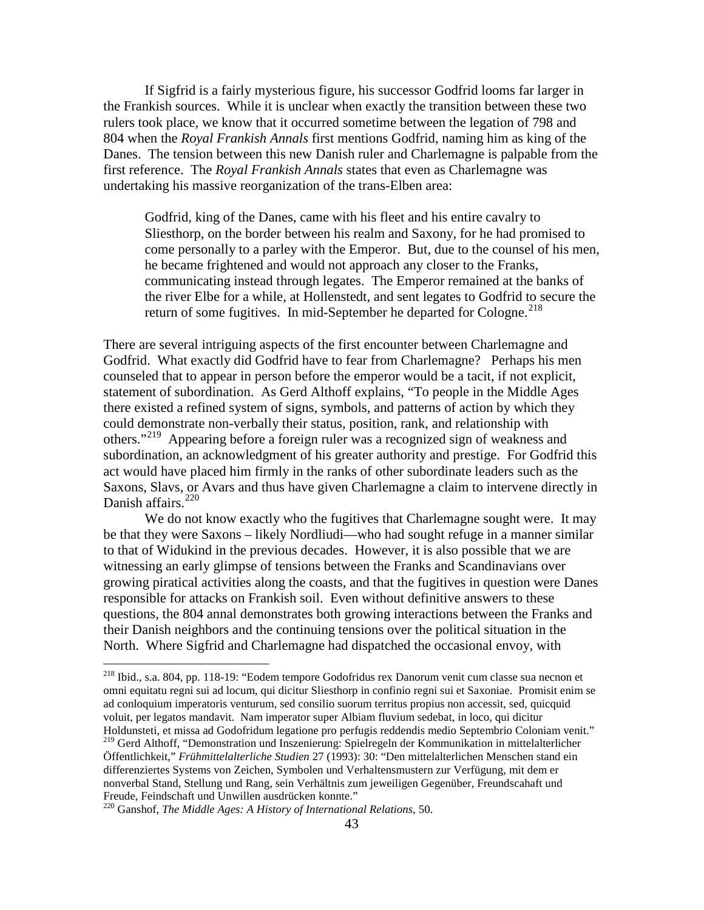If Sigfrid is a fairly mysterious figure, his successor Godfrid looms far larger in the Frankish sources. While it is unclear when exactly the transition between these two rulers took place, we know that it occurred sometime between the legation of 798 and 804 when the *Royal Frankish Annals* first mentions Godfrid, naming him as king of the Danes. The tension between this new Danish ruler and Charlemagne is palpable from the first reference. The *Royal Frankish Annals* states that even as Charlemagne was undertaking his massive reorganization of the trans-Elben area:

> Godfrid, king of the Danes, came with his fleet and his entire cavalry to Sliesthorp, on the border between his realm and Saxony, for he had promised to come personally to a parley with the Emperor. But, due to the counsel of his men, he became frightened and would not approach any closer to the Franks, communicating instead through legates. The Emperor remained at the banks of the river Elbe for a while, at Hollenstedt, and sent legates to Godfrid to secure the return of some fugitives. In mid-September he departed for Cologne.[218]

There are several intriguing aspects of the first encounter between Charlemagne and Godfrid. What exactly did Godfrid have to fear from Charlemagne? Perhaps his men counseled that to appear in person before the emperor would be a tacit, if not explicit, statement of subordination. As Gerd Althoff explains, "To people in the Middle Ages there existed a refined system of signs, symbols, and patterns of action by which they could demonstrate non-verbally their status, position, rank, and relationship with others."[219] Appearing before a foreign ruler was a recognized sign of weakness and subordination, an acknowledgment of his greater authority and prestige. For Godfrid this act would have placed him firmly in the ranks of other subordinate leaders such as the Saxons, Slavs, or Avars and thus have given Charlemagne a claim to intervene directly in Danish affairs.[220]

We do not know exactly who the fugitives that Charlemagne sought were. It may be that they were Saxons – likely Nordliudi—who had sought refuge in a manner similar to that of Widukind in the previous decades. However, it is also possible that we are witnessing an early glimpse of tensions between the Franks and Scandinavians over growing piratical activities along the coasts, and that the fugitives in question were Danes responsible for attacks on Frankish soil. Even without definitive answers to these questions, the 804 annal demonstrates both growing interactions between the Franks and their Danish neighbors and the continuing tensions over the political situation in the North. Where Sigfrid and Charlemagne had dispatched the occasional envoy, with

---

[218] Ibid., s.a. 804, pp. 118-19: "Eodem tempore Godofridus rex Danorum venit cum classe sua necnon et omni equitatu regni sui ad locum, qui dicitur Sliesthorp in confinio regni sui et Saxoniae. Promisit enim se ad conloquium imperatoris venturum, sed consilio suorum territus propius non accessit, sed, quicquid voluit, per legatos mandavit. Nam imperator super Albiam fluvium sedebat, in loco, qui dicitur Holdunsteti, et missa ad Godofridum legatione pro perfugis reddendis medio Septembrio Coloniam venit."

[219] Gerd Althoff, "Demonstration und Inszenierung: Spielregeln der Kommunikation in mittelalterlicher Öffentlichkeit," *Frühmittelalterliche Studien* 27 (1993): 30: "Den mittelalterlichen Menschen stand ein differenziertes Systems von Zeichen, Symbolen und Verhaltensmustern zur Verfügung, mit dem er nonverbal Stand, Stellung und Rang, sein Verhältnis zum jeweiligen Gegenüber, Freundscahaft und Freude, Feindschaft und Unwillen ausdrücken konnte."

[220] Ganshof, *The Middle Ages: A History of International Relations*, 50.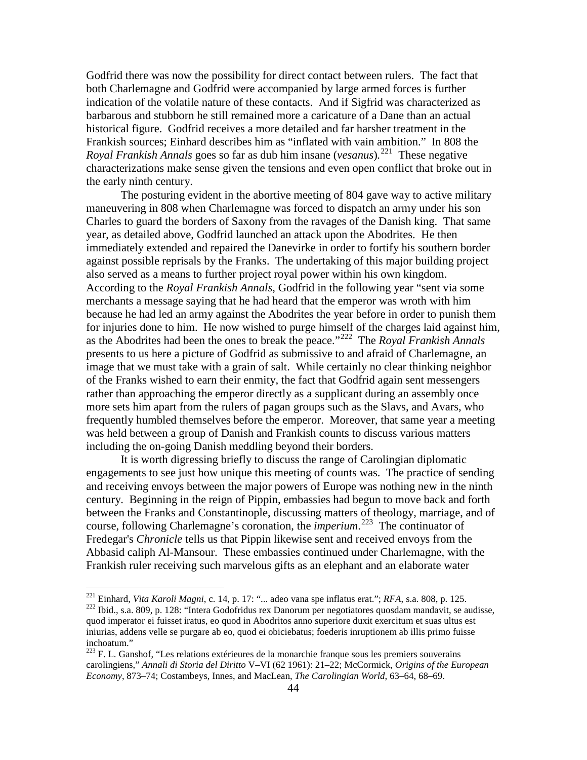Godfrid there was now the possibility for direct contact between rulers. The fact that both Charlemagne and Godfrid were accompanied by large armed forces is further indication of the volatile nature of these contacts. And if Sigfrid was characterized as barbarous and stubborn he still remained more a caricature of a Dane than an actual historical figure. Godfrid receives a more detailed and far harsher treatment in the Frankish sources; Einhard describes him as "inflated with vain ambition." In 808 the *Royal Frankish Annals* goes so far as dub him insane (*vesanus*).[221] These negative characterizations make sense given the tensions and even open conflict that broke out in the early ninth century.

The posturing evident in the abortive meeting of 804 gave way to active military maneuvering in 808 when Charlemagne was forced to dispatch an army under his son Charles to guard the borders of Saxony from the ravages of the Danish king. That same year, as detailed above, Godfrid launched an attack upon the Abodrites. He then immediately extended and repaired the Danevirke in order to fortify his southern border against possible reprisals by the Franks. The undertaking of this major building project also served as a means to further project royal power within his own kingdom. According to the *Royal Frankish Annals*, Godfrid in the following year "sent via some merchants a message saying that he had heard that the emperor was wroth with him because he had led an army against the Abodrites the year before in order to punish them for injuries done to him. He now wished to purge himself of the charges laid against him, as the Abodrites had been the ones to break the peace."[222] The *Royal Frankish Annals* presents to us here a picture of Godfrid as submissive to and afraid of Charlemagne, an image that we must take with a grain of salt. While certainly no clear thinking neighbor of the Franks wished to earn their enmity, the fact that Godfrid again sent messengers rather than approaching the emperor directly as a supplicant during an assembly once more sets him apart from the rulers of pagan groups such as the Slavs, and Avars, who frequently humbled themselves before the emperor. Moreover, that same year a meeting was held between a group of Danish and Frankish counts to discuss various matters including the on-going Danish meddling beyond their borders.

It is worth digressing briefly to discuss the range of Carolingian diplomatic engagements to see just how unique this meeting of counts was. The practice of sending and receiving envoys between the major powers of Europe was nothing new in the ninth century. Beginning in the reign of Pippin, embassies had begun to move back and forth between the Franks and Constantinople, discussing matters of theology, marriage, and of course, following Charlemagne's coronation, the *imperium*.[223] The continuator of Fredegar's *Chronicle* tells us that Pippin likewise sent and received envoys from the Abbasid caliph Al-Mansour. These embassies continued under Charlemagne, with the Frankish ruler receiving such marvelous gifts as an elephant and an elaborate water

---

[221] Einhard, *Vita Karoli Magni*, c. 14, p. 17: "... adeo vana spe inflatus erat."; *RFA*, s.a. 808, p. 125.

[222] Ibid., s.a. 809, p. 128: "Intera Godofridus rex Danorum per negotiatores quosdam mandavit, se audisse, quod imperator ei fuisset iratus, eo quod in Abodritos anno superiore duxit exercitum et suas ultus est iniurias, addens velle se purgare ab eo, quod ei obiciebatus; foederis inruptionem ab illis primo fuisse inchoatum."

[223] F. L. Ganshof, "Les relations extérieures de la monarchie franque sous les premiers souverains carolingiens," *Annali di Storia del Diritto* V–VI (62 1961): 21–22; McCormick, *Origins of the European Economy*, 873–74; Costambeys, Innes, and MacLean, *The Carolingian World*, 63–64, 68–69.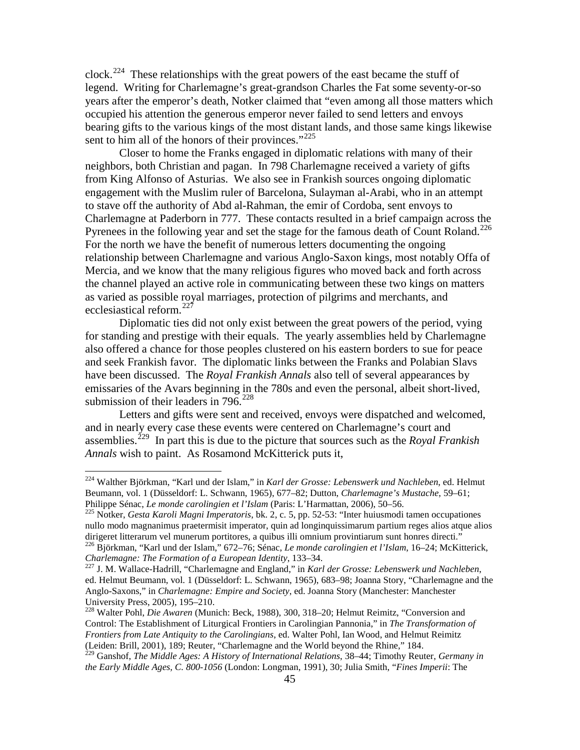clock.[224] These relationships with the great powers of the east became the stuff of legend. Writing for Charlemagne's great-grandson Charles the Fat some seventy-or-so years after the emperor's death, Notker claimed that "even among all those matters which occupied his attention the generous emperor never failed to send letters and envoys bearing gifts to the various kings of the most distant lands, and those same kings likewise sent to him all of the honors of their provinces."[225]

Closer to home the Franks engaged in diplomatic relations with many of their neighbors, both Christian and pagan. In 798 Charlemagne received a variety of gifts from King Alfonso of Asturias. We also see in Frankish sources ongoing diplomatic engagement with the Muslim ruler of Barcelona, Sulayman al-Arabi, who in an attempt to stave off the authority of Abd al-Rahman, the emir of Cordoba, sent envoys to Charlemagne at Paderborn in 777. These contacts resulted in a brief campaign across the Pyrenees in the following year and set the stage for the famous death of Count Roland.[226] For the north we have the benefit of numerous letters documenting the ongoing relationship between Charlemagne and various Anglo-Saxon kings, most notably Offa of Mercia, and we know that the many religious figures who moved back and forth across the channel played an active role in communicating between these two kings on matters as varied as possible royal marriages, protection of pilgrims and merchants, and ecclesiastical reform.[227]

Diplomatic ties did not only exist between the great powers of the period, vying for standing and prestige with their equals. The yearly assemblies held by Charlemagne also offered a chance for those peoples clustered on his eastern borders to sue for peace and seek Frankish favor. The diplomatic links between the Franks and Polabian Slavs have been discussed. The *Royal Frankish Annals* also tell of several appearances by emissaries of the Avars beginning in the 780s and even the personal, albeit short-lived, submission of their leaders in 796.[228]

Letters and gifts were sent and received, envoys were dispatched and welcomed, and in nearly every case these events were centered on Charlemagne's court and assemblies.[229] In part this is due to the picture that sources such as the *Royal Frankish Annals* wish to paint. As Rosamond McKitterick puts it,

---

[224] Walther Björkman, "Karl und der Islam," in *Karl der Grosse: Lebenswerk und Nachleben*, ed. Helmut Beumann, vol. 1 (Düsseldorf: L. Schwann, 1965), 677–82; Dutton, *Charlemagne's Mustache*, 59–61; Philippe Sénac, *Le monde carolingien et l'Islam* (Paris: L'Harmattan, 2006), 50–56.

[225] Notker, *Gesta Karoli Magni Imperatoris*, bk. 2, c. 5, pp. 52-53: "Inter huiusmodi tamen occupationes nullo modo magnanimus praetermisit imperator, quin ad longinquissimarum partium reges alios atque alios dirigeret litterarum vel munerum portitores, a quibus illi omnium provintiarum sunt honres directi."

[226] Björkman, "Karl und der Islam," 672–76; Sénac, *Le monde carolingien et l'Islam*, 16–24; McKitterick, *Charlemagne: The Formation of a European Identity*, 133–34.

[227] J. M. Wallace-Hadrill, "Charlemagne and England," in *Karl der Grosse: Lebenswerk und Nachleben*, ed. Helmut Beumann, vol. 1 (Düsseldorf: L. Schwann, 1965), 683–98; Joanna Story, "Charlemagne and the Anglo-Saxons," in *Charlemagne: Empire and Society*, ed. Joanna Story (Manchester: Manchester University Press, 2005), 195–210.

[228] Walter Pohl, *Die Awaren* (Munich: Beck, 1988), 300, 318–20; Helmut Reimitz, "Conversion and Control: The Establishment of Liturgical Frontiers in Carolingian Pannonia," in *The Transformation of Frontiers from Late Antiquity to the Carolingians*, ed. Walter Pohl, Ian Wood, and Helmut Reimitz (Leiden: Brill, 2001), 189; Reuter, "Charlemagne and the World beyond the Rhine," 184.

[229] Ganshof, *The Middle Ages: A History of International Relations*, 38–44; Timothy Reuter, *Germany in the Early Middle Ages, C. 800-1056* (London: Longman, 1991), 30; Julia Smith, "*Fines Imperii*: The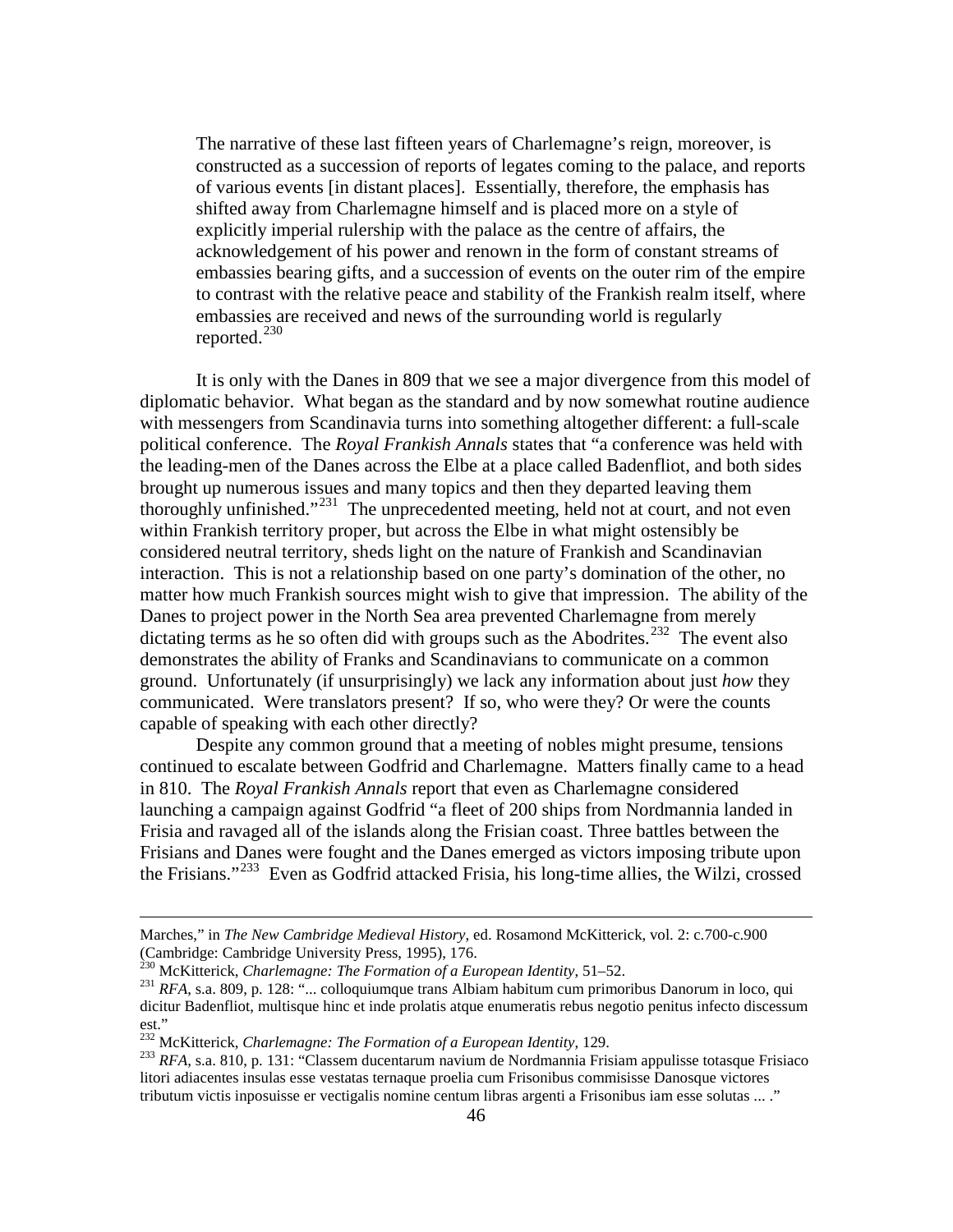> The narrative of these last fifteen years of Charlemagne's reign, moreover, is constructed as a succession of reports of legates coming to the palace, and reports of various events [in distant places]. Essentially, therefore, the emphasis has shifted away from Charlemagne himself and is placed more on a style of explicitly imperial rulership with the palace as the centre of affairs, the acknowledgement of his power and renown in the form of constant streams of embassies bearing gifts, and a succession of events on the outer rim of the empire to contrast with the relative peace and stability of the Frankish realm itself, where embassies are received and news of the surrounding world is regularly reported.[230]

It is only with the Danes in 809 that we see a major divergence from this model of diplomatic behavior. What began as the standard and by now somewhat routine audience with messengers from Scandinavia turns into something altogether different: a full-scale political conference. The *Royal Frankish Annals* states that "a conference was held with the leading-men of the Danes across the Elbe at a place called Badenfliot, and both sides brought up numerous issues and many topics and then they departed leaving them thoroughly unfinished."[231] The unprecedented meeting, held not at court, and not even within Frankish territory proper, but across the Elbe in what might ostensibly be considered neutral territory, sheds light on the nature of Frankish and Scandinavian interaction. This is not a relationship based on one party's domination of the other, no matter how much Frankish sources might wish to give that impression. The ability of the Danes to project power in the North Sea area prevented Charlemagne from merely dictating terms as he so often did with groups such as the Abodrites.[232] The event also demonstrates the ability of Franks and Scandinavians to communicate on a common ground. Unfortunately (if unsurprisingly) we lack any information about just *how* they communicated. Were translators present? If so, who were they? Or were the counts capable of speaking with each other directly?

Despite any common ground that a meeting of nobles might presume, tensions continued to escalate between Godfrid and Charlemagne. Matters finally came to a head in 810. The *Royal Frankish Annals* report that even as Charlemagne considered launching a campaign against Godfrid "a fleet of 200 ships from Nordmannia landed in Frisia and ravaged all of the islands along the Frisian coast. Three battles between the Frisians and Danes were fought and the Danes emerged as victors imposing tribute upon the Frisians."[233] Even as Godfrid attacked Frisia, his long-time allies, the Wilzi, crossed

---

Marches," in *The New Cambridge Medieval History*, ed. Rosamond McKitterick, vol. 2: c.700-c.900 (Cambridge: Cambridge University Press, 1995), 176.

[230] McKitterick, *Charlemagne: The Formation of a European Identity*, 51–52.

[231] *RFA*, s.a. 809, p. 128: "... colloquiumque trans Albiam habitum cum primoribus Danorum in loco, qui dicitur Badenfliot, multisque hinc et inde prolatis atque enumeratis rebus negotio penitus infecto discessum est."

[232] McKitterick, *Charlemagne: The Formation of a European Identity*, 129.

[233] *RFA*, s.a. 810, p. 131: "Classem ducentarum navium de Nordmannia Frisiam appulisse totasque Frisiaco litori adiacentes insulas esse vestatas ternaque proelia cum Frisonibus commisisse Danosque victores tributum victis inposuisse er vectigalis nomine centum libras argenti a Frisonibus iam esse solutas ... ."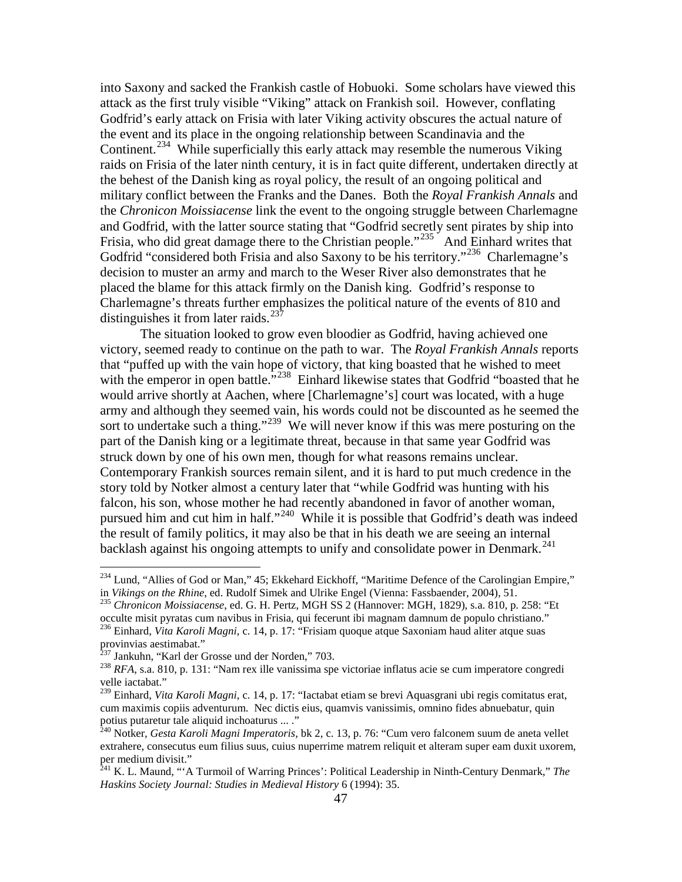into Saxony and sacked the Frankish castle of Hobuoki. Some scholars have viewed this attack as the first truly visible "Viking" attack on Frankish soil. However, conflating Godfrid's early attack on Frisia with later Viking activity obscures the actual nature of the event and its place in the ongoing relationship between Scandinavia and the Continent.[234] While superficially this early attack may resemble the numerous Viking raids on Frisia of the later ninth century, it is in fact quite different, undertaken directly at the behest of the Danish king as royal policy, the result of an ongoing political and military conflict between the Franks and the Danes. Both the *Royal Frankish Annals* and the *Chronicon Moissiacense* link the event to the ongoing struggle between Charlemagne and Godfrid, with the latter source stating that "Godfrid secretly sent pirates by ship into Frisia, who did great damage there to the Christian people."[235] And Einhard writes that Godfrid "considered both Frisia and also Saxony to be his territory."[236] Charlemagne's decision to muster an army and march to the Weser River also demonstrates that he placed the blame for this attack firmly on the Danish king. Godfrid's response to Charlemagne's threats further emphasizes the political nature of the events of 810 and distinguishes it from later raids.[237]

The situation looked to grow even bloodier as Godfrid, having achieved one victory, seemed ready to continue on the path to war. The *Royal Frankish Annals* reports that "puffed up with the vain hope of victory, that king boasted that he wished to meet with the emperor in open battle."[238] Einhard likewise states that Godfrid "boasted that he would arrive shortly at Aachen, where [Charlemagne's] court was located, with a huge army and although they seemed vain, his words could not be discounted as he seemed the sort to undertake such a thing."[239] We will never know if this was mere posturing on the part of the Danish king or a legitimate threat, because in that same year Godfrid was struck down by one of his own men, though for what reasons remains unclear. Contemporary Frankish sources remain silent, and it is hard to put much credence in the story told by Notker almost a century later that "while Godfrid was hunting with his falcon, his son, whose mother he had recently abandoned in favor of another woman, pursued him and cut him in half."[240] While it is possible that Godfrid's death was indeed the result of family politics, it may also be that in his death we are seeing an internal backlash against his ongoing attempts to unify and consolidate power in Denmark.[241]

---

[234] Lund, "Allies of God or Man," 45; Ekkehard Eickhoff, "Maritime Defence of the Carolingian Empire," in *Vikings on the Rhine*, ed. Rudolf Simek and Ulrike Engel (Vienna: Fassbaender, 2004), 51.

[235] *Chronicon Moissiacense*, ed. G. H. Pertz, MGH SS 2 (Hannover: MGH, 1829), s.a. 810, p. 258: "Et occulte misit pyratas cum navibus in Frisia, qui fecerunt ibi magnam damnum de populo christiano."

[236] Einhard, *Vita Karoli Magni*, c. 14, p. 17: "Frisiam quoque atque Saxoniam haud aliter atque suas provinvias aestimabat."

[237] Jankuhn, "Karl der Grosse und der Norden," 703.

[238] *RFA*, s.a. 810, p. 131: "Nam rex ille vanissima spe victoriae inflatus acie se cum imperatore congredi velle iactabat."

[239] Einhard, *Vita Karoli Magni*, c. 14, p. 17: "Iactabat etiam se brevi Aquasgrani ubi regis comitatus erat, cum maximis copiis adventurum. Nec dictis eius, quamvis vanissimis, omnino fides abnuebatur, quin potius putaretur tale aliquid inchoaturus ... ."

[240] Notker, *Gesta Karoli Magni Imperatoris*, bk 2, c. 13, p. 76: "Cum vero falconem suum de aneta vellet extrahere, consecutus eum filius suus, cuius nuperrime matrem reliquit et alteram super eam duxit uxorem, per medium divisit."

[241] K. L. Maund, "'A Turmoil of Warring Princes': Political Leadership in Ninth-Century Denmark," *The Haskins Society Journal: Studies in Medieval History* 6 (1994): 35.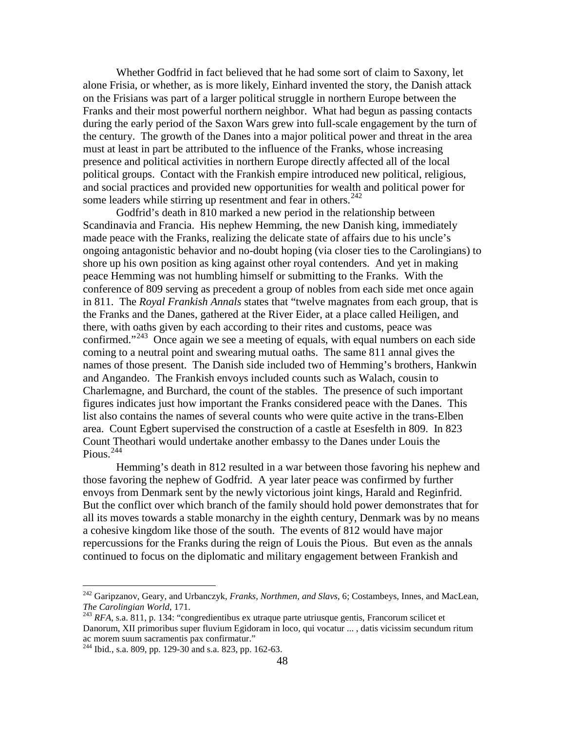Whether Godfrid in fact believed that he had some sort of claim to Saxony, let alone Frisia, or whether, as is more likely, Einhard invented the story, the Danish attack on the Frisians was part of a larger political struggle in northern Europe between the Franks and their most powerful northern neighbor. What had begun as passing contacts during the early period of the Saxon Wars grew into full-scale engagement by the turn of the century. The growth of the Danes into a major political power and threat in the area must at least in part be attributed to the influence of the Franks, whose increasing presence and political activities in northern Europe directly affected all of the local political groups. Contact with the Frankish empire introduced new political, religious, and social practices and provided new opportunities for wealth and political power for some leaders while stirring up resentment and fear in others.[242]

Godfrid's death in 810 marked a new period in the relationship between Scandinavia and Francia. His nephew Hemming, the new Danish king, immediately made peace with the Franks, realizing the delicate state of affairs due to his uncle's ongoing antagonistic behavior and no-doubt hoping (via closer ties to the Carolingians) to shore up his own position as king against other royal contenders. And yet in making peace Hemming was not humbling himself or submitting to the Franks. With the conference of 809 serving as precedent a group of nobles from each side met once again in 811. The *Royal Frankish Annals* states that "twelve magnates from each group, that is the Franks and the Danes, gathered at the River Eider, at a place called Heiligen, and there, with oaths given by each according to their rites and customs, peace was confirmed."[243] Once again we see a meeting of equals, with equal numbers on each side coming to a neutral point and swearing mutual oaths. The same 811 annal gives the names of those present. The Danish side included two of Hemming's brothers, Hankwin and Angandeo. The Frankish envoys included counts such as Walach, cousin to Charlemagne, and Burchard, the count of the stables. The presence of such important figures indicates just how important the Franks considered peace with the Danes. This list also contains the names of several counts who were quite active in the trans-Elben area. Count Egbert supervised the construction of a castle at Esesfelth in 809. In 823 Count Theothari would undertake another embassy to the Danes under Louis the Pious.[244]

Hemming's death in 812 resulted in a war between those favoring his nephew and those favoring the nephew of Godfrid. A year later peace was confirmed by further envoys from Denmark sent by the newly victorious joint kings, Harald and Reginfrid. But the conflict over which branch of the family should hold power demonstrates that for all its moves towards a stable monarchy in the eighth century, Denmark was by no means a cohesive kingdom like those of the south. The events of 812 would have major repercussions for the Franks during the reign of Louis the Pious. But even as the annals continued to focus on the diplomatic and military engagement between Frankish and

---

[242] Garipzanov, Geary, and Urbanczyk, *Franks, Northmen, and Slavs*, 6; Costambeys, Innes, and MacLean, *The Carolingian World*, 171.

[243] *RFA*, s.a. 811, p. 134: "congredientibus ex utraque parte utriusque gentis, Francorum scilicet et Danorum, XII primoribus super fluvium Egidoram in loco, qui vocatur ... , datis vicissim secundum ritum ac morem suum sacramentis pax confirmatur."

[244] Ibid., s.a. 809, pp. 129-30 and s.a. 823, pp. 162-63.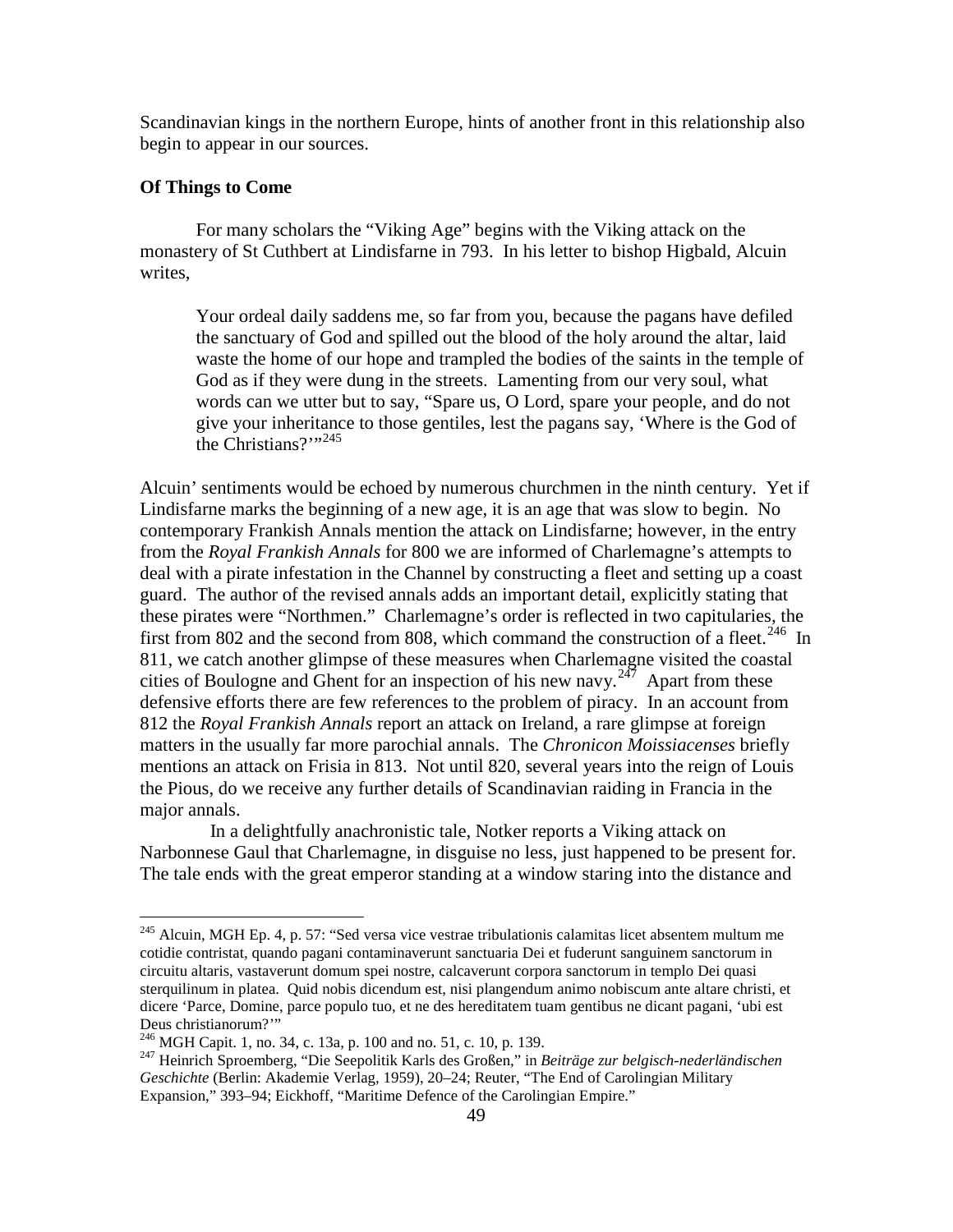Scandinavian kings in the northern Europe, hints of another front in this relationship also begin to appear in our sources.

### Of Things to Come

For many scholars the "Viking Age" begins with the Viking attack on the monastery of St Cuthbert at Lindisfarne in 793. In his letter to bishop Higbald, Alcuin writes,

> Your ordeal daily saddens me, so far from you, because the pagans have defiled the sanctuary of God and spilled out the blood of the holy around the altar, laid waste the home of our hope and trampled the bodies of the saints in the temple of God as if they were dung in the streets. Lamenting from our very soul, what words can we utter but to say, "Spare us, O Lord, spare your people, and do not give your inheritance to those gentiles, lest the pagans say, 'Where is the God of the Christians?'"[245]

Alcuin' sentiments would be echoed by numerous churchmen in the ninth century. Yet if Lindisfarne marks the beginning of a new age, it is an age that was slow to begin. No contemporary Frankish Annals mention the attack on Lindisfarne; however, in the entry from the *Royal Frankish Annals* for 800 we are informed of Charlemagne's attempts to deal with a pirate infestation in the Channel by constructing a fleet and setting up a coast guard. The author of the revised annals adds an important detail, explicitly stating that these pirates were "Northmen." Charlemagne's order is reflected in two capitularies, the first from 802 and the second from 808, which command the construction of a fleet.[246] In 811, we catch another glimpse of these measures when Charlemagne visited the coastal cities of Boulogne and Ghent for an inspection of his new navy.[247] Apart from these defensive efforts there are few references to the problem of piracy. In an account from 812 the *Royal Frankish Annals* report an attack on Ireland, a rare glimpse at foreign matters in the usually far more parochial annals. The *Chronicon Moissiacenses* briefly mentions an attack on Frisia in 813. Not until 820, several years into the reign of Louis the Pious, do we receive any further details of Scandinavian raiding in Francia in the major annals.

In a delightfully anachronistic tale, Notker reports a Viking attack on Narbonnese Gaul that Charlemagne, in disguise no less, just happened to be present for. The tale ends with the great emperor standing at a window staring into the distance and

---

[245] Alcuin, MGH Ep. 4, p. 57: "Sed versa vice vestrae tribulationis calamitas licet absentem multum me cotidie contristat, quando pagani contaminaverunt sanctuaria Dei et fuderunt sanguinem sanctorum in circuitu altaris, vastaverunt domum spei nostre, calcaverunt corpora sanctorum in templo Dei quasi sterquilinum in platea. Quid nobis dicendum est, nisi plangendum animo nobiscum ante altare christi, et dicere 'Parce, Domine, parce populo tuo, et ne des hereditatem tuam gentibus ne dicant pagani, 'ubi est Deus christianorum?'"

[246] MGH Capit. 1, no. 34, c. 13a, p. 100 and no. 51, c. 10, p. 139.

[247] Heinrich Sproemberg, "Die Seepolitik Karls des Großen," in *Beiträge zur belgisch-nederländischen Geschichte* (Berlin: Akademie Verlag, 1959), 20–24; Reuter, "The End of Carolingian Military Expansion," 393–94; Eickhoff, "Maritime Defence of the Carolingian Empire."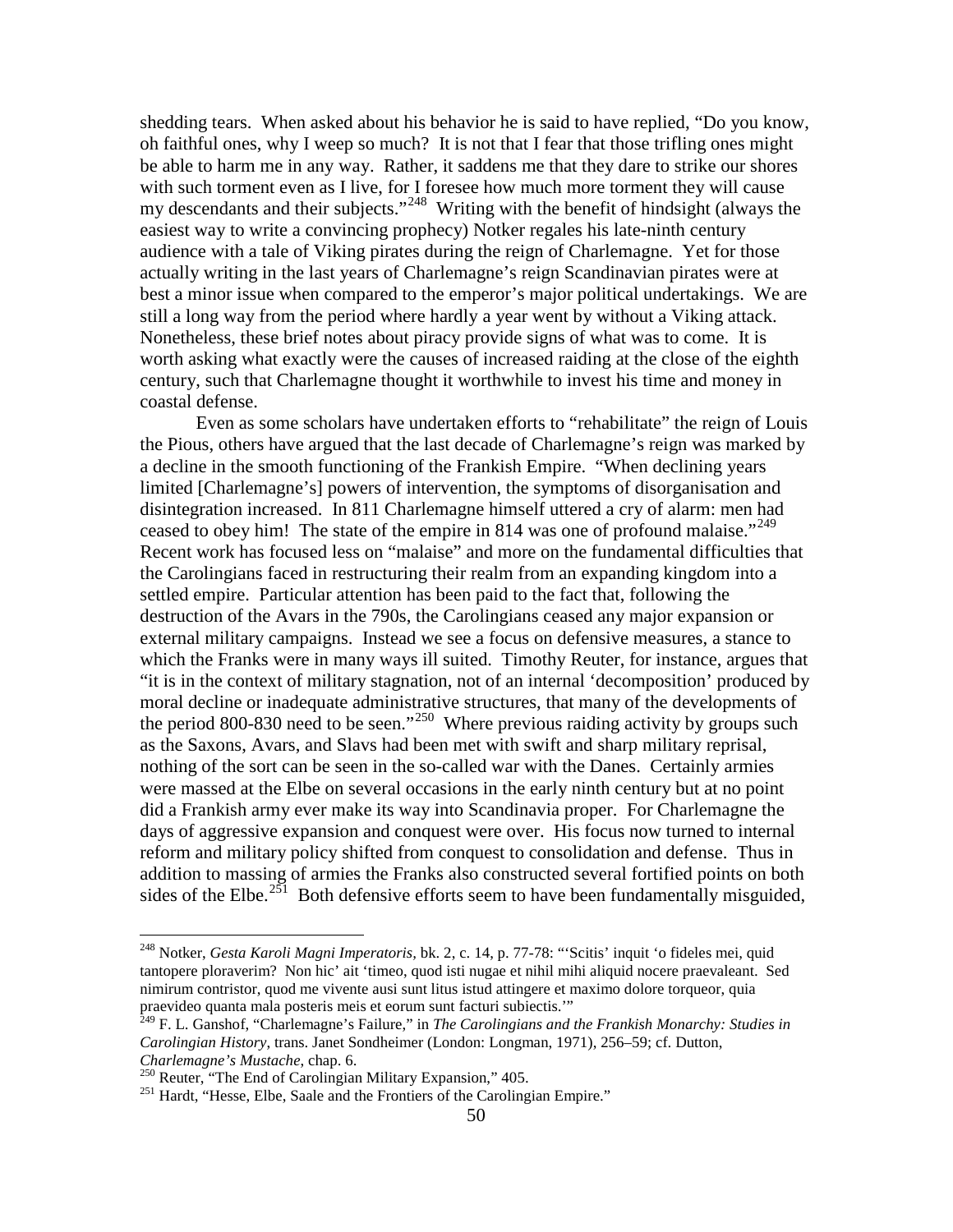shedding tears. When asked about his behavior he is said to have replied, "Do you know, oh faithful ones, why I weep so much? It is not that I fear that those trifling ones might be able to harm me in any way. Rather, it saddens me that they dare to strike our shores with such torment even as I live, for I foresee how much more torment they will cause my descendants and their subjects."[248] Writing with the benefit of hindsight (always the easiest way to write a convincing prophecy) Notker regales his late-ninth century audience with a tale of Viking pirates during the reign of Charlemagne. Yet for those actually writing in the last years of Charlemagne's reign Scandinavian pirates were at best a minor issue when compared to the emperor's major political undertakings. We are still a long way from the period where hardly a year went by without a Viking attack. Nonetheless, these brief notes about piracy provide signs of what was to come. It is worth asking what exactly were the causes of increased raiding at the close of the eighth century, such that Charlemagne thought it worthwhile to invest his time and money in coastal defense.

Even as some scholars have undertaken efforts to "rehabilitate" the reign of Louis the Pious, others have argued that the last decade of Charlemagne's reign was marked by a decline in the smooth functioning of the Frankish Empire. "When declining years limited [Charlemagne's] powers of intervention, the symptoms of disorganisation and disintegration increased. In 811 Charlemagne himself uttered a cry of alarm: men had ceased to obey him! The state of the empire in 814 was one of profound malaise."[249] Recent work has focused less on "malaise" and more on the fundamental difficulties that the Carolingians faced in restructuring their realm from an expanding kingdom into a settled empire. Particular attention has been paid to the fact that, following the destruction of the Avars in the 790s, the Carolingians ceased any major expansion or external military campaigns. Instead we see a focus on defensive measures, a stance to which the Franks were in many ways ill suited. Timothy Reuter, for instance, argues that "it is in the context of military stagnation, not of an internal 'decomposition' produced by moral decline or inadequate administrative structures, that many of the developments of the period 800-830 need to be seen."[250] Where previous raiding activity by groups such as the Saxons, Avars, and Slavs had been met with swift and sharp military reprisal, nothing of the sort can be seen in the so-called war with the Danes. Certainly armies were massed at the Elbe on several occasions in the early ninth century but at no point did a Frankish army ever make its way into Scandinavia proper. For Charlemagne the days of aggressive expansion and conquest were over. His focus now turned to internal reform and military policy shifted from conquest to consolidation and defense. Thus in addition to massing of armies the Franks also constructed several fortified points on both sides of the Elbe.[251] Both defensive efforts seem to have been fundamentally misguided,

---

[248] Notker, *Gesta Karoli Magni Imperatoris,* bk. 2, c. 14, p. 77-78: "'Scitis' inquit 'o fideles mei, quid tantopere ploraverim? Non hic' ait 'timeo, quod isti nugae et nihil mihi aliquid nocere praevaleant. Sed nimirum contristor, quod me vivente ausi sunt litus istud attingere et maximo dolore torqueor, quia praevideo quanta mala posteris meis et eorum sunt facturi subiectis.'"

[249] F. L. Ganshof, "Charlemagne's Failure," in *The Carolingians and the Frankish Monarchy: Studies in Carolingian History*, trans. Janet Sondheimer (London: Longman, 1971), 256–59; cf. Dutton, *Charlemagne's Mustache,* chap. 6.

[250] Reuter, "The End of Carolingian Military Expansion," 405.

[251] Hardt, "Hesse, Elbe, Saale and the Frontiers of the Carolingian Empire."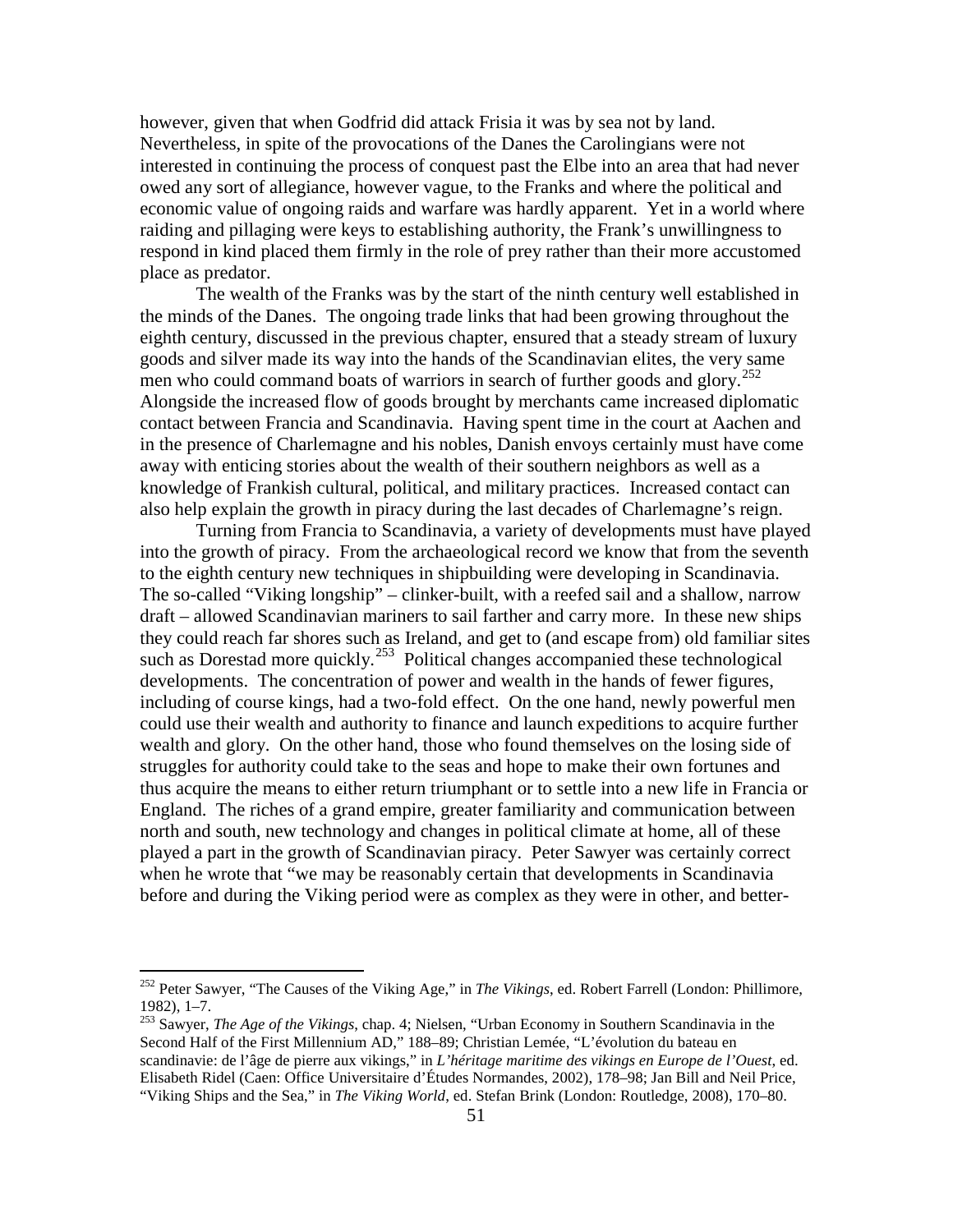however, given that when Godfrid did attack Frisia it was by sea not by land. Nevertheless, in spite of the provocations of the Danes the Carolingians were not interested in continuing the process of conquest past the Elbe into an area that had never owed any sort of allegiance, however vague, to the Franks and where the political and economic value of ongoing raids and warfare was hardly apparent. Yet in a world where raiding and pillaging were keys to establishing authority, the Frank's unwillingness to respond in kind placed them firmly in the role of prey rather than their more accustomed place as predator.

The wealth of the Franks was by the start of the ninth century well established in the minds of the Danes. The ongoing trade links that had been growing throughout the eighth century, discussed in the previous chapter, ensured that a steady stream of luxury goods and silver made its way into the hands of the Scandinavian elites, the very same men who could command boats of warriors in search of further goods and glory.[252] Alongside the increased flow of goods brought by merchants came increased diplomatic contact between Francia and Scandinavia. Having spent time in the court at Aachen and in the presence of Charlemagne and his nobles, Danish envoys certainly must have come away with enticing stories about the wealth of their southern neighbors as well as a knowledge of Frankish cultural, political, and military practices. Increased contact can also help explain the growth in piracy during the last decades of Charlemagne's reign.

Turning from Francia to Scandinavia, a variety of developments must have played into the growth of piracy. From the archaeological record we know that from the seventh to the eighth century new techniques in shipbuilding were developing in Scandinavia. The so-called "Viking longship" – clinker-built, with a reefed sail and a shallow, narrow draft – allowed Scandinavian mariners to sail farther and carry more. In these new ships they could reach far shores such as Ireland, and get to (and escape from) old familiar sites such as Dorestad more quickly.[253] Political changes accompanied these technological developments. The concentration of power and wealth in the hands of fewer figures, including of course kings, had a two-fold effect. On the one hand, newly powerful men could use their wealth and authority to finance and launch expeditions to acquire further wealth and glory. On the other hand, those who found themselves on the losing side of struggles for authority could take to the seas and hope to make their own fortunes and thus acquire the means to either return triumphant or to settle into a new life in Francia or England. The riches of a grand empire, greater familiarity and communication between north and south, new technology and changes in political climate at home, all of these played a part in the growth of Scandinavian piracy. Peter Sawyer was certainly correct when he wrote that "we may be reasonably certain that developments in Scandinavia before and during the Viking period were as complex as they were in other, and better-

---

[252] Peter Sawyer, "The Causes of the Viking Age," in *The Vikings*, ed. Robert Farrell (London: Phillimore, 1982), 1–7.

[253] Sawyer, *The Age of the Vikings*, chap. 4; Nielsen, "Urban Economy in Southern Scandinavia in the Second Half of the First Millennium AD," 188–89; Christian Lemée, "L'évolution du bateau en scandinavie: de l'âge de pierre aux vikings," in *L'héritage maritime des vikings en Europe de l'Ouest*, ed. Elisabeth Ridel (Caen: Office Universitaire d'Études Normandes, 2002), 178–98; Jan Bill and Neil Price, "Viking Ships and the Sea," in *The Viking World*, ed. Stefan Brink (London: Routledge, 2008), 170–80.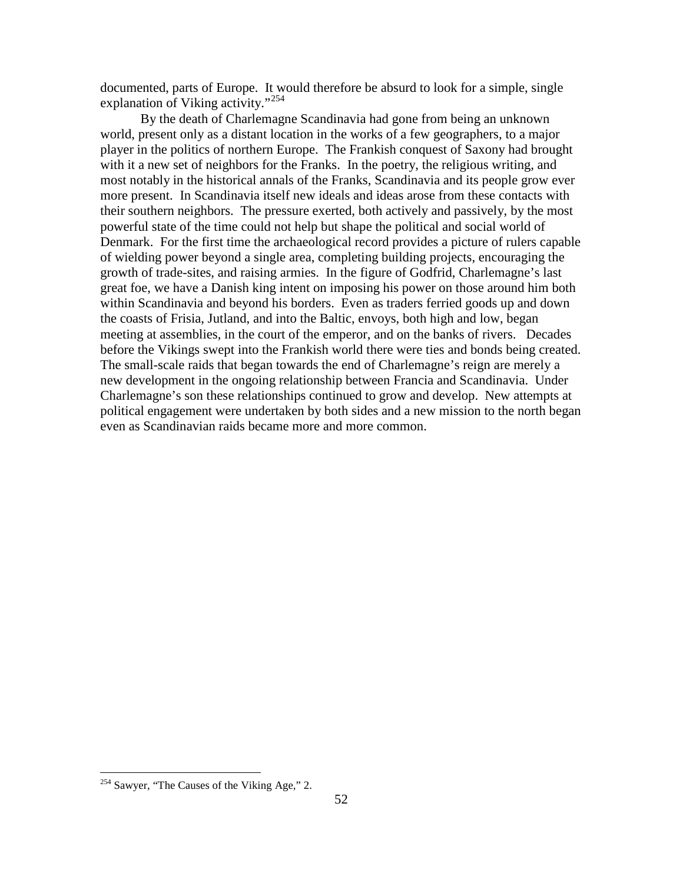documented, parts of Europe. It would therefore be absurd to look for a simple, single explanation of Viking activity."[254]

By the death of Charlemagne Scandinavia had gone from being an unknown world, present only as a distant location in the works of a few geographers, to a major player in the politics of northern Europe. The Frankish conquest of Saxony had brought with it a new set of neighbors for the Franks. In the poetry, the religious writing, and most notably in the historical annals of the Franks, Scandinavia and its people grow ever more present. In Scandinavia itself new ideals and ideas arose from these contacts with their southern neighbors. The pressure exerted, both actively and passively, by the most powerful state of the time could not help but shape the political and social world of Denmark. For the first time the archaeological record provides a picture of rulers capable of wielding power beyond a single area, completing building projects, encouraging the growth of trade-sites, and raising armies. In the figure of Godfrid, Charlemagne's last great foe, we have a Danish king intent on imposing his power on those around him both within Scandinavia and beyond his borders. Even as traders ferried goods up and down the coasts of Frisia, Jutland, and into the Baltic, envoys, both high and low, began meeting at assemblies, in the court of the emperor, and on the banks of rivers. Decades before the Vikings swept into the Frankish world there were ties and bonds being created. The small-scale raids that began towards the end of Charlemagne's reign are merely a new development in the ongoing relationship between Francia and Scandinavia. Under Charlemagne's son these relationships continued to grow and develop. New attempts at political engagement were undertaken by both sides and a new mission to the north began even as Scandinavian raids became more and more common.

---

[254] Sawyer, "The Causes of the Viking Age," 2.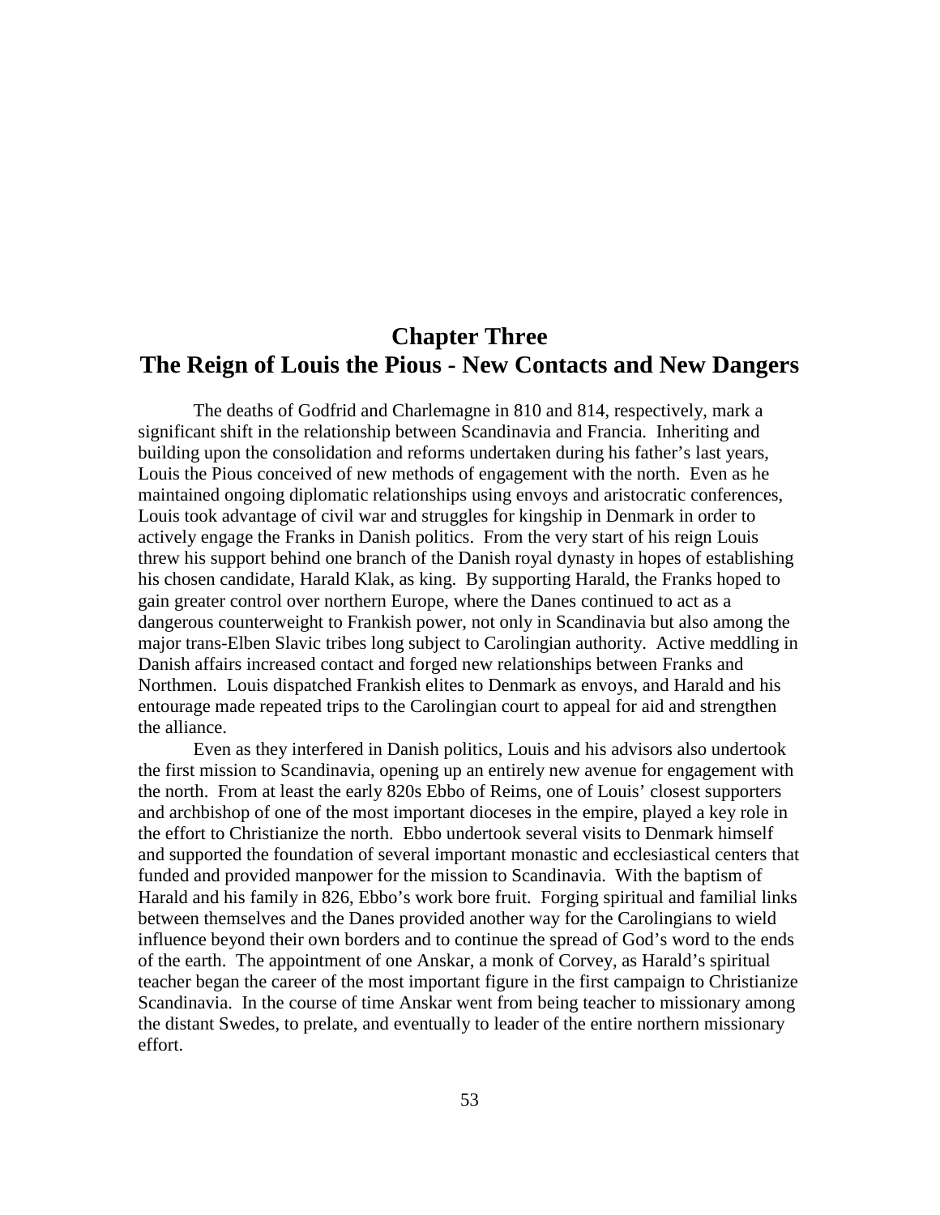# Chapter Three
# The Reign of Louis the Pious - New Contacts and New Dangers

The deaths of Godfrid and Charlemagne in 810 and 814, respectively, mark a significant shift in the relationship between Scandinavia and Francia. Inheriting and building upon the consolidation and reforms undertaken during his father's last years, Louis the Pious conceived of new methods of engagement with the north. Even as he maintained ongoing diplomatic relationships using envoys and aristocratic conferences, Louis took advantage of civil war and struggles for kingship in Denmark in order to actively engage the Franks in Danish politics. From the very start of his reign Louis threw his support behind one branch of the Danish royal dynasty in hopes of establishing his chosen candidate, Harald Klak, as king. By supporting Harald, the Franks hoped to gain greater control over northern Europe, where the Danes continued to act as a dangerous counterweight to Frankish power, not only in Scandinavia but also among the major trans-Elben Slavic tribes long subject to Carolingian authority. Active meddling in Danish affairs increased contact and forged new relationships between Franks and Northmen. Louis dispatched Frankish elites to Denmark as envoys, and Harald and his entourage made repeated trips to the Carolingian court to appeal for aid and strengthen the alliance.

Even as they interfered in Danish politics, Louis and his advisors also undertook the first mission to Scandinavia, opening up an entirely new avenue for engagement with the north. From at least the early 820s Ebbo of Reims, one of Louis' closest supporters and archbishop of one of the most important dioceses in the empire, played a key role in the effort to Christianize the north. Ebbo undertook several visits to Denmark himself and supported the foundation of several important monastic and ecclesiastical centers that funded and provided manpower for the mission to Scandinavia. With the baptism of Harald and his family in 826, Ebbo's work bore fruit. Forging spiritual and familial links between themselves and the Danes provided another way for the Carolingians to wield influence beyond their own borders and to continue the spread of God's word to the ends of the earth. The appointment of one Anskar, a monk of Corvey, as Harald's spiritual teacher began the career of the most important figure in the first campaign to Christianize Scandinavia. In the course of time Anskar went from being teacher to missionary among the distant Swedes, to prelate, and eventually to leader of the entire northern missionary effort.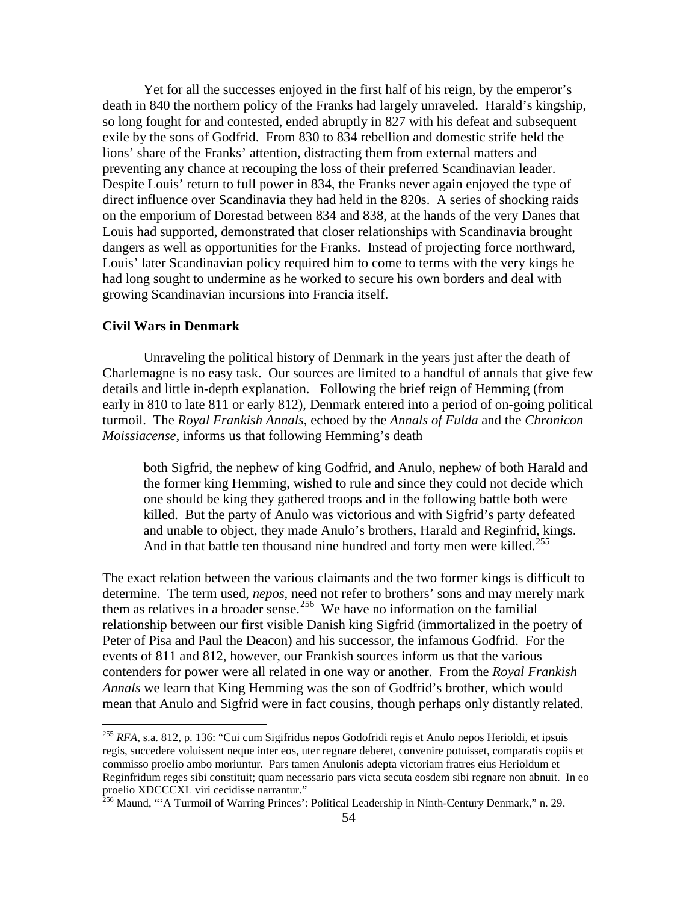Yet for all the successes enjoyed in the first half of his reign, by the emperor's death in 840 the northern policy of the Franks had largely unraveled. Harald's kingship, so long fought for and contested, ended abruptly in 827 with his defeat and subsequent exile by the sons of Godfrid. From 830 to 834 rebellion and domestic strife held the lions' share of the Franks' attention, distracting them from external matters and preventing any chance at recouping the loss of their preferred Scandinavian leader. Despite Louis' return to full power in 834, the Franks never again enjoyed the type of direct influence over Scandinavia they had held in the 820s. A series of shocking raids on the emporium of Dorestad between 834 and 838, at the hands of the very Danes that Louis had supported, demonstrated that closer relationships with Scandinavia brought dangers as well as opportunities for the Franks. Instead of projecting force northward, Louis' later Scandinavian policy required him to come to terms with the very kings he had long sought to undermine as he worked to secure his own borders and deal with growing Scandinavian incursions into Francia itself.

**Civil Wars in Denmark**

Unraveling the political history of Denmark in the years just after the death of Charlemagne is no easy task. Our sources are limited to a handful of annals that give few details and little in-depth explanation. Following the brief reign of Hemming (from early in 810 to late 811 or early 812), Denmark entered into a period of on-going political turmoil. The *Royal Frankish Annals*, echoed by the *Annals of Fulda* and the *Chronicon Moissiacense*, informs us that following Hemming's death

> both Sigfrid, the nephew of king Godfrid, and Anulo, nephew of both Harald and the former king Hemming, wished to rule and since they could not decide which one should be king they gathered troops and in the following battle both were killed. But the party of Anulo was victorious and with Sigfrid's party defeated and unable to object, they made Anulo's brothers, Harald and Reginfrid, kings. And in that battle ten thousand nine hundred and forty men were killed.[255]

The exact relation between the various claimants and the two former kings is difficult to determine. The term used, *nepos*, need not refer to brothers' sons and may merely mark them as relatives in a broader sense.[256] We have no information on the familial relationship between our first visible Danish king Sigfrid (immortalized in the poetry of Peter of Pisa and Paul the Deacon) and his successor, the infamous Godfrid. For the events of 811 and 812, however, our Frankish sources inform us that the various contenders for power were all related in one way or another. From the *Royal Frankish Annals* we learn that King Hemming was the son of Godfrid's brother, which would mean that Anulo and Sigfrid were in fact cousins, though perhaps only distantly related.

---

[255] *RFA*, s.a. 812, p. 136: "Cui cum Sigifridus nepos Godofridi regis et Anulo nepos Herioldi, et ipsuis regis, succedere voluissent neque inter eos, uter regnare deberet, convenire potuisset, comparatis copiis et commisso proelio ambo moriuntur. Pars tamen Anulonis adepta victoriam fratres eius Herioldum et Reginfridum reges sibi constituit; quam necessario pars victa secuta eosdem sibi regnare non abnuit. In eo proelio XDCCCXL viri cecidisse narrantur."

[256] Maund, "'A Turmoil of Warring Princes': Political Leadership in Ninth-Century Denmark," n. 29.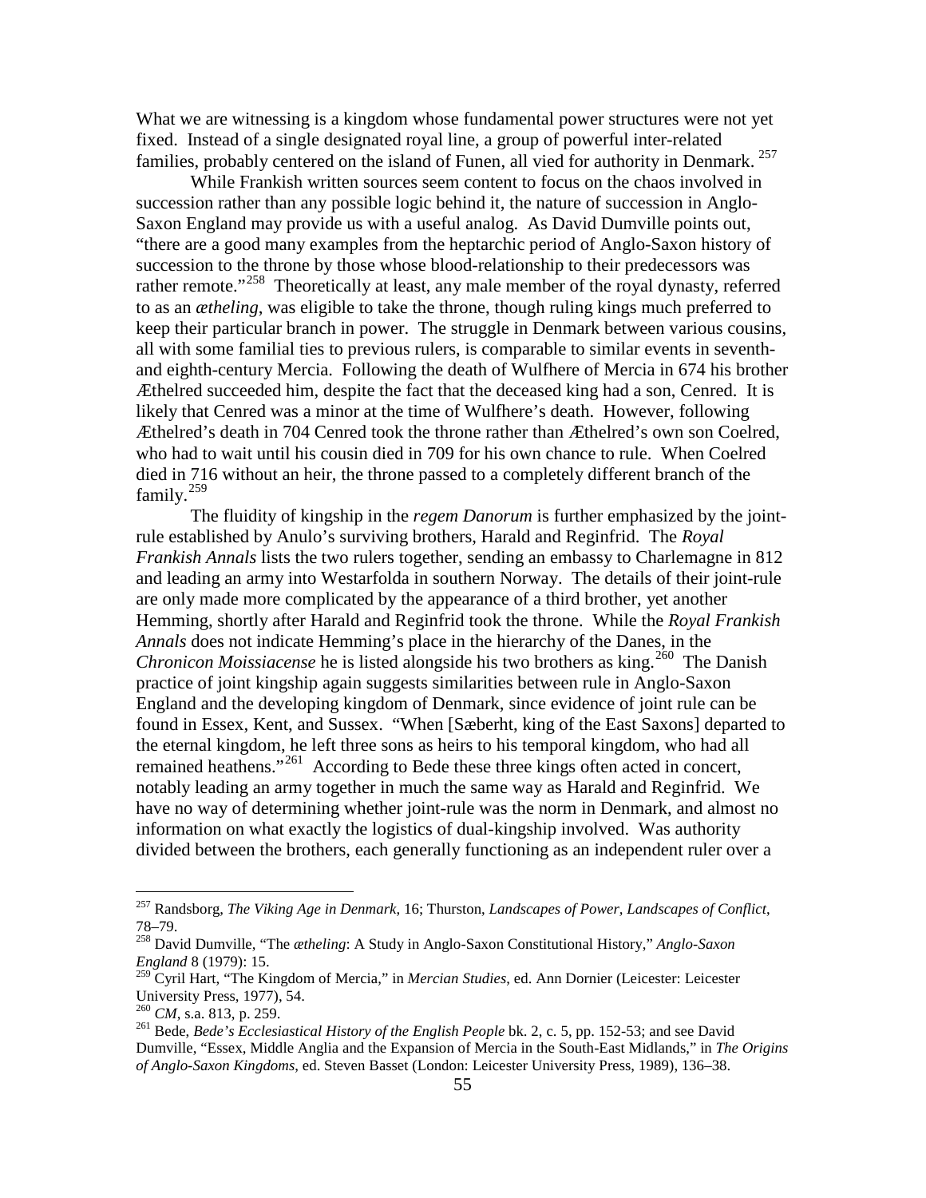What we are witnessing is a kingdom whose fundamental power structures were not yet fixed. Instead of a single designated royal line, a group of powerful inter-related families, probably centered on the island of Funen, all vied for authority in Denmark. [257]

While Frankish written sources seem content to focus on the chaos involved in succession rather than any possible logic behind it, the nature of succession in Anglo-Saxon England may provide us with a useful analog. As David Dumville points out, "there are a good many examples from the heptarchic period of Anglo-Saxon history of succession to the throne by those whose blood-relationship to their predecessors was rather remote."[258] Theoretically at least, any male member of the royal dynasty, referred to as an *ætheling*, was eligible to take the throne, though ruling kings much preferred to keep their particular branch in power. The struggle in Denmark between various cousins, all with some familial ties to previous rulers, is comparable to similar events in seventh- and eighth-century Mercia. Following the death of Wulfhere of Mercia in 674 his brother Æthelred succeeded him, despite the fact that the deceased king had a son, Cenred. It is likely that Cenred was a minor at the time of Wulfhere's death. However, following Æthelred's death in 704 Cenred took the throne rather than Æthelred's own son Coelred, who had to wait until his cousin died in 709 for his own chance to rule. When Coelred died in 716 without an heir, the throne passed to a completely different branch of the family.[259]

The fluidity of kingship in the *regem Danorum* is further emphasized by the joint-rule established by Anulo's surviving brothers, Harald and Reginfrid. The *Royal Frankish Annals* lists the two rulers together, sending an embassy to Charlemagne in 812 and leading an army into Westarfolda in southern Norway. The details of their joint-rule are only made more complicated by the appearance of a third brother, yet another Hemming, shortly after Harald and Reginfrid took the throne. While the *Royal Frankish Annals* does not indicate Hemming's place in the hierarchy of the Danes, in the *Chronicon Moissiacense* he is listed alongside his two brothers as king.[260] The Danish practice of joint kingship again suggests similarities between rule in Anglo-Saxon England and the developing kingdom of Denmark, since evidence of joint rule can be found in Essex, Kent, and Sussex. "When [Sæberht, king of the East Saxons] departed to the eternal kingdom, he left three sons as heirs to his temporal kingdom, who had all remained heathens."[261] According to Bede these three kings often acted in concert, notably leading an army together in much the same way as Harald and Reginfrid. We have no way of determining whether joint-rule was the norm in Denmark, and almost no information on what exactly the logistics of dual-kingship involved. Was authority divided between the brothers, each generally functioning as an independent ruler over a

---

[257] Randsborg, *The Viking Age in Denmark*, 16; Thurston, *Landscapes of Power, Landscapes of Conflict*, 78–79.

[258] David Dumville, "The *ætheling*: A Study in Anglo-Saxon Constitutional History," *Anglo-Saxon England* 8 (1979): 15.

[259] Cyril Hart, "The Kingdom of Mercia," in *Mercian Studies*, ed. Ann Dornier (Leicester: Leicester University Press, 1977), 54.

[260] *CM*, s.a. 813, p. 259.

[261] Bede, *Bede's Ecclesiastical History of the English People* bk. 2, c. 5, pp. 152-53; and see David Dumville, "Essex, Middle Anglia and the Expansion of Mercia in the South-East Midlands," in *The Origins of Anglo-Saxon Kingdoms*, ed. Steven Basset (London: Leicester University Press, 1989), 136–38.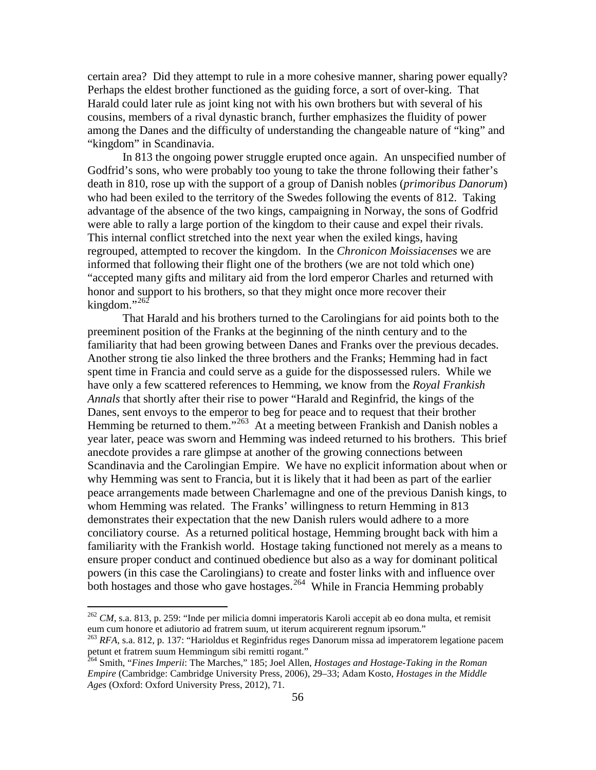certain area? Did they attempt to rule in a more cohesive manner, sharing power equally? Perhaps the eldest brother functioned as the guiding force, a sort of over-king. That Harald could later rule as joint king not with his own brothers but with several of his cousins, members of a rival dynastic branch, further emphasizes the fluidity of power among the Danes and the difficulty of understanding the changeable nature of "king" and "kingdom" in Scandinavia.

In 813 the ongoing power struggle erupted once again. An unspecified number of Godfrid's sons, who were probably too young to take the throne following their father's death in 810, rose up with the support of a group of Danish nobles (*primoribus Danorum*) who had been exiled to the territory of the Swedes following the events of 812. Taking advantage of the absence of the two kings, campaigning in Norway, the sons of Godfrid were able to rally a large portion of the kingdom to their cause and expel their rivals. This internal conflict stretched into the next year when the exiled kings, having regrouped, attempted to recover the kingdom. In the *Chronicon Moissiacenses* we are informed that following their flight one of the brothers (we are not told which one) "accepted many gifts and military aid from the lord emperor Charles and returned with honor and support to his brothers, so that they might once more recover their kingdom."[262]

That Harald and his brothers turned to the Carolingians for aid points both to the preeminent position of the Franks at the beginning of the ninth century and to the familiarity that had been growing between Danes and Franks over the previous decades. Another strong tie also linked the three brothers and the Franks; Hemming had in fact spent time in Francia and could serve as a guide for the dispossessed rulers. While we have only a few scattered references to Hemming, we know from the *Royal Frankish Annals* that shortly after their rise to power "Harald and Reginfrid, the kings of the Danes, sent envoys to the emperor to beg for peace and to request that their brother Hemming be returned to them."[263] At a meeting between Frankish and Danish nobles a year later, peace was sworn and Hemming was indeed returned to his brothers. This brief anecdote provides a rare glimpse at another of the growing connections between Scandinavia and the Carolingian Empire. We have no explicit information about when or why Hemming was sent to Francia, but it is likely that it had been as part of the earlier peace arrangements made between Charlemagne and one of the previous Danish kings, to whom Hemming was related. The Franks' willingness to return Hemming in 813 demonstrates their expectation that the new Danish rulers would adhere to a more conciliatory course. As a returned political hostage, Hemming brought back with him a familiarity with the Frankish world. Hostage taking functioned not merely as a means to ensure proper conduct and continued obedience but also as a way for dominant political powers (in this case the Carolingians) to create and foster links with and influence over both hostages and those who gave hostages.[264] While in Francia Hemming probably

---

[262] *CM*, s.a. 813, p. 259: "Inde per milicia domni imperatoris Karoli accepit ab eo dona multa, et remisit eum cum honore et adiutorio ad fratrem suum, ut iterum acquirerent regnum ipsorum."

[263] *RFA*, s.a. 812, p. 137: "Harioldus et Reginfridus reges Danorum missa ad imperatorem legatione pacem petunt et fratrem suum Hemmingum sibi remitti rogant."

[264] Smith, "*Fines Imperii*: The Marches," 185; Joel Allen, *Hostages and Hostage-Taking in the Roman Empire* (Cambridge: Cambridge University Press, 2006), 29–33; Adam Kosto, *Hostages in the Middle Ages* (Oxford: Oxford University Press, 2012), 71.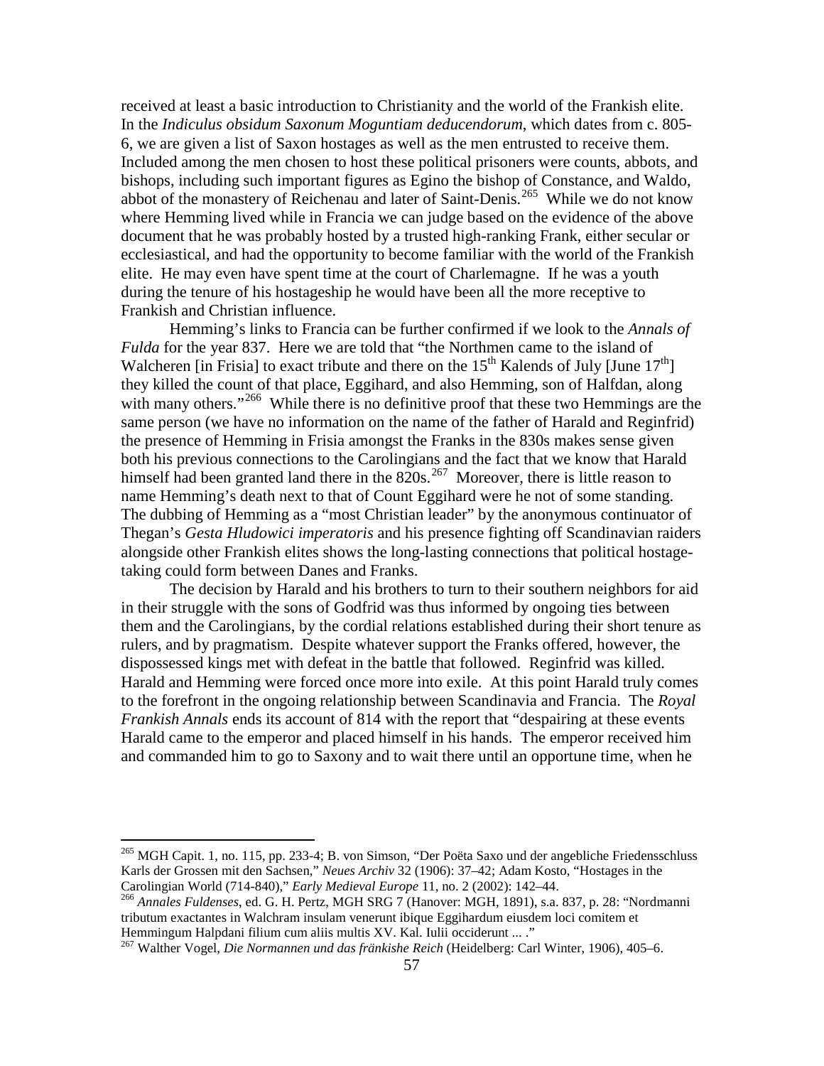received at least a basic introduction to Christianity and the world of the Frankish elite. In the *Indiculus obsidum Saxonum Moguntiam deducendorum*, which dates from c. 805-6, we are given a list of Saxon hostages as well as the men entrusted to receive them. Included among the men chosen to host these political prisoners were counts, abbots, and bishops, including such important figures as Egino the bishop of Constance, and Waldo, abbot of the monastery of Reichenau and later of Saint-Denis.[265] While we do not know where Hemming lived while in Francia we can judge based on the evidence of the above document that he was probably hosted by a trusted high-ranking Frank, either secular or ecclesiastical, and had the opportunity to become familiar with the world of the Frankish elite. He may even have spent time at the court of Charlemagne. If he was a youth during the tenure of his hostageship he would have been all the more receptive to Frankish and Christian influence.

Hemming's links to Francia can be further confirmed if we look to the *Annals of Fulda* for the year 837. Here we are told that "the Northmen came to the island of Walcheren [in Frisia] to exact tribute and there on the 15th Kalends of July [June 17th] they killed the count of that place, Eggihard, and also Hemming, son of Halfdan, along with many others."[266] While there is no definitive proof that these two Hemmings are the same person (we have no information on the name of the father of Harald and Reginfrid) the presence of Hemming in Frisia amongst the Franks in the 830s makes sense given both his previous connections to the Carolingians and the fact that we know that Harald himself had been granted land there in the 820s.[267] Moreover, there is little reason to name Hemming's death next to that of Count Eggihard were he not of some standing. The dubbing of Hemming as a "most Christian leader" by the anonymous continuator of Thegan's *Gesta Hludowici imperatoris* and his presence fighting off Scandinavian raiders alongside other Frankish elites shows the long-lasting connections that political hostage-taking could form between Danes and Franks.

The decision by Harald and his brothers to turn to their southern neighbors for aid in their struggle with the sons of Godfrid was thus informed by ongoing ties between them and the Carolingians, by the cordial relations established during their short tenure as rulers, and by pragmatism. Despite whatever support the Franks offered, however, the dispossessed kings met with defeat in the battle that followed. Reginfrid was killed. Harald and Hemming were forced once more into exile. At this point Harald truly comes to the forefront in the ongoing relationship between Scandinavia and Francia. The *Royal Frankish Annals* ends its account of 814 with the report that "despairing at these events Harald came to the emperor and placed himself in his hands. The emperor received him and commanded him to go to Saxony and to wait there until an opportune time, when he

---

[265] MGH Capit. 1, no. 115, pp. 233-4; B. von Simson, "Der Poëta Saxo und der angebliche Friedensschluss Karls der Grossen mit den Sachsen," *Neues Archiv* 32 (1906): 37–42; Adam Kosto, "Hostages in the Carolingian World (714-840)," *Early Medieval Europe* 11, no. 2 (2002): 142–44.

[266] *Annales Fuldenses*, ed. G. H. Pertz, MGH SRG 7 (Hanover: MGH, 1891), s.a. 837, p. 28: "Nordmanni tributum exactantes in Walchram insulam venerunt ibique Eggihardum eiusdem loci comitem et Hemmingum Halpdani filium cum aliis multis XV. Kal. Iulii occiderunt ... ."

[267] Walther Vogel, *Die Normannen und das fränkishe Reich* (Heidelberg: Carl Winter, 1906), 405–6.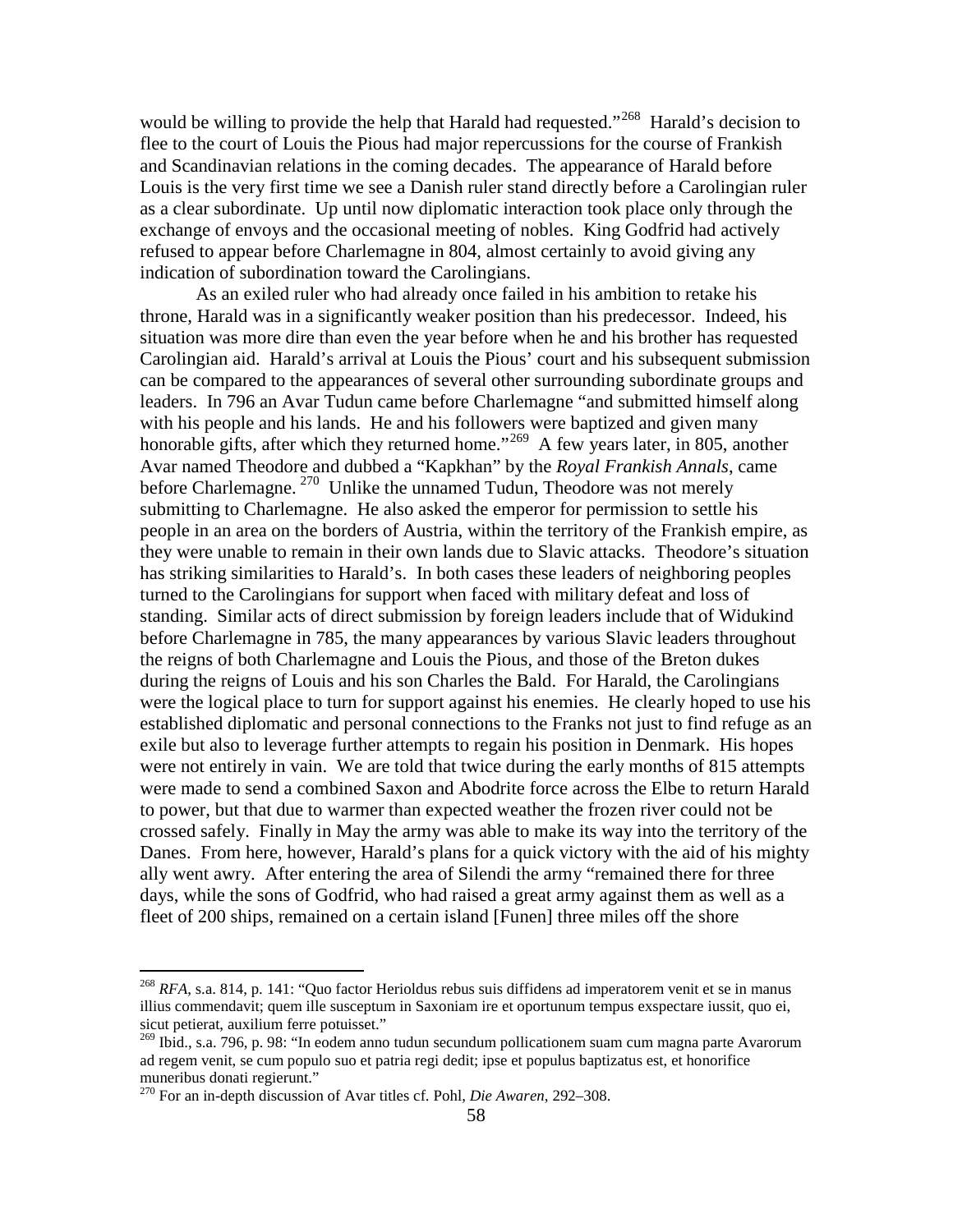would be willing to provide the help that Harald had requested."[268] Harald's decision to flee to the court of Louis the Pious had major repercussions for the course of Frankish and Scandinavian relations in the coming decades. The appearance of Harald before Louis is the very first time we see a Danish ruler stand directly before a Carolingian ruler as a clear subordinate. Up until now diplomatic interaction took place only through the exchange of envoys and the occasional meeting of nobles. King Godfrid had actively refused to appear before Charlemagne in 804, almost certainly to avoid giving any indication of subordination toward the Carolingians.

As an exiled ruler who had already once failed in his ambition to retake his throne, Harald was in a significantly weaker position than his predecessor. Indeed, his situation was more dire than even the year before when he and his brother has requested Carolingian aid. Harald's arrival at Louis the Pious' court and his subsequent submission can be compared to the appearances of several other surrounding subordinate groups and leaders. In 796 an Avar Tudun came before Charlemagne "and submitted himself along with his people and his lands. He and his followers were baptized and given many honorable gifts, after which they returned home."[269] A few years later, in 805, another Avar named Theodore and dubbed a "Kapkhan" by the *Royal Frankish Annals*, came before Charlemagne.[270] Unlike the unnamed Tudun, Theodore was not merely submitting to Charlemagne. He also asked the emperor for permission to settle his people in an area on the borders of Austria, within the territory of the Frankish empire, as they were unable to remain in their own lands due to Slavic attacks. Theodore's situation has striking similarities to Harald's. In both cases these leaders of neighboring peoples turned to the Carolingians for support when faced with military defeat and loss of standing. Similar acts of direct submission by foreign leaders include that of Widukind before Charlemagne in 785, the many appearances by various Slavic leaders throughout the reigns of both Charlemagne and Louis the Pious, and those of the Breton dukes during the reigns of Louis and his son Charles the Bald. For Harald, the Carolingians were the logical place to turn for support against his enemies. He clearly hoped to use his established diplomatic and personal connections to the Franks not just to find refuge as an exile but also to leverage further attempts to regain his position in Denmark. His hopes were not entirely in vain. We are told that twice during the early months of 815 attempts were made to send a combined Saxon and Abodrite force across the Elbe to return Harald to power, but that due to warmer than expected weather the frozen river could not be crossed safely. Finally in May the army was able to make its way into the territory of the Danes. From here, however, Harald's plans for a quick victory with the aid of his mighty ally went awry. After entering the area of Silendi the army "remained there for three days, while the sons of Godfrid, who had raised a great army against them as well as a fleet of 200 ships, remained on a certain island [Funen] three miles off the shore

---

[268] *RFA*, s.a. 814, p. 141: "Quo factor Herioldus rebus suis diffidens ad imperatorem venit et se in manus illius commendavit; quem ille susceptum in Saxoniam ire et oportunum tempus exspectare iussit, quo ei, sicut petierat, auxilium ferre potuisset."

[269] Ibid., s.a. 796, p. 98: "In eodem anno tudun secundum pollicationem suam cum magna parte Avarorum ad regem venit, se cum populo suo et patria regi dedit; ipse et populus baptizatus est, et honorifice muneribus donati regierunt."

[270] For an in-depth discussion of Avar titles cf. Pohl, *Die Awaren*, 292–308.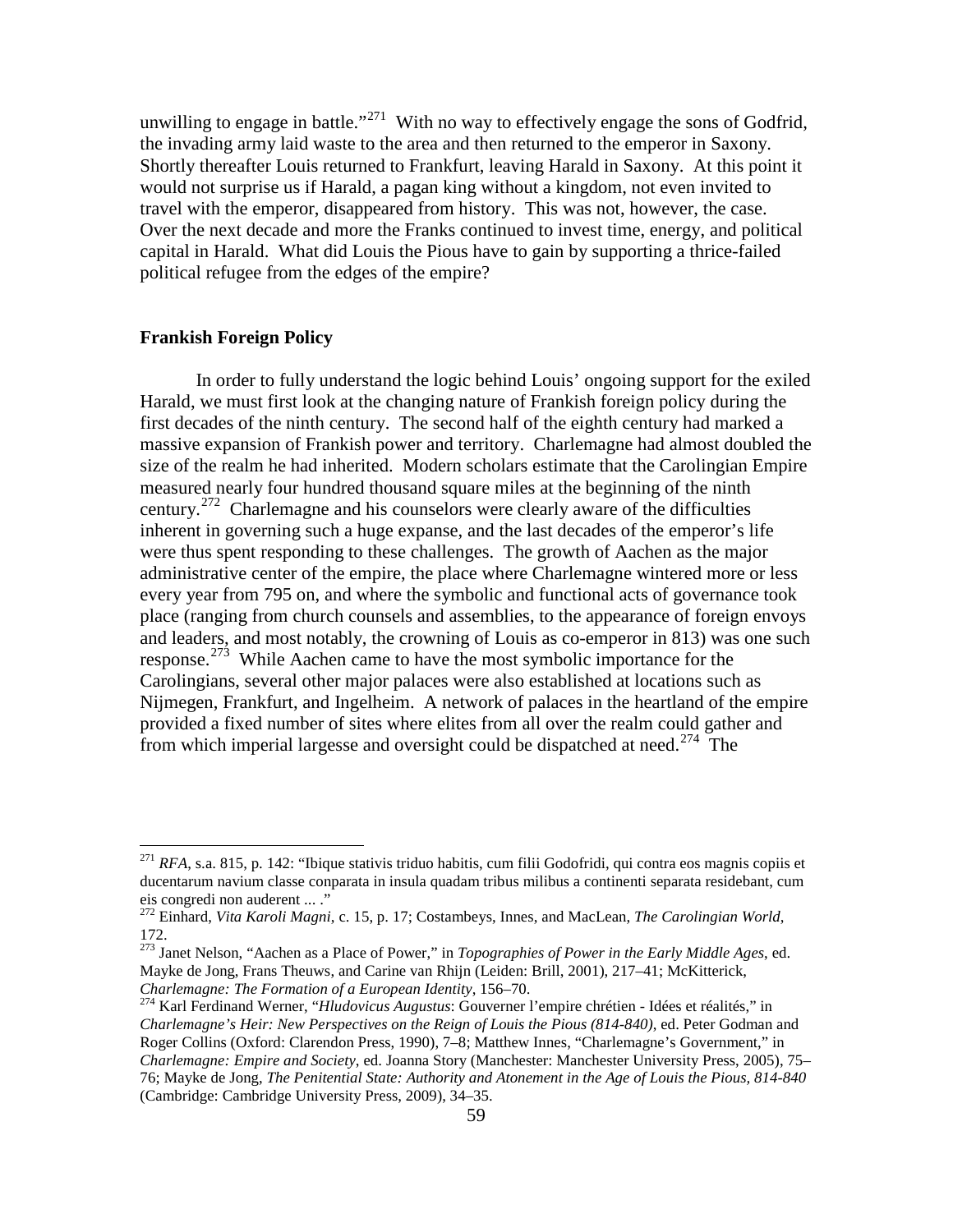unwilling to engage in battle."[271] With no way to effectively engage the sons of Godfrid, the invading army laid waste to the area and then returned to the emperor in Saxony. Shortly thereafter Louis returned to Frankfurt, leaving Harald in Saxony. At this point it would not surprise us if Harald, a pagan king without a kingdom, not even invited to travel with the emperor, disappeared from history. This was not, however, the case. Over the next decade and more the Franks continued to invest time, energy, and political capital in Harald. What did Louis the Pious have to gain by supporting a thrice-failed political refugee from the edges of the empire?

## Frankish Foreign Policy

In order to fully understand the logic behind Louis' ongoing support for the exiled Harald, we must first look at the changing nature of Frankish foreign policy during the first decades of the ninth century. The second half of the eighth century had marked a massive expansion of Frankish power and territory. Charlemagne had almost doubled the size of the realm he had inherited. Modern scholars estimate that the Carolingian Empire measured nearly four hundred thousand square miles at the beginning of the ninth century.[272] Charlemagne and his counselors were clearly aware of the difficulties inherent in governing such a huge expanse, and the last decades of the emperor's life were thus spent responding to these challenges. The growth of Aachen as the major administrative center of the empire, the place where Charlemagne wintered more or less every year from 795 on, and where the symbolic and functional acts of governance took place (ranging from church counsels and assemblies, to the appearance of foreign envoys and leaders, and most notably, the crowning of Louis as co-emperor in 813) was one such response.[273] While Aachen came to have the most symbolic importance for the Carolingians, several other major palaces were also established at locations such as Nijmegen, Frankfurt, and Ingelheim. A network of palaces in the heartland of the empire provided a fixed number of sites where elites from all over the realm could gather and from which imperial largesse and oversight could be dispatched at need.[274] The

---

[271] *RFA*, s.a. 815, p. 142: "Ibique stativis triduo habitis, cum filii Godofridi, qui contra eos magnis copiis et ducentarum navium classe conparata in insula quadam tribus milibus a continenti separata residebant, cum eis congredi non auderent ... ."

[272] Einhard, *Vita Karoli Magni*, c. 15, p. 17; Costambeys, Innes, and MacLean, *The Carolingian World*, 172.

[273] Janet Nelson, "Aachen as a Place of Power," in *Topographies of Power in the Early Middle Ages*, ed. Mayke de Jong, Frans Theuws, and Carine van Rhijn (Leiden: Brill, 2001), 217–41; McKitterick, *Charlemagne: The Formation of a European Identity*, 156–70.

[274] Karl Ferdinand Werner, "*Hludovicus Augustus*: Gouverner l'empire chrétien - Idées et réalités," in *Charlemagne's Heir: New Perspectives on the Reign of Louis the Pious (814-840)*, ed. Peter Godman and Roger Collins (Oxford: Clarendon Press, 1990), 7–8; Matthew Innes, "Charlemagne's Government," in *Charlemagne: Empire and Society*, ed. Joanna Story (Manchester: Manchester University Press, 2005), 75–76; Mayke de Jong, *The Penitential State: Authority and Atonement in the Age of Louis the Pious, 814-840* (Cambridge: Cambridge University Press, 2009), 34–35.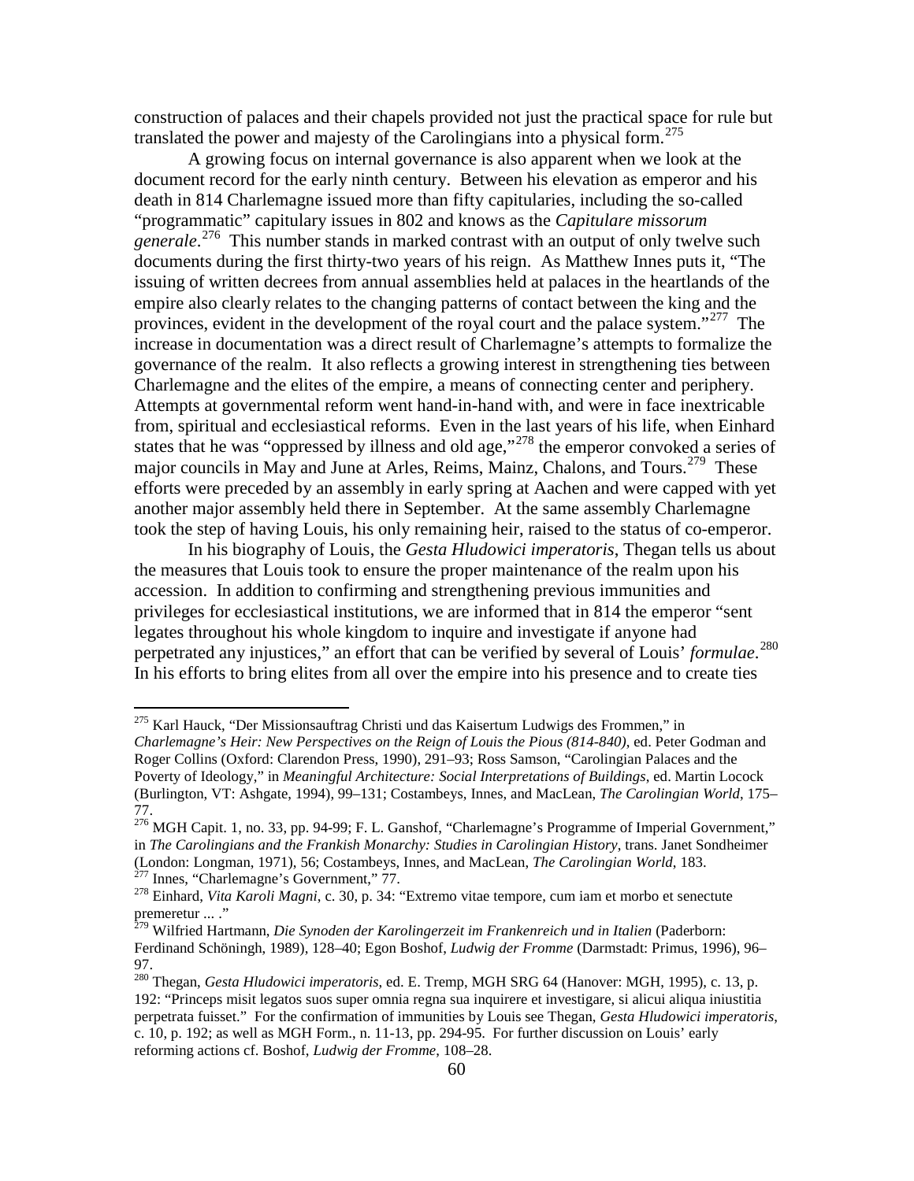construction of palaces and their chapels provided not just the practical space for rule but translated the power and majesty of the Carolingians into a physical form.[275]

A growing focus on internal governance is also apparent when we look at the document record for the early ninth century. Between his elevation as emperor and his death in 814 Charlemagne issued more than fifty capitularies, including the so-called "programmatic" capitulary issues in 802 and knows as the *Capitulare missorum generale*.[276] This number stands in marked contrast with an output of only twelve such documents during the first thirty-two years of his reign. As Matthew Innes puts it, "The issuing of written decrees from annual assemblies held at palaces in the heartlands of the empire also clearly relates to the changing patterns of contact between the king and the provinces, evident in the development of the royal court and the palace system."[277] The increase in documentation was a direct result of Charlemagne's attempts to formalize the governance of the realm. It also reflects a growing interest in strengthening ties between Charlemagne and the elites of the empire, a means of connecting center and periphery. Attempts at governmental reform went hand-in-hand with, and were in face inextricable from, spiritual and ecclesiastical reforms. Even in the last years of his life, when Einhard states that he was "oppressed by illness and old age,"[278] the emperor convoked a series of major councils in May and June at Arles, Reims, Mainz, Chalons, and Tours.[279] These efforts were preceded by an assembly in early spring at Aachen and were capped with yet another major assembly held there in September. At the same assembly Charlemagne took the step of having Louis, his only remaining heir, raised to the status of co-emperor.

In his biography of Louis, the *Gesta Hludowici imperatoris*, Thegan tells us about the measures that Louis took to ensure the proper maintenance of the realm upon his accession. In addition to confirming and strengthening previous immunities and privileges for ecclesiastical institutions, we are informed that in 814 the emperor "sent legates throughout his whole kingdom to inquire and investigate if anyone had perpetrated any injustices," an effort that can be verified by several of Louis' *formulae*.[280] In his efforts to bring elites from all over the empire into his presence and to create ties

---

[275] Karl Hauck, "Der Missionsauftrag Christi und das Kaisertum Ludwigs des Frommen," in *Charlemagne's Heir: New Perspectives on the Reign of Louis the Pious (814-840)*, ed. Peter Godman and Roger Collins (Oxford: Clarendon Press, 1990), 291–93; Ross Samson, "Carolingian Palaces and the Poverty of Ideology," in *Meaningful Architecture: Social Interpretations of Buildings*, ed. Martin Locock (Burlington, VT: Ashgate, 1994), 99–131; Costambeys, Innes, and MacLean, *The Carolingian World*, 175–77.

[276] MGH Capit. 1, no. 33, pp. 94-99; F. L. Ganshof, "Charlemagne's Programme of Imperial Government," in *The Carolingians and the Frankish Monarchy: Studies in Carolingian History*, trans. Janet Sondheimer (London: Longman, 1971), 56; Costambeys, Innes, and MacLean, *The Carolingian World*, 183.

[277] Innes, "Charlemagne's Government," 77.

[278] Einhard, *Vita Karoli Magni*, c. 30, p. 34: "Extremo vitae tempore, cum iam et morbo et senectute premeretur ... ."

[279] Wilfried Hartmann, *Die Synoden der Karolingerzeit im Frankenreich und in Italien* (Paderborn: Ferdinand Schöningh, 1989), 128–40; Egon Boshof, *Ludwig der Fromme* (Darmstadt: Primus, 1996), 96–97.

[280] Thegan, *Gesta Hludowici imperatoris*, ed. E. Tremp, MGH SRG 64 (Hanover: MGH, 1995), c. 13, p. 192: "Princeps misit legatos suos super omnia regna sua inquirere et investigare, si alicui aliqua iniustitia perpetrata fuisset." For the confirmation of immunities by Louis see Thegan, *Gesta Hludowici imperatoris*, c. 10, p. 192; as well as MGH Form., n. 11-13, pp. 294-95. For further discussion on Louis' early reforming actions cf. Boshof, *Ludwig der Fromme*, 108–28.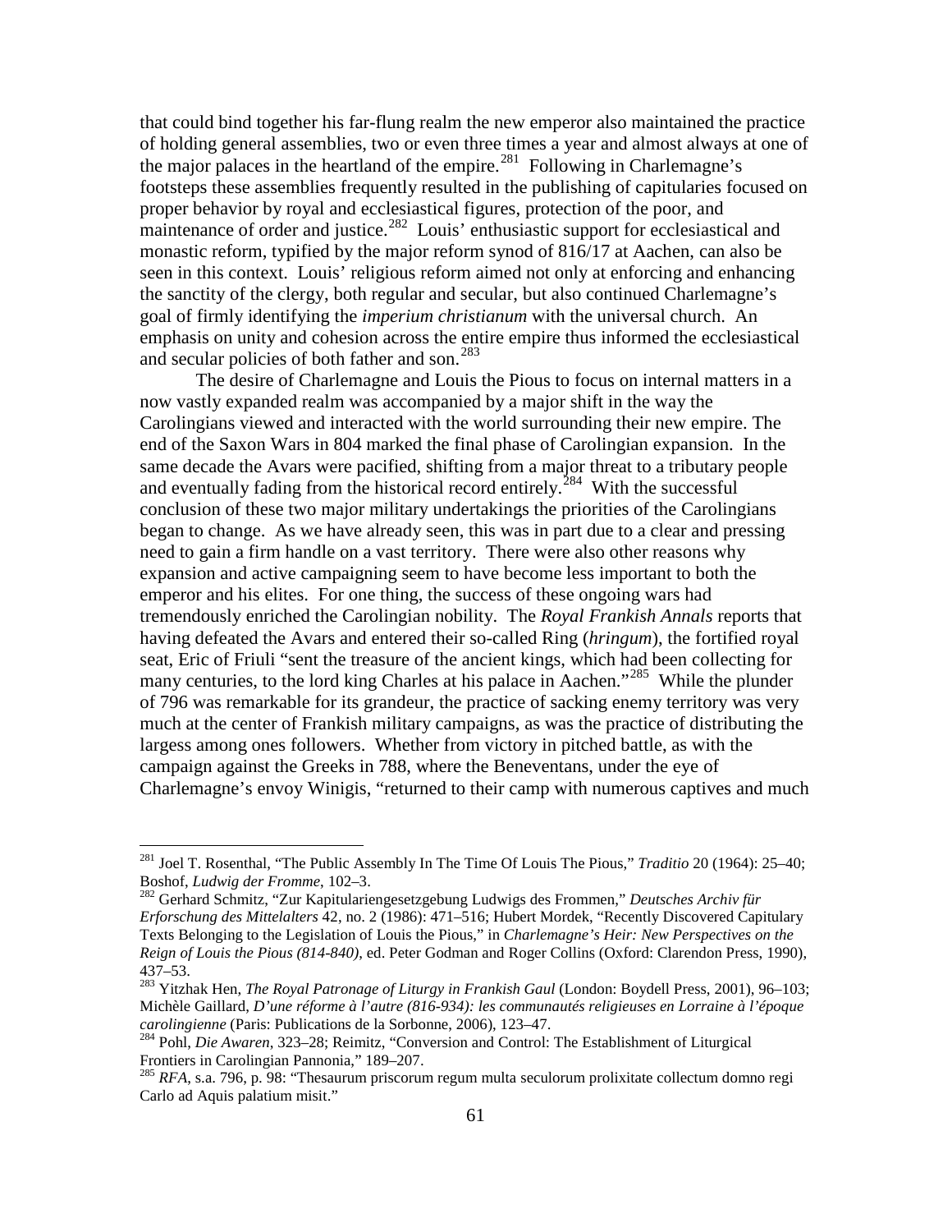that could bind together his far-flung realm the new emperor also maintained the practice of holding general assemblies, two or even three times a year and almost always at one of the major palaces in the heartland of the empire.[281] Following in Charlemagne's footsteps these assemblies frequently resulted in the publishing of capitularies focused on proper behavior by royal and ecclesiastical figures, protection of the poor, and maintenance of order and justice.[282] Louis' enthusiastic support for ecclesiastical and monastic reform, typified by the major reform synod of 816/17 at Aachen, can also be seen in this context. Louis' religious reform aimed not only at enforcing and enhancing the sanctity of the clergy, both regular and secular, but also continued Charlemagne's goal of firmly identifying the *imperium christianum* with the universal church. An emphasis on unity and cohesion across the entire empire thus informed the ecclesiastical and secular policies of both father and son.[283]

The desire of Charlemagne and Louis the Pious to focus on internal matters in a now vastly expanded realm was accompanied by a major shift in the way the Carolingians viewed and interacted with the world surrounding their new empire. The end of the Saxon Wars in 804 marked the final phase of Carolingian expansion. In the same decade the Avars were pacified, shifting from a major threat to a tributary people and eventually fading from the historical record entirely.[284] With the successful conclusion of these two major military undertakings the priorities of the Carolingians began to change. As we have already seen, this was in part due to a clear and pressing need to gain a firm handle on a vast territory. There were also other reasons why expansion and active campaigning seem to have become less important to both the emperor and his elites. For one thing, the success of these ongoing wars had tremendously enriched the Carolingian nobility. The *Royal Frankish Annals* reports that having defeated the Avars and entered their so-called Ring (*hringum*), the fortified royal seat, Eric of Friuli "sent the treasure of the ancient kings, which had been collecting for many centuries, to the lord king Charles at his palace in Aachen."[285] While the plunder of 796 was remarkable for its grandeur, the practice of sacking enemy territory was very much at the center of Frankish military campaigns, as was the practice of distributing the largess among ones followers. Whether from victory in pitched battle, as with the campaign against the Greeks in 788, where the Beneventans, under the eye of Charlemagne's envoy Winigis, "returned to their camp with numerous captives and much

---

[281] Joel T. Rosenthal, "The Public Assembly In The Time Of Louis The Pious," *Traditio* 20 (1964): 25–40; Boshof, *Ludwig der Fromme*, 102–3.

[282] Gerhard Schmitz, "Zur Kapitulariengesetzgebung Ludwigs des Frommen," *Deutsches Archiv für Erforschung des Mittelalters* 42, no. 2 (1986): 471–516; Hubert Mordek, "Recently Discovered Capitulary Texts Belonging to the Legislation of Louis the Pious," in *Charlemagne's Heir: New Perspectives on the Reign of Louis the Pious (814-840)*, ed. Peter Godman and Roger Collins (Oxford: Clarendon Press, 1990), 437–53.

[283] Yitzhak Hen, *The Royal Patronage of Liturgy in Frankish Gaul* (London: Boydell Press, 2001), 96–103; Michèle Gaillard, *D'une réforme à l'autre (816-934): les communautés religieuses en Lorraine à l'époque carolingienne* (Paris: Publications de la Sorbonne, 2006), 123–47.

[284] Pohl, *Die Awaren*, 323–28; Reimitz, "Conversion and Control: The Establishment of Liturgical Frontiers in Carolingian Pannonia," 189–207.

[285] *RFA*, s.a. 796, p. 98: "Thesaurum priscorum regum multa seculorum prolixitate collectum domno regi Carlo ad Aquis palatium misit."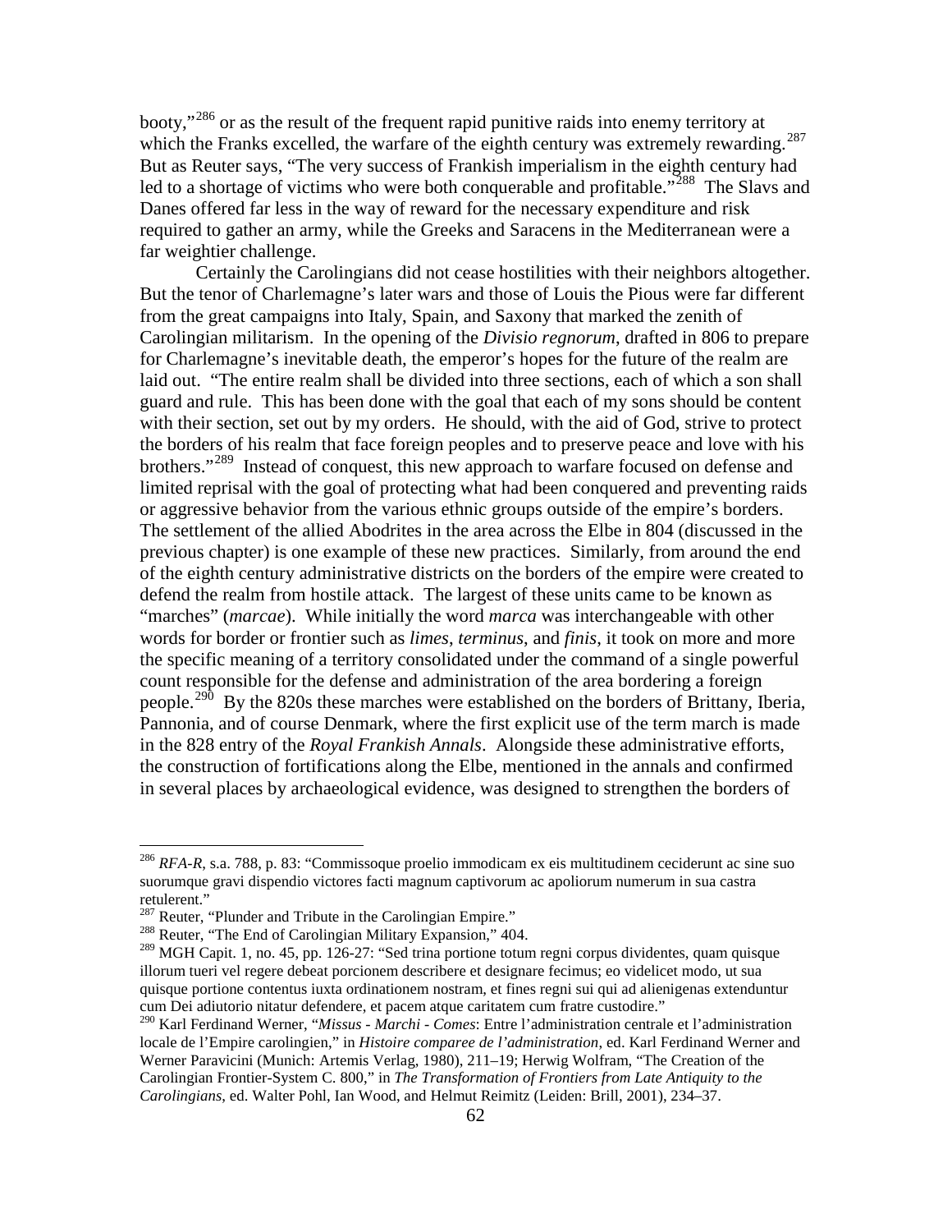booty,"[286] or as the result of the frequent rapid punitive raids into enemy territory at which the Franks excelled, the warfare of the eighth century was extremely rewarding.[287] But as Reuter says, "The very success of Frankish imperialism in the eighth century had led to a shortage of victims who were both conquerable and profitable."[288] The Slavs and Danes offered far less in the way of reward for the necessary expenditure and risk required to gather an army, while the Greeks and Saracens in the Mediterranean were a far weightier challenge.

Certainly the Carolingians did not cease hostilities with their neighbors altogether. But the tenor of Charlemagne's later wars and those of Louis the Pious were far different from the great campaigns into Italy, Spain, and Saxony that marked the zenith of Carolingian militarism. In the opening of the *Divisio regnorum*, drafted in 806 to prepare for Charlemagne's inevitable death, the emperor's hopes for the future of the realm are laid out. "The entire realm shall be divided into three sections, each of which a son shall guard and rule. This has been done with the goal that each of my sons should be content with their section, set out by my orders. He should, with the aid of God, strive to protect the borders of his realm that face foreign peoples and to preserve peace and love with his brothers."[289] Instead of conquest, this new approach to warfare focused on defense and limited reprisal with the goal of protecting what had been conquered and preventing raids or aggressive behavior from the various ethnic groups outside of the empire's borders. The settlement of the allied Abodrites in the area across the Elbe in 804 (discussed in the previous chapter) is one example of these new practices. Similarly, from around the end of the eighth century administrative districts on the borders of the empire were created to defend the realm from hostile attack. The largest of these units came to be known as "marches" (*marcae*). While initially the word *marca* was interchangeable with other words for border or frontier such as *limes*, *terminus*, and *finis*, it took on more and more the specific meaning of a territory consolidated under the command of a single powerful count responsible for the defense and administration of the area bordering a foreign people.[290] By the 820s these marches were established on the borders of Brittany, Iberia, Pannonia, and of course Denmark, where the first explicit use of the term march is made in the 828 entry of the *Royal Frankish Annals*. Alongside these administrative efforts, the construction of fortifications along the Elbe, mentioned in the annals and confirmed in several places by archaeological evidence, was designed to strengthen the borders of

---

[286] *RFA-R*, s.a. 788, p. 83: "Commissoque proelio immodicam ex eis multitudinem ceciderunt ac sine suo suorumque gravi dispendio victores facti magnum captivorum ac apoliorum numerum in sua castra retulerent."

[287] Reuter, "Plunder and Tribute in the Carolingian Empire."

[288] Reuter, "The End of Carolingian Military Expansion," 404.

[289] MGH Capit. 1, no. 45, pp. 126-27: "Sed trina portione totum regni corpus dividentes, quam quisque illorum tueri vel regere debeat porcionem describere et designare fecimus; eo videlicet modo, ut sua quisque portione contentus iuxta ordinationem nostram, et fines regni sui qui ad alienigenas extenduntur cum Dei adiutorio nitatur defendere, et pacem atque caritatem cum fratre custodire."

[290] Karl Ferdinand Werner, "*Missus - Marchi - Comes*: Entre l'administration centrale et l'administration locale de l'Empire carolingien," in *Histoire comparee de l'administration*, ed. Karl Ferdinand Werner and Werner Paravicini (Munich: Artemis Verlag, 1980), 211–19; Herwig Wolfram, "The Creation of the Carolingian Frontier-System C. 800," in *The Transformation of Frontiers from Late Antiquity to the Carolingians*, ed. Walter Pohl, Ian Wood, and Helmut Reimitz (Leiden: Brill, 2001), 234–37.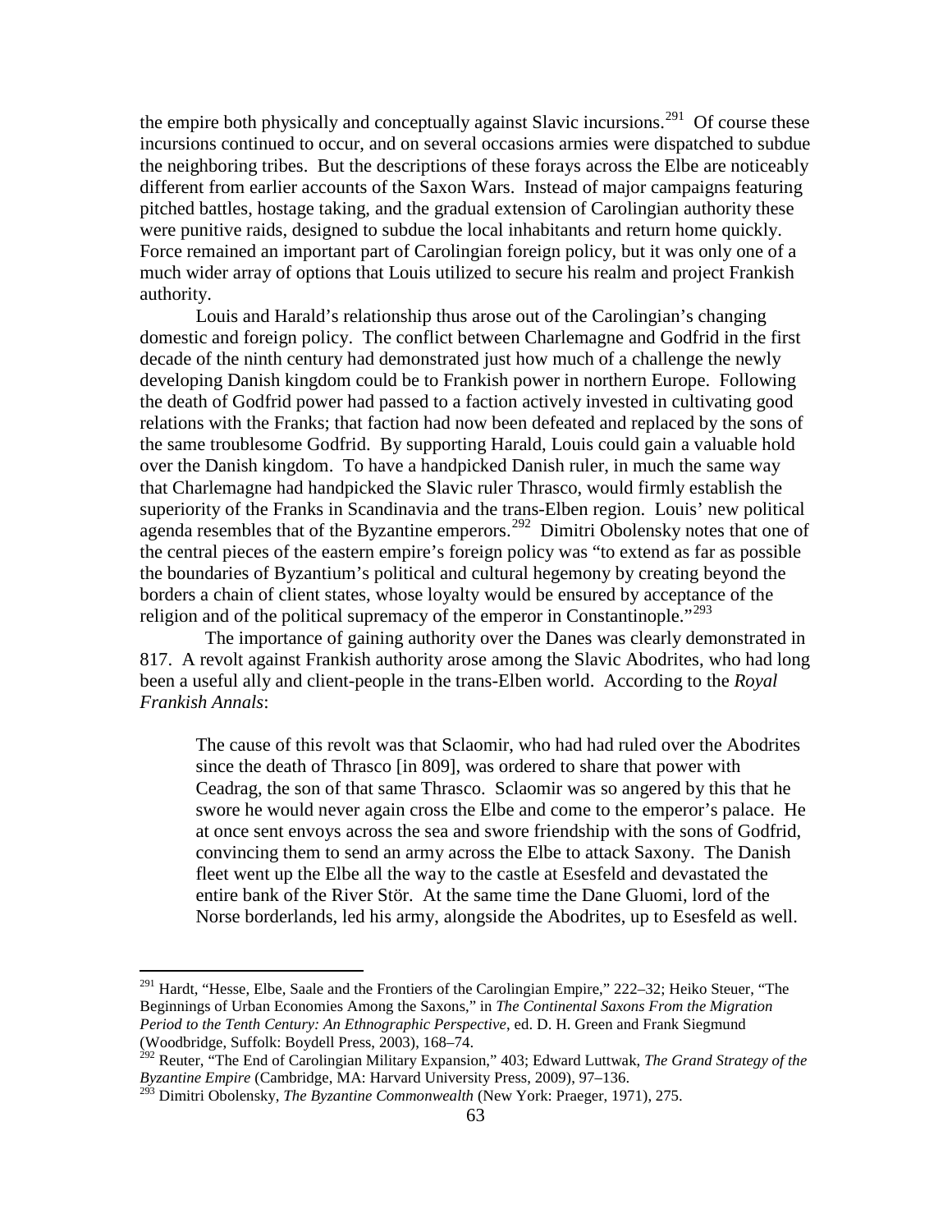the empire both physically and conceptually against Slavic incursions.[291] Of course these incursions continued to occur, and on several occasions armies were dispatched to subdue the neighboring tribes. But the descriptions of these forays across the Elbe are noticeably different from earlier accounts of the Saxon Wars. Instead of major campaigns featuring pitched battles, hostage taking, and the gradual extension of Carolingian authority these were punitive raids, designed to subdue the local inhabitants and return home quickly. Force remained an important part of Carolingian foreign policy, but it was only one of a much wider array of options that Louis utilized to secure his realm and project Frankish authority.

Louis and Harald's relationship thus arose out of the Carolingian's changing domestic and foreign policy. The conflict between Charlemagne and Godfrid in the first decade of the ninth century had demonstrated just how much of a challenge the newly developing Danish kingdom could be to Frankish power in northern Europe. Following the death of Godfrid power had passed to a faction actively invested in cultivating good relations with the Franks; that faction had now been defeated and replaced by the sons of the same troublesome Godfrid. By supporting Harald, Louis could gain a valuable hold over the Danish kingdom. To have a handpicked Danish ruler, in much the same way that Charlemagne had handpicked the Slavic ruler Thrasco, would firmly establish the superiority of the Franks in Scandinavia and the trans-Elben region. Louis' new political agenda resembles that of the Byzantine emperors.[292] Dimitri Obolensky notes that one of the central pieces of the eastern empire's foreign policy was "to extend as far as possible the boundaries of Byzantium's political and cultural hegemony by creating beyond the borders a chain of client states, whose loyalty would be ensured by acceptance of the religion and of the political supremacy of the emperor in Constantinople."[293]

The importance of gaining authority over the Danes was clearly demonstrated in 817. A revolt against Frankish authority arose among the Slavic Abodrites, who had long been a useful ally and client-people in the trans-Elben world. According to the *Royal Frankish Annals*:

> The cause of this revolt was that Sclaomir, who had had ruled over the Abodrites since the death of Thrasco [in 809], was ordered to share that power with Ceadrag, the son of that same Thrasco. Sclaomir was so angered by this that he swore he would never again cross the Elbe and come to the emperor's palace. He at once sent envoys across the sea and swore friendship with the sons of Godfrid, convincing them to send an army across the Elbe to attack Saxony. The Danish fleet went up the Elbe all the way to the castle at Esesfeld and devastated the entire bank of the River Stör. At the same time the Dane Gluomi, lord of the Norse borderlands, led his army, alongside the Abodrites, up to Esesfeld as well.

---

[291] Hardt, "Hesse, Elbe, Saale and the Frontiers of the Carolingian Empire," 222–32; Heiko Steuer, "The Beginnings of Urban Economies Among the Saxons," in *The Continental Saxons From the Migration Period to the Tenth Century: An Ethnographic Perspective*, ed. D. H. Green and Frank Siegmund (Woodbridge, Suffolk: Boydell Press, 2003), 168–74.

[292] Reuter, "The End of Carolingian Military Expansion," 403; Edward Luttwak, *The Grand Strategy of the Byzantine Empire* (Cambridge, MA: Harvard University Press, 2009), 97–136.

[293] Dimitri Obolensky, *The Byzantine Commonwealth* (New York: Praeger, 1971), 275.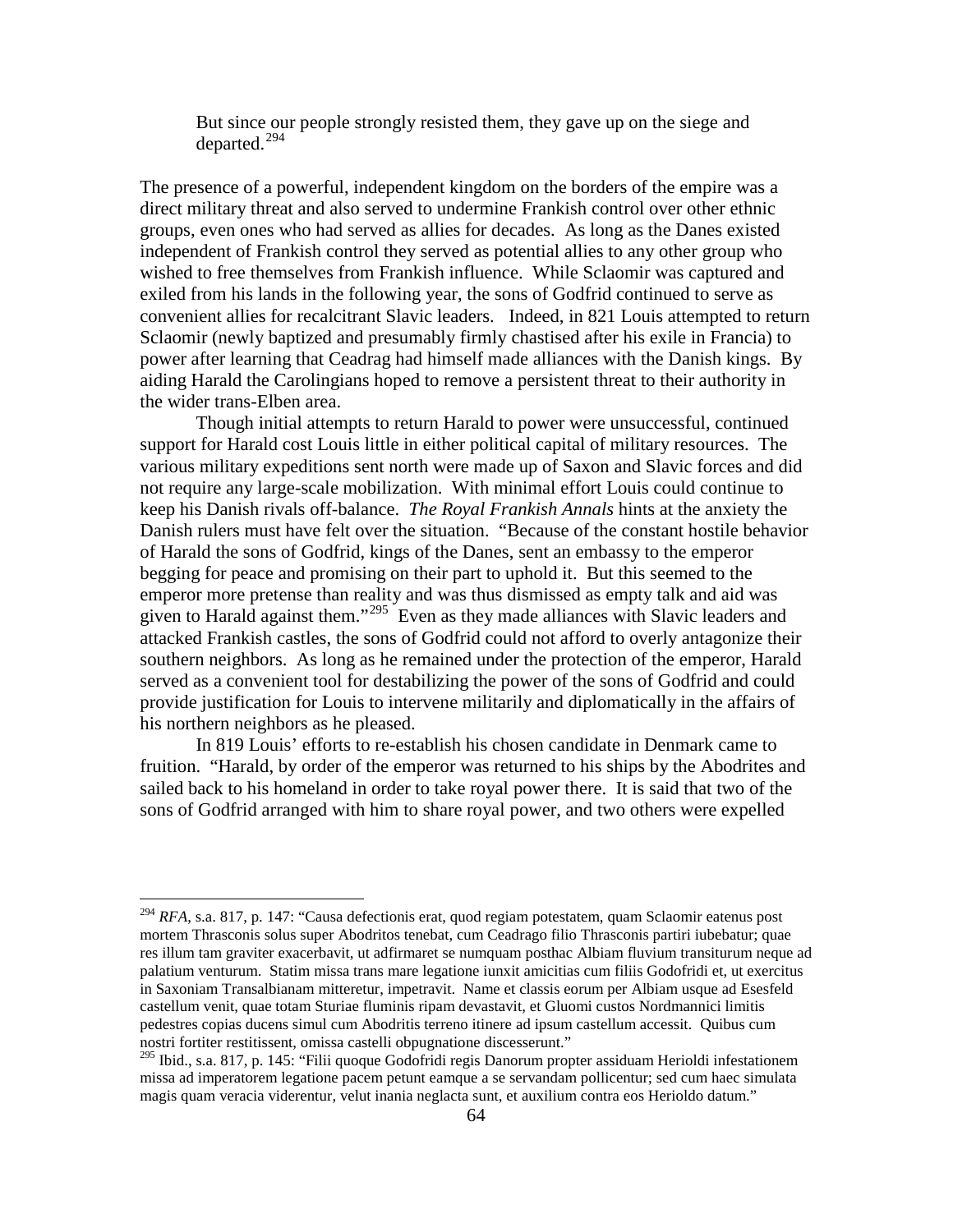> But since our people strongly resisted them, they gave up on the siege and departed.[294]

The presence of a powerful, independent kingdom on the borders of the empire was a direct military threat and also served to undermine Frankish control over other ethnic groups, even ones who had served as allies for decades. As long as the Danes existed independent of Frankish control they served as potential allies to any other group who wished to free themselves from Frankish influence. While Sclaomir was captured and exiled from his lands in the following year, the sons of Godfrid continued to serve as convenient allies for recalcitrant Slavic leaders. Indeed, in 821 Louis attempted to return Sclaomir (newly baptized and presumably firmly chastised after his exile in Francia) to power after learning that Ceadrag had himself made alliances with the Danish kings. By aiding Harald the Carolingians hoped to remove a persistent threat to their authority in the wider trans-Elben area.

Though initial attempts to return Harald to power were unsuccessful, continued support for Harald cost Louis little in either political capital of military resources. The various military expeditions sent north were made up of Saxon and Slavic forces and did not require any large-scale mobilization. With minimal effort Louis could continue to keep his Danish rivals off-balance. *The Royal Frankish Annals* hints at the anxiety the Danish rulers must have felt over the situation. "Because of the constant hostile behavior of Harald the sons of Godfrid, kings of the Danes, sent an embassy to the emperor begging for peace and promising on their part to uphold it. But this seemed to the emperor more pretense than reality and was thus dismissed as empty talk and aid was given to Harald against them."[295] Even as they made alliances with Slavic leaders and attacked Frankish castles, the sons of Godfrid could not afford to overly antagonize their southern neighbors. As long as he remained under the protection of the emperor, Harald served as a convenient tool for destabilizing the power of the sons of Godfrid and could provide justification for Louis to intervene militarily and diplomatically in the affairs of his northern neighbors as he pleased.

In 819 Louis' efforts to re-establish his chosen candidate in Denmark came to fruition. "Harald, by order of the emperor was returned to his ships by the Abodrites and sailed back to his homeland in order to take royal power there. It is said that two of the sons of Godfrid arranged with him to share royal power, and two others were expelled

---

[294] *RFA*, s.a. 817, p. 147: "Causa defectionis erat, quod regiam potestatem, quam Sclaomir eatenus post mortem Thrasconis solus super Abodritos tenebat, cum Ceadrago filio Thrasconis partiri iubebatur; quae res illum tam graviter exacerbavit, ut adfirmaret se numquam posthac Albiam fluvium transiturum neque ad palatium venturum. Statim missa trans mare legatione iunxit amicitias cum filiis Godofridi et, ut exercitus in Saxoniam Transalbianam mitteretur, impetravit. Name et classis eorum per Albiam usque ad Esesfeld castellum venit, quae totam Sturiae fluminis ripam devastavit, et Gluomi custos Nordmannici limitis pedestres copias ducens simul cum Abodritis terreno itinere ad ipsum castellum accessit. Quibus cum nostri fortiter restitissent, omissa castelli obpugnatione discesserunt."

[295] Ibid., s.a. 817, p. 145: "Filii quoque Godofridi regis Danorum propter assiduam Herioldi infestationem missa ad imperatorem legatione pacem petunt eamque a se servandam pollicentur; sed cum haec simulata magis quam veracia viderentur, velut inania neglacta sunt, et auxilium contra eos Herioldo datum."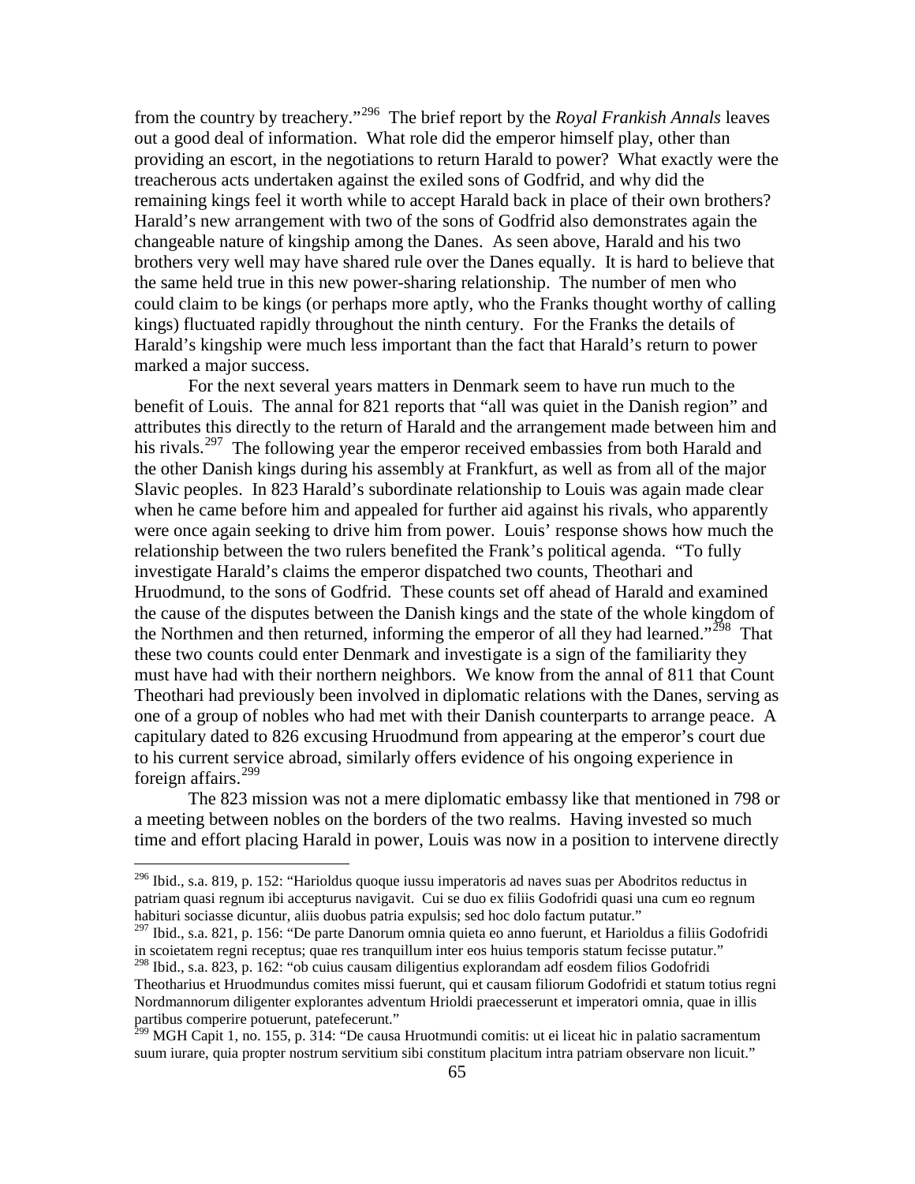from the country by treachery."[296] The brief report by the *Royal Frankish Annals* leaves out a good deal of information. What role did the emperor himself play, other than providing an escort, in the negotiations to return Harald to power? What exactly were the treacherous acts undertaken against the exiled sons of Godfrid, and why did the remaining kings feel it worth while to accept Harald back in place of their own brothers? Harald's new arrangement with two of the sons of Godfrid also demonstrates again the changeable nature of kingship among the Danes. As seen above, Harald and his two brothers very well may have shared rule over the Danes equally. It is hard to believe that the same held true in this new power-sharing relationship. The number of men who could claim to be kings (or perhaps more aptly, who the Franks thought worthy of calling kings) fluctuated rapidly throughout the ninth century. For the Franks the details of Harald's kingship were much less important than the fact that Harald's return to power marked a major success.

For the next several years matters in Denmark seem to have run much to the benefit of Louis. The annal for 821 reports that "all was quiet in the Danish region" and attributes this directly to the return of Harald and the arrangement made between him and his rivals.[297] The following year the emperor received embassies from both Harald and the other Danish kings during his assembly at Frankfurt, as well as from all of the major Slavic peoples. In 823 Harald's subordinate relationship to Louis was again made clear when he came before him and appealed for further aid against his rivals, who apparently were once again seeking to drive him from power. Louis' response shows how much the relationship between the two rulers benefited the Frank's political agenda. "To fully investigate Harald's claims the emperor dispatched two counts, Theothari and Hruodmund, to the sons of Godfrid. These counts set off ahead of Harald and examined the cause of the disputes between the Danish kings and the state of the whole kingdom of the Northmen and then returned, informing the emperor of all they had learned."[298] That these two counts could enter Denmark and investigate is a sign of the familiarity they must have had with their northern neighbors. We know from the annal of 811 that Count Theothari had previously been involved in diplomatic relations with the Danes, serving as one of a group of nobles who had met with their Danish counterparts to arrange peace. A capitulary dated to 826 excusing Hruodmund from appearing at the emperor's court due to his current service abroad, similarly offers evidence of his ongoing experience in foreign affairs.[299]

The 823 mission was not a mere diplomatic embassy like that mentioned in 798 or a meeting between nobles on the borders of the two realms. Having invested so much time and effort placing Harald in power, Louis was now in a position to intervene directly

---

[296] Ibid., s.a. 819, p. 152: "Harioldus quoque iussu imperatoris ad naves suas per Abodritos reductus in patriam quasi regnum ibi accepturus navigavit. Cui se duo ex filiis Godofridi quasi una cum eo regnum habituri sociasse dicuntur, aliis duobus patria expulsis; sed hoc dolo factum putatur."

[297] Ibid., s.a. 821, p. 156: "De parte Danorum omnia quieta eo anno fuerunt, et Harioldus a filiis Godofridi in scoietatem regni receptus; quae res tranquillum inter eos huius temporis statum fecisse putatur."

[298] Ibid., s.a. 823, p. 162: "ob cuius causam diligentius explorandam adf eosdem filios Godofridi Theotharius et Hruodmundus comites missi fuerunt, qui et causam filiorum Godofridi et statum totius regni Nordmannorum diligenter explorantes adventum Hrioldi praecesserunt et imperatori omnia, quae in illis partibus comperire potuerunt, patefecerunt."

[299] MGH Capit 1, no. 155, p. 314: "De causa Hruotmundi comitis: ut ei liceat hic in palatio sacramentum suum iurare, quia propter nostrum servitium sibi constitum placitum intra patriam observare non licuit."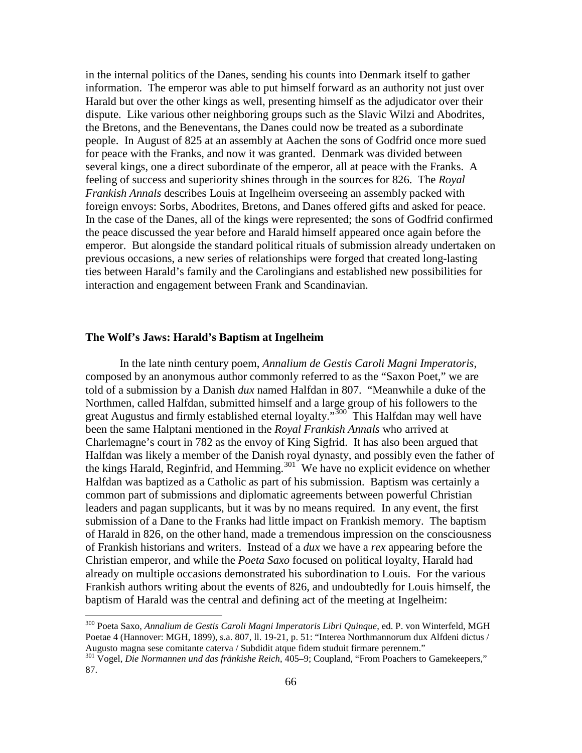in the internal politics of the Danes, sending his counts into Denmark itself to gather information. The emperor was able to put himself forward as an authority not just over Harald but over the other kings as well, presenting himself as the adjudicator over their dispute. Like various other neighboring groups such as the Slavic Wilzi and Abodrites, the Bretons, and the Beneventans, the Danes could now be treated as a subordinate people. In August of 825 at an assembly at Aachen the sons of Godfrid once more sued for peace with the Franks, and now it was granted. Denmark was divided between several kings, one a direct subordinate of the emperor, all at peace with the Franks. A feeling of success and superiority shines through in the sources for 826. The *Royal Frankish Annals* describes Louis at Ingelheim overseeing an assembly packed with foreign envoys: Sorbs, Abodrites, Bretons, and Danes offered gifts and asked for peace. In the case of the Danes, all of the kings were represented; the sons of Godfrid confirmed the peace discussed the year before and Harald himself appeared once again before the emperor. But alongside the standard political rituals of submission already undertaken on previous occasions, a new series of relationships were forged that created long-lasting ties between Harald's family and the Carolingians and established new possibilities for interaction and engagement between Frank and Scandinavian.

### The Wolf's Jaws: Harald's Baptism at Ingelheim

In the late ninth century poem, *Annalium de Gestis Caroli Magni Imperatoris*, composed by an anonymous author commonly referred to as the "Saxon Poet," we are told of a submission by a Danish *dux* named Halfdan in 807. "Meanwhile a duke of the Northmen, called Halfdan, submitted himself and a large group of his followers to the great Augustus and firmly established eternal loyalty."[300] This Halfdan may well have been the same Halptani mentioned in the *Royal Frankish Annals* who arrived at Charlemagne's court in 782 as the envoy of King Sigfrid. It has also been argued that Halfdan was likely a member of the Danish royal dynasty, and possibly even the father of the kings Harald, Reginfrid, and Hemming.[301] We have no explicit evidence on whether Halfdan was baptized as a Catholic as part of his submission. Baptism was certainly a common part of submissions and diplomatic agreements between powerful Christian leaders and pagan supplicants, but it was by no means required. In any event, the first submission of a Dane to the Franks had little impact on Frankish memory. The baptism of Harald in 826, on the other hand, made a tremendous impression on the consciousness of Frankish historians and writers. Instead of a *dux* we have a *rex* appearing before the Christian emperor, and while the *Poeta Saxo* focused on political loyalty, Harald had already on multiple occasions demonstrated his subordination to Louis. For the various Frankish authors writing about the events of 826, and undoubtedly for Louis himself, the baptism of Harald was the central and defining act of the meeting at Ingelheim:

---

[300] Poeta Saxo, *Annalium de Gestis Caroli Magni Imperatoris Libri Quinque*, ed. P. von Winterfeld, MGH Poetae 4 (Hannover: MGH, 1899), s.a. 807, ll. 19-21, p. 51: "Interea Northmannorum dux Alfdeni dictus / Augusto magna sese comitante caterva / Subdidit atque fidem studuit firmare perennem."

[301] Vogel, *Die Normannen und das fränkishe Reich*, 405–9; Coupland, "From Poachers to Gamekeepers," 87.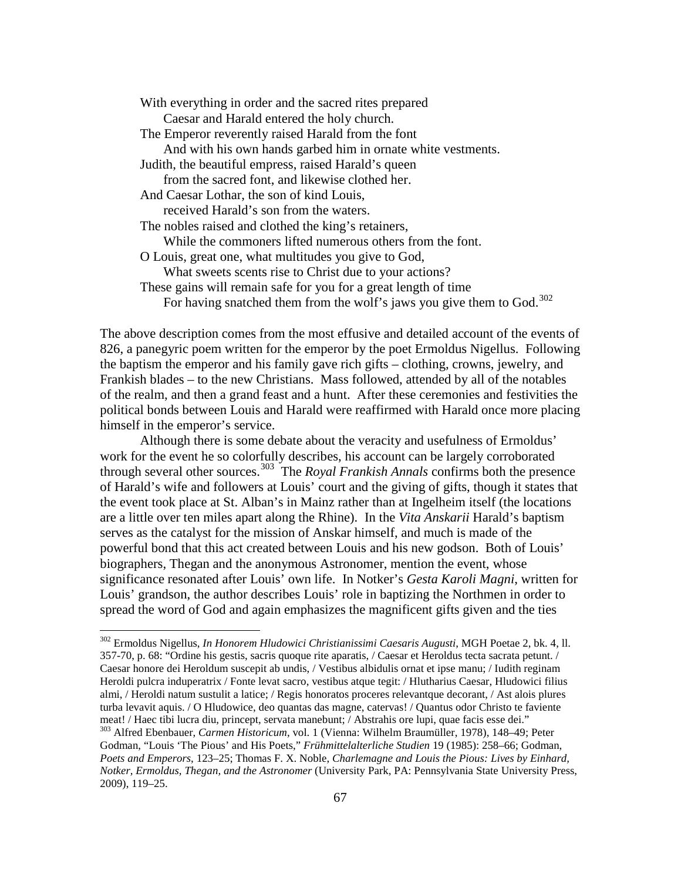> With everything in order and the sacred rites prepared
> Caesar and Harald entered the holy church.
> The Emperor reverently raised Harald from the font
> And with his own hands garbed him in ornate white vestments.
> Judith, the beautiful empress, raised Harald's queen
> from the sacred font, and likewise clothed her.
> And Caesar Lothar, the son of kind Louis,
> received Harald's son from the waters.
> The nobles raised and clothed the king's retainers,
> While the commoners lifted numerous others from the font.
> O Louis, great one, what multitudes you give to God,
> What sweets scents rise to Christ due to your actions?
> These gains will remain safe for you for a great length of time
> For having snatched them from the wolf's jaws you give them to God.[302]

The above description comes from the most effusive and detailed account of the events of 826, a panegyric poem written for the emperor by the poet Ermoldus Nigellus. Following the baptism the emperor and his family gave rich gifts – clothing, crowns, jewelry, and Frankish blades – to the new Christians. Mass followed, attended by all of the notables of the realm, and then a grand feast and a hunt. After these ceremonies and festivities the political bonds between Louis and Harald were reaffirmed with Harald once more placing himself in the emperor's service.

Although there is some debate about the veracity and usefulness of Ermoldus' work for the event he so colorfully describes, his account can be largely corroborated through several other sources.[303] The *Royal Frankish Annals* confirms both the presence of Harald's wife and followers at Louis' court and the giving of gifts, though it states that the event took place at St. Alban's in Mainz rather than at Ingelheim itself (the locations are a little over ten miles apart along the Rhine). In the *Vita Anskarii* Harald's baptism serves as the catalyst for the mission of Anskar himself, and much is made of the powerful bond that this act created between Louis and his new godson. Both of Louis' biographers, Thegan and the anonymous Astronomer, mention the event, whose significance resonated after Louis' own life. In Notker's *Gesta Karoli Magni*, written for Louis' grandson, the author describes Louis' role in baptizing the Northmen in order to spread the word of God and again emphasizes the magnificent gifts given and the ties

---

[302] Ermoldus Nigellus, *In Honorem Hludowici Christianissimi Caesaris Augusti*, MGH Poetae 2, bk. 4, ll. 357-70, p. 68: "Ordine his gestis, sacris quoque rite aparatis, / Caesar et Heroldus tecta sacrata petunt. / Caesar honore dei Heroldum suscepit ab undis, / Vestibus albidulis ornat et ipse manu; / Iudith reginam Heroldi pulcra induperatrix / Fonte levat sacro, vestibus atque tegit: / Hlutharius Caesar, Hludowici filius almi, / Heroldi natum sustulit a latice; / Regis honoratos proceres relevantque decorant, / Ast alois plures turba levavit aquis. / O Hludowice, deo quantas das magne, catervas! / Quantus odor Christo te faviente meat! / Haec tibi lucra diu, princept, servata manebunt; / Abstrahis ore lupi, quae facis esse dei."

[303] Alfred Ebenbauer, *Carmen Historicum*, vol. 1 (Vienna: Wilhelm Braumüller, 1978), 148–49; Peter Godman, "Louis 'The Pious' and His Poets," *Frühmittelalterliche Studien* 19 (1985): 258–66; Godman, *Poets and Emperors*, 123–25; Thomas F. X. Noble, *Charlemagne and Louis the Pious: Lives by Einhard, Notker, Ermoldus, Thegan, and the Astronomer* (University Park, PA: Pennsylvania State University Press, 2009), 119–25.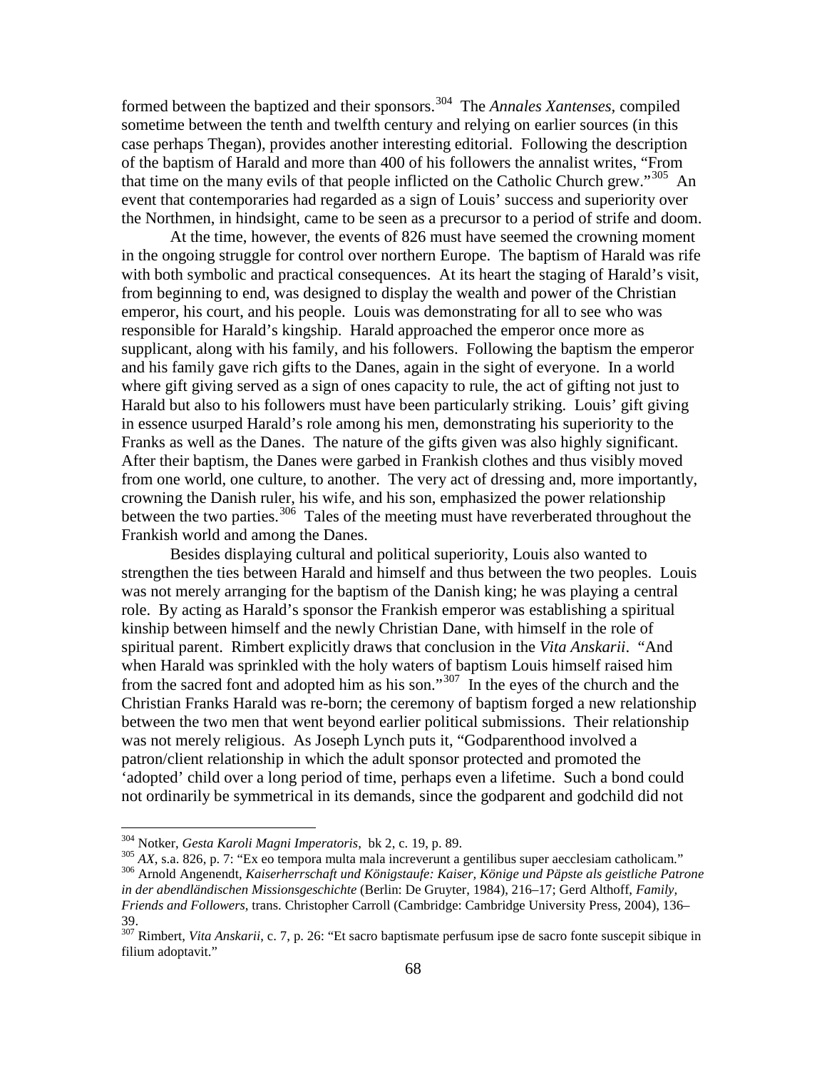formed between the baptized and their sponsors.[304] The *Annales Xantenses*, compiled sometime between the tenth and twelfth century and relying on earlier sources (in this case perhaps Thegan), provides another interesting editorial. Following the description of the baptism of Harald and more than 400 of his followers the annalist writes, "From that time on the many evils of that people inflicted on the Catholic Church grew."[305] An event that contemporaries had regarded as a sign of Louis' success and superiority over the Northmen, in hindsight, came to be seen as a precursor to a period of strife and doom.

At the time, however, the events of 826 must have seemed the crowning moment in the ongoing struggle for control over northern Europe. The baptism of Harald was rife with both symbolic and practical consequences. At its heart the staging of Harald's visit, from beginning to end, was designed to display the wealth and power of the Christian emperor, his court, and his people. Louis was demonstrating for all to see who was responsible for Harald's kingship. Harald approached the emperor once more as supplicant, along with his family, and his followers. Following the baptism the emperor and his family gave rich gifts to the Danes, again in the sight of everyone. In a world where gift giving served as a sign of ones capacity to rule, the act of gifting not just to Harald but also to his followers must have been particularly striking. Louis' gift giving in essence usurped Harald's role among his men, demonstrating his superiority to the Franks as well as the Danes. The nature of the gifts given was also highly significant. After their baptism, the Danes were garbed in Frankish clothes and thus visibly moved from one world, one culture, to another. The very act of dressing and, more importantly, crowning the Danish ruler, his wife, and his son, emphasized the power relationship between the two parties.[306] Tales of the meeting must have reverberated throughout the Frankish world and among the Danes.

Besides displaying cultural and political superiority, Louis also wanted to strengthen the ties between Harald and himself and thus between the two peoples. Louis was not merely arranging for the baptism of the Danish king; he was playing a central role. By acting as Harald's sponsor the Frankish emperor was establishing a spiritual kinship between himself and the newly Christian Dane, with himself in the role of spiritual parent. Rimbert explicitly draws that conclusion in the *Vita Anskarii*. "And when Harald was sprinkled with the holy waters of baptism Louis himself raised him from the sacred font and adopted him as his son."[307] In the eyes of the church and the Christian Franks Harald was re-born; the ceremony of baptism forged a new relationship between the two men that went beyond earlier political submissions. Their relationship was not merely religious. As Joseph Lynch puts it, "Godparenthood involved a patron/client relationship in which the adult sponsor protected and promoted the 'adopted' child over a long period of time, perhaps even a lifetime. Such a bond could not ordinarily be symmetrical in its demands, since the godparent and godchild did not

---

[304] Notker, *Gesta Karoli Magni Imperatoris*, bk 2, c. 19, p. 89.

[305] *AX*, s.a. 826, p. 7: "Ex eo tempora multa mala increverunt a gentilibus super aecclesiam catholicam."

[306] Arnold Angenendt, *Kaiserherrschaft und Königstaufe: Kaiser, Könige und Päpste als geistliche Patrone in der abendländischen Missionsgeschichte* (Berlin: De Gruyter, 1984), 216–17; Gerd Althoff, *Family, Friends and Followers*, trans. Christopher Carroll (Cambridge: Cambridge University Press, 2004), 136–39.

[307] Rimbert, *Vita Anskarii*, c. 7, p. 26: "Et sacro baptismate perfusum ipse de sacro fonte suscepit sibique in filium adoptavit."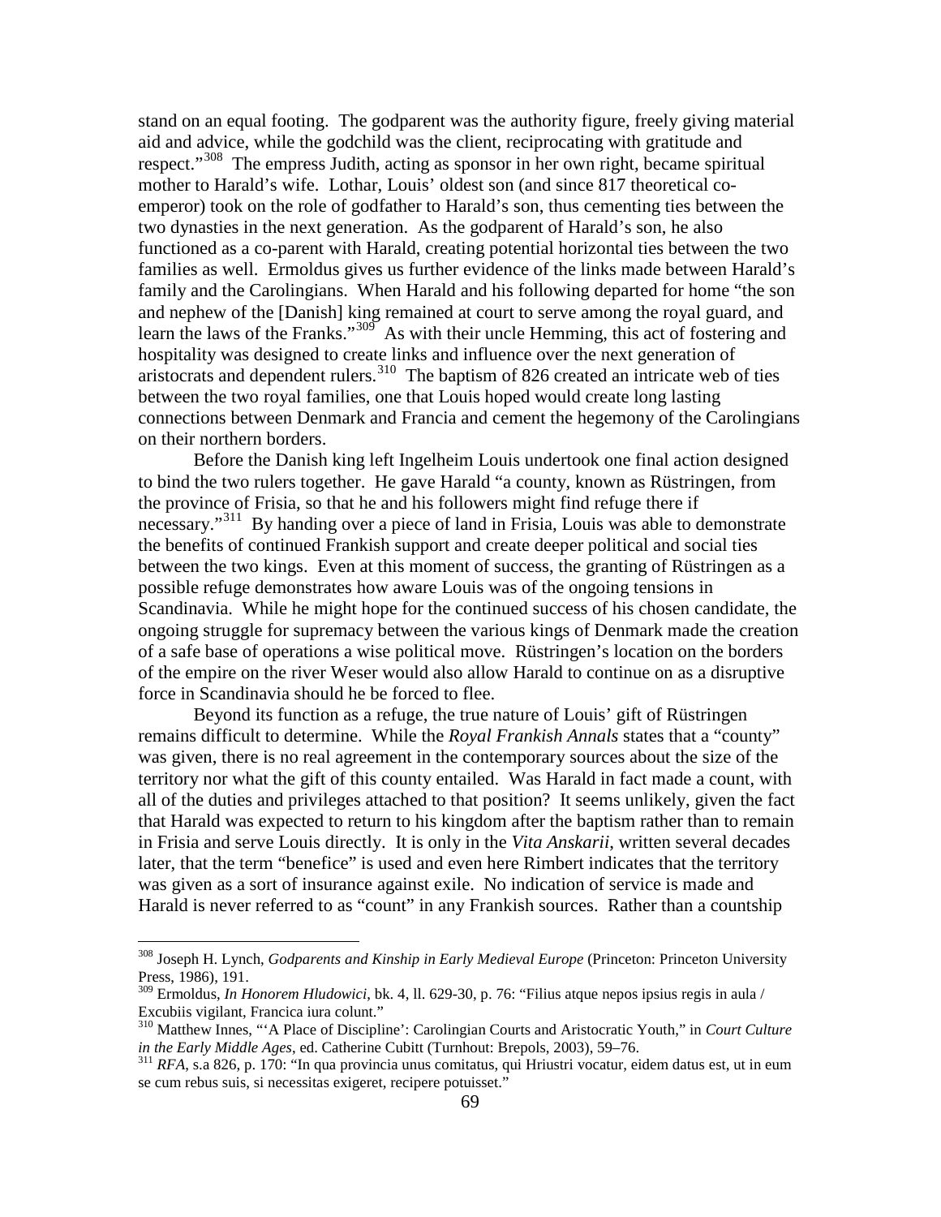stand on an equal footing. The godparent was the authority figure, freely giving material aid and advice, while the godchild was the client, reciprocating with gratitude and respect."[308] The empress Judith, acting as sponsor in her own right, became spiritual mother to Harald's wife. Lothar, Louis' oldest son (and since 817 theoretical co-emperor) took on the role of godfather to Harald's son, thus cementing ties between the two dynasties in the next generation. As the godparent of Harald's son, he also functioned as a co-parent with Harald, creating potential horizontal ties between the two families as well. Ermoldus gives us further evidence of the links made between Harald's family and the Carolingians. When Harald and his following departed for home "the son and nephew of the [Danish] king remained at court to serve among the royal guard, and learn the laws of the Franks."[309] As with their uncle Hemming, this act of fostering and hospitality was designed to create links and influence over the next generation of aristocrats and dependent rulers.[310] The baptism of 826 created an intricate web of ties between the two royal families, one that Louis hoped would create long lasting connections between Denmark and Francia and cement the hegemony of the Carolingians on their northern borders.

Before the Danish king left Ingelheim Louis undertook one final action designed to bind the two rulers together. He gave Harald "a county, known as Rüstringen, from the province of Frisia, so that he and his followers might find refuge there if necessary."[311] By handing over a piece of land in Frisia, Louis was able to demonstrate the benefits of continued Frankish support and create deeper political and social ties between the two kings. Even at this moment of success, the granting of Rüstringen as a possible refuge demonstrates how aware Louis was of the ongoing tensions in Scandinavia. While he might hope for the continued success of his chosen candidate, the ongoing struggle for supremacy between the various kings of Denmark made the creation of a safe base of operations a wise political move. Rüstringen's location on the borders of the empire on the river Weser would also allow Harald to continue on as a disruptive force in Scandinavia should he be forced to flee.

Beyond its function as a refuge, the true nature of Louis' gift of Rüstringen remains difficult to determine. While the *Royal Frankish Annals* states that a "county" was given, there is no real agreement in the contemporary sources about the size of the territory nor what the gift of this county entailed. Was Harald in fact made a count, with all of the duties and privileges attached to that position? It seems unlikely, given the fact that Harald was expected to return to his kingdom after the baptism rather than to remain in Frisia and serve Louis directly. It is only in the *Vita Anskarii*, written several decades later, that the term "benefice" is used and even here Rimbert indicates that the territory was given as a sort of insurance against exile. No indication of service is made and Harald is never referred to as "count" in any Frankish sources. Rather than a countship

---

[308] Joseph H. Lynch, *Godparents and Kinship in Early Medieval Europe* (Princeton: Princeton University Press, 1986), 191.

[309] Ermoldus, *In Honorem Hludowici*, bk. 4, ll. 629-30, p. 76: "Filius atque nepos ipsius regis in aula / Excubiis vigilant, Francica iura colunt."

[310] Matthew Innes, "'A Place of Discipline': Carolingian Courts and Aristocratic Youth," in *Court Culture in the Early Middle Ages*, ed. Catherine Cubitt (Turnhout: Brepols, 2003), 59–76.

[311] *RFA*, s.a 826, p. 170: "In qua provincia unus comitatus, qui Hriustri vocatur, eidem datus est, ut in eum se cum rebus suis, si necessitas exigeret, recipere potuisset."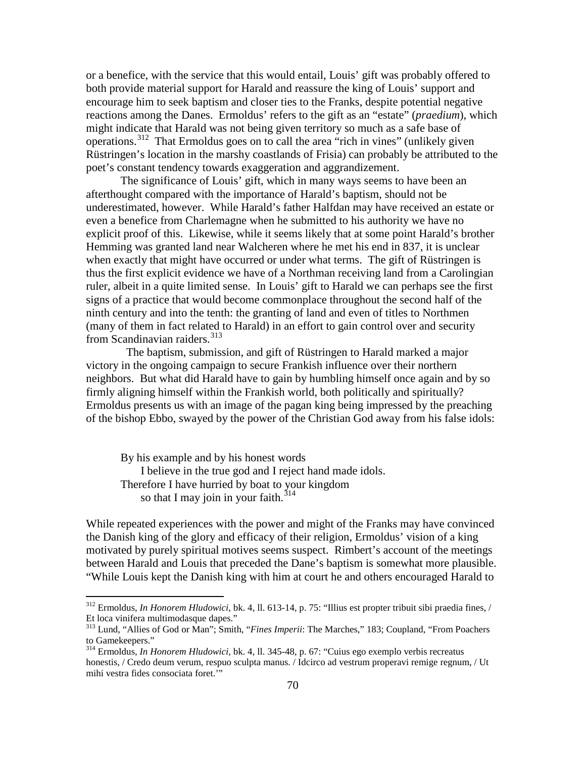or a benefice, with the service that this would entail, Louis' gift was probably offered to both provide material support for Harald and reassure the king of Louis' support and encourage him to seek baptism and closer ties to the Franks, despite potential negative reactions among the Danes. Ermoldus' refers to the gift as an "estate" (*praedium*), which might indicate that Harald was not being given territory so much as a safe base of operations.[312] That Ermoldus goes on to call the area "rich in vines" (unlikely given Rüstringen's location in the marshy coastlands of Frisia) can probably be attributed to the poet's constant tendency towards exaggeration and aggrandizement.

The significance of Louis' gift, which in many ways seems to have been an afterthought compared with the importance of Harald's baptism, should not be underestimated, however. While Harald's father Halfdan may have received an estate or even a benefice from Charlemagne when he submitted to his authority we have no explicit proof of this. Likewise, while it seems likely that at some point Harald's brother Hemming was granted land near Walcheren where he met his end in 837, it is unclear when exactly that might have occurred or under what terms. The gift of Rüstringen is thus the first explicit evidence we have of a Northman receiving land from a Carolingian ruler, albeit in a quite limited sense. In Louis' gift to Harald we can perhaps see the first signs of a practice that would become commonplace throughout the second half of the ninth century and into the tenth: the granting of land and even of titles to Northmen (many of them in fact related to Harald) in an effort to gain control over and security from Scandinavian raiders.[313]

The baptism, submission, and gift of Rüstringen to Harald marked a major victory in the ongoing campaign to secure Frankish influence over their northern neighbors. But what did Harald have to gain by humbling himself once again and by so firmly aligning himself within the Frankish world, both politically and spiritually? Ermoldus presents us with an image of the pagan king being impressed by the preaching of the bishop Ebbo, swayed by the power of the Christian God away from his false idols:

> By his example and by his honest words
> I believe in the true god and I reject hand made idols.
> Therefore I have hurried by boat to your kingdom
> so that I may join in your faith.[314]

While repeated experiences with the power and might of the Franks may have convinced the Danish king of the glory and efficacy of their religion, Ermoldus' vision of a king motivated by purely spiritual motives seems suspect. Rimbert's account of the meetings between Harald and Louis that preceded the Dane's baptism is somewhat more plausible. "While Louis kept the Danish king with him at court he and others encouraged Harald to

---

[312] Ermoldus, *In Honorem Hludowici*, bk. 4, ll. 613-14, p. 75: "Illius est propter tribuit sibi praedia fines, / Et loca vinifera multimodasque dapes."

[313] Lund, "Allies of God or Man"; Smith, "*Fines Imperii*: The Marches," 183; Coupland, "From Poachers to Gamekeepers."

[314] Ermoldus, *In Honorem Hludowici,* bk. 4, ll. 345-48, p. 67: "Cuius ego exemplo verbis recreatus honestis, / Credo deum verum, respuo sculpta manus. / Idcirco ad vestrum properavi remige regnum, / Ut mihi vestra fides consociata foret.'"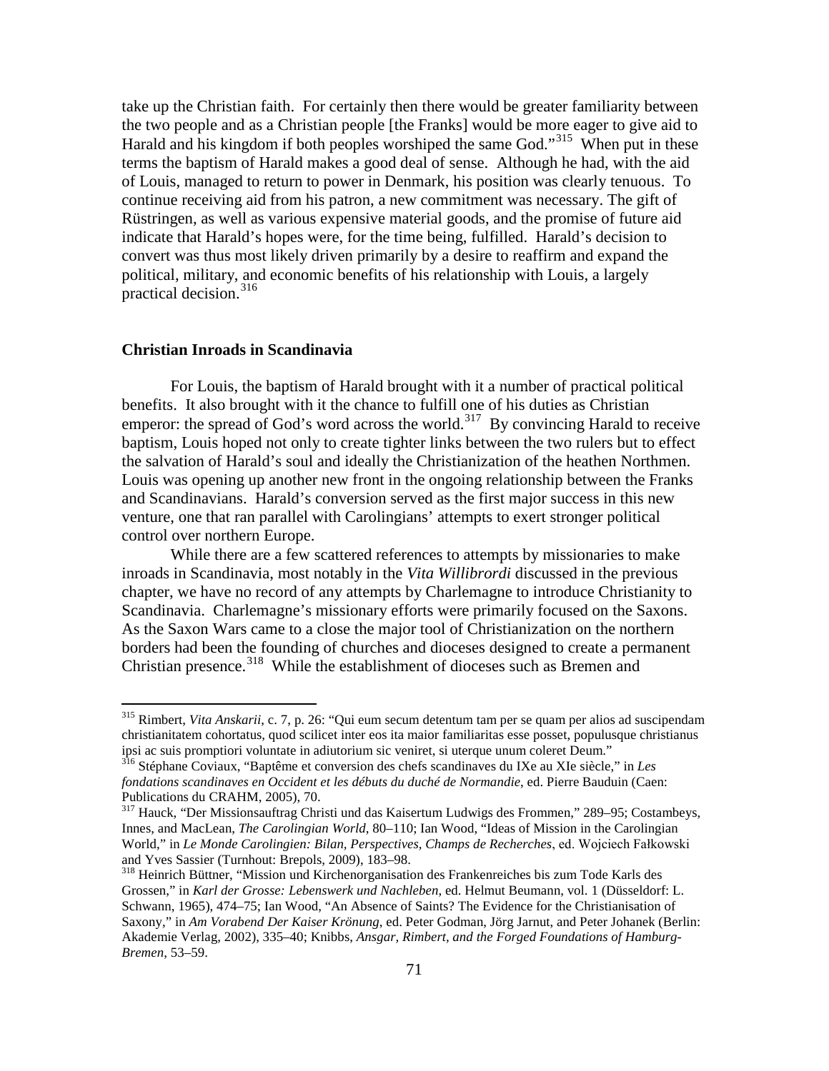take up the Christian faith. For certainly then there would be greater familiarity between the two people and as a Christian people [the Franks] would be more eager to give aid to Harald and his kingdom if both peoples worshiped the same God."[315] When put in these terms the baptism of Harald makes a good deal of sense. Although he had, with the aid of Louis, managed to return to power in Denmark, his position was clearly tenuous. To continue receiving aid from his patron, a new commitment was necessary. The gift of Rüstringen, as well as various expensive material goods, and the promise of future aid indicate that Harald's hopes were, for the time being, fulfilled. Harald's decision to convert was thus most likely driven primarily by a desire to reaffirm and expand the political, military, and economic benefits of his relationship with Louis, a largely practical decision.[316]

### Christian Inroads in Scandinavia

For Louis, the baptism of Harald brought with it a number of practical political benefits. It also brought with it the chance to fulfill one of his duties as Christian emperor: the spread of God's word across the world.[317] By convincing Harald to receive baptism, Louis hoped not only to create tighter links between the two rulers but to effect the salvation of Harald's soul and ideally the Christianization of the heathen Northmen. Louis was opening up another new front in the ongoing relationship between the Franks and Scandinavians. Harald's conversion served as the first major success in this new venture, one that ran parallel with Carolingians' attempts to exert stronger political control over northern Europe.

While there are a few scattered references to attempts by missionaries to make inroads in Scandinavia, most notably in the *Vita Willibrordi* discussed in the previous chapter, we have no record of any attempts by Charlemagne to introduce Christianity to Scandinavia. Charlemagne's missionary efforts were primarily focused on the Saxons. As the Saxon Wars came to a close the major tool of Christianization on the northern borders had been the founding of churches and dioceses designed to create a permanent Christian presence.[318] While the establishment of dioceses such as Bremen and

---

[315] Rimbert, *Vita Anskarii*, c. 7, p. 26: "Qui eum secum detentum tam per se quam per alios ad suscipendam christianitatem cohortatus, quod scilicet inter eos ita maior familiaritas esse posset, populusque christianus ipsi ac suis promptiori voluntate in adiutorium sic veniret, si uterque unum coleret Deum."

[316] Stéphane Coviaux, "Baptême et conversion des chefs scandinaves du IXe au XIe siècle," in *Les fondations scandinaves en Occident et les débuts du duché de Normandie*, ed. Pierre Bauduin (Caen: Publications du CRAHM, 2005), 70.

[317] Hauck, "Der Missionsauftrag Christi und das Kaisertum Ludwigs des Frommen," 289–95; Costambeys, Innes, and MacLean, *The Carolingian World*, 80–110; Ian Wood, "Ideas of Mission in the Carolingian World," in *Le Monde Carolingien: Bilan, Perspectives, Champs de Recherches*, ed. Wojciech Fałkowski and Yves Sassier (Turnhout: Brepols, 2009), 183–98.

[318] Heinrich Büttner, "Mission und Kirchenorganisation des Frankenreiches bis zum Tode Karls des Grossen," in *Karl der Grosse: Lebenswerk und Nachleben*, ed. Helmut Beumann, vol. 1 (Düsseldorf: L. Schwann, 1965), 474–75; Ian Wood, "An Absence of Saints? The Evidence for the Christianisation of Saxony," in *Am Vorabend Der Kaiser Krönung*, ed. Peter Godman, Jörg Jarnut, and Peter Johanek (Berlin: Akademie Verlag, 2002), 335–40; Knibbs, *Ansgar, Rimbert, and the Forged Foundations of Hamburg-Bremen*, 53–59.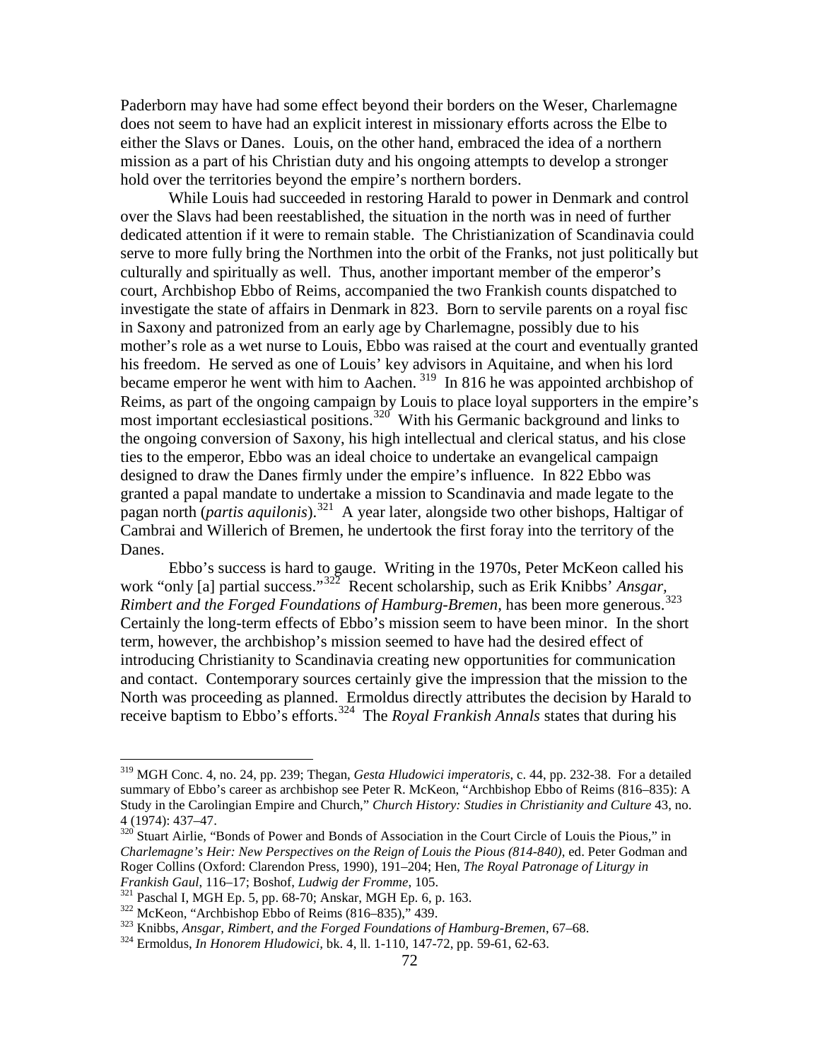Paderborn may have had some effect beyond their borders on the Weser, Charlemagne does not seem to have had an explicit interest in missionary efforts across the Elbe to either the Slavs or Danes. Louis, on the other hand, embraced the idea of a northern mission as a part of his Christian duty and his ongoing attempts to develop a stronger hold over the territories beyond the empire's northern borders.

While Louis had succeeded in restoring Harald to power in Denmark and control over the Slavs had been reestablished, the situation in the north was in need of further dedicated attention if it were to remain stable. The Christianization of Scandinavia could serve to more fully bring the Northmen into the orbit of the Franks, not just politically but culturally and spiritually as well. Thus, another important member of the emperor's court, Archbishop Ebbo of Reims, accompanied the two Frankish counts dispatched to investigate the state of affairs in Denmark in 823. Born to servile parents on a royal fisc in Saxony and patronized from an early age by Charlemagne, possibly due to his mother's role as a wet nurse to Louis, Ebbo was raised at the court and eventually granted his freedom. He served as one of Louis' key advisors in Aquitaine, and when his lord became emperor he went with him to Aachen.[319] In 816 he was appointed archbishop of Reims, as part of the ongoing campaign by Louis to place loyal supporters in the empire's most important ecclesiastical positions.[320] With his Germanic background and links to the ongoing conversion of Saxony, his high intellectual and clerical status, and his close ties to the emperor, Ebbo was an ideal choice to undertake an evangelical campaign designed to draw the Danes firmly under the empire's influence. In 822 Ebbo was granted a papal mandate to undertake a mission to Scandinavia and made legate to the pagan north (*partis aquilonis*).[321] A year later, alongside two other bishops, Haltigar of Cambrai and Willerich of Bremen, he undertook the first foray into the territory of the Danes.

Ebbo's success is hard to gauge. Writing in the 1970s, Peter McKeon called his work "only [a] partial success."[322] Recent scholarship, such as Erik Knibbs' *Ansgar, Rimbert and the Forged Foundations of Hamburg-Bremen*, has been more generous.[323] Certainly the long-term effects of Ebbo's mission seem to have been minor. In the short term, however, the archbishop's mission seemed to have had the desired effect of introducing Christianity to Scandinavia creating new opportunities for communication and contact. Contemporary sources certainly give the impression that the mission to the North was proceeding as planned. Ermoldus directly attributes the decision by Harald to receive baptism to Ebbo's efforts.[324] The *Royal Frankish Annals* states that during his

---

[319] MGH Conc. 4, no. 24, pp. 239; Thegan, *Gesta Hludowici imperatoris*, c. 44, pp. 232-38. For a detailed summary of Ebbo's career as archbishop see Peter R. McKeon, "Archbishop Ebbo of Reims (816–835): A Study in the Carolingian Empire and Church," *Church History: Studies in Christianity and Culture* 43, no. 4 (1974): 437–47.

[320] Stuart Airlie, "Bonds of Power and Bonds of Association in the Court Circle of Louis the Pious," in *Charlemagne's Heir: New Perspectives on the Reign of Louis the Pious (814-840)*, ed. Peter Godman and Roger Collins (Oxford: Clarendon Press, 1990), 191–204; Hen, *The Royal Patronage of Liturgy in Frankish Gaul*, 116–17; Boshof, *Ludwig der Fromme*, 105.

[321] Paschal I, MGH Ep. 5, pp. 68-70; Anskar, MGH Ep. 6, p. 163.

[322] McKeon, "Archbishop Ebbo of Reims (816–835)," 439.

[323] Knibbs, *Ansgar, Rimbert, and the Forged Foundations of Hamburg-Bremen*, 67–68.

[324] Ermoldus, *In Honorem Hludowici*, bk. 4, ll. 1-110, 147-72, pp. 59-61, 62-63.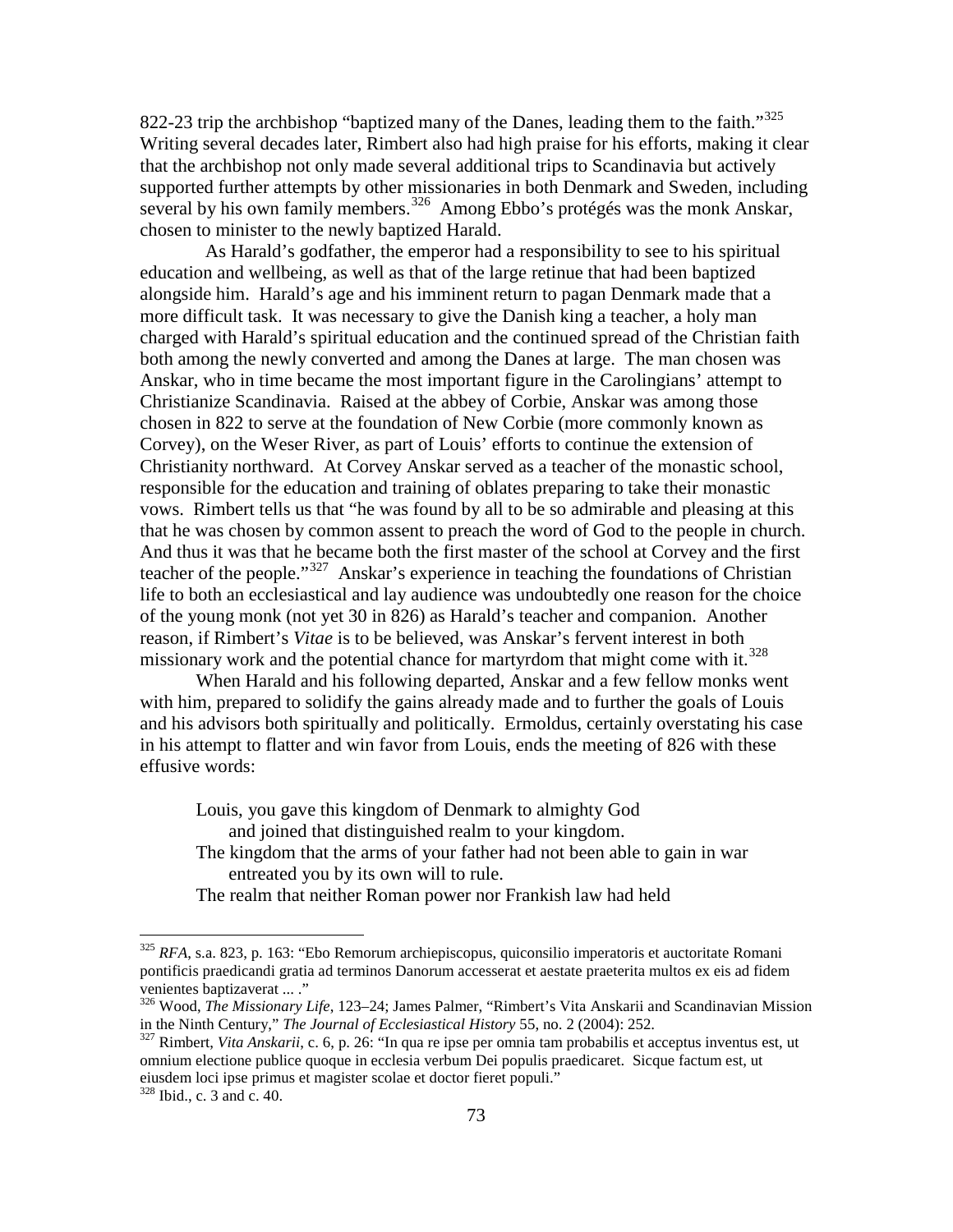822-23 trip the archbishop "baptized many of the Danes, leading them to the faith."[325] Writing several decades later, Rimbert also had high praise for his efforts, making it clear that the archbishop not only made several additional trips to Scandinavia but actively supported further attempts by other missionaries in both Denmark and Sweden, including several by his own family members.[326] Among Ebbo's protégés was the monk Anskar, chosen to minister to the newly baptized Harald.

As Harald's godfather, the emperor had a responsibility to see to his spiritual education and wellbeing, as well as that of the large retinue that had been baptized alongside him. Harald's age and his imminent return to pagan Denmark made that a more difficult task. It was necessary to give the Danish king a teacher, a holy man charged with Harald's spiritual education and the continued spread of the Christian faith both among the newly converted and among the Danes at large. The man chosen was Anskar, who in time became the most important figure in the Carolingians' attempt to Christianize Scandinavia. Raised at the abbey of Corbie, Anskar was among those chosen in 822 to serve at the foundation of New Corbie (more commonly known as Corvey), on the Weser River, as part of Louis' efforts to continue the extension of Christianity northward. At Corvey Anskar served as a teacher of the monastic school, responsible for the education and training of oblates preparing to take their monastic vows. Rimbert tells us that "he was found by all to be so admirable and pleasing at this that he was chosen by common assent to preach the word of God to the people in church. And thus it was that he became both the first master of the school at Corvey and the first teacher of the people."[327] Anskar's experience in teaching the foundations of Christian life to both an ecclesiastical and lay audience was undoubtedly one reason for the choice of the young monk (not yet 30 in 826) as Harald's teacher and companion. Another reason, if Rimbert's *Vitae* is to be believed, was Anskar's fervent interest in both missionary work and the potential chance for martyrdom that might come with it.[328]

When Harald and his following departed, Anskar and a few fellow monks went with him, prepared to solidify the gains already made and to further the goals of Louis and his advisors both spiritually and politically. Ermoldus, certainly overstating his case in his attempt to flatter and win favor from Louis, ends the meeting of 826 with these effusive words:

> Louis, you gave this kingdom of Denmark to almighty God
> and joined that distinguished realm to your kingdom.
> The kingdom that the arms of your father had not been able to gain in war
> entreated you by its own will to rule.
> The realm that neither Roman power nor Frankish law had held

---

[325] *RFA*, s.a. 823, p. 163: "Ebo Remorum archiepiscopus, quiconsilio imperatoris et auctoritate Romani pontificis praedicandi gratia ad terminos Danorum accesserat et aestate praeterita multos ex eis ad fidem venientes baptizaverat ... ."

[326] Wood, *The Missionary Life*, 123–24; James Palmer, "Rimbert's Vita Anskarii and Scandinavian Mission in the Ninth Century," *The Journal of Ecclesiastical History* 55, no. 2 (2004): 252.

[327] Rimbert, *Vita Anskarii*, c. 6, p. 26: "In qua re ipse per omnia tam probabilis et acceptus inventus est, ut omnium electione publice quoque in ecclesia verbum Dei populis praedicaret. Sicque factum est, ut eiusdem loci ipse primus et magister scolae et doctor fieret populi."

[328] Ibid., c. 3 and c. 40.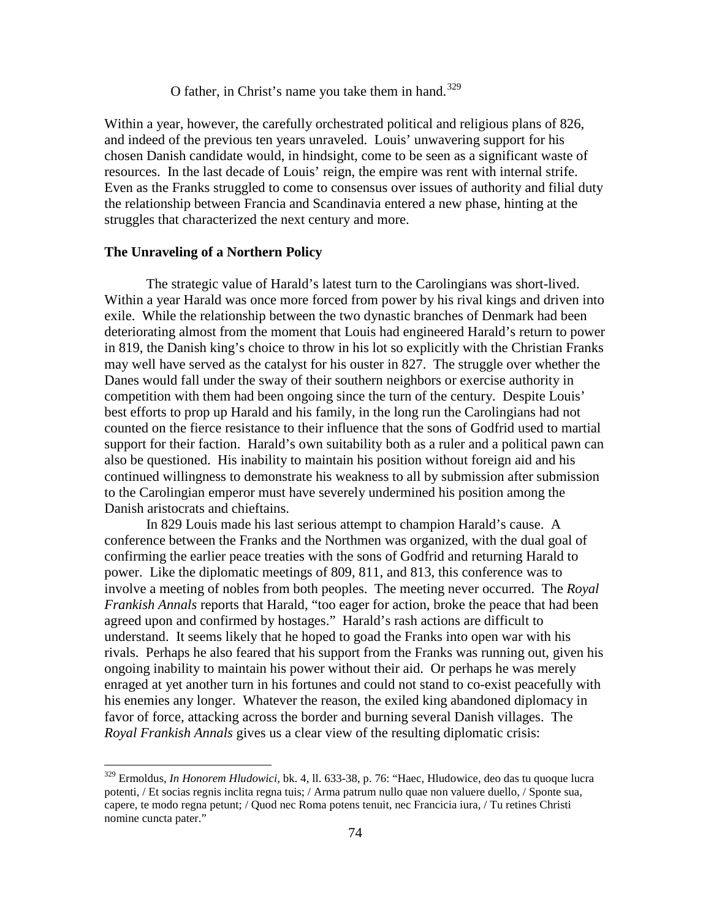O father, in Christ's name you take them in hand.[329]

Within a year, however, the carefully orchestrated political and religious plans of 826, and indeed of the previous ten years unraveled. Louis' unwavering support for his chosen Danish candidate would, in hindsight, come to be seen as a significant waste of resources. In the last decade of Louis' reign, the empire was rent with internal strife. Even as the Franks struggled to come to consensus over issues of authority and filial duty the relationship between Francia and Scandinavia entered a new phase, hinting at the struggles that characterized the next century and more.

### The Unraveling of a Northern Policy

The strategic value of Harald's latest turn to the Carolingians was short-lived. Within a year Harald was once more forced from power by his rival kings and driven into exile. While the relationship between the two dynastic branches of Denmark had been deteriorating almost from the moment that Louis had engineered Harald's return to power in 819, the Danish king's choice to throw in his lot so explicitly with the Christian Franks may well have served as the catalyst for his ouster in 827. The struggle over whether the Danes would fall under the sway of their southern neighbors or exercise authority in competition with them had been ongoing since the turn of the century. Despite Louis' best efforts to prop up Harald and his family, in the long run the Carolingians had not counted on the fierce resistance to their influence that the sons of Godfrid used to martial support for their faction. Harald's own suitability both as a ruler and a political pawn can also be questioned. His inability to maintain his position without foreign aid and his continued willingness to demonstrate his weakness to all by submission after submission to the Carolingian emperor must have severely undermined his position among the Danish aristocrats and chieftains.

In 829 Louis made his last serious attempt to champion Harald's cause. A conference between the Franks and the Northmen was organized, with the dual goal of confirming the earlier peace treaties with the sons of Godfrid and returning Harald to power. Like the diplomatic meetings of 809, 811, and 813, this conference was to involve a meeting of nobles from both peoples. The meeting never occurred. The *Royal Frankish Annals* reports that Harald, "too eager for action, broke the peace that had been agreed upon and confirmed by hostages." Harald's rash actions are difficult to understand. It seems likely that he hoped to goad the Franks into open war with his rivals. Perhaps he also feared that his support from the Franks was running out, given his ongoing inability to maintain his power without their aid. Or perhaps he was merely enraged at yet another turn in his fortunes and could not stand to co-exist peacefully with his enemies any longer. Whatever the reason, the exiled king abandoned diplomacy in favor of force, attacking across the border and burning several Danish villages. The *Royal Frankish Annals* gives us a clear view of the resulting diplomatic crisis:

---

[329] Ermoldus, *In Honorem Hludowici*, bk. 4, ll. 633-38, p. 76: "Haec, Hludowice, deo das tu quoque lucra potenti, / Et socias regnis inclita regna tuis; / Arma patrum nullo quae non valuere duello, / Sponte sua, capere, te modo regna petunt; / Quod nec Roma potens tenuit, nec Francicia iura, / Tu retines Christi nomine cuncta pater."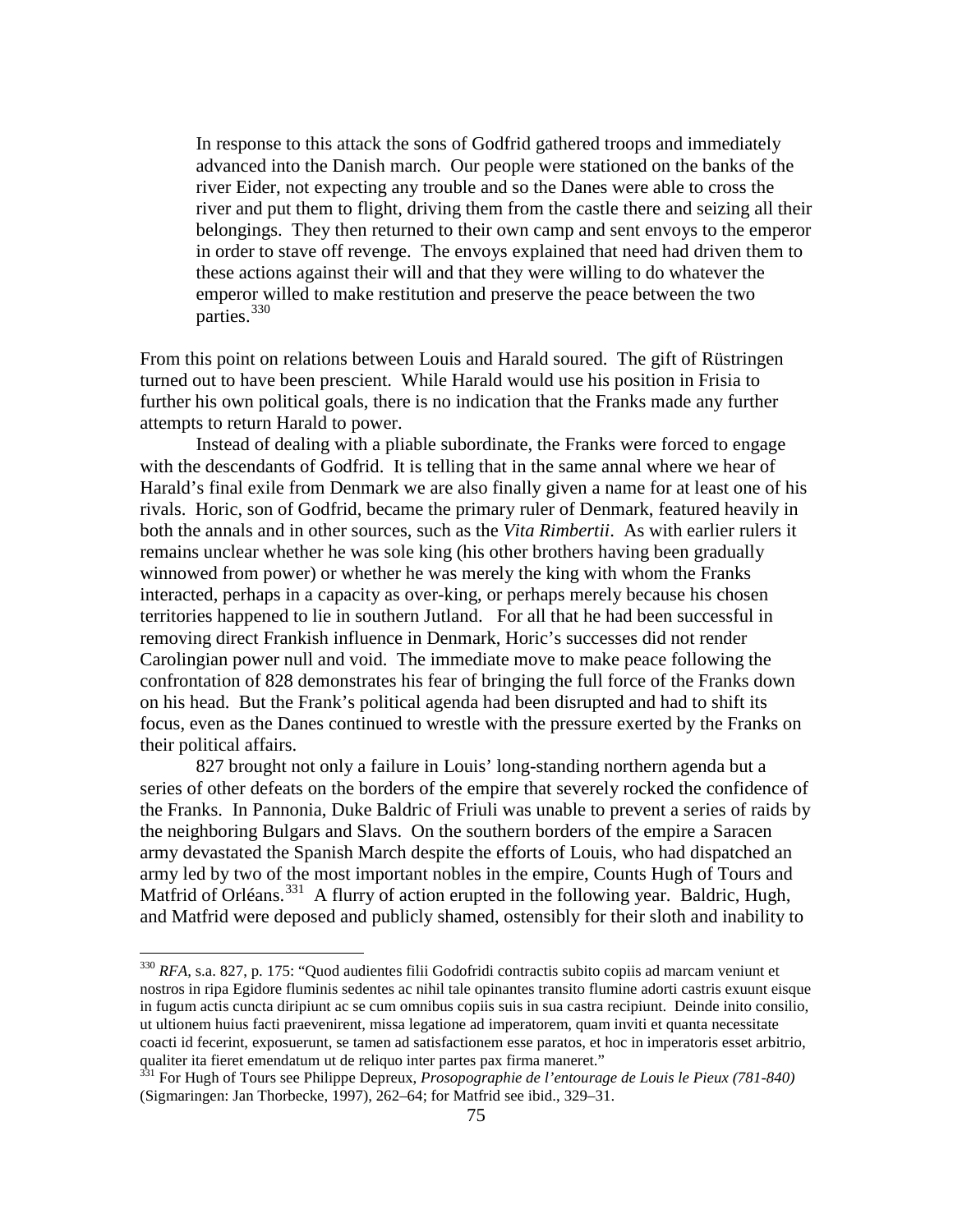> In response to this attack the sons of Godfrid gathered troops and immediately advanced into the Danish march. Our people were stationed on the banks of the river Eider, not expecting any trouble and so the Danes were able to cross the river and put them to flight, driving them from the castle there and seizing all their belongings. They then returned to their own camp and sent envoys to the emperor in order to stave off revenge. The envoys explained that need had driven them to these actions against their will and that they were willing to do whatever the emperor willed to make restitution and preserve the peace between the two parties.[330]

From this point on relations between Louis and Harald soured. The gift of Rüstringen turned out to have been prescient. While Harald would use his position in Frisia to further his own political goals, there is no indication that the Franks made any further attempts to return Harald to power.

Instead of dealing with a pliable subordinate, the Franks were forced to engage with the descendants of Godfrid. It is telling that in the same annal where we hear of Harald's final exile from Denmark we are also finally given a name for at least one of his rivals. Horic, son of Godfrid, became the primary ruler of Denmark, featured heavily in both the annals and in other sources, such as the *Vita Rimbertii*. As with earlier rulers it remains unclear whether he was sole king (his other brothers having been gradually winnowed from power) or whether he was merely the king with whom the Franks interacted, perhaps in a capacity as over-king, or perhaps merely because his chosen territories happened to lie in southern Jutland. For all that he had been successful in removing direct Frankish influence in Denmark, Horic's successes did not render Carolingian power null and void. The immediate move to make peace following the confrontation of 828 demonstrates his fear of bringing the full force of the Franks down on his head. But the Frank's political agenda had been disrupted and had to shift its focus, even as the Danes continued to wrestle with the pressure exerted by the Franks on their political affairs.

827 brought not only a failure in Louis' long-standing northern agenda but a series of other defeats on the borders of the empire that severely rocked the confidence of the Franks. In Pannonia, Duke Baldric of Friuli was unable to prevent a series of raids by the neighboring Bulgars and Slavs. On the southern borders of the empire a Saracen army devastated the Spanish March despite the efforts of Louis, who had dispatched an army led by two of the most important nobles in the empire, Counts Hugh of Tours and Matfrid of Orléans.[331] A flurry of action erupted in the following year. Baldric, Hugh, and Matfrid were deposed and publicly shamed, ostensibly for their sloth and inability to

---

[330] *RFA*, s.a. 827, p. 175: "Quod audientes filii Godofridi contractis subito copiis ad marcam veniunt et nostros in ripa Egidore fluminis sedentes ac nihil tale opinantes transito flumine adorti castris exuunt eisque in fugum actis cuncta diripiunt ac se cum omnibus copiis suis in sua castra recipiunt. Deinde inito consilio, ut ultionem huius facti praevenirent, missa legatione ad imperatorem, quam inviti et quanta necessitate coacti id fecerint, exposuerunt, se tamen ad satisfactionem esse paratos, et hoc in imperatoris esset arbitrio, qualiter ita fieret emendatum ut de reliquo inter partes pax firma maneret."

[331] For Hugh of Tours see Philippe Depreux, *Prosopographie de l'entourage de Louis le Pieux (781-840)* (Sigmaringen: Jan Thorbecke, 1997), 262–64; for Matfrid see ibid., 329–31.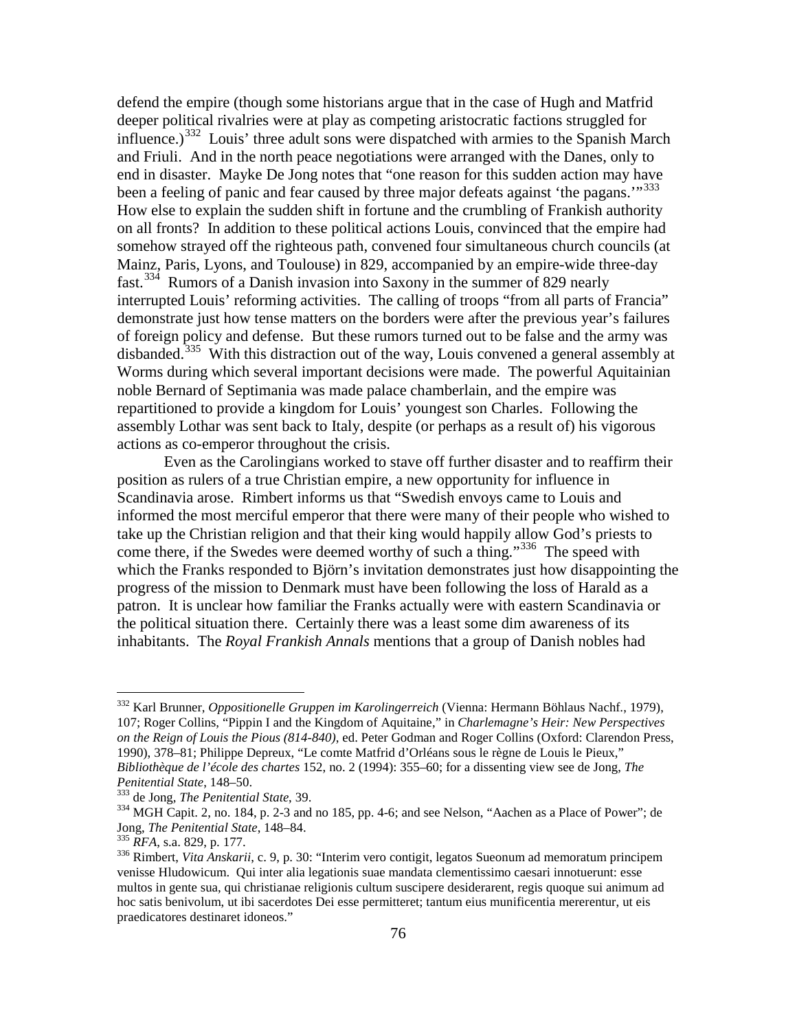defend the empire (though some historians argue that in the case of Hugh and Matfrid deeper political rivalries were at play as competing aristocratic factions struggled for influence.)[332] Louis' three adult sons were dispatched with armies to the Spanish March and Friuli. And in the north peace negotiations were arranged with the Danes, only to end in disaster. Mayke De Jong notes that "one reason for this sudden action may have been a feeling of panic and fear caused by three major defeats against 'the pagans.'"[333] How else to explain the sudden shift in fortune and the crumbling of Frankish authority on all fronts? In addition to these political actions Louis, convinced that the empire had somehow strayed off the righteous path, convened four simultaneous church councils (at Mainz, Paris, Lyons, and Toulouse) in 829, accompanied by an empire-wide three-day fast.[334] Rumors of a Danish invasion into Saxony in the summer of 829 nearly interrupted Louis' reforming activities. The calling of troops "from all parts of Francia" demonstrate just how tense matters on the borders were after the previous year's failures of foreign policy and defense. But these rumors turned out to be false and the army was disbanded.[335] With this distraction out of the way, Louis convened a general assembly at Worms during which several important decisions were made. The powerful Aquitainian noble Bernard of Septimania was made palace chamberlain, and the empire was repartitioned to provide a kingdom for Louis' youngest son Charles. Following the assembly Lothar was sent back to Italy, despite (or perhaps as a result of) his vigorous actions as co-emperor throughout the crisis.

Even as the Carolingians worked to stave off further disaster and to reaffirm their position as rulers of a true Christian empire, a new opportunity for influence in Scandinavia arose. Rimbert informs us that "Swedish envoys came to Louis and informed the most merciful emperor that there were many of their people who wished to take up the Christian religion and that their king would happily allow God's priests to come there, if the Swedes were deemed worthy of such a thing."[336] The speed with which the Franks responded to Björn's invitation demonstrates just how disappointing the progress of the mission to Denmark must have been following the loss of Harald as a patron. It is unclear how familiar the Franks actually were with eastern Scandinavia or the political situation there. Certainly there was a least some dim awareness of its inhabitants. The *Royal Frankish Annals* mentions that a group of Danish nobles had

---

[332] Karl Brunner, *Oppositionelle Gruppen im Karolingerreich* (Vienna: Hermann Böhlaus Nachf., 1979), 107; Roger Collins, "Pippin I and the Kingdom of Aquitaine," in *Charlemagne's Heir: New Perspectives on the Reign of Louis the Pious (814-840)*, ed. Peter Godman and Roger Collins (Oxford: Clarendon Press, 1990), 378–81; Philippe Depreux, "Le comte Matfrid d'Orléans sous le règne de Louis le Pieux," *Bibliothèque de l'école des chartes* 152, no. 2 (1994): 355–60; for a dissenting view see de Jong, *The Penitential State*, 148–50.

[333] de Jong, *The Penitential State*, 39.

[334] MGH Capit. 2, no. 184, p. 2-3 and no 185, pp. 4-6; and see Nelson, "Aachen as a Place of Power"; de Jong, *The Penitential State*, 148–84.

[335] *RFA*, s.a. 829, p. 177.

[336] Rimbert, *Vita Anskarii*, c. 9, p. 30: "Interim vero contigit, legatos Sueonum ad memoratum principem venisse Hludowicum. Qui inter alia legationis suae mandata clementissimo caesari innotuerunt: esse multos in gente sua, qui christianae religionis cultum suscipere desiderarent, regis quoque sui animum ad hoc satis benivolum, ut ibi sacerdotes Dei esse permitteret; tantum eius munificentia mererentur, ut eis praedicatores destinaret idoneos."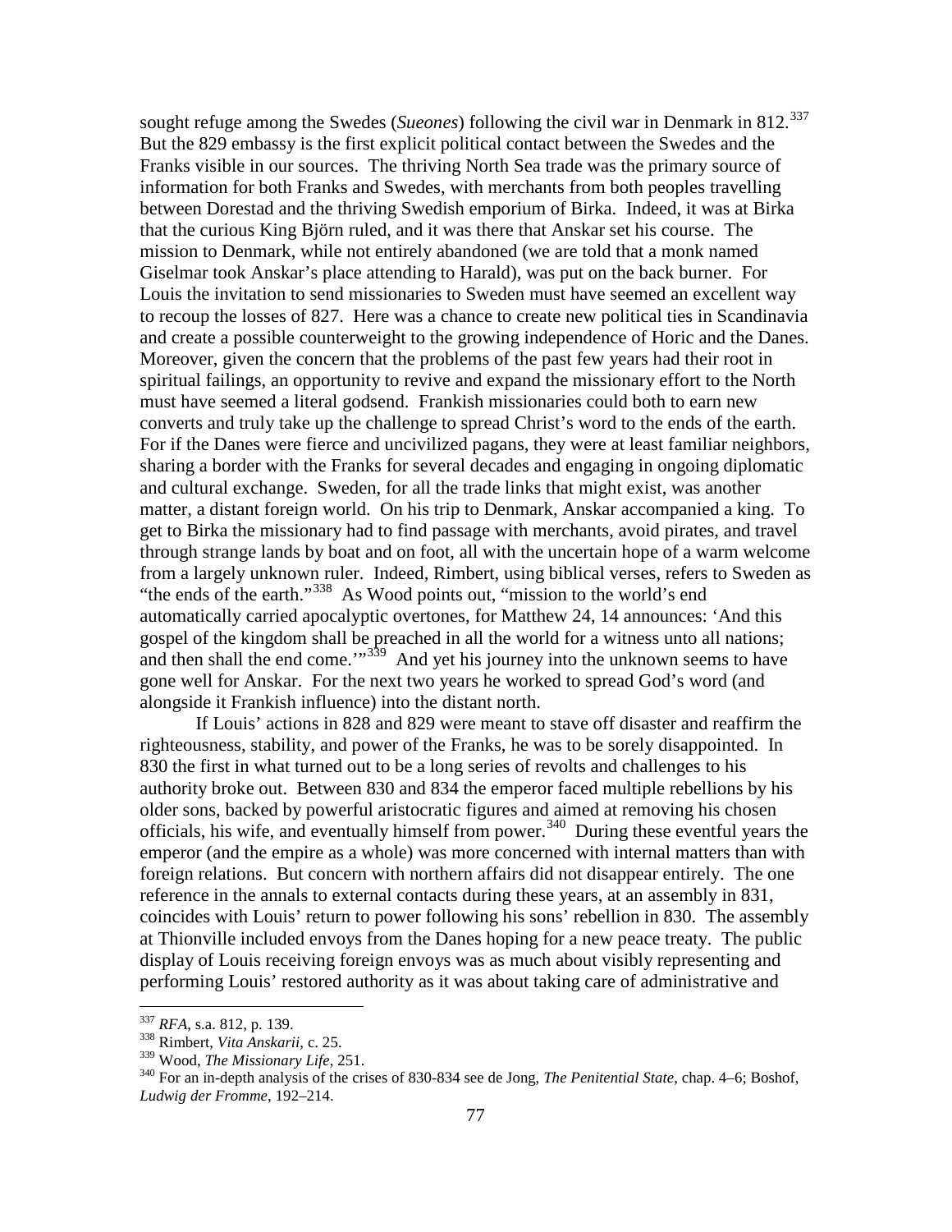sought refuge among the Swedes (*Sueones*) following the civil war in Denmark in 812.[337] But the 829 embassy is the first explicit political contact between the Swedes and the Franks visible in our sources. The thriving North Sea trade was the primary source of information for both Franks and Swedes, with merchants from both peoples travelling between Dorestad and the thriving Swedish emporium of Birka. Indeed, it was at Birka that the curious King Björn ruled, and it was there that Anskar set his course. The mission to Denmark, while not entirely abandoned (we are told that a monk named Giselmar took Anskar's place attending to Harald), was put on the back burner. For Louis the invitation to send missionaries to Sweden must have seemed an excellent way to recoup the losses of 827. Here was a chance to create new political ties in Scandinavia and create a possible counterweight to the growing independence of Horic and the Danes. Moreover, given the concern that the problems of the past few years had their root in spiritual failings, an opportunity to revive and expand the missionary effort to the North must have seemed a literal godsend. Frankish missionaries could both to earn new converts and truly take up the challenge to spread Christ's word to the ends of the earth. For if the Danes were fierce and uncivilized pagans, they were at least familiar neighbors, sharing a border with the Franks for several decades and engaging in ongoing diplomatic and cultural exchange. Sweden, for all the trade links that might exist, was another matter, a distant foreign world. On his trip to Denmark, Anskar accompanied a king. To get to Birka the missionary had to find passage with merchants, avoid pirates, and travel through strange lands by boat and on foot, all with the uncertain hope of a warm welcome from a largely unknown ruler. Indeed, Rimbert, using biblical verses, refers to Sweden as "the ends of the earth."[338] As Wood points out, "mission to the world's end automatically carried apocalyptic overtones, for Matthew 24, 14 announces: 'And this gospel of the kingdom shall be preached in all the world for a witness unto all nations; and then shall the end come.'"[339] And yet his journey into the unknown seems to have gone well for Anskar. For the next two years he worked to spread God's word (and alongside it Frankish influence) into the distant north.

If Louis' actions in 828 and 829 were meant to stave off disaster and reaffirm the righteousness, stability, and power of the Franks, he was to be sorely disappointed. In 830 the first in what turned out to be a long series of revolts and challenges to his authority broke out. Between 830 and 834 the emperor faced multiple rebellions by his older sons, backed by powerful aristocratic figures and aimed at removing his chosen officials, his wife, and eventually himself from power.[340] During these eventful years the emperor (and the empire as a whole) was more concerned with internal matters than with foreign relations. But concern with northern affairs did not disappear entirely. The one reference in the annals to external contacts during these years, at an assembly in 831, coincides with Louis' return to power following his sons' rebellion in 830. The assembly at Thionville included envoys from the Danes hoping for a new peace treaty. The public display of Louis receiving foreign envoys was as much about visibly representing and performing Louis' restored authority as it was about taking care of administrative and

---

[337] *RFA*, s.a. 812, p. 139.

[338] Rimbert, *Vita Anskarii*, c. 25.

[339] Wood, *The Missionary Life*, 251.

[340] For an in-depth analysis of the crises of 830-834 see de Jong, *The Penitential State*, chap. 4–6; Boshof, *Ludwig der Fromme*, 192–214.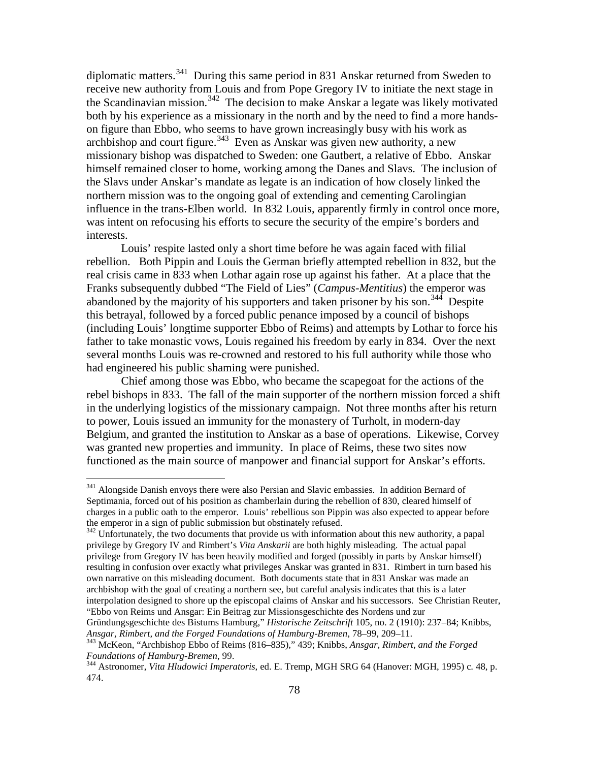diplomatic matters.[341] During this same period in 831 Anskar returned from Sweden to receive new authority from Louis and from Pope Gregory IV to initiate the next stage in the Scandinavian mission.[342] The decision to make Anskar a legate was likely motivated both by his experience as a missionary in the north and by the need to find a more hands-on figure than Ebbo, who seems to have grown increasingly busy with his work as archbishop and court figure.[343] Even as Anskar was given new authority, a new missionary bishop was dispatched to Sweden: one Gautbert, a relative of Ebbo. Anskar himself remained closer to home, working among the Danes and Slavs. The inclusion of the Slavs under Anskar's mandate as legate is an indication of how closely linked the northern mission was to the ongoing goal of extending and cementing Carolingian influence in the trans-Elben world. In 832 Louis, apparently firmly in control once more, was intent on refocusing his efforts to secure the security of the empire's borders and interests.

Louis' respite lasted only a short time before he was again faced with filial rebellion. Both Pippin and Louis the German briefly attempted rebellion in 832, but the real crisis came in 833 when Lothar again rose up against his father. At a place that the Franks subsequently dubbed "The Field of Lies" (*Campus-Mentitius*) the emperor was abandoned by the majority of his supporters and taken prisoner by his son.[344] Despite this betrayal, followed by a forced public penance imposed by a council of bishops (including Louis' longtime supporter Ebbo of Reims) and attempts by Lothar to force his father to take monastic vows, Louis regained his freedom by early in 834. Over the next several months Louis was re-crowned and restored to his full authority while those who had engineered his public shaming were punished.

Chief among those was Ebbo, who became the scapegoat for the actions of the rebel bishops in 833. The fall of the main supporter of the northern mission forced a shift in the underlying logistics of the missionary campaign. Not three months after his return to power, Louis issued an immunity for the monastery of Turholt, in modern-day Belgium, and granted the institution to Anskar as a base of operations. Likewise, Corvey was granted new properties and immunity. In place of Reims, these two sites now functioned as the main source of manpower and financial support for Anskar's efforts.

---

[341] Alongside Danish envoys there were also Persian and Slavic embassies. In addition Bernard of Septimania, forced out of his position as chamberlain during the rebellion of 830, cleared himself of charges in a public oath to the emperor. Louis' rebellious son Pippin was also expected to appear before the emperor in a sign of public submission but obstinately refused.

[342] Unfortunately, the two documents that provide us with information about this new authority, a papal privilege by Gregory IV and Rimbert's *Vita Anskarii* are both highly misleading. The actual papal privilege from Gregory IV has been heavily modified and forged (possibly in parts by Anskar himself) resulting in confusion over exactly what privileges Anskar was granted in 831. Rimbert in turn based his own narrative on this misleading document. Both documents state that in 831 Anskar was made an archbishop with the goal of creating a northern see, but careful analysis indicates that this is a later interpolation designed to shore up the episcopal claims of Anskar and his successors. See Christian Reuter, "Ebbo von Reims und Ansgar: Ein Beitrag zur Missionsgeschichte des Nordens und zur Gründungsgeschichte des Bistums Hamburg," *Historische Zeitschrift* 105, no. 2 (1910): 237–84; Knibbs, *Ansgar, Rimbert, and the Forged Foundations of Hamburg-Bremen*, 78–99, 209–11.

[343] McKeon, "Archbishop Ebbo of Reims (816–835)," 439; Knibbs, *Ansgar, Rimbert, and the Forged Foundations of Hamburg-Bremen*, 99.

[344] Astronomer, *Vita Hludowici Imperatoris*, ed. E. Tremp, MGH SRG 64 (Hanover: MGH, 1995) c. 48, p. 474.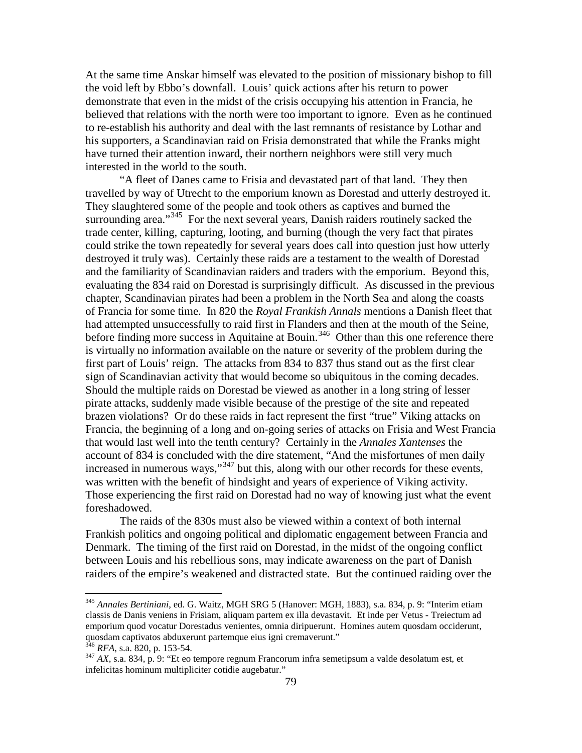At the same time Anskar himself was elevated to the position of missionary bishop to fill the void left by Ebbo's downfall. Louis' quick actions after his return to power demonstrate that even in the midst of the crisis occupying his attention in Francia, he believed that relations with the north were too important to ignore. Even as he continued to re-establish his authority and deal with the last remnants of resistance by Lothar and his supporters, a Scandinavian raid on Frisia demonstrated that while the Franks might have turned their attention inward, their northern neighbors were still very much interested in the world to the south.

"A fleet of Danes came to Frisia and devastated part of that land. They then travelled by way of Utrecht to the emporium known as Dorestad and utterly destroyed it. They slaughtered some of the people and took others as captives and burned the surrounding area."[345] For the next several years, Danish raiders routinely sacked the trade center, killing, capturing, looting, and burning (though the very fact that pirates could strike the town repeatedly for several years does call into question just how utterly destroyed it truly was). Certainly these raids are a testament to the wealth of Dorestad and the familiarity of Scandinavian raiders and traders with the emporium. Beyond this, evaluating the 834 raid on Dorestad is surprisingly difficult. As discussed in the previous chapter, Scandinavian pirates had been a problem in the North Sea and along the coasts of Francia for some time. In 820 the *Royal Frankish Annals* mentions a Danish fleet that had attempted unsuccessfully to raid first in Flanders and then at the mouth of the Seine, before finding more success in Aquitaine at Bouin.[346] Other than this one reference there is virtually no information available on the nature or severity of the problem during the first part of Louis' reign. The attacks from 834 to 837 thus stand out as the first clear sign of Scandinavian activity that would become so ubiquitous in the coming decades. Should the multiple raids on Dorestad be viewed as another in a long string of lesser pirate attacks, suddenly made visible because of the prestige of the site and repeated brazen violations? Or do these raids in fact represent the first "true" Viking attacks on Francia, the beginning of a long and on-going series of attacks on Frisia and West Francia that would last well into the tenth century? Certainly in the *Annales Xantenses* the account of 834 is concluded with the dire statement, "And the misfortunes of men daily increased in numerous ways,"[347] but this, along with our other records for these events, was written with the benefit of hindsight and years of experience of Viking activity. Those experiencing the first raid on Dorestad had no way of knowing just what the event foreshadowed.

The raids of the 830s must also be viewed within a context of both internal Frankish politics and ongoing political and diplomatic engagement between Francia and Denmark. The timing of the first raid on Dorestad, in the midst of the ongoing conflict between Louis and his rebellious sons, may indicate awareness on the part of Danish raiders of the empire's weakened and distracted state. But the continued raiding over the

---

[345] *Annales Bertiniani*, ed. G. Waitz, MGH SRG 5 (Hanover: MGH, 1883), s.a. 834, p. 9: "Interim etiam classis de Danis veniens in Frisiam, aliquam partem ex illa devastavit. Et inde per Vetus - Treiectum ad emporium quod vocatur Dorestadus venientes, omnia diripuerunt. Homines autem quosdam occiderunt, quosdam captivatos abduxerunt partemque eius igni cremaverunt."

[346] *RFA*, s.a. 820, p. 153-54.

[347] *AX*, s.a. 834, p. 9: "Et eo tempore regnum Francorum infra semetipsum a valde desolatum est, et infelicitas hominum multipliciter cotidie augebatur."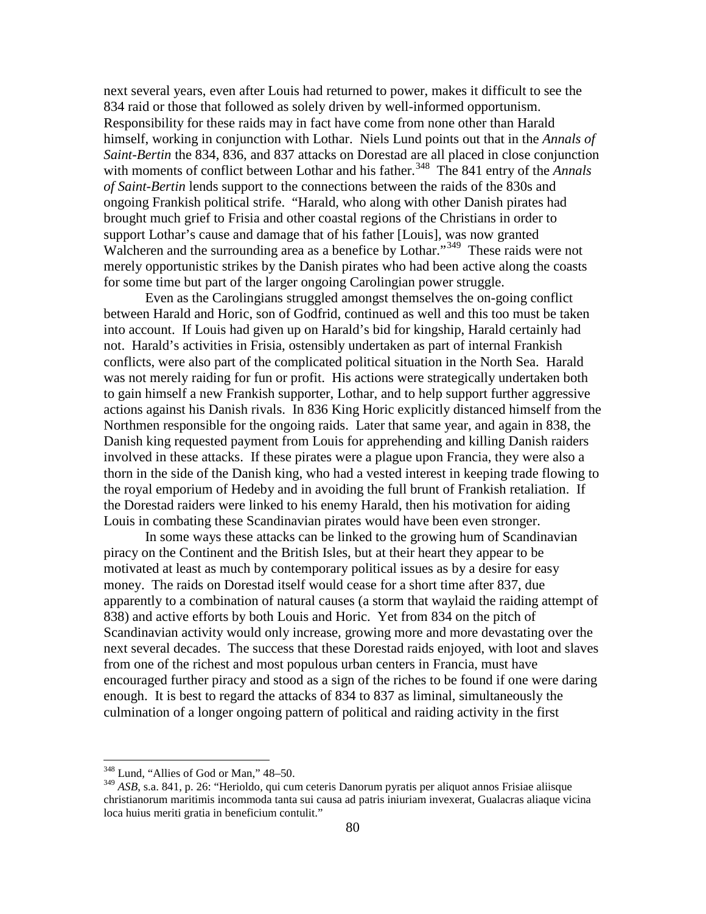next several years, even after Louis had returned to power, makes it difficult to see the 834 raid or those that followed as solely driven by well-informed opportunism. Responsibility for these raids may in fact have come from none other than Harald himself, working in conjunction with Lothar. Niels Lund points out that in the *Annals of Saint-Bertin* the 834, 836, and 837 attacks on Dorestad are all placed in close conjunction with moments of conflict between Lothar and his father.[348] The 841 entry of the *Annals of Saint-Bertin* lends support to the connections between the raids of the 830s and ongoing Frankish political strife. "Harald, who along with other Danish pirates had brought much grief to Frisia and other coastal regions of the Christians in order to support Lothar's cause and damage that of his father [Louis], was now granted Walcheren and the surrounding area as a benefice by Lothar."[349] These raids were not merely opportunistic strikes by the Danish pirates who had been active along the coasts for some time but part of the larger ongoing Carolingian power struggle.

Even as the Carolingians struggled amongst themselves the on-going conflict between Harald and Horic, son of Godfrid, continued as well and this too must be taken into account. If Louis had given up on Harald's bid for kingship, Harald certainly had not. Harald's activities in Frisia, ostensibly undertaken as part of internal Frankish conflicts, were also part of the complicated political situation in the North Sea. Harald was not merely raiding for fun or profit. His actions were strategically undertaken both to gain himself a new Frankish supporter, Lothar, and to help support further aggressive actions against his Danish rivals. In 836 King Horic explicitly distanced himself from the Northmen responsible for the ongoing raids. Later that same year, and again in 838, the Danish king requested payment from Louis for apprehending and killing Danish raiders involved in these attacks. If these pirates were a plague upon Francia, they were also a thorn in the side of the Danish king, who had a vested interest in keeping trade flowing to the royal emporium of Hedeby and in avoiding the full brunt of Frankish retaliation. If the Dorestad raiders were linked to his enemy Harald, then his motivation for aiding Louis in combating these Scandinavian pirates would have been even stronger.

In some ways these attacks can be linked to the growing hum of Scandinavian piracy on the Continent and the British Isles, but at their heart they appear to be motivated at least as much by contemporary political issues as by a desire for easy money. The raids on Dorestad itself would cease for a short time after 837, due apparently to a combination of natural causes (a storm that waylaid the raiding attempt of 838) and active efforts by both Louis and Horic. Yet from 834 on the pitch of Scandinavian activity would only increase, growing more and more devastating over the next several decades. The success that these Dorestad raids enjoyed, with loot and slaves from one of the richest and most populous urban centers in Francia, must have encouraged further piracy and stood as a sign of the riches to be found if one were daring enough. It is best to regard the attacks of 834 to 837 as liminal, simultaneously the culmination of a longer ongoing pattern of political and raiding activity in the first

---

[348] Lund, "Allies of God or Man," 48–50.

[349] *ASB*, s.a. 841, p. 26: "Herioldo, qui cum ceteris Danorum pyratis per aliquot annos Frisiae aliisque christianorum maritimis incommoda tanta sui causa ad patris iniuriam invexerat, Gualacras aliaque vicina loca huius meriti gratia in beneficium contulit."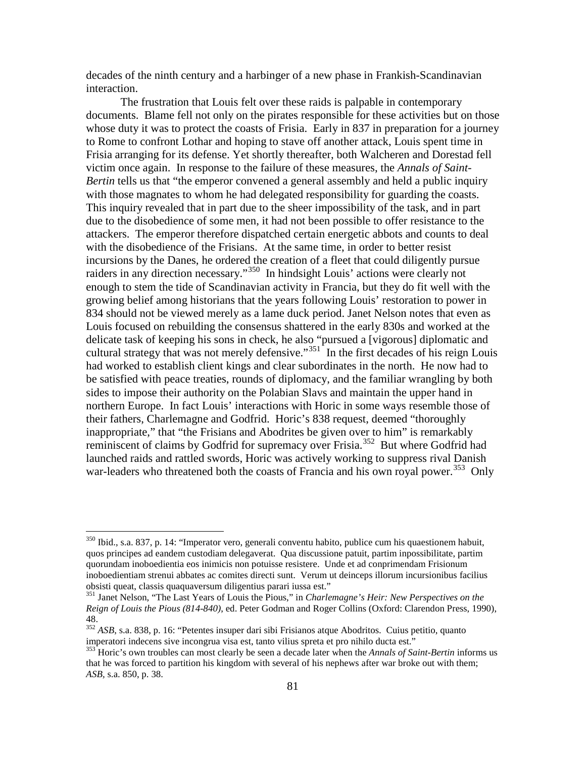decades of the ninth century and a harbinger of a new phase in Frankish-Scandinavian interaction.

The frustration that Louis felt over these raids is palpable in contemporary documents. Blame fell not only on the pirates responsible for these activities but on those whose duty it was to protect the coasts of Frisia. Early in 837 in preparation for a journey to Rome to confront Lothar and hoping to stave off another attack, Louis spent time in Frisia arranging for its defense. Yet shortly thereafter, both Walcheren and Dorestad fell victim once again. In response to the failure of these measures, the *Annals of Saint-Bertin* tells us that "the emperor convened a general assembly and held a public inquiry with those magnates to whom he had delegated responsibility for guarding the coasts. This inquiry revealed that in part due to the sheer impossibility of the task, and in part due to the disobedience of some men, it had not been possible to offer resistance to the attackers. The emperor therefore dispatched certain energetic abbots and counts to deal with the disobedience of the Frisians. At the same time, in order to better resist incursions by the Danes, he ordered the creation of a fleet that could diligently pursue raiders in any direction necessary."[350] In hindsight Louis' actions were clearly not enough to stem the tide of Scandinavian activity in Francia, but they do fit well with the growing belief among historians that the years following Louis' restoration to power in 834 should not be viewed merely as a lame duck period. Janet Nelson notes that even as Louis focused on rebuilding the consensus shattered in the early 830s and worked at the delicate task of keeping his sons in check, he also "pursued a [vigorous] diplomatic and cultural strategy that was not merely defensive."[351] In the first decades of his reign Louis had worked to establish client kings and clear subordinates in the north. He now had to be satisfied with peace treaties, rounds of diplomacy, and the familiar wrangling by both sides to impose their authority on the Polabian Slavs and maintain the upper hand in northern Europe. In fact Louis' interactions with Horic in some ways resemble those of their fathers, Charlemagne and Godfrid. Horic's 838 request, deemed "thoroughly inappropriate," that "the Frisians and Abodrites be given over to him" is remarkably reminiscent of claims by Godfrid for supremacy over Frisia.[352] But where Godfrid had launched raids and rattled swords, Horic was actively working to suppress rival Danish war-leaders who threatened both the coasts of Francia and his own royal power.[353] Only

---

[350] Ibid., s.a. 837, p. 14: "Imperator vero, generali conventu habito, publice cum his quaestionem habuit, quos principes ad eandem custodiam delegaverat. Qua discussione patuit, partim inpossibilitate, partim quorundam inoboedientia eos inimicis non potuisse resistere. Unde et ad conprimendam Frisionum inoboedientiam strenui abbates ac comites directi sunt. Verum ut deinceps illorum incursionibus facilius obsisti queat, classis quaquaversum diligentius parari iussa est."

[351] Janet Nelson, "The Last Years of Louis the Pious," in *Charlemagne's Heir: New Perspectives on the Reign of Louis the Pious (814-840)*, ed. Peter Godman and Roger Collins (Oxford: Clarendon Press, 1990), 48.

[352] *ASB*, s.a. 838, p. 16: "Petentes insuper dari sibi Frisianos atque Abodritos. Cuius petitio, quanto imperatori indecens sive incongrua visa est, tanto vilius spreta et pro nihilo ducta est."

[353] Horic's own troubles can most clearly be seen a decade later when the *Annals of Saint-Bertin* informs us that he was forced to partition his kingdom with several of his nephews after war broke out with them; *ASB*, s.a. 850, p. 38.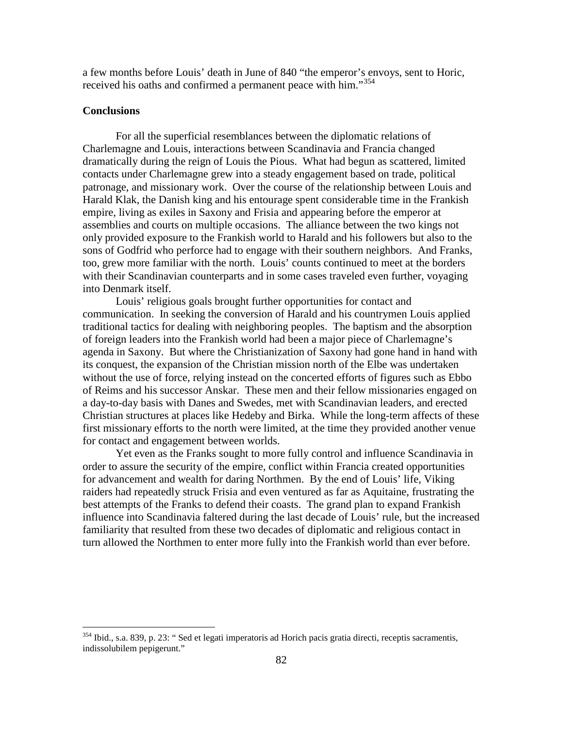a few months before Louis' death in June of 840 "the emperor's envoys, sent to Horic, received his oaths and confirmed a permanent peace with him."[354]

**Conclusions**

For all the superficial resemblances between the diplomatic relations of Charlemagne and Louis, interactions between Scandinavia and Francia changed dramatically during the reign of Louis the Pious. What had begun as scattered, limited contacts under Charlemagne grew into a steady engagement based on trade, political patronage, and missionary work. Over the course of the relationship between Louis and Harald Klak, the Danish king and his entourage spent considerable time in the Frankish empire, living as exiles in Saxony and Frisia and appearing before the emperor at assemblies and courts on multiple occasions. The alliance between the two kings not only provided exposure to the Frankish world to Harald and his followers but also to the sons of Godfrid who perforce had to engage with their southern neighbors. And Franks, too, grew more familiar with the north. Louis' counts continued to meet at the borders with their Scandinavian counterparts and in some cases traveled even further, voyaging into Denmark itself.

Louis' religious goals brought further opportunities for contact and communication. In seeking the conversion of Harald and his countrymen Louis applied traditional tactics for dealing with neighboring peoples. The baptism and the absorption of foreign leaders into the Frankish world had been a major piece of Charlemagne's agenda in Saxony. But where the Christianization of Saxony had gone hand in hand with its conquest, the expansion of the Christian mission north of the Elbe was undertaken without the use of force, relying instead on the concerted efforts of figures such as Ebbo of Reims and his successor Anskar. These men and their fellow missionaries engaged on a day-to-day basis with Danes and Swedes, met with Scandinavian leaders, and erected Christian structures at places like Hedeby and Birka. While the long-term affects of these first missionary efforts to the north were limited, at the time they provided another venue for contact and engagement between worlds.

Yet even as the Franks sought to more fully control and influence Scandinavia in order to assure the security of the empire, conflict within Francia created opportunities for advancement and wealth for daring Northmen. By the end of Louis' life, Viking raiders had repeatedly struck Frisia and even ventured as far as Aquitaine, frustrating the best attempts of the Franks to defend their coasts. The grand plan to expand Frankish influence into Scandinavia faltered during the last decade of Louis' rule, but the increased familiarity that resulted from these two decades of diplomatic and religious contact in turn allowed the Northmen to enter more fully into the Frankish world than ever before.

[354] Ibid., s.a. 839, p. 23: " Sed et legati imperatoris ad Horich pacis gratia directi, receptis sacramentis, indissolubilem pepigerunt."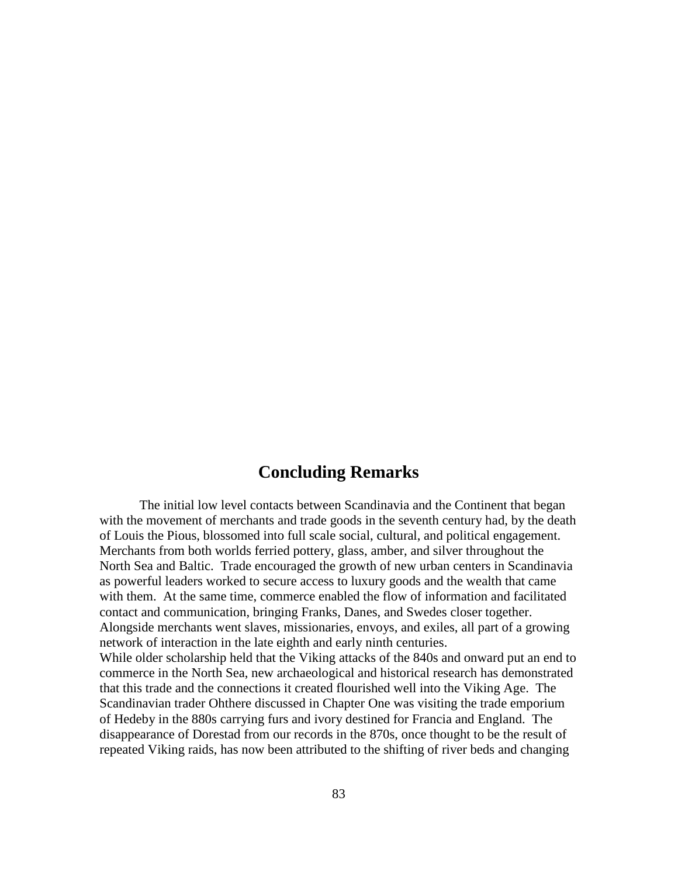# Concluding Remarks

The initial low level contacts between Scandinavia and the Continent that began with the movement of merchants and trade goods in the seventh century had, by the death of Louis the Pious, blossomed into full scale social, cultural, and political engagement. Merchants from both worlds ferried pottery, glass, amber, and silver throughout the North Sea and Baltic. Trade encouraged the growth of new urban centers in Scandinavia as powerful leaders worked to secure access to luxury goods and the wealth that came with them. At the same time, commerce enabled the flow of information and facilitated contact and communication, bringing Franks, Danes, and Swedes closer together. Alongside merchants went slaves, missionaries, envoys, and exiles, all part of a growing network of interaction in the late eighth and early ninth centuries.

While older scholarship held that the Viking attacks of the 840s and onward put an end to commerce in the North Sea, new archaeological and historical research has demonstrated that this trade and the connections it created flourished well into the Viking Age. The Scandinavian trader Ohthere discussed in Chapter One was visiting the trade emporium of Hedeby in the 880s carrying furs and ivory destined for Francia and England. The disappearance of Dorestad from our records in the 870s, once thought to be the result of repeated Viking raids, has now been attributed to the shifting of river beds and changing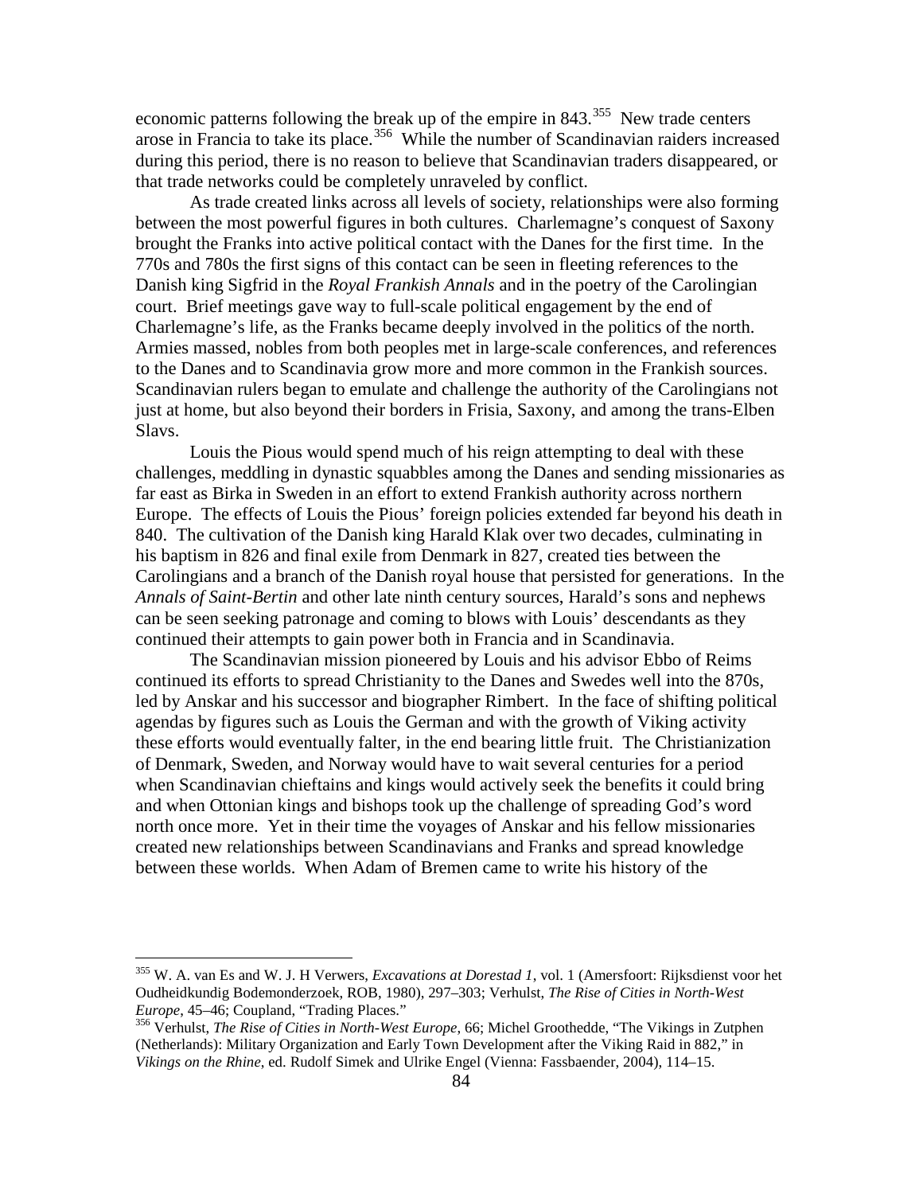economic patterns following the break up of the empire in 843.[355] New trade centers arose in Francia to take its place.[356] While the number of Scandinavian raiders increased during this period, there is no reason to believe that Scandinavian traders disappeared, or that trade networks could be completely unraveled by conflict.

As trade created links across all levels of society, relationships were also forming between the most powerful figures in both cultures. Charlemagne's conquest of Saxony brought the Franks into active political contact with the Danes for the first time. In the 770s and 780s the first signs of this contact can be seen in fleeting references to the Danish king Sigfrid in the *Royal Frankish Annals* and in the poetry of the Carolingian court. Brief meetings gave way to full-scale political engagement by the end of Charlemagne's life, as the Franks became deeply involved in the politics of the north. Armies massed, nobles from both peoples met in large-scale conferences, and references to the Danes and to Scandinavia grow more and more common in the Frankish sources. Scandinavian rulers began to emulate and challenge the authority of the Carolingians not just at home, but also beyond their borders in Frisia, Saxony, and among the trans-Elben Slavs.

Louis the Pious would spend much of his reign attempting to deal with these challenges, meddling in dynastic squabbles among the Danes and sending missionaries as far east as Birka in Sweden in an effort to extend Frankish authority across northern Europe. The effects of Louis the Pious' foreign policies extended far beyond his death in 840. The cultivation of the Danish king Harald Klak over two decades, culminating in his baptism in 826 and final exile from Denmark in 827, created ties between the Carolingians and a branch of the Danish royal house that persisted for generations. In the *Annals of Saint-Bertin* and other late ninth century sources, Harald's sons and nephews can be seen seeking patronage and coming to blows with Louis' descendants as they continued their attempts to gain power both in Francia and in Scandinavia.

The Scandinavian mission pioneered by Louis and his advisor Ebbo of Reims continued its efforts to spread Christianity to the Danes and Swedes well into the 870s, led by Anskar and his successor and biographer Rimbert. In the face of shifting political agendas by figures such as Louis the German and with the growth of Viking activity these efforts would eventually falter, in the end bearing little fruit. The Christianization of Denmark, Sweden, and Norway would have to wait several centuries for a period when Scandinavian chieftains and kings would actively seek the benefits it could bring and when Ottonian kings and bishops took up the challenge of spreading God's word north once more. Yet in their time the voyages of Anskar and his fellow missionaries created new relationships between Scandinavians and Franks and spread knowledge between these worlds. When Adam of Bremen came to write his history of the

---

[355] W. A. van Es and W. J. H Verwers, *Excavations at Dorestad 1*, vol. 1 (Amersfoort: Rijksdienst voor het Oudheidkundig Bodemonderzoek, ROB, 1980), 297–303; Verhulst, *The Rise of Cities in North-West Europe*, 45–46; Coupland, "Trading Places."

[356] Verhulst, *The Rise of Cities in North-West Europe*, 66; Michel Groothedde, "The Vikings in Zutphen (Netherlands): Military Organization and Early Town Development after the Viking Raid in 882," in *Vikings on the Rhine*, ed. Rudolf Simek and Ulrike Engel (Vienna: Fassbaender, 2004), 114–15.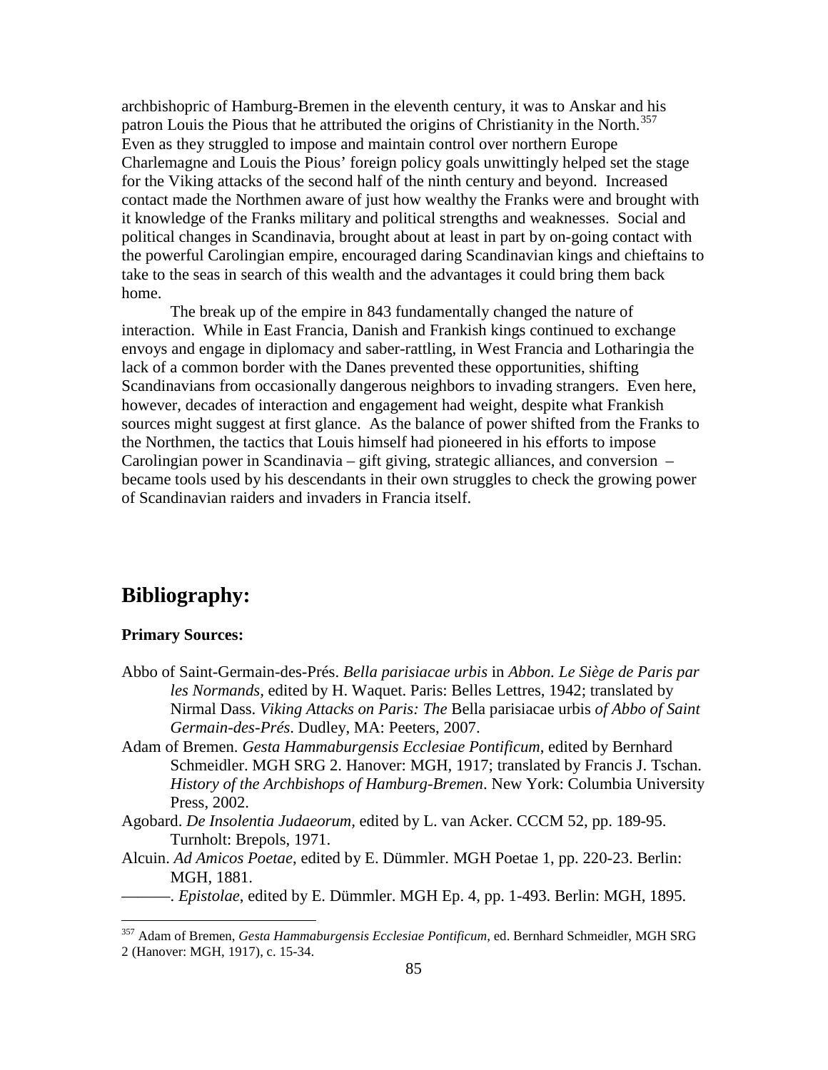archbishopric of Hamburg-Bremen in the eleventh century, it was to Anskar and his patron Louis the Pious that he attributed the origins of Christianity in the North.[357] Even as they struggled to impose and maintain control over northern Europe Charlemagne and Louis the Pious' foreign policy goals unwittingly helped set the stage for the Viking attacks of the second half of the ninth century and beyond. Increased contact made the Northmen aware of just how wealthy the Franks were and brought with it knowledge of the Franks military and political strengths and weaknesses. Social and political changes in Scandinavia, brought about at least in part by on-going contact with the powerful Carolingian empire, encouraged daring Scandinavian kings and chieftains to take to the seas in search of this wealth and the advantages it could bring them back home.

The break up of the empire in 843 fundamentally changed the nature of interaction. While in East Francia, Danish and Frankish kings continued to exchange envoys and engage in diplomacy and saber-rattling, in West Francia and Lotharingia the lack of a common border with the Danes prevented these opportunities, shifting Scandinavians from occasionally dangerous neighbors to invading strangers. Even here, however, decades of interaction and engagement had weight, despite what Frankish sources might suggest at first glance. As the balance of power shifted from the Franks to the Northmen, the tactics that Louis himself had pioneered in his efforts to impose Carolingian power in Scandinavia – gift giving, strategic alliances, and conversion – became tools used by his descendants in their own struggles to check the growing power of Scandinavian raiders and invaders in Francia itself.

## Bibliography:

**Primary Sources:**

Abbo of Saint-Germain-des-Prés. *Bella parisiacae urbis* in *Abbon. Le Siège de Paris par les Normands,* edited by H. Waquet. Paris: Belles Lettres, 1942; translated by Nirmal Dass. *Viking Attacks on Paris: The* Bella parisiacae urbis *of Abbo of Saint Germain-des-Prés*. Dudley, MA: Peeters, 2007.

Adam of Bremen. *Gesta Hammaburgensis Ecclesiae Pontificum*, edited by Bernhard Schmeidler. MGH SRG 2. Hanover: MGH, 1917; translated by Francis J. Tschan. *History of the Archbishops of Hamburg-Bremen*. New York: Columbia University Press, 2002.

Agobard. *De Insolentia Judaeorum,* edited by L. van Acker. CCCM 52, pp. 189-95. Turnholt: Brepols, 1971.

Alcuin. *Ad Amicos Poetae*, edited by E. Dümmler. MGH Poetae 1, pp. 220-23. Berlin: MGH, 1881.

———. *Epistolae*, edited by E. Dümmler. MGH Ep. 4, pp. 1-493. Berlin: MGH, 1895.

[357] Adam of Bremen, *Gesta Hammaburgensis Ecclesiae Pontificum*, ed. Bernhard Schmeidler, MGH SRG 2 (Hanover: MGH, 1917), c. 15-34.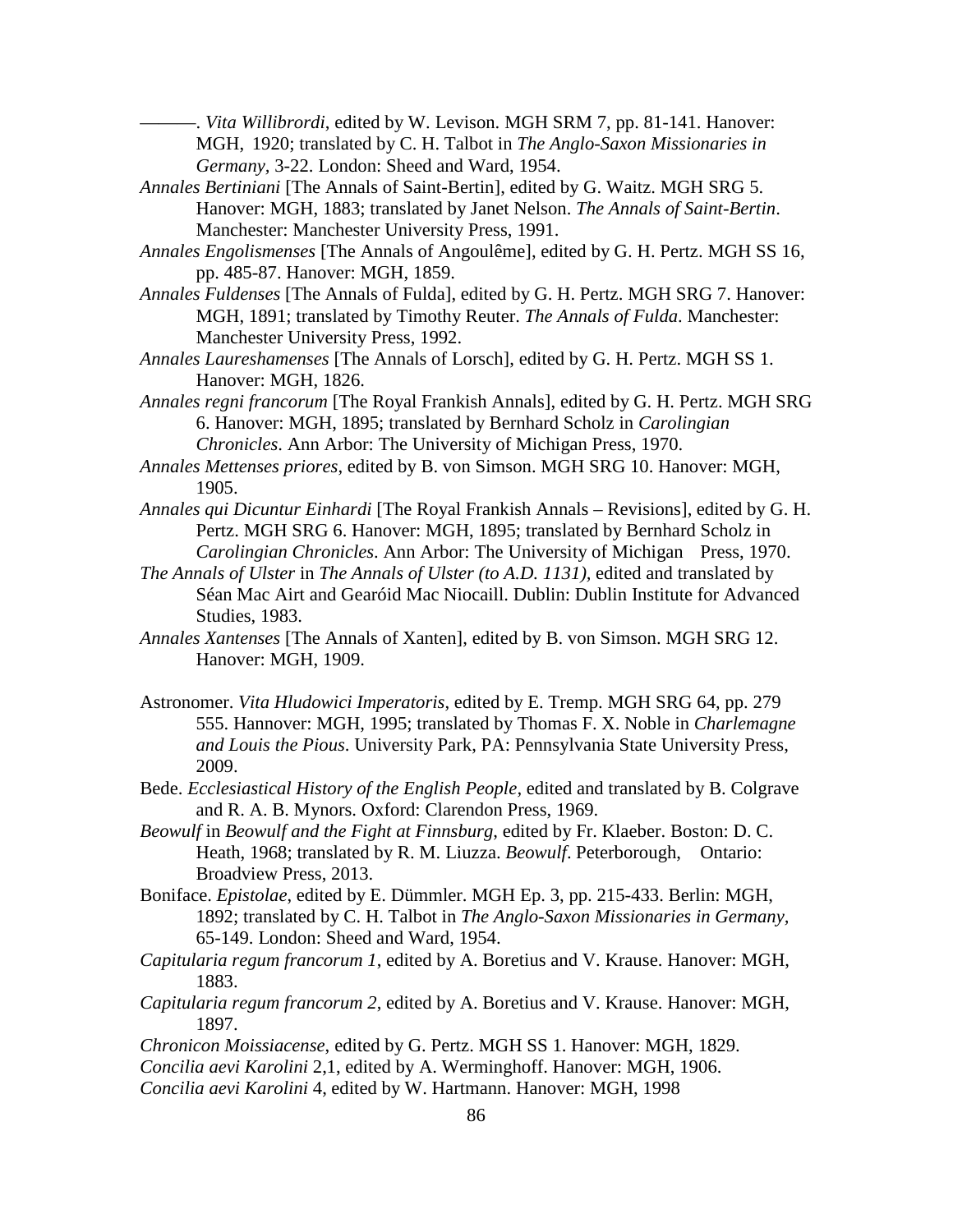———. *Vita Willibrordi*, edited by W. Levison. MGH SRM 7, pp. 81-141. Hanover: MGH, 1920; translated by C. H. Talbot in *The Anglo-Saxon Missionaries in Germany*, 3-22. London: Sheed and Ward, 1954.

*Annales Bertiniani* [The Annals of Saint-Bertin], edited by G. Waitz. MGH SRG 5. Hanover: MGH, 1883; translated by Janet Nelson. *The Annals of Saint-Bertin*. Manchester: Manchester University Press, 1991.

*Annales Engolismenses* [The Annals of Angoulême], edited by G. H. Pertz. MGH SS 16, pp. 485-87. Hanover: MGH, 1859.

*Annales Fuldenses* [The Annals of Fulda], edited by G. H. Pertz. MGH SRG 7. Hanover: MGH, 1891; translated by Timothy Reuter. *The Annals of Fulda*. Manchester: Manchester University Press, 1992.

*Annales Laureshamenses* [The Annals of Lorsch], edited by G. H. Pertz. MGH SS 1. Hanover: MGH, 1826.

*Annales regni francorum* [The Royal Frankish Annals], edited by G. H. Pertz. MGH SRG 6. Hanover: MGH, 1895; translated by Bernhard Scholz in *Carolingian Chronicles*. Ann Arbor: The University of Michigan Press, 1970.

*Annales Mettenses priores*, edited by B. von Simson. MGH SRG 10. Hanover: MGH, 1905.

*Annales qui Dicuntur Einhardi* [The Royal Frankish Annals – Revisions], edited by G. H. Pertz. MGH SRG 6. Hanover: MGH, 1895; translated by Bernhard Scholz in *Carolingian Chronicles*. Ann Arbor: The University of Michigan Press, 1970.

*The Annals of Ulster* in *The Annals of Ulster (to A.D. 1131)*, edited and translated by Séan Mac Airt and Gearóid Mac Niocaill. Dublin: Dublin Institute for Advanced Studies, 1983.

*Annales Xantenses* [The Annals of Xanten], edited by B. von Simson. MGH SRG 12. Hanover: MGH, 1909.

Astronomer. *Vita Hludowici Imperatoris*, edited by E. Tremp. MGH SRG 64, pp. 279 555. Hannover: MGH, 1995; translated by Thomas F. X. Noble in *Charlemagne and Louis the Pious*. University Park, PA: Pennsylvania State University Press, 2009.

Bede. *Ecclesiastical History of the English People*, edited and translated by B. Colgrave and R. A. B. Mynors. Oxford: Clarendon Press, 1969.

*Beowulf* in *Beowulf and the Fight at Finnsburg*, edited by Fr. Klaeber. Boston: D. C. Heath, 1968; translated by R. M. Liuzza. *Beowulf*. Peterborough, Ontario: Broadview Press, 2013.

Boniface. *Epistolae*, edited by E. Dümmler. MGH Ep. 3, pp. 215-433. Berlin: MGH, 1892; translated by C. H. Talbot in *The Anglo-Saxon Missionaries in Germany*, 65-149. London: Sheed and Ward, 1954.

*Capitularia regum francorum 1*, edited by A. Boretius and V. Krause. Hanover: MGH, 1883.

*Capitularia regum francorum 2*, edited by A. Boretius and V. Krause. Hanover: MGH, 1897.

*Chronicon Moissiacense*, edited by G. Pertz. MGH SS 1. Hanover: MGH, 1829.

*Concilia aevi Karolini* 2,1, edited by A. Werminghoff. Hanover: MGH, 1906.

*Concilia aevi Karolini* 4, edited by W. Hartmann. Hanover: MGH, 1998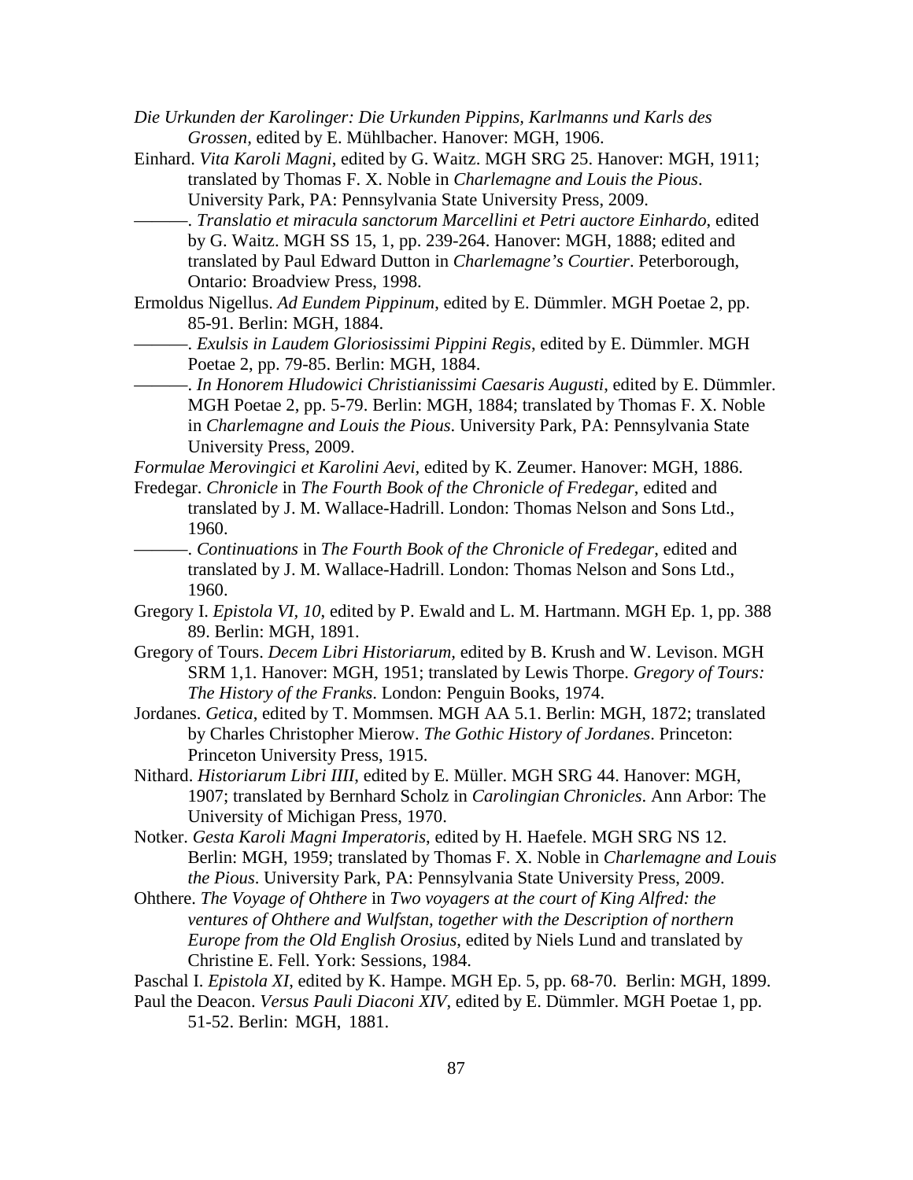*Die Urkunden der Karolinger: Die Urkunden Pippins, Karlmanns und Karls des Grossen*, edited by E. Mühlbacher. Hanover: MGH, 1906.

Einhard. *Vita Karoli Magni*, edited by G. Waitz. MGH SRG 25. Hanover: MGH, 1911; translated by Thomas F. X. Noble in *Charlemagne and Louis the Pious*. University Park, PA: Pennsylvania State University Press, 2009.

———. *Translatio et miracula sanctorum Marcellini et Petri auctore Einhardo*, edited by G. Waitz. MGH SS 15, 1, pp. 239-264. Hanover: MGH, 1888; edited and translated by Paul Edward Dutton in *Charlemagne's Courtier*. Peterborough, Ontario: Broadview Press, 1998.

Ermoldus Nigellus. *Ad Eundem Pippinum*, edited by E. Dümmler. MGH Poetae 2, pp. 85-91. Berlin: MGH, 1884.

———. *Exulsis in Laudem Gloriosissimi Pippini Regis*, edited by E. Dümmler. MGH Poetae 2, pp. 79-85. Berlin: MGH, 1884.

———. *In Honorem Hludowici Christianissimi Caesaris Augusti*, edited by E. Dümmler. MGH Poetae 2, pp. 5-79. Berlin: MGH, 1884; translated by Thomas F. X. Noble in *Charlemagne and Louis the Pious*. University Park, PA: Pennsylvania State University Press, 2009.

*Formulae Merovingici et Karolini Aevi*, edited by K. Zeumer. Hanover: MGH, 1886.

Fredegar. *Chronicle* in *The Fourth Book of the Chronicle of Fredegar*, edited and translated by J. M. Wallace-Hadrill. London: Thomas Nelson and Sons Ltd., 1960.

———. *Continuations* in *The Fourth Book of the Chronicle of Fredegar*, edited and translated by J. M. Wallace-Hadrill. London: Thomas Nelson and Sons Ltd., 1960.

Gregory I. *Epistola VI, 10*, edited by P. Ewald and L. M. Hartmann. MGH Ep. 1, pp. 388 89. Berlin: MGH, 1891.

Gregory of Tours. *Decem Libri Historiarum,* edited by B. Krush and W. Levison. MGH SRM 1,1. Hanover: MGH, 1951; translated by Lewis Thorpe. *Gregory of Tours: The History of the Franks*. London: Penguin Books, 1974.

Jordanes. *Getica*, edited by T. Mommsen. MGH AA 5.1. Berlin: MGH, 1872; translated by Charles Christopher Mierow. *The Gothic History of Jordanes*. Princeton: Princeton University Press, 1915.

Nithard. *Historiarum Libri IIII*, edited by E. Müller. MGH SRG 44. Hanover: MGH, 1907; translated by Bernhard Scholz in *Carolingian Chronicles*. Ann Arbor: The University of Michigan Press, 1970.

Notker. *Gesta Karoli Magni Imperatoris*, edited by H. Haefele. MGH SRG NS 12. Berlin: MGH, 1959; translated by Thomas F. X. Noble in *Charlemagne and Louis the Pious*. University Park, PA: Pennsylvania State University Press, 2009.

Ohthere. *The Voyage of Ohthere* in *Two voyagers at the court of King Alfred: the ventures of Ohthere and Wulfstan, together with the Description of northern Europe from the Old English Orosius*, edited by Niels Lund and translated by Christine E. Fell. York: Sessions, 1984.

Paschal I. *Epistola XI*, edited by K. Hampe. MGH Ep. 5, pp. 68-70. Berlin: MGH, 1899.

Paul the Deacon. *Versus Pauli Diaconi XIV*, edited by E. Dümmler. MGH Poetae 1, pp. 51-52. Berlin: MGH, 1881.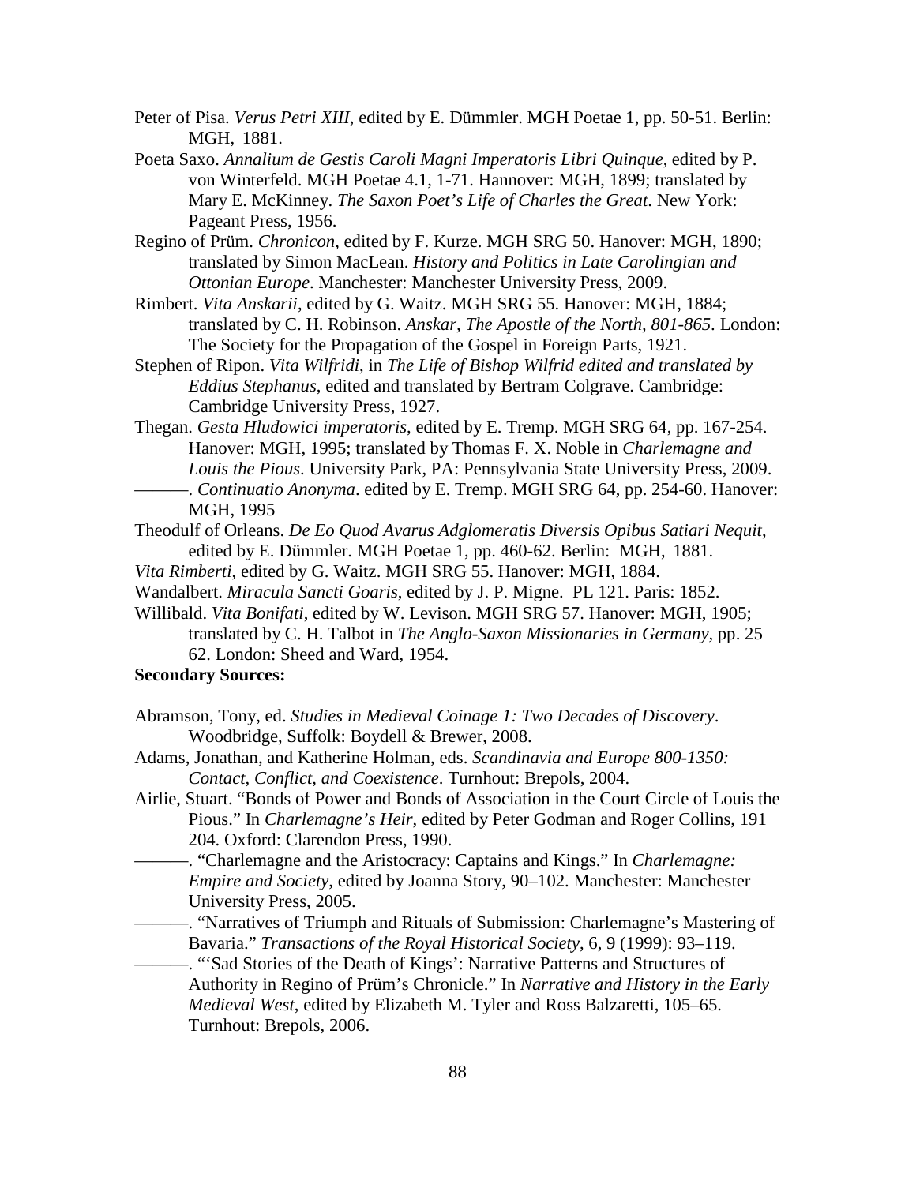Peter of Pisa. *Verus Petri XIII*, edited by E. Dümmler. MGH Poetae 1, pp. 50-51. Berlin: MGH, 1881.

Poeta Saxo. *Annalium de Gestis Caroli Magni Imperatoris Libri Quinque*, edited by P. von Winterfeld. MGH Poetae 4.1, 1-71. Hannover: MGH, 1899; translated by Mary E. McKinney. *The Saxon Poet's Life of Charles the Great*. New York: Pageant Press, 1956.

Regino of Prüm. *Chronicon*, edited by F. Kurze. MGH SRG 50. Hanover: MGH, 1890; translated by Simon MacLean. *History and Politics in Late Carolingian and Ottonian Europe*. Manchester: Manchester University Press, 2009.

Rimbert. *Vita Anskarii*, edited by G. Waitz. MGH SRG 55. Hanover: MGH, 1884; translated by C. H. Robinson. *Anskar, The Apostle of the North, 801-865*. London: The Society for the Propagation of the Gospel in Foreign Parts, 1921.

Stephen of Ripon. *Vita Wilfridi*, in *The Life of Bishop Wilfrid edited and translated by Eddius Stephanus*, edited and translated by Bertram Colgrave. Cambridge: Cambridge University Press, 1927.

Thegan. *Gesta Hludowici imperatoris*, edited by E. Tremp. MGH SRG 64, pp. 167-254. Hanover: MGH, 1995; translated by Thomas F. X. Noble in *Charlemagne and Louis the Pious*. University Park, PA: Pennsylvania State University Press, 2009.

———. *Continuatio Anonyma*. edited by E. Tremp. MGH SRG 64, pp. 254-60. Hanover: MGH, 1995

Theodulf of Orleans. *De Eo Quod Avarus Adglomeratis Diversis Opibus Satiari Nequit*, edited by E. Dümmler. MGH Poetae 1, pp. 460-62. Berlin: MGH, 1881.

*Vita Rimberti*, edited by G. Waitz. MGH SRG 55. Hanover: MGH, 1884.

Wandalbert. *Miracula Sancti Goaris*, edited by J. P. Migne. PL 121. Paris: 1852.

Willibald. *Vita Bonifati*, edited by W. Levison. MGH SRG 57. Hanover: MGH, 1905; translated by C. H. Talbot in *The Anglo-Saxon Missionaries in Germany*, pp. 25 62. London: Sheed and Ward, 1954.

**Secondary Sources:**

Abramson, Tony, ed. *Studies in Medieval Coinage 1: Two Decades of Discovery*. Woodbridge, Suffolk: Boydell & Brewer, 2008.

Adams, Jonathan, and Katherine Holman, eds. *Scandinavia and Europe 800-1350: Contact, Conflict, and Coexistence*. Turnhout: Brepols, 2004.

Airlie, Stuart. "Bonds of Power and Bonds of Association in the Court Circle of Louis the Pious." In *Charlemagne's Heir*, edited by Peter Godman and Roger Collins, 191 204. Oxford: Clarendon Press, 1990.

———. "Charlemagne and the Aristocracy: Captains and Kings." In *Charlemagne: Empire and Society*, edited by Joanna Story, 90–102. Manchester: Manchester University Press, 2005.

———. "Narratives of Triumph and Rituals of Submission: Charlemagne's Mastering of Bavaria." *Transactions of the Royal Historical Society*, 6, 9 (1999): 93–119.

———. "'Sad Stories of the Death of Kings': Narrative Patterns and Structures of Authority in Regino of Prüm's Chronicle." In *Narrative and History in the Early Medieval West*, edited by Elizabeth M. Tyler and Ross Balzaretti, 105–65. Turnhout: Brepols, 2006.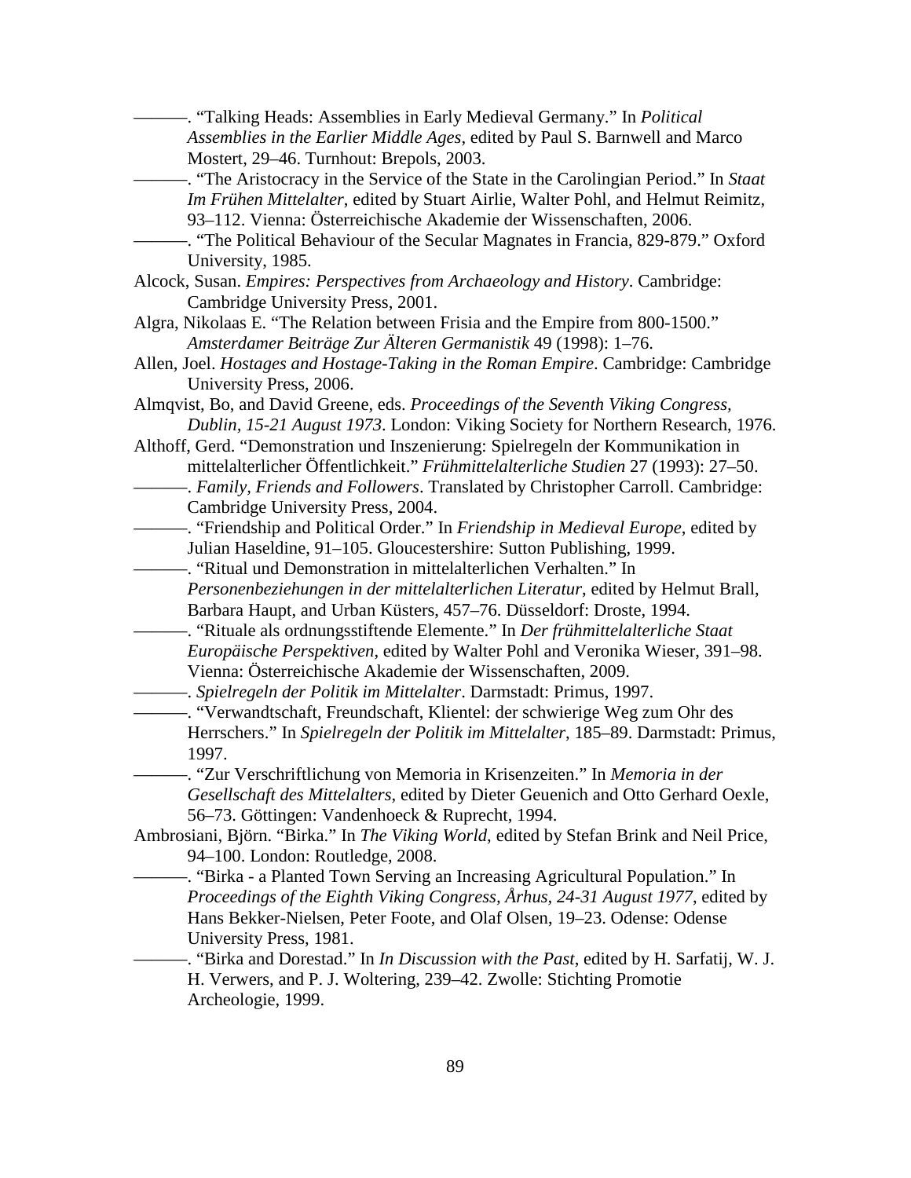———. “Talking Heads: Assemblies in Early Medieval Germany.” In *Political Assemblies in the Earlier Middle Ages*, edited by Paul S. Barnwell and Marco Mostert, 29–46. Turnhout: Brepols, 2003.

———. “The Aristocracy in the Service of the State in the Carolingian Period.” In *Staat Im Frühen Mittelalter*, edited by Stuart Airlie, Walter Pohl, and Helmut Reimitz, 93–112. Vienna: Österreichische Akademie der Wissenschaften, 2006.

———. “The Political Behaviour of the Secular Magnates in Francia, 829-879.” Oxford University, 1985.

Alcock, Susan. *Empires: Perspectives from Archaeology and History*. Cambridge: Cambridge University Press, 2001.

Algra, Nikolaas E. “The Relation between Frisia and the Empire from 800-1500.” *Amsterdamer Beiträge Zur Älteren Germanistik* 49 (1998): 1–76.

Allen, Joel. *Hostages and Hostage-Taking in the Roman Empire*. Cambridge: Cambridge University Press, 2006.

Almqvist, Bo, and David Greene, eds. *Proceedings of the Seventh Viking Congress, Dublin, 15-21 August 1973*. London: Viking Society for Northern Research, 1976.

Althoff, Gerd. “Demonstration und Inszenierung: Spielregeln der Kommunikation in mittelalterlicher Öffentlichkeit.” *Frühmittelalterliche Studien* 27 (1993): 27–50.

———. *Family, Friends and Followers*. Translated by Christopher Carroll. Cambridge: Cambridge University Press, 2004.

———. “Friendship and Political Order.” In *Friendship in Medieval Europe*, edited by Julian Haseldine, 91–105. Gloucestershire: Sutton Publishing, 1999.

———. “Ritual und Demonstration in mittelalterlichen Verhalten.” In *Personenbeziehungen in der mittelalterlichen Literatur*, edited by Helmut Brall, Barbara Haupt, and Urban Küsters, 457–76. Düsseldorf: Droste, 1994.

———. “Rituale als ordnungsstiftende Elemente.” In *Der frühmittelalterliche Staat Europäische Perspektiven*, edited by Walter Pohl and Veronika Wieser, 391–98. Vienna: Österreichische Akademie der Wissenschaften, 2009.

———. *Spielregeln der Politik im Mittelalter*. Darmstadt: Primus, 1997.

———. “Verwandtschaft, Freundschaft, Klientel: der schwierige Weg zum Ohr des Herrschers.” In *Spielregeln der Politik im Mittelalter*, 185–89. Darmstadt: Primus, 1997.

———. “Zur Verschriftlichung von Memoria in Krisenzeiten.” In *Memoria in der Gesellschaft des Mittelalters*, edited by Dieter Geuenich and Otto Gerhard Oexle, 56–73. Göttingen: Vandenhoeck & Ruprecht, 1994.

Ambrosiani, Björn. “Birka.” In *The Viking World*, edited by Stefan Brink and Neil Price, 94–100. London: Routledge, 2008.

———. “Birka - a Planted Town Serving an Increasing Agricultural Population.” In *Proceedings of the Eighth Viking Congress, Århus, 24-31 August 1977*, edited by Hans Bekker-Nielsen, Peter Foote, and Olaf Olsen, 19–23. Odense: Odense University Press, 1981.

———. “Birka and Dorestad.” In *In Discussion with the Past*, edited by H. Sarfatij, W. J. H. Verwers, and P. J. Woltering, 239–42. Zwolle: Stichting Promotie Archeologie, 1999.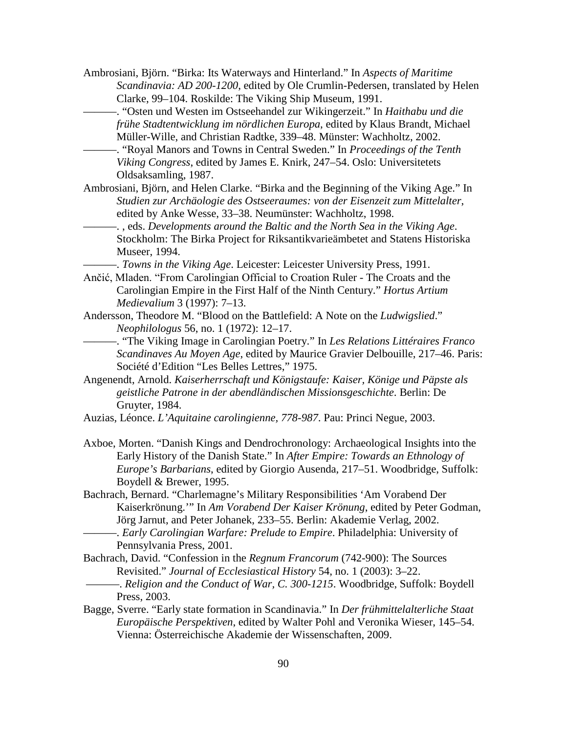Ambrosiani, Björn. "Birka: Its Waterways and Hinterland." In *Aspects of Maritime Scandinavia: AD 200-1200*, edited by Ole Crumlin-Pedersen, translated by Helen Clarke, 99–104. Roskilde: The Viking Ship Museum, 1991.

———. "Osten und Westen im Ostseehandel zur Wikingerzeit." In *Haithabu und die frühe Stadtentwicklung im nördlichen Europa*, edited by Klaus Brandt, Michael Müller-Wille, and Christian Radtke, 339–48. Münster: Wachholtz, 2002.

———. "Royal Manors and Towns in Central Sweden." In *Proceedings of the Tenth Viking Congress*, edited by James E. Knirk, 247–54. Oslo: Universitetets Oldsaksamling, 1987.

Ambrosiani, Björn, and Helen Clarke. "Birka and the Beginning of the Viking Age." In *Studien zur Archäologie des Ostseeraumes: von der Eisenzeit zum Mittelalter*, edited by Anke Wesse, 33–38. Neumünster: Wachholtz, 1998.

———. , eds. *Developments around the Baltic and the North Sea in the Viking Age*. Stockholm: The Birka Project for Riksantikvarieämbetet and Statens Historiska Museer, 1994.

———. *Towns in the Viking Age*. Leicester: Leicester University Press, 1991.

Ančić, Mladen. "From Carolingian Official to Croation Ruler - The Croats and the Carolingian Empire in the First Half of the Ninth Century." *Hortus Artium Medievalium* 3 (1997): 7–13.

Andersson, Theodore M. "Blood on the Battlefield: A Note on the *Ludwigslied*." *Neophilologus* 56, no. 1 (1972): 12–17.

———. "The Viking Image in Carolingian Poetry." In *Les Relations Littéraires Franco Scandinaves Au Moyen Age*, edited by Maurice Gravier Delbouille, 217–46. Paris: Société d'Edition "Les Belles Lettres," 1975.

Angenendt, Arnold. *Kaiserherrschaft und Königstaufe: Kaiser, Könige und Päpste als geistliche Patrone in der abendländischen Missionsgeschichte*. Berlin: De Gruyter, 1984.

Auzias, Léonce. *L'Aquitaine carolingienne, 778-987*. Pau: Princi Negue, 2003.

Axboe, Morten. "Danish Kings and Dendrochronology: Archaeological Insights into the Early History of the Danish State." In *After Empire: Towards an Ethnology of Europe's Barbarians*, edited by Giorgio Ausenda, 217–51. Woodbridge, Suffolk: Boydell & Brewer, 1995.

Bachrach, Bernard. "Charlemagne's Military Responsibilities 'Am Vorabend Der Kaiserkrönung.'" In *Am Vorabend Der Kaiser Krönung*, edited by Peter Godman, Jörg Jarnut, and Peter Johanek, 233–55. Berlin: Akademie Verlag, 2002.

———. *Early Carolingian Warfare: Prelude to Empire*. Philadelphia: University of Pennsylvania Press, 2001.

Bachrach, David. "Confession in the *Regnum Francorum* (742-900): The Sources Revisited." *Journal of Ecclesiastical History* 54, no. 1 (2003): 3–22.

———. *Religion and the Conduct of War, C. 300-1215*. Woodbridge, Suffolk: Boydell Press, 2003.

Bagge, Sverre. "Early state formation in Scandinavia." In *Der frühmittelalterliche Staat Europäische Perspektiven*, edited by Walter Pohl and Veronika Wieser, 145–54. Vienna: Österreichische Akademie der Wissenschaften, 2009.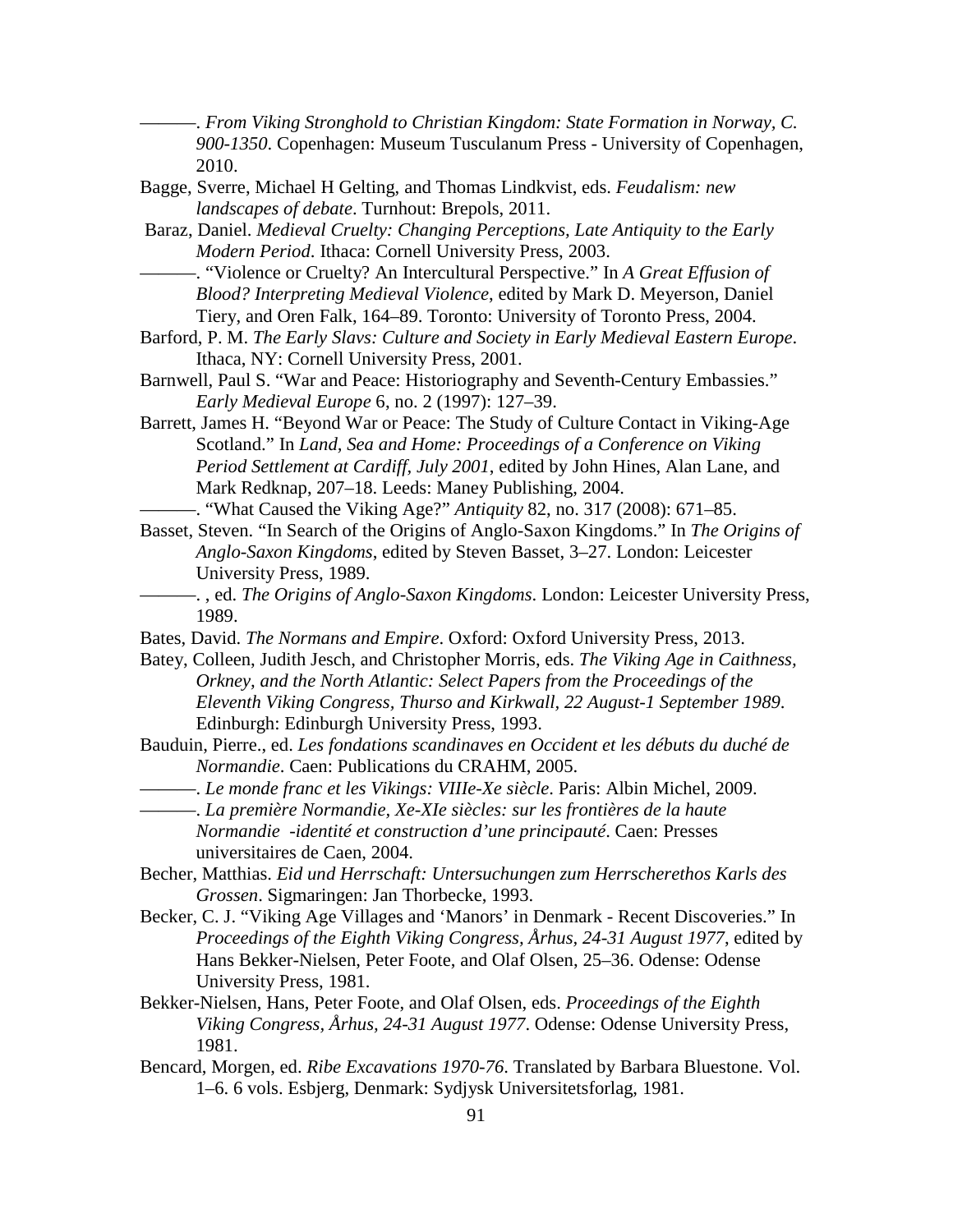———. *From Viking Stronghold to Christian Kingdom: State Formation in Norway, C. 900-1350*. Copenhagen: Museum Tusculanum Press - University of Copenhagen, 2010.

Bagge, Sverre, Michael H Gelting, and Thomas Lindkvist, eds. *Feudalism: new landscapes of debate*. Turnhout: Brepols, 2011.

Baraz, Daniel. *Medieval Cruelty: Changing Perceptions, Late Antiquity to the Early Modern Period*. Ithaca: Cornell University Press, 2003.

———. "Violence or Cruelty? An Intercultural Perspective." In *A Great Effusion of Blood? Interpreting Medieval Violence*, edited by Mark D. Meyerson, Daniel Tiery, and Oren Falk, 164–89. Toronto: University of Toronto Press, 2004.

Barford, P. M. *The Early Slavs: Culture and Society in Early Medieval Eastern Europe*. Ithaca, NY: Cornell University Press, 2001.

Barnwell, Paul S. "War and Peace: Historiography and Seventh-Century Embassies." *Early Medieval Europe* 6, no. 2 (1997): 127–39.

Barrett, James H. "Beyond War or Peace: The Study of Culture Contact in Viking-Age Scotland." In *Land, Sea and Home: Proceedings of a Conference on Viking Period Settlement at Cardiff, July 2001*, edited by John Hines, Alan Lane, and Mark Redknap, 207–18. Leeds: Maney Publishing, 2004.

———. "What Caused the Viking Age?" *Antiquity* 82, no. 317 (2008): 671–85.

Basset, Steven. "In Search of the Origins of Anglo-Saxon Kingdoms." In *The Origins of Anglo-Saxon Kingdoms*, edited by Steven Basset, 3–27. London: Leicester University Press, 1989.

———. , ed. *The Origins of Anglo-Saxon Kingdoms*. London: Leicester University Press, 1989.

Bates, David. *The Normans and Empire*. Oxford: Oxford University Press, 2013.

Batey, Colleen, Judith Jesch, and Christopher Morris, eds. *The Viking Age in Caithness, Orkney, and the North Atlantic: Select Papers from the Proceedings of the Eleventh Viking Congress, Thurso and Kirkwall, 22 August-1 September 1989*. Edinburgh: Edinburgh University Press, 1993.

Bauduin, Pierre., ed. *Les fondations scandinaves en Occident et les débuts du duché de Normandie*. Caen: Publications du CRAHM, 2005.

———. *Le monde franc et les Vikings: VIIIe-Xe siècle*. Paris: Albin Michel, 2009.

———. *La première Normandie, Xe-XIe siècles: sur les frontières de la haute Normandie -identité et construction d'une principauté*. Caen: Presses universitaires de Caen, 2004.

Becher, Matthias. *Eid und Herrschaft: Untersuchungen zum Herrscherethos Karls des Grossen*. Sigmaringen: Jan Thorbecke, 1993.

Becker, C. J. "Viking Age Villages and 'Manors' in Denmark - Recent Discoveries." In *Proceedings of the Eighth Viking Congress, Århus, 24-31 August 1977*, edited by Hans Bekker-Nielsen, Peter Foote, and Olaf Olsen, 25–36. Odense: Odense University Press, 1981.

Bekker-Nielsen, Hans, Peter Foote, and Olaf Olsen, eds. *Proceedings of the Eighth Viking Congress, Århus, 24-31 August 1977*. Odense: Odense University Press, 1981.

Bencard, Morgen, ed. *Ribe Excavations 1970-76*. Translated by Barbara Bluestone. Vol. 1–6. 6 vols. Esbjerg, Denmark: Sydjysk Universitetsforlag, 1981.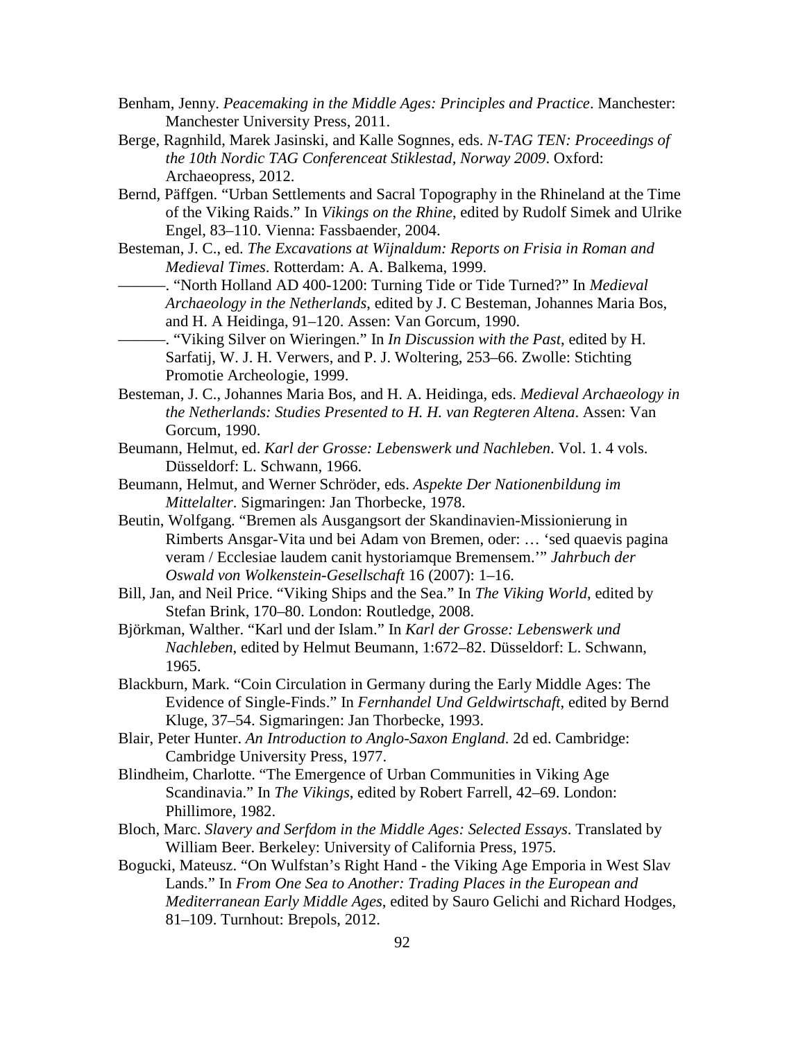Benham, Jenny. *Peacemaking in the Middle Ages: Principles and Practice*. Manchester: Manchester University Press, 2011.

Berge, Ragnhild, Marek Jasinski, and Kalle Sognnes, eds. *N-TAG TEN: Proceedings of the 10th Nordic TAG Conferenceat Stiklestad, Norway 2009*. Oxford: Archaeopress, 2012.

Bernd, Päffgen. "Urban Settlements and Sacral Topography in the Rhineland at the Time of the Viking Raids." In *Vikings on the Rhine*, edited by Rudolf Simek and Ulrike Engel, 83–110. Vienna: Fassbaender, 2004.

Besteman, J. C., ed. *The Excavations at Wijnaldum: Reports on Frisia in Roman and Medieval Times*. Rotterdam: A. A. Balkema, 1999.

———. "North Holland AD 400-1200: Turning Tide or Tide Turned?" In *Medieval Archaeology in the Netherlands*, edited by J. C Besteman, Johannes Maria Bos, and H. A Heidinga, 91–120. Assen: Van Gorcum, 1990.

———. "Viking Silver on Wieringen." In *In Discussion with the Past*, edited by H. Sarfatij, W. J. H. Verwers, and P. J. Woltering, 253–66. Zwolle: Stichting Promotie Archeologie, 1999.

Besteman, J. C., Johannes Maria Bos, and H. A. Heidinga, eds. *Medieval Archaeology in the Netherlands: Studies Presented to H. H. van Regteren Altena*. Assen: Van Gorcum, 1990.

Beumann, Helmut, ed. *Karl der Grosse: Lebenswerk und Nachleben*. Vol. 1. 4 vols. Düsseldorf: L. Schwann, 1966.

Beumann, Helmut, and Werner Schröder, eds. *Aspekte Der Nationenbildung im Mittelalter*. Sigmaringen: Jan Thorbecke, 1978.

Beutin, Wolfgang. "Bremen als Ausgangsort der Skandinavien-Missionierung in Rimberts Ansgar-Vita und bei Adam von Bremen, oder: … 'sed quaevis pagina veram / Ecclesiae laudem canit hystoriamque Bremensem.'" *Jahrbuch der Oswald von Wolkenstein-Gesellschaft* 16 (2007): 1–16.

Bill, Jan, and Neil Price. "Viking Ships and the Sea." In *The Viking World*, edited by Stefan Brink, 170–80. London: Routledge, 2008.

Björkman, Walther. "Karl und der Islam." In *Karl der Grosse: Lebenswerk und Nachleben*, edited by Helmut Beumann, 1:672–82. Düsseldorf: L. Schwann, 1965.

Blackburn, Mark. "Coin Circulation in Germany during the Early Middle Ages: The Evidence of Single-Finds." In *Fernhandel Und Geldwirtschaft*, edited by Bernd Kluge, 37–54. Sigmaringen: Jan Thorbecke, 1993.

Blair, Peter Hunter. *An Introduction to Anglo-Saxon England*. 2d ed. Cambridge: Cambridge University Press, 1977.

Blindheim, Charlotte. "The Emergence of Urban Communities in Viking Age Scandinavia." In *The Vikings*, edited by Robert Farrell, 42–69. London: Phillimore, 1982.

Bloch, Marc. *Slavery and Serfdom in the Middle Ages: Selected Essays*. Translated by William Beer. Berkeley: University of California Press, 1975.

Bogucki, Mateusz. "On Wulfstan's Right Hand - the Viking Age Emporia in West Slav Lands." In *From One Sea to Another: Trading Places in the European and Mediterranean Early Middle Ages*, edited by Sauro Gelichi and Richard Hodges, 81–109. Turnhout: Brepols, 2012.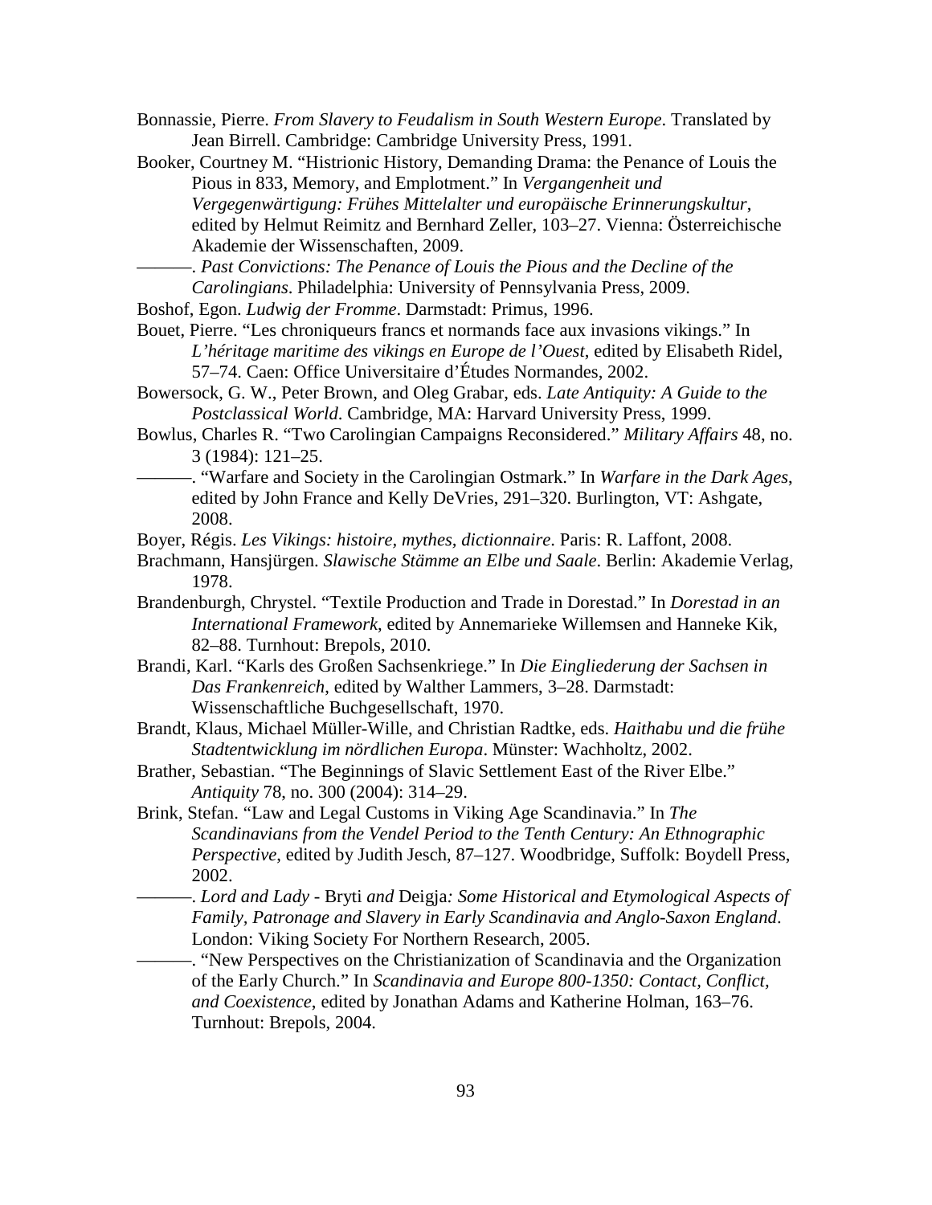Bonnassie, Pierre. *From Slavery to Feudalism in South Western Europe*. Translated by Jean Birrell. Cambridge: Cambridge University Press, 1991.

Booker, Courtney M. "Histrionic History, Demanding Drama: the Penance of Louis the Pious in 833, Memory, and Emplotment." In *Vergangenheit und Vergegenwärtigung: Frühes Mittelalter und europäische Erinnerungskultur*, edited by Helmut Reimitz and Bernhard Zeller, 103–27. Vienna: Österreichische Akademie der Wissenschaften, 2009.

———. *Past Convictions: The Penance of Louis the Pious and the Decline of the Carolingians*. Philadelphia: University of Pennsylvania Press, 2009.

Boshof, Egon. *Ludwig der Fromme*. Darmstadt: Primus, 1996.

Bouet, Pierre. "Les chroniqueurs francs et normands face aux invasions vikings." In *L'héritage maritime des vikings en Europe de l'Ouest*, edited by Elisabeth Ridel, 57–74. Caen: Office Universitaire d'Études Normandes, 2002.

Bowersock, G. W., Peter Brown, and Oleg Grabar, eds. *Late Antiquity: A Guide to the Postclassical World*. Cambridge, MA: Harvard University Press, 1999.

Bowlus, Charles R. "Two Carolingian Campaigns Reconsidered." *Military Affairs* 48, no. 3 (1984): 121–25.

———. "Warfare and Society in the Carolingian Ostmark." In *Warfare in the Dark Ages*, edited by John France and Kelly DeVries, 291–320. Burlington, VT: Ashgate, 2008.

Boyer, Régis. *Les Vikings: histoire, mythes, dictionnaire*. Paris: R. Laffont, 2008.

Brachmann, Hansjürgen. *Slawische Stämme an Elbe und Saale*. Berlin: Akademie Verlag, 1978.

Brandenburgh, Chrystel. "Textile Production and Trade in Dorestad." In *Dorestad in an International Framework*, edited by Annemarieke Willemsen and Hanneke Kik, 82–88. Turnhout: Brepols, 2010.

Brandi, Karl. "Karls des Großen Sachsenkriege." In *Die Eingliederung der Sachsen in Das Frankenreich*, edited by Walther Lammers, 3–28. Darmstadt: Wissenschaftliche Buchgesellschaft, 1970.

Brandt, Klaus, Michael Müller-Wille, and Christian Radtke, eds. *Haithabu und die frühe Stadtentwicklung im nördlichen Europa*. Münster: Wachholtz, 2002.

Brather, Sebastian. "The Beginnings of Slavic Settlement East of the River Elbe." *Antiquity* 78, no. 300 (2004): 314–29.

Brink, Stefan. "Law and Legal Customs in Viking Age Scandinavia." In *The Scandinavians from the Vendel Period to the Tenth Century: An Ethnographic Perspective*, edited by Judith Jesch, 87–127. Woodbridge, Suffolk: Boydell Press, 2002.

———. *Lord and Lady -* Bryti *and* Deigja*: Some Historical and Etymological Aspects of Family, Patronage and Slavery in Early Scandinavia and Anglo-Saxon England*. London: Viking Society For Northern Research, 2005.

———. "New Perspectives on the Christianization of Scandinavia and the Organization of the Early Church." In *Scandinavia and Europe 800-1350: Contact, Conflict, and Coexistence*, edited by Jonathan Adams and Katherine Holman, 163–76. Turnhout: Brepols, 2004.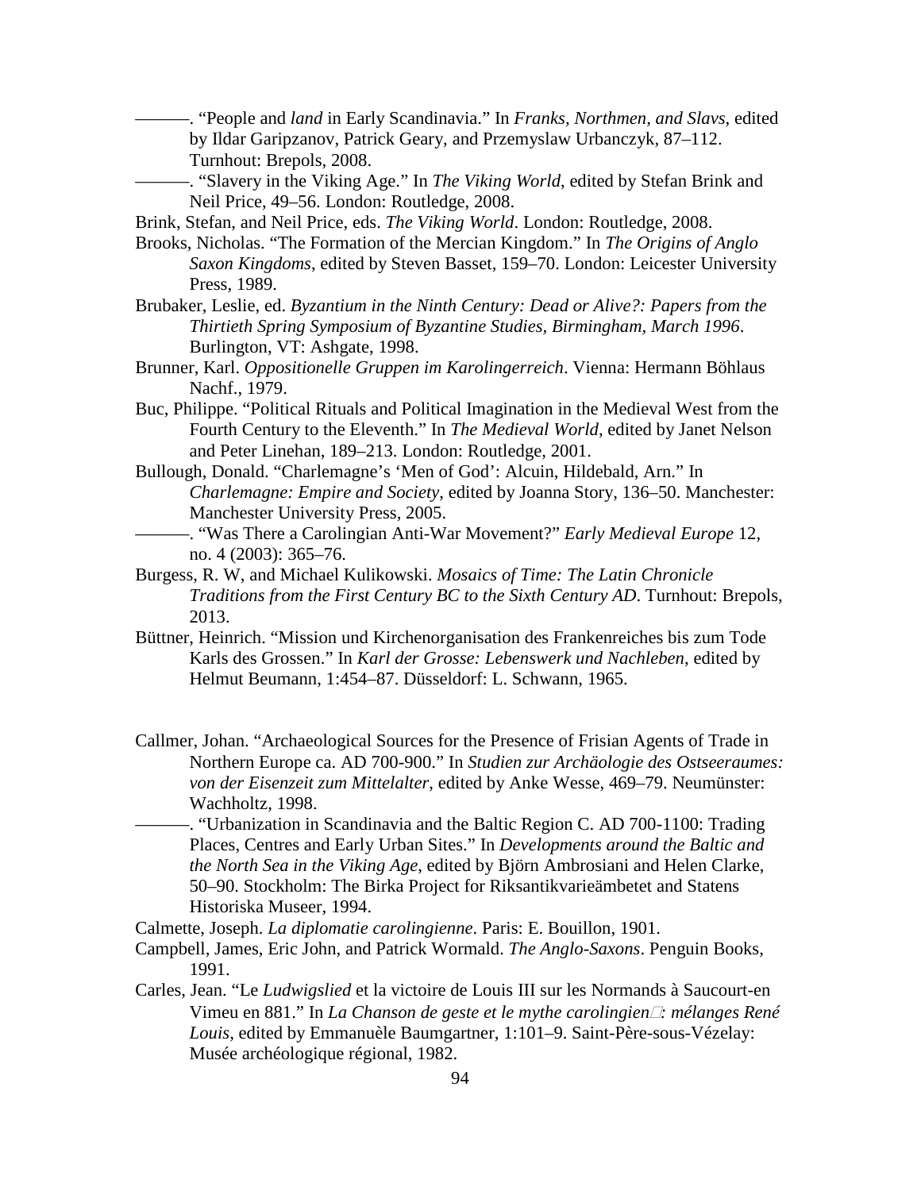———. "People and *land* in Early Scandinavia." In *Franks, Northmen, and Slavs*, edited by Ildar Garipzanov, Patrick Geary, and Przemyslaw Urbanczyk, 87–112. Turnhout: Brepols, 2008.

———. "Slavery in the Viking Age." In *The Viking World*, edited by Stefan Brink and Neil Price, 49–56. London: Routledge, 2008.

Brink, Stefan, and Neil Price, eds. *The Viking World*. London: Routledge, 2008.

Brooks, Nicholas. "The Formation of the Mercian Kingdom." In *The Origins of Anglo Saxon Kingdoms*, edited by Steven Basset, 159–70. London: Leicester University Press, 1989.

Brubaker, Leslie, ed. *Byzantium in the Ninth Century: Dead or Alive?: Papers from the Thirtieth Spring Symposium of Byzantine Studies, Birmingham, March 1996*. Burlington, VT: Ashgate, 1998.

Brunner, Karl. *Oppositionelle Gruppen im Karolingerreich*. Vienna: Hermann Böhlaus Nachf., 1979.

Buc, Philippe. "Political Rituals and Political Imagination in the Medieval West from the Fourth Century to the Eleventh." In *The Medieval World*, edited by Janet Nelson and Peter Linehan, 189–213. London: Routledge, 2001.

Bullough, Donald. "Charlemagne's 'Men of God': Alcuin, Hildebald, Arn." In *Charlemagne: Empire and Society*, edited by Joanna Story, 136–50. Manchester: Manchester University Press, 2005.

———. "Was There a Carolingian Anti-War Movement?" *Early Medieval Europe* 12, no. 4 (2003): 365–76.

Burgess, R. W, and Michael Kulikowski. *Mosaics of Time: The Latin Chronicle Traditions from the First Century BC to the Sixth Century AD*. Turnhout: Brepols, 2013.

Büttner, Heinrich. "Mission und Kirchenorganisation des Frankenreiches bis zum Tode Karls des Grossen." In *Karl der Grosse: Lebenswerk und Nachleben*, edited by Helmut Beumann, 1:454–87. Düsseldorf: L. Schwann, 1965.

Callmer, Johan. "Archaeological Sources for the Presence of Frisian Agents of Trade in Northern Europe ca. AD 700-900." In *Studien zur Archäologie des Ostseeraumes: von der Eisenzeit zum Mittelalter*, edited by Anke Wesse, 469–79. Neumünster: Wachholtz, 1998.

———. "Urbanization in Scandinavia and the Baltic Region C. AD 700-1100: Trading Places, Centres and Early Urban Sites." In *Developments around the Baltic and the North Sea in the Viking Age*, edited by Björn Ambrosiani and Helen Clarke, 50–90. Stockholm: The Birka Project for Riksantikvarieämbetet and Statens Historiska Museer, 1994.

Calmette, Joseph. *La diplomatie carolingienne*. Paris: E. Bouillon, 1901.

Campbell, James, Eric John, and Patrick Wormald. *The Anglo-Saxons*. Penguin Books, 1991.

Carles, Jean. "Le *Ludwigslied* et la victoire de Louis III sur les Normands à Saucourt-en Vimeu en 881." In *La Chanson de geste et le mythe carolingien : mélanges René Louis*, edited by Emmanuèle Baumgartner, 1:101–9. Saint-Père-sous-Vézelay: Musée archéologique régional, 1982.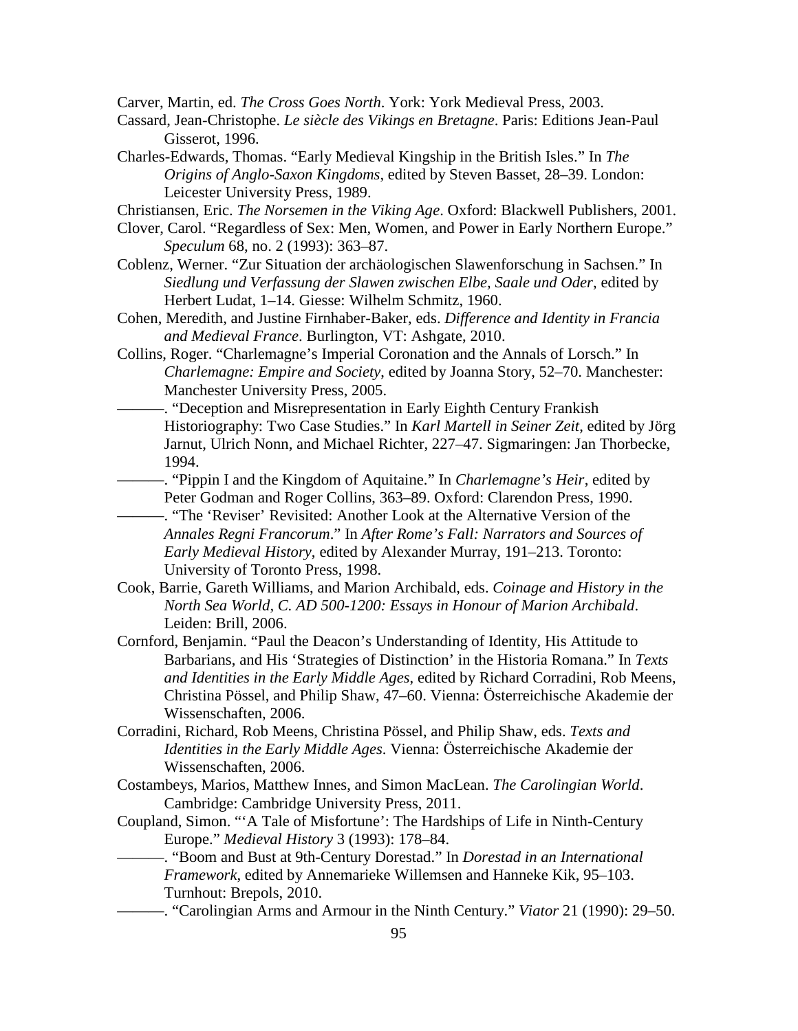Carver, Martin, ed. *The Cross Goes North*. York: York Medieval Press, 2003.

Cassard, Jean-Christophe. *Le siècle des Vikings en Bretagne*. Paris: Editions Jean-Paul Gisserot, 1996.

Charles-Edwards, Thomas. "Early Medieval Kingship in the British Isles." In *The Origins of Anglo-Saxon Kingdoms*, edited by Steven Basset, 28–39. London: Leicester University Press, 1989.

Christiansen, Eric. *The Norsemen in the Viking Age*. Oxford: Blackwell Publishers, 2001.

Clover, Carol. "Regardless of Sex: Men, Women, and Power in Early Northern Europe." *Speculum* 68, no. 2 (1993): 363–87.

Coblenz, Werner. "Zur Situation der archäologischen Slawenforschung in Sachsen." In *Siedlung und Verfassung der Slawen zwischen Elbe, Saale und Oder*, edited by Herbert Ludat, 1–14. Giesse: Wilhelm Schmitz, 1960.

Cohen, Meredith, and Justine Firnhaber-Baker, eds. *Difference and Identity in Francia and Medieval France*. Burlington, VT: Ashgate, 2010.

Collins, Roger. "Charlemagne's Imperial Coronation and the Annals of Lorsch." In *Charlemagne: Empire and Society*, edited by Joanna Story, 52–70. Manchester: Manchester University Press, 2005.

———. "Deception and Misrepresentation in Early Eighth Century Frankish Historiography: Two Case Studies." In *Karl Martell in Seiner Zeit*, edited by Jörg Jarnut, Ulrich Nonn, and Michael Richter, 227–47. Sigmaringen: Jan Thorbecke, 1994.

———. "Pippin I and the Kingdom of Aquitaine." In *Charlemagne's Heir*, edited by Peter Godman and Roger Collins, 363–89. Oxford: Clarendon Press, 1990.

———. "The 'Reviser' Revisited: Another Look at the Alternative Version of the *Annales Regni Francorum*." In *After Rome's Fall: Narrators and Sources of Early Medieval History*, edited by Alexander Murray, 191–213. Toronto: University of Toronto Press, 1998.

Cook, Barrie, Gareth Williams, and Marion Archibald, eds. *Coinage and History in the North Sea World, C. AD 500-1200: Essays in Honour of Marion Archibald*. Leiden: Brill, 2006.

Cornford, Benjamin. "Paul the Deacon's Understanding of Identity, His Attitude to Barbarians, and His 'Strategies of Distinction' in the Historia Romana." In *Texts and Identities in the Early Middle Ages*, edited by Richard Corradini, Rob Meens, Christina Pössel, and Philip Shaw, 47–60. Vienna: Österreichische Akademie der Wissenschaften, 2006.

Corradini, Richard, Rob Meens, Christina Pössel, and Philip Shaw, eds. *Texts and Identities in the Early Middle Ages*. Vienna: Österreichische Akademie der Wissenschaften, 2006.

Costambeys, Marios, Matthew Innes, and Simon MacLean. *The Carolingian World*. Cambridge: Cambridge University Press, 2011.

Coupland, Simon. "'A Tale of Misfortune': The Hardships of Life in Ninth-Century Europe." *Medieval History* 3 (1993): 178–84.

———. "Boom and Bust at 9th-Century Dorestad." In *Dorestad in an International Framework*, edited by Annemarieke Willemsen and Hanneke Kik, 95–103. Turnhout: Brepols, 2010.

———. "Carolingian Arms and Armour in the Ninth Century." *Viator* 21 (1990): 29–50.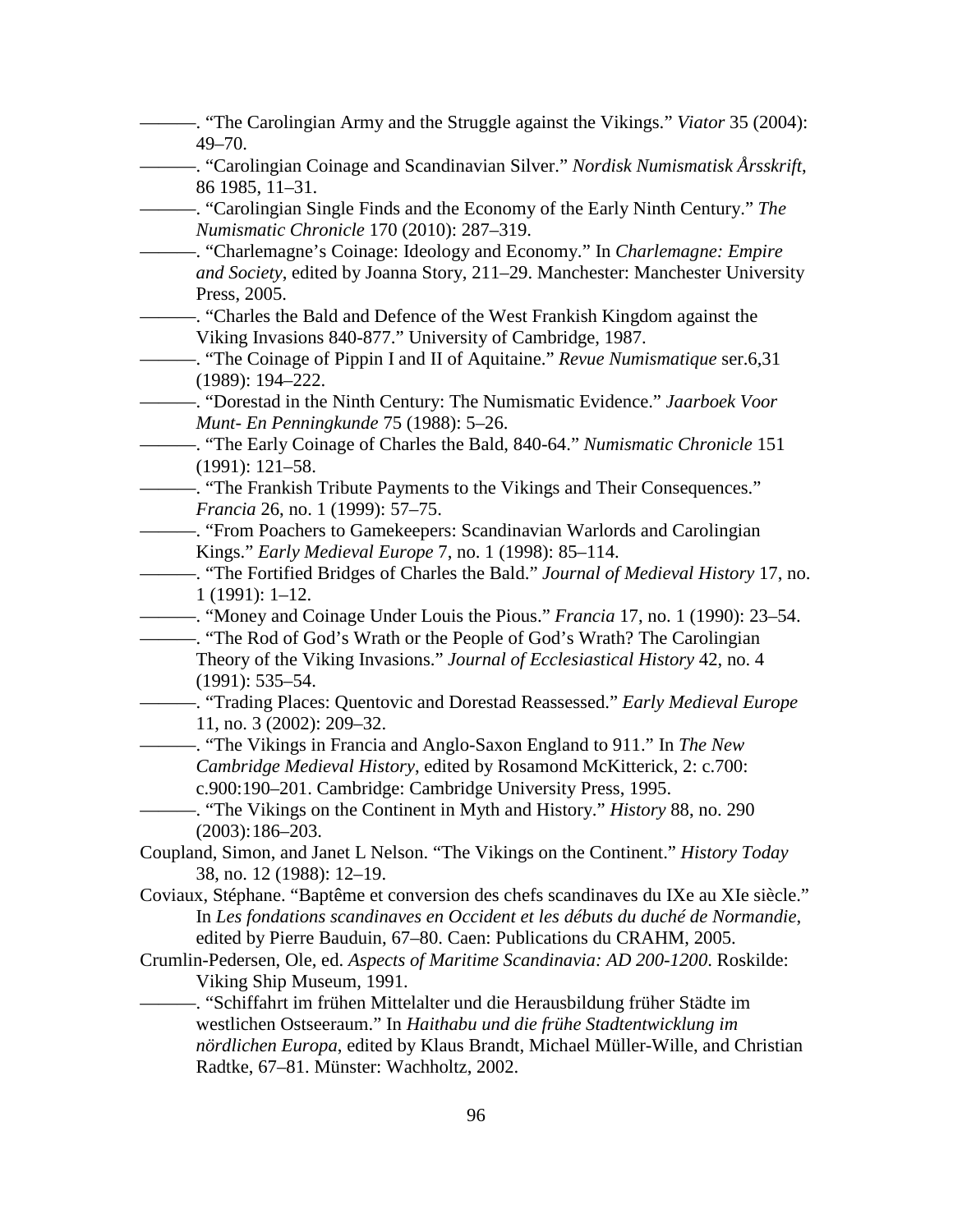———. “The Carolingian Army and the Struggle against the Vikings.” *Viator* 35 (2004): 49–70.

———. “Carolingian Coinage and Scandinavian Silver.” *Nordisk Numismatisk Årsskrift*, 86 1985, 11–31.

———. “Carolingian Single Finds and the Economy of the Early Ninth Century.” *The Numismatic Chronicle* 170 (2010): 287–319.

———. “Charlemagne’s Coinage: Ideology and Economy.” In *Charlemagne: Empire and Society*, edited by Joanna Story, 211–29. Manchester: Manchester University Press, 2005.

———. “Charles the Bald and Defence of the West Frankish Kingdom against the Viking Invasions 840-877.” University of Cambridge, 1987.

———. “The Coinage of Pippin I and II of Aquitaine.” *Revue Numismatique* ser.6,31 (1989): 194–222.

———. “Dorestad in the Ninth Century: The Numismatic Evidence.” *Jaarboek Voor Munt- En Penningkunde* 75 (1988): 5–26.

———. “The Early Coinage of Charles the Bald, 840-64.” *Numismatic Chronicle* 151 (1991): 121–58.

———. “The Frankish Tribute Payments to the Vikings and Their Consequences.” *Francia* 26, no. 1 (1999): 57–75.

———. “From Poachers to Gamekeepers: Scandinavian Warlords and Carolingian Kings.” *Early Medieval Europe* 7, no. 1 (1998): 85–114.

———. “The Fortified Bridges of Charles the Bald.” *Journal of Medieval History* 17, no. 1 (1991): 1–12.

———. “Money and Coinage Under Louis the Pious.” *Francia* 17, no. 1 (1990): 23–54.

———. “The Rod of God’s Wrath or the People of God’s Wrath? The Carolingian Theory of the Viking Invasions.” *Journal of Ecclesiastical History* 42, no. 4 (1991): 535–54.

———. “Trading Places: Quentovic and Dorestad Reassessed.” *Early Medieval Europe* 11, no. 3 (2002): 209–32.

———. “The Vikings in Francia and Anglo-Saxon England to 911.” In *The New Cambridge Medieval History*, edited by Rosamond McKitterick, 2: c.700: c.900:190–201. Cambridge: Cambridge University Press, 1995.

———. “The Vikings on the Continent in Myth and History.” *History* 88, no. 290 (2003):186–203.

Coupland, Simon, and Janet L Nelson. “The Vikings on the Continent.” *History Today* 38, no. 12 (1988): 12–19.

Coviaux, Stéphane. “Baptême et conversion des chefs scandinaves du IXe au XIe siècle.” In *Les fondations scandinaves en Occident et les débuts du duché de Normandie*, edited by Pierre Bauduin, 67–80. Caen: Publications du CRAHM, 2005.

Crumlin-Pedersen, Ole, ed. *Aspects of Maritime Scandinavia: AD 200-1200*. Roskilde: Viking Ship Museum, 1991.

———. “Schiffahrt im frühen Mittelalter und die Herausbildung früher Städte im westlichen Ostseeraum.” In *Haithabu und die frühe Stadtentwicklung im nördlichen Europa*, edited by Klaus Brandt, Michael Müller-Wille, and Christian Radtke, 67–81. Münster: Wachholtz, 2002.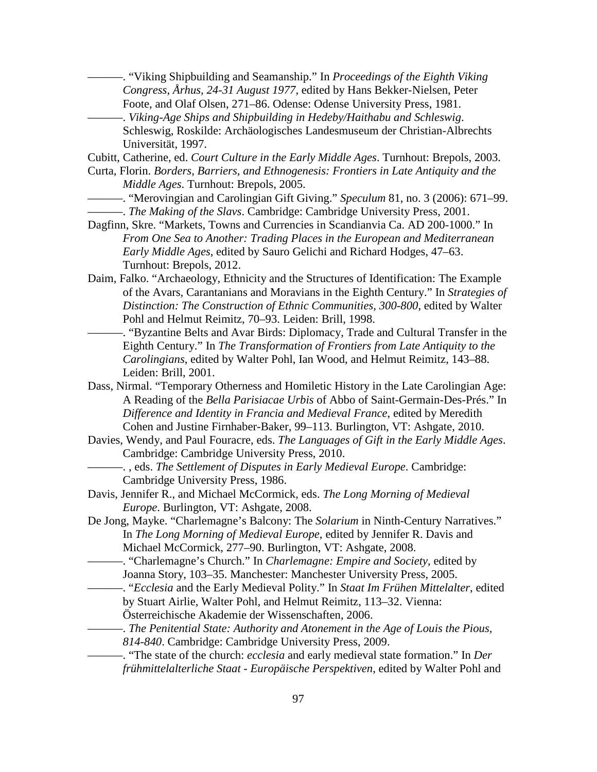———. "Viking Shipbuilding and Seamanship." In *Proceedings of the Eighth Viking Congress, Århus, 24-31 August 1977*, edited by Hans Bekker-Nielsen, Peter Foote, and Olaf Olsen, 271–86. Odense: Odense University Press, 1981.

———. *Viking-Age Ships and Shipbuilding in Hedeby/Haithabu and Schleswig*. Schleswig, Roskilde: Archäologisches Landesmuseum der Christian-Albrechts Universität, 1997.

Cubitt, Catherine, ed. *Court Culture in the Early Middle Ages*. Turnhout: Brepols, 2003.

Curta, Florin. *Borders, Barriers, and Ethnogenesis: Frontiers in Late Antiquity and the Middle Ages*. Turnhout: Brepols, 2005.

———. "Merovingian and Carolingian Gift Giving." *Speculum* 81, no. 3 (2006): 671–99.

———. *The Making of the Slavs*. Cambridge: Cambridge University Press, 2001.

Dagfinn, Skre. "Markets, Towns and Currencies in Scandianvia Ca. AD 200-1000." In *From One Sea to Another: Trading Places in the European and Mediterranean Early Middle Ages*, edited by Sauro Gelichi and Richard Hodges, 47–63. Turnhout: Brepols, 2012.

Daim, Falko. "Archaeology, Ethnicity and the Structures of Identification: The Example of the Avars, Carantanians and Moravians in the Eighth Century." In *Strategies of Distinction: The Construction of Ethnic Communities, 300-800*, edited by Walter Pohl and Helmut Reimitz, 70–93. Leiden: Brill, 1998.

———. "Byzantine Belts and Avar Birds: Diplomacy, Trade and Cultural Transfer in the Eighth Century." In *The Transformation of Frontiers from Late Antiquity to the Carolingians*, edited by Walter Pohl, Ian Wood, and Helmut Reimitz, 143–88. Leiden: Brill, 2001.

Dass, Nirmal. "Temporary Otherness and Homiletic History in the Late Carolingian Age: A Reading of the *Bella Parisiacae Urbis* of Abbo of Saint-Germain-Des-Prés." In *Difference and Identity in Francia and Medieval France*, edited by Meredith Cohen and Justine Firnhaber-Baker, 99–113. Burlington, VT: Ashgate, 2010.

Davies, Wendy, and Paul Fouracre, eds. *The Languages of Gift in the Early Middle Ages*. Cambridge: Cambridge University Press, 2010.

———. , eds. *The Settlement of Disputes in Early Medieval Europe*. Cambridge: Cambridge University Press, 1986.

Davis, Jennifer R., and Michael McCormick, eds. *The Long Morning of Medieval Europe*. Burlington, VT: Ashgate, 2008.

De Jong, Mayke. "Charlemagne's Balcony: The *Solarium* in Ninth-Century Narratives." In *The Long Morning of Medieval Europe*, edited by Jennifer R. Davis and Michael McCormick, 277–90. Burlington, VT: Ashgate, 2008.

———. "Charlemagne's Church." In *Charlemagne: Empire and Society*, edited by Joanna Story, 103–35. Manchester: Manchester University Press, 2005.

———. "*Ecclesia* and the Early Medieval Polity." In *Staat Im Frühen Mittelalter*, edited by Stuart Airlie, Walter Pohl, and Helmut Reimitz, 113–32. Vienna: Österreichische Akademie der Wissenschaften, 2006.

———. *The Penitential State: Authority and Atonement in the Age of Louis the Pious, 814-840*. Cambridge: Cambridge University Press, 2009.

———. "The state of the church: *ecclesia* and early medieval state formation." In *Der frühmittelalterliche Staat - Europäische Perspektiven*, edited by Walter Pohl and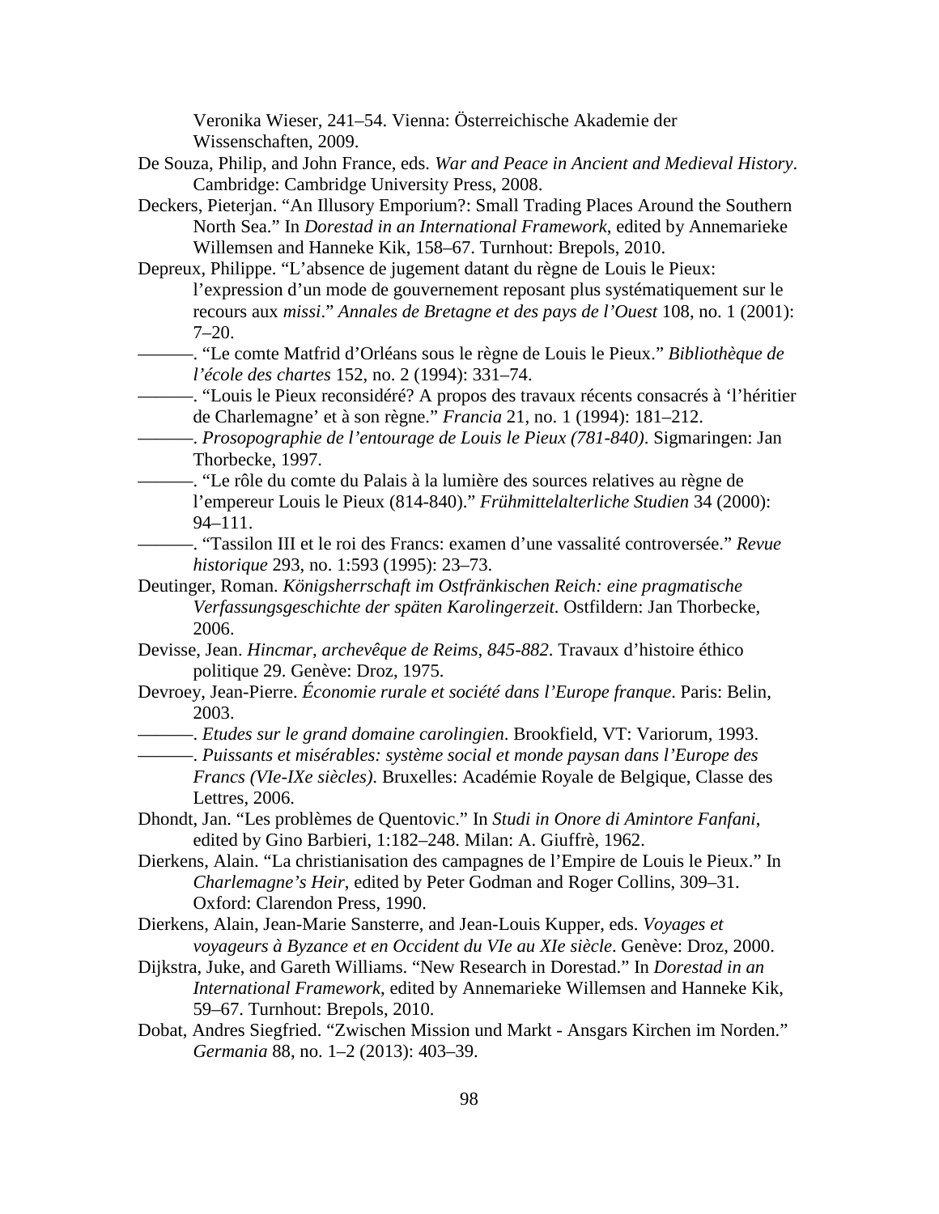Veronika Wieser, 241–54. Vienna: Österreichische Akademie der Wissenschaften, 2009.

De Souza, Philip, and John France, eds. *War and Peace in Ancient and Medieval History*. Cambridge: Cambridge University Press, 2008.

Deckers, Pieterjan. "An Illusory Emporium?: Small Trading Places Around the Southern North Sea." In *Dorestad in an International Framework*, edited by Annemarieke Willemsen and Hanneke Kik, 158–67. Turnhout: Brepols, 2010.

Depreux, Philippe. "L'absence de jugement datant du règne de Louis le Pieux: l'expression d'un mode de gouvernement reposant plus systématiquement sur le recours aux *missi*." *Annales de Bretagne et des pays de l'Ouest* 108, no. 1 (2001): 7–20.

———. "Le comte Matfrid d'Orléans sous le règne de Louis le Pieux." *Bibliothèque de l'école des chartes* 152, no. 2 (1994): 331–74.

———. "Louis le Pieux reconsidéré? A propos des travaux récents consacrés à 'l'héritier de Charlemagne' et à son règne." *Francia* 21, no. 1 (1994): 181–212.

———. *Prosopographie de l'entourage de Louis le Pieux (781-840)*. Sigmaringen: Jan Thorbecke, 1997.

———. "Le rôle du comte du Palais à la lumière des sources relatives au règne de l'empereur Louis le Pieux (814-840)." *Frühmittelalterliche Studien* 34 (2000): 94–111.

———. "Tassilon III et le roi des Francs: examen d'une vassalité controversée." *Revue historique* 293, no. 1:593 (1995): 23–73.

Deutinger, Roman. *Königsherrschaft im Ostfränkischen Reich: eine pragmatische Verfassungsgeschichte der späten Karolingerzeit*. Ostfildern: Jan Thorbecke, 2006.

Devisse, Jean. *Hincmar, archevêque de Reims, 845-882*. Travaux d'histoire éthico politique 29. Genève: Droz, 1975.

Devroey, Jean-Pierre. *Économie rurale et société dans l'Europe franque*. Paris: Belin, 2003.

———. *Etudes sur le grand domaine carolingien*. Brookfield, VT: Variorum, 1993.

———. *Puissants et misérables: système social et monde paysan dans l'Europe des Francs (VIe-IXe siècles)*. Bruxelles: Académie Royale de Belgique, Classe des Lettres, 2006.

Dhondt, Jan. "Les problèmes de Quentovic." In *Studi in Onore di Amintore Fanfani*, edited by Gino Barbieri, 1:182–248. Milan: A. Giuffrè, 1962.

Dierkens, Alain. "La christianisation des campagnes de l'Empire de Louis le Pieux." In *Charlemagne's Heir*, edited by Peter Godman and Roger Collins, 309–31. Oxford: Clarendon Press, 1990.

Dierkens, Alain, Jean-Marie Sansterre, and Jean-Louis Kupper, eds. *Voyages et voyageurs à Byzance et en Occident du VIe au XIe siècle*. Genève: Droz, 2000.

Dijkstra, Juke, and Gareth Williams. "New Research in Dorestad." In *Dorestad in an International Framework*, edited by Annemarieke Willemsen and Hanneke Kik, 59–67. Turnhout: Brepols, 2010.

Dobat, Andres Siegfried. "Zwischen Mission und Markt - Ansgars Kirchen im Norden." *Germania* 88, no. 1–2 (2013): 403–39.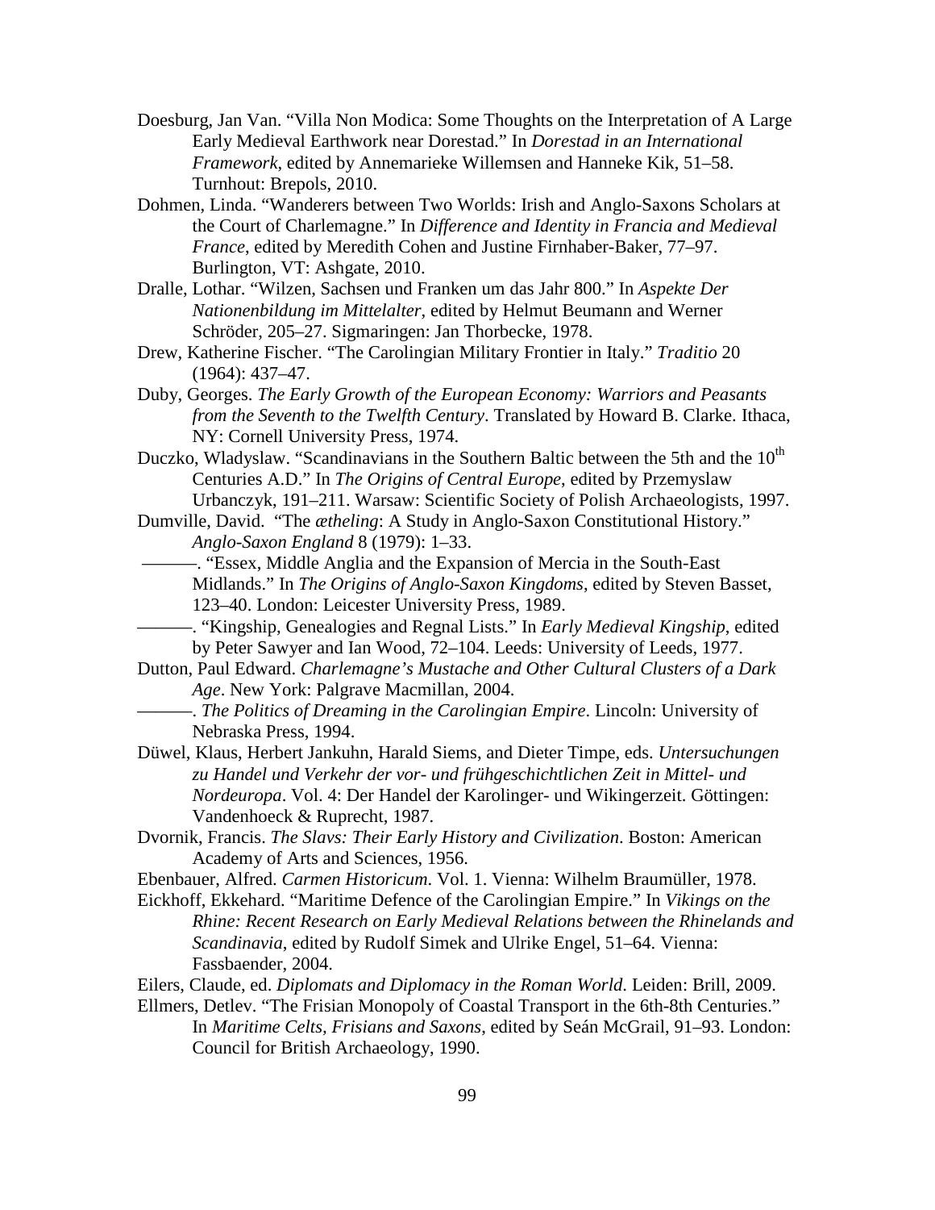Doesburg, Jan Van. "Villa Non Modica: Some Thoughts on the Interpretation of A Large Early Medieval Earthwork near Dorestad." In *Dorestad in an International Framework*, edited by Annemarieke Willemsen and Hanneke Kik, 51–58. Turnhout: Brepols, 2010.

Dohmen, Linda. "Wanderers between Two Worlds: Irish and Anglo-Saxons Scholars at the Court of Charlemagne." In *Difference and Identity in Francia and Medieval France*, edited by Meredith Cohen and Justine Firnhaber-Baker, 77–97. Burlington, VT: Ashgate, 2010.

Dralle, Lothar. "Wilzen, Sachsen und Franken um das Jahr 800." In *Aspekte Der Nationenbildung im Mittelalter*, edited by Helmut Beumann and Werner Schröder, 205–27. Sigmaringen: Jan Thorbecke, 1978.

Drew, Katherine Fischer. "The Carolingian Military Frontier in Italy." *Traditio* 20 (1964): 437–47.

Duby, Georges. *The Early Growth of the European Economy: Warriors and Peasants from the Seventh to the Twelfth Century*. Translated by Howard B. Clarke. Ithaca, NY: Cornell University Press, 1974.

Duczko, Wladyslaw. "Scandinavians in the Southern Baltic between the 5th and the 10th Centuries A.D." In *The Origins of Central Europe*, edited by Przemyslaw Urbanczyk, 191–211. Warsaw: Scientific Society of Polish Archaeologists, 1997.

Dumville, David. "The *ætheling*: A Study in Anglo-Saxon Constitutional History." *Anglo-Saxon England* 8 (1979): 1–33.

———. "Essex, Middle Anglia and the Expansion of Mercia in the South-East Midlands." In *The Origins of Anglo-Saxon Kingdoms*, edited by Steven Basset, 123–40. London: Leicester University Press, 1989.

———. "Kingship, Genealogies and Regnal Lists." In *Early Medieval Kingship*, edited by Peter Sawyer and Ian Wood, 72–104. Leeds: University of Leeds, 1977.

Dutton, Paul Edward. *Charlemagne's Mustache and Other Cultural Clusters of a Dark Age*. New York: Palgrave Macmillan, 2004.

———. *The Politics of Dreaming in the Carolingian Empire*. Lincoln: University of Nebraska Press, 1994.

Düwel, Klaus, Herbert Jankuhn, Harald Siems, and Dieter Timpe, eds. *Untersuchungen zu Handel und Verkehr der vor- und frühgeschichtlichen Zeit in Mittel- und Nordeuropa*. Vol. 4: Der Handel der Karolinger- und Wikingerzeit. Göttingen: Vandenhoeck & Ruprecht, 1987.

Dvornik, Francis. *The Slavs: Their Early History and Civilization*. Boston: American Academy of Arts and Sciences, 1956.

Ebenbauer, Alfred. *Carmen Historicum*. Vol. 1. Vienna: Wilhelm Braumüller, 1978.

Eickhoff, Ekkehard. "Maritime Defence of the Carolingian Empire." In *Vikings on the Rhine: Recent Research on Early Medieval Relations between the Rhinelands and Scandinavia*, edited by Rudolf Simek and Ulrike Engel, 51–64. Vienna: Fassbaender, 2004.

Eilers, Claude, ed. *Diplomats and Diplomacy in the Roman World*. Leiden: Brill, 2009.

Ellmers, Detlev. "The Frisian Monopoly of Coastal Transport in the 6th-8th Centuries." In *Maritime Celts, Frisians and Saxons*, edited by Seán McGrail, 91–93. London: Council for British Archaeology, 1990.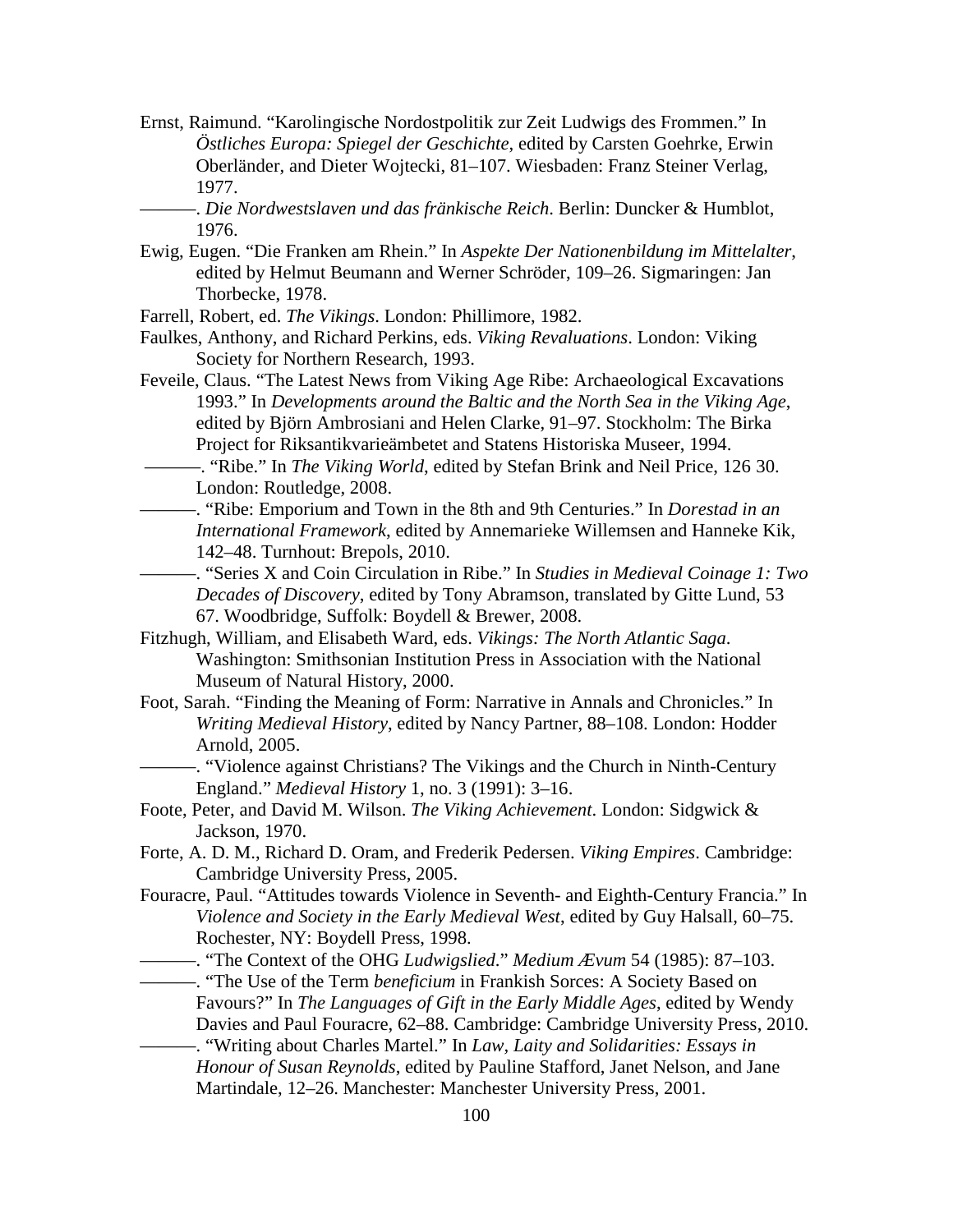Ernst, Raimund. "Karolingische Nordostpolitik zur Zeit Ludwigs des Frommen." In *Östliches Europa: Spiegel der Geschichte*, edited by Carsten Goehrke, Erwin Oberländer, and Dieter Wojtecki, 81–107. Wiesbaden: Franz Steiner Verlag, 1977.

———. *Die Nordwestslaven und das fränkische Reich*. Berlin: Duncker & Humblot, 1976.

Ewig, Eugen. "Die Franken am Rhein." In *Aspekte Der Nationenbildung im Mittelalter*, edited by Helmut Beumann and Werner Schröder, 109–26. Sigmaringen: Jan Thorbecke, 1978.

Farrell, Robert, ed. *The Vikings*. London: Phillimore, 1982.

Faulkes, Anthony, and Richard Perkins, eds. *Viking Revaluations*. London: Viking Society for Northern Research, 1993.

Feveile, Claus. "The Latest News from Viking Age Ribe: Archaeological Excavations 1993." In *Developments around the Baltic and the North Sea in the Viking Age*, edited by Björn Ambrosiani and Helen Clarke, 91–97. Stockholm: The Birka Project for Riksantikvarieämbetet and Statens Historiska Museer, 1994.

———. "Ribe." In *The Viking World*, edited by Stefan Brink and Neil Price, 126 30. London: Routledge, 2008.

———. "Ribe: Emporium and Town in the 8th and 9th Centuries." In *Dorestad in an International Framework*, edited by Annemarieke Willemsen and Hanneke Kik, 142–48. Turnhout: Brepols, 2010.

———. "Series X and Coin Circulation in Ribe." In *Studies in Medieval Coinage 1: Two Decades of Discovery*, edited by Tony Abramson, translated by Gitte Lund, 53 67. Woodbridge, Suffolk: Boydell & Brewer, 2008.

Fitzhugh, William, and Elisabeth Ward, eds. *Vikings: The North Atlantic Saga*. Washington: Smithsonian Institution Press in Association with the National Museum of Natural History, 2000.

Foot, Sarah. "Finding the Meaning of Form: Narrative in Annals and Chronicles." In *Writing Medieval History*, edited by Nancy Partner, 88–108. London: Hodder Arnold, 2005.

———. "Violence against Christians? The Vikings and the Church in Ninth-Century England." *Medieval History* 1, no. 3 (1991): 3–16.

Foote, Peter, and David M. Wilson. *The Viking Achievement*. London: Sidgwick & Jackson, 1970.

Forte, A. D. M., Richard D. Oram, and Frederik Pedersen. *Viking Empires*. Cambridge: Cambridge University Press, 2005.

Fouracre, Paul. "Attitudes towards Violence in Seventh- and Eighth-Century Francia." In *Violence and Society in the Early Medieval West*, edited by Guy Halsall, 60–75. Rochester, NY: Boydell Press, 1998.

———. "The Context of the OHG *Ludwigslied*." *Medium Ævum* 54 (1985): 87–103.

———. "The Use of the Term *beneficium* in Frankish Sorces: A Society Based on Favours?" In *The Languages of Gift in the Early Middle Ages*, edited by Wendy Davies and Paul Fouracre, 62–88. Cambridge: Cambridge University Press, 2010.

———. "Writing about Charles Martel." In *Law, Laity and Solidarities: Essays in Honour of Susan Reynolds*, edited by Pauline Stafford, Janet Nelson, and Jane Martindale, 12–26. Manchester: Manchester University Press, 2001.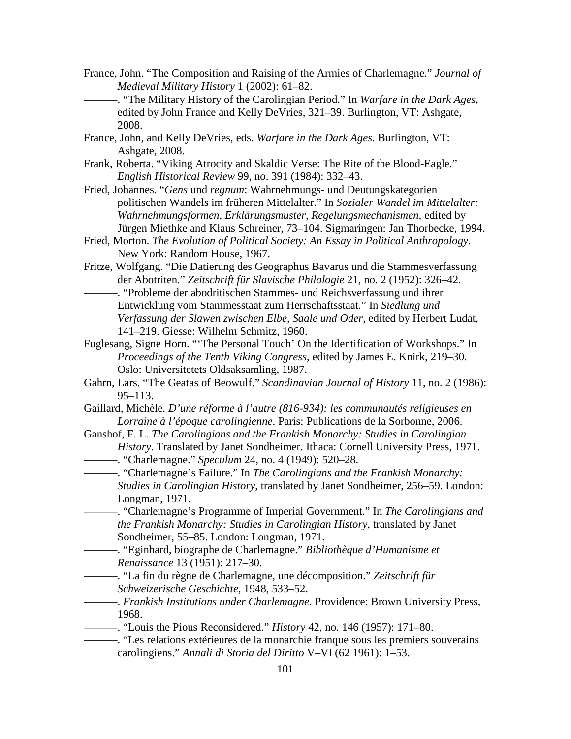France, John. "The Composition and Raising of the Armies of Charlemagne." *Journal of Medieval Military History* 1 (2002): 61–82.

———. "The Military History of the Carolingian Period." In *Warfare in the Dark Ages*, edited by John France and Kelly DeVries, 321–39. Burlington, VT: Ashgate, 2008.

France, John, and Kelly DeVries, eds. *Warfare in the Dark Ages*. Burlington, VT: Ashgate, 2008.

Frank, Roberta. "Viking Atrocity and Skaldic Verse: The Rite of the Blood-Eagle." *English Historical Review* 99, no. 391 (1984): 332–43.

Fried, Johannes. "*Gens* und *regnum*: Wahrnehmungs- und Deutungskategorien politischen Wandels im früheren Mittelalter." In *Sozialer Wandel im Mittelalter: Wahrnehmungsformen, Erklärungsmuster, Regelungsmechanismen*, edited by Jürgen Miethke and Klaus Schreiner, 73–104. Sigmaringen: Jan Thorbecke, 1994.

Fried, Morton. *The Evolution of Political Society: An Essay in Political Anthropology*. New York: Random House, 1967.

Fritze, Wolfgang. "Die Datierung des Geographus Bavarus und die Stammesverfassung der Abotriten." *Zeitschrift für Slavische Philologie* 21, no. 2 (1952): 326–42.

———. "Probleme der abodritischen Stammes- und Reichsverfassung und ihrer Entwicklung vom Stammesstaat zum Herrschaftsstaat." In *Siedlung und Verfassung der Slawen zwischen Elbe, Saale und Oder*, edited by Herbert Ludat, 141–219. Giesse: Wilhelm Schmitz, 1960.

Fuglesang, Signe Horn. "'The Personal Touch' On the Identification of Workshops." In *Proceedings of the Tenth Viking Congress*, edited by James E. Knirk, 219–30. Oslo: Universitetets Oldsaksamling, 1987.

Gahrn, Lars. "The Geatas of Beowulf." *Scandinavian Journal of History* 11, no. 2 (1986): 95–113.

Gaillard, Michèle. *D'une réforme à l'autre (816-934): les communautés religieuses en Lorraine à l'époque carolingienne*. Paris: Publications de la Sorbonne, 2006.

Ganshof, F. L. *The Carolingians and the Frankish Monarchy: Studies in Carolingian History*. Translated by Janet Sondheimer. Ithaca: Cornell University Press, 1971.

———. "Charlemagne." *Speculum* 24, no. 4 (1949): 520–28.

———. "Charlemagne's Failure." In *The Carolingians and the Frankish Monarchy: Studies in Carolingian History*, translated by Janet Sondheimer, 256–59. London: Longman, 1971.

———. "Charlemagne's Programme of Imperial Government." In *The Carolingians and the Frankish Monarchy: Studies in Carolingian History*, translated by Janet Sondheimer, 55–85. London: Longman, 1971.

———. "Eginhard, biographe de Charlemagne." *Bibliothèque d'Humanisme et Renaissance* 13 (1951): 217–30.

———. "La fin du règne de Charlemagne, une décomposition." *Zeitschrift für Schweizerische Geschichte*, 1948, 533–52.

———. *Frankish Institutions under Charlemagne*. Providence: Brown University Press, 1968.

———. "Louis the Pious Reconsidered." *History* 42, no. 146 (1957): 171–80.

———. "Les relations extérieures de la monarchie franque sous les premiers souverains carolingiens." *Annali di Storia del Diritto* V–VI (62 1961): 1–53.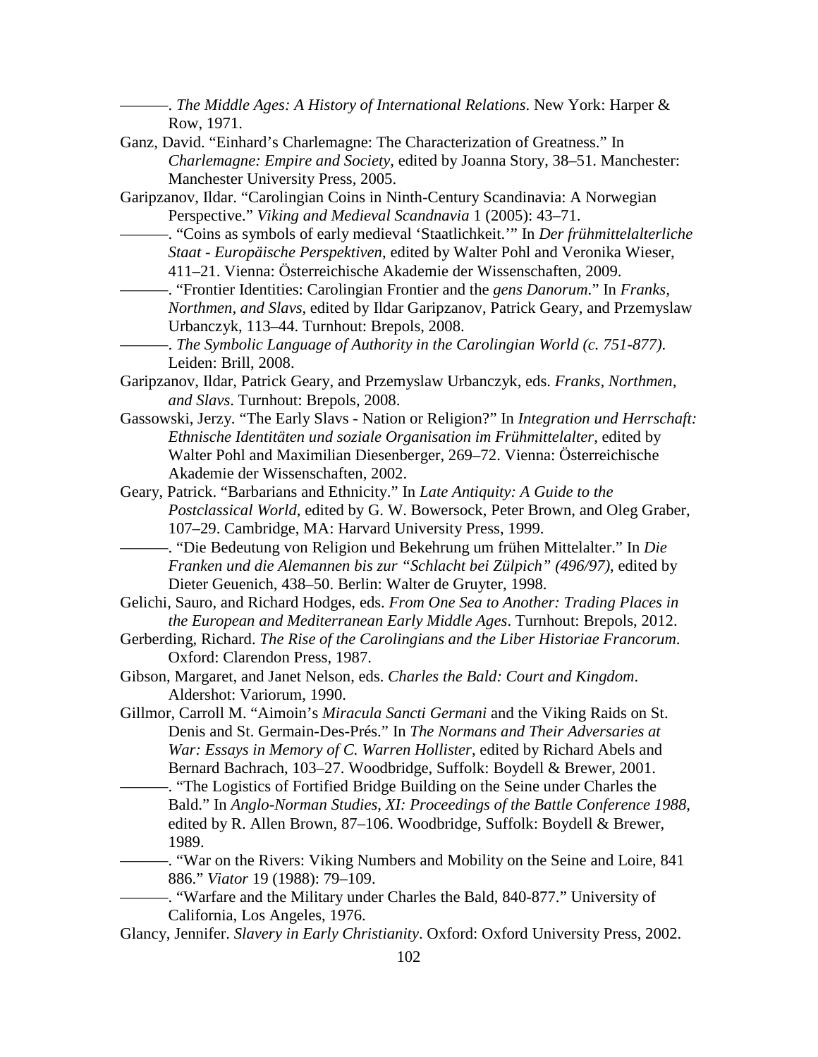———. *The Middle Ages: A History of International Relations*. New York: Harper & Row, 1971.

Ganz, David. "Einhard's Charlemagne: The Characterization of Greatness." In *Charlemagne: Empire and Society*, edited by Joanna Story, 38–51. Manchester: Manchester University Press, 2005.

Garipzanov, Ildar. "Carolingian Coins in Ninth-Century Scandinavia: A Norwegian Perspective." *Viking and Medieval Scandnavia* 1 (2005): 43–71.

———. "Coins as symbols of early medieval 'Staatlichkeit.'" In *Der frühmittelalterliche Staat - Europäische Perspektiven*, edited by Walter Pohl and Veronika Wieser, 411–21. Vienna: Österreichische Akademie der Wissenschaften, 2009.

———. "Frontier Identities: Carolingian Frontier and the *gens Danorum*." In *Franks, Northmen, and Slavs*, edited by Ildar Garipzanov, Patrick Geary, and Przemyslaw Urbanczyk, 113–44. Turnhout: Brepols, 2008.

———. *The Symbolic Language of Authority in the Carolingian World (c. 751-877)*. Leiden: Brill, 2008.

Garipzanov, Ildar, Patrick Geary, and Przemyslaw Urbanczyk, eds. *Franks, Northmen, and Slavs*. Turnhout: Brepols, 2008.

Gassowski, Jerzy. "The Early Slavs - Nation or Religion?" In *Integration und Herrschaft: Ethnische Identitäten und soziale Organisation im Frühmittelalter*, edited by Walter Pohl and Maximilian Diesenberger, 269–72. Vienna: Österreichische Akademie der Wissenschaften, 2002.

Geary, Patrick. "Barbarians and Ethnicity." In *Late Antiquity: A Guide to the Postclassical World*, edited by G. W. Bowersock, Peter Brown, and Oleg Graber, 107–29. Cambridge, MA: Harvard University Press, 1999.

———. "Die Bedeutung von Religion und Bekehrung um frühen Mittelalter." In *Die Franken und die Alemannen bis zur "Schlacht bei Zülpich" (496/97)*, edited by Dieter Geuenich, 438–50. Berlin: Walter de Gruyter, 1998.

Gelichi, Sauro, and Richard Hodges, eds. *From One Sea to Another: Trading Places in the European and Mediterranean Early Middle Ages*. Turnhout: Brepols, 2012.

Gerberding, Richard. *The Rise of the Carolingians and the Liber Historiae Francorum*. Oxford: Clarendon Press, 1987.

Gibson, Margaret, and Janet Nelson, eds. *Charles the Bald: Court and Kingdom*. Aldershot: Variorum, 1990.

Gillmor, Carroll M. "Aimoin's *Miracula Sancti Germani* and the Viking Raids on St. Denis and St. Germain-Des-Prés." In *The Normans and Their Adversaries at War: Essays in Memory of C. Warren Hollister*, edited by Richard Abels and Bernard Bachrach, 103–27. Woodbridge, Suffolk: Boydell & Brewer, 2001.

———. "The Logistics of Fortified Bridge Building on the Seine under Charles the Bald." In *Anglo-Norman Studies, XI: Proceedings of the Battle Conference 1988*, edited by R. Allen Brown, 87–106. Woodbridge, Suffolk: Boydell & Brewer, 1989.

———. "War on the Rivers: Viking Numbers and Mobility on the Seine and Loire, 841 886." *Viator* 19 (1988): 79–109.

———. "Warfare and the Military under Charles the Bald, 840-877." University of California, Los Angeles, 1976.

Glancy, Jennifer. *Slavery in Early Christianity*. Oxford: Oxford University Press, 2002.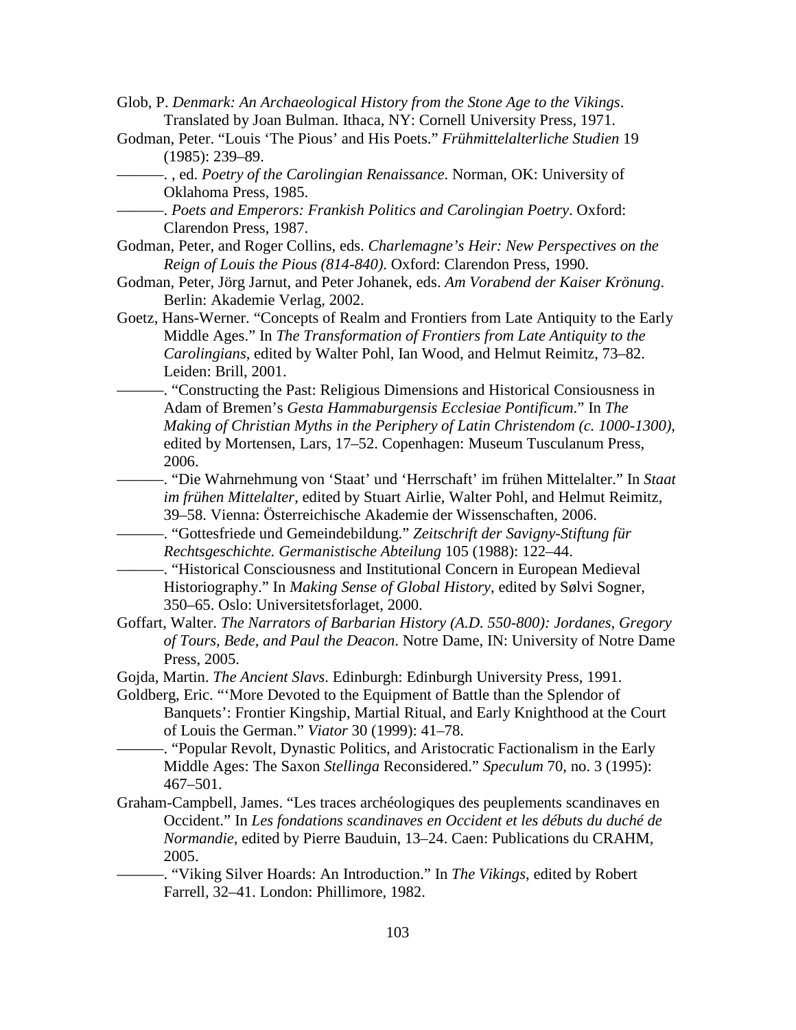Glob, P. *Denmark: An Archaeological History from the Stone Age to the Vikings*. Translated by Joan Bulman. Ithaca, NY: Cornell University Press, 1971.

Godman, Peter. "Louis 'The Pious' and His Poets." *Frühmittelalterliche Studien* 19 (1985): 239–89.

———. , ed. *Poetry of the Carolingian Renaissance*. Norman, OK: University of Oklahoma Press, 1985.

———. *Poets and Emperors: Frankish Politics and Carolingian Poetry*. Oxford: Clarendon Press, 1987.

Godman, Peter, and Roger Collins, eds. *Charlemagne's Heir: New Perspectives on the Reign of Louis the Pious (814-840)*. Oxford: Clarendon Press, 1990.

Godman, Peter, Jörg Jarnut, and Peter Johanek, eds. *Am Vorabend der Kaiser Krönung*. Berlin: Akademie Verlag, 2002.

Goetz, Hans-Werner. "Concepts of Realm and Frontiers from Late Antiquity to the Early Middle Ages." In *The Transformation of Frontiers from Late Antiquity to the Carolingians*, edited by Walter Pohl, Ian Wood, and Helmut Reimitz, 73–82. Leiden: Brill, 2001.

———. "Constructing the Past: Religious Dimensions and Historical Consiousness in Adam of Bremen's *Gesta Hammaburgensis Ecclesiae Pontificum*." In *The Making of Christian Myths in the Periphery of Latin Christendom (c. 1000-1300)*, edited by Mortensen, Lars, 17–52. Copenhagen: Museum Tusculanum Press, 2006.

———. "Die Wahrnehmung von 'Staat' und 'Herrschaft' im frühen Mittelalter." In *Staat im frühen Mittelalter*, edited by Stuart Airlie, Walter Pohl, and Helmut Reimitz, 39–58. Vienna: Österreichische Akademie der Wissenschaften, 2006.

———. "Gottesfriede und Gemeindebildung." *Zeitschrift der Savigny-Stiftung für Rechtsgeschichte. Germanistische Abteilung* 105 (1988): 122–44.

———. "Historical Consciousness and Institutional Concern in European Medieval Historiography." In *Making Sense of Global History*, edited by Sølvi Sogner, 350–65. Oslo: Universitetsforlaget, 2000.

Goffart, Walter. *The Narrators of Barbarian History (A.D. 550-800): Jordanes, Gregory of Tours, Bede, and Paul the Deacon*. Notre Dame, IN: University of Notre Dame Press, 2005.

Gojda, Martin. *The Ancient Slavs*. Edinburgh: Edinburgh University Press, 1991.

Goldberg, Eric. "'More Devoted to the Equipment of Battle than the Splendor of Banquets': Frontier Kingship, Martial Ritual, and Early Knighthood at the Court of Louis the German." *Viator* 30 (1999): 41–78.

———. "Popular Revolt, Dynastic Politics, and Aristocratic Factionalism in the Early Middle Ages: The Saxon *Stellinga* Reconsidered." *Speculum* 70, no. 3 (1995): 467–501.

Graham-Campbell, James. "Les traces archéologiques des peuplements scandinaves en Occident." In *Les fondations scandinaves en Occident et les débuts du duché de Normandie*, edited by Pierre Bauduin, 13–24. Caen: Publications du CRAHM, 2005.

———. "Viking Silver Hoards: An Introduction." In *The Vikings*, edited by Robert Farrell, 32–41. London: Phillimore, 1982.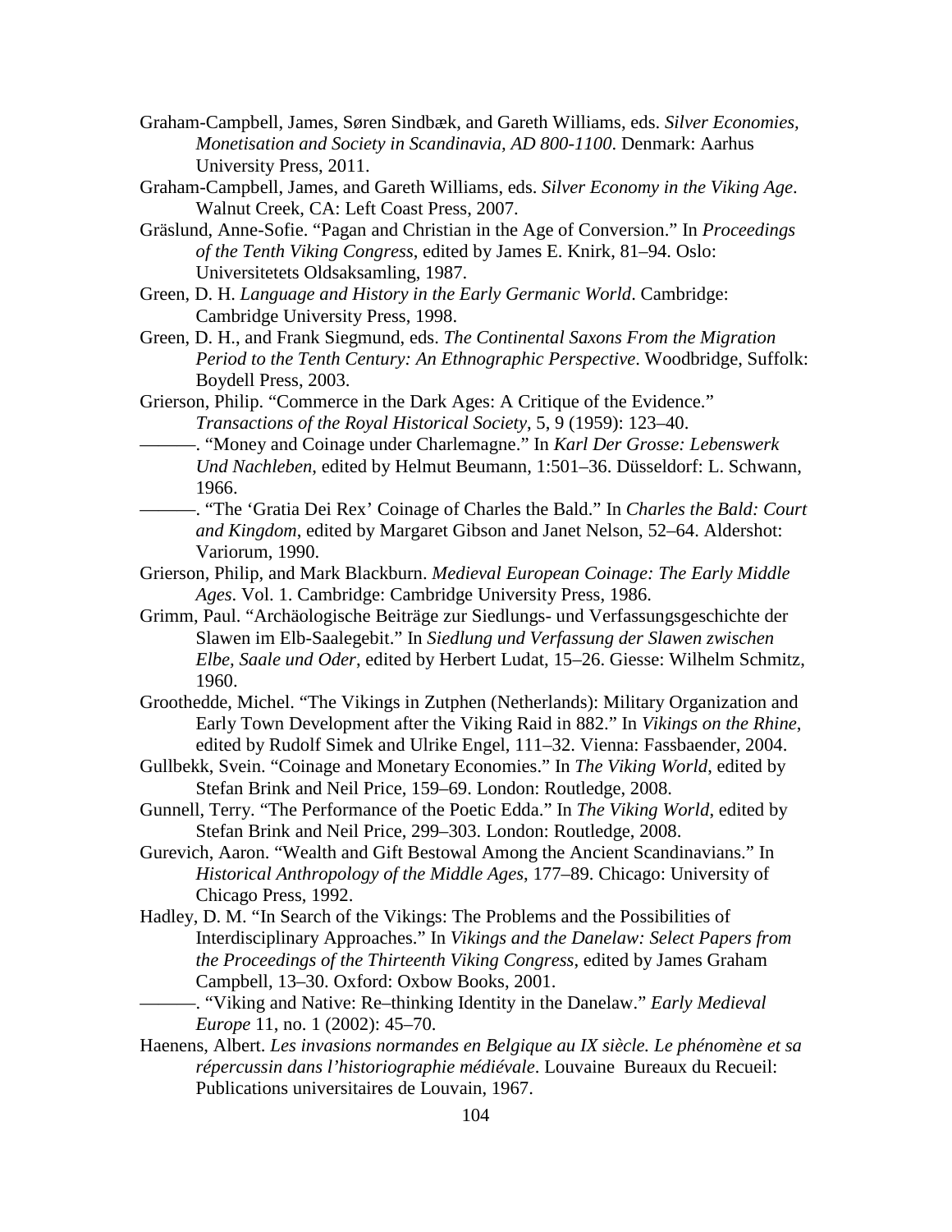Graham-Campbell, James, Søren Sindbæk, and Gareth Williams, eds. *Silver Economies, Monetisation and Society in Scandinavia, AD 800-1100*. Denmark: Aarhus University Press, 2011.

Graham-Campbell, James, and Gareth Williams, eds. *Silver Economy in the Viking Age*. Walnut Creek, CA: Left Coast Press, 2007.

Gräslund, Anne-Sofie. "Pagan and Christian in the Age of Conversion." In *Proceedings of the Tenth Viking Congress*, edited by James E. Knirk, 81–94. Oslo: Universitetets Oldsaksamling, 1987.

Green, D. H. *Language and History in the Early Germanic World*. Cambridge: Cambridge University Press, 1998.

Green, D. H., and Frank Siegmund, eds. *The Continental Saxons From the Migration Period to the Tenth Century: An Ethnographic Perspective*. Woodbridge, Suffolk: Boydell Press, 2003.

Grierson, Philip. "Commerce in the Dark Ages: A Critique of the Evidence." *Transactions of the Royal Historical Society*, 5, 9 (1959): 123–40.

———. "Money and Coinage under Charlemagne." In *Karl Der Grosse: Lebenswerk Und Nachleben*, edited by Helmut Beumann, 1:501–36. Düsseldorf: L. Schwann, 1966.

———. "The 'Gratia Dei Rex' Coinage of Charles the Bald." In *Charles the Bald: Court and Kingdom*, edited by Margaret Gibson and Janet Nelson, 52–64. Aldershot: Variorum, 1990.

Grierson, Philip, and Mark Blackburn. *Medieval European Coinage: The Early Middle Ages*. Vol. 1. Cambridge: Cambridge University Press, 1986.

Grimm, Paul. "Archäologische Beiträge zur Siedlungs- und Verfassungsgeschichte der Slawen im Elb-Saalegebit." In *Siedlung und Verfassung der Slawen zwischen Elbe, Saale und Oder*, edited by Herbert Ludat, 15–26. Giesse: Wilhelm Schmitz, 1960.

Groothedde, Michel. "The Vikings in Zutphen (Netherlands): Military Organization and Early Town Development after the Viking Raid in 882." In *Vikings on the Rhine*, edited by Rudolf Simek and Ulrike Engel, 111–32. Vienna: Fassbaender, 2004.

Gullbekk, Svein. "Coinage and Monetary Economies." In *The Viking World*, edited by Stefan Brink and Neil Price, 159–69. London: Routledge, 2008.

Gunnell, Terry. "The Performance of the Poetic Edda." In *The Viking World*, edited by Stefan Brink and Neil Price, 299–303. London: Routledge, 2008.

Gurevich, Aaron. "Wealth and Gift Bestowal Among the Ancient Scandinavians." In *Historical Anthropology of the Middle Ages*, 177–89. Chicago: University of Chicago Press, 1992.

Hadley, D. M. "In Search of the Vikings: The Problems and the Possibilities of Interdisciplinary Approaches." In *Vikings and the Danelaw: Select Papers from the Proceedings of the Thirteenth Viking Congress*, edited by James Graham Campbell, 13–30. Oxford: Oxbow Books, 2001.

———. "Viking and Native: Re–thinking Identity in the Danelaw." *Early Medieval Europe* 11, no. 1 (2002): 45–70.

Haenens, Albert. *Les invasions normandes en Belgique au IX siècle. Le phénomène et sa répercussin dans l'historiographie médiévale*. Louvaine Bureaux du Recueil: Publications universitaires de Louvain, 1967.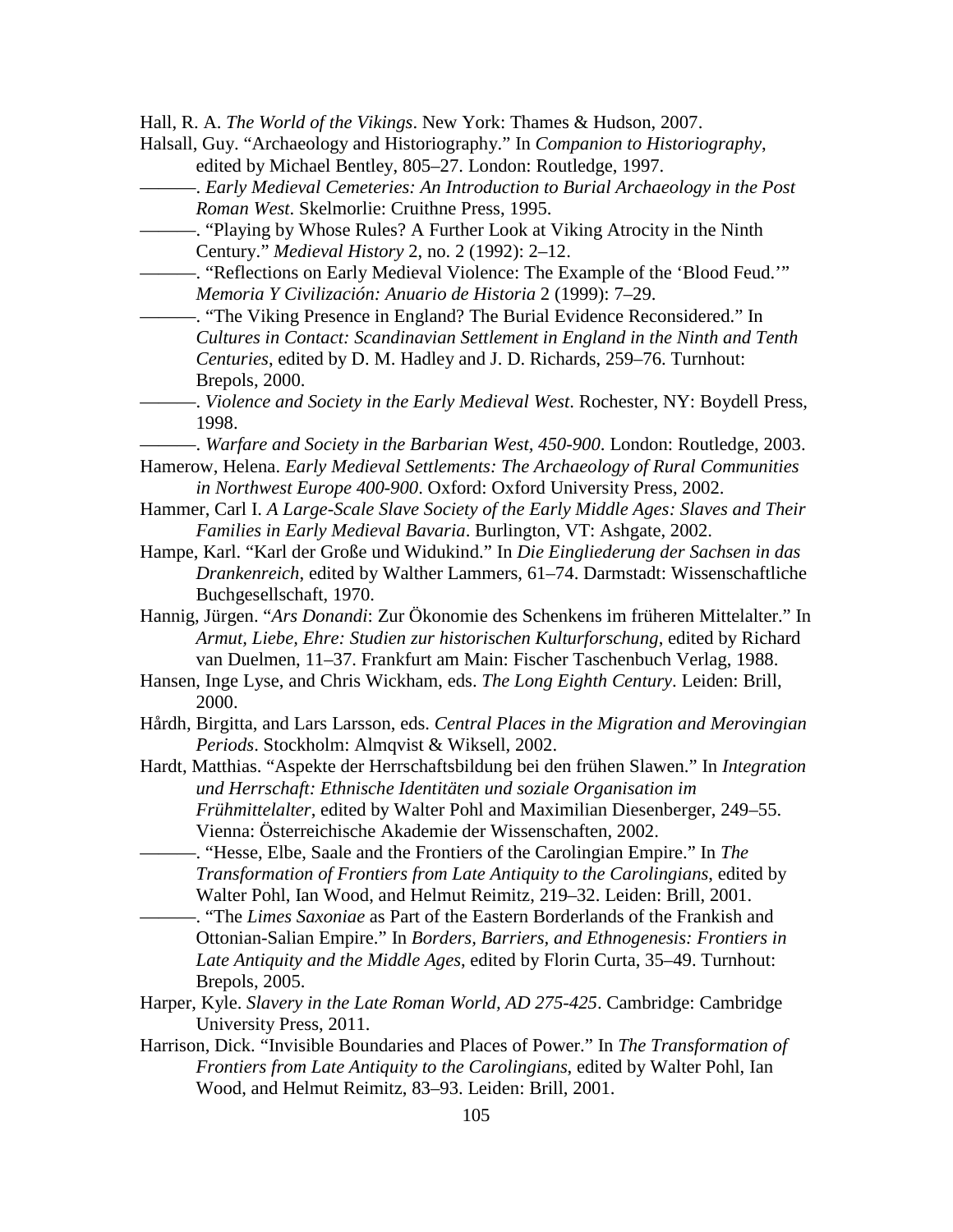Hall, R. A. *The World of the Vikings*. New York: Thames & Hudson, 2007.

Halsall, Guy. "Archaeology and Historiography." In *Companion to Historiography*, edited by Michael Bentley, 805–27. London: Routledge, 1997.

———. *Early Medieval Cemeteries: An Introduction to Burial Archaeology in the Post Roman West.* Skelmorlie: Cruithne Press, 1995.

———. "Playing by Whose Rules? A Further Look at Viking Atrocity in the Ninth Century." *Medieval History* 2, no. 2 (1992): 2–12.

———. "Reflections on Early Medieval Violence: The Example of the 'Blood Feud.'" *Memoria Y Civilización: Anuario de Historia* 2 (1999): 7–29.

———. "The Viking Presence in England? The Burial Evidence Reconsidered." In *Cultures in Contact: Scandinavian Settlement in England in the Ninth and Tenth Centuries*, edited by D. M. Hadley and J. D. Richards, 259–76. Turnhout: Brepols, 2000.

———. *Violence and Society in the Early Medieval West*. Rochester, NY: Boydell Press, 1998.

———. *Warfare and Society in the Barbarian West, 450-900*. London: Routledge, 2003.

Hamerow, Helena. *Early Medieval Settlements: The Archaeology of Rural Communities in Northwest Europe 400-900*. Oxford: Oxford University Press, 2002.

Hammer, Carl I. *A Large-Scale Slave Society of the Early Middle Ages: Slaves and Their Families in Early Medieval Bavaria*. Burlington, VT: Ashgate, 2002.

Hampe, Karl. "Karl der Große und Widukind." In *Die Eingliederung der Sachsen in das Drankenreich*, edited by Walther Lammers, 61–74. Darmstadt: Wissenschaftliche Buchgesellschaft, 1970.

Hannig, Jürgen. "*Ars Donandi*: Zur Ökonomie des Schenkens im früheren Mittelalter." In *Armut, Liebe, Ehre: Studien zur historischen Kulturforschung*, edited by Richard van Duelmen, 11–37. Frankfurt am Main: Fischer Taschenbuch Verlag, 1988.

Hansen, Inge Lyse, and Chris Wickham, eds. *The Long Eighth Century*. Leiden: Brill, 2000.

Hårdh, Birgitta, and Lars Larsson, eds. *Central Places in the Migration and Merovingian Periods*. Stockholm: Almqvist & Wiksell, 2002.

Hardt, Matthias. "Aspekte der Herrschaftsbildung bei den frühen Slawen." In *Integration und Herrschaft: Ethnische Identitäten und soziale Organisation im Frühmittelalter*, edited by Walter Pohl and Maximilian Diesenberger, 249–55. Vienna: Österreichische Akademie der Wissenschaften, 2002.

———. "Hesse, Elbe, Saale and the Frontiers of the Carolingian Empire." In *The Transformation of Frontiers from Late Antiquity to the Carolingians*, edited by Walter Pohl, Ian Wood, and Helmut Reimitz, 219–32. Leiden: Brill, 2001.

———. "The *Limes Saxoniae* as Part of the Eastern Borderlands of the Frankish and Ottonian-Salian Empire." In *Borders, Barriers, and Ethnogenesis: Frontiers in Late Antiquity and the Middle Ages*, edited by Florin Curta, 35–49. Turnhout: Brepols, 2005.

Harper, Kyle. *Slavery in the Late Roman World, AD 275-425*. Cambridge: Cambridge University Press, 2011.

Harrison, Dick. "Invisible Boundaries and Places of Power." In *The Transformation of Frontiers from Late Antiquity to the Carolingians*, edited by Walter Pohl, Ian Wood, and Helmut Reimitz, 83–93. Leiden: Brill, 2001.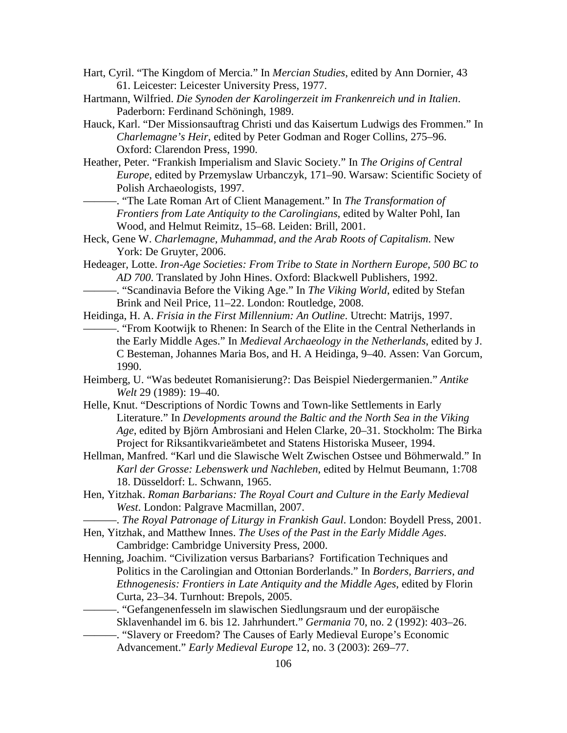Hart, Cyril. "The Kingdom of Mercia." In *Mercian Studies*, edited by Ann Dornier, 43 61. Leicester: Leicester University Press, 1977.

Hartmann, Wilfried. *Die Synoden der Karolingerzeit im Frankenreich und in Italien*. Paderborn: Ferdinand Schöningh, 1989.

Hauck, Karl. "Der Missionsauftrag Christi und das Kaisertum Ludwigs des Frommen." In *Charlemagne's Heir*, edited by Peter Godman and Roger Collins, 275–96. Oxford: Clarendon Press, 1990.

Heather, Peter. "Frankish Imperialism and Slavic Society." In *The Origins of Central Europe*, edited by Przemyslaw Urbanczyk, 171–90. Warsaw: Scientific Society of Polish Archaeologists, 1997.

———. "The Late Roman Art of Client Management." In *The Transformation of Frontiers from Late Antiquity to the Carolingians*, edited by Walter Pohl, Ian Wood, and Helmut Reimitz, 15–68. Leiden: Brill, 2001.

Heck, Gene W. *Charlemagne, Muhammad, and the Arab Roots of Capitalism*. New York: De Gruyter, 2006.

Hedeager, Lotte. *Iron-Age Societies: From Tribe to State in Northern Europe, 500 BC to AD 700*. Translated by John Hines. Oxford: Blackwell Publishers, 1992.

———. "Scandinavia Before the Viking Age." In *The Viking World*, edited by Stefan Brink and Neil Price, 11–22. London: Routledge, 2008.

Heidinga, H. A. *Frisia in the First Millennium: An Outline*. Utrecht: Matrijs, 1997.

———. "From Kootwijk to Rhenen: In Search of the Elite in the Central Netherlands in the Early Middle Ages." In *Medieval Archaeology in the Netherlands*, edited by J. C Besteman, Johannes Maria Bos, and H. A Heidinga, 9–40. Assen: Van Gorcum, 1990.

Heimberg, U. "Was bedeutet Romanisierung?: Das Beispiel Niedergermanien." *Antike Welt* 29 (1989): 19–40.

Helle, Knut. "Descriptions of Nordic Towns and Town-like Settlements in Early Literature." In *Developments around the Baltic and the North Sea in the Viking Age*, edited by Björn Ambrosiani and Helen Clarke, 20–31. Stockholm: The Birka Project for Riksantikvarieämbetet and Statens Historiska Museer, 1994.

Hellman, Manfred. "Karl und die Slawische Welt Zwischen Ostsee und Böhmerwald." In *Karl der Grosse: Lebenswerk und Nachleben*, edited by Helmut Beumann, 1:708 18. Düsseldorf: L. Schwann, 1965.

Hen, Yitzhak. *Roman Barbarians: The Royal Court and Culture in the Early Medieval West*. London: Palgrave Macmillan, 2007.

———. *The Royal Patronage of Liturgy in Frankish Gaul*. London: Boydell Press, 2001.

Hen, Yitzhak, and Matthew Innes. *The Uses of the Past in the Early Middle Ages*. Cambridge: Cambridge University Press, 2000.

Henning, Joachim. "Civilization versus Barbarians? Fortification Techniques and Politics in the Carolingian and Ottonian Borderlands." In *Borders, Barriers, and Ethnogenesis: Frontiers in Late Antiquity and the Middle Ages*, edited by Florin Curta, 23–34. Turnhout: Brepols, 2005.

———. "Gefangenenfesseln im slawischen Siedlungsraum und der europäische Sklavenhandel im 6. bis 12. Jahrhundert." *Germania* 70, no. 2 (1992): 403–26.

———. "Slavery or Freedom? The Causes of Early Medieval Europe's Economic Advancement." *Early Medieval Europe* 12, no. 3 (2003): 269–77.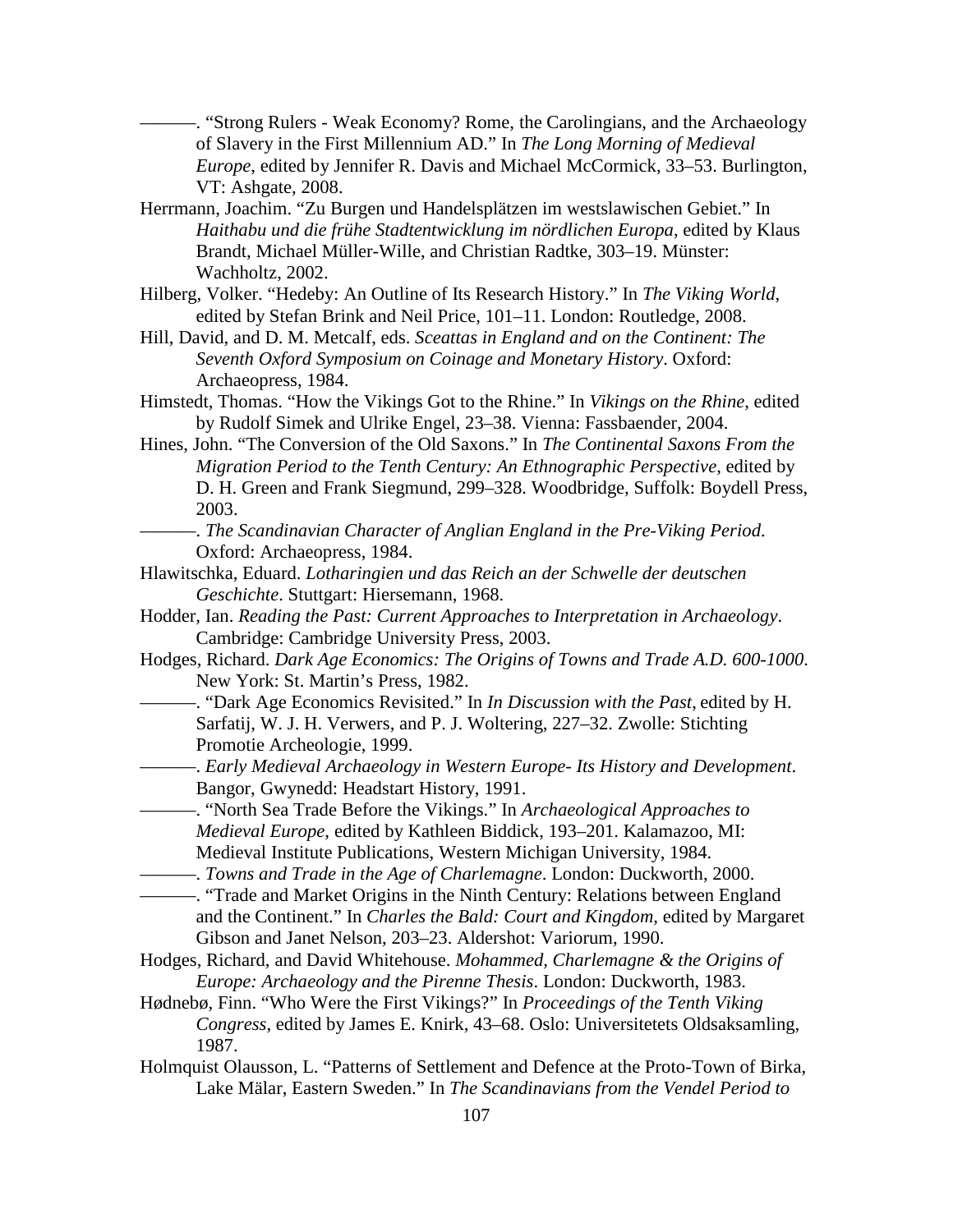———. "Strong Rulers - Weak Economy? Rome, the Carolingians, and the Archaeology of Slavery in the First Millennium AD." In *The Long Morning of Medieval Europe*, edited by Jennifer R. Davis and Michael McCormick, 33–53. Burlington, VT: Ashgate, 2008.

Herrmann, Joachim. "Zu Burgen und Handelsplätzen im westslawischen Gebiet." In *Haithabu und die frühe Stadtentwicklung im nördlichen Europa*, edited by Klaus Brandt, Michael Müller-Wille, and Christian Radtke, 303–19. Münster: Wachholtz, 2002.

Hilberg, Volker. "Hedeby: An Outline of Its Research History." In *The Viking World*, edited by Stefan Brink and Neil Price, 101–11. London: Routledge, 2008.

Hill, David, and D. M. Metcalf, eds. *Sceattas in England and on the Continent: The Seventh Oxford Symposium on Coinage and Monetary History*. Oxford: Archaeopress, 1984.

Himstedt, Thomas. "How the Vikings Got to the Rhine." In *Vikings on the Rhine*, edited by Rudolf Simek and Ulrike Engel, 23–38. Vienna: Fassbaender, 2004.

Hines, John. "The Conversion of the Old Saxons." In *The Continental Saxons From the Migration Period to the Tenth Century: An Ethnographic Perspective*, edited by D. H. Green and Frank Siegmund, 299–328. Woodbridge, Suffolk: Boydell Press, 2003.

———. *The Scandinavian Character of Anglian England in the Pre-Viking Period*. Oxford: Archaeopress, 1984.

Hlawitschka, Eduard. *Lotharingien und das Reich an der Schwelle der deutschen Geschichte*. Stuttgart: Hiersemann, 1968.

Hodder, Ian. *Reading the Past: Current Approaches to Interpretation in Archaeology*. Cambridge: Cambridge University Press, 2003.

Hodges, Richard. *Dark Age Economics: The Origins of Towns and Trade A.D. 600-1000*. New York: St. Martin's Press, 1982.

———. "Dark Age Economics Revisited." In *In Discussion with the Past*, edited by H. Sarfatij, W. J. H. Verwers, and P. J. Woltering, 227–32. Zwolle: Stichting Promotie Archeologie, 1999.

———. *Early Medieval Archaeology in Western Europe- Its History and Development*. Bangor, Gwynedd: Headstart History, 1991.

———. "North Sea Trade Before the Vikings." In *Archaeological Approaches to Medieval Europe*, edited by Kathleen Biddick, 193–201. Kalamazoo, MI: Medieval Institute Publications, Western Michigan University, 1984.

———. *Towns and Trade in the Age of Charlemagne*. London: Duckworth, 2000.

———. "Trade and Market Origins in the Ninth Century: Relations between England and the Continent." In *Charles the Bald: Court and Kingdom*, edited by Margaret Gibson and Janet Nelson, 203–23. Aldershot: Variorum, 1990.

Hodges, Richard, and David Whitehouse. *Mohammed, Charlemagne & the Origins of Europe: Archaeology and the Pirenne Thesis*. London: Duckworth, 1983.

Hødnebø, Finn. "Who Were the First Vikings?" In *Proceedings of the Tenth Viking Congress*, edited by James E. Knirk, 43–68. Oslo: Universitetets Oldsaksamling, 1987.

Holmquist Olausson, L. "Patterns of Settlement and Defence at the Proto-Town of Birka, Lake Mälar, Eastern Sweden." In *The Scandinavians from the Vendel Period to*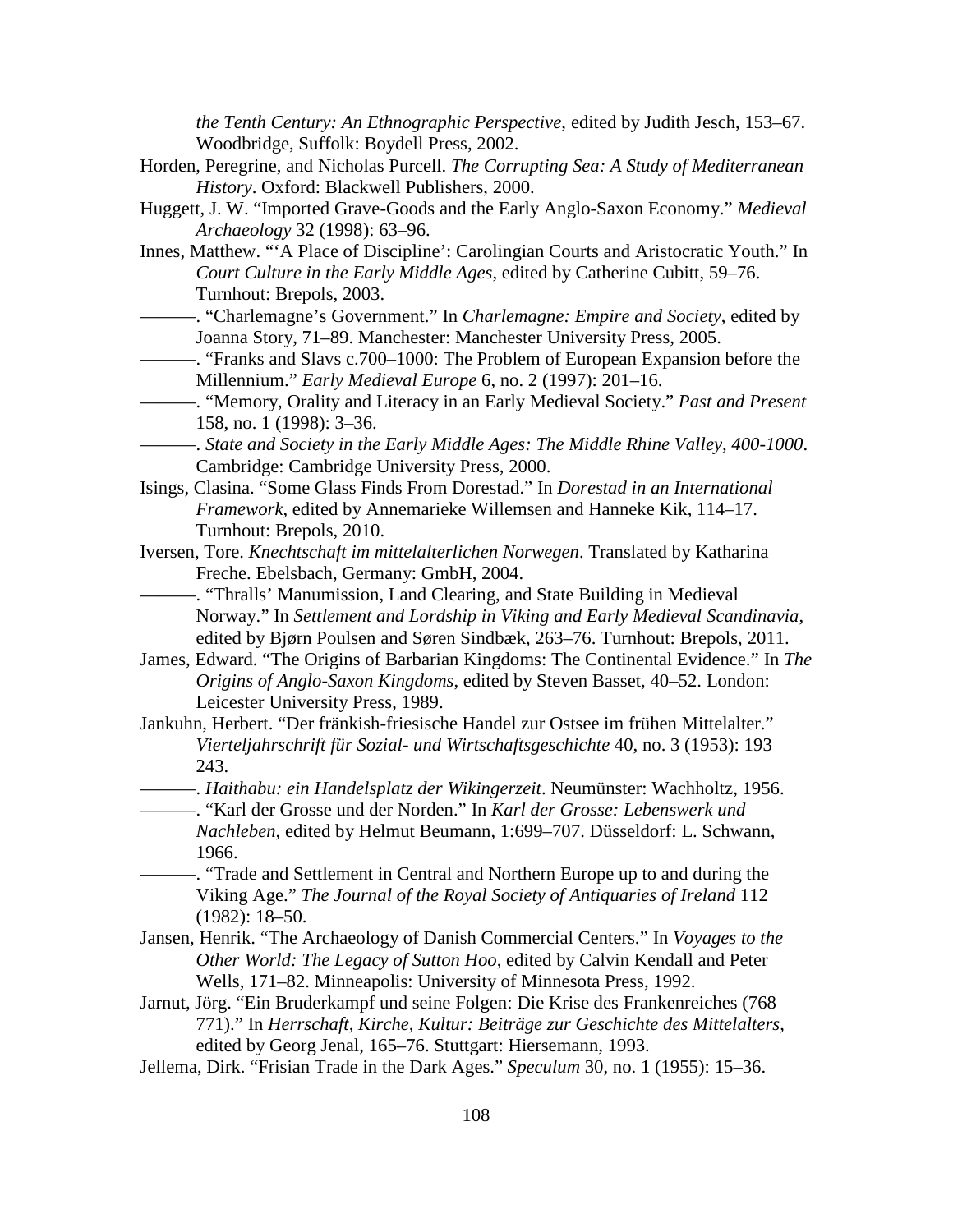*the Tenth Century: An Ethnographic Perspective*, edited by Judith Jesch, 153–67. Woodbridge, Suffolk: Boydell Press, 2002.

Horden, Peregrine, and Nicholas Purcell. *The Corrupting Sea: A Study of Mediterranean History*. Oxford: Blackwell Publishers, 2000.

Huggett, J. W. "Imported Grave-Goods and the Early Anglo-Saxon Economy." *Medieval Archaeology* 32 (1998): 63–96.

Innes, Matthew. "'A Place of Discipline': Carolingian Courts and Aristocratic Youth." In *Court Culture in the Early Middle Ages*, edited by Catherine Cubitt, 59–76. Turnhout: Brepols, 2003.

———. "Charlemagne's Government." In *Charlemagne: Empire and Society*, edited by Joanna Story, 71–89. Manchester: Manchester University Press, 2005.

———. "Franks and Slavs c.700–1000: The Problem of European Expansion before the Millennium." *Early Medieval Europe* 6, no. 2 (1997): 201–16.

———. "Memory, Orality and Literacy in an Early Medieval Society." *Past and Present* 158, no. 1 (1998): 3–36.

———. *State and Society in the Early Middle Ages: The Middle Rhine Valley, 400-1000*. Cambridge: Cambridge University Press, 2000.

Isings, Clasina. "Some Glass Finds From Dorestad." In *Dorestad in an International Framework*, edited by Annemarieke Willemsen and Hanneke Kik, 114–17. Turnhout: Brepols, 2010.

Iversen, Tore. *Knechtschaft im mittelalterlichen Norwegen*. Translated by Katharina Freche. Ebelsbach, Germany: GmbH, 2004.

———. "Thralls' Manumission, Land Clearing, and State Building in Medieval Norway." In *Settlement and Lordship in Viking and Early Medieval Scandinavia*, edited by Bjørn Poulsen and Søren Sindbæk, 263–76. Turnhout: Brepols, 2011.

James, Edward. "The Origins of Barbarian Kingdoms: The Continental Evidence." In *The Origins of Anglo-Saxon Kingdoms*, edited by Steven Basset, 40–52. London: Leicester University Press, 1989.

Jankuhn, Herbert. "Der fränkish-friesische Handel zur Ostsee im frühen Mittelalter." *Vierteljahrschrift für Sozial- und Wirtschaftsgeschichte* 40, no. 3 (1953): 193 243.

———. *Haithabu: ein Handelsplatz der Wikingerzeit*. Neumünster: Wachholtz, 1956.

———. "Karl der Grosse und der Norden." In *Karl der Grosse: Lebenswerk und Nachleben*, edited by Helmut Beumann, 1:699–707. Düsseldorf: L. Schwann, 1966.

———. "Trade and Settlement in Central and Northern Europe up to and during the Viking Age." *The Journal of the Royal Society of Antiquaries of Ireland* 112 (1982): 18–50.

Jansen, Henrik. "The Archaeology of Danish Commercial Centers." In *Voyages to the Other World: The Legacy of Sutton Hoo*, edited by Calvin Kendall and Peter Wells, 171–82. Minneapolis: University of Minnesota Press, 1992.

Jarnut, Jörg. "Ein Bruderkampf und seine Folgen: Die Krise des Frankenreiches (768 771)." In *Herrschaft, Kirche, Kultur: Beiträge zur Geschichte des Mittelalters*, edited by Georg Jenal, 165–76. Stuttgart: Hiersemann, 1993.

Jellema, Dirk. "Frisian Trade in the Dark Ages." *Speculum* 30, no. 1 (1955): 15–36.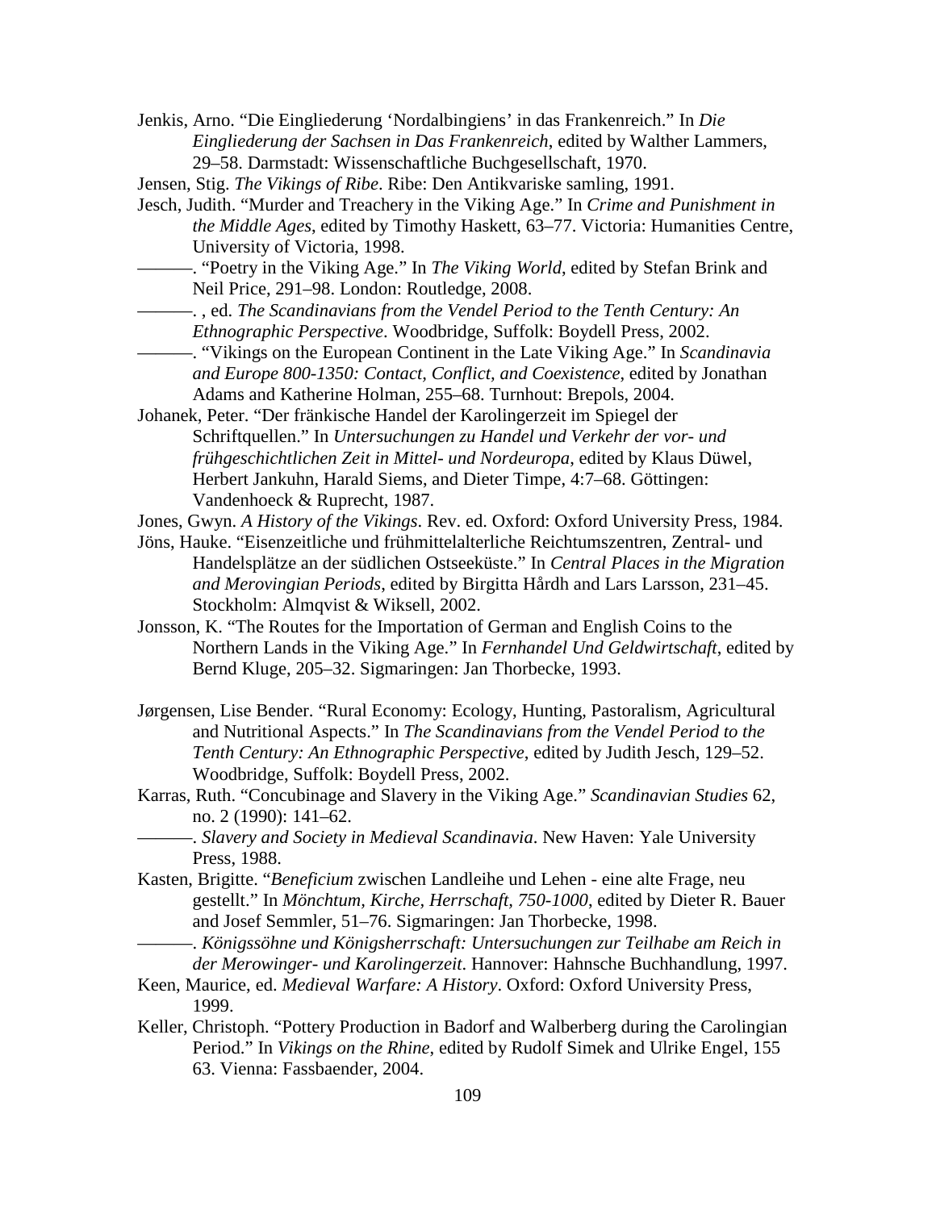Jenkis, Arno. “Die Eingliederung ‘Nordalbingiens’ in das Frankenreich.” In *Die Eingliederung der Sachsen in Das Frankenreich*, edited by Walther Lammers, 29–58. Darmstadt: Wissenschaftliche Buchgesellschaft, 1970.

Jensen, Stig. *The Vikings of Ribe*. Ribe: Den Antikvariske samling, 1991.

Jesch, Judith. “Murder and Treachery in the Viking Age.” In *Crime and Punishment in the Middle Ages*, edited by Timothy Haskett, 63–77. Victoria: Humanities Centre, University of Victoria, 1998.

———. “Poetry in the Viking Age.” In *The Viking World*, edited by Stefan Brink and Neil Price, 291–98. London: Routledge, 2008.

———. , ed. *The Scandinavians from the Vendel Period to the Tenth Century: An Ethnographic Perspective*. Woodbridge, Suffolk: Boydell Press, 2002.

———. “Vikings on the European Continent in the Late Viking Age.” In *Scandinavia and Europe 800-1350: Contact, Conflict, and Coexistence*, edited by Jonathan Adams and Katherine Holman, 255–68. Turnhout: Brepols, 2004.

Johanek, Peter. “Der fränkische Handel der Karolingerzeit im Spiegel der Schriftquellen.” In *Untersuchungen zu Handel und Verkehr der vor- und frühgeschichtlichen Zeit in Mittel- und Nordeuropa*, edited by Klaus Düwel, Herbert Jankuhn, Harald Siems, and Dieter Timpe, 4:7–68. Göttingen: Vandenhoeck & Ruprecht, 1987.

Jones, Gwyn. *A History of the Vikings*. Rev. ed. Oxford: Oxford University Press, 1984.

Jöns, Hauke. “Eisenzeitliche und frühmittelalterliche Reichtumszentren, Zentral- und Handelsplätze an der südlichen Ostseeküste.” In *Central Places in the Migration and Merovingian Periods*, edited by Birgitta Hårdh and Lars Larsson, 231–45. Stockholm: Almqvist & Wiksell, 2002.

Jonsson, K. “The Routes for the Importation of German and English Coins to the Northern Lands in the Viking Age.” In *Fernhandel Und Geldwirtschaft*, edited by Bernd Kluge, 205–32. Sigmaringen: Jan Thorbecke, 1993.

Jørgensen, Lise Bender. “Rural Economy: Ecology, Hunting, Pastoralism, Agricultural and Nutritional Aspects.” In *The Scandinavians from the Vendel Period to the Tenth Century: An Ethnographic Perspective*, edited by Judith Jesch, 129–52. Woodbridge, Suffolk: Boydell Press, 2002.

Karras, Ruth. “Concubinage and Slavery in the Viking Age.” *Scandinavian Studies* 62, no. 2 (1990): 141–62.

———. *Slavery and Society in Medieval Scandinavia*. New Haven: Yale University Press, 1988.

Kasten, Brigitte. “*Beneficium* zwischen Landleihe und Lehen - eine alte Frage, neu gestellt.” In *Mönchtum, Kirche, Herrschaft, 750-1000*, edited by Dieter R. Bauer and Josef Semmler, 51–76. Sigmaringen: Jan Thorbecke, 1998.

———. *Königssöhne und Königsherrschaft: Untersuchungen zur Teilhabe am Reich in der Merowinger- und Karolingerzeit*. Hannover: Hahnsche Buchhandlung, 1997.

Keen, Maurice, ed. *Medieval Warfare: A History*. Oxford: Oxford University Press, 1999.

Keller, Christoph. “Pottery Production in Badorf and Walberberg during the Carolingian Period.” In *Vikings on the Rhine*, edited by Rudolf Simek and Ulrike Engel, 155 63. Vienna: Fassbaender, 2004.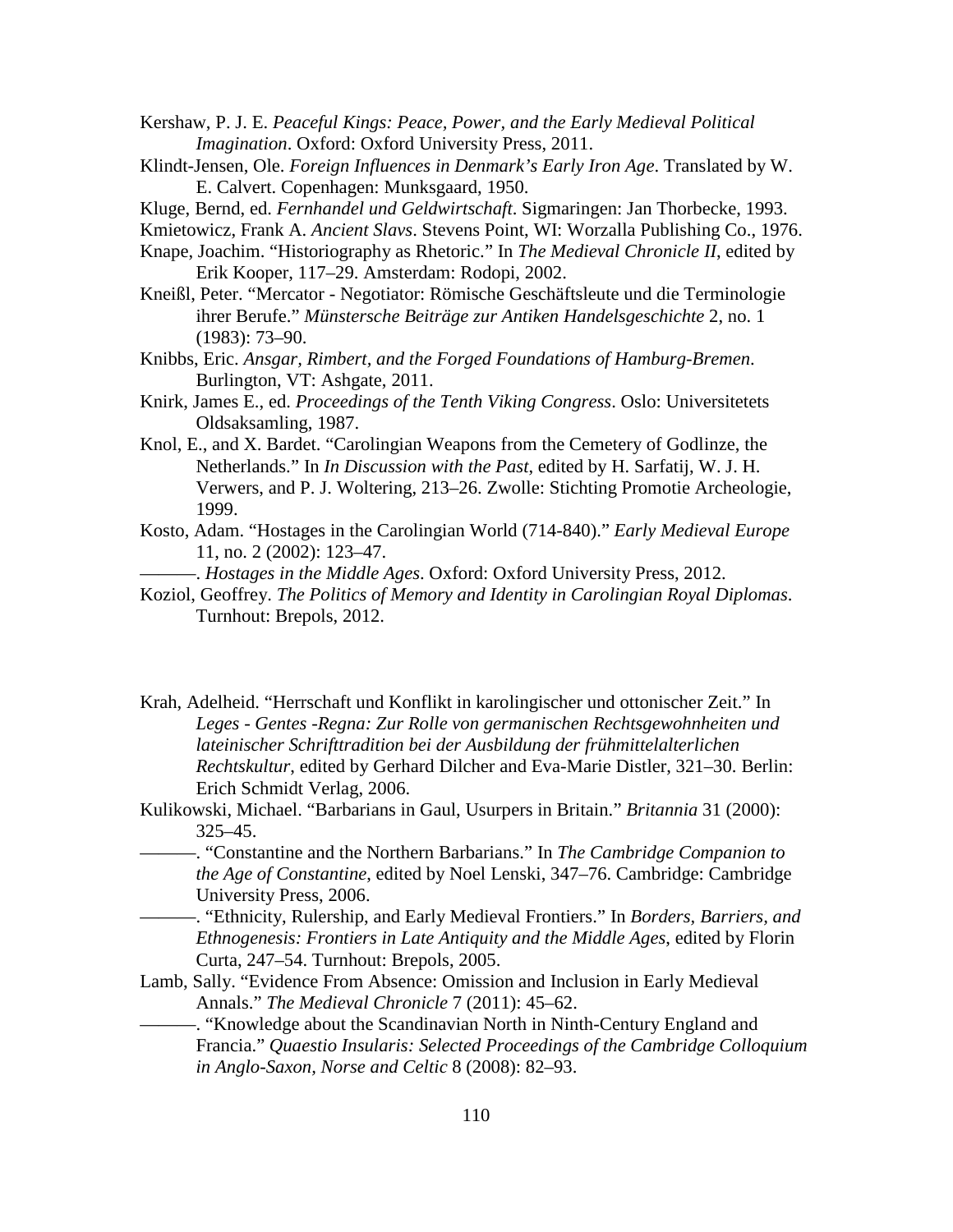Kershaw, P. J. E. *Peaceful Kings: Peace, Power, and the Early Medieval Political Imagination*. Oxford: Oxford University Press, 2011.

Klindt-Jensen, Ole. *Foreign Influences in Denmark's Early Iron Age*. Translated by W. E. Calvert. Copenhagen: Munksgaard, 1950.

Kluge, Bernd, ed. *Fernhandel und Geldwirtschaft*. Sigmaringen: Jan Thorbecke, 1993.

Kmietowicz, Frank A. *Ancient Slavs*. Stevens Point, WI: Worzalla Publishing Co., 1976.

Knape, Joachim. "Historiography as Rhetoric." In *The Medieval Chronicle II*, edited by Erik Kooper, 117–29. Amsterdam: Rodopi, 2002.

Kneißl, Peter. "Mercator - Negotiator: Römische Geschäftsleute und die Terminologie ihrer Berufe." *Münstersche Beiträge zur Antiken Handelsgeschichte* 2, no. 1 (1983): 73–90.

Knibbs, Eric. *Ansgar, Rimbert, and the Forged Foundations of Hamburg-Bremen*. Burlington, VT: Ashgate, 2011.

Knirk, James E., ed. *Proceedings of the Tenth Viking Congress*. Oslo: Universitetets Oldsaksamling, 1987.

Knol, E., and X. Bardet. "Carolingian Weapons from the Cemetery of Godlinze, the Netherlands." In *In Discussion with the Past*, edited by H. Sarfatij, W. J. H. Verwers, and P. J. Woltering, 213–26. Zwolle: Stichting Promotie Archeologie, 1999.

Kosto, Adam. "Hostages in the Carolingian World (714-840)." *Early Medieval Europe* 11, no. 2 (2002): 123–47.

———. *Hostages in the Middle Ages*. Oxford: Oxford University Press, 2012.

Koziol, Geoffrey. *The Politics of Memory and Identity in Carolingian Royal Diplomas*. Turnhout: Brepols, 2012.

Krah, Adelheid. "Herrschaft und Konflikt in karolingischer und ottonischer Zeit." In *Leges - Gentes -Regna: Zur Rolle von germanischen Rechtsgewohnheiten und lateinischer Schrifttradition bei der Ausbildung der frühmittelalterlichen Rechtskultur*, edited by Gerhard Dilcher and Eva-Marie Distler, 321–30. Berlin: Erich Schmidt Verlag, 2006.

Kulikowski, Michael. "Barbarians in Gaul, Usurpers in Britain." *Britannia* 31 (2000): 325–45.

———. "Constantine and the Northern Barbarians." In *The Cambridge Companion to the Age of Constantine*, edited by Noel Lenski, 347–76. Cambridge: Cambridge University Press, 2006.

———. "Ethnicity, Rulership, and Early Medieval Frontiers." In *Borders, Barriers, and Ethnogenesis: Frontiers in Late Antiquity and the Middle Ages*, edited by Florin Curta, 247–54. Turnhout: Brepols, 2005.

Lamb, Sally. "Evidence From Absence: Omission and Inclusion in Early Medieval Annals." *The Medieval Chronicle* 7 (2011): 45–62.

———. "Knowledge about the Scandinavian North in Ninth-Century England and Francia." *Quaestio Insularis: Selected Proceedings of the Cambridge Colloquium in Anglo-Saxon, Norse and Celtic* 8 (2008): 82–93.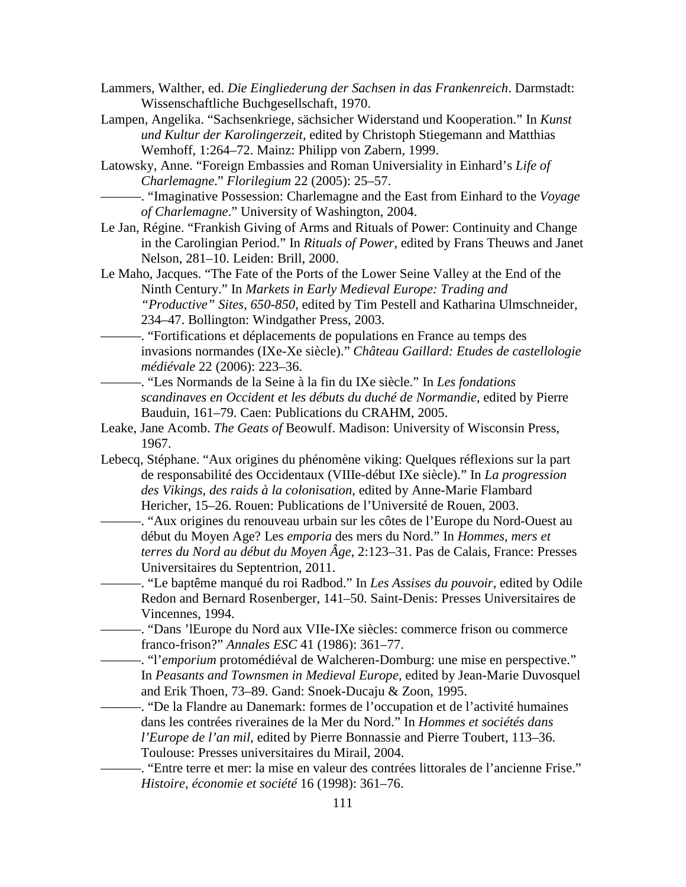Lammers, Walther, ed. *Die Eingliederung der Sachsen in das Frankenreich*. Darmstadt: Wissenschaftliche Buchgesellschaft, 1970.

Lampen, Angelika. "Sachsenkriege, sächsicher Widerstand und Kooperation." In *Kunst und Kultur der Karolingerzeit*, edited by Christoph Stiegemann and Matthias Wemhoff, 1:264–72. Mainz: Philipp von Zabern, 1999.

Latowsky, Anne. "Foreign Embassies and Roman Universiality in Einhard's *Life of Charlemagne*." *Florilegium* 22 (2005): 25–57.

———. "Imaginative Possession: Charlemagne and the East from Einhard to the *Voyage of Charlemagne*." University of Washington, 2004.

Le Jan, Régine. "Frankish Giving of Arms and Rituals of Power: Continuity and Change in the Carolingian Period." In *Rituals of Power*, edited by Frans Theuws and Janet Nelson, 281–10. Leiden: Brill, 2000.

Le Maho, Jacques. "The Fate of the Ports of the Lower Seine Valley at the End of the Ninth Century." In *Markets in Early Medieval Europe: Trading and "Productive" Sites, 650-850*, edited by Tim Pestell and Katharina Ulmschneider, 234–47. Bollington: Windgather Press, 2003.

———. "Fortifications et déplacements de populations en France au temps des invasions normandes (IXe-Xe siècle)." *Château Gaillard: Etudes de castellologie médiévale* 22 (2006): 223–36.

———. "Les Normands de la Seine à la fin du IXe siècle." In *Les fondations scandinaves en Occident et les débuts du duché de Normandie*, edited by Pierre Bauduin, 161–79. Caen: Publications du CRAHM, 2005.

Leake, Jane Acomb. *The Geats of* Beowulf. Madison: University of Wisconsin Press, 1967.

Lebecq, Stéphane. "Aux origines du phénomène viking: Quelques réflexions sur la part de responsabilité des Occidentaux (VIIIe-début IXe siècle)." In *La progression des Vikings, des raids à la colonisation*, edited by Anne-Marie Flambard Hericher, 15–26. Rouen: Publications de l'Université de Rouen, 2003.

———. "Aux origines du renouveau urbain sur les côtes de l'Europe du Nord-Ouest au début du Moyen Age? Les *emporia* des mers du Nord." In *Hommes, mers et terres du Nord au début du Moyen Âge*, 2:123–31. Pas de Calais, France: Presses Universitaires du Septentrion, 2011.

———. "Le baptême manqué du roi Radbod." In *Les Assises du pouvoir*, edited by Odile Redon and Bernard Rosenberger, 141–50. Saint-Denis: Presses Universitaires de Vincennes, 1994.

———. "Dans 'lEurope du Nord aux VIIe-IXe siècles: commerce frison ou commerce franco-frison?" *Annales ESC* 41 (1986): 361–77.

———. "l'*emporium* protomédiéval de Walcheren-Domburg: une mise en perspective." In *Peasants and Townsmen in Medieval Europe*, edited by Jean-Marie Duvosquel and Erik Thoen, 73–89. Gand: Snoek-Ducaju & Zoon, 1995.

———. "De la Flandre au Danemark: formes de l'occupation et de l'activité humaines dans les contrées riveraines de la Mer du Nord." In *Hommes et sociétés dans l'Europe de l'an mil*, edited by Pierre Bonnassie and Pierre Toubert, 113–36. Toulouse: Presses universitaires du Mirail, 2004.

———. "Entre terre et mer: la mise en valeur des contrées littorales de l'ancienne Frise." *Histoire, économie et société* 16 (1998): 361–76.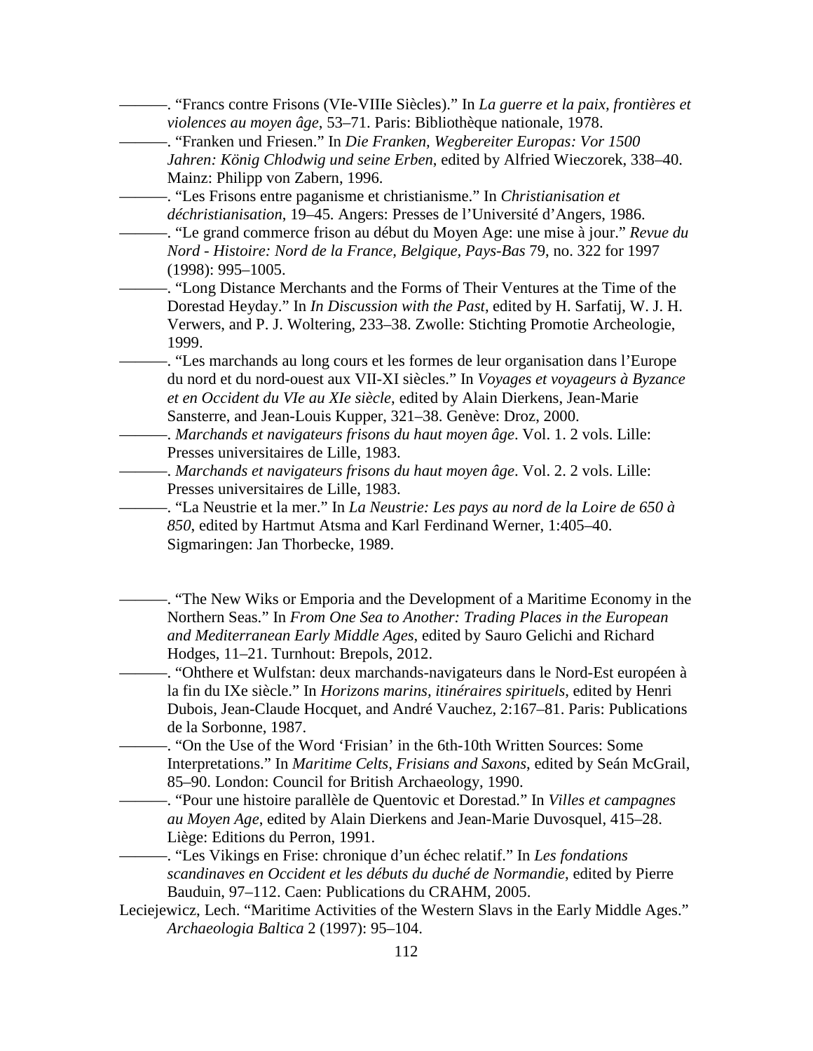———. "Francs contre Frisons (VIe-VIIIe Siècles)." In *La guerre et la paix, frontières et violences au moyen âge*, 53–71. Paris: Bibliothèque nationale, 1978.

———. "Franken und Friesen." In *Die Franken, Wegbereiter Europas: Vor 1500 Jahren: König Chlodwig und seine Erben*, edited by Alfried Wieczorek, 338–40. Mainz: Philipp von Zabern, 1996.

———. "Les Frisons entre paganisme et christianisme." In *Christianisation et déchristianisation*, 19–45. Angers: Presses de l'Université d'Angers, 1986.

———. "Le grand commerce frison au début du Moyen Age: une mise à jour." *Revue du Nord - Histoire: Nord de la France, Belgique, Pays-Bas* 79, no. 322 for 1997 (1998): 995–1005.

———. "Long Distance Merchants and the Forms of Their Ventures at the Time of the Dorestad Heyday." In *In Discussion with the Past*, edited by H. Sarfatij, W. J. H. Verwers, and P. J. Woltering, 233–38. Zwolle: Stichting Promotie Archeologie, 1999.

———. "Les marchands au long cours et les formes de leur organisation dans l'Europe du nord et du nord-ouest aux VII-XI siècles." In *Voyages et voyageurs à Byzance et en Occident du VIe au XIe siècle*, edited by Alain Dierkens, Jean-Marie Sansterre, and Jean-Louis Kupper, 321–38. Genève: Droz, 2000.

———. *Marchands et navigateurs frisons du haut moyen âge*. Vol. 1. 2 vols. Lille: Presses universitaires de Lille, 1983.

———. *Marchands et navigateurs frisons du haut moyen âge*. Vol. 2. 2 vols. Lille: Presses universitaires de Lille, 1983.

———. "La Neustrie et la mer." In *La Neustrie: Les pays au nord de la Loire de 650 à 850*, edited by Hartmut Atsma and Karl Ferdinand Werner, 1:405–40. Sigmaringen: Jan Thorbecke, 1989.

———. "The New Wiks or Emporia and the Development of a Maritime Economy in the Northern Seas." In *From One Sea to Another: Trading Places in the European and Mediterranean Early Middle Ages*, edited by Sauro Gelichi and Richard Hodges, 11–21. Turnhout: Brepols, 2012.

———. "Ohthere et Wulfstan: deux marchands-navigateurs dans le Nord-Est européen à la fin du IXe siècle." In *Horizons marins, itinéraires spirituels*, edited by Henri Dubois, Jean-Claude Hocquet, and André Vauchez, 2:167–81. Paris: Publications de la Sorbonne, 1987.

———. "On the Use of the Word 'Frisian' in the 6th-10th Written Sources: Some Interpretations." In *Maritime Celts, Frisians and Saxons*, edited by Seán McGrail, 85–90. London: Council for British Archaeology, 1990.

———. "Pour une histoire parallèle de Quentovic et Dorestad." In *Villes et campagnes au Moyen Age*, edited by Alain Dierkens and Jean-Marie Duvosquel, 415–28. Liège: Editions du Perron, 1991.

———. "Les Vikings en Frise: chronique d'un échec relatif." In *Les fondations scandinaves en Occident et les débuts du duché de Normandie*, edited by Pierre Bauduin, 97–112. Caen: Publications du CRAHM, 2005.

Leciejewicz, Lech. "Maritime Activities of the Western Slavs in the Early Middle Ages." *Archaeologia Baltica* 2 (1997): 95–104.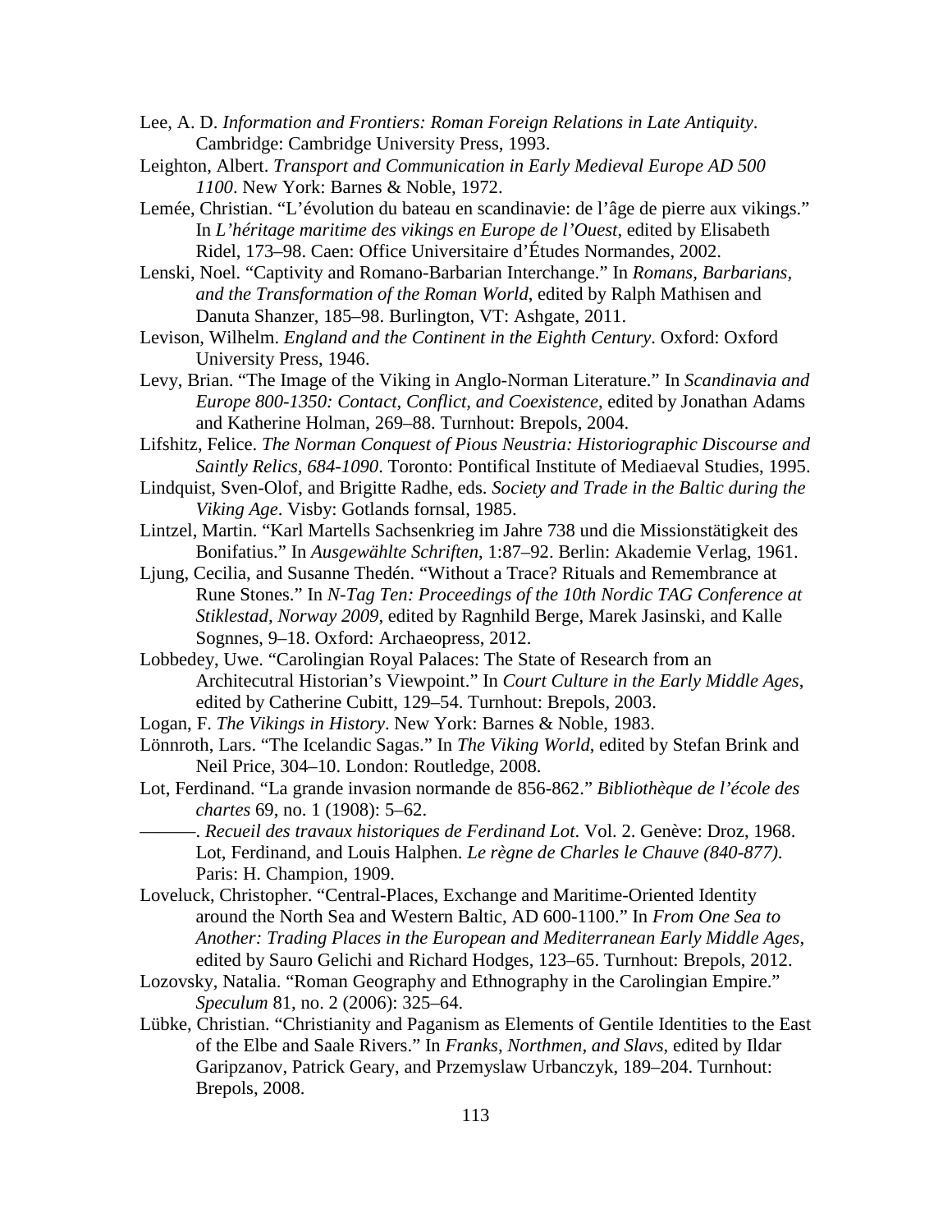Lee, A. D. *Information and Frontiers: Roman Foreign Relations in Late Antiquity*. Cambridge: Cambridge University Press, 1993.

Leighton, Albert. *Transport and Communication in Early Medieval Europe AD 500 1100*. New York: Barnes & Noble, 1972.

Lemée, Christian. "L'évolution du bateau en scandinavie: de l'âge de pierre aux vikings." In *L'héritage maritime des vikings en Europe de l'Ouest*, edited by Elisabeth Ridel, 173–98. Caen: Office Universitaire d'Études Normandes, 2002.

Lenski, Noel. "Captivity and Romano-Barbarian Interchange." In *Romans, Barbarians, and the Transformation of the Roman World*, edited by Ralph Mathisen and Danuta Shanzer, 185–98. Burlington, VT: Ashgate, 2011.

Levison, Wilhelm. *England and the Continent in the Eighth Century*. Oxford: Oxford University Press, 1946.

Levy, Brian. "The Image of the Viking in Anglo-Norman Literature." In *Scandinavia and Europe 800-1350: Contact, Conflict, and Coexistence*, edited by Jonathan Adams and Katherine Holman, 269–88. Turnhout: Brepols, 2004.

Lifshitz, Felice. *The Norman Conquest of Pious Neustria: Historiographic Discourse and Saintly Relics, 684-1090*. Toronto: Pontifical Institute of Mediaeval Studies, 1995.

Lindquist, Sven-Olof, and Brigitte Radhe, eds. *Society and Trade in the Baltic during the Viking Age*. Visby: Gotlands fornsal, 1985.

Lintzel, Martin. "Karl Martells Sachsenkrieg im Jahre 738 und die Missionstätigkeit des Bonifatius." In *Ausgewählte Schriften*, 1:87–92. Berlin: Akademie Verlag, 1961.

Ljung, Cecilia, and Susanne Thedén. "Without a Trace? Rituals and Remembrance at Rune Stones." In *N-Tag Ten: Proceedings of the 10th Nordic TAG Conference at Stiklestad, Norway 2009*, edited by Ragnhild Berge, Marek Jasinski, and Kalle Sognnes, 9–18. Oxford: Archaeopress, 2012.

Lobbedey, Uwe. "Carolingian Royal Palaces: The State of Research from an Architecutral Historian's Viewpoint." In *Court Culture in the Early Middle Ages*, edited by Catherine Cubitt, 129–54. Turnhout: Brepols, 2003.

Logan, F. *The Vikings in History*. New York: Barnes & Noble, 1983.

Lönnroth, Lars. "The Icelandic Sagas." In *The Viking World*, edited by Stefan Brink and Neil Price, 304–10. London: Routledge, 2008.

Lot, Ferdinand. "La grande invasion normande de 856-862." *Bibliothèque de l'école des chartes* 69, no. 1 (1908): 5–62.

———. *Recueil des travaux historiques de Ferdinand Lot*. Vol. 2. Genève: Droz, 1968.

Lot, Ferdinand, and Louis Halphen. *Le règne de Charles le Chauve (840-877)*. Paris: H. Champion, 1909.

Loveluck, Christopher. "Central-Places, Exchange and Maritime-Oriented Identity around the North Sea and Western Baltic, AD 600-1100." In *From One Sea to Another: Trading Places in the European and Mediterranean Early Middle Ages*, edited by Sauro Gelichi and Richard Hodges, 123–65. Turnhout: Brepols, 2012.

Lozovsky, Natalia. "Roman Geography and Ethnography in the Carolingian Empire." *Speculum* 81, no. 2 (2006): 325–64.

Lübke, Christian. "Christianity and Paganism as Elements of Gentile Identities to the East of the Elbe and Saale Rivers." In *Franks, Northmen, and Slavs*, edited by Ildar Garipzanov, Patrick Geary, and Przemyslaw Urbanczyk, 189–204. Turnhout: Brepols, 2008.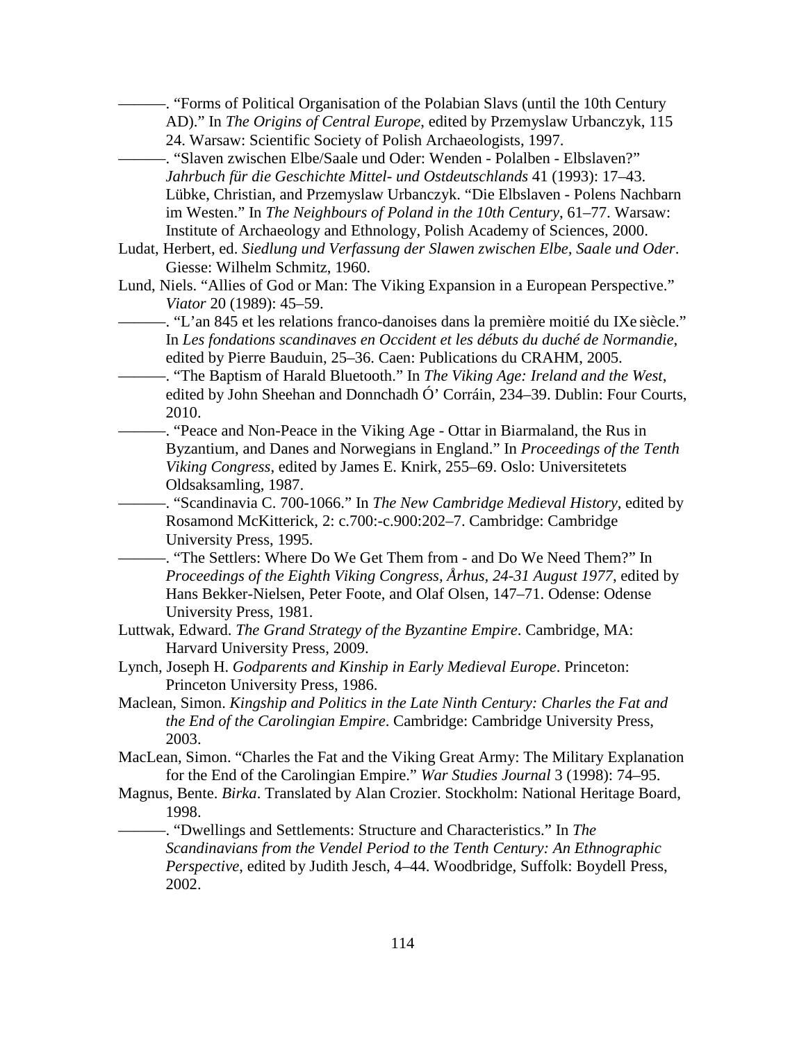———. “Forms of Political Organisation of the Polabian Slavs (until the 10th Century AD).” In *The Origins of Central Europe*, edited by Przemyslaw Urbanczyk, 115 24. Warsaw: Scientific Society of Polish Archaeologists, 1997.

———. “Slaven zwischen Elbe/Saale und Oder: Wenden - Polalben - Elbslaven?” *Jahrbuch für die Geschichte Mittel- und Ostdeutschlands* 41 (1993): 17–43.

Lübke, Christian, and Przemyslaw Urbanczyk. “Die Elbslaven - Polens Nachbarn im Westen.” In *The Neighbours of Poland in the 10th Century*, 61–77. Warsaw: Institute of Archaeology and Ethnology, Polish Academy of Sciences, 2000.

Ludat, Herbert, ed. *Siedlung und Verfassung der Slawen zwischen Elbe, Saale und Oder*. Giesse: Wilhelm Schmitz, 1960.

Lund, Niels. “Allies of God or Man: The Viking Expansion in a European Perspective.” *Viator* 20 (1989): 45–59.

———. “L’an 845 et les relations franco-danoises dans la première moitié du IXe siècle.” In *Les fondations scandinaves en Occident et les débuts du duché de Normandie*, edited by Pierre Bauduin, 25–36. Caen: Publications du CRAHM, 2005.

———. “The Baptism of Harald Bluetooth.” In *The Viking Age: Ireland and the West*, edited by John Sheehan and Donnchadh Ó’ Corráin, 234–39. Dublin: Four Courts, 2010.

———. “Peace and Non-Peace in the Viking Age - Ottar in Biarmaland, the Rus in Byzantium, and Danes and Norwegians in England.” In *Proceedings of the Tenth Viking Congress*, edited by James E. Knirk, 255–69. Oslo: Universitetets Oldsaksamling, 1987.

———. “Scandinavia C. 700-1066.” In *The New Cambridge Medieval History*, edited by Rosamond McKitterick, 2: c.700:-c.900:202–7. Cambridge: Cambridge University Press, 1995.

———. “The Settlers: Where Do We Get Them from - and Do We Need Them?” In *Proceedings of the Eighth Viking Congress, Århus, 24-31 August 1977*, edited by Hans Bekker-Nielsen, Peter Foote, and Olaf Olsen, 147–71. Odense: Odense University Press, 1981.

Luttwak, Edward. *The Grand Strategy of the Byzantine Empire*. Cambridge, MA: Harvard University Press, 2009.

Lynch, Joseph H. *Godparents and Kinship in Early Medieval Europe*. Princeton: Princeton University Press, 1986.

Maclean, Simon. *Kingship and Politics in the Late Ninth Century: Charles the Fat and the End of the Carolingian Empire*. Cambridge: Cambridge University Press, 2003.

MacLean, Simon. “Charles the Fat and the Viking Great Army: The Military Explanation for the End of the Carolingian Empire.” *War Studies Journal* 3 (1998): 74–95.

Magnus, Bente. *Birka*. Translated by Alan Crozier. Stockholm: National Heritage Board, 1998.

———. “Dwellings and Settlements: Structure and Characteristics.” In *The Scandinavians from the Vendel Period to the Tenth Century: An Ethnographic Perspective*, edited by Judith Jesch, 4–44. Woodbridge, Suffolk: Boydell Press, 2002.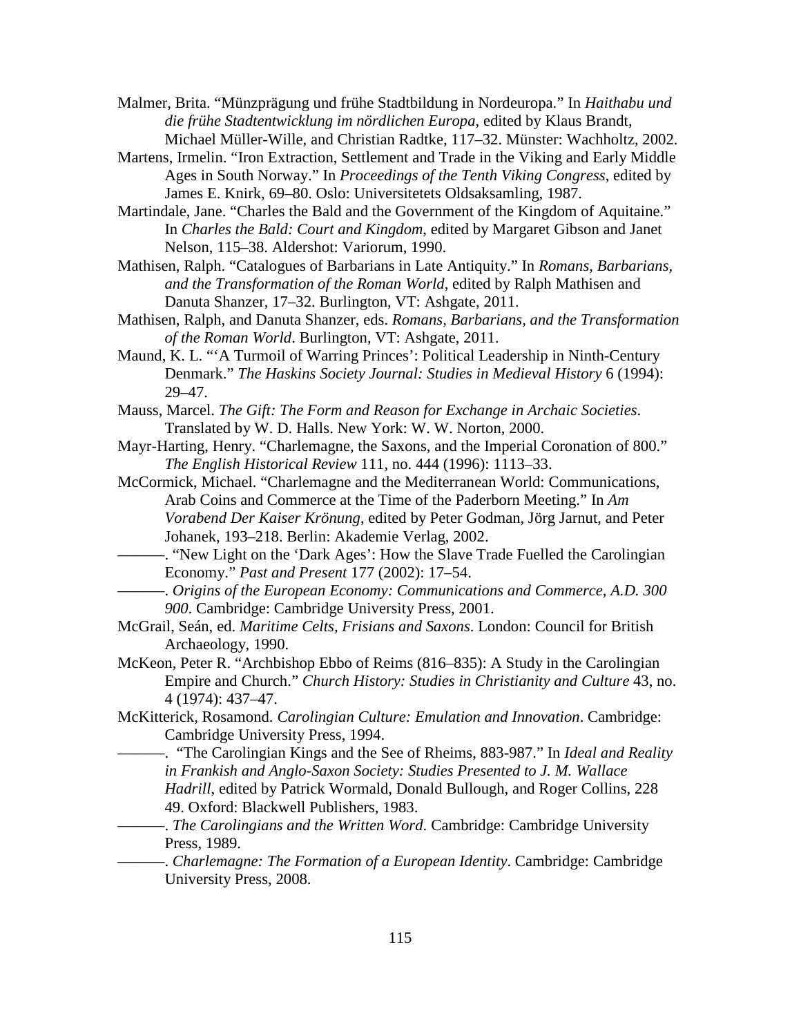Malmer, Brita. "Münzprägung und frühe Stadtbildung in Nordeuropa." In *Haithabu und die frühe Stadtentwicklung im nördlichen Europa*, edited by Klaus Brandt, Michael Müller-Wille, and Christian Radtke, 117–32. Münster: Wachholtz, 2002.

Martens, Irmelin. "Iron Extraction, Settlement and Trade in the Viking and Early Middle Ages in South Norway." In *Proceedings of the Tenth Viking Congress*, edited by James E. Knirk, 69–80. Oslo: Universitetets Oldsaksamling, 1987.

Martindale, Jane. "Charles the Bald and the Government of the Kingdom of Aquitaine." In *Charles the Bald: Court and Kingdom*, edited by Margaret Gibson and Janet Nelson, 115–38. Aldershot: Variorum, 1990.

Mathisen, Ralph. "Catalogues of Barbarians in Late Antiquity." In *Romans, Barbarians, and the Transformation of the Roman World*, edited by Ralph Mathisen and Danuta Shanzer, 17–32. Burlington, VT: Ashgate, 2011.

Mathisen, Ralph, and Danuta Shanzer, eds. *Romans, Barbarians, and the Transformation of the Roman World*. Burlington, VT: Ashgate, 2011.

Maund, K. L. "'A Turmoil of Warring Princes': Political Leadership in Ninth-Century Denmark." *The Haskins Society Journal: Studies in Medieval History* 6 (1994): 29–47.

Mauss, Marcel. *The Gift: The Form and Reason for Exchange in Archaic Societies*. Translated by W. D. Halls. New York: W. W. Norton, 2000.

Mayr-Harting, Henry. "Charlemagne, the Saxons, and the Imperial Coronation of 800." *The English Historical Review* 111, no. 444 (1996): 1113–33.

McCormick, Michael. "Charlemagne and the Mediterranean World: Communications, Arab Coins and Commerce at the Time of the Paderborn Meeting." In *Am Vorabend Der Kaiser Krönung*, edited by Peter Godman, Jörg Jarnut, and Peter Johanek, 193–218. Berlin: Akademie Verlag, 2002.

———. "New Light on the 'Dark Ages': How the Slave Trade Fuelled the Carolingian Economy." *Past and Present* 177 (2002): 17–54.

———. *Origins of the European Economy: Communications and Commerce, A.D. 300 900*. Cambridge: Cambridge University Press, 2001.

McGrail, Seán, ed. *Maritime Celts, Frisians and Saxons*. London: Council for British Archaeology, 1990.

McKeon, Peter R. "Archbishop Ebbo of Reims (816–835): A Study in the Carolingian Empire and Church." *Church History: Studies in Christianity and Culture* 43, no. 4 (1974): 437–47.

McKitterick, Rosamond. *Carolingian Culture: Emulation and Innovation*. Cambridge: Cambridge University Press, 1994.

———. "The Carolingian Kings and the See of Rheims, 883-987." In *Ideal and Reality in Frankish and Anglo-Saxon Society: Studies Presented to J. M. Wallace Hadrill*, edited by Patrick Wormald, Donald Bullough, and Roger Collins, 228 49. Oxford: Blackwell Publishers, 1983.

———. *The Carolingians and the Written Word*. Cambridge: Cambridge University Press, 1989.

———. *Charlemagne: The Formation of a European Identity*. Cambridge: Cambridge University Press, 2008.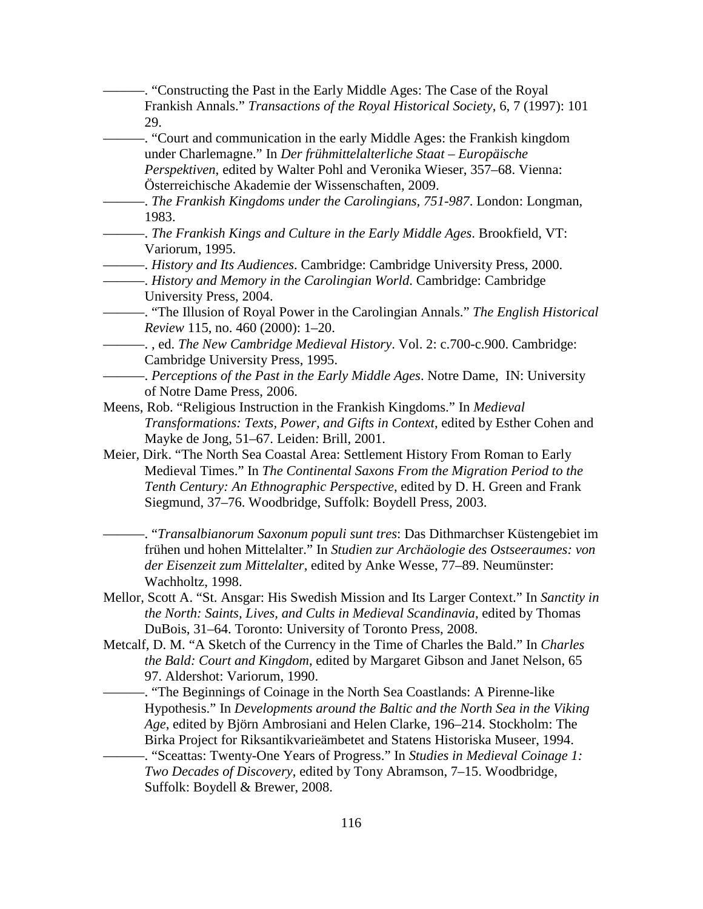———. "Constructing the Past in the Early Middle Ages: The Case of the Royal Frankish Annals." *Transactions of the Royal Historical Society*, 6, 7 (1997): 101 29.

———. "Court and communication in the early Middle Ages: the Frankish kingdom under Charlemagne." In *Der frühmittelalterliche Staat – Europäische Perspektiven*, edited by Walter Pohl and Veronika Wieser, 357–68. Vienna: Österreichische Akademie der Wissenschaften, 2009.

———. *The Frankish Kingdoms under the Carolingians, 751-987*. London: Longman, 1983.

———. *The Frankish Kings and Culture in the Early Middle Ages*. Brookfield, VT: Variorum, 1995.

———. *History and Its Audiences*. Cambridge: Cambridge University Press, 2000.

———. *History and Memory in the Carolingian World*. Cambridge: Cambridge University Press, 2004.

———. "The Illusion of Royal Power in the Carolingian Annals." *The English Historical Review* 115, no. 460 (2000): 1–20.

———. , ed. *The New Cambridge Medieval History*. Vol. 2: c.700-c.900. Cambridge: Cambridge University Press, 1995.

———. *Perceptions of the Past in the Early Middle Ages*. Notre Dame, IN: University of Notre Dame Press, 2006.

Meens, Rob. "Religious Instruction in the Frankish Kingdoms." In *Medieval Transformations: Texts, Power, and Gifts in Context*, edited by Esther Cohen and Mayke de Jong, 51–67. Leiden: Brill, 2001.

Meier, Dirk. "The North Sea Coastal Area: Settlement History From Roman to Early Medieval Times." In *The Continental Saxons From the Migration Period to the Tenth Century: An Ethnographic Perspective*, edited by D. H. Green and Frank Siegmund, 37–76. Woodbridge, Suffolk: Boydell Press, 2003.

———. "*Transalbianorum Saxonum populi sunt tres*: Das Dithmarchser Küstengebiet im frühen und hohen Mittelalter." In *Studien zur Archäologie des Ostseeraumes: von der Eisenzeit zum Mittelalter*, edited by Anke Wesse, 77–89. Neumünster: Wachholtz, 1998.

Mellor, Scott A. "St. Ansgar: His Swedish Mission and Its Larger Context." In *Sanctity in the North: Saints, Lives, and Cults in Medieval Scandinavia*, edited by Thomas DuBois, 31–64. Toronto: University of Toronto Press, 2008.

Metcalf, D. M. "A Sketch of the Currency in the Time of Charles the Bald." In *Charles the Bald: Court and Kingdom*, edited by Margaret Gibson and Janet Nelson, 65 97. Aldershot: Variorum, 1990.

———. "The Beginnings of Coinage in the North Sea Coastlands: A Pirenne-like Hypothesis." In *Developments around the Baltic and the North Sea in the Viking Age*, edited by Björn Ambrosiani and Helen Clarke, 196–214. Stockholm: The Birka Project for Riksantikvarieämbetet and Statens Historiska Museer, 1994.

———. "Sceattas: Twenty-One Years of Progress." In *Studies in Medieval Coinage 1: Two Decades of Discovery*, edited by Tony Abramson, 7–15. Woodbridge, Suffolk: Boydell & Brewer, 2008.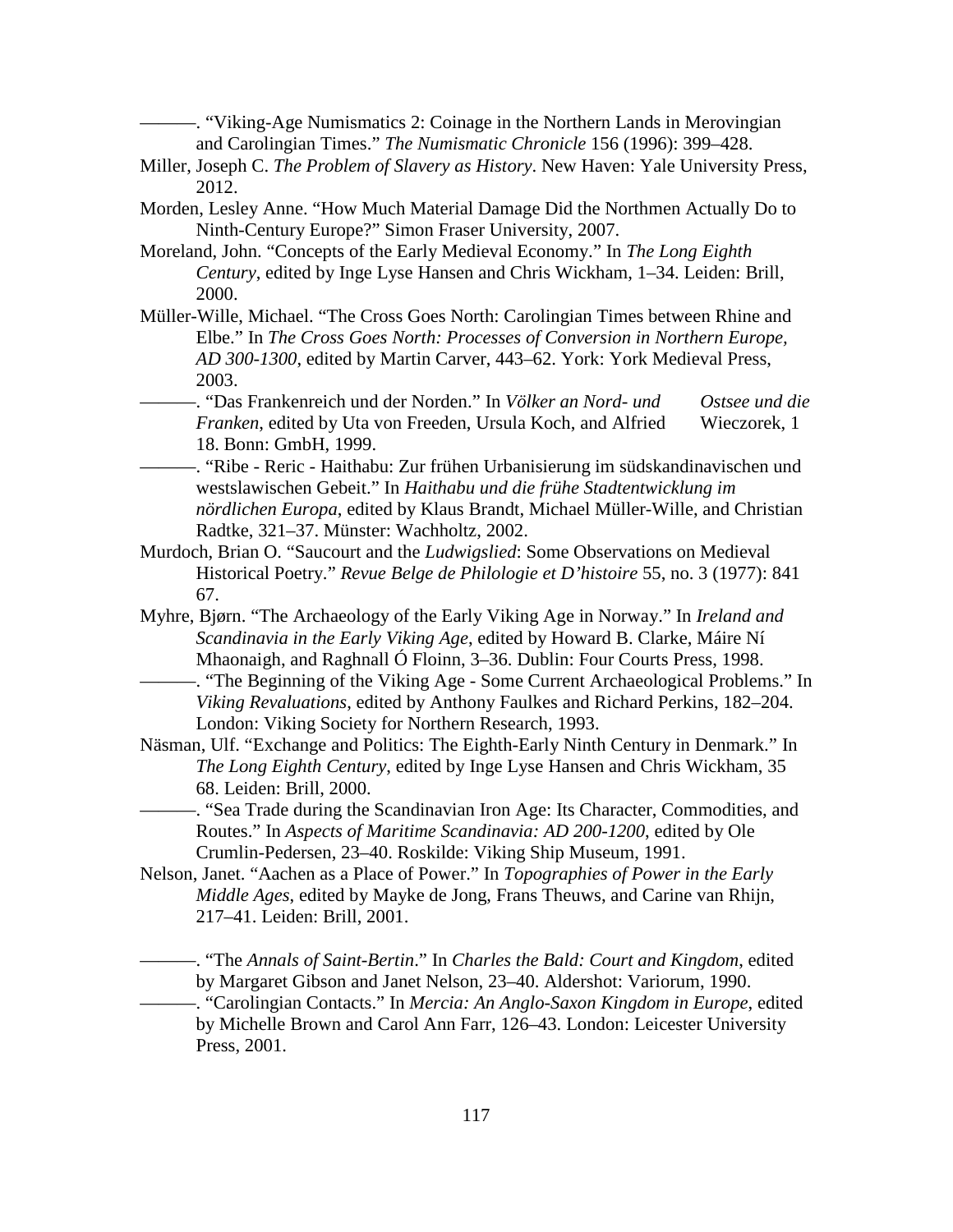———. “Viking-Age Numismatics 2: Coinage in the Northern Lands in Merovingian and Carolingian Times.” *The Numismatic Chronicle* 156 (1996): 399–428.

Miller, Joseph C. *The Problem of Slavery as History*. New Haven: Yale University Press, 2012.

Morden, Lesley Anne. “How Much Material Damage Did the Northmen Actually Do to Ninth-Century Europe?” Simon Fraser University, 2007.

Moreland, John. “Concepts of the Early Medieval Economy.” In *The Long Eighth Century*, edited by Inge Lyse Hansen and Chris Wickham, 1–34. Leiden: Brill, 2000.

Müller-Wille, Michael. “The Cross Goes North: Carolingian Times between Rhine and Elbe.” In *The Cross Goes North: Processes of Conversion in Northern Europe, AD 300-1300*, edited by Martin Carver, 443–62. York: York Medieval Press, 2003.

———. “Das Frankenreich und der Norden.” In *Völker an Nord- und Ostsee und die Franken*, edited by Uta von Freeden, Ursula Koch, and Alfried Wieczorek, 1 18. Bonn: GmbH, 1999.

———. “Ribe - Reric - Haithabu: Zur frühen Urbanisierung im südskandinavischen und westslawischen Gebeit.” In *Haithabu und die frühe Stadtentwicklung im nördlichen Europa*, edited by Klaus Brandt, Michael Müller-Wille, and Christian Radtke, 321–37. Münster: Wachholtz, 2002.

Murdoch, Brian O. “Saucourt and the *Ludwigslied*: Some Observations on Medieval Historical Poetry.” *Revue Belge de Philologie et D’histoire* 55, no. 3 (1977): 841 67.

Myhre, Bjørn. “The Archaeology of the Early Viking Age in Norway.” In *Ireland and Scandinavia in the Early Viking Age*, edited by Howard B. Clarke, Máire Ní Mhaonaigh, and Raghnall Ó Floinn, 3–36. Dublin: Four Courts Press, 1998.

———. “The Beginning of the Viking Age - Some Current Archaeological Problems.” In *Viking Revaluations*, edited by Anthony Faulkes and Richard Perkins, 182–204. London: Viking Society for Northern Research, 1993.

Näsman, Ulf. “Exchange and Politics: The Eighth-Early Ninth Century in Denmark.” In *The Long Eighth Century*, edited by Inge Lyse Hansen and Chris Wickham, 35 68. Leiden: Brill, 2000.

———. “Sea Trade during the Scandinavian Iron Age: Its Character, Commodities, and Routes.” In *Aspects of Maritime Scandinavia: AD 200-1200*, edited by Ole Crumlin-Pedersen, 23–40. Roskilde: Viking Ship Museum, 1991.

Nelson, Janet. “Aachen as a Place of Power.” In *Topographies of Power in the Early Middle Ages*, edited by Mayke de Jong, Frans Theuws, and Carine van Rhijn, 217–41. Leiden: Brill, 2001.

———. “The *Annals of Saint-Bertin*.” In *Charles the Bald: Court and Kingdom*, edited by Margaret Gibson and Janet Nelson, 23–40. Aldershot: Variorum, 1990.

———. “Carolingian Contacts.” In *Mercia: An Anglo-Saxon Kingdom in Europe*, edited by Michelle Brown and Carol Ann Farr, 126–43. London: Leicester University Press, 2001.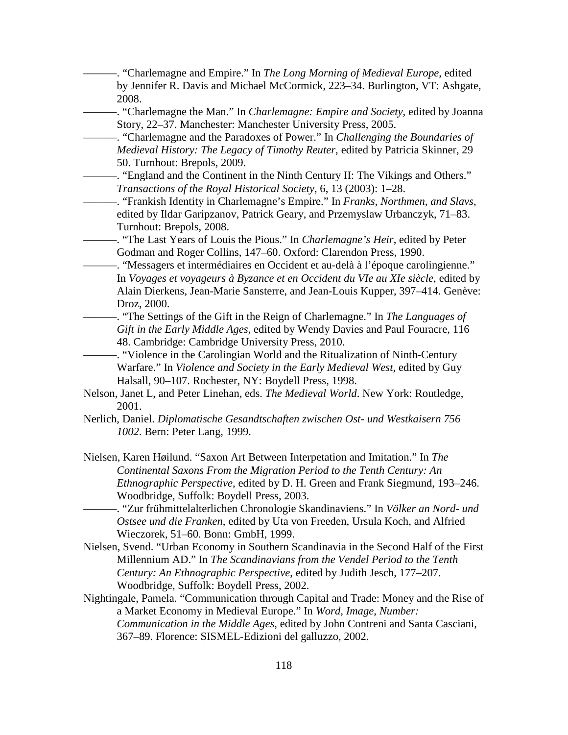———. "Charlemagne and Empire." In *The Long Morning of Medieval Europe*, edited by Jennifer R. Davis and Michael McCormick, 223–34. Burlington, VT: Ashgate, 2008.

———. "Charlemagne the Man." In *Charlemagne: Empire and Society*, edited by Joanna Story, 22–37. Manchester: Manchester University Press, 2005.

———. "Charlemagne and the Paradoxes of Power." In *Challenging the Boundaries of Medieval History: The Legacy of Timothy Reuter*, edited by Patricia Skinner, 29 50. Turnhout: Brepols, 2009.

———. "England and the Continent in the Ninth Century II: The Vikings and Others." *Transactions of the Royal Historical Society*, 6, 13 (2003): 1–28.

———. "Frankish Identity in Charlemagne's Empire." In *Franks, Northmen, and Slavs*, edited by Ildar Garipzanov, Patrick Geary, and Przemyslaw Urbanczyk, 71–83. Turnhout: Brepols, 2008.

———. "The Last Years of Louis the Pious." In *Charlemagne's Heir*, edited by Peter Godman and Roger Collins, 147–60. Oxford: Clarendon Press, 1990.

———. "Messagers et intermédiaires en Occident et au-delà à l'époque carolingienne." In *Voyages et voyageurs à Byzance et en Occident du VIe au XIe siècle*, edited by Alain Dierkens, Jean-Marie Sansterre, and Jean-Louis Kupper, 397–414. Genève: Droz, 2000.

———. "The Settings of the Gift in the Reign of Charlemagne." In *The Languages of Gift in the Early Middle Ages*, edited by Wendy Davies and Paul Fouracre, 116 48. Cambridge: Cambridge University Press, 2010.

———. "Violence in the Carolingian World and the Ritualization of Ninth-Century Warfare." In *Violence and Society in the Early Medieval West*, edited by Guy Halsall, 90–107. Rochester, NY: Boydell Press, 1998.

Nelson, Janet L, and Peter Linehan, eds. *The Medieval World*. New York: Routledge, 2001.

Nerlich, Daniel. *Diplomatische Gesandtschaften zwischen Ost- und Westkaisern 756 1002*. Bern: Peter Lang, 1999.

Nielsen, Karen Høilund. "Saxon Art Between Interpetation and Imitation." In *The Continental Saxons From the Migration Period to the Tenth Century: An Ethnographic Perspective*, edited by D. H. Green and Frank Siegmund, 193–246. Woodbridge, Suffolk: Boydell Press, 2003.

———. "Zur frühmittelalterlichen Chronologie Skandinaviens." In *Völker an Nord- und Ostsee und die Franken*, edited by Uta von Freeden, Ursula Koch, and Alfried Wieczorek, 51–60. Bonn: GmbH, 1999.

Nielsen, Svend. "Urban Economy in Southern Scandinavia in the Second Half of the First Millennium AD." In *The Scandinavians from the Vendel Period to the Tenth Century: An Ethnographic Perspective*, edited by Judith Jesch, 177–207. Woodbridge, Suffolk: Boydell Press, 2002.

Nightingale, Pamela. "Communication through Capital and Trade: Money and the Rise of a Market Economy in Medieval Europe." In *Word, Image, Number: Communication in the Middle Ages*, edited by John Contreni and Santa Casciani, 367–89. Florence: SISMEL-Edizioni del galluzzo, 2002.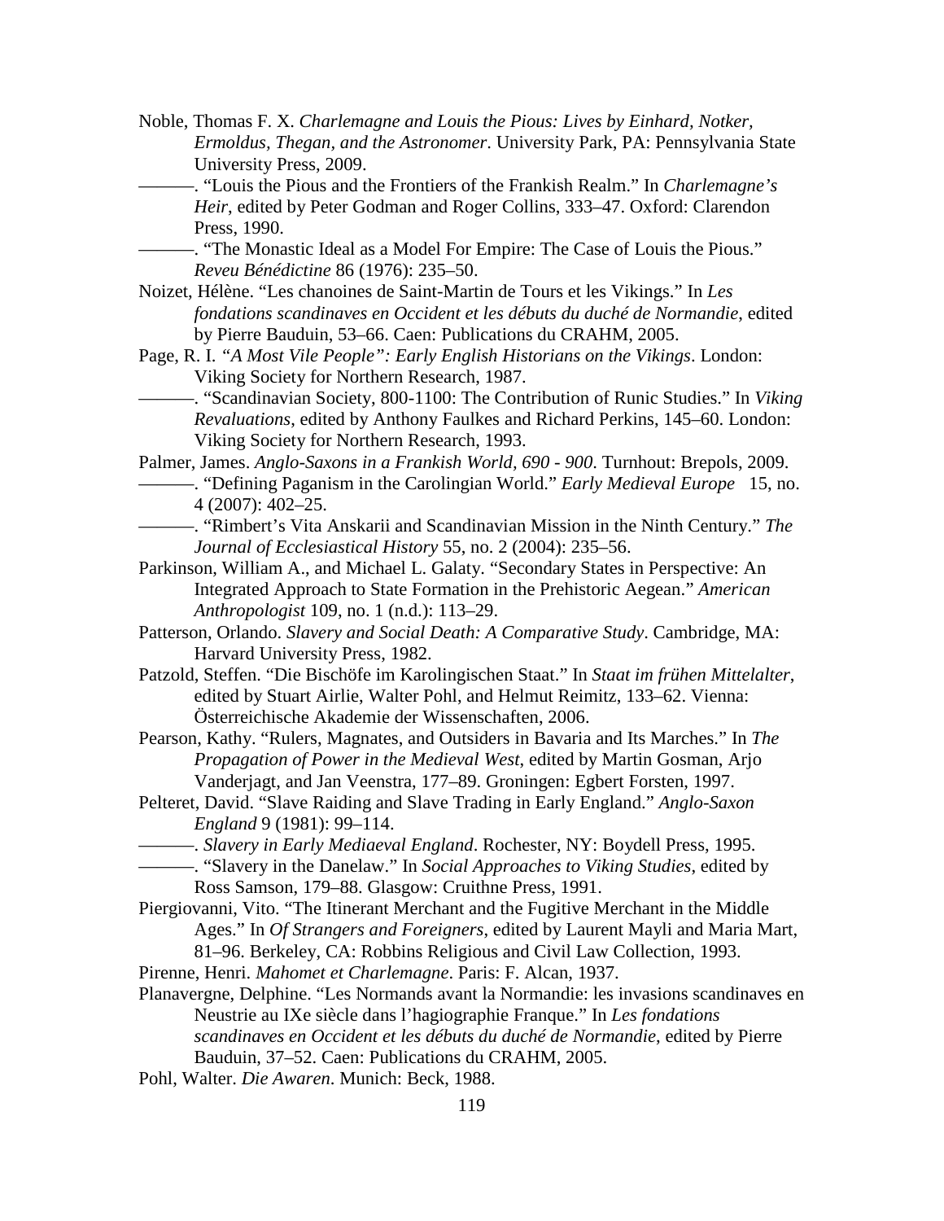Noble, Thomas F. X. *Charlemagne and Louis the Pious: Lives by Einhard, Notker, Ermoldus, Thegan, and the Astronomer*. University Park, PA: Pennsylvania State University Press, 2009.

———. "Louis the Pious and the Frontiers of the Frankish Realm." In *Charlemagne's Heir*, edited by Peter Godman and Roger Collins, 333–47. Oxford: Clarendon Press, 1990.

———. "The Monastic Ideal as a Model For Empire: The Case of Louis the Pious." *Reveu Bénédictine* 86 (1976): 235–50.

Noizet, Hélène. "Les chanoines de Saint-Martin de Tours et les Vikings." In *Les fondations scandinaves en Occident et les débuts du duché de Normandie*, edited by Pierre Bauduin, 53–66. Caen: Publications du CRAHM, 2005.

Page, R. I. *"A Most Vile People": Early English Historians on the Vikings*. London: Viking Society for Northern Research, 1987.

———. "Scandinavian Society, 800-1100: The Contribution of Runic Studies." In *Viking Revaluations*, edited by Anthony Faulkes and Richard Perkins, 145–60. London: Viking Society for Northern Research, 1993.

Palmer, James. *Anglo-Saxons in a Frankish World, 690 - 900*. Turnhout: Brepols, 2009.

———. "Defining Paganism in the Carolingian World." *Early Medieval Europe* 15, no. 4 (2007): 402–25.

———. "Rimbert's Vita Anskarii and Scandinavian Mission in the Ninth Century." *The Journal of Ecclesiastical History* 55, no. 2 (2004): 235–56.

Parkinson, William A., and Michael L. Galaty. "Secondary States in Perspective: An Integrated Approach to State Formation in the Prehistoric Aegean." *American Anthropologist* 109, no. 1 (n.d.): 113–29.

Patterson, Orlando. *Slavery and Social Death: A Comparative Study*. Cambridge, MA: Harvard University Press, 1982.

Patzold, Steffen. "Die Bischöfe im Karolingischen Staat." In *Staat im frühen Mittelalter*, edited by Stuart Airlie, Walter Pohl, and Helmut Reimitz, 133–62. Vienna: Österreichische Akademie der Wissenschaften, 2006.

Pearson, Kathy. "Rulers, Magnates, and Outsiders in Bavaria and Its Marches." In *The Propagation of Power in the Medieval West*, edited by Martin Gosman, Arjo Vanderjagt, and Jan Veenstra, 177–89. Groningen: Egbert Forsten, 1997.

Pelteret, David. "Slave Raiding and Slave Trading in Early England." *Anglo-Saxon England* 9 (1981): 99–114.

———. *Slavery in Early Mediaeval England*. Rochester, NY: Boydell Press, 1995.

———. "Slavery in the Danelaw." In *Social Approaches to Viking Studies*, edited by Ross Samson, 179–88. Glasgow: Cruithne Press, 1991.

Piergiovanni, Vito. "The Itinerant Merchant and the Fugitive Merchant in the Middle Ages." In *Of Strangers and Foreigners*, edited by Laurent Mayli and Maria Mart, 81–96. Berkeley, CA: Robbins Religious and Civil Law Collection, 1993.

Pirenne, Henri. *Mahomet et Charlemagne*. Paris: F. Alcan, 1937.

Planavergne, Delphine. "Les Normands avant la Normandie: les invasions scandinaves en Neustrie au IXe siècle dans l'hagiographie Franque." In *Les fondations scandinaves en Occident et les débuts du duché de Normandie*, edited by Pierre Bauduin, 37–52. Caen: Publications du CRAHM, 2005.

Pohl, Walter. *Die Awaren*. Munich: Beck, 1988.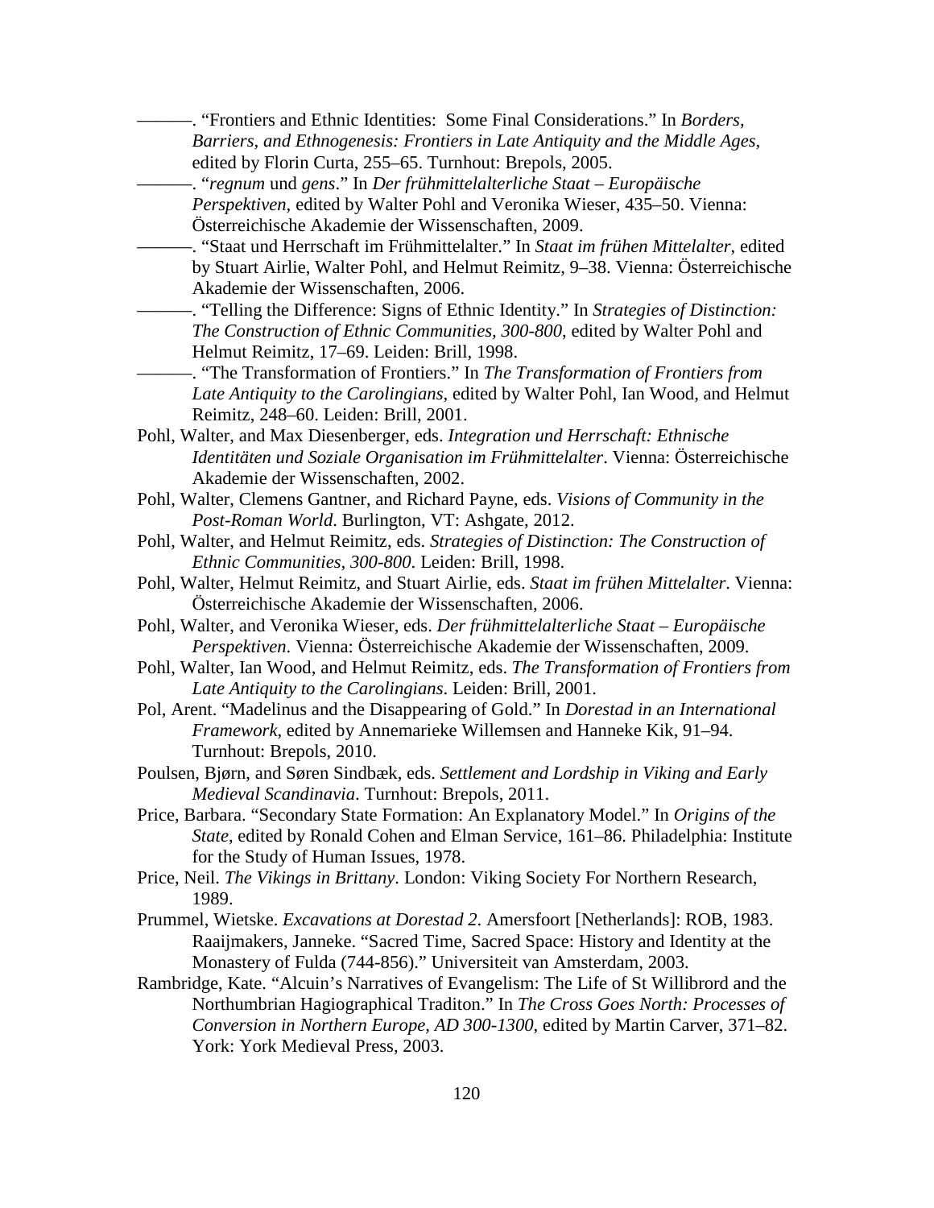———. "Frontiers and Ethnic Identities: Some Final Considerations." In *Borders, Barriers, and Ethnogenesis: Frontiers in Late Antiquity and the Middle Ages*, edited by Florin Curta, 255–65. Turnhout: Brepols, 2005.

———. "*regnum* und *gens*." In *Der frühmittelalterliche Staat – Europäische Perspektiven*, edited by Walter Pohl and Veronika Wieser, 435–50. Vienna: Österreichische Akademie der Wissenschaften, 2009.

———. "Staat und Herrschaft im Frühmittelalter." In *Staat im frühen Mittelalter*, edited by Stuart Airlie, Walter Pohl, and Helmut Reimitz, 9–38. Vienna: Österreichische Akademie der Wissenschaften, 2006.

———. "Telling the Difference: Signs of Ethnic Identity." In *Strategies of Distinction: The Construction of Ethnic Communities, 300-800*, edited by Walter Pohl and Helmut Reimitz, 17–69. Leiden: Brill, 1998.

———. "The Transformation of Frontiers." In *The Transformation of Frontiers from Late Antiquity to the Carolingians*, edited by Walter Pohl, Ian Wood, and Helmut Reimitz, 248–60. Leiden: Brill, 2001.

Pohl, Walter, and Max Diesenberger, eds. *Integration und Herrschaft: Ethnische Identitäten und Soziale Organisation im Frühmittelalter*. Vienna: Österreichische Akademie der Wissenschaften, 2002.

Pohl, Walter, Clemens Gantner, and Richard Payne, eds. *Visions of Community in the Post-Roman World*. Burlington, VT: Ashgate, 2012.

Pohl, Walter, and Helmut Reimitz, eds. *Strategies of Distinction: The Construction of Ethnic Communities, 300-800*. Leiden: Brill, 1998.

Pohl, Walter, Helmut Reimitz, and Stuart Airlie, eds. *Staat im frühen Mittelalter*. Vienna: Österreichische Akademie der Wissenschaften, 2006.

Pohl, Walter, and Veronika Wieser, eds. *Der frühmittelalterliche Staat – Europäische Perspektiven*. Vienna: Österreichische Akademie der Wissenschaften, 2009.

Pohl, Walter, Ian Wood, and Helmut Reimitz, eds. *The Transformation of Frontiers from Late Antiquity to the Carolingians*. Leiden: Brill, 2001.

Pol, Arent. "Madelinus and the Disappearing of Gold." In *Dorestad in an International Framework*, edited by Annemarieke Willemsen and Hanneke Kik, 91–94. Turnhout: Brepols, 2010.

Poulsen, Bjørn, and Søren Sindbæk, eds. *Settlement and Lordship in Viking and Early Medieval Scandinavia*. Turnhout: Brepols, 2011.

Price, Barbara. "Secondary State Formation: An Explanatory Model." In *Origins of the State*, edited by Ronald Cohen and Elman Service, 161–86. Philadelphia: Institute for the Study of Human Issues, 1978.

Price, Neil. *The Vikings in Brittany*. London: Viking Society For Northern Research, 1989.

Prummel, Wietske. *Excavations at Dorestad 2*. Amersfoort [Netherlands]: ROB, 1983. Raaijmakers, Janneke. "Sacred Time, Sacred Space: History and Identity at the Monastery of Fulda (744-856)." Universiteit van Amsterdam, 2003.

Rambridge, Kate. "Alcuin's Narratives of Evangelism: The Life of St Willibrord and the Northumbrian Hagiographical Traditon." In *The Cross Goes North: Processes of Conversion in Northern Europe, AD 300-1300*, edited by Martin Carver, 371–82. York: York Medieval Press, 2003.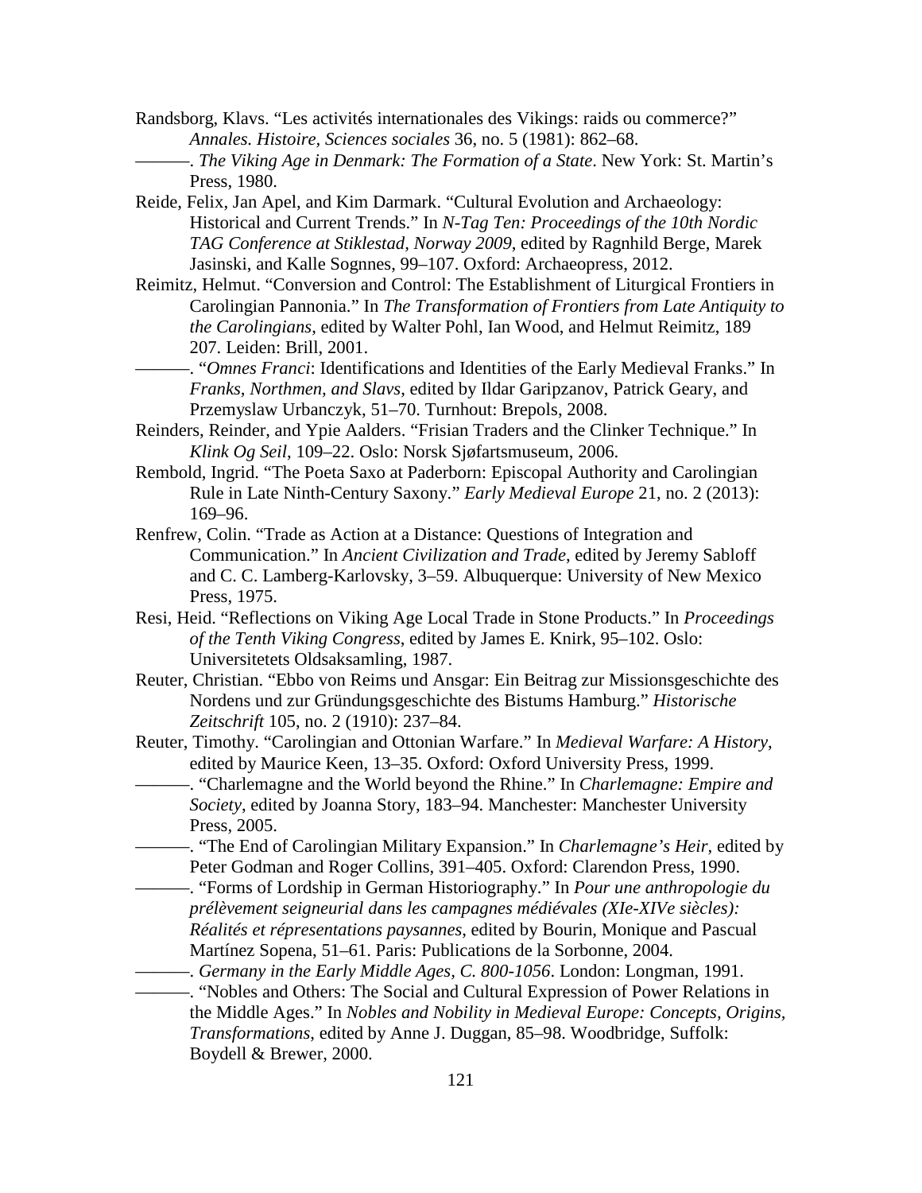Randsborg, Klavs. "Les activités internationales des Vikings: raids ou commerce?" *Annales. Histoire, Sciences sociales* 36, no. 5 (1981): 862–68.

———. *The Viking Age in Denmark: The Formation of a State*. New York: St. Martin's Press, 1980.

Reide, Felix, Jan Apel, and Kim Darmark. "Cultural Evolution and Archaeology: Historical and Current Trends." In *N-Tag Ten: Proceedings of the 10th Nordic TAG Conference at Stiklestad, Norway 2009*, edited by Ragnhild Berge, Marek Jasinski, and Kalle Sognnes, 99–107. Oxford: Archaeopress, 2012.

Reimitz, Helmut. "Conversion and Control: The Establishment of Liturgical Frontiers in Carolingian Pannonia." In *The Transformation of Frontiers from Late Antiquity to the Carolingians*, edited by Walter Pohl, Ian Wood, and Helmut Reimitz, 189 207. Leiden: Brill, 2001.

———. "*Omnes Franci*: Identifications and Identities of the Early Medieval Franks." In *Franks, Northmen, and Slavs*, edited by Ildar Garipzanov, Patrick Geary, and Przemyslaw Urbanczyk, 51–70. Turnhout: Brepols, 2008.

Reinders, Reinder, and Ypie Aalders. "Frisian Traders and the Clinker Technique." In *Klink Og Seil*, 109–22. Oslo: Norsk Sjøfartsmuseum, 2006.

Rembold, Ingrid. "The Poeta Saxo at Paderborn: Episcopal Authority and Carolingian Rule in Late Ninth-Century Saxony." *Early Medieval Europe* 21, no. 2 (2013): 169–96.

Renfrew, Colin. "Trade as Action at a Distance: Questions of Integration and Communication." In *Ancient Civilization and Trade*, edited by Jeremy Sabloff and C. C. Lamberg-Karlovsky, 3–59. Albuquerque: University of New Mexico Press, 1975.

Resi, Heid. "Reflections on Viking Age Local Trade in Stone Products." In *Proceedings of the Tenth Viking Congress*, edited by James E. Knirk, 95–102. Oslo: Universitetets Oldsaksamling, 1987.

Reuter, Christian. "Ebbo von Reims und Ansgar: Ein Beitrag zur Missionsgeschichte des Nordens und zur Gründungsgeschichte des Bistums Hamburg." *Historische Zeitschrift* 105, no. 2 (1910): 237–84.

Reuter, Timothy. "Carolingian and Ottonian Warfare." In *Medieval Warfare: A History*, edited by Maurice Keen, 13–35. Oxford: Oxford University Press, 1999.

———. "Charlemagne and the World beyond the Rhine." In *Charlemagne: Empire and Society*, edited by Joanna Story, 183–94. Manchester: Manchester University Press, 2005.

———. "The End of Carolingian Military Expansion." In *Charlemagne's Heir*, edited by Peter Godman and Roger Collins, 391–405. Oxford: Clarendon Press, 1990.

———. "Forms of Lordship in German Historiography." In *Pour une anthropologie du prélèvement seigneurial dans les campagnes médiévales (XIe-XIVe siècles): Réalités et répresentations paysannes*, edited by Bourin, Monique and Pascual Martínez Sopena, 51–61. Paris: Publications de la Sorbonne, 2004.

———. *Germany in the Early Middle Ages, C. 800-1056*. London: Longman, 1991.

———. "Nobles and Others: The Social and Cultural Expression of Power Relations in the Middle Ages." In *Nobles and Nobility in Medieval Europe: Concepts, Origins, Transformations*, edited by Anne J. Duggan, 85–98. Woodbridge, Suffolk: Boydell & Brewer, 2000.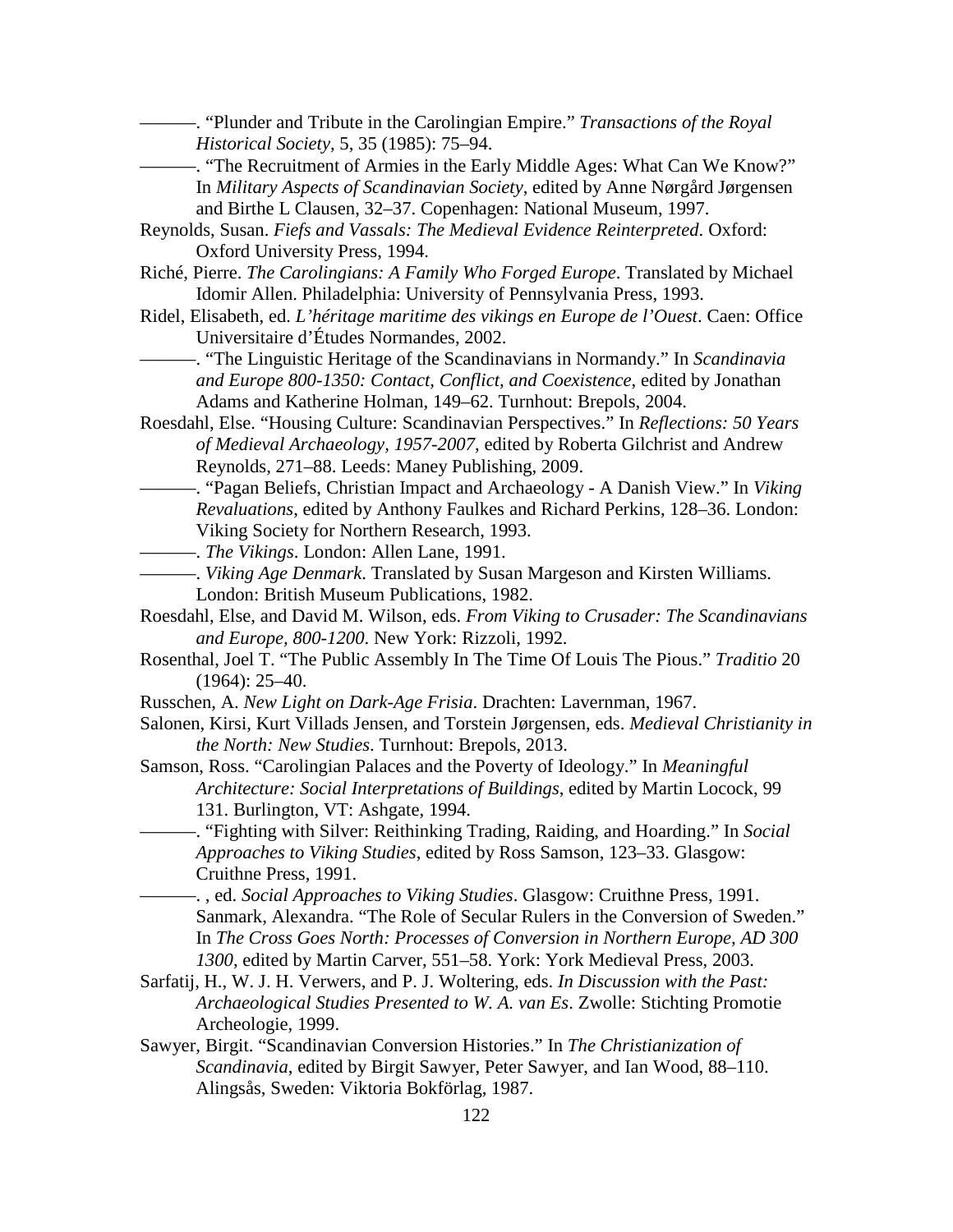———. "Plunder and Tribute in the Carolingian Empire." *Transactions of the Royal Historical Society*, 5, 35 (1985): 75–94.

———. "The Recruitment of Armies in the Early Middle Ages: What Can We Know?" In *Military Aspects of Scandinavian Society*, edited by Anne Nørgård Jørgensen and Birthe L Clausen, 32–37. Copenhagen: National Museum, 1997.

Reynolds, Susan. *Fiefs and Vassals: The Medieval Evidence Reinterpreted*. Oxford: Oxford University Press, 1994.

Riché, Pierre. *The Carolingians: A Family Who Forged Europe*. Translated by Michael Idomir Allen. Philadelphia: University of Pennsylvania Press, 1993.

Ridel, Elisabeth, ed. *L'héritage maritime des vikings en Europe de l'Ouest*. Caen: Office Universitaire d'Études Normandes, 2002.

———. "The Linguistic Heritage of the Scandinavians in Normandy." In *Scandinavia and Europe 800-1350: Contact, Conflict, and Coexistence*, edited by Jonathan Adams and Katherine Holman, 149–62. Turnhout: Brepols, 2004.

Roesdahl, Else. "Housing Culture: Scandinavian Perspectives." In *Reflections: 50 Years of Medieval Archaeology, 1957-2007*, edited by Roberta Gilchrist and Andrew Reynolds, 271–88. Leeds: Maney Publishing, 2009.

———. "Pagan Beliefs, Christian Impact and Archaeology - A Danish View." In *Viking Revaluations*, edited by Anthony Faulkes and Richard Perkins, 128–36. London: Viking Society for Northern Research, 1993.

———. *The Vikings*. London: Allen Lane, 1991.

———. *Viking Age Denmark*. Translated by Susan Margeson and Kirsten Williams. London: British Museum Publications, 1982.

Roesdahl, Else, and David M. Wilson, eds. *From Viking to Crusader: The Scandinavians and Europe, 800-1200*. New York: Rizzoli, 1992.

Rosenthal, Joel T. "The Public Assembly In The Time Of Louis The Pious." *Traditio* 20 (1964): 25–40.

Russchen, A. *New Light on Dark-Age Frisia*. Drachten: Lavernman, 1967.

Salonen, Kirsi, Kurt Villads Jensen, and Torstein Jørgensen, eds. *Medieval Christianity in the North: New Studies*. Turnhout: Brepols, 2013.

Samson, Ross. "Carolingian Palaces and the Poverty of Ideology." In *Meaningful Architecture: Social Interpretations of Buildings*, edited by Martin Locock, 99 131. Burlington, VT: Ashgate, 1994.

———. "Fighting with Silver: Reithinking Trading, Raiding, and Hoarding." In *Social Approaches to Viking Studies*, edited by Ross Samson, 123–33. Glasgow: Cruithne Press, 1991.

———. , ed. *Social Approaches to Viking Studies*. Glasgow: Cruithne Press, 1991. Sanmark, Alexandra. "The Role of Secular Rulers in the Conversion of Sweden." In *The Cross Goes North: Processes of Conversion in Northern Europe, AD 300 1300*, edited by Martin Carver, 551–58. York: York Medieval Press, 2003.

Sarfatij, H., W. J. H. Verwers, and P. J. Woltering, eds. *In Discussion with the Past: Archaeological Studies Presented to W. A. van Es*. Zwolle: Stichting Promotie Archeologie, 1999.

Sawyer, Birgit. "Scandinavian Conversion Histories." In *The Christianization of Scandinavia*, edited by Birgit Sawyer, Peter Sawyer, and Ian Wood, 88–110. Alingsås, Sweden: Viktoria Bokförlag, 1987.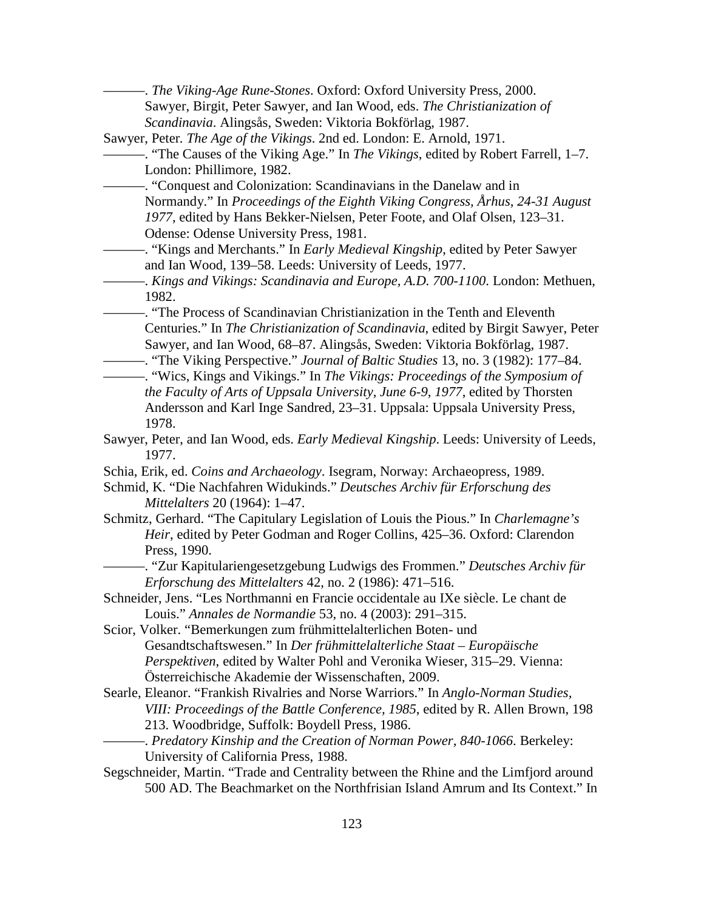———. *The Viking-Age Rune-Stones*. Oxford: Oxford University Press, 2000.
Sawyer, Birgit, Peter Sawyer, and Ian Wood, eds. *The Christianization of Scandinavia*. Alingsås, Sweden: Viktoria Bokförlag, 1987.

Sawyer, Peter. *The Age of the Vikings*. 2nd ed. London: E. Arnold, 1971.

———. "The Causes of the Viking Age." In *The Vikings*, edited by Robert Farrell, 1–7. London: Phillimore, 1982.

———. "Conquest and Colonization: Scandinavians in the Danelaw and in Normandy." In *Proceedings of the Eighth Viking Congress, Århus, 24-31 August 1977*, edited by Hans Bekker-Nielsen, Peter Foote, and Olaf Olsen, 123–31. Odense: Odense University Press, 1981.

———. "Kings and Merchants." In *Early Medieval Kingship*, edited by Peter Sawyer and Ian Wood, 139–58. Leeds: University of Leeds, 1977.

———. *Kings and Vikings: Scandinavia and Europe, A.D. 700-1100*. London: Methuen, 1982.

———. "The Process of Scandinavian Christianization in the Tenth and Eleventh Centuries." In *The Christianization of Scandinavia*, edited by Birgit Sawyer, Peter Sawyer, and Ian Wood, 68–87. Alingsås, Sweden: Viktoria Bokförlag, 1987.

———. "The Viking Perspective." *Journal of Baltic Studies* 13, no. 3 (1982): 177–84.

———. "Wics, Kings and Vikings." In *The Vikings: Proceedings of the Symposium of the Faculty of Arts of Uppsala University, June 6-9, 1977*, edited by Thorsten Andersson and Karl Inge Sandred, 23–31. Uppsala: Uppsala University Press, 1978.

Sawyer, Peter, and Ian Wood, eds. *Early Medieval Kingship*. Leeds: University of Leeds, 1977.

Schia, Erik, ed. *Coins and Archaeology*. Isegram, Norway: Archaeopress, 1989.

Schmid, K. "Die Nachfahren Widukinds." *Deutsches Archiv für Erforschung des Mittelalters* 20 (1964): 1–47.

Schmitz, Gerhard. "The Capitulary Legislation of Louis the Pious." In *Charlemagne's Heir*, edited by Peter Godman and Roger Collins, 425–36. Oxford: Clarendon Press, 1990.

———. "Zur Kapitulariengesetzgebung Ludwigs des Frommen." *Deutsches Archiv für Erforschung des Mittelalters* 42, no. 2 (1986): 471–516.

Schneider, Jens. "Les Northmanni en Francie occidentale au IXe siècle. Le chant de Louis." *Annales de Normandie* 53, no. 4 (2003): 291–315.

Scior, Volker. "Bemerkungen zum frühmittelalterlichen Boten- und Gesandtschaftswesen." In *Der frühmittelalterliche Staat – Europäische Perspektiven*, edited by Walter Pohl and Veronika Wieser, 315–29. Vienna: Österreichische Akademie der Wissenschaften, 2009.

Searle, Eleanor. "Frankish Rivalries and Norse Warriors." In *Anglo-Norman Studies, VIII: Proceedings of the Battle Conference, 1985*, edited by R. Allen Brown, 198 213. Woodbridge, Suffolk: Boydell Press, 1986.

———. *Predatory Kinship and the Creation of Norman Power, 840-1066*. Berkeley: University of California Press, 1988.

Segschneider, Martin. "Trade and Centrality between the Rhine and the Limfjord around 500 AD. The Beachmarket on the Northfrisian Island Amrum and Its Context." In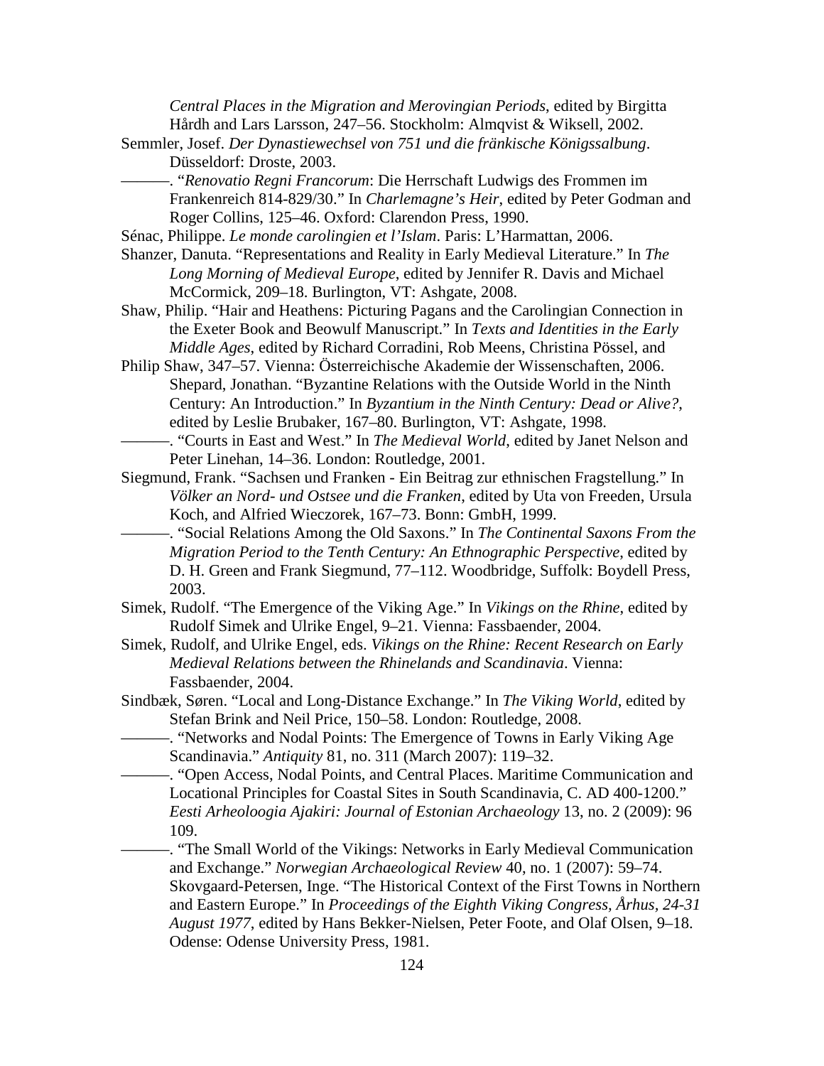*Central Places in the Migration and Merovingian Periods*, edited by Birgitta Hårdh and Lars Larsson, 247–56. Stockholm: Almqvist & Wiksell, 2002.

Semmler, Josef. *Der Dynastiewechsel von 751 und die fränkische Königssalbung*. Düsseldorf: Droste, 2003.

———. "*Renovatio Regni Francorum*: Die Herrschaft Ludwigs des Frommen im Frankenreich 814-829/30." In *Charlemagne's Heir*, edited by Peter Godman and Roger Collins, 125–46. Oxford: Clarendon Press, 1990.

Sénac, Philippe. *Le monde carolingien et l'Islam*. Paris: L'Harmattan, 2006.

Shanzer, Danuta. "Representations and Reality in Early Medieval Literature." In *The Long Morning of Medieval Europe*, edited by Jennifer R. Davis and Michael McCormick, 209–18. Burlington, VT: Ashgate, 2008.

Shaw, Philip. "Hair and Heathens: Picturing Pagans and the Carolingian Connection in the Exeter Book and Beowulf Manuscript." In *Texts and Identities in the Early Middle Ages*, edited by Richard Corradini, Rob Meens, Christina Pössel, and Philip Shaw, 347–57. Vienna: Österreichische Akademie der Wissenschaften, 2006.

Shepard, Jonathan. "Byzantine Relations with the Outside World in the Ninth Century: An Introduction." In *Byzantium in the Ninth Century: Dead or Alive?*, edited by Leslie Brubaker, 167–80. Burlington, VT: Ashgate, 1998.

———. "Courts in East and West." In *The Medieval World*, edited by Janet Nelson and Peter Linehan, 14–36. London: Routledge, 2001.

Siegmund, Frank. "Sachsen und Franken - Ein Beitrag zur ethnischen Fragstellung." In *Völker an Nord- und Ostsee und die Franken*, edited by Uta von Freeden, Ursula Koch, and Alfried Wieczorek, 167–73. Bonn: GmbH, 1999.

———. "Social Relations Among the Old Saxons." In *The Continental Saxons From the Migration Period to the Tenth Century: An Ethnographic Perspective*, edited by D. H. Green and Frank Siegmund, 77–112. Woodbridge, Suffolk: Boydell Press, 2003.

Simek, Rudolf. "The Emergence of the Viking Age." In *Vikings on the Rhine*, edited by Rudolf Simek and Ulrike Engel, 9–21. Vienna: Fassbaender, 2004.

Simek, Rudolf, and Ulrike Engel, eds. *Vikings on the Rhine: Recent Research on Early Medieval Relations between the Rhinelands and Scandinavia*. Vienna: Fassbaender, 2004.

Sindbæk, Søren. "Local and Long-Distance Exchange." In *The Viking World*, edited by Stefan Brink and Neil Price, 150–58. London: Routledge, 2008.

———. "Networks and Nodal Points: The Emergence of Towns in Early Viking Age Scandinavia." *Antiquity* 81, no. 311 (March 2007): 119–32.

———. "Open Access, Nodal Points, and Central Places. Maritime Communication and Locational Principles for Coastal Sites in South Scandinavia, C. AD 400-1200." *Eesti Arheoloogia Ajakiri: Journal of Estonian Archaeology* 13, no. 2 (2009): 96 109.

———. "The Small World of the Vikings: Networks in Early Medieval Communication and Exchange." *Norwegian Archaeological Review* 40, no. 1 (2007): 59–74.

Skovgaard-Petersen, Inge. "The Historical Context of the First Towns in Northern and Eastern Europe." In *Proceedings of the Eighth Viking Congress, Århus, 24-31 August 1977*, edited by Hans Bekker-Nielsen, Peter Foote, and Olaf Olsen, 9–18. Odense: Odense University Press, 1981.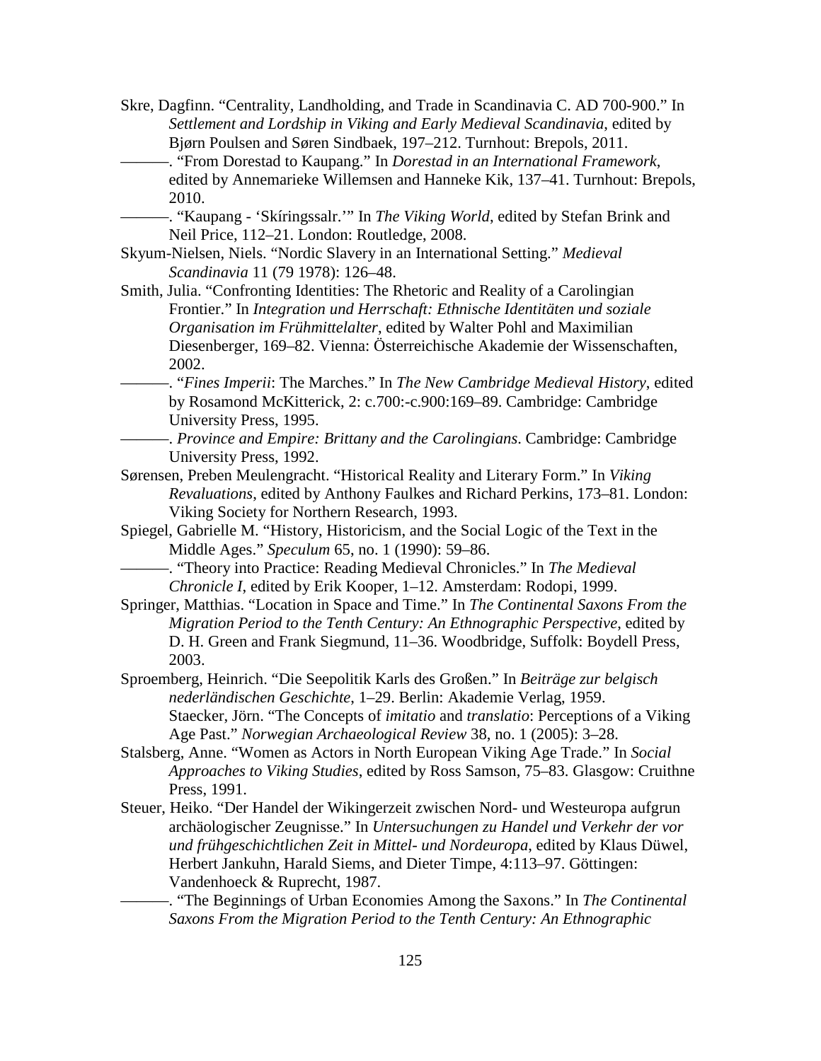Skre, Dagfinn. “Centrality, Landholding, and Trade in Scandinavia C. AD 700-900.” In *Settlement and Lordship in Viking and Early Medieval Scandinavia*, edited by Bjørn Poulsen and Søren Sindbaek, 197–212. Turnhout: Brepols, 2011.

———. “From Dorestad to Kaupang.” In *Dorestad in an International Framework*, edited by Annemarieke Willemsen and Hanneke Kik, 137–41. Turnhout: Brepols, 2010.

———. “Kaupang - ‘Skíringssalr.’” In *The Viking World*, edited by Stefan Brink and Neil Price, 112–21. London: Routledge, 2008.

Skyum-Nielsen, Niels. “Nordic Slavery in an International Setting.” *Medieval Scandinavia* 11 (79 1978): 126–48.

Smith, Julia. “Confronting Identities: The Rhetoric and Reality of a Carolingian Frontier.” In *Integration und Herrschaft: Ethnische Identitäten und soziale Organisation im Frühmittelalter*, edited by Walter Pohl and Maximilian Diesenberger, 169–82. Vienna: Österreichische Akademie der Wissenschaften, 2002.

———. “*Fines Imperii*: The Marches.” In *The New Cambridge Medieval History*, edited by Rosamond McKitterick, 2: c.700:-c.900:169–89. Cambridge: Cambridge University Press, 1995.

———. *Province and Empire: Brittany and the Carolingians*. Cambridge: Cambridge University Press, 1992.

Sørensen, Preben Meulengracht. “Historical Reality and Literary Form.” In *Viking Revaluations*, edited by Anthony Faulkes and Richard Perkins, 173–81. London: Viking Society for Northern Research, 1993.

Spiegel, Gabrielle M. “History, Historicism, and the Social Logic of the Text in the Middle Ages.” *Speculum* 65, no. 1 (1990): 59–86.

———. “Theory into Practice: Reading Medieval Chronicles.” In *The Medieval Chronicle I*, edited by Erik Kooper, 1–12. Amsterdam: Rodopi, 1999.

Springer, Matthias. “Location in Space and Time.” In *The Continental Saxons From the Migration Period to the Tenth Century: An Ethnographic Perspective*, edited by D. H. Green and Frank Siegmund, 11–36. Woodbridge, Suffolk: Boydell Press, 2003.

Sproemberg, Heinrich. “Die Seepolitik Karls des Großen.” In *Beiträge zur belgisch nederländischen Geschichte*, 1–29. Berlin: Akademie Verlag, 1959.

Staecker, Jörn. “The Concepts of *imitatio* and *translatio*: Perceptions of a Viking Age Past.” *Norwegian Archaeological Review* 38, no. 1 (2005): 3–28.

Stalsberg, Anne. “Women as Actors in North European Viking Age Trade.” In *Social Approaches to Viking Studies*, edited by Ross Samson, 75–83. Glasgow: Cruithne Press, 1991.

Steuer, Heiko. “Der Handel der Wikingerzeit zwischen Nord- und Westeuropa aufgrun archäologischer Zeugnisse.” In *Untersuchungen zu Handel und Verkehr der vor und frühgeschichtlichen Zeit in Mittel- und Nordeuropa*, edited by Klaus Düwel, Herbert Jankuhn, Harald Siems, and Dieter Timpe, 4:113–97. Göttingen: Vandenhoeck & Ruprecht, 1987.

———. “The Beginnings of Urban Economies Among the Saxons.” In *The Continental Saxons From the Migration Period to the Tenth Century: An Ethnographic*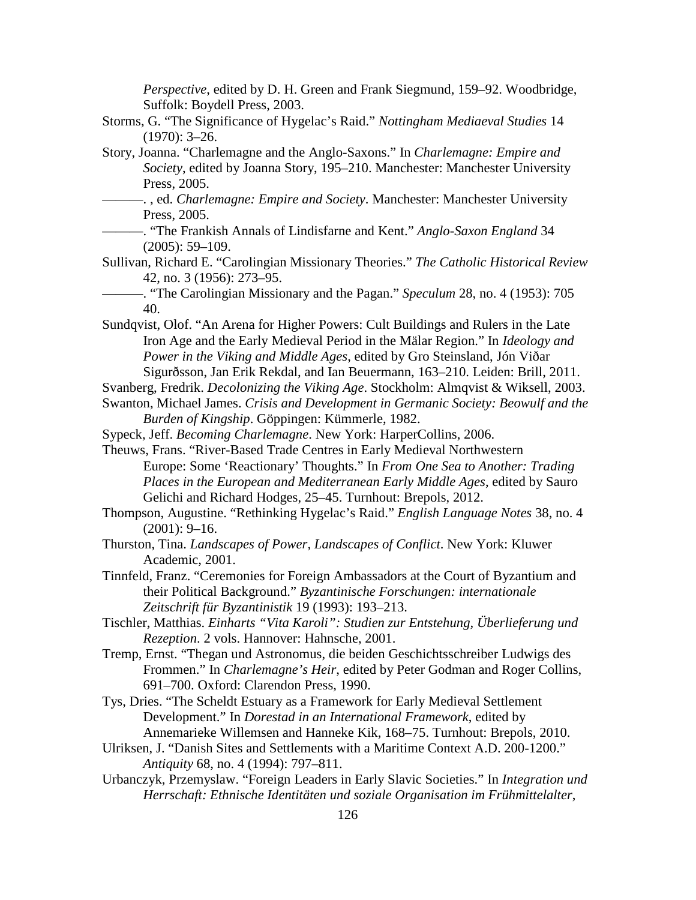*Perspective*, edited by D. H. Green and Frank Siegmund, 159–92. Woodbridge, Suffolk: Boydell Press, 2003.

Storms, G. "The Significance of Hygelac's Raid." *Nottingham Mediaeval Studies* 14 (1970): 3–26.

Story, Joanna. "Charlemagne and the Anglo-Saxons." In *Charlemagne: Empire and Society*, edited by Joanna Story, 195–210. Manchester: Manchester University Press, 2005.

———. , ed. *Charlemagne: Empire and Society*. Manchester: Manchester University Press, 2005.

———. "The Frankish Annals of Lindisfarne and Kent." *Anglo-Saxon England* 34 (2005): 59–109.

Sullivan, Richard E. "Carolingian Missionary Theories." *The Catholic Historical Review* 42, no. 3 (1956): 273–95.

———. "The Carolingian Missionary and the Pagan." *Speculum* 28, no. 4 (1953): 705 40.

Sundqvist, Olof. "An Arena for Higher Powers: Cult Buildings and Rulers in the Late Iron Age and the Early Medieval Period in the Mälar Region." In *Ideology and Power in the Viking and Middle Ages*, edited by Gro Steinsland, Jón Viðar Sigurðsson, Jan Erik Rekdal, and Ian Beuermann, 163–210. Leiden: Brill, 2011.

Svanberg, Fredrik. *Decolonizing the Viking Age*. Stockholm: Almqvist & Wiksell, 2003.

Swanton, Michael James. *Crisis and Development in Germanic Society: Beowulf and the Burden of Kingship*. Göppingen: Kümmerle, 1982.

Sypeck, Jeff. *Becoming Charlemagne*. New York: HarperCollins, 2006.

Theuws, Frans. "River-Based Trade Centres in Early Medieval Northwestern Europe: Some 'Reactionary' Thoughts." In *From One Sea to Another: Trading Places in the European and Mediterranean Early Middle Ages*, edited by Sauro Gelichi and Richard Hodges, 25–45. Turnhout: Brepols, 2012.

Thompson, Augustine. "Rethinking Hygelac's Raid." *English Language Notes* 38, no. 4 (2001): 9–16.

Thurston, Tina. *Landscapes of Power, Landscapes of Conflict*. New York: Kluwer Academic, 2001.

Tinnfeld, Franz. "Ceremonies for Foreign Ambassadors at the Court of Byzantium and their Political Background." *Byzantinische Forschungen: internationale Zeitschrift für Byzantinistik* 19 (1993): 193–213.

Tischler, Matthias. *Einharts "Vita Karoli": Studien zur Entstehung, Überlieferung und Rezeption*. 2 vols. Hannover: Hahnsche, 2001.

Tremp, Ernst. "Thegan und Astronomus, die beiden Geschichtsschreiber Ludwigs des Frommen." In *Charlemagne's Heir*, edited by Peter Godman and Roger Collins, 691–700. Oxford: Clarendon Press, 1990.

Tys, Dries. "The Scheldt Estuary as a Framework for Early Medieval Settlement Development." In *Dorestad in an International Framework*, edited by Annemarieke Willemsen and Hanneke Kik, 168–75. Turnhout: Brepols, 2010.

Ulriksen, J. "Danish Sites and Settlements with a Maritime Context A.D. 200-1200." *Antiquity* 68, no. 4 (1994): 797–811.

Urbanczyk, Przemyslaw. "Foreign Leaders in Early Slavic Societies." In *Integration und Herrschaft: Ethnische Identitäten und soziale Organisation im Frühmittelalter*,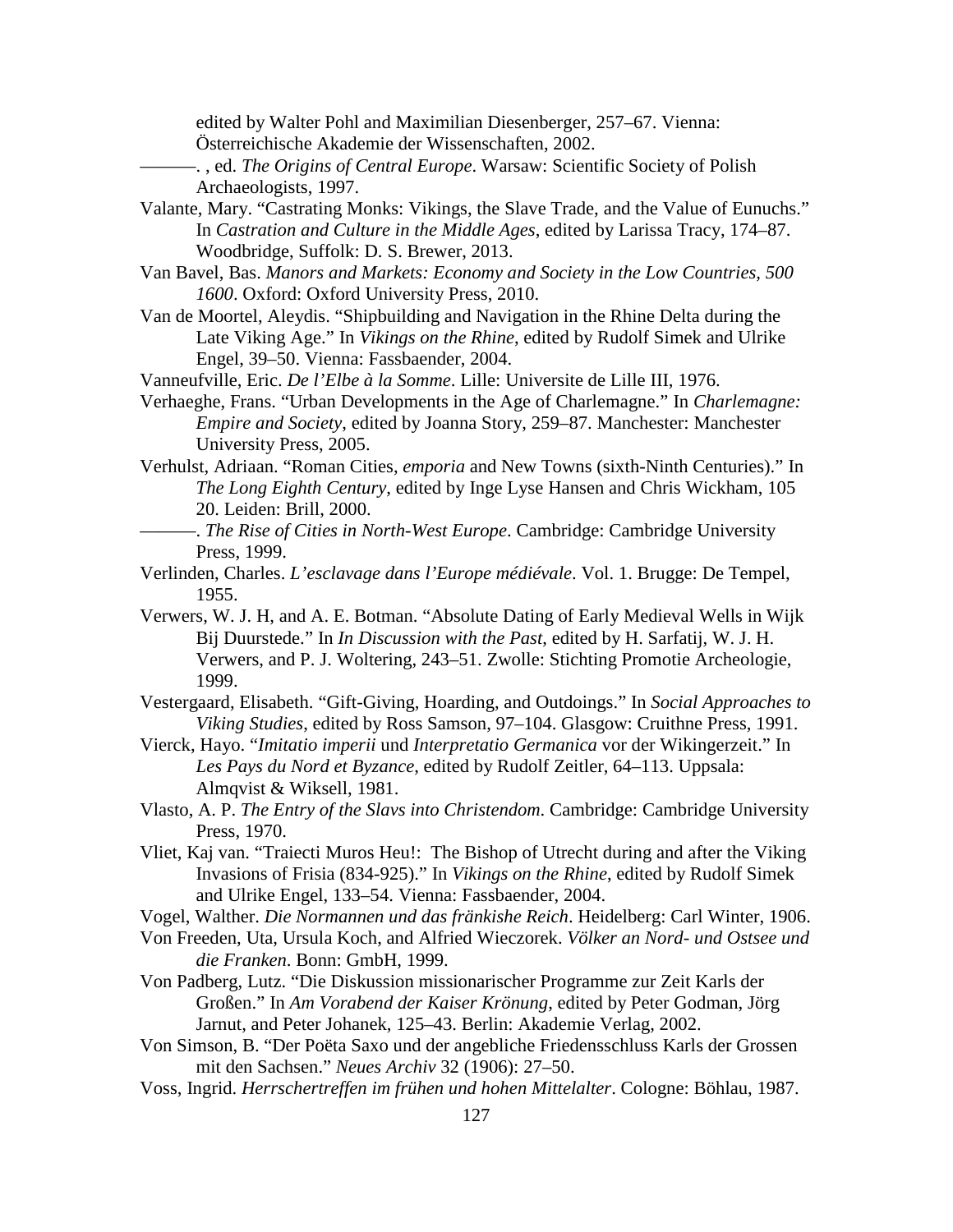edited by Walter Pohl and Maximilian Diesenberger, 257–67. Vienna: Österreichische Akademie der Wissenschaften, 2002.

———. , ed. *The Origins of Central Europe*. Warsaw: Scientific Society of Polish Archaeologists, 1997.

Valante, Mary. “Castrating Monks: Vikings, the Slave Trade, and the Value of Eunuchs.” In *Castration and Culture in the Middle Ages*, edited by Larissa Tracy, 174–87. Woodbridge, Suffolk: D. S. Brewer, 2013.

Van Bavel, Bas. *Manors and Markets: Economy and Society in the Low Countries, 500 1600*. Oxford: Oxford University Press, 2010.

Van de Moortel, Aleydis. “Shipbuilding and Navigation in the Rhine Delta during the Late Viking Age.” In *Vikings on the Rhine*, edited by Rudolf Simek and Ulrike Engel, 39–50. Vienna: Fassbaender, 2004.

Vanneufville, Eric. *De l’Elbe à la Somme*. Lille: Universite de Lille III, 1976.

Verhaeghe, Frans. “Urban Developments in the Age of Charlemagne.” In *Charlemagne: Empire and Society*, edited by Joanna Story, 259–87. Manchester: Manchester University Press, 2005.

Verhulst, Adriaan. “Roman Cities, *emporia* and New Towns (sixth-Ninth Centuries).” In *The Long Eighth Century*, edited by Inge Lyse Hansen and Chris Wickham, 105 20. Leiden: Brill, 2000.

———. *The Rise of Cities in North-West Europe*. Cambridge: Cambridge University Press, 1999.

Verlinden, Charles. *L’esclavage dans l’Europe médiévale*. Vol. 1. Brugge: De Tempel, 1955.

Verwers, W. J. H, and A. E. Botman. “Absolute Dating of Early Medieval Wells in Wijk Bij Duurstede.” In *In Discussion with the Past*, edited by H. Sarfatij, W. J. H. Verwers, and P. J. Woltering, 243–51. Zwolle: Stichting Promotie Archeologie, 1999.

Vestergaard, Elisabeth. “Gift-Giving, Hoarding, and Outdoings.” In *Social Approaches to Viking Studies*, edited by Ross Samson, 97–104. Glasgow: Cruithne Press, 1991.

Vierck, Hayo. “*Imitatio imperii* und *Interpretatio Germanica* vor der Wikingerzeit.” In *Les Pays du Nord et Byzance*, edited by Rudolf Zeitler, 64–113. Uppsala: Almqvist & Wiksell, 1981.

Vlasto, A. P. *The Entry of the Slavs into Christendom*. Cambridge: Cambridge University Press, 1970.

Vliet, Kaj van. “Traiecti Muros Heu!: The Bishop of Utrecht during and after the Viking Invasions of Frisia (834-925).” In *Vikings on the Rhine*, edited by Rudolf Simek and Ulrike Engel, 133–54. Vienna: Fassbaender, 2004.

Vogel, Walther. *Die Normannen und das fränkishe Reich*. Heidelberg: Carl Winter, 1906.

Von Freeden, Uta, Ursula Koch, and Alfried Wieczorek. *Völker an Nord- und Ostsee und die Franken*. Bonn: GmbH, 1999.

Von Padberg, Lutz. “Die Diskussion missionarischer Programme zur Zeit Karls der Großen.” In *Am Vorabend der Kaiser Krönung*, edited by Peter Godman, Jörg Jarnut, and Peter Johanek, 125–43. Berlin: Akademie Verlag, 2002.

Von Simson, B. “Der Poëta Saxo und der angebliche Friedensschluss Karls der Grossen mit den Sachsen.” *Neues Archiv* 32 (1906): 27–50.

Voss, Ingrid. *Herrschertreffen im frühen und hohen Mittelalter*. Cologne: Böhlau, 1987.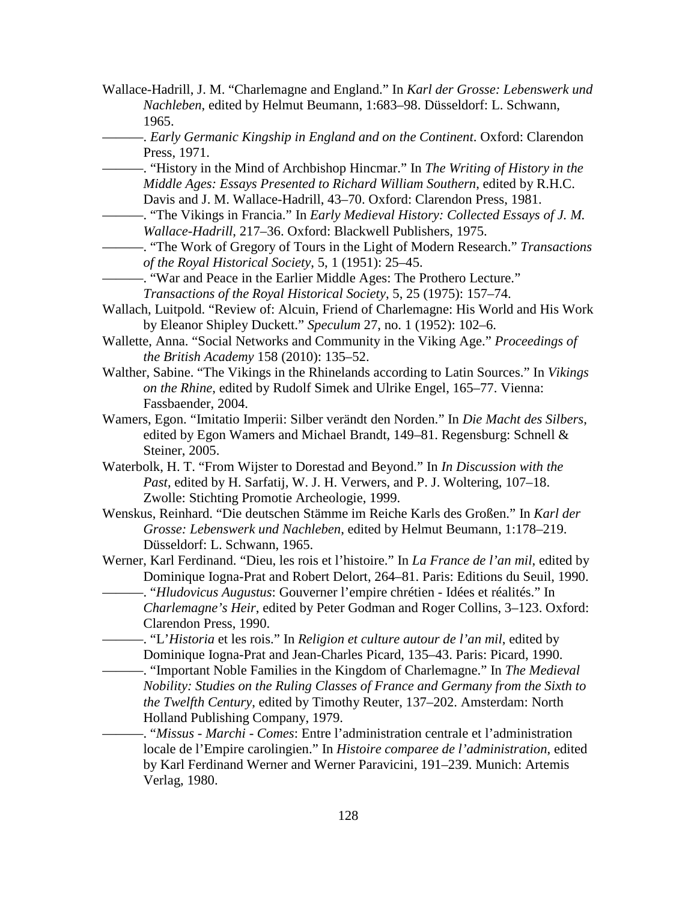Wallace-Hadrill, J. M. “Charlemagne and England.” In *Karl der Grosse: Lebenswerk und Nachleben*, edited by Helmut Beumann, 1:683–98. Düsseldorf: L. Schwann, 1965.

———. *Early Germanic Kingship in England and on the Continent*. Oxford: Clarendon Press, 1971.

———. “History in the Mind of Archbishop Hincmar.” In *The Writing of History in the Middle Ages: Essays Presented to Richard William Southern*, edited by R.H.C. Davis and J. M. Wallace-Hadrill, 43–70. Oxford: Clarendon Press, 1981.

———. “The Vikings in Francia.” In *Early Medieval History: Collected Essays of J. M. Wallace-Hadrill*, 217–36. Oxford: Blackwell Publishers, 1975.

———. “The Work of Gregory of Tours in the Light of Modern Research.” *Transactions of the Royal Historical Society*, 5, 1 (1951): 25–45.

———. “War and Peace in the Earlier Middle Ages: The Prothero Lecture.” *Transactions of the Royal Historical Society*, 5, 25 (1975): 157–74.

Wallach, Luitpold. “Review of: Alcuin, Friend of Charlemagne: His World and His Work by Eleanor Shipley Duckett.” *Speculum* 27, no. 1 (1952): 102–6.

Wallette, Anna. “Social Networks and Community in the Viking Age.” *Proceedings of the British Academy* 158 (2010): 135–52.

Walther, Sabine. “The Vikings in the Rhinelands according to Latin Sources.” In *Vikings on the Rhine*, edited by Rudolf Simek and Ulrike Engel, 165–77. Vienna: Fassbaender, 2004.

Wamers, Egon. “Imitatio Imperii: Silber verändt den Norden.” In *Die Macht des Silbers*, edited by Egon Wamers and Michael Brandt, 149–81. Regensburg: Schnell & Steiner, 2005.

Waterbolk, H. T. “From Wijster to Dorestad and Beyond.” In *In Discussion with the Past*, edited by H. Sarfatij, W. J. H. Verwers, and P. J. Woltering, 107–18. Zwolle: Stichting Promotie Archeologie, 1999.

Wenskus, Reinhard. “Die deutschen Stämme im Reiche Karls des Großen.” In *Karl der Grosse: Lebenswerk und Nachleben*, edited by Helmut Beumann, 1:178–219. Düsseldorf: L. Schwann, 1965.

Werner, Karl Ferdinand. “Dieu, les rois et l’histoire.” In *La France de l’an mil*, edited by Dominique Iogna-Prat and Robert Delort, 264–81. Paris: Editions du Seuil, 1990.

———. “*Hludovicus Augustus*: Gouverner l’empire chrétien - Idées et réalités.” In *Charlemagne’s Heir*, edited by Peter Godman and Roger Collins, 3–123. Oxford: Clarendon Press, 1990.

———. “L’*Historia* et les rois.” In *Religion et culture autour de l’an mil*, edited by Dominique Iogna-Prat and Jean-Charles Picard, 135–43. Paris: Picard, 1990.

———. “Important Noble Families in the Kingdom of Charlemagne.” In *The Medieval Nobility: Studies on the Ruling Classes of France and Germany from the Sixth to the Twelfth Century*, edited by Timothy Reuter, 137–202. Amsterdam: North Holland Publishing Company, 1979.

———. “*Missus - Marchi - Comes*: Entre l’administration centrale et l’administration locale de l’Empire carolingien.” In *Histoire comparee de l’administration*, edited by Karl Ferdinand Werner and Werner Paravicini, 191–239. Munich: Artemis Verlag, 1980.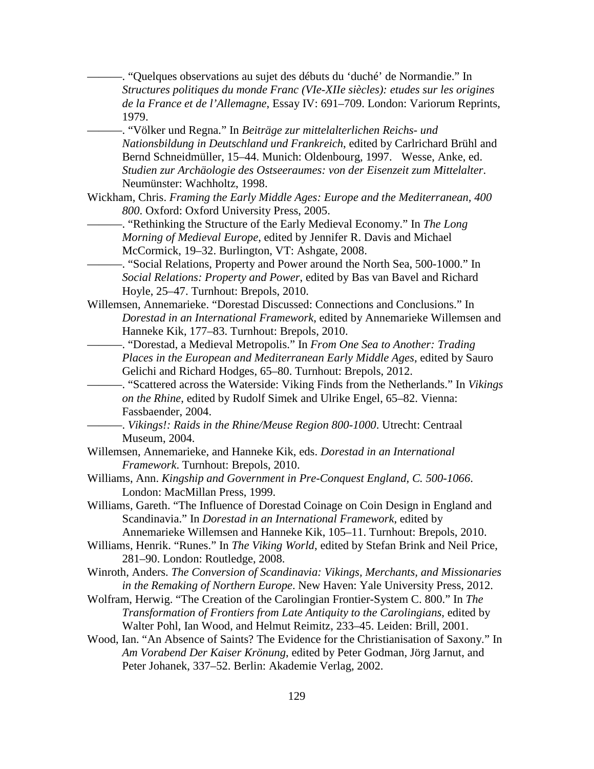———. “Quelques observations au sujet des débuts du ‘duché’ de Normandie.” In *Structures politiques du monde Franc (VIe-XIIe siècles): etudes sur les origines de la France et de l’Allemagne*, Essay IV: 691–709. London: Variorum Reprints, 1979.

———. “Völker und Regna.” In *Beiträge zur mittelalterlichen Reichs- und Nationsbildung in Deutschland und Frankreich*, edited by Carlrichard Brühl and Bernd Schneidmüller, 15–44. Munich: Oldenbourg, 1997. Wesse, Anke, ed. *Studien zur Archäologie des Ostseeraumes: von der Eisenzeit zum Mittelalter*. Neumünster: Wachholtz, 1998.

Wickham, Chris. *Framing the Early Middle Ages: Europe and the Mediterranean, 400 800*. Oxford: Oxford University Press, 2005.

———. “Rethinking the Structure of the Early Medieval Economy.” In *The Long Morning of Medieval Europe*, edited by Jennifer R. Davis and Michael McCormick, 19–32. Burlington, VT: Ashgate, 2008.

———. “Social Relations, Property and Power around the North Sea, 500-1000.” In *Social Relations: Property and Power*, edited by Bas van Bavel and Richard Hoyle, 25–47. Turnhout: Brepols, 2010.

Willemsen, Annemarieke. “Dorestad Discussed: Connections and Conclusions.” In *Dorestad in an International Framework*, edited by Annemarieke Willemsen and Hanneke Kik, 177–83. Turnhout: Brepols, 2010.

———. “Dorestad, a Medieval Metropolis.” In *From One Sea to Another: Trading Places in the European and Mediterranean Early Middle Ages*, edited by Sauro Gelichi and Richard Hodges, 65–80. Turnhout: Brepols, 2012.

———. “Scattered across the Waterside: Viking Finds from the Netherlands.” In *Vikings on the Rhine*, edited by Rudolf Simek and Ulrike Engel, 65–82. Vienna: Fassbaender, 2004.

———. *Vikings!: Raids in the Rhine/Meuse Region 800-1000*. Utrecht: Centraal Museum, 2004.

Willemsen, Annemarieke, and Hanneke Kik, eds. *Dorestad in an International Framework*. Turnhout: Brepols, 2010.

Williams, Ann. *Kingship and Government in Pre-Conquest England, C. 500-1066*. London: MacMillan Press, 1999.

Williams, Gareth. “The Influence of Dorestad Coinage on Coin Design in England and Scandinavia.” In *Dorestad in an International Framework*, edited by Annemarieke Willemsen and Hanneke Kik, 105–11. Turnhout: Brepols, 2010.

Williams, Henrik. “Runes.” In *The Viking World*, edited by Stefan Brink and Neil Price, 281–90. London: Routledge, 2008.

Winroth, Anders. *The Conversion of Scandinavia: Vikings, Merchants, and Missionaries in the Remaking of Northern Europe*. New Haven: Yale University Press, 2012.

Wolfram, Herwig. “The Creation of the Carolingian Frontier-System C. 800.” In *The Transformation of Frontiers from Late Antiquity to the Carolingians*, edited by Walter Pohl, Ian Wood, and Helmut Reimitz, 233–45. Leiden: Brill, 2001.

Wood, Ian. “An Absence of Saints? The Evidence for the Christianisation of Saxony.” In *Am Vorabend Der Kaiser Krönung*, edited by Peter Godman, Jörg Jarnut, and Peter Johanek, 337–52. Berlin: Akademie Verlag, 2002.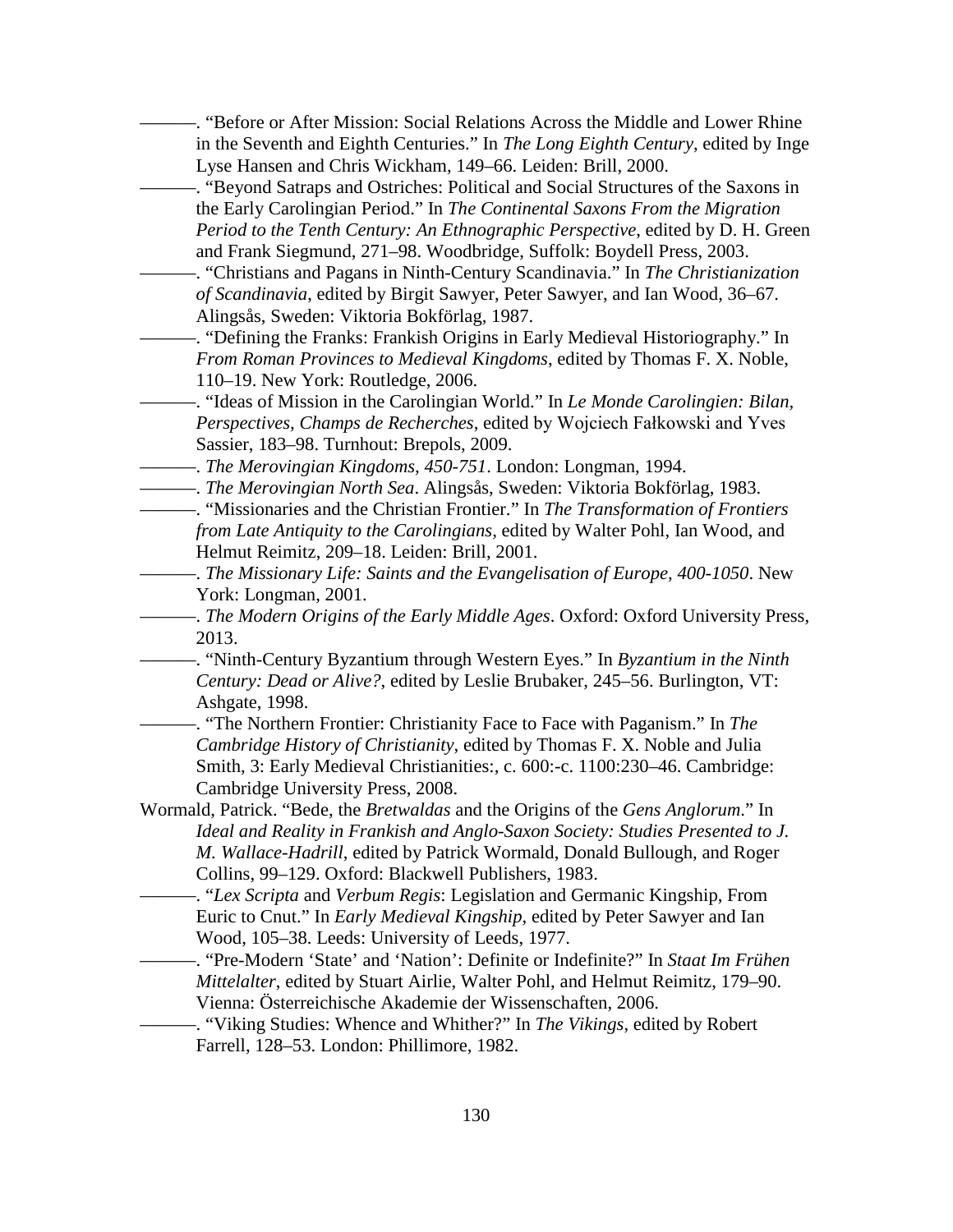———. “Before or After Mission: Social Relations Across the Middle and Lower Rhine in the Seventh and Eighth Centuries.” In *The Long Eighth Century*, edited by Inge Lyse Hansen and Chris Wickham, 149–66. Leiden: Brill, 2000.

———. “Beyond Satraps and Ostriches: Political and Social Structures of the Saxons in the Early Carolingian Period.” In *The Continental Saxons From the Migration Period to the Tenth Century: An Ethnographic Perspective*, edited by D. H. Green and Frank Siegmund, 271–98. Woodbridge, Suffolk: Boydell Press, 2003.

———. “Christians and Pagans in Ninth-Century Scandinavia.” In *The Christianization of Scandinavia*, edited by Birgit Sawyer, Peter Sawyer, and Ian Wood, 36–67. Alingsås, Sweden: Viktoria Bokförlag, 1987.

———. “Defining the Franks: Frankish Origins in Early Medieval Historiography.” In *From Roman Provinces to Medieval Kingdoms*, edited by Thomas F. X. Noble, 110–19. New York: Routledge, 2006.

———. “Ideas of Mission in the Carolingian World.” In *Le Monde Carolingien: Bilan, Perspectives, Champs de Recherches*, edited by Wojciech Fałkowski and Yves Sassier, 183–98. Turnhout: Brepols, 2009.

———. *The Merovingian Kingdoms, 450-751*. London: Longman, 1994.

———. *The Merovingian North Sea*. Alingsås, Sweden: Viktoria Bokförlag, 1983.

———. “Missionaries and the Christian Frontier.” In *The Transformation of Frontiers from Late Antiquity to the Carolingians*, edited by Walter Pohl, Ian Wood, and Helmut Reimitz, 209–18. Leiden: Brill, 2001.

———. *The Missionary Life: Saints and the Evangelisation of Europe, 400-1050*. New York: Longman, 2001.

———. *The Modern Origins of the Early Middle Ages*. Oxford: Oxford University Press, 2013.

———. “Ninth-Century Byzantium through Western Eyes.” In *Byzantium in the Ninth Century: Dead or Alive?*, edited by Leslie Brubaker, 245–56. Burlington, VT: Ashgate, 1998.

———. “The Northern Frontier: Christianity Face to Face with Paganism.” In *The Cambridge History of Christianity*, edited by Thomas F. X. Noble and Julia Smith, 3: Early Medieval Christianities:, c. 600:-c. 1100:230–46. Cambridge: Cambridge University Press, 2008.

Wormald, Patrick. “Bede, the *Bretwaldas* and the Origins of the *Gens Anglorum*.” In *Ideal and Reality in Frankish and Anglo-Saxon Society: Studies Presented to J. M. Wallace-Hadrill*, edited by Patrick Wormald, Donald Bullough, and Roger Collins, 99–129. Oxford: Blackwell Publishers, 1983.

———. “*Lex Scripta* and *Verbum Regis*: Legislation and Germanic Kingship, From Euric to Cnut.” In *Early Medieval Kingship*, edited by Peter Sawyer and Ian Wood, 105–38. Leeds: University of Leeds, 1977.

———. “Pre-Modern ‘State’ and ‘Nation’: Definite or Indefinite?” In *Staat Im Frühen Mittelalter*, edited by Stuart Airlie, Walter Pohl, and Helmut Reimitz, 179–90. Vienna: Österreichische Akademie der Wissenschaften, 2006.

———. “Viking Studies: Whence and Whither?” In *The Vikings*, edited by Robert Farrell, 128–53. London: Phillimore, 1982.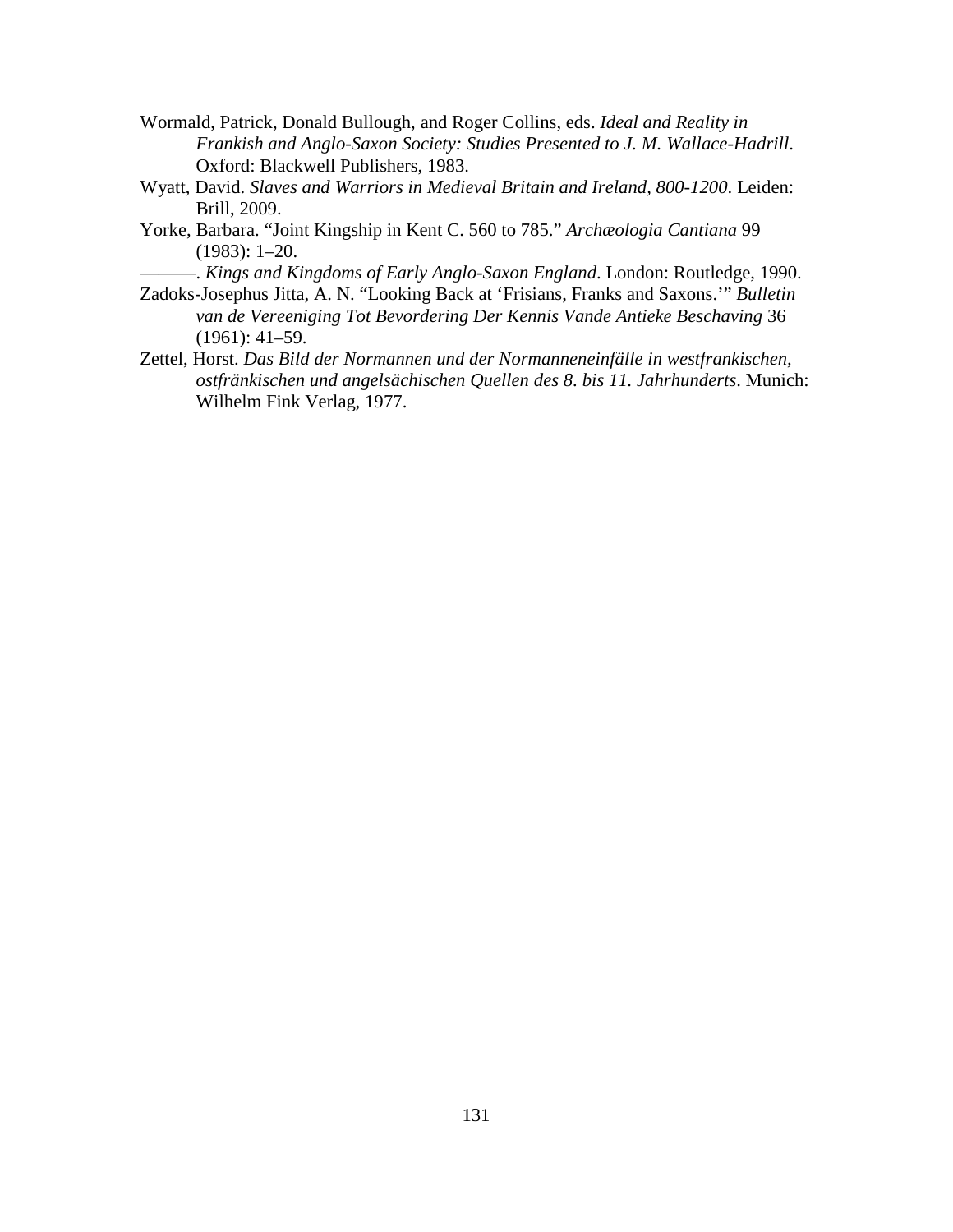Wormald, Patrick, Donald Bullough, and Roger Collins, eds. *Ideal and Reality in Frankish and Anglo-Saxon Society: Studies Presented to J. M. Wallace-Hadrill*. Oxford: Blackwell Publishers, 1983.

Wyatt, David. *Slaves and Warriors in Medieval Britain and Ireland, 800-1200*. Leiden: Brill, 2009.

Yorke, Barbara. "Joint Kingship in Kent C. 560 to 785." *Archæologia Cantiana* 99 (1983): 1–20.

———. *Kings and Kingdoms of Early Anglo-Saxon England*. London: Routledge, 1990.

Zadoks-Josephus Jitta, A. N. "Looking Back at 'Frisians, Franks and Saxons.'" *Bulletin van de Vereeniging Tot Bevordering Der Kennis Vande Antieke Beschaving* 36 (1961): 41–59.

Zettel, Horst. *Das Bild der Normannen und der Normanneneinfälle in westfrankischen, ostfränkischen und angelsächischen Quellen des 8. bis 11. Jahrhunderts*. Munich: Wilhelm Fink Verlag, 1977.